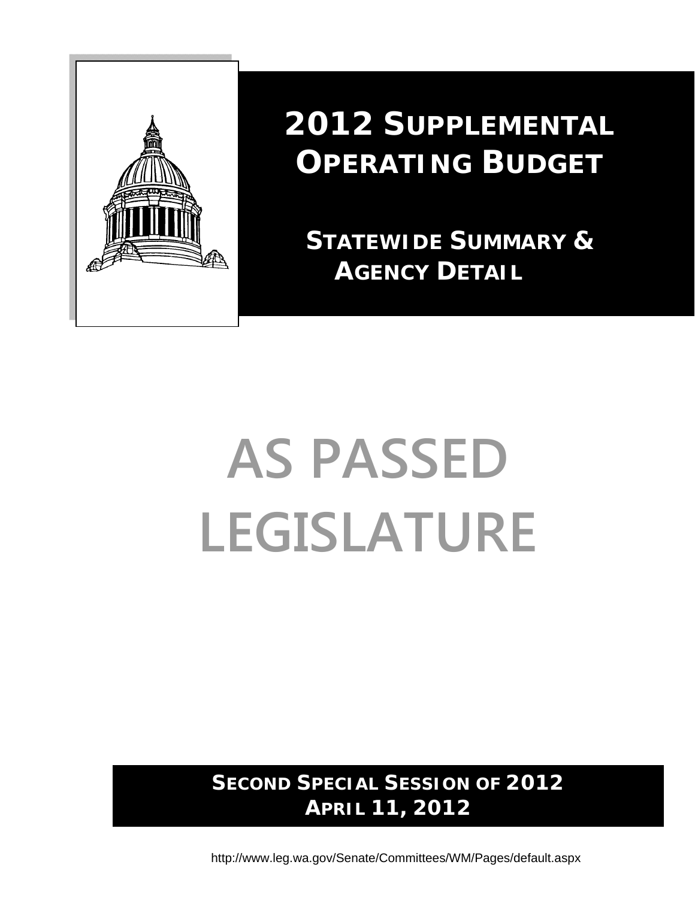# 2012 Supplemental Operating Budget

## Statewide Summary & Agency Detail

# AS PASSED LEGISLATURE

**Second Special Session of 2012**
**April 11, 2012**

http://www.leg.wa.gov/Senate/Committees/WM/Pages/default.aspx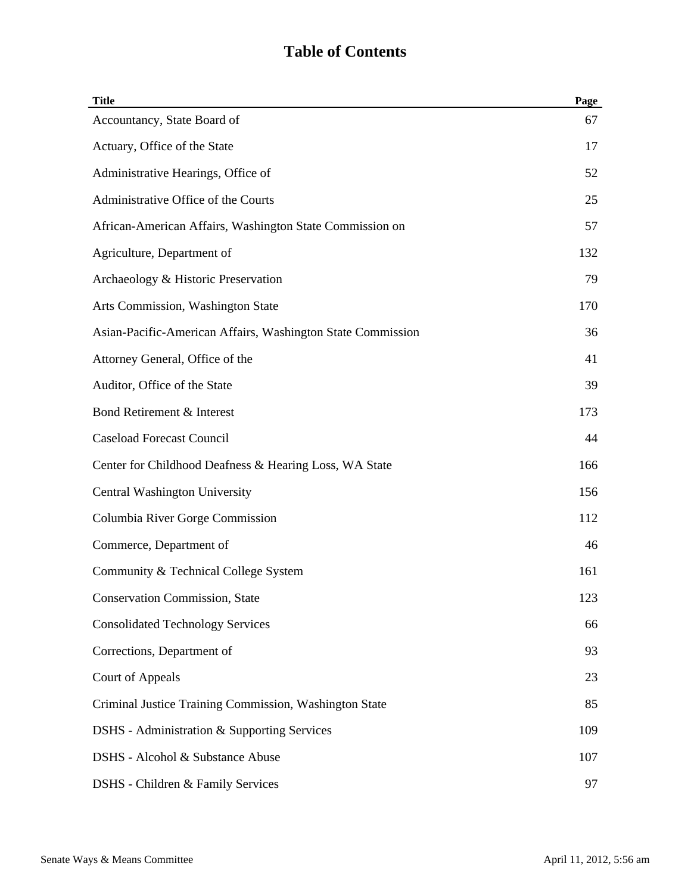# Table of Contents

| Title | Page |
| --- | --- |
| Accountancy, State Board of | 67 |
| Actuary, Office of the State | 17 |
| Administrative Hearings, Office of | 52 |
| Administrative Office of the Courts | 25 |
| African-American Affairs, Washington State Commission on | 57 |
| Agriculture, Department of | 132 |
| Archaeology & Historic Preservation | 79 |
| Arts Commission, Washington State | 170 |
| Asian-Pacific-American Affairs, Washington State Commission | 36 |
| Attorney General, Office of the | 41 |
| Auditor, Office of the State | 39 |
| Bond Retirement & Interest | 173 |
| Caseload Forecast Council | 44 |
| Center for Childhood Deafness & Hearing Loss, WA State | 166 |
| Central Washington University | 156 |
| Columbia River Gorge Commission | 112 |
| Commerce, Department of | 46 |
| Community & Technical College System | 161 |
| Conservation Commission, State | 123 |
| Consolidated Technology Services | 66 |
| Corrections, Department of | 93 |
| Court of Appeals | 23 |
| Criminal Justice Training Commission, Washington State | 85 |
| DSHS - Administration & Supporting Services | 109 |
| DSHS - Alcohol & Substance Abuse | 107 |
| DSHS - Children & Family Services | 97 |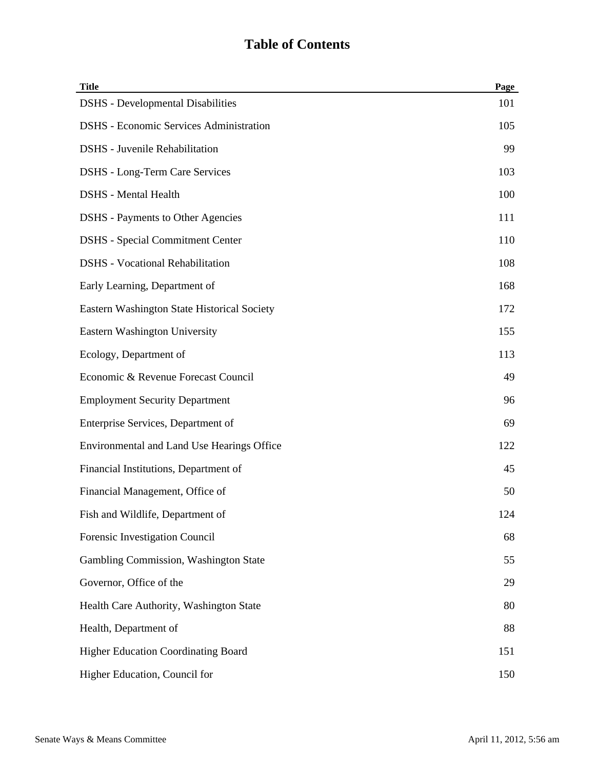# Table of Contents

| Title | Page |
|---|---|
| DSHS - Developmental Disabilities | 101 |
| DSHS - Economic Services Administration | 105 |
| DSHS - Juvenile Rehabilitation | 99 |
| DSHS - Long-Term Care Services | 103 |
| DSHS - Mental Health | 100 |
| DSHS - Payments to Other Agencies | 111 |
| DSHS - Special Commitment Center | 110 |
| DSHS - Vocational Rehabilitation | 108 |
| Early Learning, Department of | 168 |
| Eastern Washington State Historical Society | 172 |
| Eastern Washington University | 155 |
| Ecology, Department of | 113 |
| Economic & Revenue Forecast Council | 49 |
| Employment Security Department | 96 |
| Enterprise Services, Department of | 69 |
| Environmental and Land Use Hearings Office | 122 |
| Financial Institutions, Department of | 45 |
| Financial Management, Office of | 50 |
| Fish and Wildlife, Department of | 124 |
| Forensic Investigation Council | 68 |
| Gambling Commission, Washington State | 55 |
| Governor, Office of the | 29 |
| Health Care Authority, Washington State | 80 |
| Health, Department of | 88 |
| Higher Education Coordinating Board | 151 |
| Higher Education, Council for | 150 |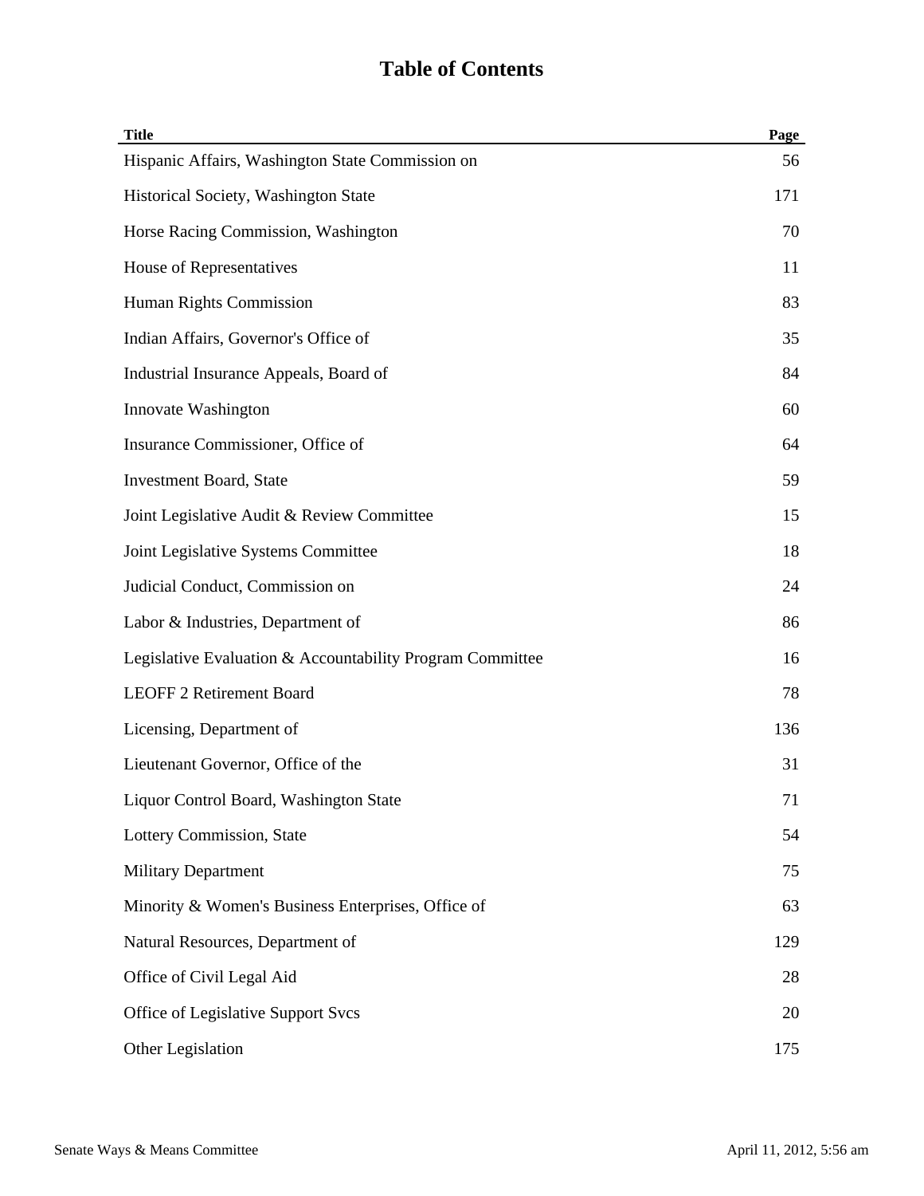# Table of Contents

| Title | Page |
| --- | --- |
| Hispanic Affairs, Washington State Commission on | 56 |
| Historical Society, Washington State | 171 |
| Horse Racing Commission, Washington | 70 |
| House of Representatives | 11 |
| Human Rights Commission | 83 |
| Indian Affairs, Governor's Office of | 35 |
| Industrial Insurance Appeals, Board of | 84 |
| Innovate Washington | 60 |
| Insurance Commissioner, Office of | 64 |
| Investment Board, State | 59 |
| Joint Legislative Audit & Review Committee | 15 |
| Joint Legislative Systems Committee | 18 |
| Judicial Conduct, Commission on | 24 |
| Labor & Industries, Department of | 86 |
| Legislative Evaluation & Accountability Program Committee | 16 |
| LEOFF 2 Retirement Board | 78 |
| Licensing, Department of | 136 |
| Lieutenant Governor, Office of the | 31 |
| Liquor Control Board, Washington State | 71 |
| Lottery Commission, State | 54 |
| Military Department | 75 |
| Minority & Women's Business Enterprises, Office of | 63 |
| Natural Resources, Department of | 129 |
| Office of Civil Legal Aid | 28 |
| Office of Legislative Support Svcs | 20 |
| Other Legislation | 175 |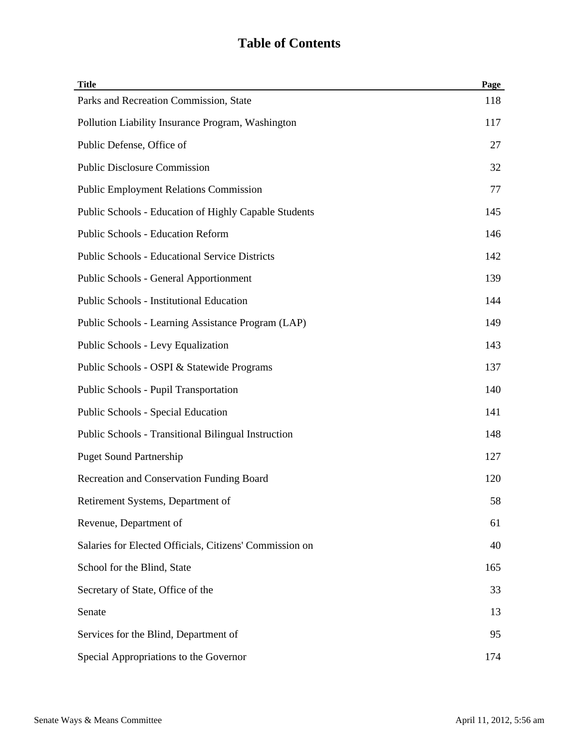# Table of Contents

| Title | Page |
|---|---|
| Parks and Recreation Commission, State | 118 |
| Pollution Liability Insurance Program, Washington | 117 |
| Public Defense, Office of | 27 |
| Public Disclosure Commission | 32 |
| Public Employment Relations Commission | 77 |
| Public Schools - Education of Highly Capable Students | 145 |
| Public Schools - Education Reform | 146 |
| Public Schools - Educational Service Districts | 142 |
| Public Schools - General Apportionment | 139 |
| Public Schools - Institutional Education | 144 |
| Public Schools - Learning Assistance Program (LAP) | 149 |
| Public Schools - Levy Equalization | 143 |
| Public Schools - OSPI & Statewide Programs | 137 |
| Public Schools - Pupil Transportation | 140 |
| Public Schools - Special Education | 141 |
| Public Schools - Transitional Bilingual Instruction | 148 |
| Puget Sound Partnership | 127 |
| Recreation and Conservation Funding Board | 120 |
| Retirement Systems, Department of | 58 |
| Revenue, Department of | 61 |
| Salaries for Elected Officials, Citizens' Commission on | 40 |
| School for the Blind, State | 165 |
| Secretary of State, Office of the | 33 |
| Senate | 13 |
| Services for the Blind, Department of | 95 |
| Special Appropriations to the Governor | 174 |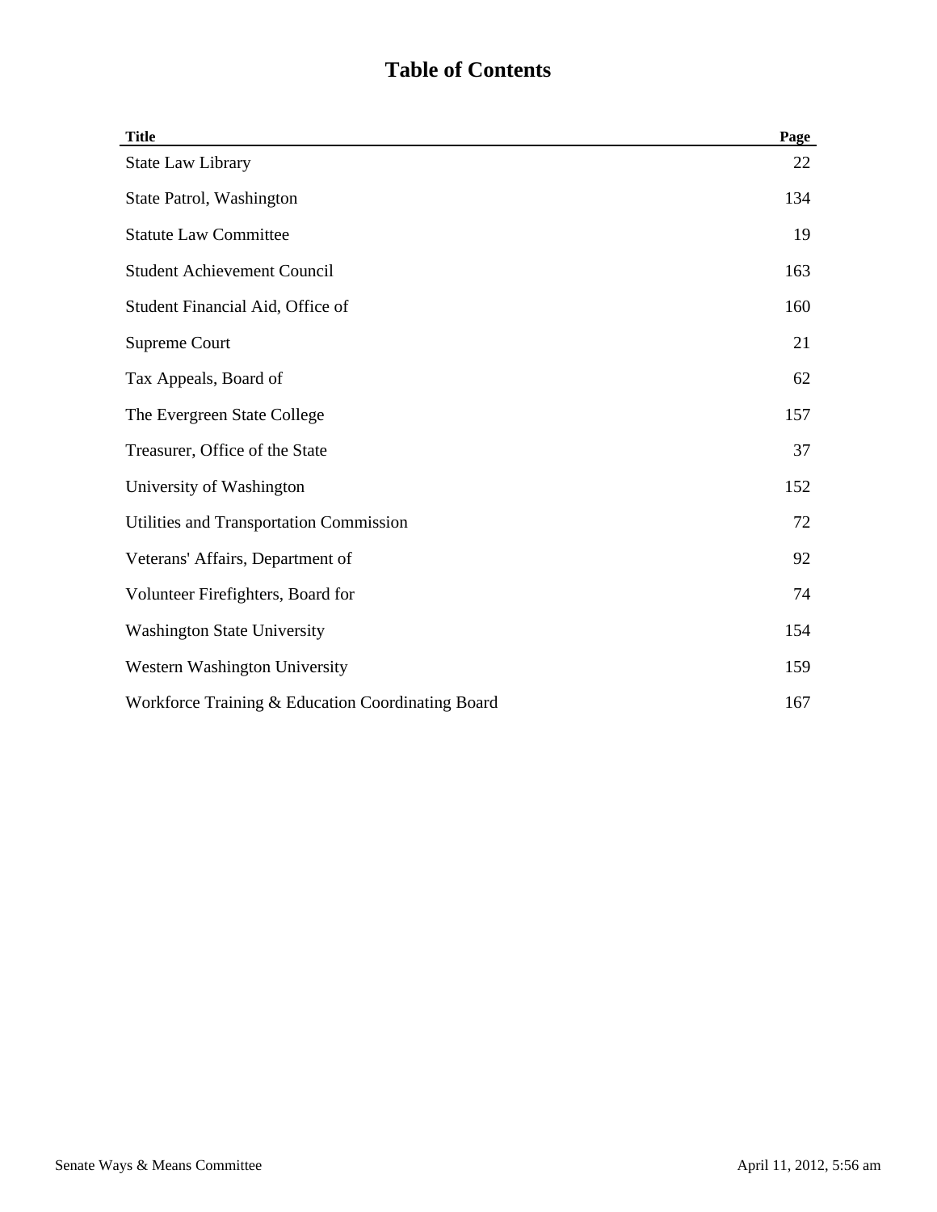# Table of Contents

| Title | Page |
|---|---|
| State Law Library | 22 |
| State Patrol, Washington | 134 |
| Statute Law Committee | 19 |
| Student Achievement Council | 163 |
| Student Financial Aid, Office of | 160 |
| Supreme Court | 21 |
| Tax Appeals, Board of | 62 |
| The Evergreen State College | 157 |
| Treasurer, Office of the State | 37 |
| University of Washington | 152 |
| Utilities and Transportation Commission | 72 |
| Veterans' Affairs, Department of | 92 |
| Volunteer Firefighters, Board for | 74 |
| Washington State University | 154 |
| Western Washington University | 159 |
| Workforce Training & Education Coordinating Board | 167 |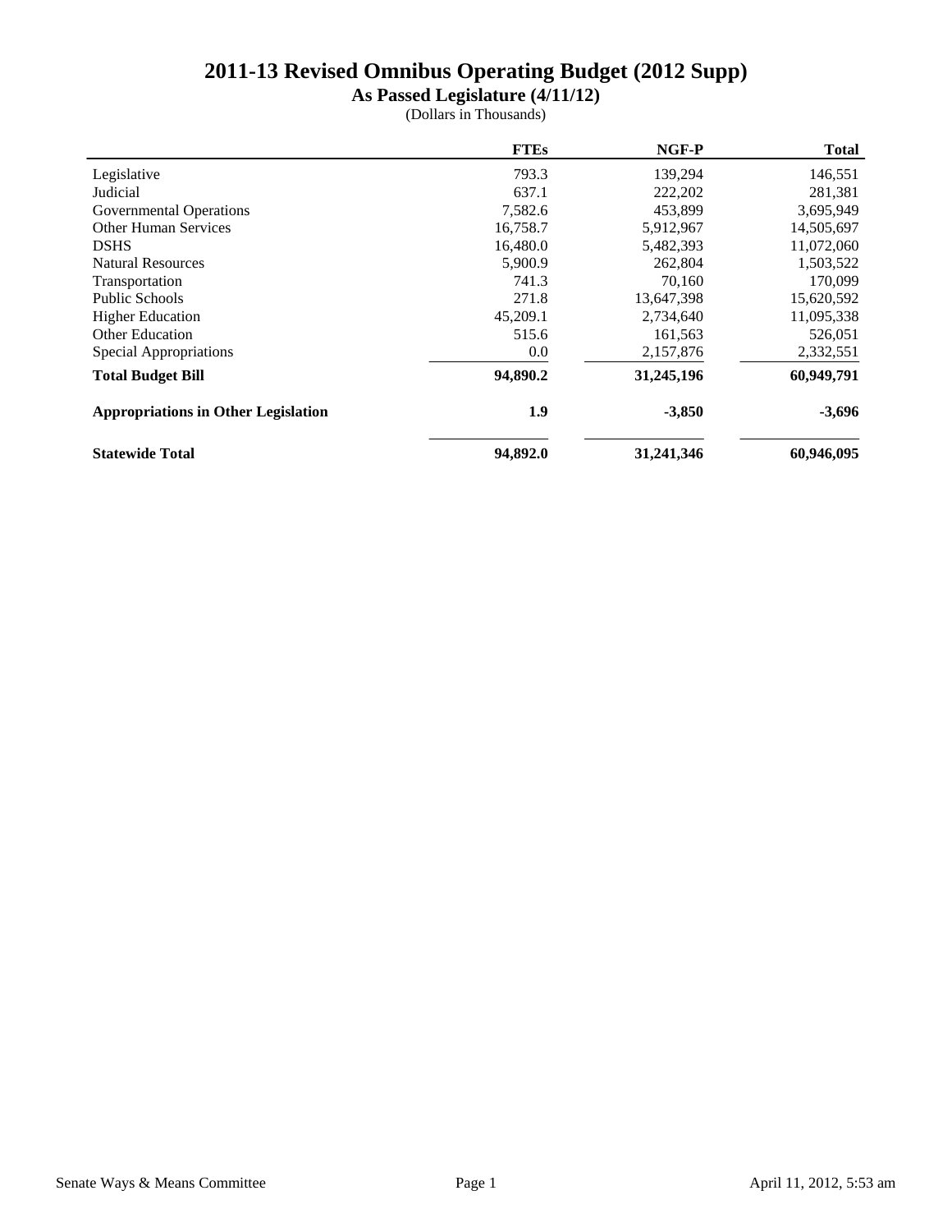# 2011-13 Revised Omnibus Operating Budget (2012 Supp)

**As Passed Legislature (4/11/12)**

(Dollars in Thousands)

| | FTEs | NGF-P | Total |
|---|---|---|---|
| Legislative | 793.3 | 139,294 | 146,551 |
| Judicial | 637.1 | 222,202 | 281,381 |
| Governmental Operations | 7,582.6 | 453,899 | 3,695,949 |
| Other Human Services | 16,758.7 | 5,912,967 | 14,505,697 |
| DSHS | 16,480.0 | 5,482,393 | 11,072,060 |
| Natural Resources | 5,900.9 | 262,804 | 1,503,522 |
| Transportation | 741.3 | 70,160 | 170,099 |
| Public Schools | 271.8 | 13,647,398 | 15,620,592 |
| Higher Education | 45,209.1 | 2,734,640 | 11,095,338 |
| Other Education | 515.6 | 161,563 | 526,051 |
| Special Appropriations | 0.0 | 2,157,876 | 2,332,551 |
| **Total Budget Bill** | **94,890.2** | **31,245,196** | **60,949,791** |
| **Appropriations in Other Legislation** | **1.9** | **-3,850** | **-3,696** |
| **Statewide Total** | **94,892.0** | **31,241,346** | **60,946,095** |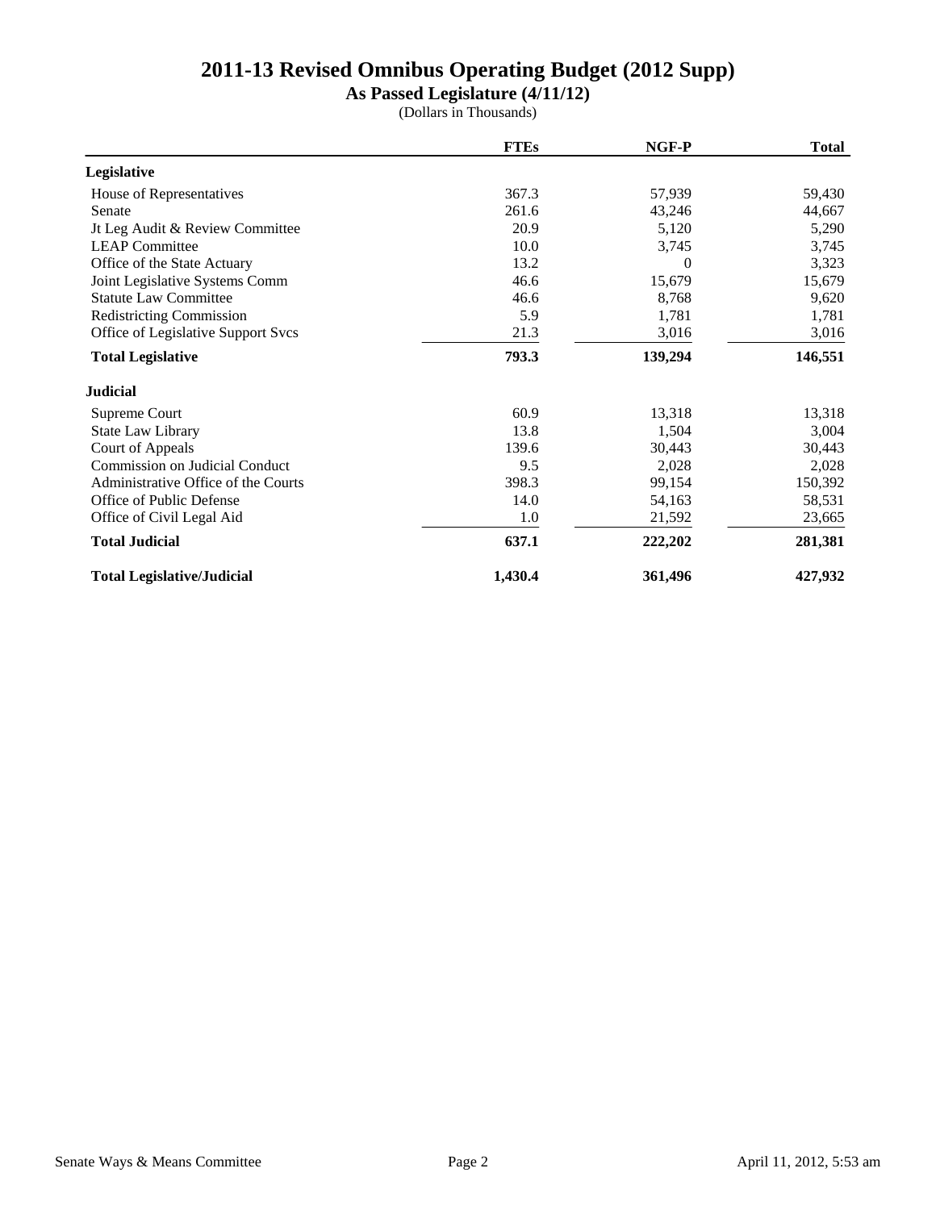# 2011-13 Revised Omnibus Operating Budget (2012 Supp)

**As Passed Legislature (4/11/12)**

(Dollars in Thousands)

| | FTEs | NGF-P | Total |
|---|---|---|---|
| **Legislative** | | | |
| House of Representatives | 367.3 | 57,939 | 59,430 |
| Senate | 261.6 | 43,246 | 44,667 |
| Jt Leg Audit & Review Committee | 20.9 | 5,120 | 5,290 |
| LEAP Committee | 10.0 | 3,745 | 3,745 |
| Office of the State Actuary | 13.2 | 0 | 3,323 |
| Joint Legislative Systems Comm | 46.6 | 15,679 | 15,679 |
| Statute Law Committee | 46.6 | 8,768 | 9,620 |
| Redistricting Commission | 5.9 | 1,781 | 1,781 |
| Office of Legislative Support Svcs | 21.3 | 3,016 | 3,016 |
| **Total Legislative** | **793.3** | **139,294** | **146,551** |
| **Judicial** | | | |
| Supreme Court | 60.9 | 13,318 | 13,318 |
| State Law Library | 13.8 | 1,504 | 3,004 |
| Court of Appeals | 139.6 | 30,443 | 30,443 |
| Commission on Judicial Conduct | 9.5 | 2,028 | 2,028 |
| Administrative Office of the Courts | 398.3 | 99,154 | 150,392 |
| Office of Public Defense | 14.0 | 54,163 | 58,531 |
| Office of Civil Legal Aid | 1.0 | 21,592 | 23,665 |
| **Total Judicial** | **637.1** | **222,202** | **281,381** |
| **Total Legislative/Judicial** | **1,430.4** | **361,496** | **427,932** |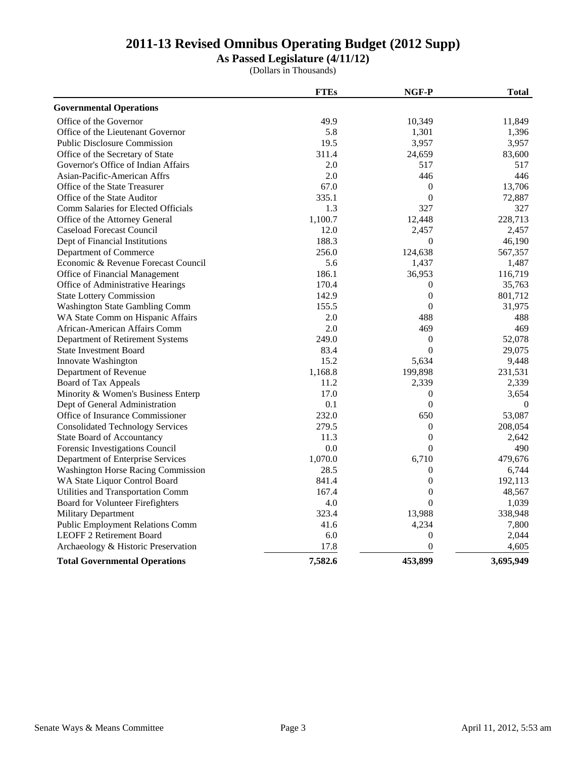# 2011-13 Revised Omnibus Operating Budget (2012 Supp)

**As Passed Legislature (4/11/12)**

(Dollars in Thousands)

| | FTEs | NGF-P | Total |
|---|---|---|---|
| **Governmental Operations** | | | |
| Office of the Governor | 49.9 | 10,349 | 11,849 |
| Office of the Lieutenant Governor | 5.8 | 1,301 | 1,396 |
| Public Disclosure Commission | 19.5 | 3,957 | 3,957 |
| Office of the Secretary of State | 311.4 | 24,659 | 83,600 |
| Governor's Office of Indian Affairs | 2.0 | 517 | 517 |
| Asian-Pacific-American Affrs | 2.0 | 446 | 446 |
| Office of the State Treasurer | 67.0 | 0 | 13,706 |
| Office of the State Auditor | 335.1 | 0 | 72,887 |
| Comm Salaries for Elected Officials | 1.3 | 327 | 327 |
| Office of the Attorney General | 1,100.7 | 12,448 | 228,713 |
| Caseload Forecast Council | 12.0 | 2,457 | 2,457 |
| Dept of Financial Institutions | 188.3 | 0 | 46,190 |
| Department of Commerce | 256.0 | 124,638 | 567,357 |
| Economic & Revenue Forecast Council | 5.6 | 1,437 | 1,487 |
| Office of Financial Management | 186.1 | 36,953 | 116,719 |
| Office of Administrative Hearings | 170.4 | 0 | 35,763 |
| State Lottery Commission | 142.9 | 0 | 801,712 |
| Washington State Gambling Comm | 155.5 | 0 | 31,975 |
| WA State Comm on Hispanic Affairs | 2.0 | 488 | 488 |
| African-American Affairs Comm | 2.0 | 469 | 469 |
| Department of Retirement Systems | 249.0 | 0 | 52,078 |
| State Investment Board | 83.4 | 0 | 29,075 |
| Innovate Washington | 15.2 | 5,634 | 9,448 |
| Department of Revenue | 1,168.8 | 199,898 | 231,531 |
| Board of Tax Appeals | 11.2 | 2,339 | 2,339 |
| Minority & Women's Business Enterp | 17.0 | 0 | 3,654 |
| Dept of General Administration | 0.1 | 0 | 0 |
| Office of Insurance Commissioner | 232.0 | 650 | 53,087 |
| Consolidated Technology Services | 279.5 | 0 | 208,054 |
| State Board of Accountancy | 11.3 | 0 | 2,642 |
| Forensic Investigations Council | 0.0 | 0 | 490 |
| Department of Enterprise Services | 1,070.0 | 6,710 | 479,676 |
| Washington Horse Racing Commission | 28.5 | 0 | 6,744 |
| WA State Liquor Control Board | 841.4 | 0 | 192,113 |
| Utilities and Transportation Comm | 167.4 | 0 | 48,567 |
| Board for Volunteer Firefighters | 4.0 | 0 | 1,039 |
| Military Department | 323.4 | 13,988 | 338,948 |
| Public Employment Relations Comm | 41.6 | 4,234 | 7,800 |
| LEOFF 2 Retirement Board | 6.0 | 0 | 2,044 |
| Archaeology & Historic Preservation | 17.8 | 0 | 4,605 |
| **Total Governmental Operations** | **7,582.6** | **453,899** | **3,695,949** |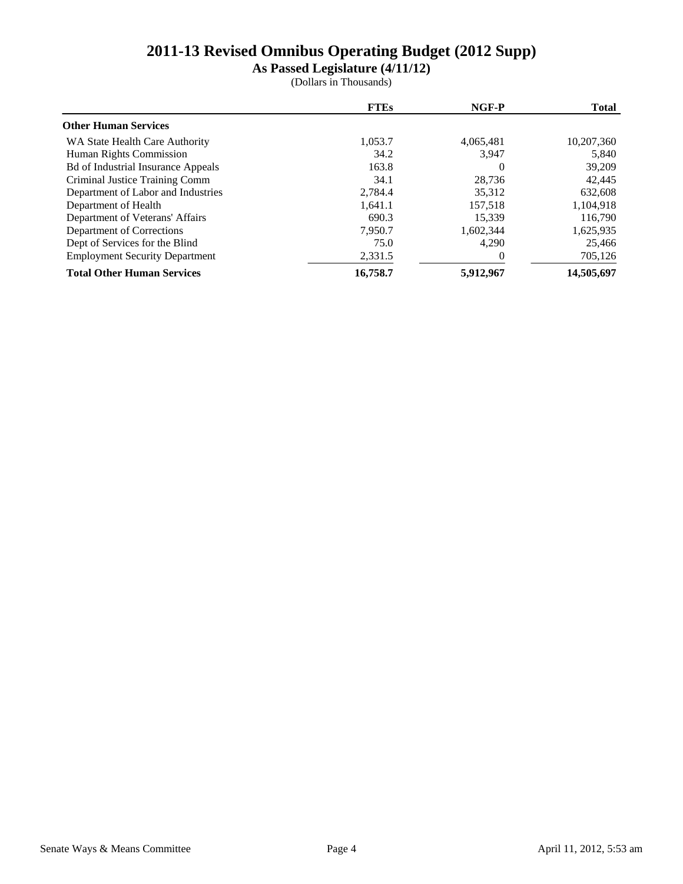# 2011-13 Revised Omnibus Operating Budget (2012 Supp)

## As Passed Legislature (4/11/12)

(Dollars in Thousands)

| | FTEs | NGF-P | Total |
|---|---|---|---|
| **Other Human Services** | | | |
| WA State Health Care Authority | 1,053.7 | 4,065,481 | 10,207,360 |
| Human Rights Commission | 34.2 | 3,947 | 5,840 |
| Bd of Industrial Insurance Appeals | 163.8 | 0 | 39,209 |
| Criminal Justice Training Comm | 34.1 | 28,736 | 42,445 |
| Department of Labor and Industries | 2,784.4 | 35,312 | 632,608 |
| Department of Health | 1,641.1 | 157,518 | 1,104,918 |
| Department of Veterans' Affairs | 690.3 | 15,339 | 116,790 |
| Department of Corrections | 7,950.7 | 1,602,344 | 1,625,935 |
| Dept of Services for the Blind | 75.0 | 4,290 | 25,466 |
| Employment Security Department | 2,331.5 | 0 | 705,126 |
| **Total Other Human Services** | **16,758.7** | **5,912,967** | **14,505,697** |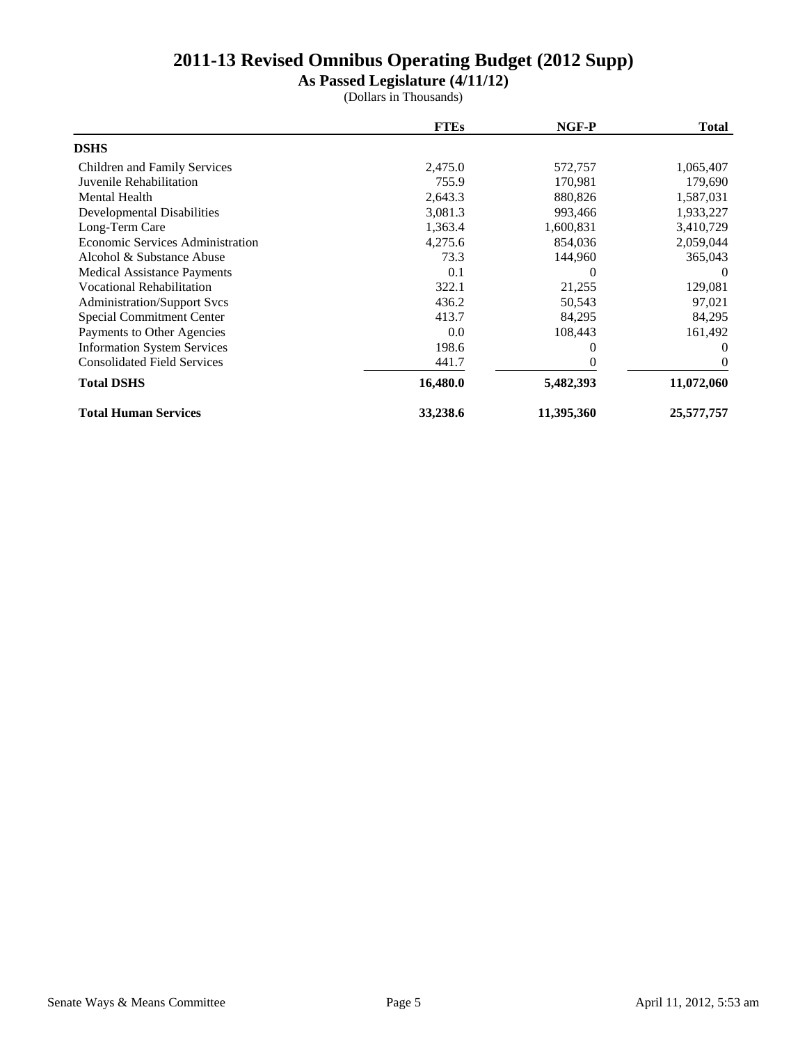# 2011-13 Revised Omnibus Operating Budget (2012 Supp)

## As Passed Legislature (4/11/12)

(Dollars in Thousands)

| | FTEs | NGF-P | Total |
|---|---|---|---|
| **DSHS** | | | |
| Children and Family Services | 2,475.0 | 572,757 | 1,065,407 |
| Juvenile Rehabilitation | 755.9 | 170,981 | 179,690 |
| Mental Health | 2,643.3 | 880,826 | 1,587,031 |
| Developmental Disabilities | 3,081.3 | 993,466 | 1,933,227 |
| Long-Term Care | 1,363.4 | 1,600,831 | 3,410,729 |
| Economic Services Administration | 4,275.6 | 854,036 | 2,059,044 |
| Alcohol & Substance Abuse | 73.3 | 144,960 | 365,043 |
| Medical Assistance Payments | 0.1 | 0 | 0 |
| Vocational Rehabilitation | 322.1 | 21,255 | 129,081 |
| Administration/Support Svcs | 436.2 | 50,543 | 97,021 |
| Special Commitment Center | 413.7 | 84,295 | 84,295 |
| Payments to Other Agencies | 0.0 | 108,443 | 161,492 |
| Information System Services | 198.6 | 0 | 0 |
| Consolidated Field Services | 441.7 | 0 | 0 |
| **Total DSHS** | **16,480.0** | **5,482,393** | **11,072,060** |
| **Total Human Services** | **33,238.6** | **11,395,360** | **25,577,757** |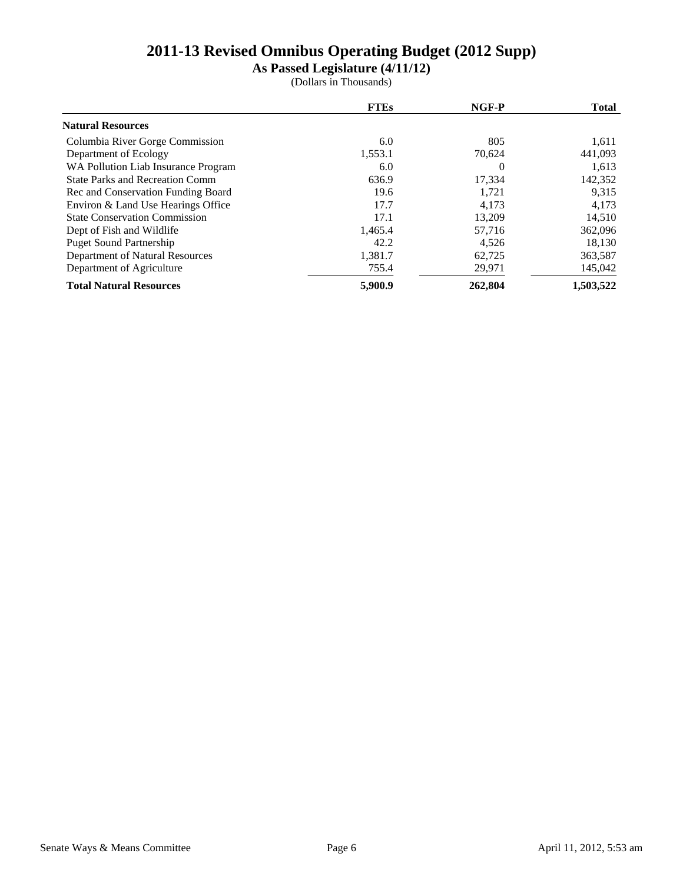# 2011-13 Revised Omnibus Operating Budget (2012 Supp)

**As Passed Legislature (4/11/12)**

(Dollars in Thousands)

| | FTEs | NGF-P | Total |
|---|---|---|---|
| **Natural Resources** | | | |
| Columbia River Gorge Commission | 6.0 | 805 | 1,611 |
| Department of Ecology | 1,553.1 | 70,624 | 441,093 |
| WA Pollution Liab Insurance Program | 6.0 | 0 | 1,613 |
| State Parks and Recreation Comm | 636.9 | 17,334 | 142,352 |
| Rec and Conservation Funding Board | 19.6 | 1,721 | 9,315 |
| Environ & Land Use Hearings Office | 17.7 | 4,173 | 4,173 |
| State Conservation Commission | 17.1 | 13,209 | 14,510 |
| Dept of Fish and Wildlife | 1,465.4 | 57,716 | 362,096 |
| Puget Sound Partnership | 42.2 | 4,526 | 18,130 |
| Department of Natural Resources | 1,381.7 | 62,725 | 363,587 |
| Department of Agriculture | 755.4 | 29,971 | 145,042 |
| **Total Natural Resources** | **5,900.9** | **262,804** | **1,503,522** |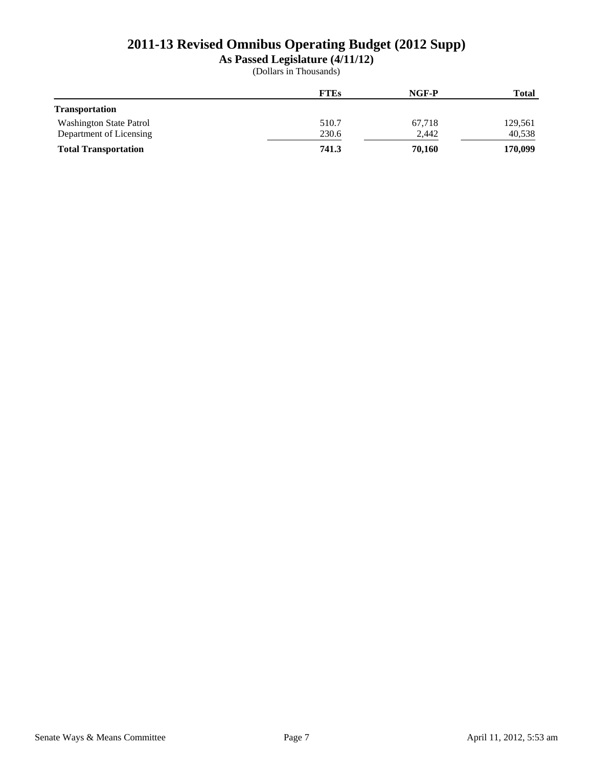# 2011-13 Revised Omnibus Operating Budget (2012 Supp)

**As Passed Legislature (4/11/12)**

(Dollars in Thousands)

| | FTEs | NGF-P | Total |
|---|---|---|---|
| **Transportation** | | | |
| Washington State Patrol | 510.7 | 67,718 | 129,561 |
| Department of Licensing | 230.6 | 2,442 | 40,538 |
| **Total Transportation** | **741.3** | **70,160** | **170,099** |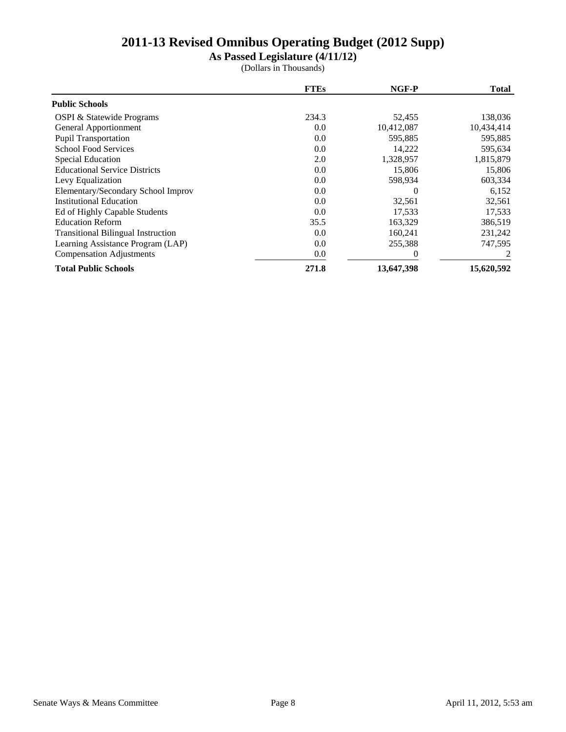# 2011-13 Revised Omnibus Operating Budget (2012 Supp)

**As Passed Legislature (4/11/12)**

(Dollars in Thousands)

| | FTEs | NGF-P | Total |
|---|---|---|---|
| **Public Schools** | | | |
| OSPI & Statewide Programs | 234.3 | 52,455 | 138,036 |
| General Apportionment | 0.0 | 10,412,087 | 10,434,414 |
| Pupil Transportation | 0.0 | 595,885 | 595,885 |
| School Food Services | 0.0 | 14,222 | 595,634 |
| Special Education | 2.0 | 1,328,957 | 1,815,879 |
| Educational Service Districts | 0.0 | 15,806 | 15,806 |
| Levy Equalization | 0.0 | 598,934 | 603,334 |
| Elementary/Secondary School Improv | 0.0 | 0 | 6,152 |
| Institutional Education | 0.0 | 32,561 | 32,561 |
| Ed of Highly Capable Students | 0.0 | 17,533 | 17,533 |
| Education Reform | 35.5 | 163,329 | 386,519 |
| Transitional Bilingual Instruction | 0.0 | 160,241 | 231,242 |
| Learning Assistance Program (LAP) | 0.0 | 255,388 | 747,595 |
| Compensation Adjustments | 0.0 | 0 | 2 |
| **Total Public Schools** | **271.8** | **13,647,398** | **15,620,592** |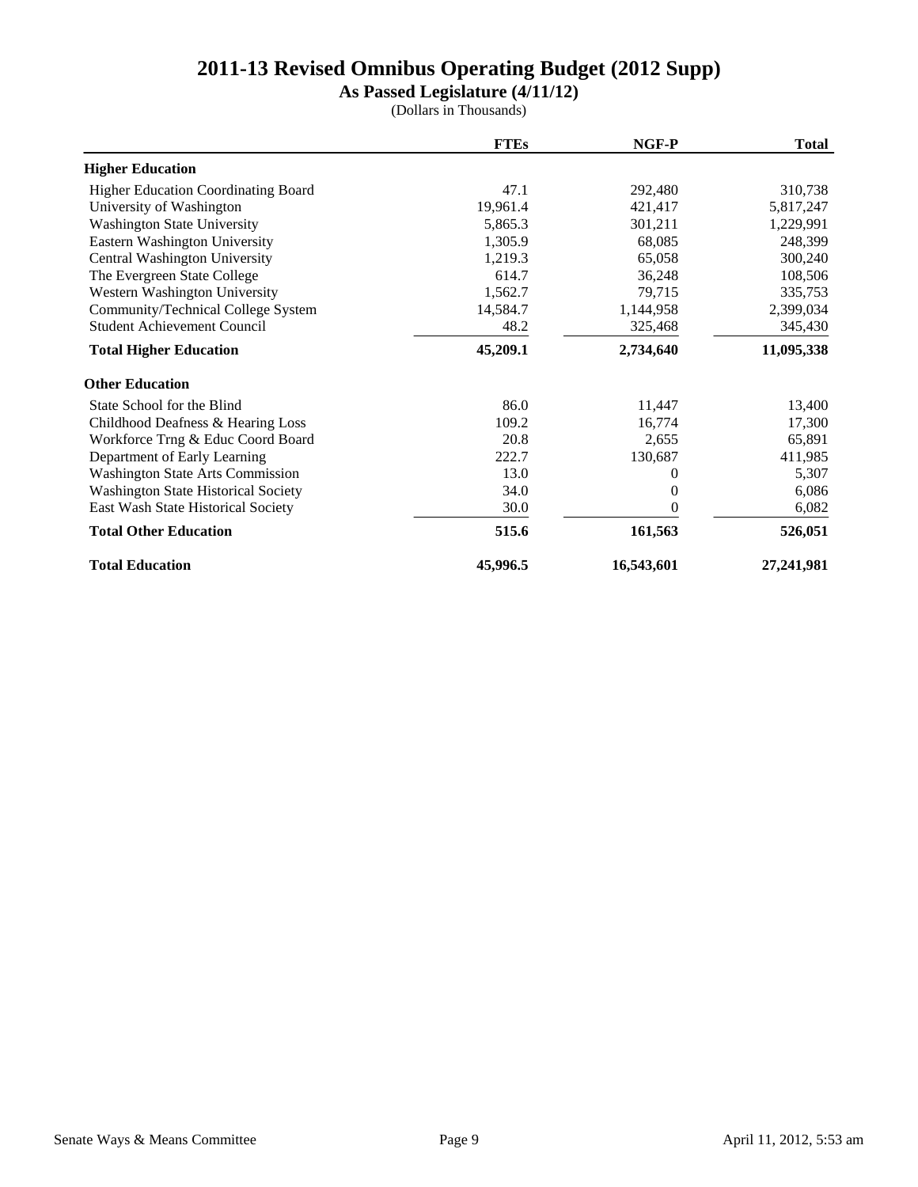# 2011-13 Revised Omnibus Operating Budget (2012 Supp)

**As Passed Legislature (4/11/12)**

(Dollars in Thousands)

| | FTEs | NGF-P | Total |
|---|---|---|---|
| **Higher Education** | | | |
| Higher Education Coordinating Board | 47.1 | 292,480 | 310,738 |
| University of Washington | 19,961.4 | 421,417 | 5,817,247 |
| Washington State University | 5,865.3 | 301,211 | 1,229,991 |
| Eastern Washington University | 1,305.9 | 68,085 | 248,399 |
| Central Washington University | 1,219.3 | 65,058 | 300,240 |
| The Evergreen State College | 614.7 | 36,248 | 108,506 |
| Western Washington University | 1,562.7 | 79,715 | 335,753 |
| Community/Technical College System | 14,584.7 | 1,144,958 | 2,399,034 |
| Student Achievement Council | 48.2 | 325,468 | 345,430 |
| **Total Higher Education** | **45,209.1** | **2,734,640** | **11,095,338** |
| **Other Education** | | | |
| State School for the Blind | 86.0 | 11,447 | 13,400 |
| Childhood Deafness & Hearing Loss | 109.2 | 16,774 | 17,300 |
| Workforce Trng & Educ Coord Board | 20.8 | 2,655 | 65,891 |
| Department of Early Learning | 222.7 | 130,687 | 411,985 |
| Washington State Arts Commission | 13.0 | 0 | 5,307 |
| Washington State Historical Society | 34.0 | 0 | 6,086 |
| East Wash State Historical Society | 30.0 | 0 | 6,082 |
| **Total Other Education** | **515.6** | **161,563** | **526,051** |
| **Total Education** | **45,996.5** | **16,543,601** | **27,241,981** |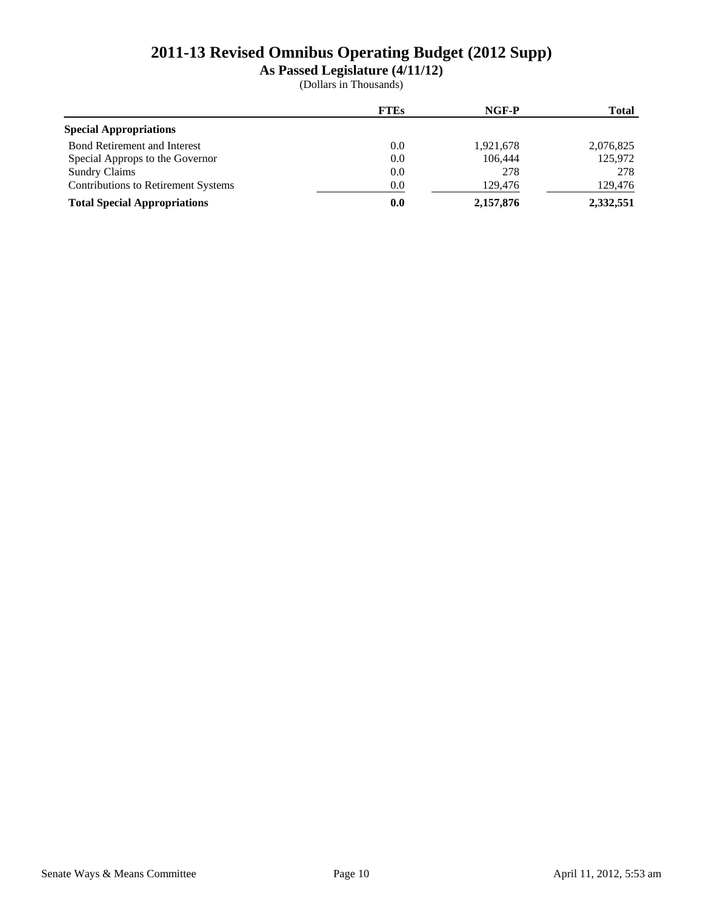# 2011-13 Revised Omnibus Operating Budget (2012 Supp)

## As Passed Legislature (4/11/12)

(Dollars in Thousands)

| | FTEs | NGF-P | Total |
|---|---|---|---|
| **Special Appropriations** | | | |
| Bond Retirement and Interest | 0.0 | 1,921,678 | 2,076,825 |
| Special Approps to the Governor | 0.0 | 106,444 | 125,972 |
| Sundry Claims | 0.0 | 278 | 278 |
| Contributions to Retirement Systems | 0.0 | 129,476 | 129,476 |
| **Total Special Appropriations** | **0.0** | **2,157,876** | **2,332,551** |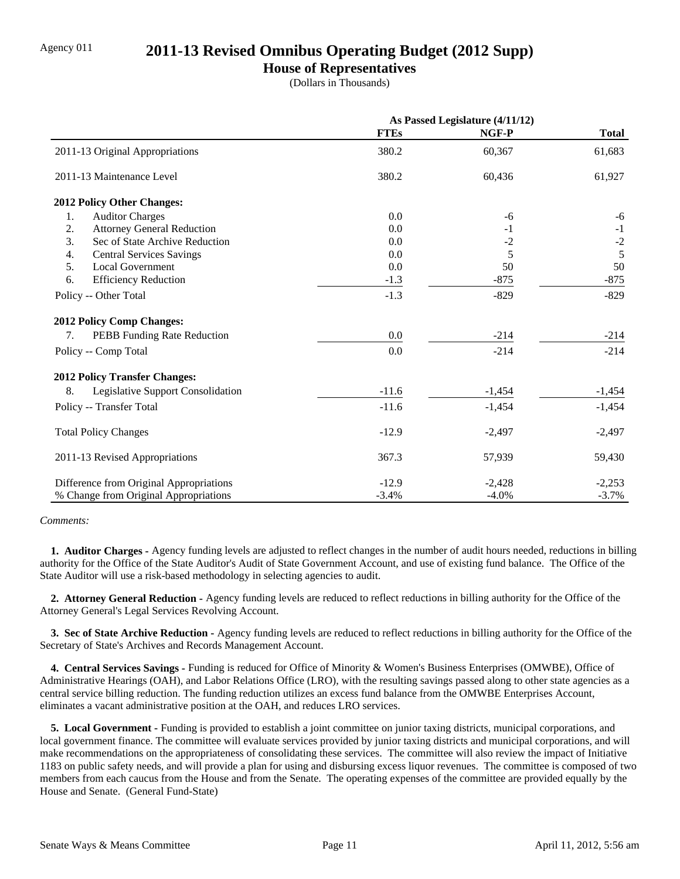Agency 011

# 2011-13 Revised Omnibus Operating Budget (2012 Supp)

## House of Representatives

(Dollars in Thousands)

| | As Passed Legislature (4/11/12) | | |
|---|---|---|---|
| | FTEs | NGF-P | Total |
| 2011-13 Original Appropriations | 380.2 | 60,367 | 61,683 |
| 2011-13 Maintenance Level | 380.2 | 60,436 | 61,927 |
| **2012 Policy Other Changes:** | | | |
| 1. Auditor Charges | 0.0 | -6 | -6 |
| 2. Attorney General Reduction | 0.0 | -1 | -1 |
| 3. Sec of State Archive Reduction | 0.0 | -2 | -2 |
| 4. Central Services Savings | 0.0 | 5 | 5 |
| 5. Local Government | 0.0 | 50 | 50 |
| 6. Efficiency Reduction | -1.3 | -875 | -875 |
| Policy -- Other Total | -1.3 | -829 | -829 |
| **2012 Policy Comp Changes:** | | | |
| 7. PEBB Funding Rate Reduction | 0.0 | -214 | -214 |
| Policy -- Comp Total | 0.0 | -214 | -214 |
| **2012 Policy Transfer Changes:** | | | |
| 8. Legislative Support Consolidation | -11.6 | -1,454 | -1,454 |
| Policy -- Transfer Total | -11.6 | -1,454 | -1,454 |
| Total Policy Changes | -12.9 | -2,497 | -2,497 |
| 2011-13 Revised Appropriations | 367.3 | 57,939 | 59,430 |
| Difference from Original Appropriations | -12.9 | -2,428 | -2,253 |
| % Change from Original Appropriations | -3.4% | -4.0% | -3.7% |

*Comments:*

**1. Auditor Charges -** Agency funding levels are adjusted to reflect changes in the number of audit hours needed, reductions in billing authority for the Office of the State Auditor's Audit of State Government Account, and use of existing fund balance. The Office of the State Auditor will use a risk-based methodology in selecting agencies to audit.

**2. Attorney General Reduction -** Agency funding levels are reduced to reflect reductions in billing authority for the Office of the Attorney General's Legal Services Revolving Account.

**3. Sec of State Archive Reduction -** Agency funding levels are reduced to reflect reductions in billing authority for the Office of the Secretary of State's Archives and Records Management Account.

**4. Central Services Savings -** Funding is reduced for Office of Minority & Women's Business Enterprises (OMWBE), Office of Administrative Hearings (OAH), and Labor Relations Office (LRO), with the resulting savings passed along to other state agencies as a central service billing reduction. The funding reduction utilizes an excess fund balance from the OMWBE Enterprises Account, eliminates a vacant administrative position at the OAH, and reduces LRO services.

**5. Local Government -** Funding is provided to establish a joint committee on junior taxing districts, municipal corporations, and local government finance. The committee will evaluate services provided by junior taxing districts and municipal corporations, and will make recommendations on the appropriateness of consolidating these services. The committee will also review the impact of Initiative 1183 on public safety needs, and will provide a plan for using and disbursing excess liquor revenues. The committee is composed of two members from each caucus from the House and from the Senate. The operating expenses of the committee are provided equally by the House and Senate. (General Fund-State)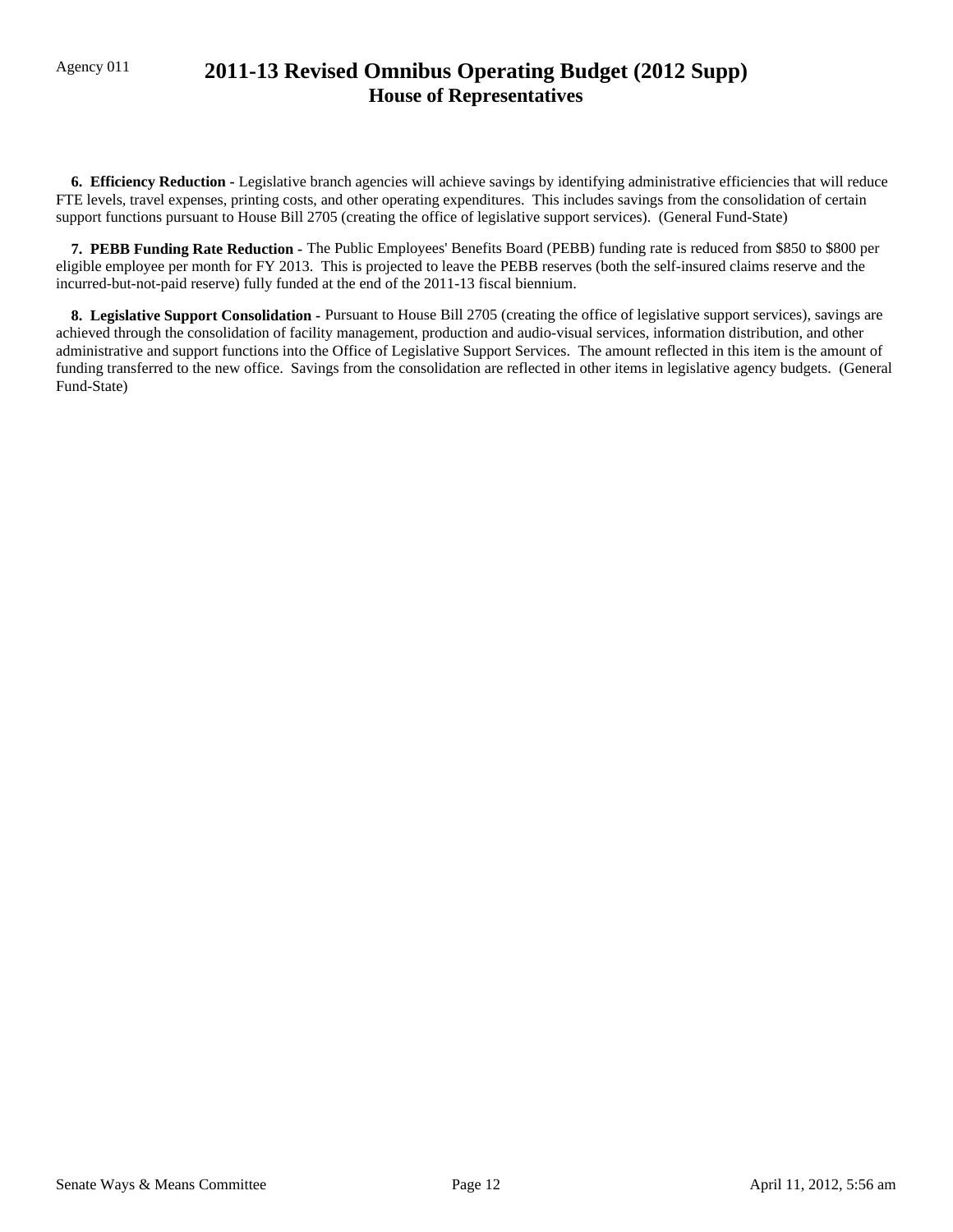**6. Efficiency Reduction -** Legislative branch agencies will achieve savings by identifying administrative efficiencies that will reduce FTE levels, travel expenses, printing costs, and other operating expenditures. This includes savings from the consolidation of certain support functions pursuant to House Bill 2705 (creating the office of legislative support services). (General Fund-State)

**7. PEBB Funding Rate Reduction -** The Public Employees' Benefits Board (PEBB) funding rate is reduced from $850 to $800 per eligible employee per month for FY 2013. This is projected to leave the PEBB reserves (both the self-insured claims reserve and the incurred-but-not-paid reserve) fully funded at the end of the 2011-13 fiscal biennium.

**8. Legislative Support Consolidation -** Pursuant to House Bill 2705 (creating the office of legislative support services), savings are achieved through the consolidation of facility management, production and audio-visual services, information distribution, and other administrative and support functions into the Office of Legislative Support Services. The amount reflected in this item is the amount of funding transferred to the new office. Savings from the consolidation are reflected in other items in legislative agency budgets. (General Fund-State)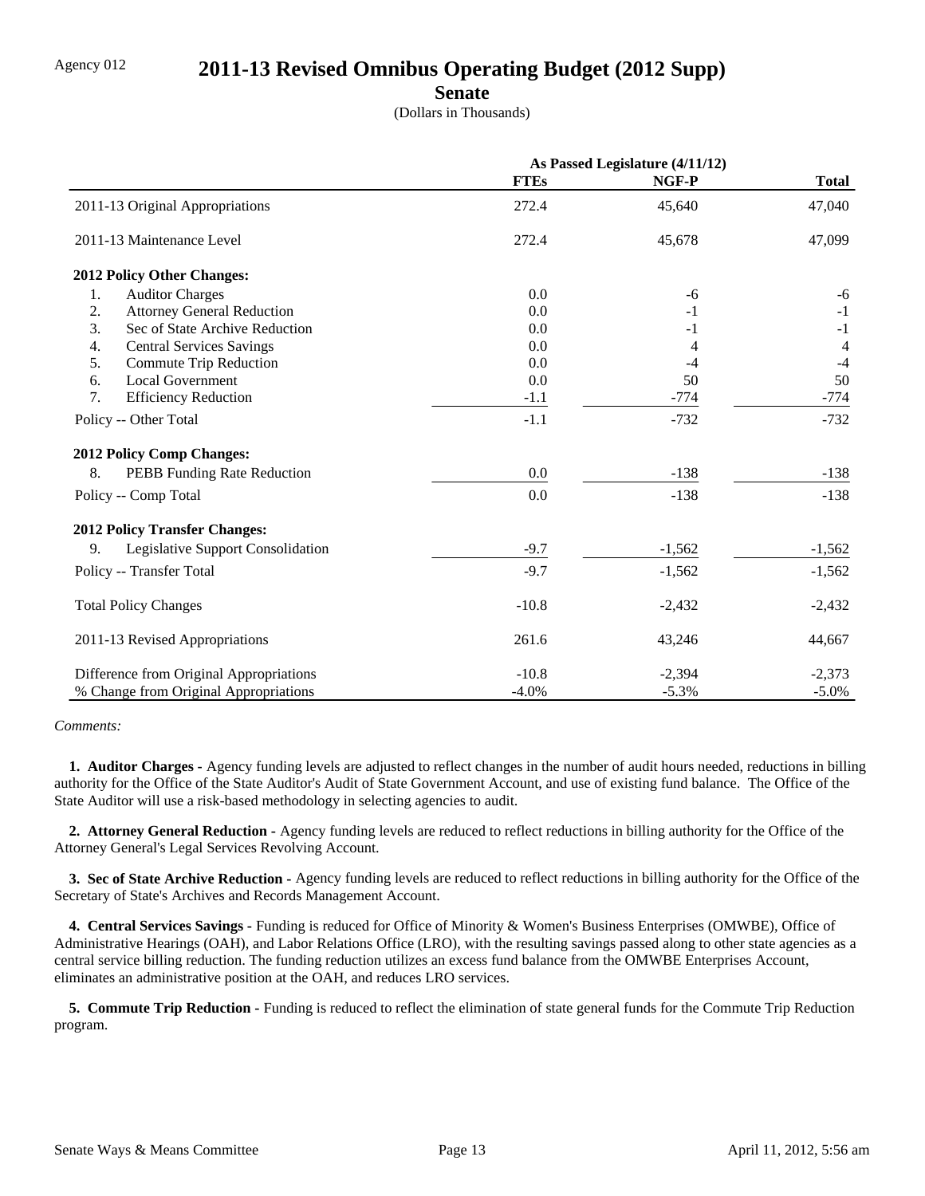Agency 012

# 2011-13 Revised Omnibus Operating Budget (2012 Supp)

## Senate

(Dollars in Thousands)

| | As Passed Legislature (4/11/12) | | |
|---|---|---|---|
| | **FTEs** | **NGF-P** | **Total** |
| 2011-13 Original Appropriations | 272.4 | 45,640 | 47,040 |
| 2011-13 Maintenance Level | 272.4 | 45,678 | 47,099 |
| **2012 Policy Other Changes:** | | | |
| 1. Auditor Charges | 0.0 | -6 | -6 |
| 2. Attorney General Reduction | 0.0 | -1 | -1 |
| 3. Sec of State Archive Reduction | 0.0 | -1 | -1 |
| 4. Central Services Savings | 0.0 | 4 | 4 |
| 5. Commute Trip Reduction | 0.0 | -4 | -4 |
| 6. Local Government | 0.0 | 50 | 50 |
| 7. Efficiency Reduction | -1.1 | -774 | -774 |
| Policy -- Other Total | -1.1 | -732 | -732 |
| **2012 Policy Comp Changes:** | | | |
| 8. PEBB Funding Rate Reduction | 0.0 | -138 | -138 |
| Policy -- Comp Total | 0.0 | -138 | -138 |
| **2012 Policy Transfer Changes:** | | | |
| 9. Legislative Support Consolidation | -9.7 | -1,562 | -1,562 |
| Policy -- Transfer Total | -9.7 | -1,562 | -1,562 |
| Total Policy Changes | -10.8 | -2,432 | -2,432 |
| 2011-13 Revised Appropriations | 261.6 | 43,246 | 44,667 |
| Difference from Original Appropriations | -10.8 | -2,394 | -2,373 |
| % Change from Original Appropriations | -4.0% | -5.3% | -5.0% |

*Comments:*

**1. Auditor Charges -** Agency funding levels are adjusted to reflect changes in the number of audit hours needed, reductions in billing authority for the Office of the State Auditor's Audit of State Government Account, and use of existing fund balance. The Office of the State Auditor will use a risk-based methodology in selecting agencies to audit.

**2. Attorney General Reduction -** Agency funding levels are reduced to reflect reductions in billing authority for the Office of the Attorney General's Legal Services Revolving Account.

**3. Sec of State Archive Reduction -** Agency funding levels are reduced to reflect reductions in billing authority for the Office of the Secretary of State's Archives and Records Management Account.

**4. Central Services Savings -** Funding is reduced for Office of Minority & Women's Business Enterprises (OMWBE), Office of Administrative Hearings (OAH), and Labor Relations Office (LRO), with the resulting savings passed along to other state agencies as a central service billing reduction. The funding reduction utilizes an excess fund balance from the OMWBE Enterprises Account, eliminates an administrative position at the OAH, and reduces LRO services.

**5. Commute Trip Reduction -** Funding is reduced to reflect the elimination of state general funds for the Commute Trip Reduction program.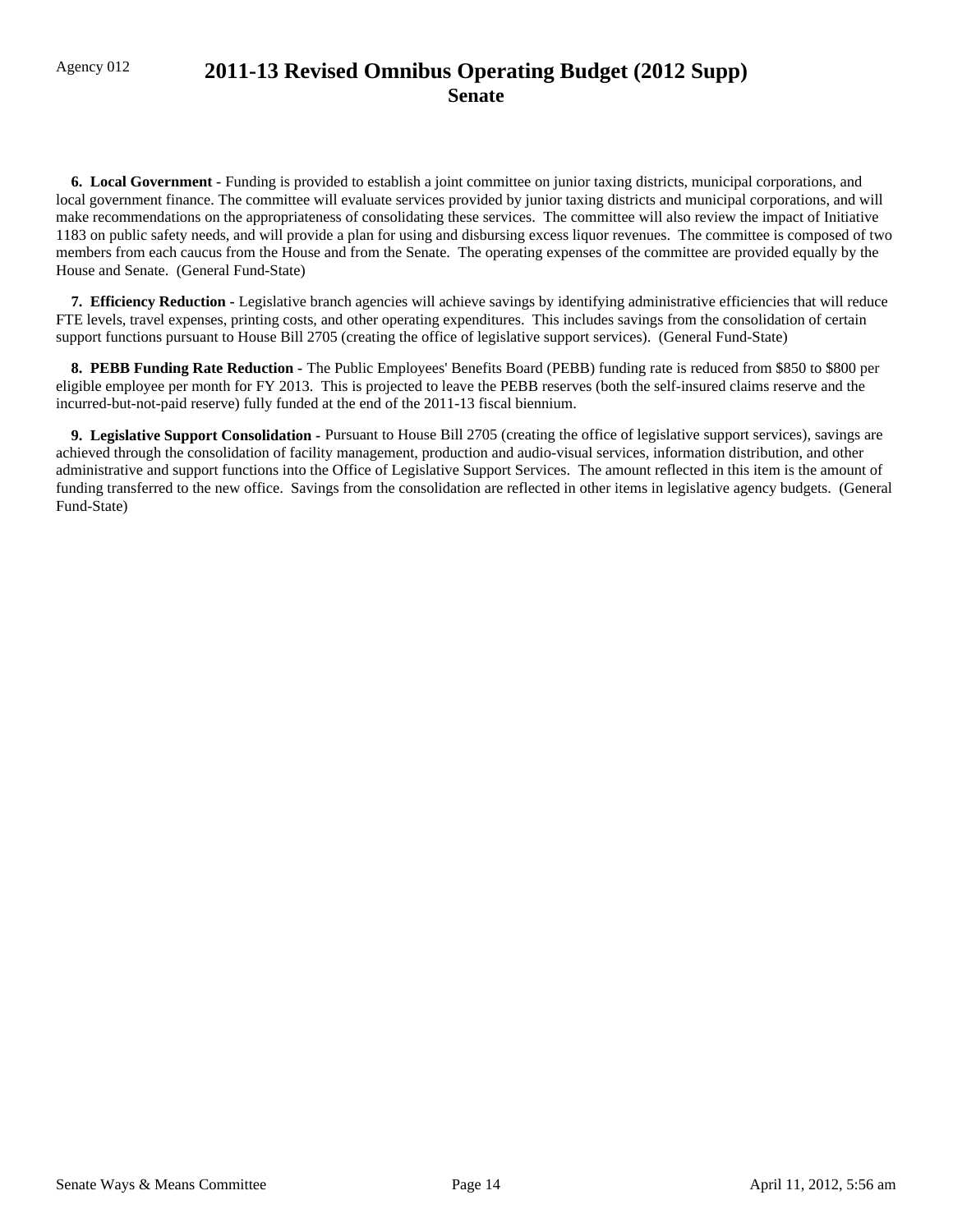**6. Local Government -** Funding is provided to establish a joint committee on junior taxing districts, municipal corporations, and local government finance. The committee will evaluate services provided by junior taxing districts and municipal corporations, and will make recommendations on the appropriateness of consolidating these services. The committee will also review the impact of Initiative 1183 on public safety needs, and will provide a plan for using and disbursing excess liquor revenues. The committee is composed of two members from each caucus from the House and from the Senate. The operating expenses of the committee are provided equally by the House and Senate. (General Fund-State)

**7. Efficiency Reduction -** Legislative branch agencies will achieve savings by identifying administrative efficiencies that will reduce FTE levels, travel expenses, printing costs, and other operating expenditures. This includes savings from the consolidation of certain support functions pursuant to House Bill 2705 (creating the office of legislative support services). (General Fund-State)

**8. PEBB Funding Rate Reduction -** The Public Employees' Benefits Board (PEBB) funding rate is reduced from $850 to $800 per eligible employee per month for FY 2013. This is projected to leave the PEBB reserves (both the self-insured claims reserve and the incurred-but-not-paid reserve) fully funded at the end of the 2011-13 fiscal biennium.

**9. Legislative Support Consolidation -** Pursuant to House Bill 2705 (creating the office of legislative support services), savings are achieved through the consolidation of facility management, production and audio-visual services, information distribution, and other administrative and support functions into the Office of Legislative Support Services. The amount reflected in this item is the amount of funding transferred to the new office. Savings from the consolidation are reflected in other items in legislative agency budgets. (General Fund-State)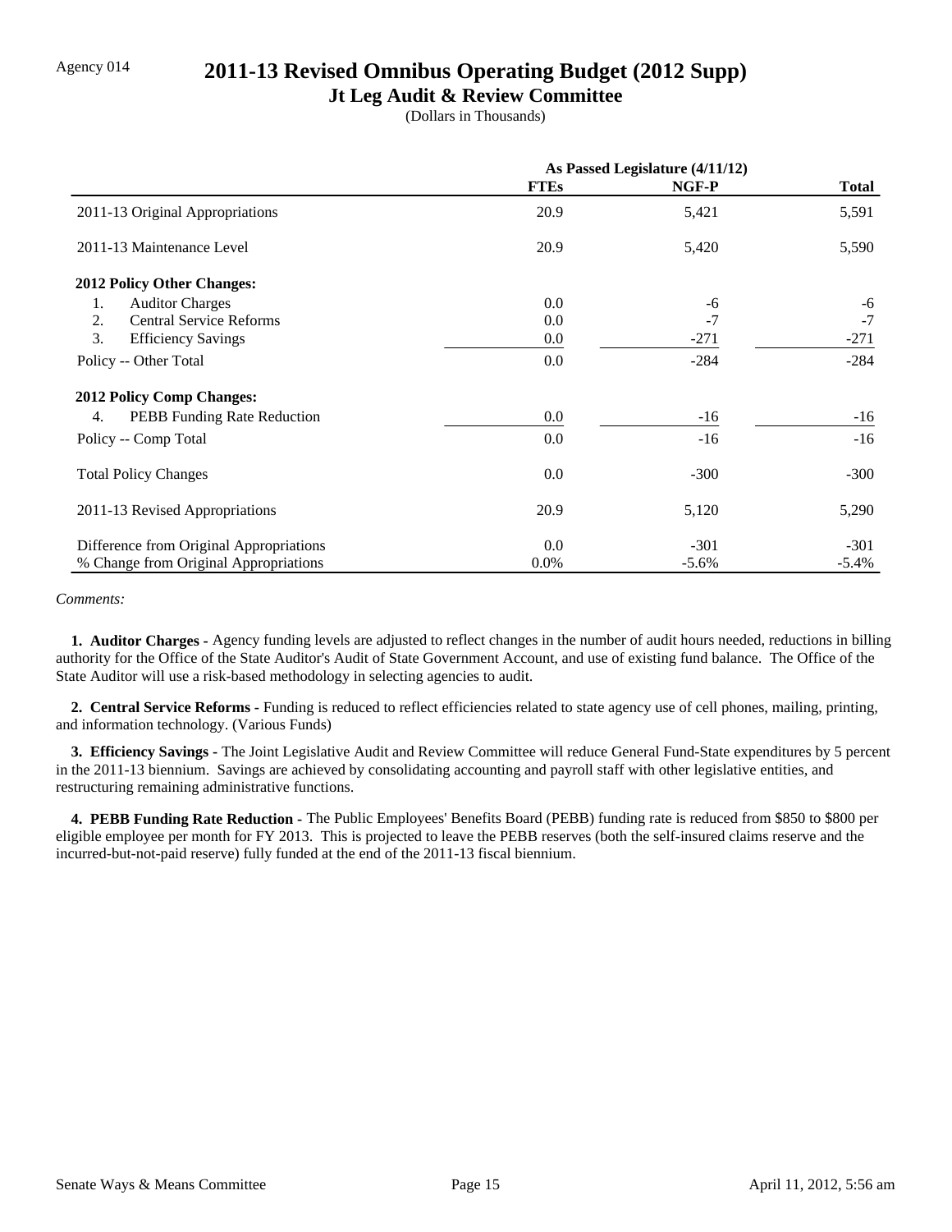Agency 014

# 2011-13 Revised Omnibus Operating Budget (2012 Supp)

## Jt Leg Audit & Review Committee

(Dollars in Thousands)

| | As Passed Legislature (4/11/12) | | |
|---|---|---|---|
| | **FTEs** | **NGF-P** | **Total** |
| 2011-13 Original Appropriations | 20.9 | 5,421 | 5,591 |
| 2011-13 Maintenance Level | 20.9 | 5,420 | 5,590 |
| **2012 Policy Other Changes:** | | | |
| 1. Auditor Charges | 0.0 | -6 | -6 |
| 2. Central Service Reforms | 0.0 | -7 | -7 |
| 3. Efficiency Savings | 0.0 | -271 | -271 |
| Policy -- Other Total | 0.0 | -284 | -284 |
| **2012 Policy Comp Changes:** | | | |
| 4. PEBB Funding Rate Reduction | 0.0 | -16 | -16 |
| Policy -- Comp Total | 0.0 | -16 | -16 |
| Total Policy Changes | 0.0 | -300 | -300 |
| 2011-13 Revised Appropriations | 20.9 | 5,120 | 5,290 |
| Difference from Original Appropriations | 0.0 | -301 | -301 |
| % Change from Original Appropriations | 0.0% | -5.6% | -5.4% |

*Comments:*

**1. Auditor Charges -** Agency funding levels are adjusted to reflect changes in the number of audit hours needed, reductions in billing authority for the Office of the State Auditor's Audit of State Government Account, and use of existing fund balance. The Office of the State Auditor will use a risk-based methodology in selecting agencies to audit.

**2. Central Service Reforms -** Funding is reduced to reflect efficiencies related to state agency use of cell phones, mailing, printing, and information technology. (Various Funds)

**3. Efficiency Savings -** The Joint Legislative Audit and Review Committee will reduce General Fund-State expenditures by 5 percent in the 2011-13 biennium. Savings are achieved by consolidating accounting and payroll staff with other legislative entities, and restructuring remaining administrative functions.

**4. PEBB Funding Rate Reduction -** The Public Employees' Benefits Board (PEBB) funding rate is reduced from $850 to $800 per eligible employee per month for FY 2013. This is projected to leave the PEBB reserves (both the self-insured claims reserve and the incurred-but-not-paid reserve) fully funded at the end of the 2011-13 fiscal biennium.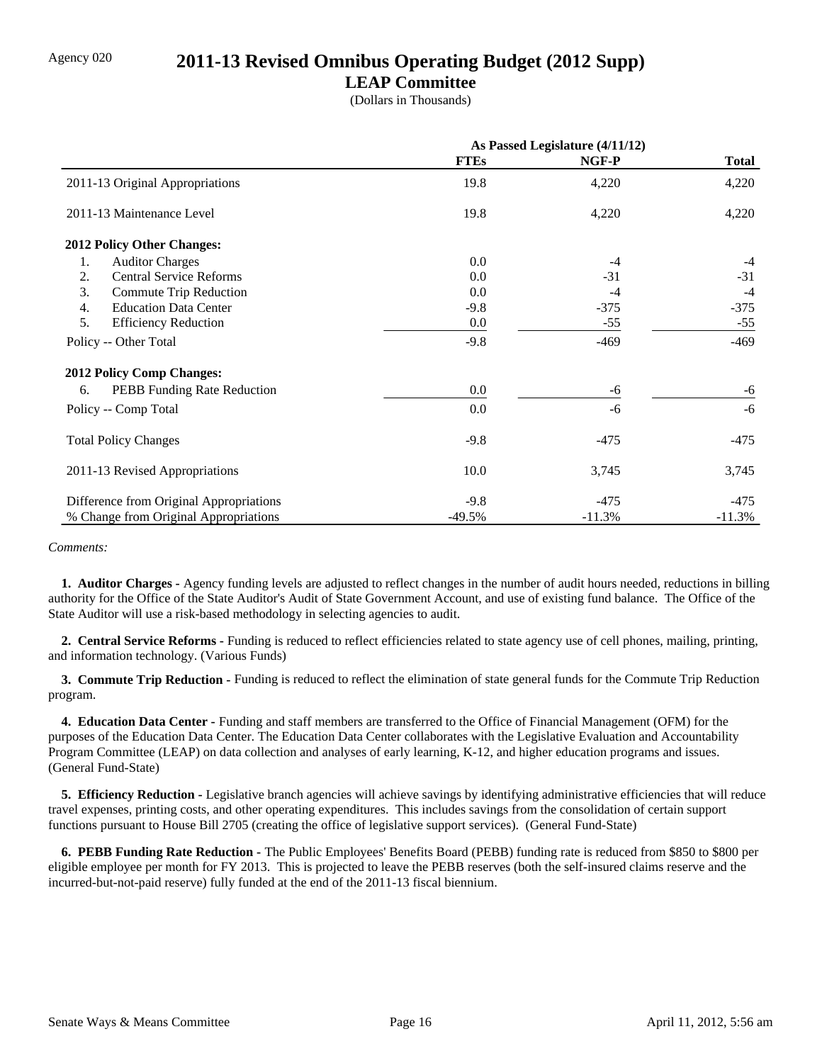Agency 020

# 2011-13 Revised Omnibus Operating Budget (2012 Supp)

## LEAP Committee

(Dollars in Thousands)

| | As Passed Legislature (4/11/12) | | |
|---|---|---|---|
| | **FTEs** | **NGF-P** | **Total** |
| 2011-13 Original Appropriations | 19.8 | 4,220 | 4,220 |
| 2011-13 Maintenance Level | 19.8 | 4,220 | 4,220 |
| **2012 Policy Other Changes:** | | | |
| 1. Auditor Charges | 0.0 | -4 | -4 |
| 2. Central Service Reforms | 0.0 | -31 | -31 |
| 3. Commute Trip Reduction | 0.0 | -4 | -4 |
| 4. Education Data Center | -9.8 | -375 | -375 |
| 5. Efficiency Reduction | 0.0 | -55 | -55 |
| Policy -- Other Total | -9.8 | -469 | -469 |
| **2012 Policy Comp Changes:** | | | |
| 6. PEBB Funding Rate Reduction | 0.0 | -6 | -6 |
| Policy -- Comp Total | 0.0 | -6 | -6 |
| Total Policy Changes | -9.8 | -475 | -475 |
| 2011-13 Revised Appropriations | 10.0 | 3,745 | 3,745 |
| Difference from Original Appropriations | -9.8 | -475 | -475 |
| % Change from Original Appropriations | -49.5% | -11.3% | -11.3% |

*Comments:*

**1. Auditor Charges -** Agency funding levels are adjusted to reflect changes in the number of audit hours needed, reductions in billing authority for the Office of the State Auditor's Audit of State Government Account, and use of existing fund balance. The Office of the State Auditor will use a risk-based methodology in selecting agencies to audit.

**2. Central Service Reforms -** Funding is reduced to reflect efficiencies related to state agency use of cell phones, mailing, printing, and information technology. (Various Funds)

**3. Commute Trip Reduction -** Funding is reduced to reflect the elimination of state general funds for the Commute Trip Reduction program.

**4. Education Data Center -** Funding and staff members are transferred to the Office of Financial Management (OFM) for the purposes of the Education Data Center. The Education Data Center collaborates with the Legislative Evaluation and Accountability Program Committee (LEAP) on data collection and analyses of early learning, K-12, and higher education programs and issues. (General Fund-State)

**5. Efficiency Reduction -** Legislative branch agencies will achieve savings by identifying administrative efficiencies that will reduce travel expenses, printing costs, and other operating expenditures. This includes savings from the consolidation of certain support functions pursuant to House Bill 2705 (creating the office of legislative support services). (General Fund-State)

**6. PEBB Funding Rate Reduction -** The Public Employees' Benefits Board (PEBB) funding rate is reduced from $850 to $800 per eligible employee per month for FY 2013. This is projected to leave the PEBB reserves (both the self-insured claims reserve and the incurred-but-not-paid reserve) fully funded at the end of the 2011-13 fiscal biennium.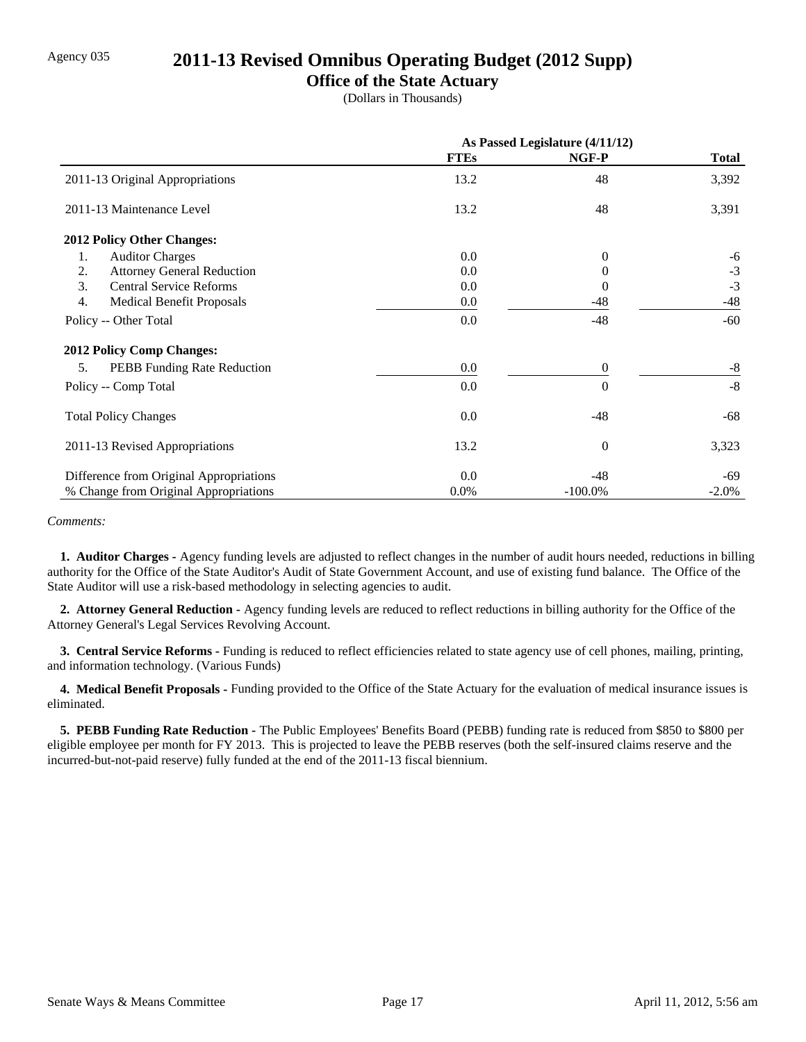Agency 035

# 2011-13 Revised Omnibus Operating Budget (2012 Supp)

## Office of the State Actuary

(Dollars in Thousands)

| | As Passed Legislature (4/11/12) | | |
|---|---|---|---|
| | **FTEs** | **NGF-P** | **Total** |
| 2011-13 Original Appropriations | 13.2 | 48 | 3,392 |
| 2011-13 Maintenance Level | 13.2 | 48 | 3,391 |
| **2012 Policy Other Changes:** | | | |
| 1. Auditor Charges | 0.0 | 0 | -6 |
| 2. Attorney General Reduction | 0.0 | 0 | -3 |
| 3. Central Service Reforms | 0.0 | 0 | -3 |
| 4. Medical Benefit Proposals | 0.0 | -48 | -48 |
| Policy -- Other Total | 0.0 | -48 | -60 |
| **2012 Policy Comp Changes:** | | | |
| 5. PEBB Funding Rate Reduction | 0.0 | 0 | -8 |
| Policy -- Comp Total | 0.0 | 0 | -8 |
| Total Policy Changes | 0.0 | -48 | -68 |
| 2011-13 Revised Appropriations | 13.2 | 0 | 3,323 |
| Difference from Original Appropriations | 0.0 | -48 | -69 |
| % Change from Original Appropriations | 0.0% | -100.0% | -2.0% |

*Comments:*

**1. Auditor Charges -** Agency funding levels are adjusted to reflect changes in the number of audit hours needed, reductions in billing authority for the Office of the State Auditor's Audit of State Government Account, and use of existing fund balance. The Office of the State Auditor will use a risk-based methodology in selecting agencies to audit.

**2. Attorney General Reduction -** Agency funding levels are reduced to reflect reductions in billing authority for the Office of the Attorney General's Legal Services Revolving Account.

**3. Central Service Reforms -** Funding is reduced to reflect efficiencies related to state agency use of cell phones, mailing, printing, and information technology. (Various Funds)

**4. Medical Benefit Proposals -** Funding provided to the Office of the State Actuary for the evaluation of medical insurance issues is eliminated.

**5. PEBB Funding Rate Reduction -** The Public Employees' Benefits Board (PEBB) funding rate is reduced from $850 to $800 per eligible employee per month for FY 2013. This is projected to leave the PEBB reserves (both the self-insured claims reserve and the incurred-but-not-paid reserve) fully funded at the end of the 2011-13 fiscal biennium.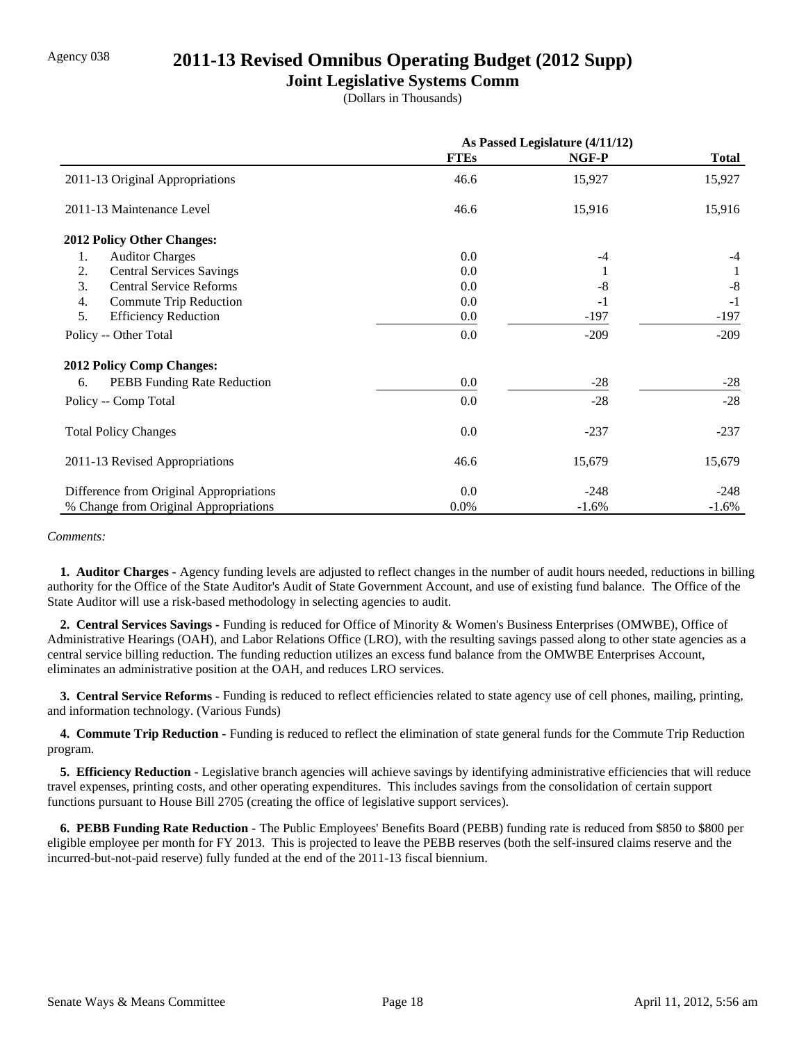Agency 038

# 2011-13 Revised Omnibus Operating Budget (2012 Supp)

## Joint Legislative Systems Comm

(Dollars in Thousands)

| | As Passed Legislature (4/11/12) | | |
|---|---|---|---|
| | **FTEs** | **NGF-P** | **Total** |
| 2011-13 Original Appropriations | 46.6 | 15,927 | 15,927 |
| 2011-13 Maintenance Level | 46.6 | 15,916 | 15,916 |
| **2012 Policy Other Changes:** | | | |
| 1. Auditor Charges | 0.0 | -4 | -4 |
| 2. Central Services Savings | 0.0 | 1 | 1 |
| 3. Central Service Reforms | 0.0 | -8 | -8 |
| 4. Commute Trip Reduction | 0.0 | -1 | -1 |
| 5. Efficiency Reduction | 0.0 | -197 | -197 |
| Policy -- Other Total | 0.0 | -209 | -209 |
| **2012 Policy Comp Changes:** | | | |
| 6. PEBB Funding Rate Reduction | 0.0 | -28 | -28 |
| Policy -- Comp Total | 0.0 | -28 | -28 |
| Total Policy Changes | 0.0 | -237 | -237 |
| 2011-13 Revised Appropriations | 46.6 | 15,679 | 15,679 |
| Difference from Original Appropriations | 0.0 | -248 | -248 |
| % Change from Original Appropriations | 0.0% | -1.6% | -1.6% |

*Comments:*

**1. Auditor Charges -** Agency funding levels are adjusted to reflect changes in the number of audit hours needed, reductions in billing authority for the Office of the State Auditor's Audit of State Government Account, and use of existing fund balance. The Office of the State Auditor will use a risk-based methodology in selecting agencies to audit.

**2. Central Services Savings -** Funding is reduced for Office of Minority & Women's Business Enterprises (OMWBE), Office of Administrative Hearings (OAH), and Labor Relations Office (LRO), with the resulting savings passed along to other state agencies as a central service billing reduction. The funding reduction utilizes an excess fund balance from the OMWBE Enterprises Account, eliminates an administrative position at the OAH, and reduces LRO services.

**3. Central Service Reforms -** Funding is reduced to reflect efficiencies related to state agency use of cell phones, mailing, printing, and information technology. (Various Funds)

**4. Commute Trip Reduction -** Funding is reduced to reflect the elimination of state general funds for the Commute Trip Reduction program.

**5. Efficiency Reduction -** Legislative branch agencies will achieve savings by identifying administrative efficiencies that will reduce travel expenses, printing costs, and other operating expenditures. This includes savings from the consolidation of certain support functions pursuant to House Bill 2705 (creating the office of legislative support services).

**6. PEBB Funding Rate Reduction -** The Public Employees' Benefits Board (PEBB) funding rate is reduced from $850 to $800 per eligible employee per month for FY 2013. This is projected to leave the PEBB reserves (both the self-insured claims reserve and the incurred-but-not-paid reserve) fully funded at the end of the 2011-13 fiscal biennium.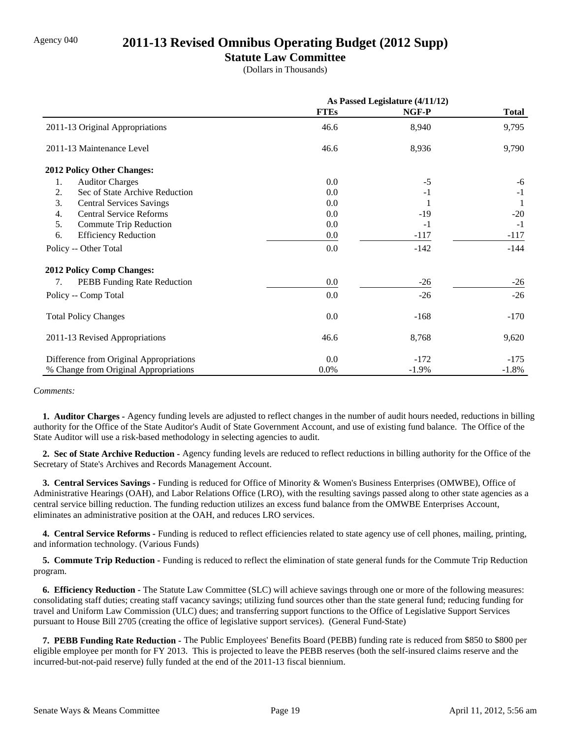Agency 040

# 2011-13 Revised Omnibus Operating Budget (2012 Supp)

## Statute Law Committee

(Dollars in Thousands)

| | As Passed Legislature (4/11/12) | | |
|---|---|---|---|
| | **FTEs** | **NGF-P** | **Total** |
| 2011-13 Original Appropriations | 46.6 | 8,940 | 9,795 |
| 2011-13 Maintenance Level | 46.6 | 8,936 | 9,790 |
| **2012 Policy Other Changes:** | | | |
| 1. Auditor Charges | 0.0 | -5 | -6 |
| 2. Sec of State Archive Reduction | 0.0 | -1 | -1 |
| 3. Central Services Savings | 0.0 | 1 | 1 |
| 4. Central Service Reforms | 0.0 | -19 | -20 |
| 5. Commute Trip Reduction | 0.0 | -1 | -1 |
| 6. Efficiency Reduction | 0.0 | -117 | -117 |
| Policy -- Other Total | 0.0 | -142 | -144 |
| **2012 Policy Comp Changes:** | | | |
| 7. PEBB Funding Rate Reduction | 0.0 | -26 | -26 |
| Policy -- Comp Total | 0.0 | -26 | -26 |
| Total Policy Changes | 0.0 | -168 | -170 |
| 2011-13 Revised Appropriations | 46.6 | 8,768 | 9,620 |
| Difference from Original Appropriations | 0.0 | -172 | -175 |
| % Change from Original Appropriations | 0.0% | -1.9% | -1.8% |

*Comments:*

**1. Auditor Charges -** Agency funding levels are adjusted to reflect changes in the number of audit hours needed, reductions in billing authority for the Office of the State Auditor's Audit of State Government Account, and use of existing fund balance. The Office of the State Auditor will use a risk-based methodology in selecting agencies to audit.

**2. Sec of State Archive Reduction -** Agency funding levels are reduced to reflect reductions in billing authority for the Office of the Secretary of State's Archives and Records Management Account.

**3. Central Services Savings -** Funding is reduced for Office of Minority & Women's Business Enterprises (OMWBE), Office of Administrative Hearings (OAH), and Labor Relations Office (LRO), with the resulting savings passed along to other state agencies as a central service billing reduction. The funding reduction utilizes an excess fund balance from the OMWBE Enterprises Account, eliminates an administrative position at the OAH, and reduces LRO services.

**4. Central Service Reforms -** Funding is reduced to reflect efficiencies related to state agency use of cell phones, mailing, printing, and information technology. (Various Funds)

**5. Commute Trip Reduction -** Funding is reduced to reflect the elimination of state general funds for the Commute Trip Reduction program.

**6. Efficiency Reduction -** The Statute Law Committee (SLC) will achieve savings through one or more of the following measures: consolidating staff duties; creating staff vacancy savings; utilizing fund sources other than the state general fund; reducing funding for travel and Uniform Law Commission (ULC) dues; and transferring support functions to the Office of Legislative Support Services pursuant to House Bill 2705 (creating the office of legislative support services). (General Fund-State)

**7. PEBB Funding Rate Reduction -** The Public Employees' Benefits Board (PEBB) funding rate is reduced from $850 to $800 per eligible employee per month for FY 2013. This is projected to leave the PEBB reserves (both the self-insured claims reserve and the incurred-but-not-paid reserve) fully funded at the end of the 2011-13 fiscal biennium.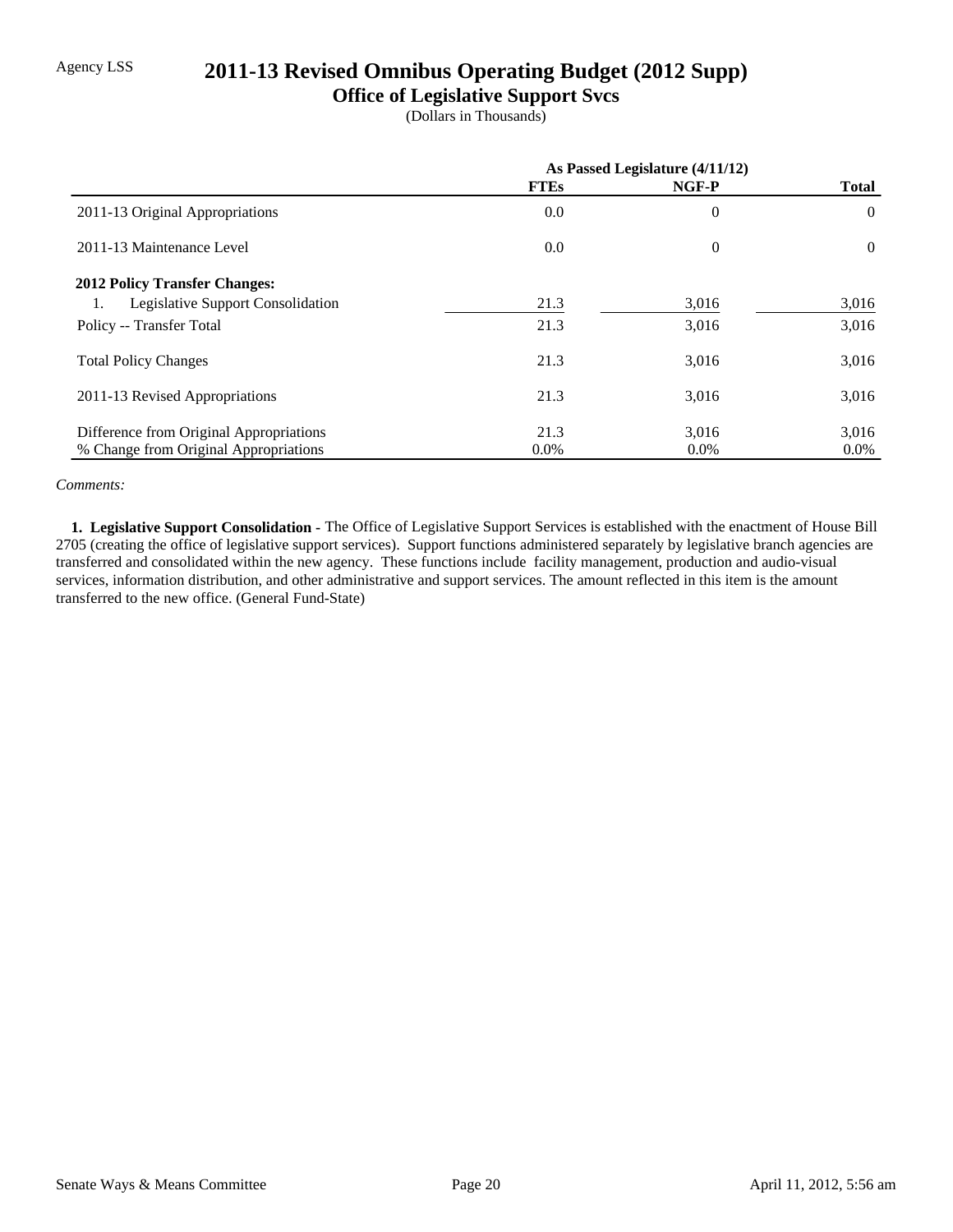Agency LSS

# 2011-13 Revised Omnibus Operating Budget (2012 Supp)

## Office of Legislative Support Svcs

(Dollars in Thousands)

| | As Passed Legislature (4/11/12) | | |
|---|---|---|---|
| | **FTEs** | **NGF-P** | **Total** |
| 2011-13 Original Appropriations | 0.0 | 0 | 0 |
| 2011-13 Maintenance Level | 0.0 | 0 | 0 |
| **2012 Policy Transfer Changes:** | | | |
| 1. Legislative Support Consolidation | 21.3 | 3,016 | 3,016 |
| Policy -- Transfer Total | 21.3 | 3,016 | 3,016 |
| Total Policy Changes | 21.3 | 3,016 | 3,016 |
| 2011-13 Revised Appropriations | 21.3 | 3,016 | 3,016 |
| Difference from Original Appropriations | 21.3 | 3,016 | 3,016 |
| % Change from Original Appropriations | 0.0% | 0.0% | 0.0% |

*Comments:*

**1. Legislative Support Consolidation -** The Office of Legislative Support Services is established with the enactment of House Bill 2705 (creating the office of legislative support services). Support functions administered separately by legislative branch agencies are transferred and consolidated within the new agency. These functions include facility management, production and audio-visual services, information distribution, and other administrative and support services. The amount reflected in this item is the amount transferred to the new office. (General Fund-State)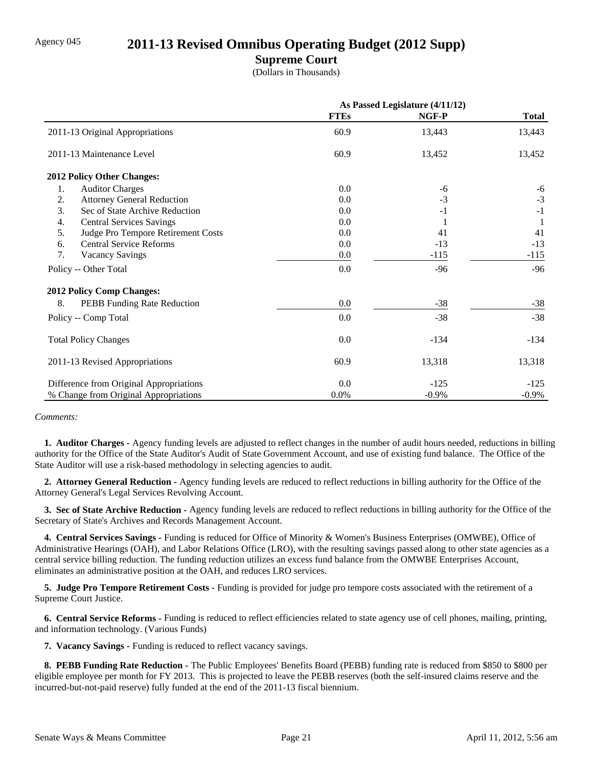Agency 045

# 2011-13 Revised Omnibus Operating Budget (2012 Supp)

## Supreme Court

(Dollars in Thousands)

| | As Passed Legislature (4/11/12) | | |
|---|---|---|---|
| | **FTEs** | **NGF-P** | **Total** |
| 2011-13 Original Appropriations | 60.9 | 13,443 | 13,443 |
| 2011-13 Maintenance Level | 60.9 | 13,452 | 13,452 |
| **2012 Policy Other Changes:** | | | |
| 1. Auditor Charges | 0.0 | -6 | -6 |
| 2. Attorney General Reduction | 0.0 | -3 | -3 |
| 3. Sec of State Archive Reduction | 0.0 | -1 | -1 |
| 4. Central Services Savings | 0.0 | 1 | 1 |
| 5. Judge Pro Tempore Retirement Costs | 0.0 | 41 | 41 |
| 6. Central Service Reforms | 0.0 | -13 | -13 |
| 7. Vacancy Savings | 0.0 | -115 | -115 |
| Policy -- Other Total | 0.0 | -96 | -96 |
| **2012 Policy Comp Changes:** | | | |
| 8. PEBB Funding Rate Reduction | 0.0 | -38 | -38 |
| Policy -- Comp Total | 0.0 | -38 | -38 |
| Total Policy Changes | 0.0 | -134 | -134 |
| 2011-13 Revised Appropriations | 60.9 | 13,318 | 13,318 |
| Difference from Original Appropriations | 0.0 | -125 | -125 |
| % Change from Original Appropriations | 0.0% | -0.9% | -0.9% |

*Comments:*

**1. Auditor Charges -** Agency funding levels are adjusted to reflect changes in the number of audit hours needed, reductions in billing authority for the Office of the State Auditor's Audit of State Government Account, and use of existing fund balance. The Office of the State Auditor will use a risk-based methodology in selecting agencies to audit.

**2. Attorney General Reduction -** Agency funding levels are reduced to reflect reductions in billing authority for the Office of the Attorney General's Legal Services Revolving Account.

**3. Sec of State Archive Reduction -** Agency funding levels are reduced to reflect reductions in billing authority for the Office of the Secretary of State's Archives and Records Management Account.

**4. Central Services Savings -** Funding is reduced for Office of Minority & Women's Business Enterprises (OMWBE), Office of Administrative Hearings (OAH), and Labor Relations Office (LRO), with the resulting savings passed along to other state agencies as a central service billing reduction. The funding reduction utilizes an excess fund balance from the OMWBE Enterprises Account, eliminates an administrative position at the OAH, and reduces LRO services.

**5. Judge Pro Tempore Retirement Costs -** Funding is provided for judge pro tempore costs associated with the retirement of a Supreme Court Justice.

**6. Central Service Reforms -** Funding is reduced to reflect efficiencies related to state agency use of cell phones, mailing, printing, and information technology. (Various Funds)

**7. Vacancy Savings -** Funding is reduced to reflect vacancy savings.

**8. PEBB Funding Rate Reduction -** The Public Employees' Benefits Board (PEBB) funding rate is reduced from $850 to $800 per eligible employee per month for FY 2013. This is projected to leave the PEBB reserves (both the self-insured claims reserve and the incurred-but-not-paid reserve) fully funded at the end of the 2011-13 fiscal biennium.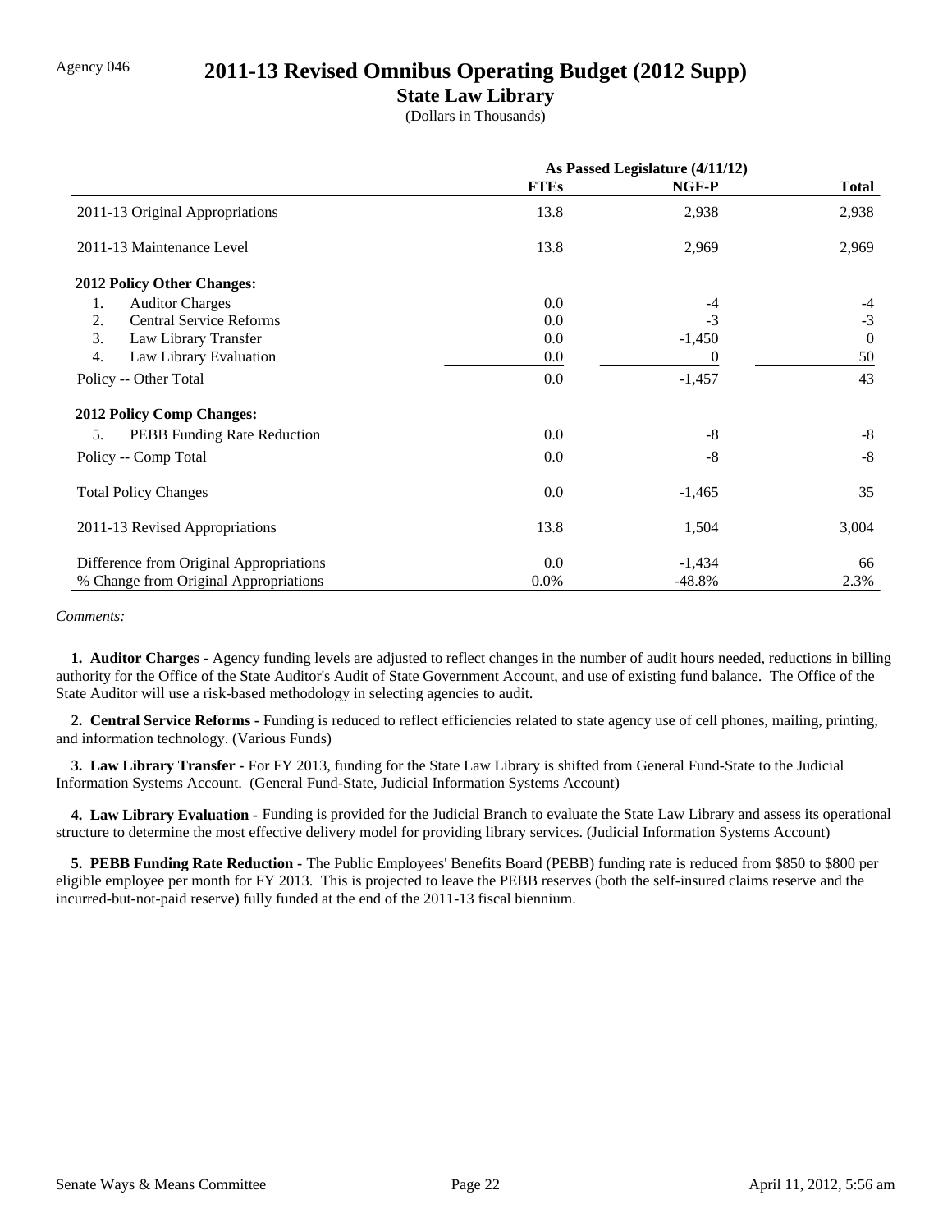Agency 046

# 2011-13 Revised Omnibus Operating Budget (2012 Supp)

## State Law Library

(Dollars in Thousands)

| | As Passed Legislature (4/11/12) | | |
|---|---|---|---|
| | **FTEs** | **NGF-P** | **Total** |
| 2011-13 Original Appropriations | 13.8 | 2,938 | 2,938 |
| 2011-13 Maintenance Level | 13.8 | 2,969 | 2,969 |
| **2012 Policy Other Changes:** | | | |
| 1. Auditor Charges | 0.0 | -4 | -4 |
| 2. Central Service Reforms | 0.0 | -3 | -3 |
| 3. Law Library Transfer | 0.0 | -1,450 | 0 |
| 4. Law Library Evaluation | 0.0 | 0 | 50 |
| Policy -- Other Total | 0.0 | -1,457 | 43 |
| **2012 Policy Comp Changes:** | | | |
| 5. PEBB Funding Rate Reduction | 0.0 | -8 | -8 |
| Policy -- Comp Total | 0.0 | -8 | -8 |
| Total Policy Changes | 0.0 | -1,465 | 35 |
| 2011-13 Revised Appropriations | 13.8 | 1,504 | 3,004 |
| Difference from Original Appropriations | 0.0 | -1,434 | 66 |
| % Change from Original Appropriations | 0.0% | -48.8% | 2.3% |

*Comments:*

**1. Auditor Charges -** Agency funding levels are adjusted to reflect changes in the number of audit hours needed, reductions in billing authority for the Office of the State Auditor's Audit of State Government Account, and use of existing fund balance. The Office of the State Auditor will use a risk-based methodology in selecting agencies to audit.

**2. Central Service Reforms -** Funding is reduced to reflect efficiencies related to state agency use of cell phones, mailing, printing, and information technology. (Various Funds)

**3. Law Library Transfer -** For FY 2013, funding for the State Law Library is shifted from General Fund-State to the Judicial Information Systems Account. (General Fund-State, Judicial Information Systems Account)

**4. Law Library Evaluation -** Funding is provided for the Judicial Branch to evaluate the State Law Library and assess its operational structure to determine the most effective delivery model for providing library services. (Judicial Information Systems Account)

**5. PEBB Funding Rate Reduction -** The Public Employees' Benefits Board (PEBB) funding rate is reduced from $850 to $800 per eligible employee per month for FY 2013. This is projected to leave the PEBB reserves (both the self-insured claims reserve and the incurred-but-not-paid reserve) fully funded at the end of the 2011-13 fiscal biennium.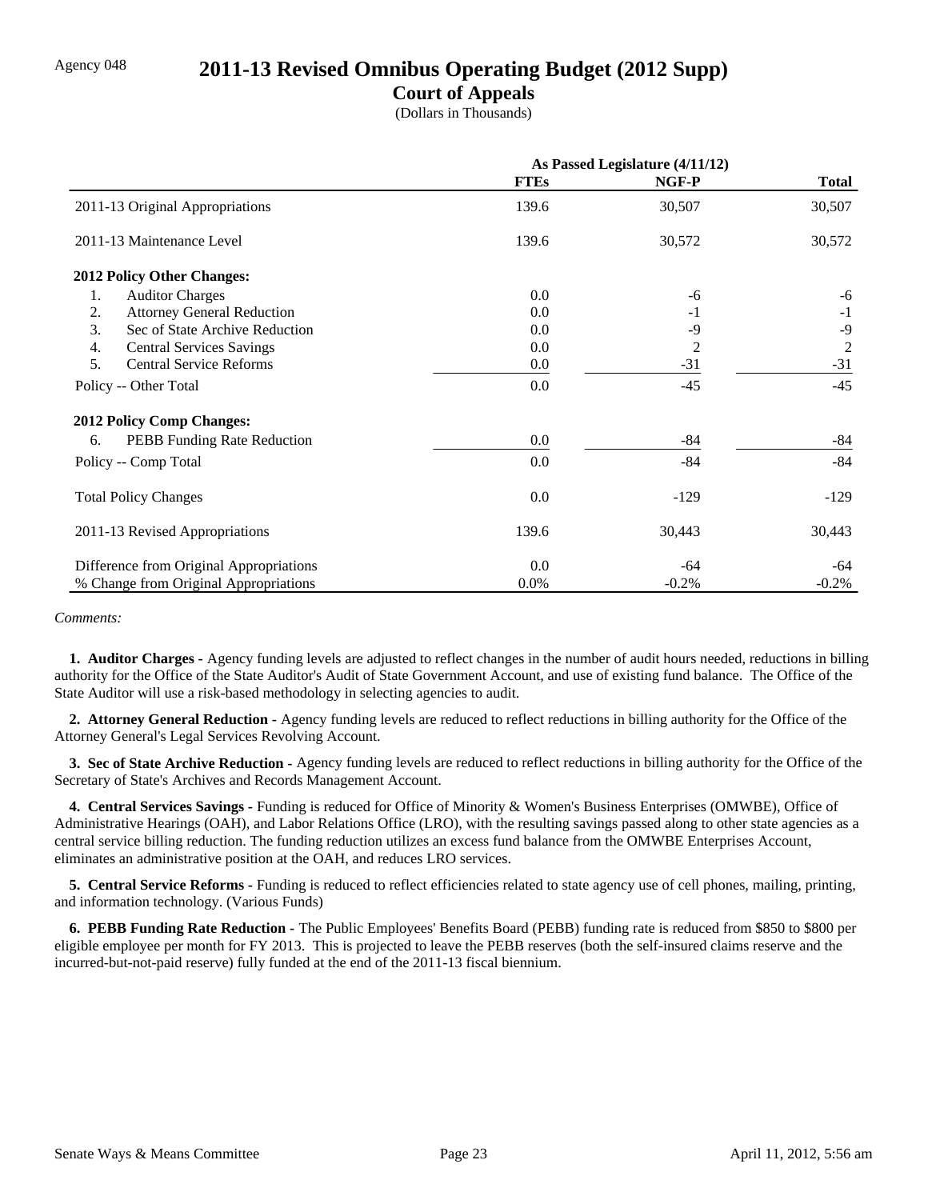Agency 048

# 2011-13 Revised Omnibus Operating Budget (2012 Supp)

## Court of Appeals

(Dollars in Thousands)

| | As Passed Legislature (4/11/12) | | |
|---|---|---|---|
| | **FTEs** | **NGF-P** | **Total** |
| 2011-13 Original Appropriations | 139.6 | 30,507 | 30,507 |
| 2011-13 Maintenance Level | 139.6 | 30,572 | 30,572 |
| **2012 Policy Other Changes:** | | | |
| 1. Auditor Charges | 0.0 | -6 | -6 |
| 2. Attorney General Reduction | 0.0 | -1 | -1 |
| 3. Sec of State Archive Reduction | 0.0 | -9 | -9 |
| 4. Central Services Savings | 0.0 | 2 | 2 |
| 5. Central Service Reforms | 0.0 | -31 | -31 |
| Policy -- Other Total | 0.0 | -45 | -45 |
| **2012 Policy Comp Changes:** | | | |
| 6. PEBB Funding Rate Reduction | 0.0 | -84 | -84 |
| Policy -- Comp Total | 0.0 | -84 | -84 |
| Total Policy Changes | 0.0 | -129 | -129 |
| 2011-13 Revised Appropriations | 139.6 | 30,443 | 30,443 |
| Difference from Original Appropriations | 0.0 | -64 | -64 |
| % Change from Original Appropriations | 0.0% | -0.2% | -0.2% |

*Comments:*

**1. Auditor Charges -** Agency funding levels are adjusted to reflect changes in the number of audit hours needed, reductions in billing authority for the Office of the State Auditor's Audit of State Government Account, and use of existing fund balance. The Office of the State Auditor will use a risk-based methodology in selecting agencies to audit.

**2. Attorney General Reduction -** Agency funding levels are reduced to reflect reductions in billing authority for the Office of the Attorney General's Legal Services Revolving Account.

**3. Sec of State Archive Reduction -** Agency funding levels are reduced to reflect reductions in billing authority for the Office of the Secretary of State's Archives and Records Management Account.

**4. Central Services Savings -** Funding is reduced for Office of Minority & Women's Business Enterprises (OMWBE), Office of Administrative Hearings (OAH), and Labor Relations Office (LRO), with the resulting savings passed along to other state agencies as a central service billing reduction. The funding reduction utilizes an excess fund balance from the OMWBE Enterprises Account, eliminates an administrative position at the OAH, and reduces LRO services.

**5. Central Service Reforms -** Funding is reduced to reflect efficiencies related to state agency use of cell phones, mailing, printing, and information technology. (Various Funds)

**6. PEBB Funding Rate Reduction -** The Public Employees' Benefits Board (PEBB) funding rate is reduced from $850 to $800 per eligible employee per month for FY 2013. This is projected to leave the PEBB reserves (both the self-insured claims reserve and the incurred-but-not-paid reserve) fully funded at the end of the 2011-13 fiscal biennium.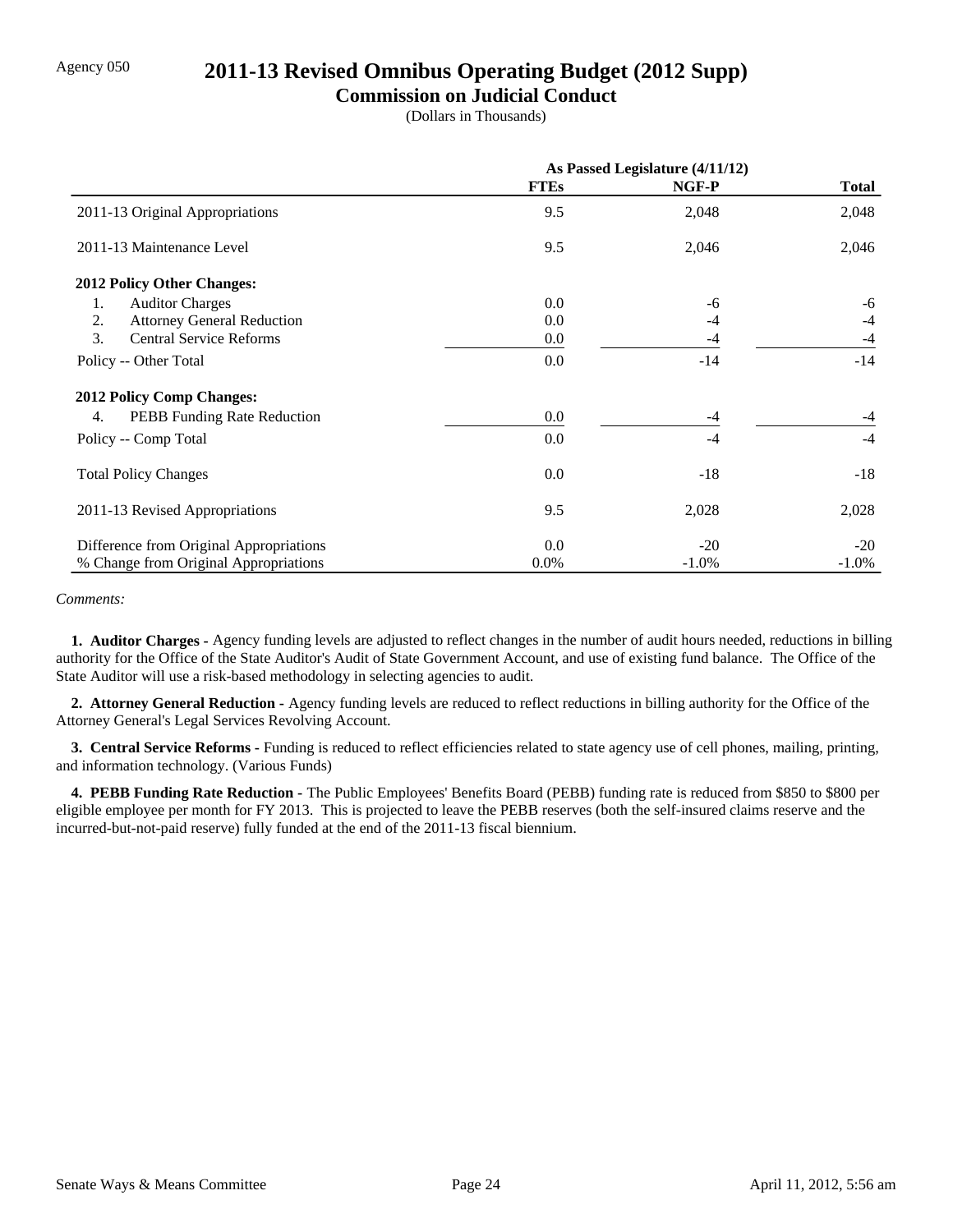Agency 050

# 2011-13 Revised Omnibus Operating Budget (2012 Supp)

## Commission on Judicial Conduct

(Dollars in Thousands)

| | As Passed Legislature (4/11/12) | | |
|---|---|---|---|
| | FTEs | NGF-P | Total |
| 2011-13 Original Appropriations | 9.5 | 2,048 | 2,048 |
| 2011-13 Maintenance Level | 9.5 | 2,046 | 2,046 |
| **2012 Policy Other Changes:** | | | |
| 1. Auditor Charges | 0.0 | -6 | -6 |
| 2. Attorney General Reduction | 0.0 | -4 | -4 |
| 3. Central Service Reforms | 0.0 | -4 | -4 |
| Policy -- Other Total | 0.0 | -14 | -14 |
| **2012 Policy Comp Changes:** | | | |
| 4. PEBB Funding Rate Reduction | 0.0 | -4 | -4 |
| Policy -- Comp Total | 0.0 | -4 | -4 |
| Total Policy Changes | 0.0 | -18 | -18 |
| 2011-13 Revised Appropriations | 9.5 | 2,028 | 2,028 |
| Difference from Original Appropriations | 0.0 | -20 | -20 |
| % Change from Original Appropriations | 0.0% | -1.0% | -1.0% |

*Comments:*

**1. Auditor Charges -** Agency funding levels are adjusted to reflect changes in the number of audit hours needed, reductions in billing authority for the Office of the State Auditor's Audit of State Government Account, and use of existing fund balance. The Office of the State Auditor will use a risk-based methodology in selecting agencies to audit.

**2. Attorney General Reduction -** Agency funding levels are reduced to reflect reductions in billing authority for the Office of the Attorney General's Legal Services Revolving Account.

**3. Central Service Reforms -** Funding is reduced to reflect efficiencies related to state agency use of cell phones, mailing, printing, and information technology. (Various Funds)

**4. PEBB Funding Rate Reduction -** The Public Employees' Benefits Board (PEBB) funding rate is reduced from $850 to $800 per eligible employee per month for FY 2013. This is projected to leave the PEBB reserves (both the self-insured claims reserve and the incurred-but-not-paid reserve) fully funded at the end of the 2011-13 fiscal biennium.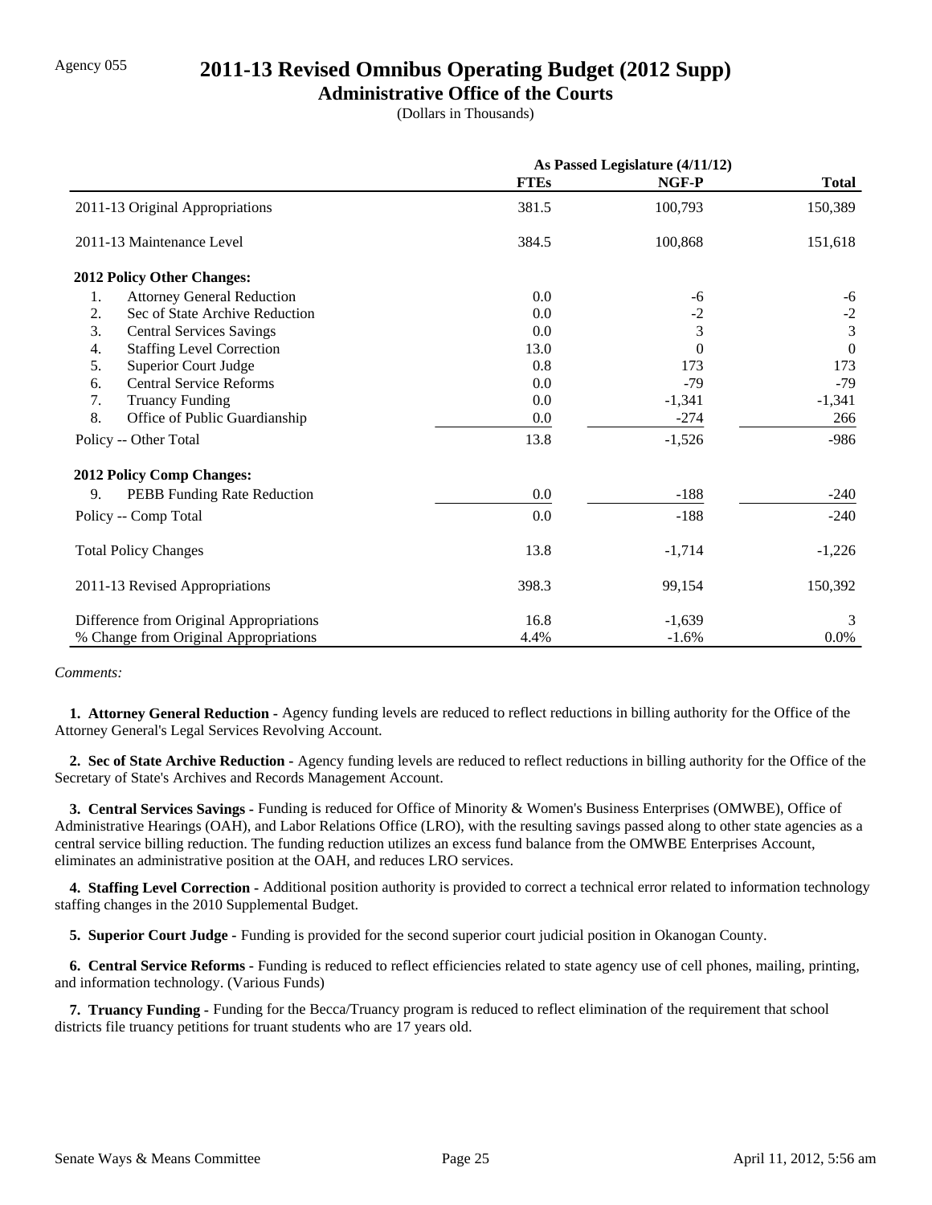Agency 055

# 2011-13 Revised Omnibus Operating Budget (2012 Supp)

## Administrative Office of the Courts

(Dollars in Thousands)

| | As Passed Legislature (4/11/12) | | |
|---|---|---|---|
| | **FTEs** | **NGF-P** | **Total** |
| 2011-13 Original Appropriations | 381.5 | 100,793 | 150,389 |
| 2011-13 Maintenance Level | 384.5 | 100,868 | 151,618 |
| **2012 Policy Other Changes:** | | | |
| 1. Attorney General Reduction | 0.0 | -6 | -6 |
| 2. Sec of State Archive Reduction | 0.0 | -2 | -2 |
| 3. Central Services Savings | 0.0 | 3 | 3 |
| 4. Staffing Level Correction | 13.0 | 0 | 0 |
| 5. Superior Court Judge | 0.8 | 173 | 173 |
| 6. Central Service Reforms | 0.0 | -79 | -79 |
| 7. Truancy Funding | 0.0 | -1,341 | -1,341 |
| 8. Office of Public Guardianship | 0.0 | -274 | 266 |
| Policy -- Other Total | 13.8 | -1,526 | -986 |
| **2012 Policy Comp Changes:** | | | |
| 9. PEBB Funding Rate Reduction | 0.0 | -188 | -240 |
| Policy -- Comp Total | 0.0 | -188 | -240 |
| Total Policy Changes | 13.8 | -1,714 | -1,226 |
| 2011-13 Revised Appropriations | 398.3 | 99,154 | 150,392 |
| Difference from Original Appropriations | 16.8 | -1,639 | 3 |
| % Change from Original Appropriations | 4.4% | -1.6% | 0.0% |

*Comments:*

**1. Attorney General Reduction -** Agency funding levels are reduced to reflect reductions in billing authority for the Office of the Attorney General's Legal Services Revolving Account.

**2. Sec of State Archive Reduction -** Agency funding levels are reduced to reflect reductions in billing authority for the Office of the Secretary of State's Archives and Records Management Account.

**3. Central Services Savings -** Funding is reduced for Office of Minority & Women's Business Enterprises (OMWBE), Office of Administrative Hearings (OAH), and Labor Relations Office (LRO), with the resulting savings passed along to other state agencies as a central service billing reduction. The funding reduction utilizes an excess fund balance from the OMWBE Enterprises Account, eliminates an administrative position at the OAH, and reduces LRO services.

**4. Staffing Level Correction -** Additional position authority is provided to correct a technical error related to information technology staffing changes in the 2010 Supplemental Budget.

**5. Superior Court Judge -** Funding is provided for the second superior court judicial position in Okanogan County.

**6. Central Service Reforms -** Funding is reduced to reflect efficiencies related to state agency use of cell phones, mailing, printing, and information technology. (Various Funds)

**7. Truancy Funding -** Funding for the Becca/Truancy program is reduced to reflect elimination of the requirement that school districts file truancy petitions for truant students who are 17 years old.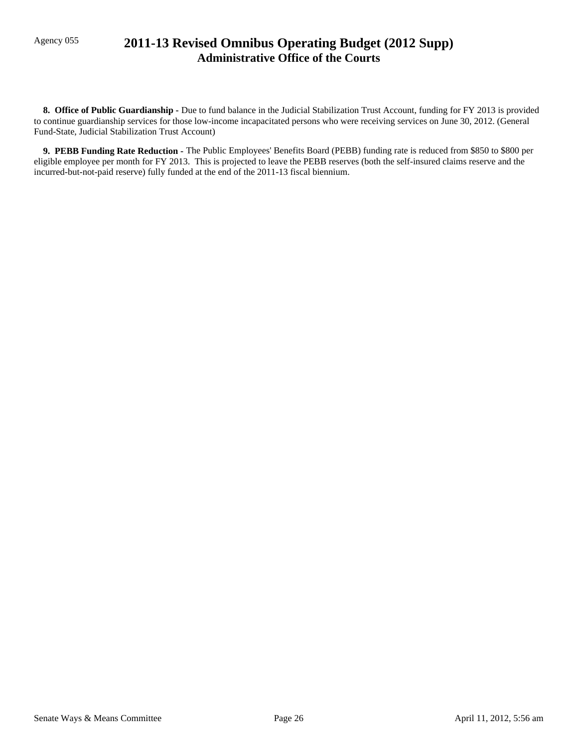**8. Office of Public Guardianship -** Due to fund balance in the Judicial Stabilization Trust Account, funding for FY 2013 is provided to continue guardianship services for those low-income incapacitated persons who were receiving services on June 30, 2012. (General Fund-State, Judicial Stabilization Trust Account)

**9. PEBB Funding Rate Reduction -** The Public Employees' Benefits Board (PEBB) funding rate is reduced from $850 to $800 per eligible employee per month for FY 2013. This is projected to leave the PEBB reserves (both the self-insured claims reserve and the incurred-but-not-paid reserve) fully funded at the end of the 2011-13 fiscal biennium.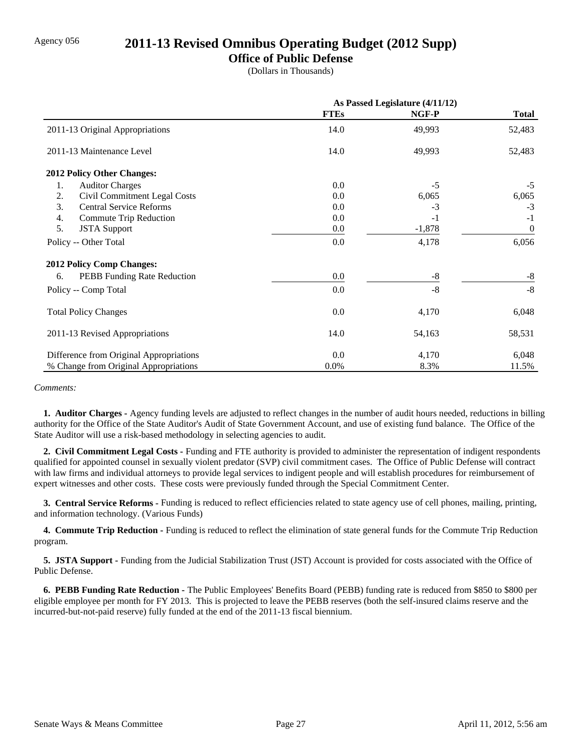Agency 056

# 2011-13 Revised Omnibus Operating Budget (2012 Supp)

## Office of Public Defense

(Dollars in Thousands)

| | As Passed Legislature (4/11/12) | | |
|---|---|---|---|
| | FTEs | NGF-P | Total |
| 2011-13 Original Appropriations | 14.0 | 49,993 | 52,483 |
| 2011-13 Maintenance Level | 14.0 | 49,993 | 52,483 |
| **2012 Policy Other Changes:** | | | |
| 1. Auditor Charges | 0.0 | -5 | -5 |
| 2. Civil Commitment Legal Costs | 0.0 | 6,065 | 6,065 |
| 3. Central Service Reforms | 0.0 | -3 | -3 |
| 4. Commute Trip Reduction | 0.0 | -1 | -1 |
| 5. JSTA Support | 0.0 | -1,878 | 0 |
| Policy -- Other Total | 0.0 | 4,178 | 6,056 |
| **2012 Policy Comp Changes:** | | | |
| 6. PEBB Funding Rate Reduction | 0.0 | -8 | -8 |
| Policy -- Comp Total | 0.0 | -8 | -8 |
| Total Policy Changes | 0.0 | 4,170 | 6,048 |
| 2011-13 Revised Appropriations | 14.0 | 54,163 | 58,531 |
| Difference from Original Appropriations | 0.0 | 4,170 | 6,048 |
| % Change from Original Appropriations | 0.0% | 8.3% | 11.5% |

*Comments:*

**1. Auditor Charges -** Agency funding levels are adjusted to reflect changes in the number of audit hours needed, reductions in billing authority for the Office of the State Auditor's Audit of State Government Account, and use of existing fund balance. The Office of the State Auditor will use a risk-based methodology in selecting agencies to audit.

**2. Civil Commitment Legal Costs -** Funding and FTE authority is provided to administer the representation of indigent respondents qualified for appointed counsel in sexually violent predator (SVP) civil commitment cases. The Office of Public Defense will contract with law firms and individual attorneys to provide legal services to indigent people and will establish procedures for reimbursement of expert witnesses and other costs. These costs were previously funded through the Special Commitment Center.

**3. Central Service Reforms -** Funding is reduced to reflect efficiencies related to state agency use of cell phones, mailing, printing, and information technology. (Various Funds)

**4. Commute Trip Reduction -** Funding is reduced to reflect the elimination of state general funds for the Commute Trip Reduction program.

**5. JSTA Support -** Funding from the Judicial Stabilization Trust (JST) Account is provided for costs associated with the Office of Public Defense.

**6. PEBB Funding Rate Reduction -** The Public Employees' Benefits Board (PEBB) funding rate is reduced from $850 to $800 per eligible employee per month for FY 2013. This is projected to leave the PEBB reserves (both the self-insured claims reserve and the incurred-but-not-paid reserve) fully funded at the end of the 2011-13 fiscal biennium.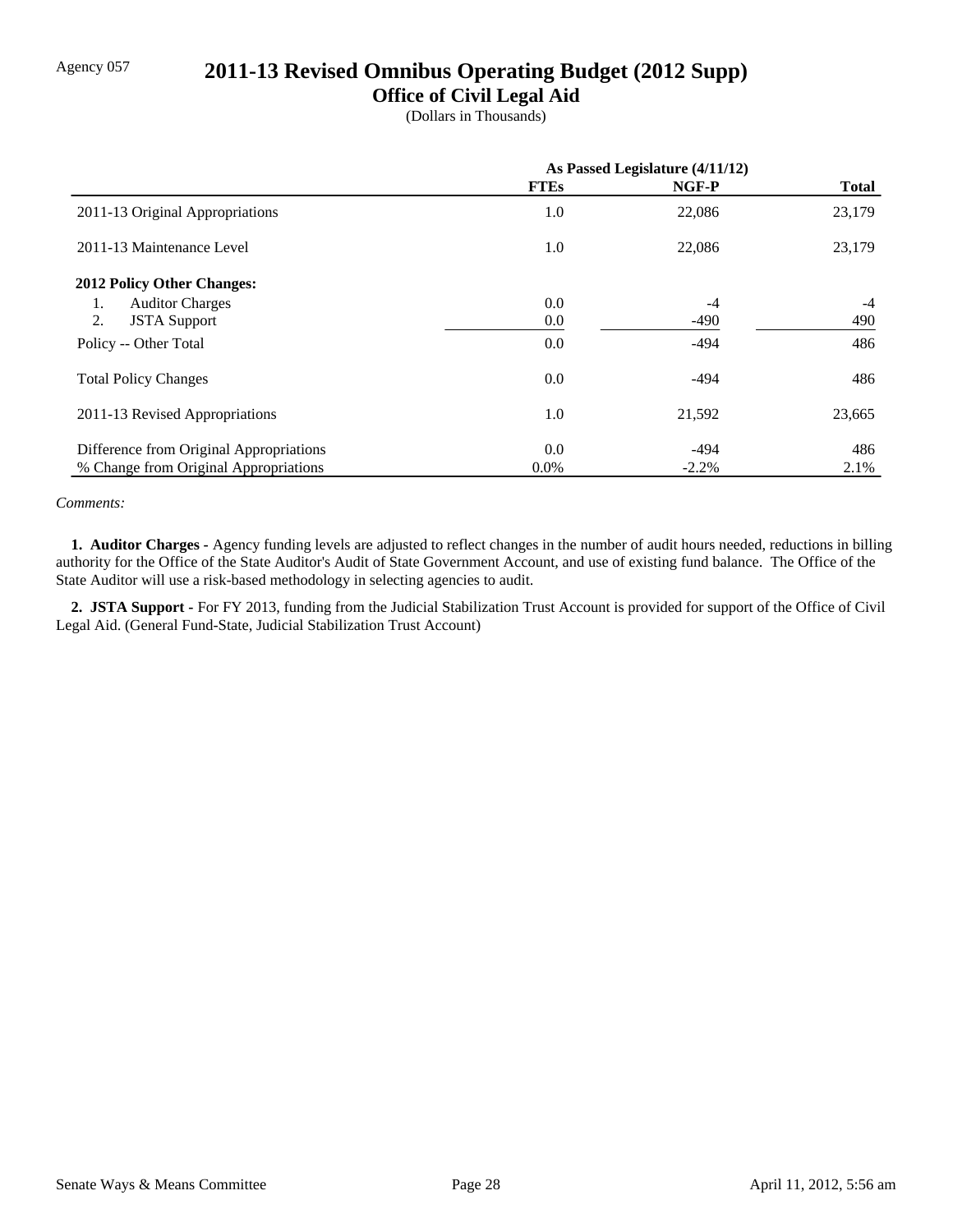Agency 057

# 2011-13 Revised Omnibus Operating Budget (2012 Supp)

## Office of Civil Legal Aid

(Dollars in Thousands)

| | As Passed Legislature (4/11/12) | | |
|---|---|---|---|
| | FTEs | NGF-P | Total |
| 2011-13 Original Appropriations | 1.0 | 22,086 | 23,179 |
| 2011-13 Maintenance Level | 1.0 | 22,086 | 23,179 |
| **2012 Policy Other Changes:** | | | |
| 1. Auditor Charges | 0.0 | -4 | -4 |
| 2. JSTA Support | 0.0 | -490 | 490 |
| Policy -- Other Total | 0.0 | -494 | 486 |
| Total Policy Changes | 0.0 | -494 | 486 |
| 2011-13 Revised Appropriations | 1.0 | 21,592 | 23,665 |
| Difference from Original Appropriations | 0.0 | -494 | 486 |
| % Change from Original Appropriations | 0.0% | -2.2% | 2.1% |

*Comments:*

**1. Auditor Charges -** Agency funding levels are adjusted to reflect changes in the number of audit hours needed, reductions in billing authority for the Office of the State Auditor's Audit of State Government Account, and use of existing fund balance. The Office of the State Auditor will use a risk-based methodology in selecting agencies to audit.

**2. JSTA Support -** For FY 2013, funding from the Judicial Stabilization Trust Account is provided for support of the Office of Civil Legal Aid. (General Fund-State, Judicial Stabilization Trust Account)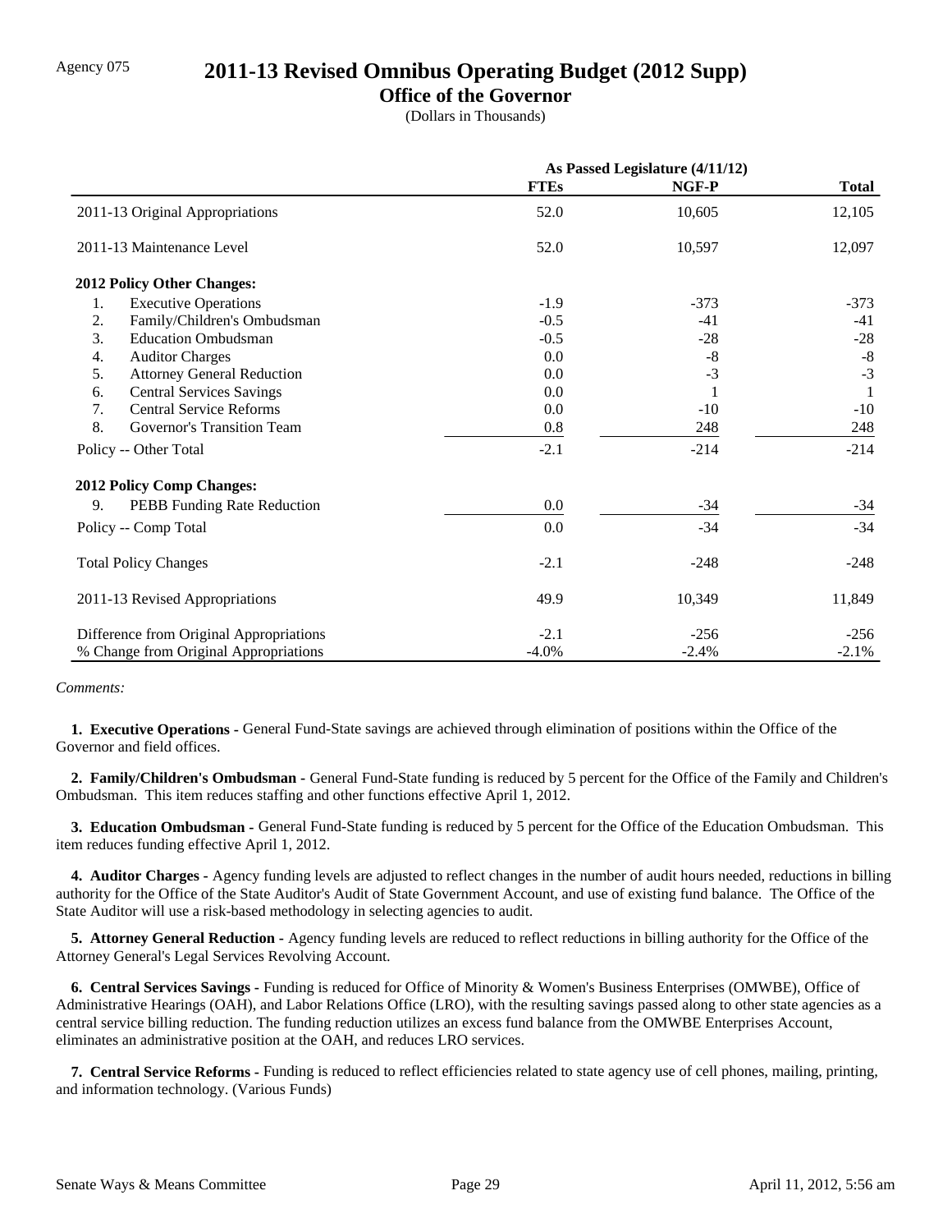Agency 075

# 2011-13 Revised Omnibus Operating Budget (2012 Supp)

## Office of the Governor

(Dollars in Thousands)

| | As Passed Legislature (4/11/12) | | |
|---|---|---|---|
| | FTEs | NGF-P | Total |
| 2011-13 Original Appropriations | 52.0 | 10,605 | 12,105 |
| 2011-13 Maintenance Level | 52.0 | 10,597 | 12,097 |
| **2012 Policy Other Changes:** | | | |
| 1. Executive Operations | -1.9 | -373 | -373 |
| 2. Family/Children's Ombudsman | -0.5 | -41 | -41 |
| 3. Education Ombudsman | -0.5 | -28 | -28 |
| 4. Auditor Charges | 0.0 | -8 | -8 |
| 5. Attorney General Reduction | 0.0 | -3 | -3 |
| 6. Central Services Savings | 0.0 | 1 | 1 |
| 7. Central Service Reforms | 0.0 | -10 | -10 |
| 8. Governor's Transition Team | 0.8 | 248 | 248 |
| Policy -- Other Total | -2.1 | -214 | -214 |
| **2012 Policy Comp Changes:** | | | |
| 9. PEBB Funding Rate Reduction | 0.0 | -34 | -34 |
| Policy -- Comp Total | 0.0 | -34 | -34 |
| Total Policy Changes | -2.1 | -248 | -248 |
| 2011-13 Revised Appropriations | 49.9 | 10,349 | 11,849 |
| Difference from Original Appropriations | -2.1 | -256 | -256 |
| % Change from Original Appropriations | -4.0% | -2.4% | -2.1% |

*Comments:*

**1. Executive Operations -** General Fund-State savings are achieved through elimination of positions within the Office of the Governor and field offices.

**2. Family/Children's Ombudsman -** General Fund-State funding is reduced by 5 percent for the Office of the Family and Children's Ombudsman. This item reduces staffing and other functions effective April 1, 2012.

**3. Education Ombudsman -** General Fund-State funding is reduced by 5 percent for the Office of the Education Ombudsman. This item reduces funding effective April 1, 2012.

**4. Auditor Charges -** Agency funding levels are adjusted to reflect changes in the number of audit hours needed, reductions in billing authority for the Office of the State Auditor's Audit of State Government Account, and use of existing fund balance. The Office of the State Auditor will use a risk-based methodology in selecting agencies to audit.

**5. Attorney General Reduction -** Agency funding levels are reduced to reflect reductions in billing authority for the Office of the Attorney General's Legal Services Revolving Account.

**6. Central Services Savings -** Funding is reduced for Office of Minority & Women's Business Enterprises (OMWBE), Office of Administrative Hearings (OAH), and Labor Relations Office (LRO), with the resulting savings passed along to other state agencies as a central service billing reduction. The funding reduction utilizes an excess fund balance from the OMWBE Enterprises Account, eliminates an administrative position at the OAH, and reduces LRO services.

**7. Central Service Reforms -** Funding is reduced to reflect efficiencies related to state agency use of cell phones, mailing, printing, and information technology. (Various Funds)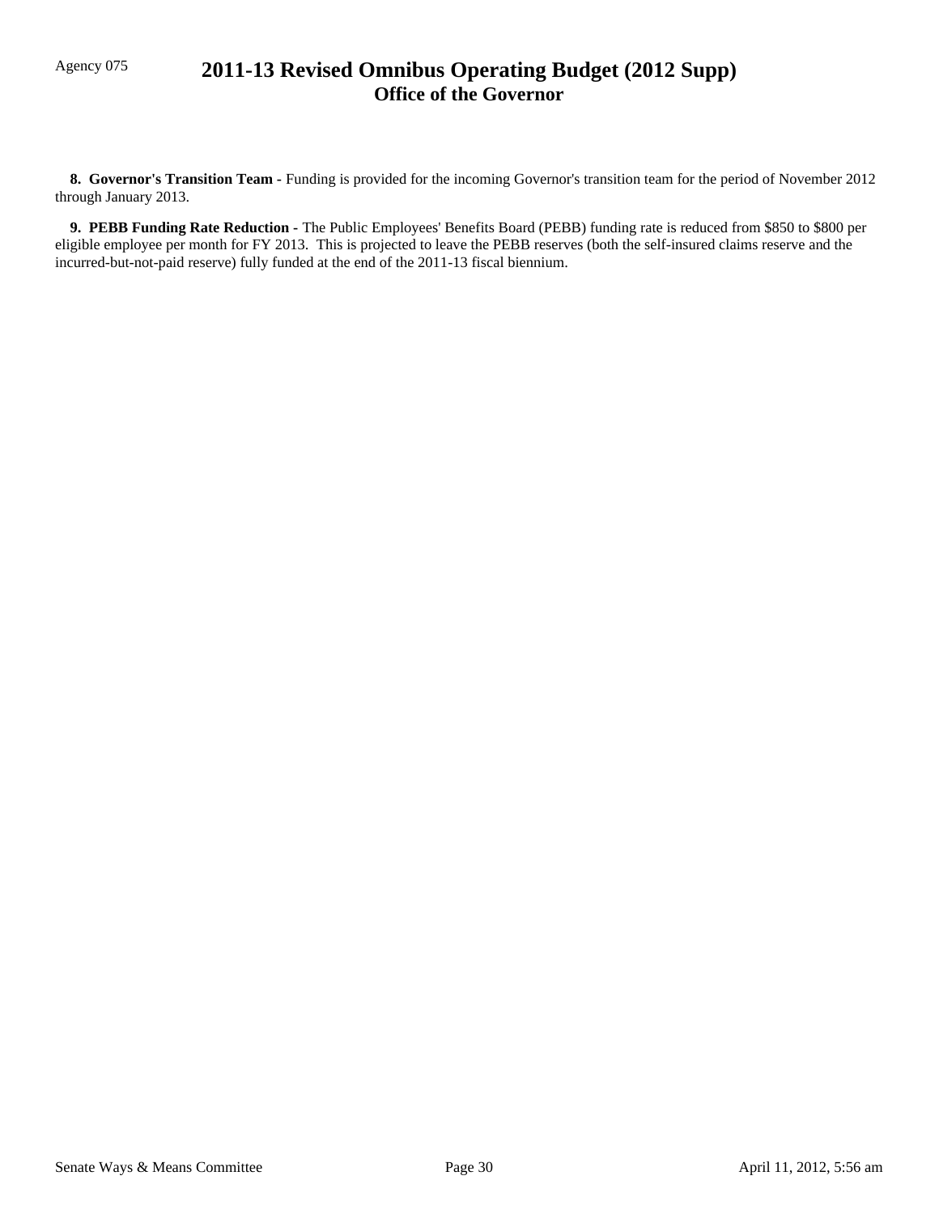**8. Governor's Transition Team** - Funding is provided for the incoming Governor's transition team for the period of November 2012 through January 2013.

**9. PEBB Funding Rate Reduction** - The Public Employees' Benefits Board (PEBB) funding rate is reduced from $850 to $800 per eligible employee per month for FY 2013. This is projected to leave the PEBB reserves (both the self-insured claims reserve and the incurred-but-not-paid reserve) fully funded at the end of the 2011-13 fiscal biennium.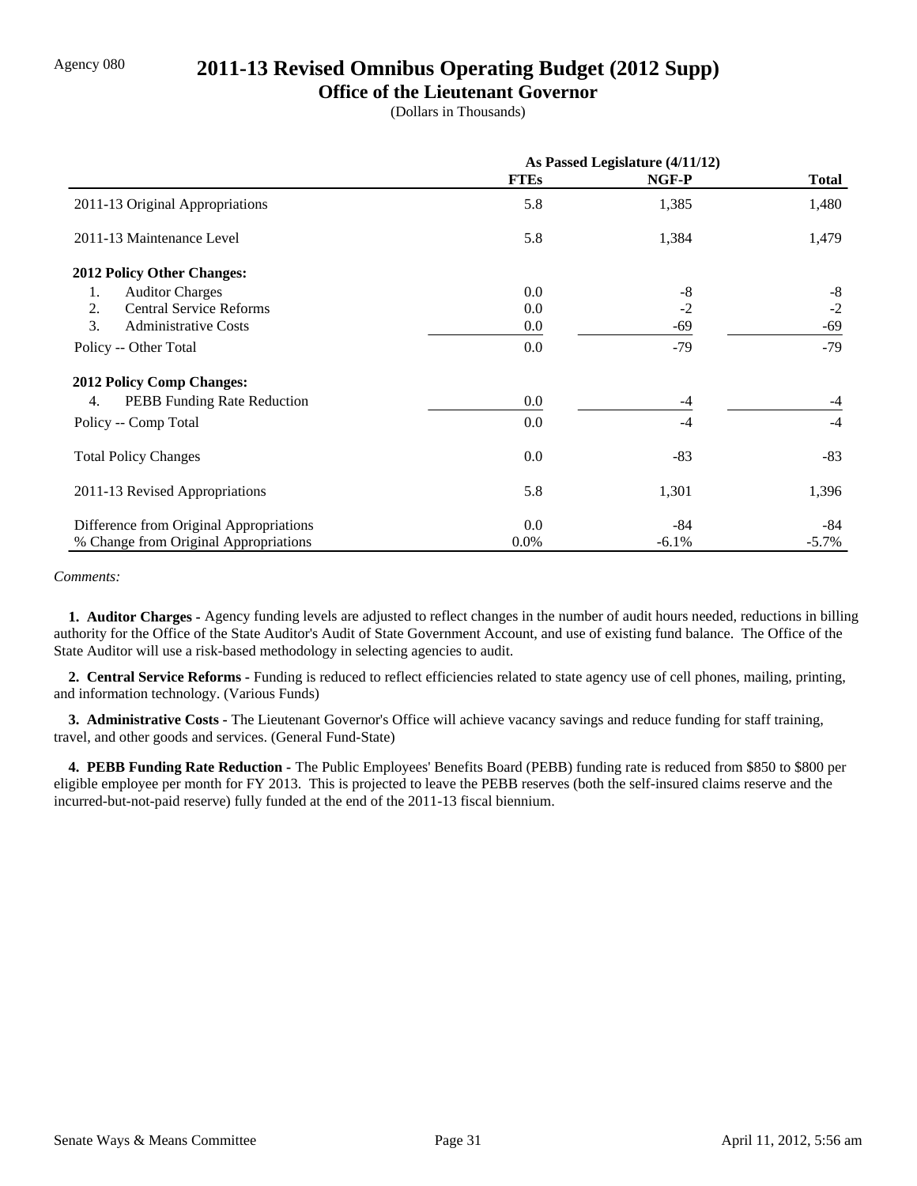Agency 080

# 2011-13 Revised Omnibus Operating Budget (2012 Supp)

## Office of the Lieutenant Governor

(Dollars in Thousands)

| | As Passed Legislature (4/11/12) | | |
|---|---|---|---|
| | **FTEs** | **NGF-P** | **Total** |
| 2011-13 Original Appropriations | 5.8 | 1,385 | 1,480 |
| 2011-13 Maintenance Level | 5.8 | 1,384 | 1,479 |
| **2012 Policy Other Changes:** | | | |
| 1. Auditor Charges | 0.0 | -8 | -8 |
| 2. Central Service Reforms | 0.0 | -2 | -2 |
| 3. Administrative Costs | 0.0 | -69 | -69 |
| Policy -- Other Total | 0.0 | -79 | -79 |
| **2012 Policy Comp Changes:** | | | |
| 4. PEBB Funding Rate Reduction | 0.0 | -4 | -4 |
| Policy -- Comp Total | 0.0 | -4 | -4 |
| Total Policy Changes | 0.0 | -83 | -83 |
| 2011-13 Revised Appropriations | 5.8 | 1,301 | 1,396 |
| Difference from Original Appropriations | 0.0 | -84 | -84 |
| % Change from Original Appropriations | 0.0% | -6.1% | -5.7% |

*Comments:*

**1. Auditor Charges -** Agency funding levels are adjusted to reflect changes in the number of audit hours needed, reductions in billing authority for the Office of the State Auditor's Audit of State Government Account, and use of existing fund balance. The Office of the State Auditor will use a risk-based methodology in selecting agencies to audit.

**2. Central Service Reforms -** Funding is reduced to reflect efficiencies related to state agency use of cell phones, mailing, printing, and information technology. (Various Funds)

**3. Administrative Costs -** The Lieutenant Governor's Office will achieve vacancy savings and reduce funding for staff training, travel, and other goods and services. (General Fund-State)

**4. PEBB Funding Rate Reduction -** The Public Employees' Benefits Board (PEBB) funding rate is reduced from $850 to $800 per eligible employee per month for FY 2013. This is projected to leave the PEBB reserves (both the self-insured claims reserve and the incurred-but-not-paid reserve) fully funded at the end of the 2011-13 fiscal biennium.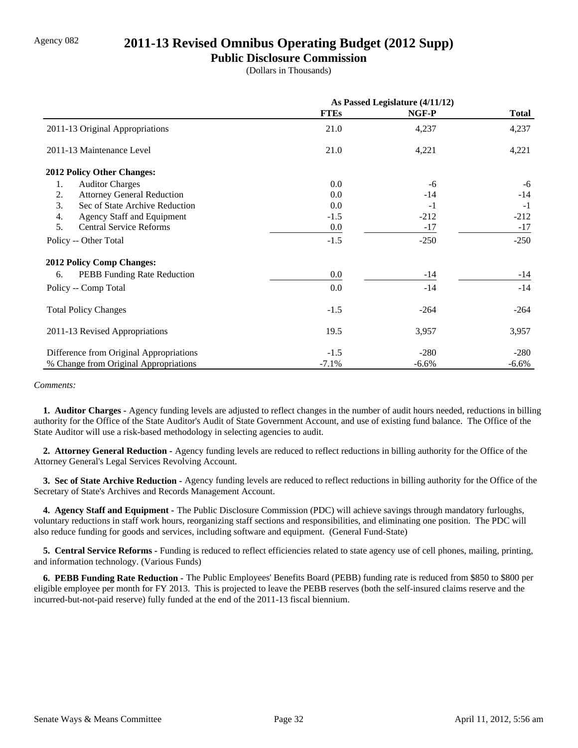Agency 082

# 2011-13 Revised Omnibus Operating Budget (2012 Supp)

## Public Disclosure Commission

(Dollars in Thousands)

| | As Passed Legislature (4/11/12) | | |
|---|---|---|---|
| | FTEs | NGF-P | Total |
| 2011-13 Original Appropriations | 21.0 | 4,237 | 4,237 |
| 2011-13 Maintenance Level | 21.0 | 4,221 | 4,221 |
| **2012 Policy Other Changes:** | | | |
| 1. Auditor Charges | 0.0 | -6 | -6 |
| 2. Attorney General Reduction | 0.0 | -14 | -14 |
| 3. Sec of State Archive Reduction | 0.0 | -1 | -1 |
| 4. Agency Staff and Equipment | -1.5 | -212 | -212 |
| 5. Central Service Reforms | 0.0 | -17 | -17 |
| Policy -- Other Total | -1.5 | -250 | -250 |
| **2012 Policy Comp Changes:** | | | |
| 6. PEBB Funding Rate Reduction | 0.0 | -14 | -14 |
| Policy -- Comp Total | 0.0 | -14 | -14 |
| Total Policy Changes | -1.5 | -264 | -264 |
| 2011-13 Revised Appropriations | 19.5 | 3,957 | 3,957 |
| Difference from Original Appropriations | -1.5 | -280 | -280 |
| % Change from Original Appropriations | -7.1% | -6.6% | -6.6% |

*Comments:*

**1. Auditor Charges -** Agency funding levels are adjusted to reflect changes in the number of audit hours needed, reductions in billing authority for the Office of the State Auditor's Audit of State Government Account, and use of existing fund balance. The Office of the State Auditor will use a risk-based methodology in selecting agencies to audit.

**2. Attorney General Reduction -** Agency funding levels are reduced to reflect reductions in billing authority for the Office of the Attorney General's Legal Services Revolving Account.

**3. Sec of State Archive Reduction -** Agency funding levels are reduced to reflect reductions in billing authority for the Office of the Secretary of State's Archives and Records Management Account.

**4. Agency Staff and Equipment -** The Public Disclosure Commission (PDC) will achieve savings through mandatory furloughs, voluntary reductions in staff work hours, reorganizing staff sections and responsibilities, and eliminating one position. The PDC will also reduce funding for goods and services, including software and equipment. (General Fund-State)

**5. Central Service Reforms -** Funding is reduced to reflect efficiencies related to state agency use of cell phones, mailing, printing, and information technology. (Various Funds)

**6. PEBB Funding Rate Reduction -** The Public Employees' Benefits Board (PEBB) funding rate is reduced from $850 to $800 per eligible employee per month for FY 2013. This is projected to leave the PEBB reserves (both the self-insured claims reserve and the incurred-but-not-paid reserve) fully funded at the end of the 2011-13 fiscal biennium.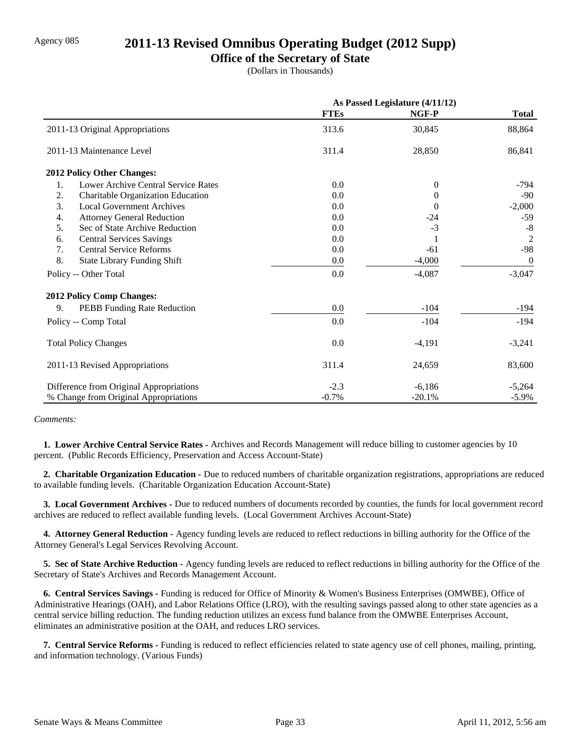Agency 085

# 2011-13 Revised Omnibus Operating Budget (2012 Supp)

## Office of the Secretary of State

(Dollars in Thousands)

| | As Passed Legislature (4/11/12) | | |
|---|---|---|---|
| | **FTEs** | **NGF-P** | **Total** |
| 2011-13 Original Appropriations | 313.6 | 30,845 | 88,864 |
| 2011-13 Maintenance Level | 311.4 | 28,850 | 86,841 |
| **2012 Policy Other Changes:** | | | |
| 1. Lower Archive Central Service Rates | 0.0 | 0 | -794 |
| 2. Charitable Organization Education | 0.0 | 0 | -90 |
| 3. Local Government Archives | 0.0 | 0 | -2,000 |
| 4. Attorney General Reduction | 0.0 | -24 | -59 |
| 5. Sec of State Archive Reduction | 0.0 | -3 | -8 |
| 6. Central Services Savings | 0.0 | 1 | 2 |
| 7. Central Service Reforms | 0.0 | -61 | -98 |
| 8. State Library Funding Shift | 0.0 | -4,000 | 0 |
| Policy -- Other Total | 0.0 | -4,087 | -3,047 |
| **2012 Policy Comp Changes:** | | | |
| 9. PEBB Funding Rate Reduction | 0.0 | -104 | -194 |
| Policy -- Comp Total | 0.0 | -104 | -194 |
| Total Policy Changes | 0.0 | -4,191 | -3,241 |
| 2011-13 Revised Appropriations | 311.4 | 24,659 | 83,600 |
| Difference from Original Appropriations | -2.3 | -6,186 | -5,264 |
| % Change from Original Appropriations | -0.7% | -20.1% | -5.9% |

*Comments:*

**1. Lower Archive Central Service Rates -** Archives and Records Management will reduce billing to customer agencies by 10 percent. (Public Records Efficiency, Preservation and Access Account-State)

**2. Charitable Organization Education -** Due to reduced numbers of charitable organization registrations, appropriations are reduced to available funding levels. (Charitable Organization Education Account-State)

**3. Local Government Archives -** Due to reduced numbers of documents recorded by counties, the funds for local government record archives are reduced to reflect available funding levels. (Local Government Archives Account-State)

**4. Attorney General Reduction -** Agency funding levels are reduced to reflect reductions in billing authority for the Office of the Attorney General's Legal Services Revolving Account.

**5. Sec of State Archive Reduction -** Agency funding levels are reduced to reflect reductions in billing authority for the Office of the Secretary of State's Archives and Records Management Account.

**6. Central Services Savings -** Funding is reduced for Office of Minority & Women's Business Enterprises (OMWBE), Office of Administrative Hearings (OAH), and Labor Relations Office (LRO), with the resulting savings passed along to other state agencies as a central service billing reduction. The funding reduction utilizes an excess fund balance from the OMWBE Enterprises Account, eliminates an administrative position at the OAH, and reduces LRO services.

**7. Central Service Reforms -** Funding is reduced to reflect efficiencies related to state agency use of cell phones, mailing, printing, and information technology. (Various Funds)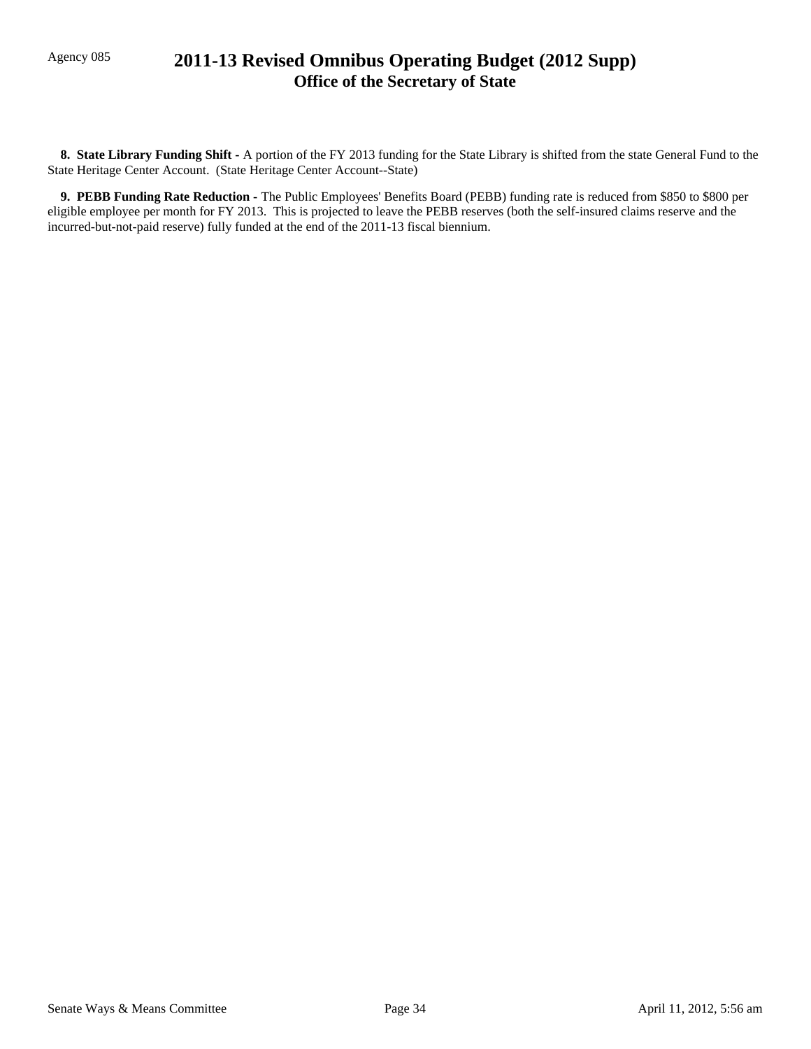**8. State Library Funding Shift -** A portion of the FY 2013 funding for the State Library is shifted from the state General Fund to the State Heritage Center Account. (State Heritage Center Account--State)

**9. PEBB Funding Rate Reduction -** The Public Employees' Benefits Board (PEBB) funding rate is reduced from $850 to $800 per eligible employee per month for FY 2013. This is projected to leave the PEBB reserves (both the self-insured claims reserve and the incurred-but-not-paid reserve) fully funded at the end of the 2011-13 fiscal biennium.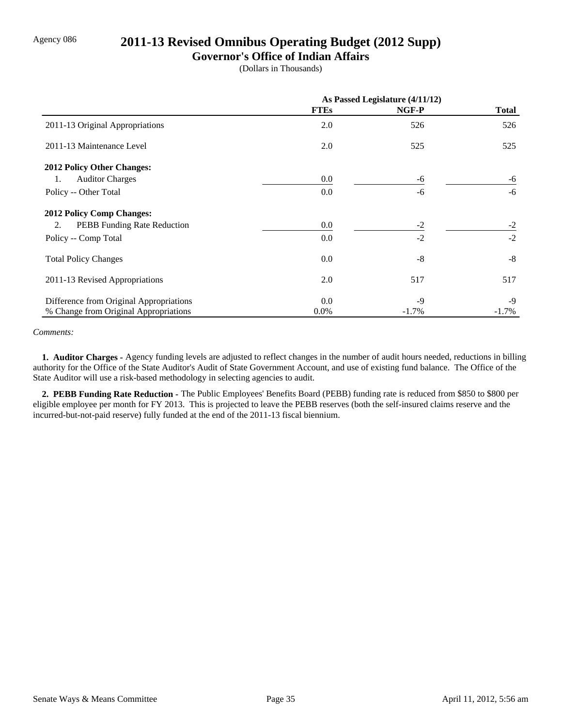Agency 086

# 2011-13 Revised Omnibus Operating Budget (2012 Supp)

## Governor's Office of Indian Affairs

(Dollars in Thousands)

| | As Passed Legislature (4/11/12) | | |
|---|---|---|---|
| | FTEs | NGF-P | Total |
| 2011-13 Original Appropriations | 2.0 | 526 | 526 |
| 2011-13 Maintenance Level | 2.0 | 525 | 525 |
| **2012 Policy Other Changes:** | | | |
| 1. Auditor Charges | 0.0 | -6 | -6 |
| Policy -- Other Total | 0.0 | -6 | -6 |
| **2012 Policy Comp Changes:** | | | |
| 2. PEBB Funding Rate Reduction | 0.0 | -2 | -2 |
| Policy -- Comp Total | 0.0 | -2 | -2 |
| Total Policy Changes | 0.0 | -8 | -8 |
| 2011-13 Revised Appropriations | 2.0 | 517 | 517 |
| Difference from Original Appropriations | 0.0 | -9 | -9 |
| % Change from Original Appropriations | 0.0% | -1.7% | -1.7% |

*Comments:*

**1. Auditor Charges -** Agency funding levels are adjusted to reflect changes in the number of audit hours needed, reductions in billing authority for the Office of the State Auditor's Audit of State Government Account, and use of existing fund balance. The Office of the State Auditor will use a risk-based methodology in selecting agencies to audit.

**2. PEBB Funding Rate Reduction -** The Public Employees' Benefits Board (PEBB) funding rate is reduced from $850 to $800 per eligible employee per month for FY 2013. This is projected to leave the PEBB reserves (both the self-insured claims reserve and the incurred-but-not-paid reserve) fully funded at the end of the 2011-13 fiscal biennium.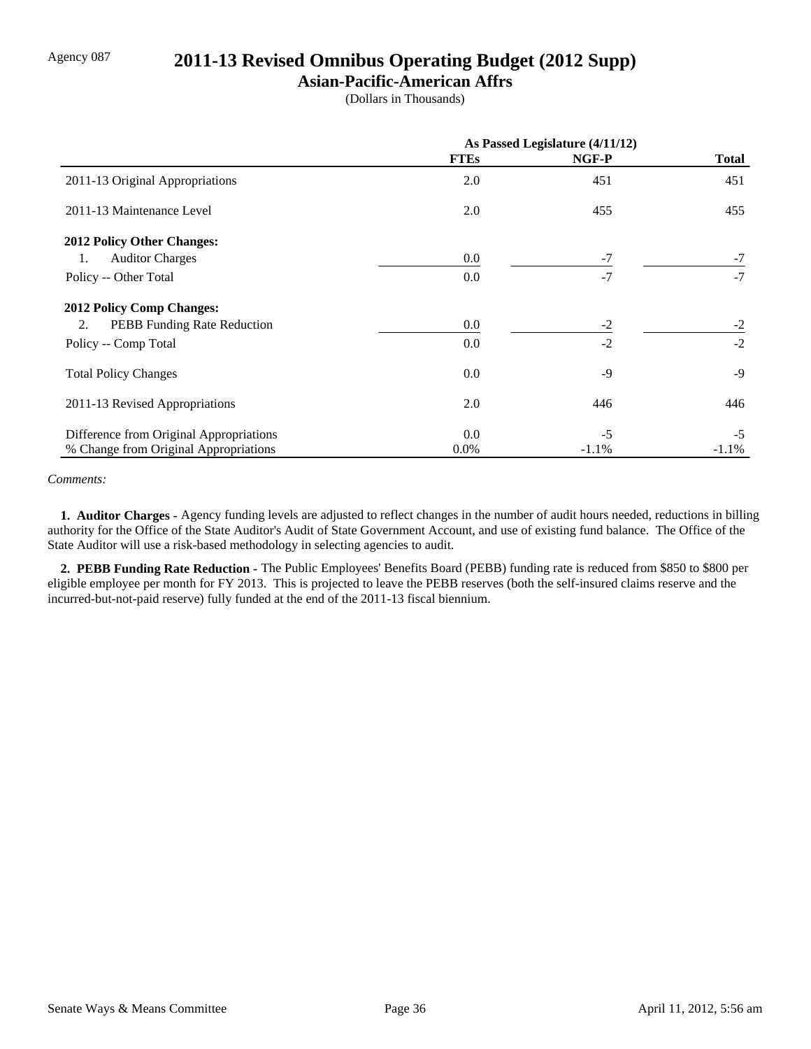Agency 087

# 2011-13 Revised Omnibus Operating Budget (2012 Supp)

## Asian-Pacific-American Affrs

(Dollars in Thousands)

| | As Passed Legislature (4/11/12) | | |
|---|---|---|---|
| | **FTEs** | **NGF-P** | **Total** |
| 2011-13 Original Appropriations | 2.0 | 451 | 451 |
| 2011-13 Maintenance Level | 2.0 | 455 | 455 |
| **2012 Policy Other Changes:** | | | |
| 1. Auditor Charges | 0.0 | -7 | -7 |
| Policy -- Other Total | 0.0 | -7 | -7 |
| **2012 Policy Comp Changes:** | | | |
| 2. PEBB Funding Rate Reduction | 0.0 | -2 | -2 |
| Policy -- Comp Total | 0.0 | -2 | -2 |
| Total Policy Changes | 0.0 | -9 | -9 |
| 2011-13 Revised Appropriations | 2.0 | 446 | 446 |
| Difference from Original Appropriations | 0.0 | -5 | -5 |
| % Change from Original Appropriations | 0.0% | -1.1% | -1.1% |

*Comments:*

**1. Auditor Charges -** Agency funding levels are adjusted to reflect changes in the number of audit hours needed, reductions in billing authority for the Office of the State Auditor's Audit of State Government Account, and use of existing fund balance. The Office of the State Auditor will use a risk-based methodology in selecting agencies to audit.

**2. PEBB Funding Rate Reduction -** The Public Employees' Benefits Board (PEBB) funding rate is reduced from $850 to $800 per eligible employee per month for FY 2013. This is projected to leave the PEBB reserves (both the self-insured claims reserve and the incurred-but-not-paid reserve) fully funded at the end of the 2011-13 fiscal biennium.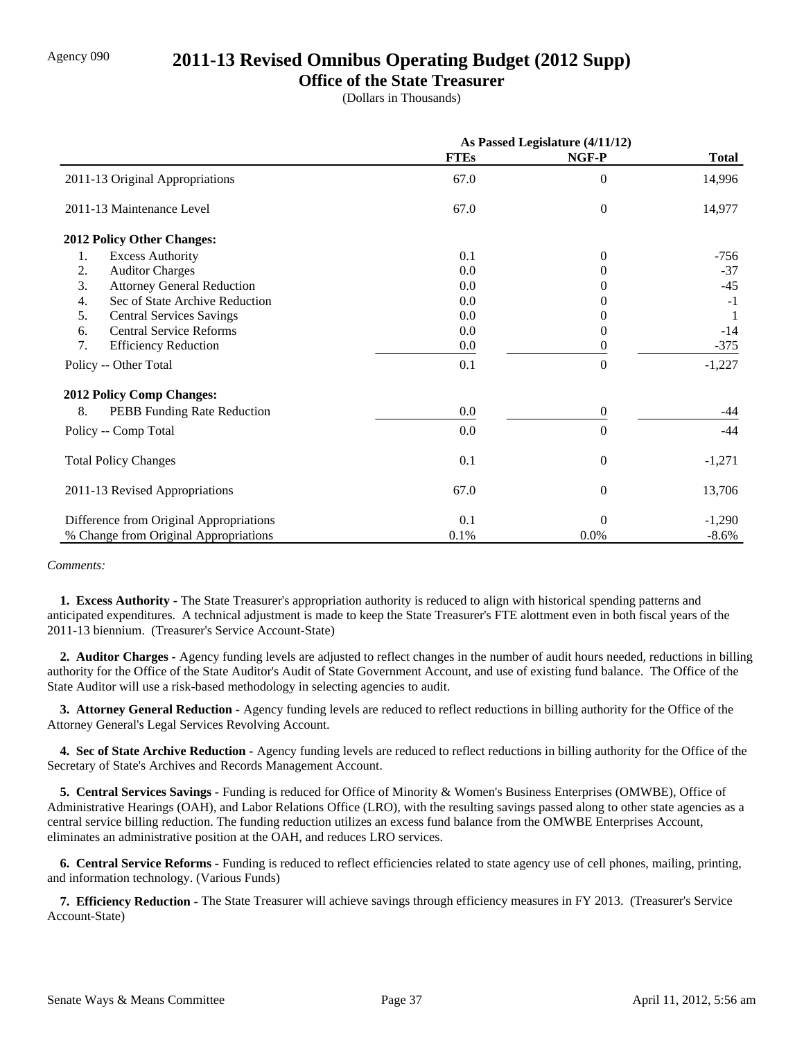Agency 090

# 2011-13 Revised Omnibus Operating Budget (2012 Supp)

## Office of the State Treasurer

(Dollars in Thousands)

| | As Passed Legislature (4/11/12) | | |
|---|---|---|---|
| | **FTEs** | **NGF-P** | **Total** |
| 2011-13 Original Appropriations | 67.0 | 0 | 14,996 |
| 2011-13 Maintenance Level | 67.0 | 0 | 14,977 |
| **2012 Policy Other Changes:** | | | |
| 1. Excess Authority | 0.1 | 0 | -756 |
| 2. Auditor Charges | 0.0 | 0 | -37 |
| 3. Attorney General Reduction | 0.0 | 0 | -45 |
| 4. Sec of State Archive Reduction | 0.0 | 0 | -1 |
| 5. Central Services Savings | 0.0 | 0 | 1 |
| 6. Central Service Reforms | 0.0 | 0 | -14 |
| 7. Efficiency Reduction | 0.0 | 0 | -375 |
| Policy -- Other Total | 0.1 | 0 | -1,227 |
| **2012 Policy Comp Changes:** | | | |
| 8. PEBB Funding Rate Reduction | 0.0 | 0 | -44 |
| Policy -- Comp Total | 0.0 | 0 | -44 |
| Total Policy Changes | 0.1 | 0 | -1,271 |
| 2011-13 Revised Appropriations | 67.0 | 0 | 13,706 |
| Difference from Original Appropriations | 0.1 | 0 | -1,290 |
| % Change from Original Appropriations | 0.1% | 0.0% | -8.6% |

*Comments:*

**1. Excess Authority -** The State Treasurer's appropriation authority is reduced to align with historical spending patterns and anticipated expenditures. A technical adjustment is made to keep the State Treasurer's FTE alottment even in both fiscal years of the 2011-13 biennium. (Treasurer's Service Account-State)

**2. Auditor Charges -** Agency funding levels are adjusted to reflect changes in the number of audit hours needed, reductions in billing authority for the Office of the State Auditor's Audit of State Government Account, and use of existing fund balance. The Office of the State Auditor will use a risk-based methodology in selecting agencies to audit.

**3. Attorney General Reduction -** Agency funding levels are reduced to reflect reductions in billing authority for the Office of the Attorney General's Legal Services Revolving Account.

**4. Sec of State Archive Reduction -** Agency funding levels are reduced to reflect reductions in billing authority for the Office of the Secretary of State's Archives and Records Management Account.

**5. Central Services Savings -** Funding is reduced for Office of Minority & Women's Business Enterprises (OMWBE), Office of Administrative Hearings (OAH), and Labor Relations Office (LRO), with the resulting savings passed along to other state agencies as a central service billing reduction. The funding reduction utilizes an excess fund balance from the OMWBE Enterprises Account, eliminates an administrative position at the OAH, and reduces LRO services.

**6. Central Service Reforms -** Funding is reduced to reflect efficiencies related to state agency use of cell phones, mailing, printing, and information technology. (Various Funds)

**7. Efficiency Reduction -** The State Treasurer will achieve savings through efficiency measures in FY 2013. (Treasurer's Service Account-State)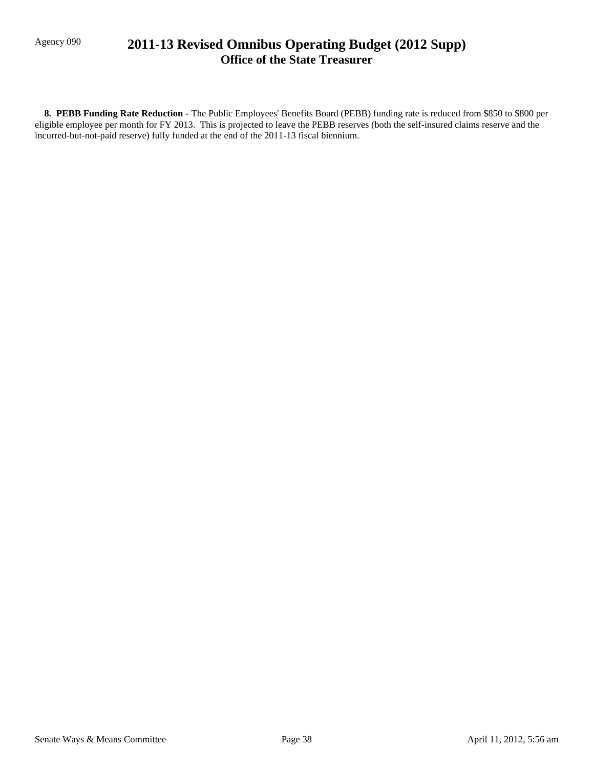**8. PEBB Funding Rate Reduction -** The Public Employees' Benefits Board (PEBB) funding rate is reduced from $850 to $800 per eligible employee per month for FY 2013. This is projected to leave the PEBB reserves (both the self-insured claims reserve and the incurred-but-not-paid reserve) fully funded at the end of the 2011-13 fiscal biennium.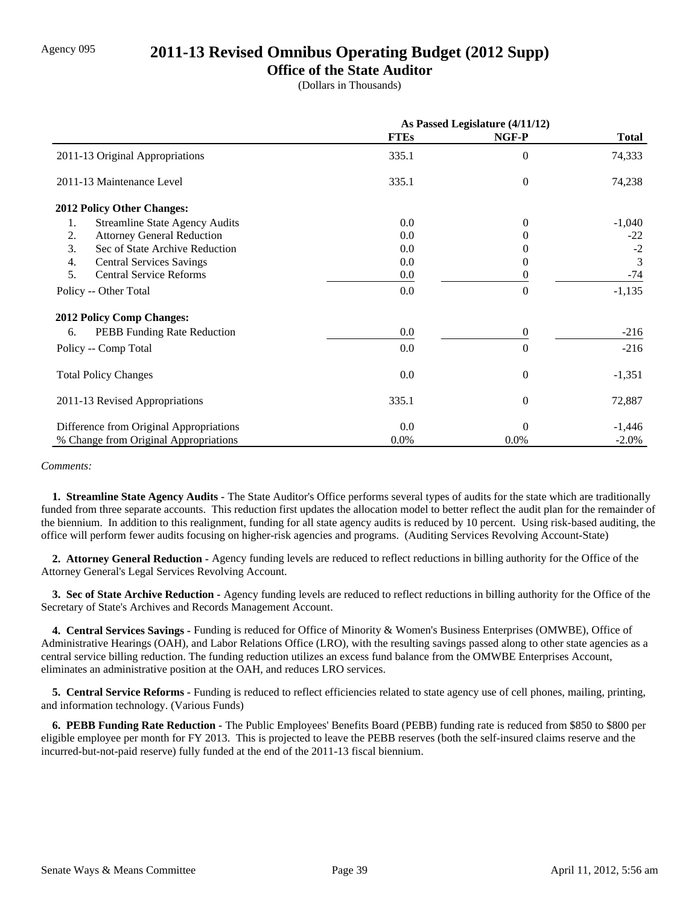Agency 095

# 2011-13 Revised Omnibus Operating Budget (2012 Supp)

## Office of the State Auditor

(Dollars in Thousands)

| | As Passed Legislature (4/11/12) | | |
|---|---|---|---|
| | **FTEs** | **NGF-P** | **Total** |
| 2011-13 Original Appropriations | 335.1 | 0 | 74,333 |
| 2011-13 Maintenance Level | 335.1 | 0 | 74,238 |
| **2012 Policy Other Changes:** | | | |
| 1. Streamline State Agency Audits | 0.0 | 0 | -1,040 |
| 2. Attorney General Reduction | 0.0 | 0 | -22 |
| 3. Sec of State Archive Reduction | 0.0 | 0 | -2 |
| 4. Central Services Savings | 0.0 | 0 | 3 |
| 5. Central Service Reforms | 0.0 | 0 | -74 |
| Policy -- Other Total | 0.0 | 0 | -1,135 |
| **2012 Policy Comp Changes:** | | | |
| 6. PEBB Funding Rate Reduction | 0.0 | 0 | -216 |
| Policy -- Comp Total | 0.0 | 0 | -216 |
| Total Policy Changes | 0.0 | 0 | -1,351 |
| 2011-13 Revised Appropriations | 335.1 | 0 | 72,887 |
| Difference from Original Appropriations | 0.0 | 0 | -1,446 |
| % Change from Original Appropriations | 0.0% | 0.0% | -2.0% |

*Comments:*

**1. Streamline State Agency Audits -** The State Auditor's Office performs several types of audits for the state which are traditionally funded from three separate accounts. This reduction first updates the allocation model to better reflect the audit plan for the remainder of the biennium. In addition to this realignment, funding for all state agency audits is reduced by 10 percent. Using risk-based auditing, the office will perform fewer audits focusing on higher-risk agencies and programs. (Auditing Services Revolving Account-State)

**2. Attorney General Reduction -** Agency funding levels are reduced to reflect reductions in billing authority for the Office of the Attorney General's Legal Services Revolving Account.

**3. Sec of State Archive Reduction -** Agency funding levels are reduced to reflect reductions in billing authority for the Office of the Secretary of State's Archives and Records Management Account.

**4. Central Services Savings -** Funding is reduced for Office of Minority & Women's Business Enterprises (OMWBE), Office of Administrative Hearings (OAH), and Labor Relations Office (LRO), with the resulting savings passed along to other state agencies as a central service billing reduction. The funding reduction utilizes an excess fund balance from the OMWBE Enterprises Account, eliminates an administrative position at the OAH, and reduces LRO services.

**5. Central Service Reforms -** Funding is reduced to reflect efficiencies related to state agency use of cell phones, mailing, printing, and information technology. (Various Funds)

**6. PEBB Funding Rate Reduction -** The Public Employees' Benefits Board (PEBB) funding rate is reduced from $850 to $800 per eligible employee per month for FY 2013. This is projected to leave the PEBB reserves (both the self-insured claims reserve and the incurred-but-not-paid reserve) fully funded at the end of the 2011-13 fiscal biennium.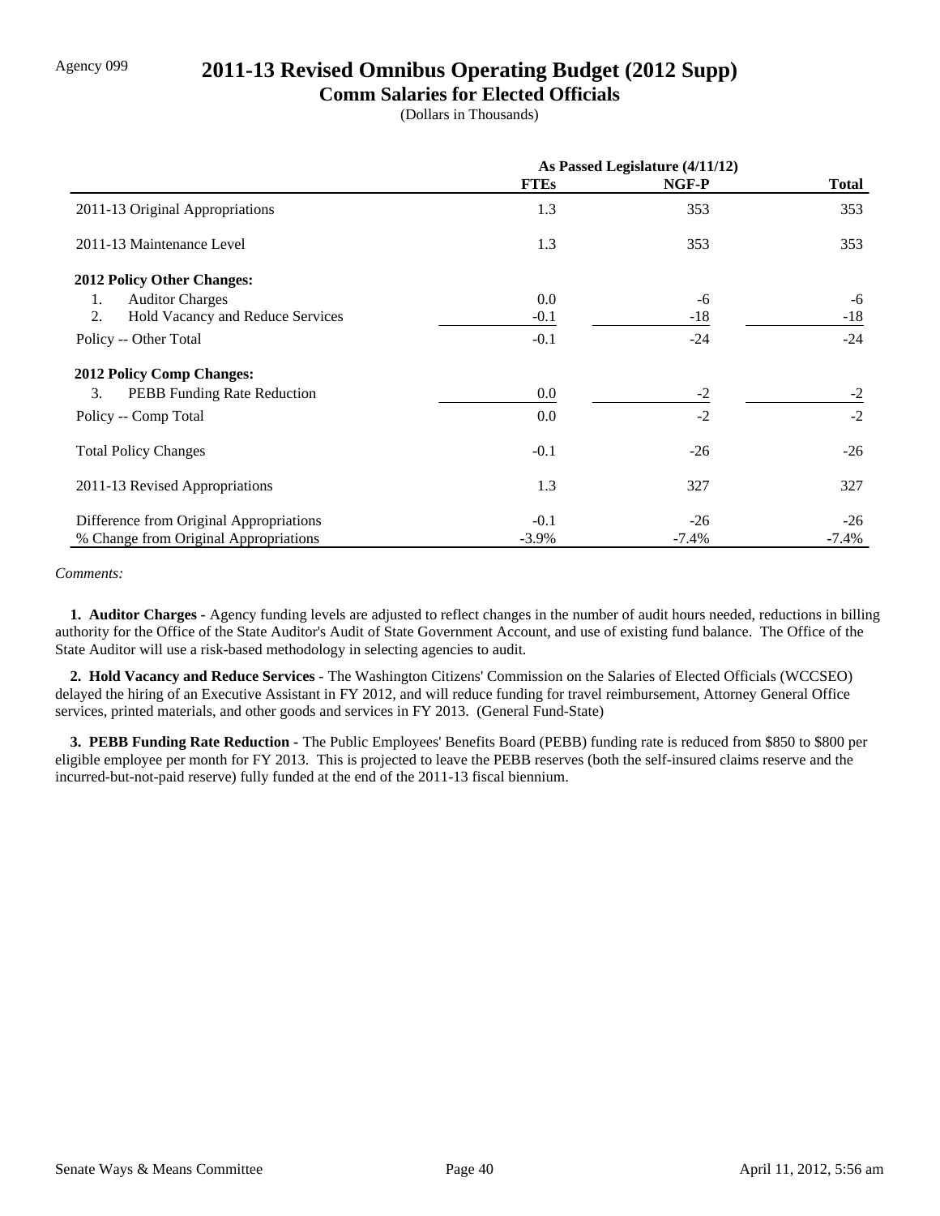Agency 099

# 2011-13 Revised Omnibus Operating Budget (2012 Supp)

## Comm Salaries for Elected Officials

(Dollars in Thousands)

| | As Passed Legislature (4/11/12) | | |
|---|---|---|---|
| | **FTEs** | **NGF-P** | **Total** |
| 2011-13 Original Appropriations | 1.3 | 353 | 353 |
| 2011-13 Maintenance Level | 1.3 | 353 | 353 |
| **2012 Policy Other Changes:** | | | |
| 1. Auditor Charges | 0.0 | -6 | -6 |
| 2. Hold Vacancy and Reduce Services | -0.1 | -18 | -18 |
| Policy -- Other Total | -0.1 | -24 | -24 |
| **2012 Policy Comp Changes:** | | | |
| 3. PEBB Funding Rate Reduction | 0.0 | -2 | -2 |
| Policy -- Comp Total | 0.0 | -2 | -2 |
| Total Policy Changes | -0.1 | -26 | -26 |
| 2011-13 Revised Appropriations | 1.3 | 327 | 327 |
| Difference from Original Appropriations | -0.1 | -26 | -26 |
| % Change from Original Appropriations | -3.9% | -7.4% | -7.4% |

*Comments:*

**1. Auditor Charges -** Agency funding levels are adjusted to reflect changes in the number of audit hours needed, reductions in billing authority for the Office of the State Auditor's Audit of State Government Account, and use of existing fund balance. The Office of the State Auditor will use a risk-based methodology in selecting agencies to audit.

**2. Hold Vacancy and Reduce Services -** The Washington Citizens' Commission on the Salaries of Elected Officials (WCCSEO) delayed the hiring of an Executive Assistant in FY 2012, and will reduce funding for travel reimbursement, Attorney General Office services, printed materials, and other goods and services in FY 2013. (General Fund-State)

**3. PEBB Funding Rate Reduction -** The Public Employees' Benefits Board (PEBB) funding rate is reduced from $850 to $800 per eligible employee per month for FY 2013. This is projected to leave the PEBB reserves (both the self-insured claims reserve and the incurred-but-not-paid reserve) fully funded at the end of the 2011-13 fiscal biennium.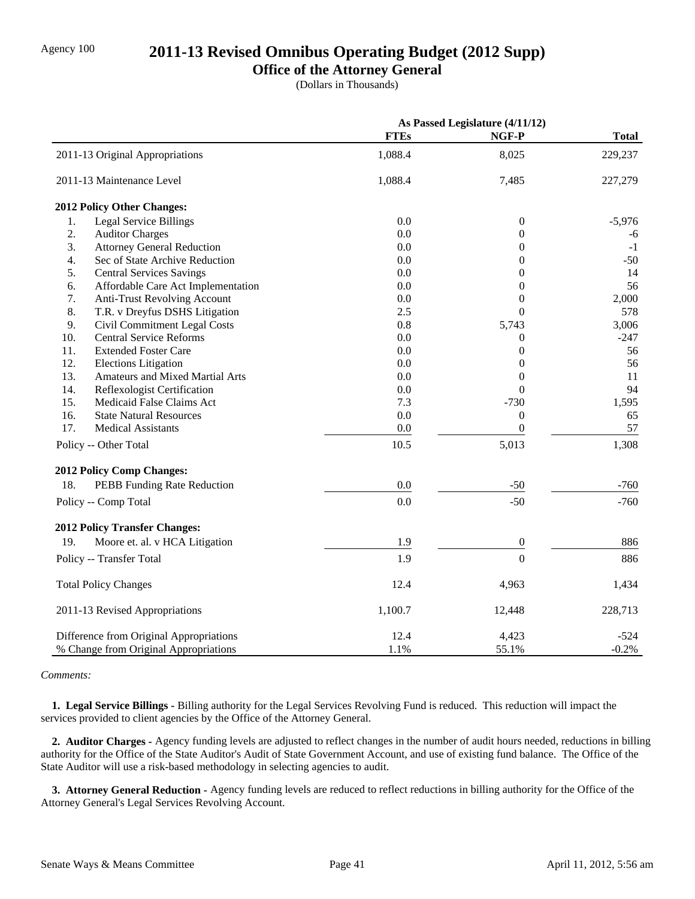Agency 100

# 2011-13 Revised Omnibus Operating Budget (2012 Supp)

## Office of the Attorney General

(Dollars in Thousands)

| | As Passed Legislature (4/11/12) | | |
|---|---|---|---|
| | **FTEs** | **NGF-P** | **Total** |
| 2011-13 Original Appropriations | 1,088.4 | 8,025 | 229,237 |
| 2011-13 Maintenance Level | 1,088.4 | 7,485 | 227,279 |
| **2012 Policy Other Changes:** | | | |
| 1. Legal Service Billings | 0.0 | 0 | -5,976 |
| 2. Auditor Charges | 0.0 | 0 | -6 |
| 3. Attorney General Reduction | 0.0 | 0 | -1 |
| 4. Sec of State Archive Reduction | 0.0 | 0 | -50 |
| 5. Central Services Savings | 0.0 | 0 | 14 |
| 6. Affordable Care Act Implementation | 0.0 | 0 | 56 |
| 7. Anti-Trust Revolving Account | 0.0 | 0 | 2,000 |
| 8. T.R. v Dreyfus DSHS Litigation | 2.5 | 0 | 578 |
| 9. Civil Commitment Legal Costs | 0.8 | 5,743 | 3,006 |
| 10. Central Service Reforms | 0.0 | 0 | -247 |
| 11. Extended Foster Care | 0.0 | 0 | 56 |
| 12. Elections Litigation | 0.0 | 0 | 56 |
| 13. Amateurs and Mixed Martial Arts | 0.0 | 0 | 11 |
| 14. Reflexologist Certification | 0.0 | 0 | 94 |
| 15. Medicaid False Claims Act | 7.3 | -730 | 1,595 |
| 16. State Natural Resources | 0.0 | 0 | 65 |
| 17. Medical Assistants | 0.0 | 0 | 57 |
| Policy -- Other Total | 10.5 | 5,013 | 1,308 |
| **2012 Policy Comp Changes:** | | | |
| 18. PEBB Funding Rate Reduction | 0.0 | -50 | -760 |
| Policy -- Comp Total | 0.0 | -50 | -760 |
| **2012 Policy Transfer Changes:** | | | |
| 19. Moore et. al. v HCA Litigation | 1.9 | 0 | 886 |
| Policy -- Transfer Total | 1.9 | 0 | 886 |
| Total Policy Changes | 12.4 | 4,963 | 1,434 |
| 2011-13 Revised Appropriations | 1,100.7 | 12,448 | 228,713 |
| Difference from Original Appropriations | 12.4 | 4,423 | -524 |
| % Change from Original Appropriations | 1.1% | 55.1% | -0.2% |

*Comments:*

**1. Legal Service Billings -** Billing authority for the Legal Services Revolving Fund is reduced. This reduction will impact the services provided to client agencies by the Office of the Attorney General.

**2. Auditor Charges -** Agency funding levels are adjusted to reflect changes in the number of audit hours needed, reductions in billing authority for the Office of the State Auditor's Audit of State Government Account, and use of existing fund balance. The Office of the State Auditor will use a risk-based methodology in selecting agencies to audit.

**3. Attorney General Reduction -** Agency funding levels are reduced to reflect reductions in billing authority for the Office of the Attorney General's Legal Services Revolving Account.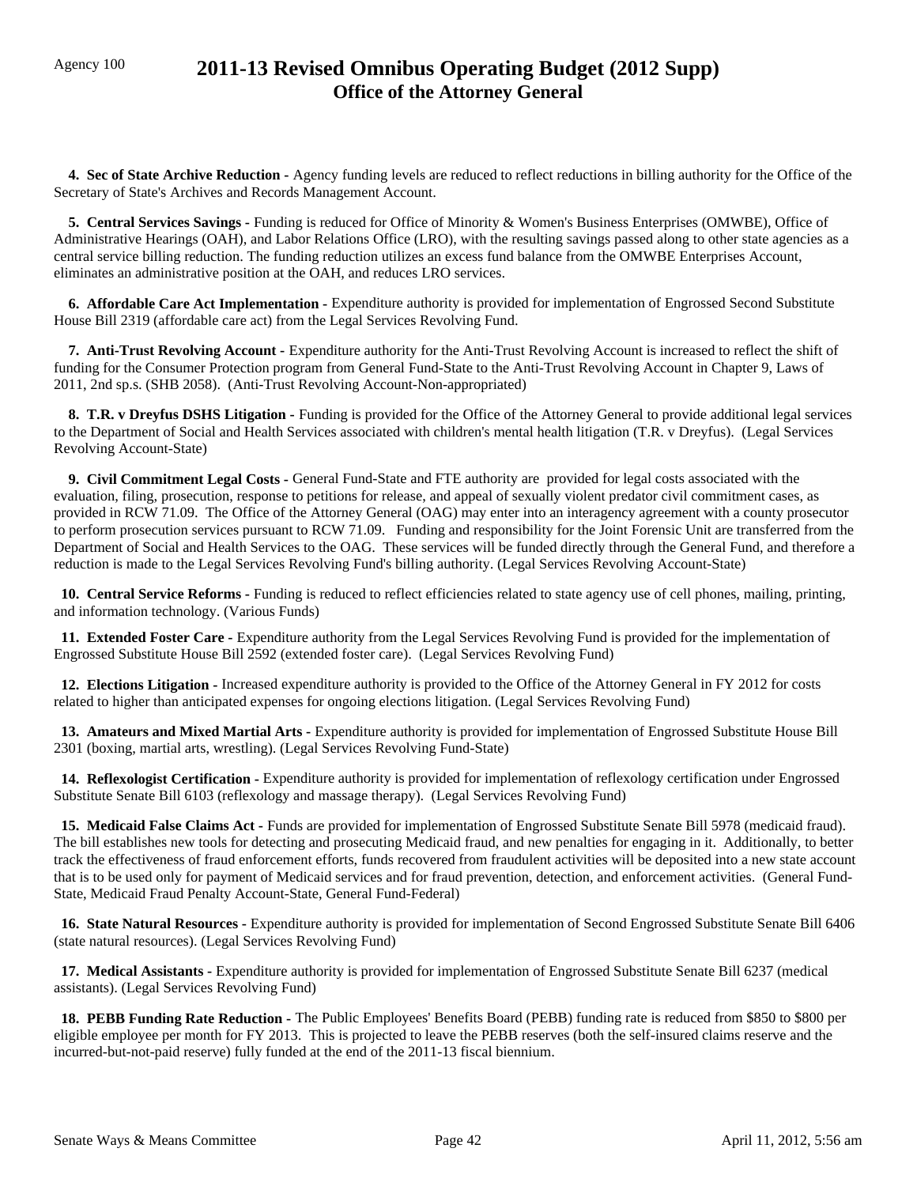Agency 100

# 2011-13 Revised Omnibus Operating Budget (2012 Supp)
## Office of the Attorney General

**4. Sec of State Archive Reduction -** Agency funding levels are reduced to reflect reductions in billing authority for the Office of the Secretary of State's Archives and Records Management Account.

**5. Central Services Savings -** Funding is reduced for Office of Minority & Women's Business Enterprises (OMWBE), Office of Administrative Hearings (OAH), and Labor Relations Office (LRO), with the resulting savings passed along to other state agencies as a central service billing reduction. The funding reduction utilizes an excess fund balance from the OMWBE Enterprises Account, eliminates an administrative position at the OAH, and reduces LRO services.

**6. Affordable Care Act Implementation -** Expenditure authority is provided for implementation of Engrossed Second Substitute House Bill 2319 (affordable care act) from the Legal Services Revolving Fund.

**7. Anti-Trust Revolving Account -** Expenditure authority for the Anti-Trust Revolving Account is increased to reflect the shift of funding for the Consumer Protection program from General Fund-State to the Anti-Trust Revolving Account in Chapter 9, Laws of 2011, 2nd sp.s. (SHB 2058). (Anti-Trust Revolving Account-Non-appropriated)

**8. T.R. v Dreyfus DSHS Litigation -** Funding is provided for the Office of the Attorney General to provide additional legal services to the Department of Social and Health Services associated with children's mental health litigation (T.R. v Dreyfus). (Legal Services Revolving Account-State)

**9. Civil Commitment Legal Costs -** General Fund-State and FTE authority are provided for legal costs associated with the evaluation, filing, prosecution, response to petitions for release, and appeal of sexually violent predator civil commitment cases, as provided in RCW 71.09. The Office of the Attorney General (OAG) may enter into an interagency agreement with a county prosecutor to perform prosecution services pursuant to RCW 71.09. Funding and responsibility for the Joint Forensic Unit are transferred from the Department of Social and Health Services to the OAG. These services will be funded directly through the General Fund, and therefore a reduction is made to the Legal Services Revolving Fund's billing authority. (Legal Services Revolving Account-State)

**10. Central Service Reforms -** Funding is reduced to reflect efficiencies related to state agency use of cell phones, mailing, printing, and information technology. (Various Funds)

**11. Extended Foster Care -** Expenditure authority from the Legal Services Revolving Fund is provided for the implementation of Engrossed Substitute House Bill 2592 (extended foster care). (Legal Services Revolving Fund)

**12. Elections Litigation -** Increased expenditure authority is provided to the Office of the Attorney General in FY 2012 for costs related to higher than anticipated expenses for ongoing elections litigation. (Legal Services Revolving Fund)

**13. Amateurs and Mixed Martial Arts -** Expenditure authority is provided for implementation of Engrossed Substitute House Bill 2301 (boxing, martial arts, wrestling). (Legal Services Revolving Fund-State)

**14. Reflexologist Certification -** Expenditure authority is provided for implementation of reflexology certification under Engrossed Substitute Senate Bill 6103 (reflexology and massage therapy). (Legal Services Revolving Fund)

**15. Medicaid False Claims Act -** Funds are provided for implementation of Engrossed Substitute Senate Bill 5978 (medicaid fraud). The bill establishes new tools for detecting and prosecuting Medicaid fraud, and new penalties for engaging in it. Additionally, to better track the effectiveness of fraud enforcement efforts, funds recovered from fraudulent activities will be deposited into a new state account that is to be used only for payment of Medicaid services and for fraud prevention, detection, and enforcement activities. (General Fund-State, Medicaid Fraud Penalty Account-State, General Fund-Federal)

**16. State Natural Resources -** Expenditure authority is provided for implementation of Second Engrossed Substitute Senate Bill 6406 (state natural resources). (Legal Services Revolving Fund)

**17. Medical Assistants -** Expenditure authority is provided for implementation of Engrossed Substitute Senate Bill 6237 (medical assistants). (Legal Services Revolving Fund)

**18. PEBB Funding Rate Reduction -** The Public Employees' Benefits Board (PEBB) funding rate is reduced from $850 to $800 per eligible employee per month for FY 2013. This is projected to leave the PEBB reserves (both the self-insured claims reserve and the incurred-but-not-paid reserve) fully funded at the end of the 2011-13 fiscal biennium.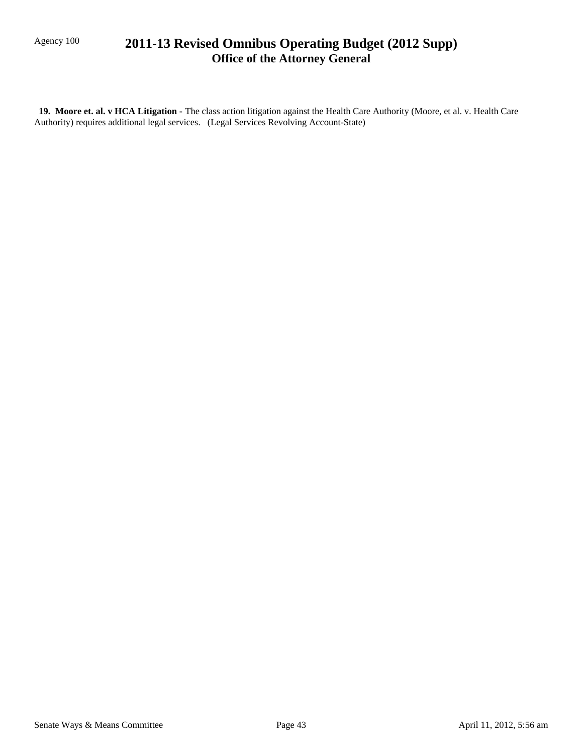**19. Moore et. al. v HCA Litigation -** The class action litigation against the Health Care Authority (Moore, et al. v. Health Care Authority) requires additional legal services. (Legal Services Revolving Account-State)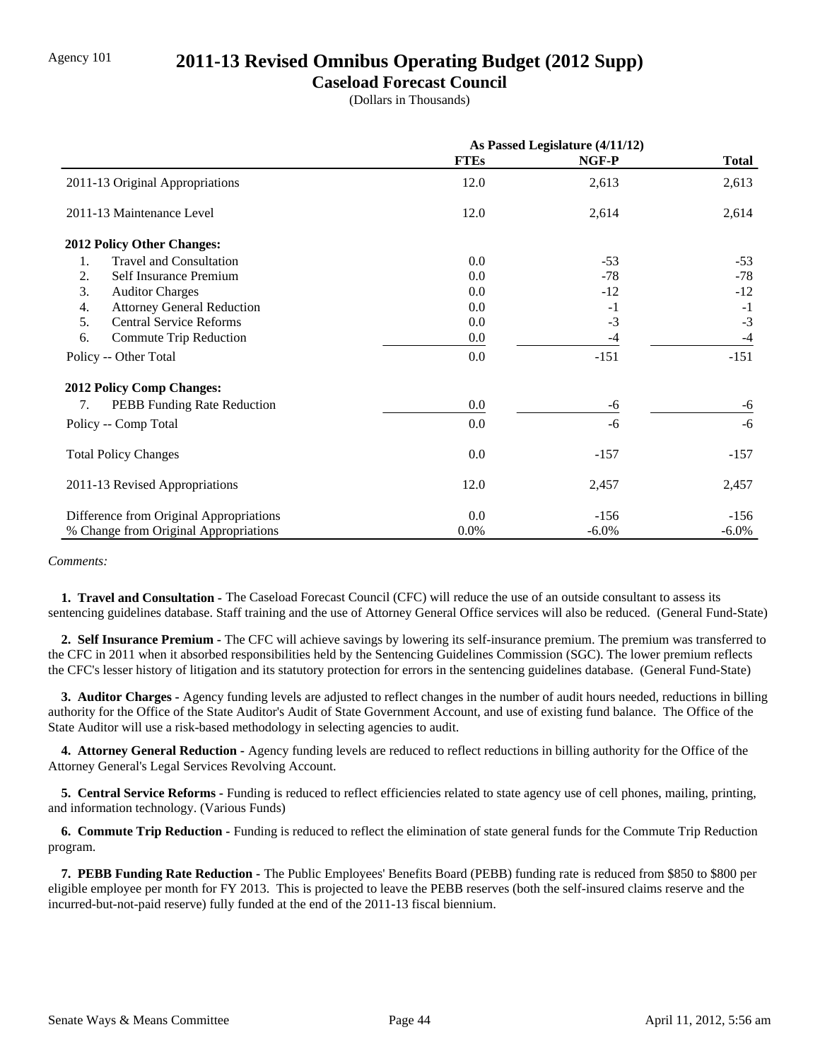Agency 101

# 2011-13 Revised Omnibus Operating Budget (2012 Supp)

## Caseload Forecast Council

(Dollars in Thousands)

| | As Passed Legislature (4/11/12) | | |
|---|---|---|---|
| | **FTEs** | **NGF-P** | **Total** |
| 2011-13 Original Appropriations | 12.0 | 2,613 | 2,613 |
| 2011-13 Maintenance Level | 12.0 | 2,614 | 2,614 |
| **2012 Policy Other Changes:** | | | |
| 1. Travel and Consultation | 0.0 | -53 | -53 |
| 2. Self Insurance Premium | 0.0 | -78 | -78 |
| 3. Auditor Charges | 0.0 | -12 | -12 |
| 4. Attorney General Reduction | 0.0 | -1 | -1 |
| 5. Central Service Reforms | 0.0 | -3 | -3 |
| 6. Commute Trip Reduction | 0.0 | -4 | -4 |
| Policy -- Other Total | 0.0 | -151 | -151 |
| **2012 Policy Comp Changes:** | | | |
| 7. PEBB Funding Rate Reduction | 0.0 | -6 | -6 |
| Policy -- Comp Total | 0.0 | -6 | -6 |
| Total Policy Changes | 0.0 | -157 | -157 |
| 2011-13 Revised Appropriations | 12.0 | 2,457 | 2,457 |
| Difference from Original Appropriations | 0.0 | -156 | -156 |
| % Change from Original Appropriations | 0.0% | -6.0% | -6.0% |

*Comments:*

**1. Travel and Consultation -** The Caseload Forecast Council (CFC) will reduce the use of an outside consultant to assess its sentencing guidelines database. Staff training and the use of Attorney General Office services will also be reduced. (General Fund-State)

**2. Self Insurance Premium -** The CFC will achieve savings by lowering its self-insurance premium. The premium was transferred to the CFC in 2011 when it absorbed responsibilities held by the Sentencing Guidelines Commission (SGC). The lower premium reflects the CFC's lesser history of litigation and its statutory protection for errors in the sentencing guidelines database. (General Fund-State)

**3. Auditor Charges -** Agency funding levels are adjusted to reflect changes in the number of audit hours needed, reductions in billing authority for the Office of the State Auditor's Audit of State Government Account, and use of existing fund balance. The Office of the State Auditor will use a risk-based methodology in selecting agencies to audit.

**4. Attorney General Reduction -** Agency funding levels are reduced to reflect reductions in billing authority for the Office of the Attorney General's Legal Services Revolving Account.

**5. Central Service Reforms -** Funding is reduced to reflect efficiencies related to state agency use of cell phones, mailing, printing, and information technology. (Various Funds)

**6. Commute Trip Reduction -** Funding is reduced to reflect the elimination of state general funds for the Commute Trip Reduction program.

**7. PEBB Funding Rate Reduction -** The Public Employees' Benefits Board (PEBB) funding rate is reduced from $850 to $800 per eligible employee per month for FY 2013. This is projected to leave the PEBB reserves (both the self-insured claims reserve and the incurred-but-not-paid reserve) fully funded at the end of the 2011-13 fiscal biennium.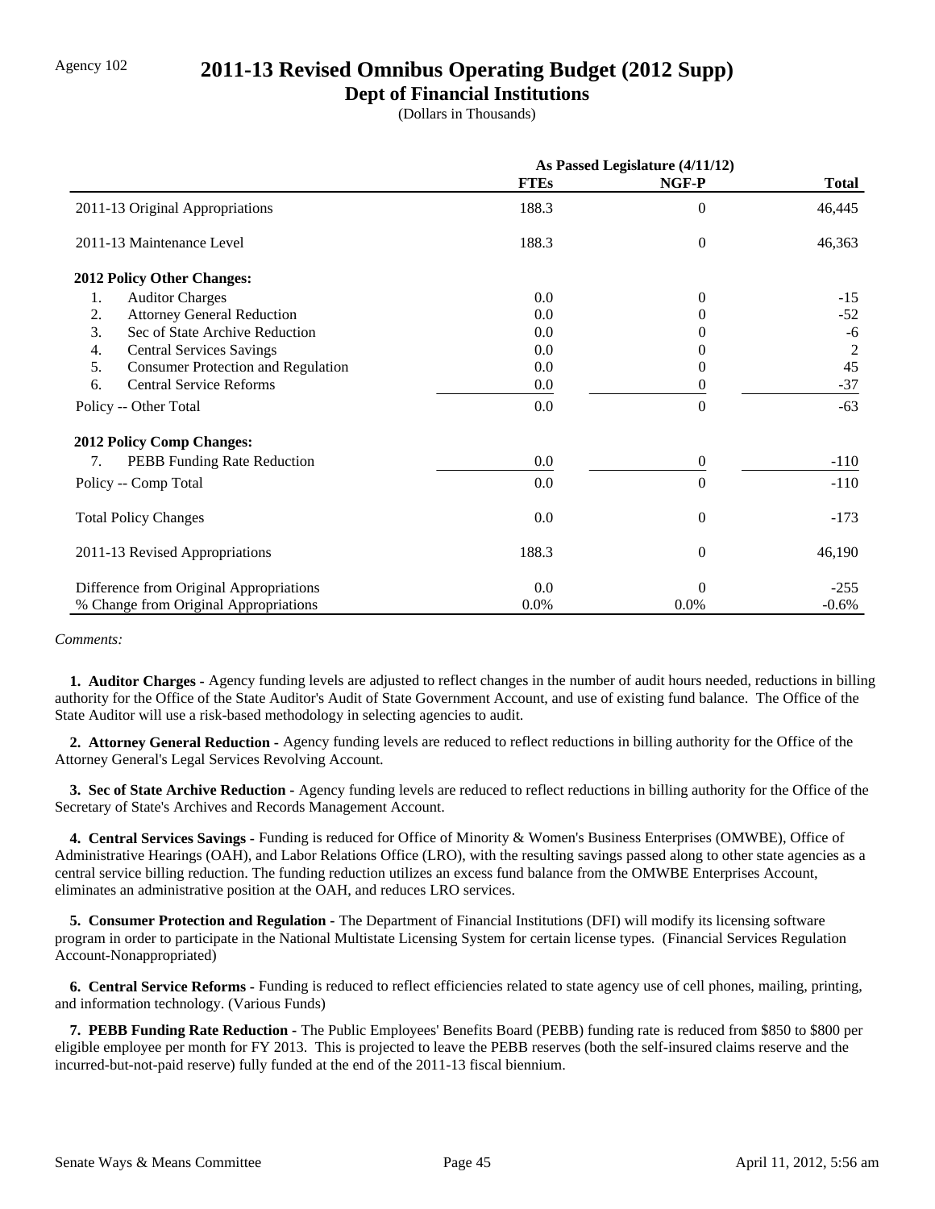Agency 102

# 2011-13 Revised Omnibus Operating Budget (2012 Supp)

## Dept of Financial Institutions

(Dollars in Thousands)

| | As Passed Legislature (4/11/12) | | |
|---|---|---|---|
| | **FTEs** | **NGF-P** | **Total** |
| 2011-13 Original Appropriations | 188.3 | 0 | 46,445 |
| 2011-13 Maintenance Level | 188.3 | 0 | 46,363 |
| **2012 Policy Other Changes:** | | | |
| 1. Auditor Charges | 0.0 | 0 | -15 |
| 2. Attorney General Reduction | 0.0 | 0 | -52 |
| 3. Sec of State Archive Reduction | 0.0 | 0 | -6 |
| 4. Central Services Savings | 0.0 | 0 | 2 |
| 5. Consumer Protection and Regulation | 0.0 | 0 | 45 |
| 6. Central Service Reforms | 0.0 | 0 | -37 |
| Policy -- Other Total | 0.0 | 0 | -63 |
| **2012 Policy Comp Changes:** | | | |
| 7. PEBB Funding Rate Reduction | 0.0 | 0 | -110 |
| Policy -- Comp Total | 0.0 | 0 | -110 |
| Total Policy Changes | 0.0 | 0 | -173 |
| 2011-13 Revised Appropriations | 188.3 | 0 | 46,190 |
| Difference from Original Appropriations | 0.0 | 0 | -255 |
| % Change from Original Appropriations | 0.0% | 0.0% | -0.6% |

*Comments:*

**1. Auditor Charges -** Agency funding levels are adjusted to reflect changes in the number of audit hours needed, reductions in billing authority for the Office of the State Auditor's Audit of State Government Account, and use of existing fund balance. The Office of the State Auditor will use a risk-based methodology in selecting agencies to audit.

**2. Attorney General Reduction -** Agency funding levels are reduced to reflect reductions in billing authority for the Office of the Attorney General's Legal Services Revolving Account.

**3. Sec of State Archive Reduction -** Agency funding levels are reduced to reflect reductions in billing authority for the Office of the Secretary of State's Archives and Records Management Account.

**4. Central Services Savings -** Funding is reduced for Office of Minority & Women's Business Enterprises (OMWBE), Office of Administrative Hearings (OAH), and Labor Relations Office (LRO), with the resulting savings passed along to other state agencies as a central service billing reduction. The funding reduction utilizes an excess fund balance from the OMWBE Enterprises Account, eliminates an administrative position at the OAH, and reduces LRO services.

**5. Consumer Protection and Regulation -** The Department of Financial Institutions (DFI) will modify its licensing software program in order to participate in the National Multistate Licensing System for certain license types. (Financial Services Regulation Account-Nonappropriated)

**6. Central Service Reforms -** Funding is reduced to reflect efficiencies related to state agency use of cell phones, mailing, printing, and information technology. (Various Funds)

**7. PEBB Funding Rate Reduction -** The Public Employees' Benefits Board (PEBB) funding rate is reduced from $850 to $800 per eligible employee per month for FY 2013. This is projected to leave the PEBB reserves (both the self-insured claims reserve and the incurred-but-not-paid reserve) fully funded at the end of the 2011-13 fiscal biennium.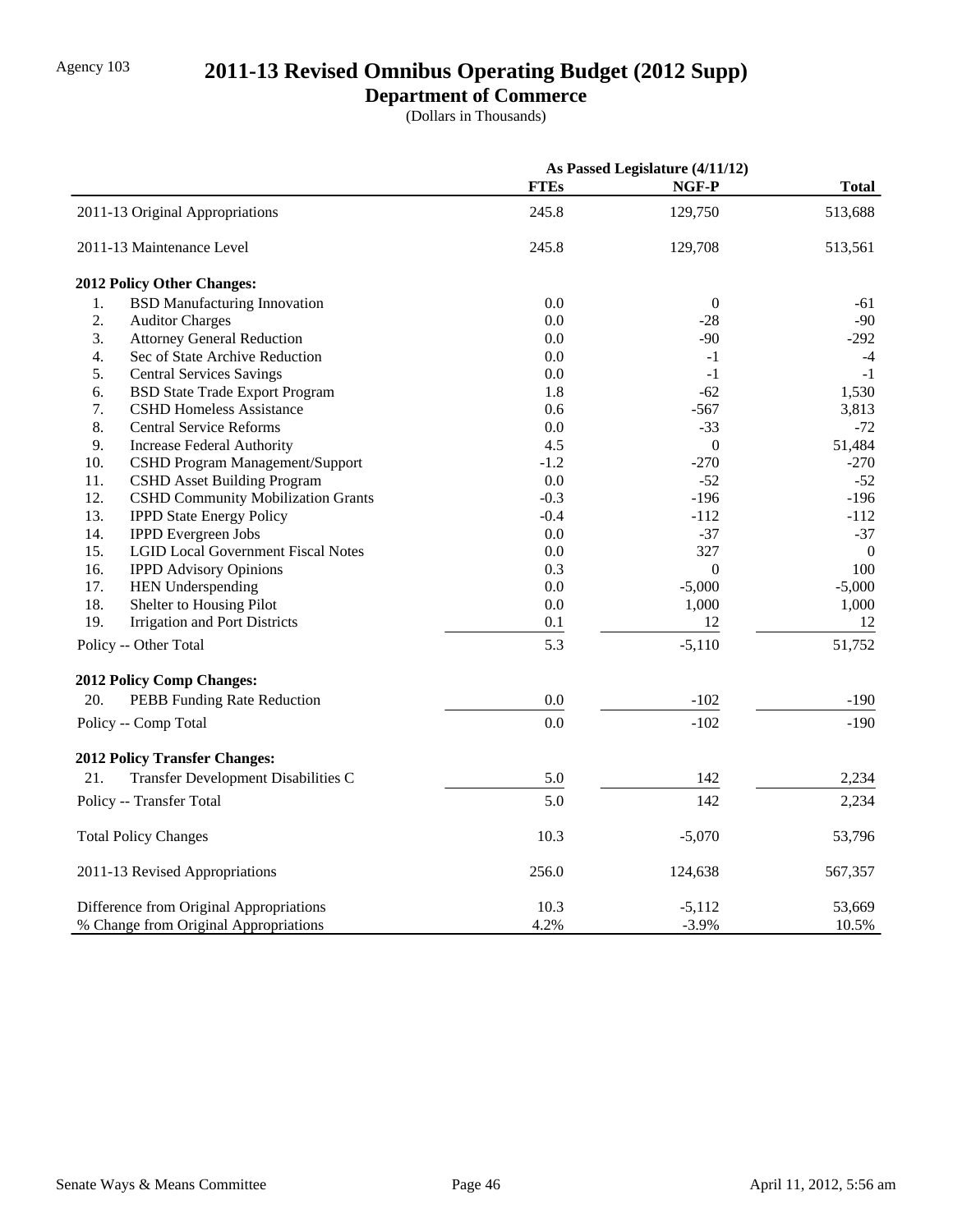Agency 103

# 2011-13 Revised Omnibus Operating Budget (2012 Supp)

## Department of Commerce

(Dollars in Thousands)

| | As Passed Legislature (4/11/12) | | |
|---|---|---|---|
| | **FTEs** | **NGF-P** | **Total** |
| 2011-13 Original Appropriations | 245.8 | 129,750 | 513,688 |
| 2011-13 Maintenance Level | 245.8 | 129,708 | 513,561 |
| **2012 Policy Other Changes:** | | | |
| 1. BSD Manufacturing Innovation | 0.0 | 0 | -61 |
| 2. Auditor Charges | 0.0 | -28 | -90 |
| 3. Attorney General Reduction | 0.0 | -90 | -292 |
| 4. Sec of State Archive Reduction | 0.0 | -1 | -4 |
| 5. Central Services Savings | 0.0 | -1 | -1 |
| 6. BSD State Trade Export Program | 1.8 | -62 | 1,530 |
| 7. CSHD Homeless Assistance | 0.6 | -567 | 3,813 |
| 8. Central Service Reforms | 0.0 | -33 | -72 |
| 9. Increase Federal Authority | 4.5 | 0 | 51,484 |
| 10. CSHD Program Management/Support | -1.2 | -270 | -270 |
| 11. CSHD Asset Building Program | 0.0 | -52 | -52 |
| 12. CSHD Community Mobilization Grants | -0.3 | -196 | -196 |
| 13. IPPD State Energy Policy | -0.4 | -112 | -112 |
| 14. IPPD Evergreen Jobs | 0.0 | -37 | -37 |
| 15. LGID Local Government Fiscal Notes | 0.0 | 327 | 0 |
| 16. IPPD Advisory Opinions | 0.3 | 0 | 100 |
| 17. HEN Underspending | 0.0 | -5,000 | -5,000 |
| 18. Shelter to Housing Pilot | 0.0 | 1,000 | 1,000 |
| 19. Irrigation and Port Districts | 0.1 | 12 | 12 |
| Policy -- Other Total | 5.3 | -5,110 | 51,752 |
| **2012 Policy Comp Changes:** | | | |
| 20. PEBB Funding Rate Reduction | 0.0 | -102 | -190 |
| Policy -- Comp Total | 0.0 | -102 | -190 |
| **2012 Policy Transfer Changes:** | | | |
| 21. Transfer Development Disabilities C | 5.0 | 142 | 2,234 |
| Policy -- Transfer Total | 5.0 | 142 | 2,234 |
| Total Policy Changes | 10.3 | -5,070 | 53,796 |
| 2011-13 Revised Appropriations | 256.0 | 124,638 | 567,357 |
| Difference from Original Appropriations | 10.3 | -5,112 | 53,669 |
| % Change from Original Appropriations | 4.2% | -3.9% | 10.5% |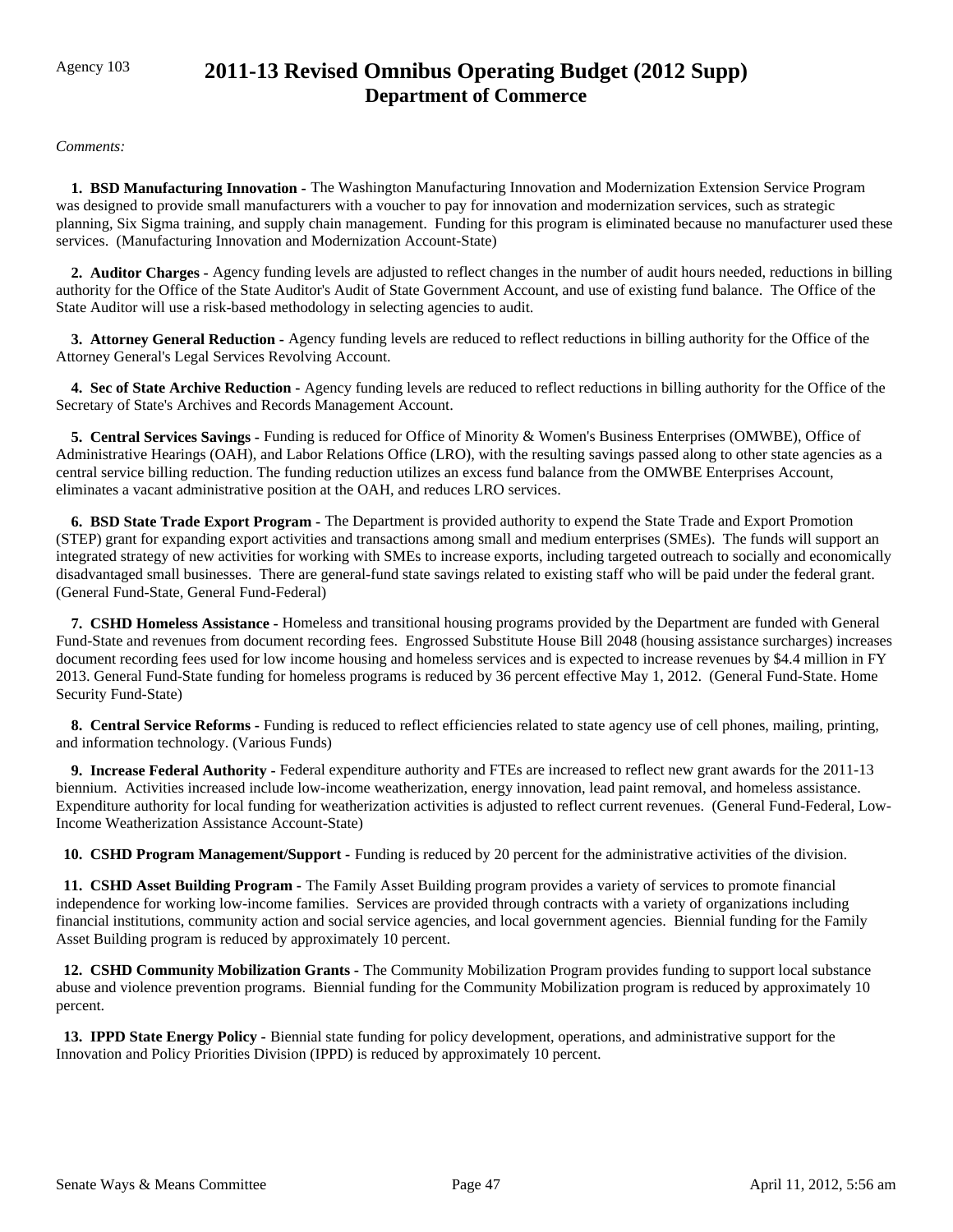Agency 103

# 2011-13 Revised Omnibus Operating Budget (2012 Supp)
## Department of Commerce

*Comments:*

**1. BSD Manufacturing Innovation -** The Washington Manufacturing Innovation and Modernization Extension Service Program was designed to provide small manufacturers with a voucher to pay for innovation and modernization services, such as strategic planning, Six Sigma training, and supply chain management. Funding for this program is eliminated because no manufacturer used these services. (Manufacturing Innovation and Modernization Account-State)

**2. Auditor Charges -** Agency funding levels are adjusted to reflect changes in the number of audit hours needed, reductions in billing authority for the Office of the State Auditor's Audit of State Government Account, and use of existing fund balance. The Office of the State Auditor will use a risk-based methodology in selecting agencies to audit.

**3. Attorney General Reduction -** Agency funding levels are reduced to reflect reductions in billing authority for the Office of the Attorney General's Legal Services Revolving Account.

**4. Sec of State Archive Reduction -** Agency funding levels are reduced to reflect reductions in billing authority for the Office of the Secretary of State's Archives and Records Management Account.

**5. Central Services Savings -** Funding is reduced for Office of Minority & Women's Business Enterprises (OMWBE), Office of Administrative Hearings (OAH), and Labor Relations Office (LRO), with the resulting savings passed along to other state agencies as a central service billing reduction. The funding reduction utilizes an excess fund balance from the OMWBE Enterprises Account, eliminates a vacant administrative position at the OAH, and reduces LRO services.

**6. BSD State Trade Export Program -** The Department is provided authority to expend the State Trade and Export Promotion (STEP) grant for expanding export activities and transactions among small and medium enterprises (SMEs). The funds will support an integrated strategy of new activities for working with SMEs to increase exports, including targeted outreach to socially and economically disadvantaged small businesses. There are general-fund state savings related to existing staff who will be paid under the federal grant. (General Fund-State, General Fund-Federal)

**7. CSHD Homeless Assistance -** Homeless and transitional housing programs provided by the Department are funded with General Fund-State and revenues from document recording fees. Engrossed Substitute House Bill 2048 (housing assistance surcharges) increases document recording fees used for low income housing and homeless services and is expected to increase revenues by $4.4 million in FY 2013. General Fund-State funding for homeless programs is reduced by 36 percent effective May 1, 2012. (General Fund-State. Home Security Fund-State)

**8. Central Service Reforms -** Funding is reduced to reflect efficiencies related to state agency use of cell phones, mailing, printing, and information technology. (Various Funds)

**9. Increase Federal Authority -** Federal expenditure authority and FTEs are increased to reflect new grant awards for the 2011-13 biennium. Activities increased include low-income weatherization, energy innovation, lead paint removal, and homeless assistance. Expenditure authority for local funding for weatherization activities is adjusted to reflect current revenues. (General Fund-Federal, Low-Income Weatherization Assistance Account-State)

**10. CSHD Program Management/Support -** Funding is reduced by 20 percent for the administrative activities of the division.

**11. CSHD Asset Building Program -** The Family Asset Building program provides a variety of services to promote financial independence for working low-income families. Services are provided through contracts with a variety of organizations including financial institutions, community action and social service agencies, and local government agencies. Biennial funding for the Family Asset Building program is reduced by approximately 10 percent.

**12. CSHD Community Mobilization Grants -** The Community Mobilization Program provides funding to support local substance abuse and violence prevention programs. Biennial funding for the Community Mobilization program is reduced by approximately 10 percent.

**13. IPPD State Energy Policy -** Biennial state funding for policy development, operations, and administrative support for the Innovation and Policy Priorities Division (IPPD) is reduced by approximately 10 percent.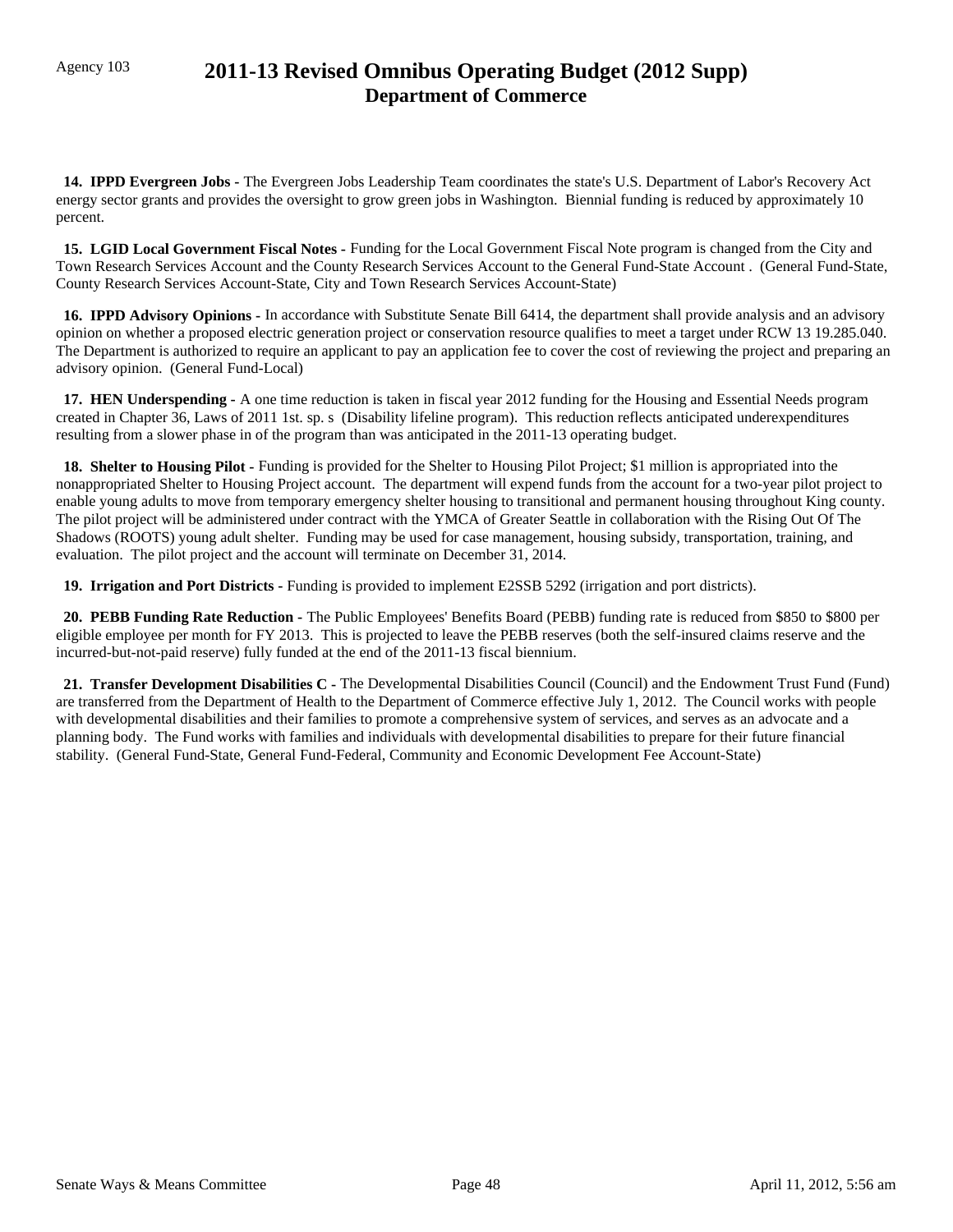Agency 103

# 2011-13 Revised Omnibus Operating Budget (2012 Supp)
## Department of Commerce

**14. IPPD Evergreen Jobs -** The Evergreen Jobs Leadership Team coordinates the state's U.S. Department of Labor's Recovery Act energy sector grants and provides the oversight to grow green jobs in Washington. Biennial funding is reduced by approximately 10 percent.

**15. LGID Local Government Fiscal Notes -** Funding for the Local Government Fiscal Note program is changed from the City and Town Research Services Account and the County Research Services Account to the General Fund-State Account . (General Fund-State, County Research Services Account-State, City and Town Research Services Account-State)

**16. IPPD Advisory Opinions -** In accordance with Substitute Senate Bill 6414, the department shall provide analysis and an advisory opinion on whether a proposed electric generation project or conservation resource qualifies to meet a target under RCW 13 19.285.040. The Department is authorized to require an applicant to pay an application fee to cover the cost of reviewing the project and preparing an advisory opinion. (General Fund-Local)

**17. HEN Underspending -** A one time reduction is taken in fiscal year 2012 funding for the Housing and Essential Needs program created in Chapter 36, Laws of 2011 1st. sp. s (Disability lifeline program). This reduction reflects anticipated underexpenditures resulting from a slower phase in of the program than was anticipated in the 2011-13 operating budget.

**18. Shelter to Housing Pilot -** Funding is provided for the Shelter to Housing Pilot Project; $1 million is appropriated into the nonappropriated Shelter to Housing Project account. The department will expend funds from the account for a two-year pilot project to enable young adults to move from temporary emergency shelter housing to transitional and permanent housing throughout King county. The pilot project will be administered under contract with the YMCA of Greater Seattle in collaboration with the Rising Out Of The Shadows (ROOTS) young adult shelter. Funding may be used for case management, housing subsidy, transportation, training, and evaluation. The pilot project and the account will terminate on December 31, 2014.

**19. Irrigation and Port Districts -** Funding is provided to implement E2SSB 5292 (irrigation and port districts).

**20. PEBB Funding Rate Reduction -** The Public Employees' Benefits Board (PEBB) funding rate is reduced from $850 to $800 per eligible employee per month for FY 2013. This is projected to leave the PEBB reserves (both the self-insured claims reserve and the incurred-but-not-paid reserve) fully funded at the end of the 2011-13 fiscal biennium.

**21. Transfer Development Disabilities C -** The Developmental Disabilities Council (Council) and the Endowment Trust Fund (Fund) are transferred from the Department of Health to the Department of Commerce effective July 1, 2012. The Council works with people with developmental disabilities and their families to promote a comprehensive system of services, and serves as an advocate and a planning body. The Fund works with families and individuals with developmental disabilities to prepare for their future financial stability. (General Fund-State, General Fund-Federal, Community and Economic Development Fee Account-State)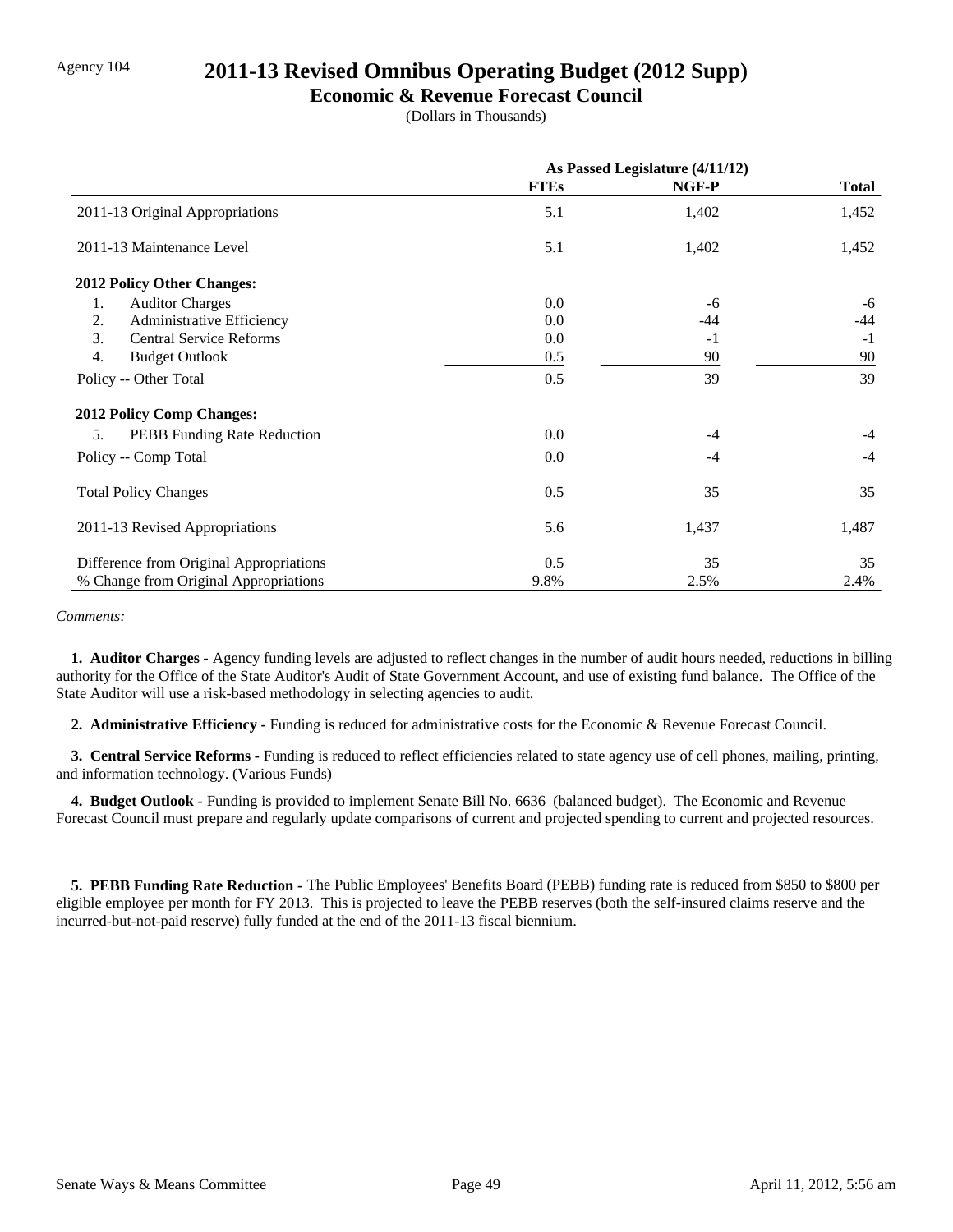Agency 104

# 2011-13 Revised Omnibus Operating Budget (2012 Supp)

## Economic & Revenue Forecast Council

(Dollars in Thousands)

| | As Passed Legislature (4/11/12) | | |
|---|---|---|---|
| | **FTEs** | **NGF-P** | **Total** |
| 2011-13 Original Appropriations | 5.1 | 1,402 | 1,452 |
| 2011-13 Maintenance Level | 5.1 | 1,402 | 1,452 |
| **2012 Policy Other Changes:** | | | |
| 1. Auditor Charges | 0.0 | -6 | -6 |
| 2. Administrative Efficiency | 0.0 | -44 | -44 |
| 3. Central Service Reforms | 0.0 | -1 | -1 |
| 4. Budget Outlook | 0.5 | 90 | 90 |
| Policy -- Other Total | 0.5 | 39 | 39 |
| **2012 Policy Comp Changes:** | | | |
| 5. PEBB Funding Rate Reduction | 0.0 | -4 | -4 |
| Policy -- Comp Total | 0.0 | -4 | -4 |
| Total Policy Changes | 0.5 | 35 | 35 |
| 2011-13 Revised Appropriations | 5.6 | 1,437 | 1,487 |
| Difference from Original Appropriations | 0.5 | 35 | 35 |
| % Change from Original Appropriations | 9.8% | 2.5% | 2.4% |

*Comments:*

**1. Auditor Charges -** Agency funding levels are adjusted to reflect changes in the number of audit hours needed, reductions in billing authority for the Office of the State Auditor's Audit of State Government Account, and use of existing fund balance. The Office of the State Auditor will use a risk-based methodology in selecting agencies to audit.

**2. Administrative Efficiency -** Funding is reduced for administrative costs for the Economic & Revenue Forecast Council.

**3. Central Service Reforms -** Funding is reduced to reflect efficiencies related to state agency use of cell phones, mailing, printing, and information technology. (Various Funds)

**4. Budget Outlook -** Funding is provided to implement Senate Bill No. 6636 (balanced budget). The Economic and Revenue Forecast Council must prepare and regularly update comparisons of current and projected spending to current and projected resources.

**5. PEBB Funding Rate Reduction -** The Public Employees' Benefits Board (PEBB) funding rate is reduced from $850 to $800 per eligible employee per month for FY 2013. This is projected to leave the PEBB reserves (both the self-insured claims reserve and the incurred-but-not-paid reserve) fully funded at the end of the 2011-13 fiscal biennium.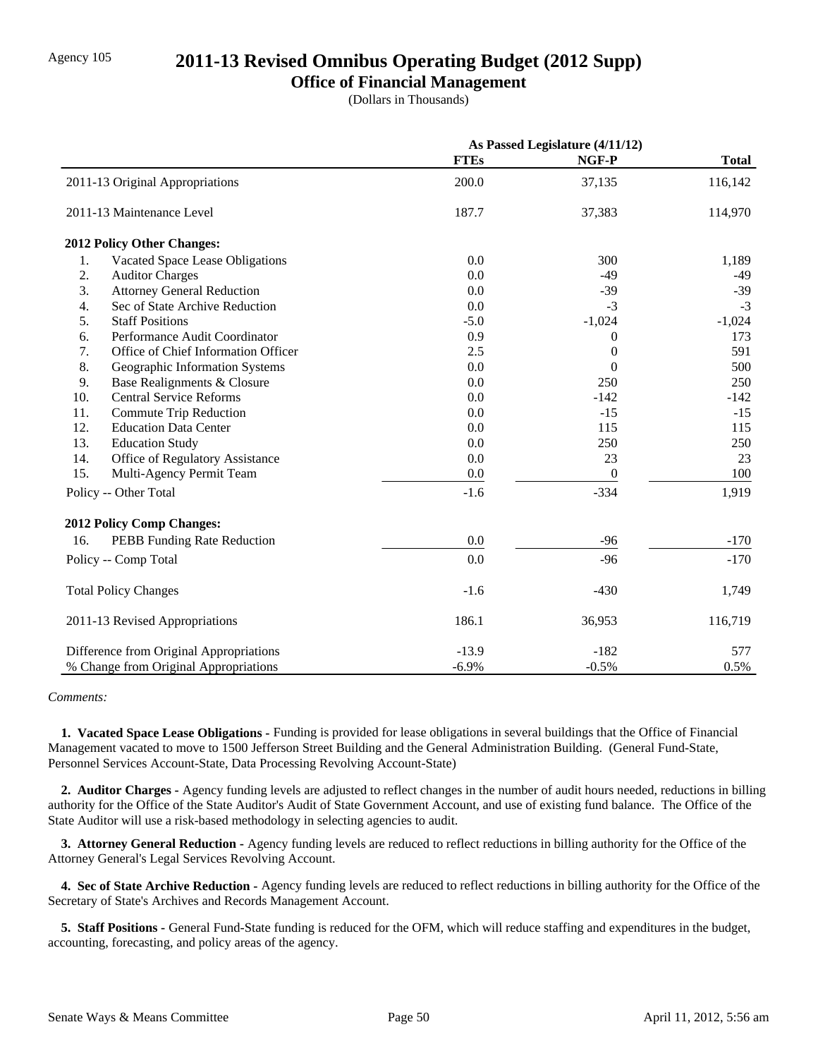Agency 105

# 2011-13 Revised Omnibus Operating Budget (2012 Supp)

## Office of Financial Management

(Dollars in Thousands)

| | As Passed Legislature (4/11/12) | | |
|---|---|---|---|
| | **FTEs** | **NGF-P** | **Total** |
| 2011-13 Original Appropriations | 200.0 | 37,135 | 116,142 |
| 2011-13 Maintenance Level | 187.7 | 37,383 | 114,970 |
| **2012 Policy Other Changes:** | | | |
| 1. Vacated Space Lease Obligations | 0.0 | 300 | 1,189 |
| 2. Auditor Charges | 0.0 | -49 | -49 |
| 3. Attorney General Reduction | 0.0 | -39 | -39 |
| 4. Sec of State Archive Reduction | 0.0 | -3 | -3 |
| 5. Staff Positions | -5.0 | -1,024 | -1,024 |
| 6. Performance Audit Coordinator | 0.9 | 0 | 173 |
| 7. Office of Chief Information Officer | 2.5 | 0 | 591 |
| 8. Geographic Information Systems | 0.0 | 0 | 500 |
| 9. Base Realignments & Closure | 0.0 | 250 | 250 |
| 10. Central Service Reforms | 0.0 | -142 | -142 |
| 11. Commute Trip Reduction | 0.0 | -15 | -15 |
| 12. Education Data Center | 0.0 | 115 | 115 |
| 13. Education Study | 0.0 | 250 | 250 |
| 14. Office of Regulatory Assistance | 0.0 | 23 | 23 |
| 15. Multi-Agency Permit Team | 0.0 | 0 | 100 |
| Policy -- Other Total | -1.6 | -334 | 1,919 |
| **2012 Policy Comp Changes:** | | | |
| 16. PEBB Funding Rate Reduction | 0.0 | -96 | -170 |
| Policy -- Comp Total | 0.0 | -96 | -170 |
| Total Policy Changes | -1.6 | -430 | 1,749 |
| 2011-13 Revised Appropriations | 186.1 | 36,953 | 116,719 |
| Difference from Original Appropriations | -13.9 | -182 | 577 |
| % Change from Original Appropriations | -6.9% | -0.5% | 0.5% |

*Comments:*

**1. Vacated Space Lease Obligations -** Funding is provided for lease obligations in several buildings that the Office of Financial Management vacated to move to 1500 Jefferson Street Building and the General Administration Building. (General Fund-State, Personnel Services Account-State, Data Processing Revolving Account-State)

**2. Auditor Charges -** Agency funding levels are adjusted to reflect changes in the number of audit hours needed, reductions in billing authority for the Office of the State Auditor's Audit of State Government Account, and use of existing fund balance. The Office of the State Auditor will use a risk-based methodology in selecting agencies to audit.

**3. Attorney General Reduction -** Agency funding levels are reduced to reflect reductions in billing authority for the Office of the Attorney General's Legal Services Revolving Account.

**4. Sec of State Archive Reduction -** Agency funding levels are reduced to reflect reductions in billing authority for the Office of the Secretary of State's Archives and Records Management Account.

**5. Staff Positions -** General Fund-State funding is reduced for the OFM, which will reduce staffing and expenditures in the budget, accounting, forecasting, and policy areas of the agency.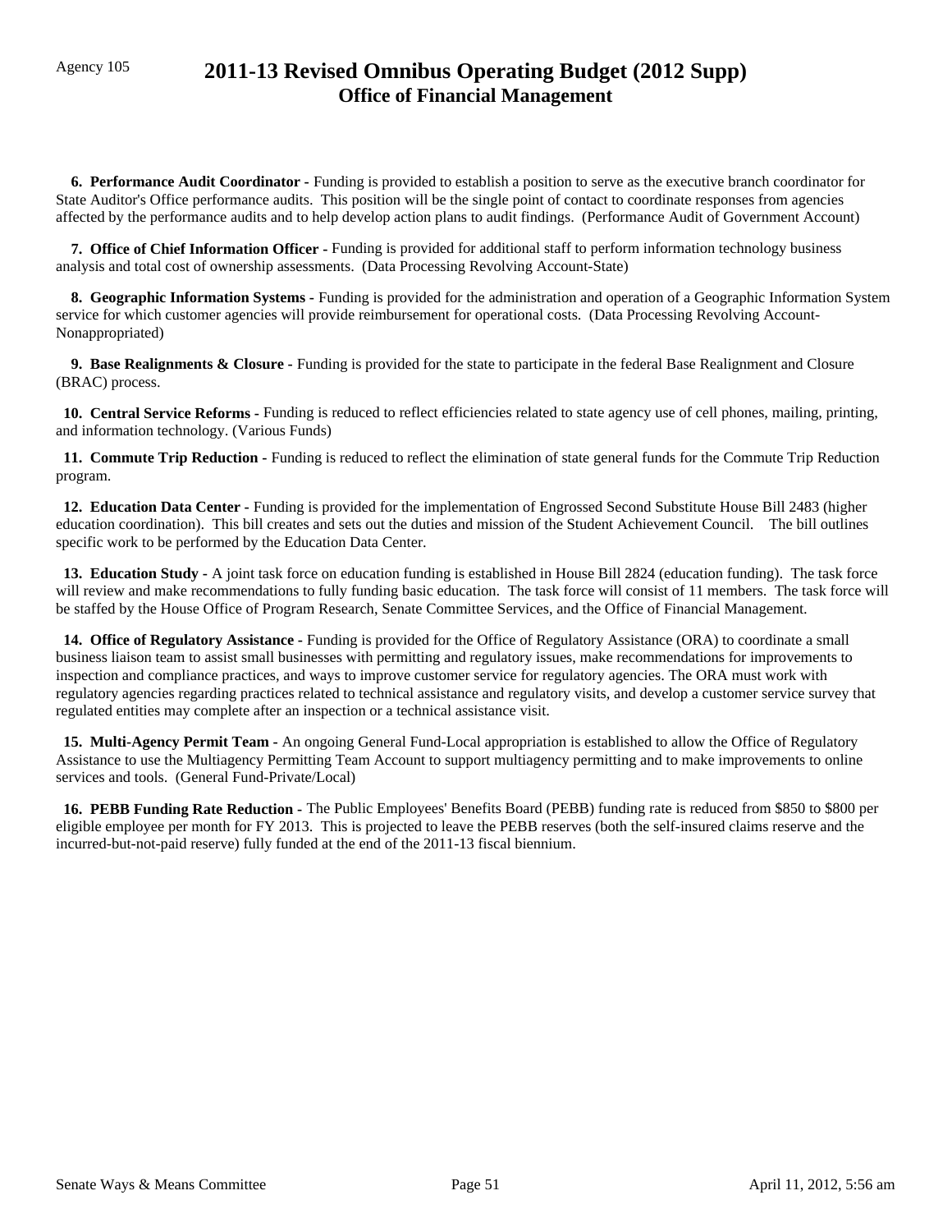Agency 105

# 2011-13 Revised Omnibus Operating Budget (2012 Supp)
## Office of Financial Management

**6. Performance Audit Coordinator -** Funding is provided to establish a position to serve as the executive branch coordinator for State Auditor's Office performance audits. This position will be the single point of contact to coordinate responses from agencies affected by the performance audits and to help develop action plans to audit findings. (Performance Audit of Government Account)

**7. Office of Chief Information Officer -** Funding is provided for additional staff to perform information technology business analysis and total cost of ownership assessments. (Data Processing Revolving Account-State)

**8. Geographic Information Systems -** Funding is provided for the administration and operation of a Geographic Information System service for which customer agencies will provide reimbursement for operational costs. (Data Processing Revolving Account-Nonappropriated)

**9. Base Realignments & Closure -** Funding is provided for the state to participate in the federal Base Realignment and Closure (BRAC) process.

**10. Central Service Reforms -** Funding is reduced to reflect efficiencies related to state agency use of cell phones, mailing, printing, and information technology. (Various Funds)

**11. Commute Trip Reduction -** Funding is reduced to reflect the elimination of state general funds for the Commute Trip Reduction program.

**12. Education Data Center -** Funding is provided for the implementation of Engrossed Second Substitute House Bill 2483 (higher education coordination). This bill creates and sets out the duties and mission of the Student Achievement Council. The bill outlines specific work to be performed by the Education Data Center.

**13. Education Study -** A joint task force on education funding is established in House Bill 2824 (education funding). The task force will review and make recommendations to fully funding basic education. The task force will consist of 11 members. The task force will be staffed by the House Office of Program Research, Senate Committee Services, and the Office of Financial Management.

**14. Office of Regulatory Assistance -** Funding is provided for the Office of Regulatory Assistance (ORA) to coordinate a small business liaison team to assist small businesses with permitting and regulatory issues, make recommendations for improvements to inspection and compliance practices, and ways to improve customer service for regulatory agencies. The ORA must work with regulatory agencies regarding practices related to technical assistance and regulatory visits, and develop a customer service survey that regulated entities may complete after an inspection or a technical assistance visit.

**15. Multi-Agency Permit Team -** An ongoing General Fund-Local appropriation is established to allow the Office of Regulatory Assistance to use the Multiagency Permitting Team Account to support multiagency permitting and to make improvements to online services and tools. (General Fund-Private/Local)

**16. PEBB Funding Rate Reduction -** The Public Employees' Benefits Board (PEBB) funding rate is reduced from $850 to $800 per eligible employee per month for FY 2013. This is projected to leave the PEBB reserves (both the self-insured claims reserve and the incurred-but-not-paid reserve) fully funded at the end of the 2011-13 fiscal biennium.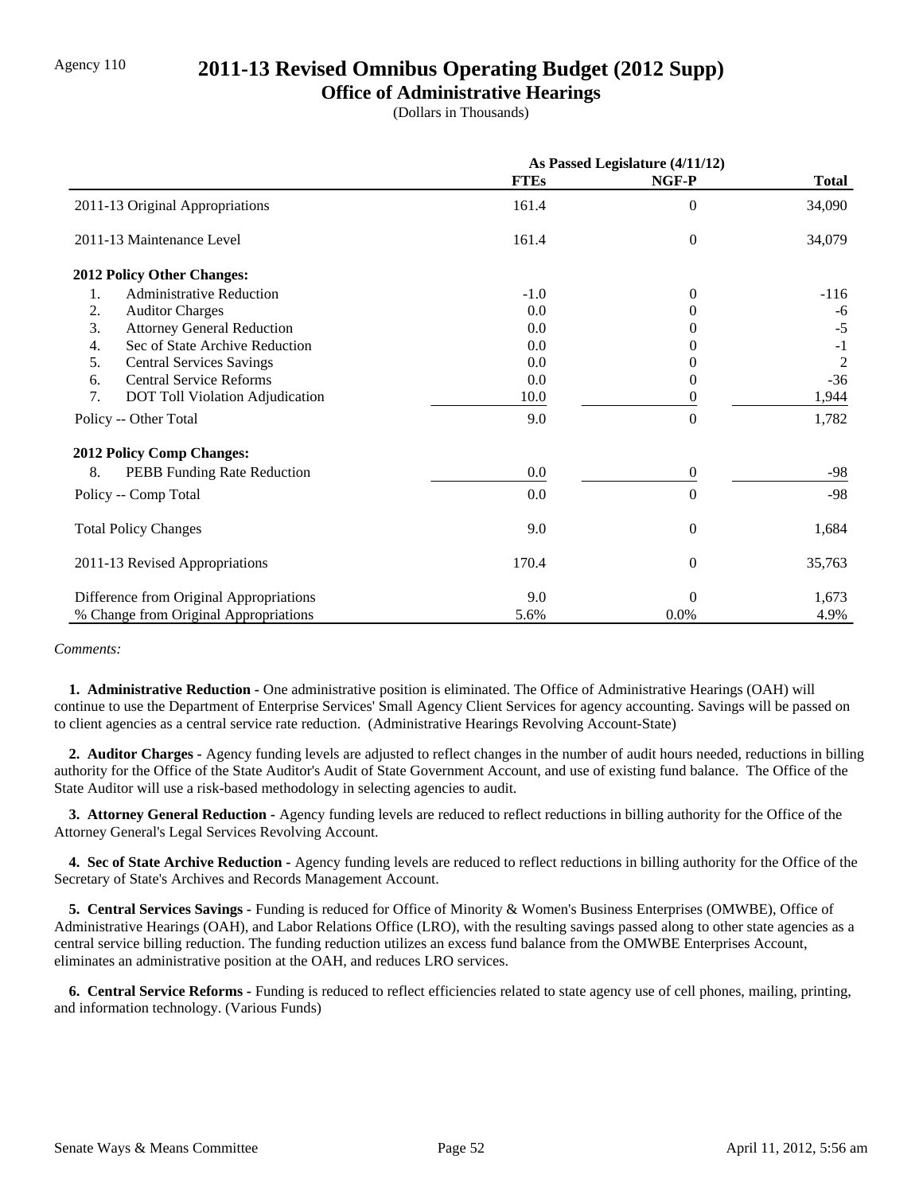Agency 110

# 2011-13 Revised Omnibus Operating Budget (2012 Supp)

## Office of Administrative Hearings

(Dollars in Thousands)

| | As Passed Legislature (4/11/12) | | |
|---|---|---|---|
| | FTEs | NGF-P | Total |
| 2011-13 Original Appropriations | 161.4 | 0 | 34,090 |
| 2011-13 Maintenance Level | 161.4 | 0 | 34,079 |
| **2012 Policy Other Changes:** | | | |
| 1. Administrative Reduction | -1.0 | 0 | -116 |
| 2. Auditor Charges | 0.0 | 0 | -6 |
| 3. Attorney General Reduction | 0.0 | 0 | -5 |
| 4. Sec of State Archive Reduction | 0.0 | 0 | -1 |
| 5. Central Services Savings | 0.0 | 0 | 2 |
| 6. Central Service Reforms | 0.0 | 0 | -36 |
| 7. DOT Toll Violation Adjudication | 10.0 | 0 | 1,944 |
| Policy -- Other Total | 9.0 | 0 | 1,782 |
| **2012 Policy Comp Changes:** | | | |
| 8. PEBB Funding Rate Reduction | 0.0 | 0 | -98 |
| Policy -- Comp Total | 0.0 | 0 | -98 |
| Total Policy Changes | 9.0 | 0 | 1,684 |
| 2011-13 Revised Appropriations | 170.4 | 0 | 35,763 |
| Difference from Original Appropriations | 9.0 | 0 | 1,673 |
| % Change from Original Appropriations | 5.6% | 0.0% | 4.9% |

*Comments:*

**1. Administrative Reduction -** One administrative position is eliminated. The Office of Administrative Hearings (OAH) will continue to use the Department of Enterprise Services' Small Agency Client Services for agency accounting. Savings will be passed on to client agencies as a central service rate reduction. (Administrative Hearings Revolving Account-State)

**2. Auditor Charges -** Agency funding levels are adjusted to reflect changes in the number of audit hours needed, reductions in billing authority for the Office of the State Auditor's Audit of State Government Account, and use of existing fund balance. The Office of the State Auditor will use a risk-based methodology in selecting agencies to audit.

**3. Attorney General Reduction -** Agency funding levels are reduced to reflect reductions in billing authority for the Office of the Attorney General's Legal Services Revolving Account.

**4. Sec of State Archive Reduction -** Agency funding levels are reduced to reflect reductions in billing authority for the Office of the Secretary of State's Archives and Records Management Account.

**5. Central Services Savings -** Funding is reduced for Office of Minority & Women's Business Enterprises (OMWBE), Office of Administrative Hearings (OAH), and Labor Relations Office (LRO), with the resulting savings passed along to other state agencies as a central service billing reduction. The funding reduction utilizes an excess fund balance from the OMWBE Enterprises Account, eliminates an administrative position at the OAH, and reduces LRO services.

**6. Central Service Reforms -** Funding is reduced to reflect efficiencies related to state agency use of cell phones, mailing, printing, and information technology. (Various Funds)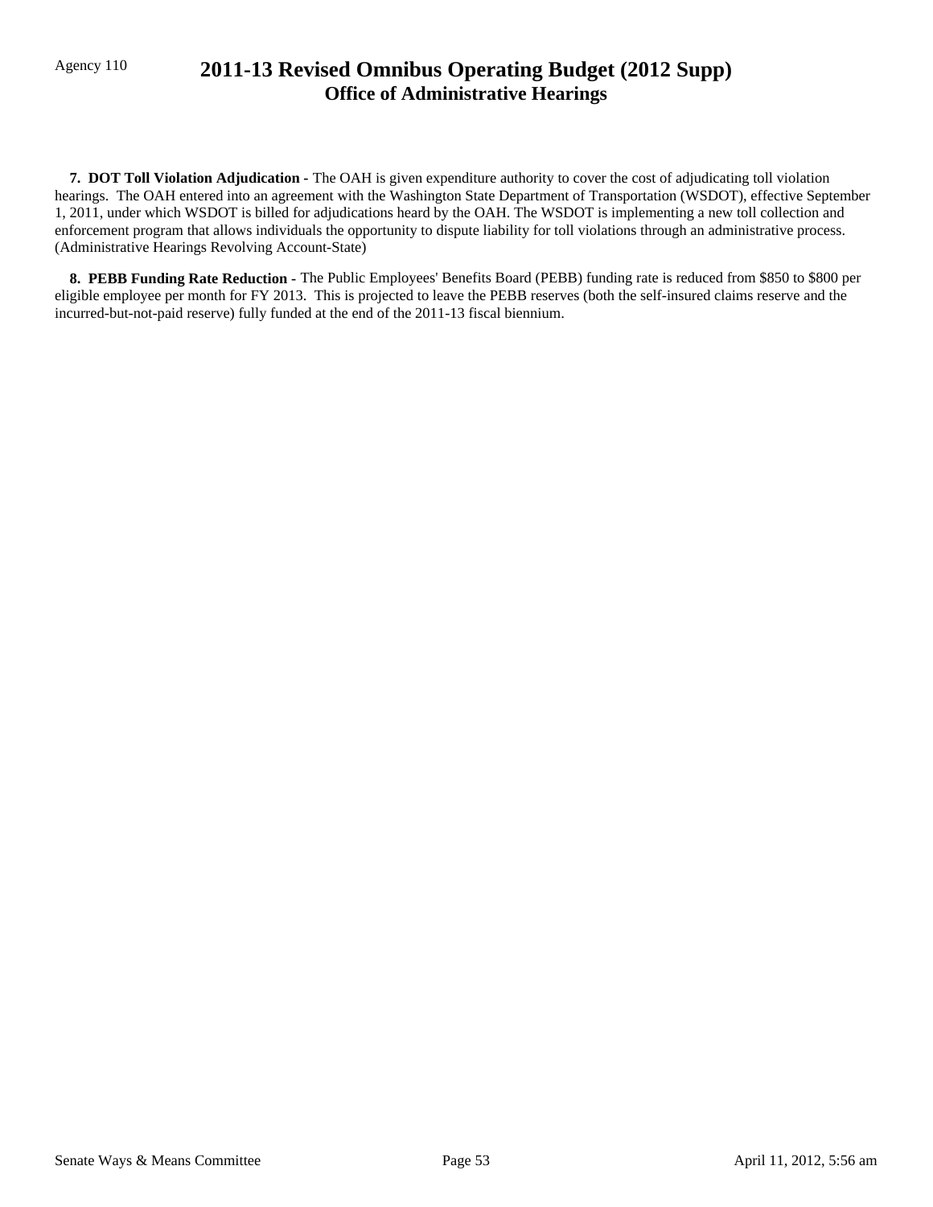**7. DOT Toll Violation Adjudication -** The OAH is given expenditure authority to cover the cost of adjudicating toll violation hearings. The OAH entered into an agreement with the Washington State Department of Transportation (WSDOT), effective September 1, 2011, under which WSDOT is billed for adjudications heard by the OAH. The WSDOT is implementing a new toll collection and enforcement program that allows individuals the opportunity to dispute liability for toll violations through an administrative process. (Administrative Hearings Revolving Account-State)

**8. PEBB Funding Rate Reduction -** The Public Employees' Benefits Board (PEBB) funding rate is reduced from $850 to $800 per eligible employee per month for FY 2013. This is projected to leave the PEBB reserves (both the self-insured claims reserve and the incurred-but-not-paid reserve) fully funded at the end of the 2011-13 fiscal biennium.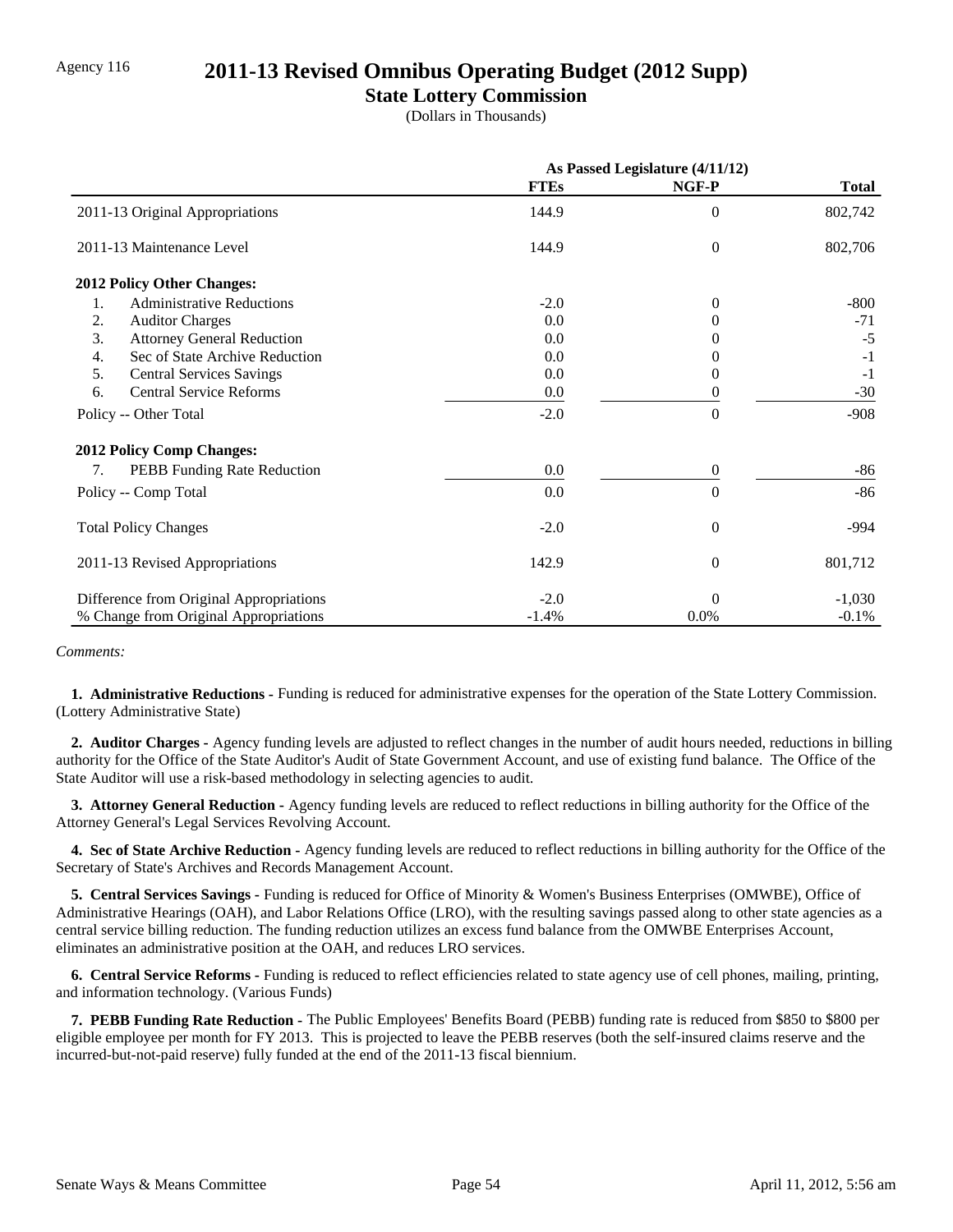Agency 116

# 2011-13 Revised Omnibus Operating Budget (2012 Supp)

## State Lottery Commission

(Dollars in Thousands)

| | As Passed Legislature (4/11/12) | | |
|---|---|---|---|
| | **FTEs** | **NGF-P** | **Total** |
| 2011-13 Original Appropriations | 144.9 | 0 | 802,742 |
| 2011-13 Maintenance Level | 144.9 | 0 | 802,706 |
| **2012 Policy Other Changes:** | | | |
| 1. Administrative Reductions | -2.0 | 0 | -800 |
| 2. Auditor Charges | 0.0 | 0 | -71 |
| 3. Attorney General Reduction | 0.0 | 0 | -5 |
| 4. Sec of State Archive Reduction | 0.0 | 0 | -1 |
| 5. Central Services Savings | 0.0 | 0 | -1 |
| 6. Central Service Reforms | 0.0 | 0 | -30 |
| Policy -- Other Total | -2.0 | 0 | -908 |
| **2012 Policy Comp Changes:** | | | |
| 7. PEBB Funding Rate Reduction | 0.0 | 0 | -86 |
| Policy -- Comp Total | 0.0 | 0 | -86 |
| Total Policy Changes | -2.0 | 0 | -994 |
| 2011-13 Revised Appropriations | 142.9 | 0 | 801,712 |
| Difference from Original Appropriations | -2.0 | 0 | -1,030 |
| % Change from Original Appropriations | -1.4% | 0.0% | -0.1% |

*Comments:*

**1. Administrative Reductions -** Funding is reduced for administrative expenses for the operation of the State Lottery Commission. (Lottery Administrative State)

**2. Auditor Charges -** Agency funding levels are adjusted to reflect changes in the number of audit hours needed, reductions in billing authority for the Office of the State Auditor's Audit of State Government Account, and use of existing fund balance. The Office of the State Auditor will use a risk-based methodology in selecting agencies to audit.

**3. Attorney General Reduction -** Agency funding levels are reduced to reflect reductions in billing authority for the Office of the Attorney General's Legal Services Revolving Account.

**4. Sec of State Archive Reduction -** Agency funding levels are reduced to reflect reductions in billing authority for the Office of the Secretary of State's Archives and Records Management Account.

**5. Central Services Savings -** Funding is reduced for Office of Minority & Women's Business Enterprises (OMWBE), Office of Administrative Hearings (OAH), and Labor Relations Office (LRO), with the resulting savings passed along to other state agencies as a central service billing reduction. The funding reduction utilizes an excess fund balance from the OMWBE Enterprises Account, eliminates an administrative position at the OAH, and reduces LRO services.

**6. Central Service Reforms -** Funding is reduced to reflect efficiencies related to state agency use of cell phones, mailing, printing, and information technology. (Various Funds)

**7. PEBB Funding Rate Reduction -** The Public Employees' Benefits Board (PEBB) funding rate is reduced from $850 to $800 per eligible employee per month for FY 2013. This is projected to leave the PEBB reserves (both the self-insured claims reserve and the incurred-but-not-paid reserve) fully funded at the end of the 2011-13 fiscal biennium.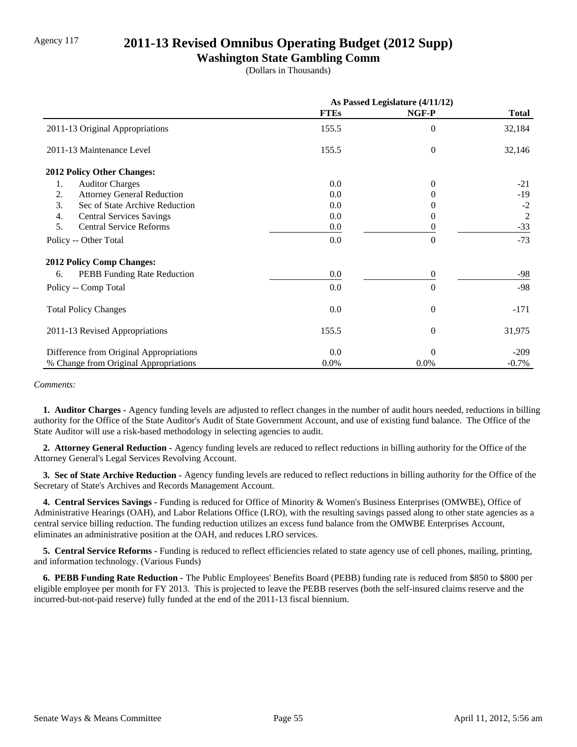Agency 117

# 2011-13 Revised Omnibus Operating Budget (2012 Supp)

## Washington State Gambling Comm

(Dollars in Thousands)

| | As Passed Legislature (4/11/12) | | |
|---|---|---|---|
| | **FTEs** | **NGF-P** | **Total** |
| 2011-13 Original Appropriations | 155.5 | 0 | 32,184 |
| 2011-13 Maintenance Level | 155.5 | 0 | 32,146 |
| **2012 Policy Other Changes:** | | | |
| 1. Auditor Charges | 0.0 | 0 | -21 |
| 2. Attorney General Reduction | 0.0 | 0 | -19 |
| 3. Sec of State Archive Reduction | 0.0 | 0 | -2 |
| 4. Central Services Savings | 0.0 | 0 | 2 |
| 5. Central Service Reforms | 0.0 | 0 | -33 |
| Policy -- Other Total | 0.0 | 0 | -73 |
| **2012 Policy Comp Changes:** | | | |
| 6. PEBB Funding Rate Reduction | 0.0 | 0 | -98 |
| Policy -- Comp Total | 0.0 | 0 | -98 |
| Total Policy Changes | 0.0 | 0 | -171 |
| 2011-13 Revised Appropriations | 155.5 | 0 | 31,975 |
| Difference from Original Appropriations | 0.0 | 0 | -209 |
| % Change from Original Appropriations | 0.0% | 0.0% | -0.7% |

*Comments:*

**1. Auditor Charges -** Agency funding levels are adjusted to reflect changes in the number of audit hours needed, reductions in billing authority for the Office of the State Auditor's Audit of State Government Account, and use of existing fund balance. The Office of the State Auditor will use a risk-based methodology in selecting agencies to audit.

**2. Attorney General Reduction -** Agency funding levels are reduced to reflect reductions in billing authority for the Office of the Attorney General's Legal Services Revolving Account.

**3. Sec of State Archive Reduction -** Agency funding levels are reduced to reflect reductions in billing authority for the Office of the Secretary of State's Archives and Records Management Account.

**4. Central Services Savings -** Funding is reduced for Office of Minority & Women's Business Enterprises (OMWBE), Office of Administrative Hearings (OAH), and Labor Relations Office (LRO), with the resulting savings passed along to other state agencies as a central service billing reduction. The funding reduction utilizes an excess fund balance from the OMWBE Enterprises Account, eliminates an administrative position at the OAH, and reduces LRO services.

**5. Central Service Reforms -** Funding is reduced to reflect efficiencies related to state agency use of cell phones, mailing, printing, and information technology. (Various Funds)

**6. PEBB Funding Rate Reduction -** The Public Employees' Benefits Board (PEBB) funding rate is reduced from $850 to $800 per eligible employee per month for FY 2013. This is projected to leave the PEBB reserves (both the self-insured claims reserve and the incurred-but-not-paid reserve) fully funded at the end of the 2011-13 fiscal biennium.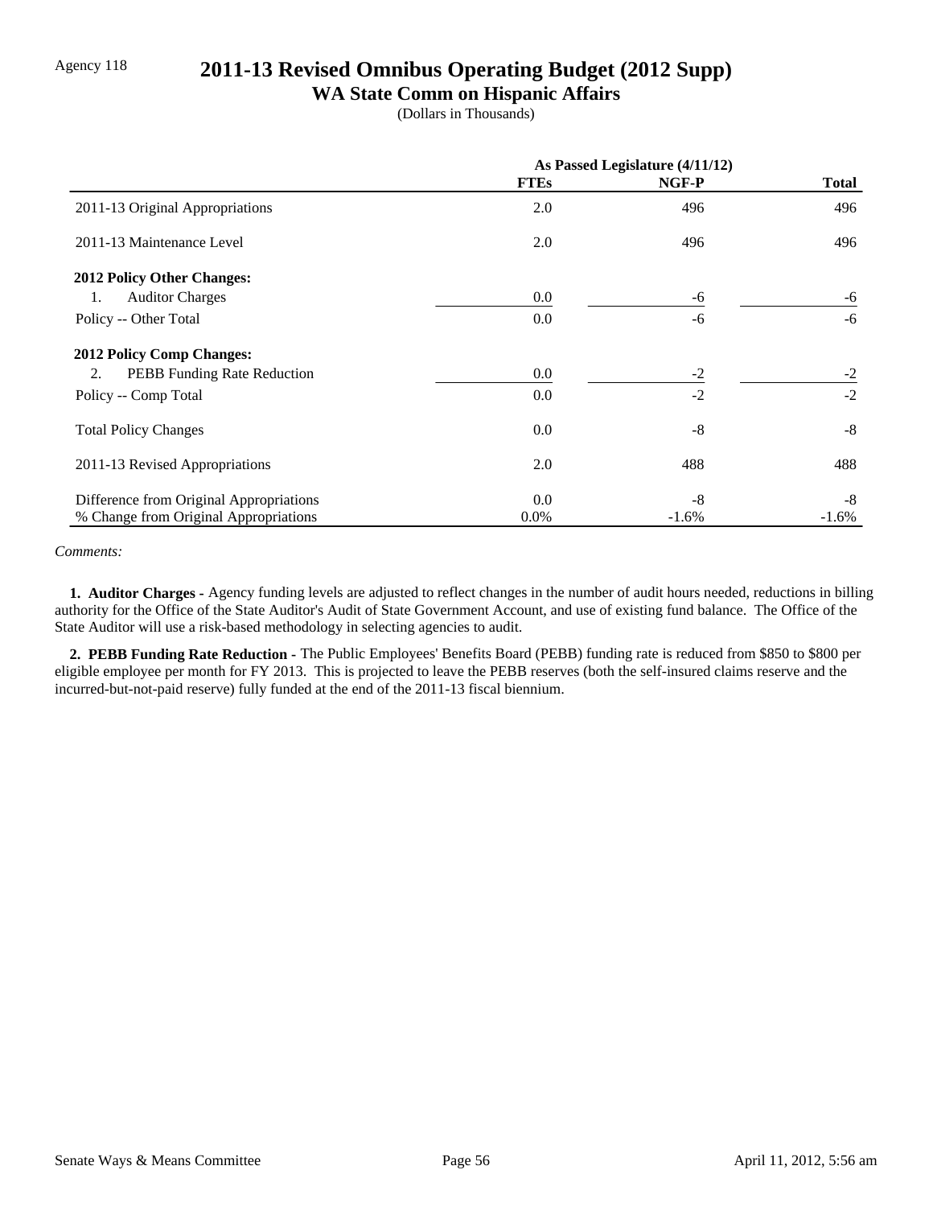Agency 118

# 2011-13 Revised Omnibus Operating Budget (2012 Supp)

## WA State Comm on Hispanic Affairs

(Dollars in Thousands)

| | As Passed Legislature (4/11/12) | | |
|---|---|---|---|
| | **FTEs** | **NGF-P** | **Total** |
| 2011-13 Original Appropriations | 2.0 | 496 | 496 |
| 2011-13 Maintenance Level | 2.0 | 496 | 496 |
| **2012 Policy Other Changes:** | | | |
| 1. Auditor Charges | 0.0 | -6 | -6 |
| Policy -- Other Total | 0.0 | -6 | -6 |
| **2012 Policy Comp Changes:** | | | |
| 2. PEBB Funding Rate Reduction | 0.0 | -2 | -2 |
| Policy -- Comp Total | 0.0 | -2 | -2 |
| Total Policy Changes | 0.0 | -8 | -8 |
| 2011-13 Revised Appropriations | 2.0 | 488 | 488 |
| Difference from Original Appropriations | 0.0 | -8 | -8 |
| % Change from Original Appropriations | 0.0% | -1.6% | -1.6% |

*Comments:*

**1. Auditor Charges -** Agency funding levels are adjusted to reflect changes in the number of audit hours needed, reductions in billing authority for the Office of the State Auditor's Audit of State Government Account, and use of existing fund balance. The Office of the State Auditor will use a risk-based methodology in selecting agencies to audit.

**2. PEBB Funding Rate Reduction -** The Public Employees' Benefits Board (PEBB) funding rate is reduced from $850 to $800 per eligible employee per month for FY 2013. This is projected to leave the PEBB reserves (both the self-insured claims reserve and the incurred-but-not-paid reserve) fully funded at the end of the 2011-13 fiscal biennium.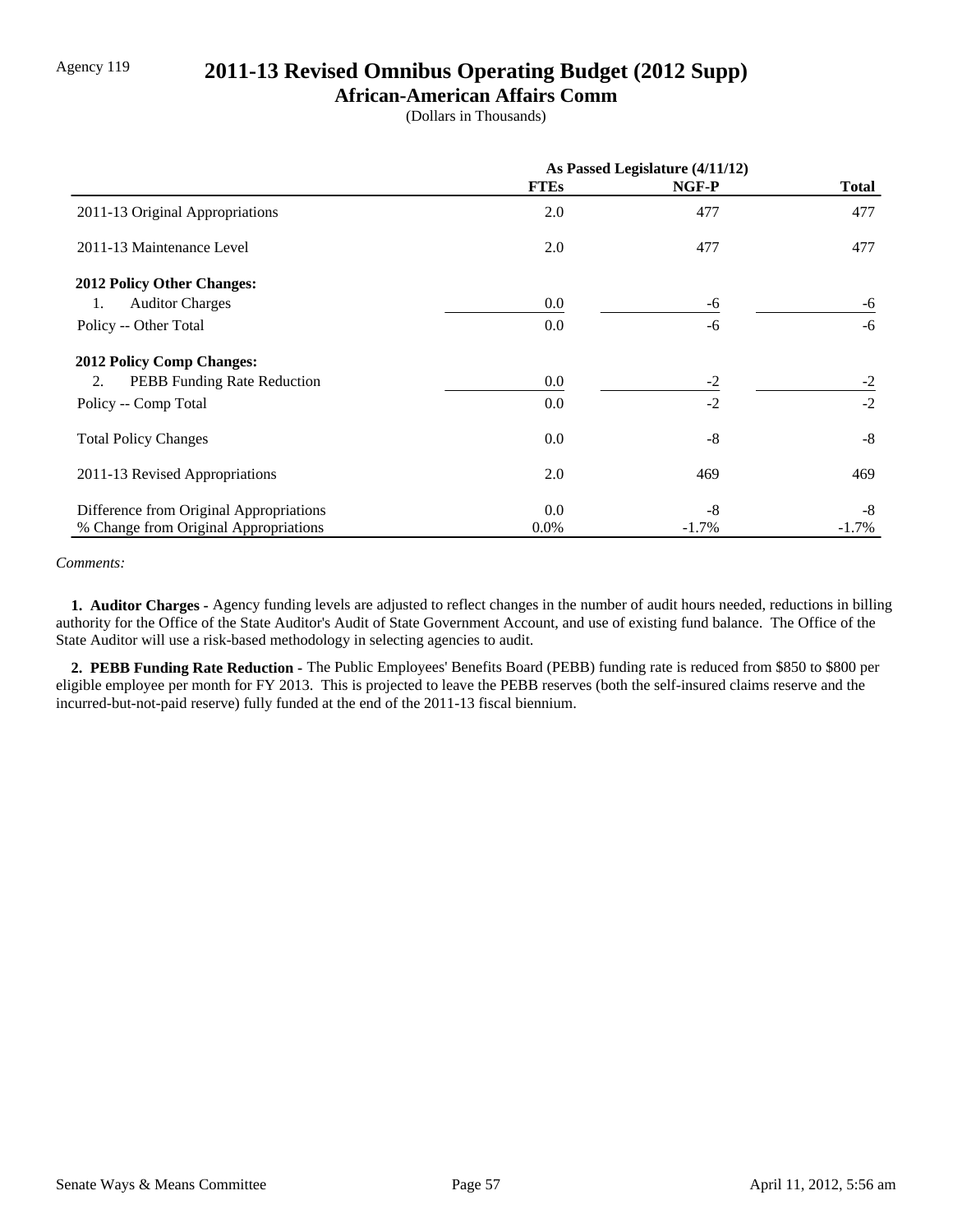Agency 119

# 2011-13 Revised Omnibus Operating Budget (2012 Supp)

## African-American Affairs Comm

(Dollars in Thousands)

| | As Passed Legislature (4/11/12) | | |
|---|---|---|---|
| | **FTEs** | **NGF-P** | **Total** |
| 2011-13 Original Appropriations | 2.0 | 477 | 477 |
| 2011-13 Maintenance Level | 2.0 | 477 | 477 |
| **2012 Policy Other Changes:** | | | |
| 1. Auditor Charges | 0.0 | -6 | -6 |
| Policy -- Other Total | 0.0 | -6 | -6 |
| **2012 Policy Comp Changes:** | | | |
| 2. PEBB Funding Rate Reduction | 0.0 | -2 | -2 |
| Policy -- Comp Total | 0.0 | -2 | -2 |
| Total Policy Changes | 0.0 | -8 | -8 |
| 2011-13 Revised Appropriations | 2.0 | 469 | 469 |
| Difference from Original Appropriations | 0.0 | -8 | -8 |
| % Change from Original Appropriations | 0.0% | -1.7% | -1.7% |

*Comments:*

**1. Auditor Charges -** Agency funding levels are adjusted to reflect changes in the number of audit hours needed, reductions in billing authority for the Office of the State Auditor's Audit of State Government Account, and use of existing fund balance. The Office of the State Auditor will use a risk-based methodology in selecting agencies to audit.

**2. PEBB Funding Rate Reduction -** The Public Employees' Benefits Board (PEBB) funding rate is reduced from $850 to $800 per eligible employee per month for FY 2013. This is projected to leave the PEBB reserves (both the self-insured claims reserve and the incurred-but-not-paid reserve) fully funded at the end of the 2011-13 fiscal biennium.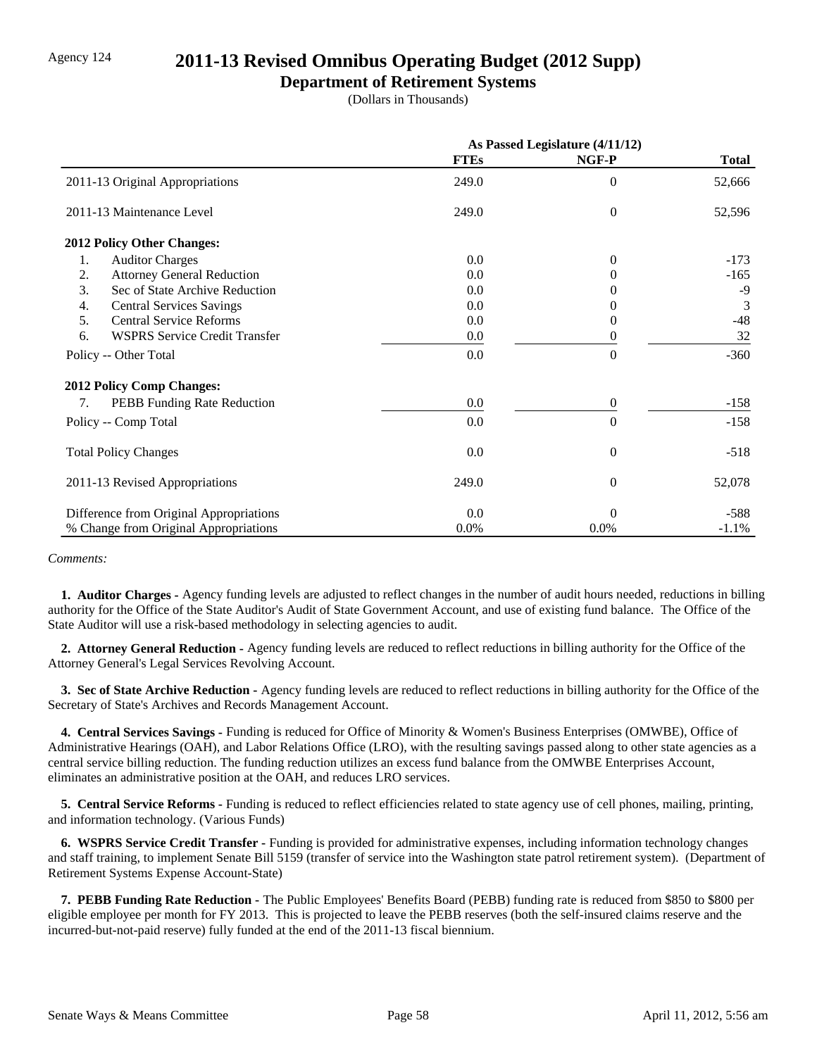Agency 124

# 2011-13 Revised Omnibus Operating Budget (2012 Supp)

## Department of Retirement Systems

(Dollars in Thousands)

| | As Passed Legislature (4/11/12) | | |
|---|---|---|---|
| | FTEs | NGF-P | Total |
| 2011-13 Original Appropriations | 249.0 | 0 | 52,666 |
| 2011-13 Maintenance Level | 249.0 | 0 | 52,596 |
| **2012 Policy Other Changes:** | | | |
| 1. Auditor Charges | 0.0 | 0 | -173 |
| 2. Attorney General Reduction | 0.0 | 0 | -165 |
| 3. Sec of State Archive Reduction | 0.0 | 0 | -9 |
| 4. Central Services Savings | 0.0 | 0 | 3 |
| 5. Central Service Reforms | 0.0 | 0 | -48 |
| 6. WSPRS Service Credit Transfer | 0.0 | 0 | 32 |
| Policy -- Other Total | 0.0 | 0 | -360 |
| **2012 Policy Comp Changes:** | | | |
| 7. PEBB Funding Rate Reduction | 0.0 | 0 | -158 |
| Policy -- Comp Total | 0.0 | 0 | -158 |
| Total Policy Changes | 0.0 | 0 | -518 |
| 2011-13 Revised Appropriations | 249.0 | 0 | 52,078 |
| Difference from Original Appropriations | 0.0 | 0 | -588 |
| % Change from Original Appropriations | 0.0% | 0.0% | -1.1% |

*Comments:*

**1. Auditor Charges -** Agency funding levels are adjusted to reflect changes in the number of audit hours needed, reductions in billing authority for the Office of the State Auditor's Audit of State Government Account, and use of existing fund balance. The Office of the State Auditor will use a risk-based methodology in selecting agencies to audit.

**2. Attorney General Reduction -** Agency funding levels are reduced to reflect reductions in billing authority for the Office of the Attorney General's Legal Services Revolving Account.

**3. Sec of State Archive Reduction -** Agency funding levels are reduced to reflect reductions in billing authority for the Office of the Secretary of State's Archives and Records Management Account.

**4. Central Services Savings -** Funding is reduced for Office of Minority & Women's Business Enterprises (OMWBE), Office of Administrative Hearings (OAH), and Labor Relations Office (LRO), with the resulting savings passed along to other state agencies as a central service billing reduction. The funding reduction utilizes an excess fund balance from the OMWBE Enterprises Account, eliminates an administrative position at the OAH, and reduces LRO services.

**5. Central Service Reforms -** Funding is reduced to reflect efficiencies related to state agency use of cell phones, mailing, printing, and information technology. (Various Funds)

**6. WSPRS Service Credit Transfer -** Funding is provided for administrative expenses, including information technology changes and staff training, to implement Senate Bill 5159 (transfer of service into the Washington state patrol retirement system). (Department of Retirement Systems Expense Account-State)

**7. PEBB Funding Rate Reduction -** The Public Employees' Benefits Board (PEBB) funding rate is reduced from $850 to $800 per eligible employee per month for FY 2013. This is projected to leave the PEBB reserves (both the self-insured claims reserve and the incurred-but-not-paid reserve) fully funded at the end of the 2011-13 fiscal biennium.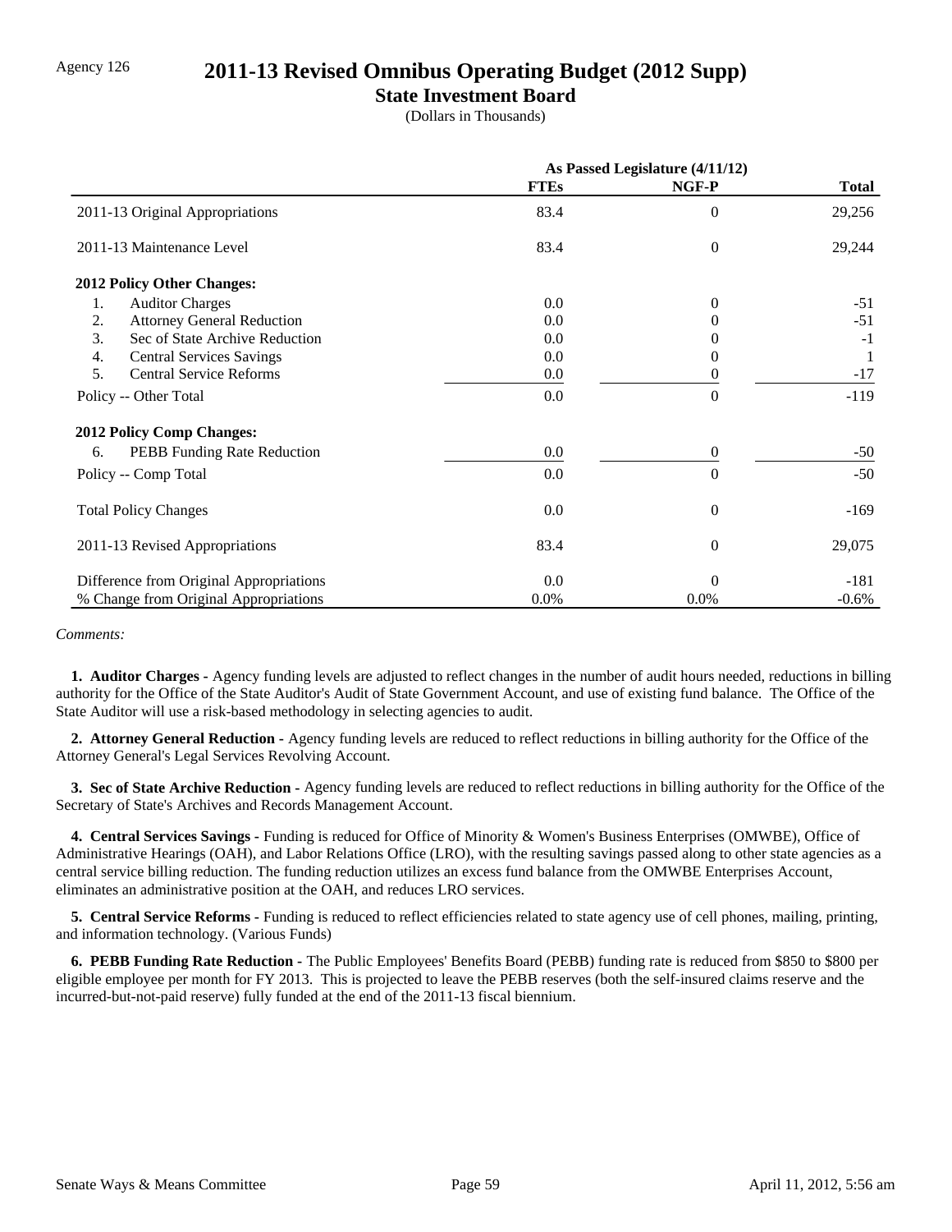Agency 126

# 2011-13 Revised Omnibus Operating Budget (2012 Supp)

## State Investment Board

(Dollars in Thousands)

| | As Passed Legislature (4/11/12) | | |
|---|---|---|---|
| | **FTEs** | **NGF-P** | **Total** |
| 2011-13 Original Appropriations | 83.4 | 0 | 29,256 |
| 2011-13 Maintenance Level | 83.4 | 0 | 29,244 |
| **2012 Policy Other Changes:** | | | |
| 1. Auditor Charges | 0.0 | 0 | -51 |
| 2. Attorney General Reduction | 0.0 | 0 | -51 |
| 3. Sec of State Archive Reduction | 0.0 | 0 | -1 |
| 4. Central Services Savings | 0.0 | 0 | 1 |
| 5. Central Service Reforms | 0.0 | 0 | -17 |
| Policy -- Other Total | 0.0 | 0 | -119 |
| **2012 Policy Comp Changes:** | | | |
| 6. PEBB Funding Rate Reduction | 0.0 | 0 | -50 |
| Policy -- Comp Total | 0.0 | 0 | -50 |
| Total Policy Changes | 0.0 | 0 | -169 |
| 2011-13 Revised Appropriations | 83.4 | 0 | 29,075 |
| Difference from Original Appropriations | 0.0 | 0 | -181 |
| % Change from Original Appropriations | 0.0% | 0.0% | -0.6% |

*Comments:*

**1. Auditor Charges -** Agency funding levels are adjusted to reflect changes in the number of audit hours needed, reductions in billing authority for the Office of the State Auditor's Audit of State Government Account, and use of existing fund balance. The Office of the State Auditor will use a risk-based methodology in selecting agencies to audit.

**2. Attorney General Reduction -** Agency funding levels are reduced to reflect reductions in billing authority for the Office of the Attorney General's Legal Services Revolving Account.

**3. Sec of State Archive Reduction -** Agency funding levels are reduced to reflect reductions in billing authority for the Office of the Secretary of State's Archives and Records Management Account.

**4. Central Services Savings -** Funding is reduced for Office of Minority & Women's Business Enterprises (OMWBE), Office of Administrative Hearings (OAH), and Labor Relations Office (LRO), with the resulting savings passed along to other state agencies as a central service billing reduction. The funding reduction utilizes an excess fund balance from the OMWBE Enterprises Account, eliminates an administrative position at the OAH, and reduces LRO services.

**5. Central Service Reforms -** Funding is reduced to reflect efficiencies related to state agency use of cell phones, mailing, printing, and information technology. (Various Funds)

**6. PEBB Funding Rate Reduction -** The Public Employees' Benefits Board (PEBB) funding rate is reduced from $850 to $800 per eligible employee per month for FY 2013. This is projected to leave the PEBB reserves (both the self-insured claims reserve and the incurred-but-not-paid reserve) fully funded at the end of the 2011-13 fiscal biennium.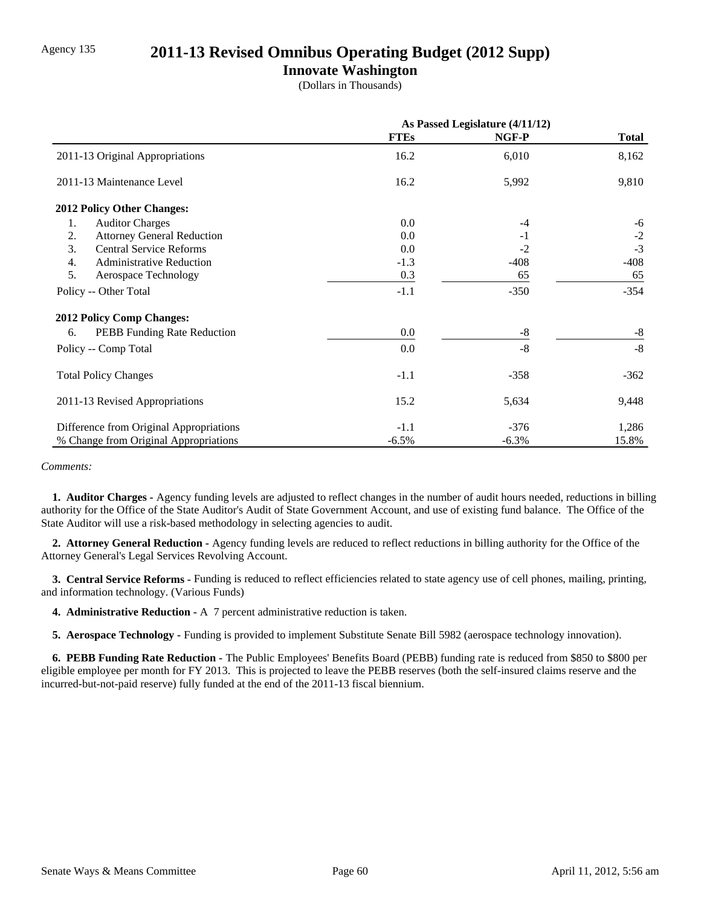Agency 135

# 2011-13 Revised Omnibus Operating Budget (2012 Supp)

## Innovate Washington

(Dollars in Thousands)

| | As Passed Legislature (4/11/12) | | |
|---|---|---|---|
| | FTEs | NGF-P | Total |
| 2011-13 Original Appropriations | 16.2 | 6,010 | 8,162 |
| 2011-13 Maintenance Level | 16.2 | 5,992 | 9,810 |
| **2012 Policy Other Changes:** | | | |
| 1. Auditor Charges | 0.0 | -4 | -6 |
| 2. Attorney General Reduction | 0.0 | -1 | -2 |
| 3. Central Service Reforms | 0.0 | -2 | -3 |
| 4. Administrative Reduction | -1.3 | -408 | -408 |
| 5. Aerospace Technology | 0.3 | 65 | 65 |
| Policy -- Other Total | -1.1 | -350 | -354 |
| **2012 Policy Comp Changes:** | | | |
| 6. PEBB Funding Rate Reduction | 0.0 | -8 | -8 |
| Policy -- Comp Total | 0.0 | -8 | -8 |
| Total Policy Changes | -1.1 | -358 | -362 |
| 2011-13 Revised Appropriations | 15.2 | 5,634 | 9,448 |
| Difference from Original Appropriations | -1.1 | -376 | 1,286 |
| % Change from Original Appropriations | -6.5% | -6.3% | 15.8% |

*Comments:*

**1. Auditor Charges -** Agency funding levels are adjusted to reflect changes in the number of audit hours needed, reductions in billing authority for the Office of the State Auditor's Audit of State Government Account, and use of existing fund balance. The Office of the State Auditor will use a risk-based methodology in selecting agencies to audit.

**2. Attorney General Reduction -** Agency funding levels are reduced to reflect reductions in billing authority for the Office of the Attorney General's Legal Services Revolving Account.

**3. Central Service Reforms -** Funding is reduced to reflect efficiencies related to state agency use of cell phones, mailing, printing, and information technology. (Various Funds)

**4. Administrative Reduction -** A 7 percent administrative reduction is taken.

**5. Aerospace Technology -** Funding is provided to implement Substitute Senate Bill 5982 (aerospace technology innovation).

**6. PEBB Funding Rate Reduction -** The Public Employees' Benefits Board (PEBB) funding rate is reduced from $850 to $800 per eligible employee per month for FY 2013. This is projected to leave the PEBB reserves (both the self-insured claims reserve and the incurred-but-not-paid reserve) fully funded at the end of the 2011-13 fiscal biennium.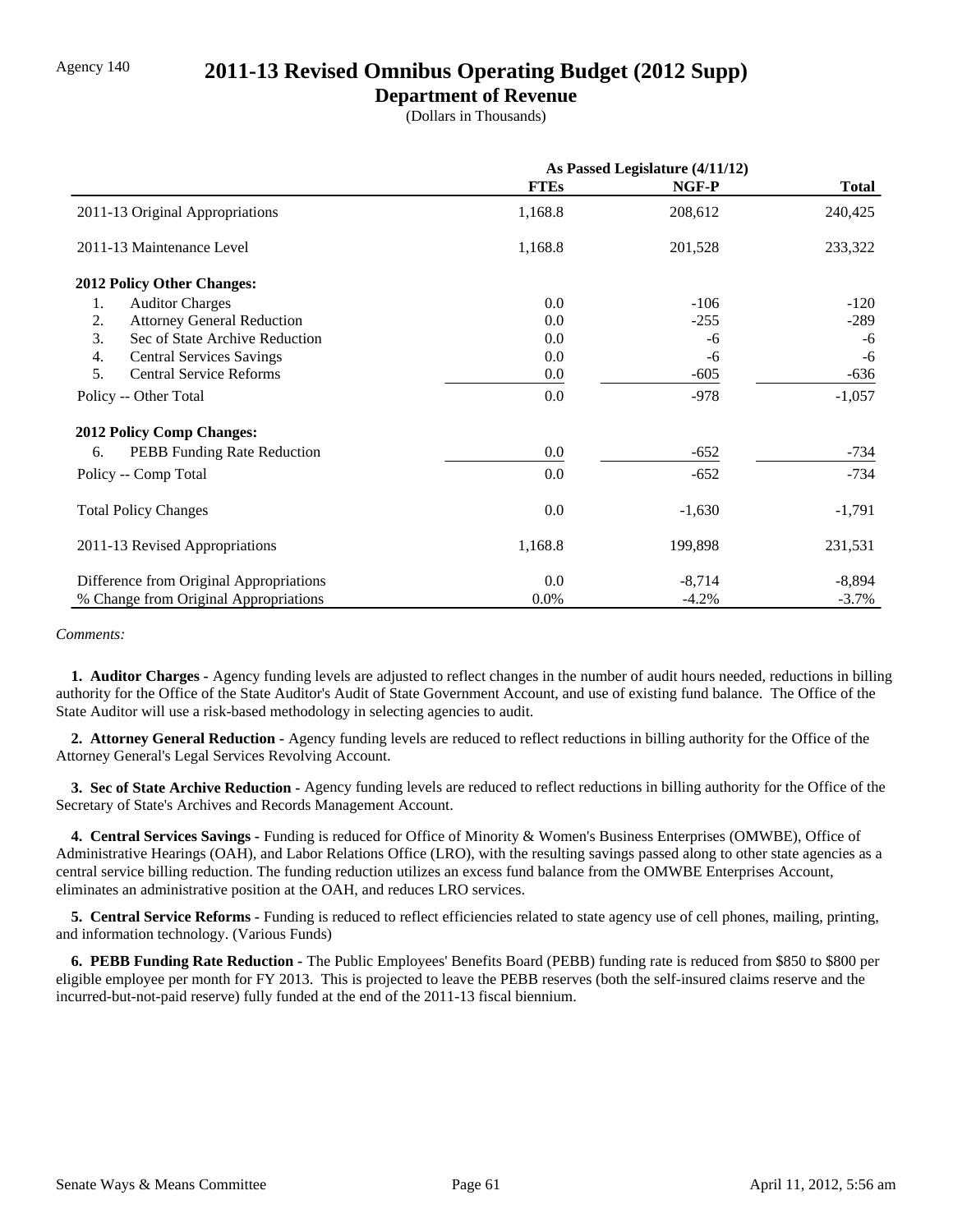Agency 140

# 2011-13 Revised Omnibus Operating Budget (2012 Supp)

## Department of Revenue

(Dollars in Thousands)

| | As Passed Legislature (4/11/12) | | |
|---|---|---|---|
| | **FTEs** | **NGF-P** | **Total** |
| 2011-13 Original Appropriations | 1,168.8 | 208,612 | 240,425 |
| 2011-13 Maintenance Level | 1,168.8 | 201,528 | 233,322 |
| **2012 Policy Other Changes:** | | | |
| 1. Auditor Charges | 0.0 | -106 | -120 |
| 2. Attorney General Reduction | 0.0 | -255 | -289 |
| 3. Sec of State Archive Reduction | 0.0 | -6 | -6 |
| 4. Central Services Savings | 0.0 | -6 | -6 |
| 5. Central Service Reforms | 0.0 | -605 | -636 |
| Policy -- Other Total | 0.0 | -978 | -1,057 |
| **2012 Policy Comp Changes:** | | | |
| 6. PEBB Funding Rate Reduction | 0.0 | -652 | -734 |
| Policy -- Comp Total | 0.0 | -652 | -734 |
| Total Policy Changes | 0.0 | -1,630 | -1,791 |
| 2011-13 Revised Appropriations | 1,168.8 | 199,898 | 231,531 |
| Difference from Original Appropriations | 0.0 | -8,714 | -8,894 |
| % Change from Original Appropriations | 0.0% | -4.2% | -3.7% |

*Comments:*

**1. Auditor Charges -** Agency funding levels are adjusted to reflect changes in the number of audit hours needed, reductions in billing authority for the Office of the State Auditor's Audit of State Government Account, and use of existing fund balance. The Office of the State Auditor will use a risk-based methodology in selecting agencies to audit.

**2. Attorney General Reduction -** Agency funding levels are reduced to reflect reductions in billing authority for the Office of the Attorney General's Legal Services Revolving Account.

**3. Sec of State Archive Reduction -** Agency funding levels are reduced to reflect reductions in billing authority for the Office of the Secretary of State's Archives and Records Management Account.

**4. Central Services Savings -** Funding is reduced for Office of Minority & Women's Business Enterprises (OMWBE), Office of Administrative Hearings (OAH), and Labor Relations Office (LRO), with the resulting savings passed along to other state agencies as a central service billing reduction. The funding reduction utilizes an excess fund balance from the OMWBE Enterprises Account, eliminates an administrative position at the OAH, and reduces LRO services.

**5. Central Service Reforms -** Funding is reduced to reflect efficiencies related to state agency use of cell phones, mailing, printing, and information technology. (Various Funds)

**6. PEBB Funding Rate Reduction -** The Public Employees' Benefits Board (PEBB) funding rate is reduced from $850 to $800 per eligible employee per month for FY 2013. This is projected to leave the PEBB reserves (both the self-insured claims reserve and the incurred-but-not-paid reserve) fully funded at the end of the 2011-13 fiscal biennium.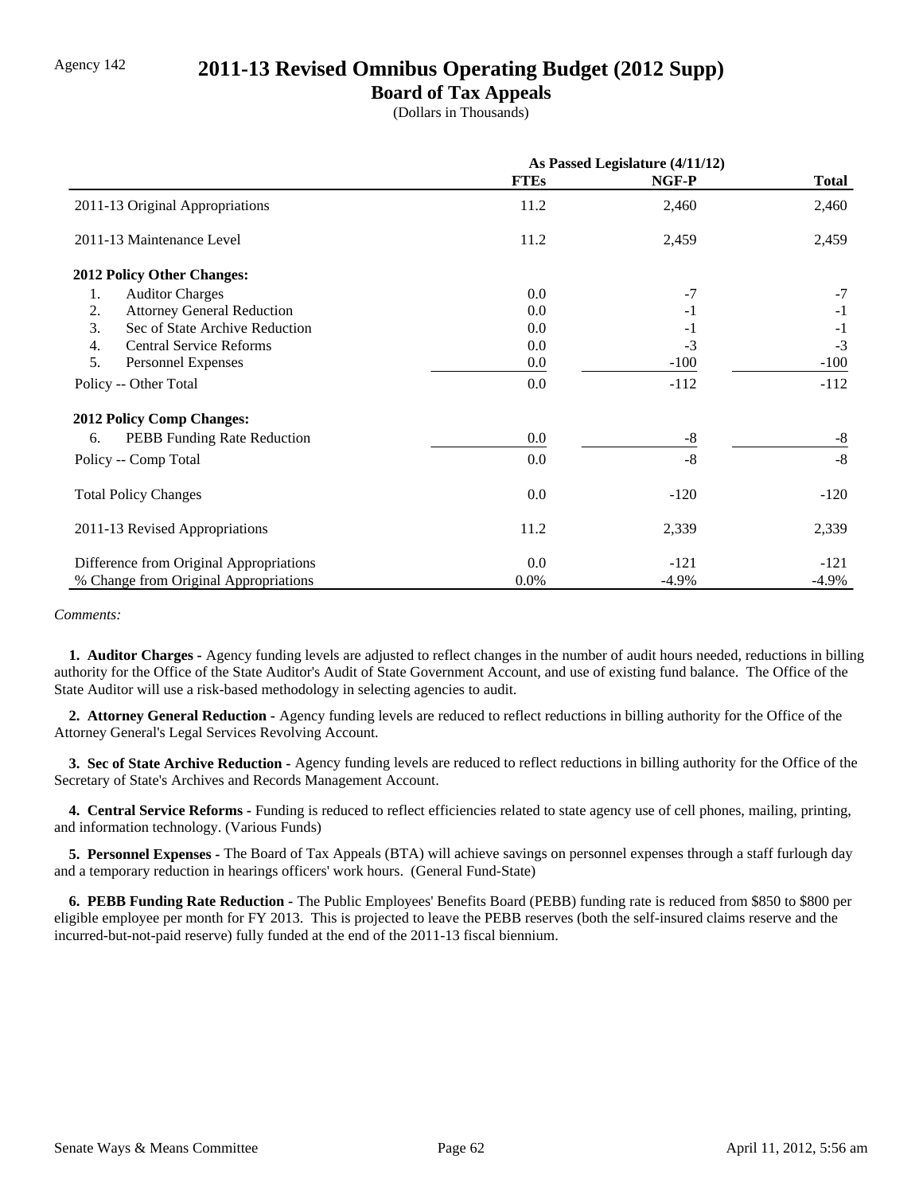Agency 142

# 2011-13 Revised Omnibus Operating Budget (2012 Supp)

## Board of Tax Appeals

(Dollars in Thousands)

| | As Passed Legislature (4/11/12) | | |
|---|---|---|---|
| | **FTEs** | **NGF-P** | **Total** |
| 2011-13 Original Appropriations | 11.2 | 2,460 | 2,460 |
| 2011-13 Maintenance Level | 11.2 | 2,459 | 2,459 |
| **2012 Policy Other Changes:** | | | |
| 1. Auditor Charges | 0.0 | -7 | -7 |
| 2. Attorney General Reduction | 0.0 | -1 | -1 |
| 3. Sec of State Archive Reduction | 0.0 | -1 | -1 |
| 4. Central Service Reforms | 0.0 | -3 | -3 |
| 5. Personnel Expenses | 0.0 | -100 | -100 |
| Policy -- Other Total | 0.0 | -112 | -112 |
| **2012 Policy Comp Changes:** | | | |
| 6. PEBB Funding Rate Reduction | 0.0 | -8 | -8 |
| Policy -- Comp Total | 0.0 | -8 | -8 |
| Total Policy Changes | 0.0 | -120 | -120 |
| 2011-13 Revised Appropriations | 11.2 | 2,339 | 2,339 |
| Difference from Original Appropriations | 0.0 | -121 | -121 |
| % Change from Original Appropriations | 0.0% | -4.9% | -4.9% |

*Comments:*

**1. Auditor Charges -** Agency funding levels are adjusted to reflect changes in the number of audit hours needed, reductions in billing authority for the Office of the State Auditor's Audit of State Government Account, and use of existing fund balance. The Office of the State Auditor will use a risk-based methodology in selecting agencies to audit.

**2. Attorney General Reduction -** Agency funding levels are reduced to reflect reductions in billing authority for the Office of the Attorney General's Legal Services Revolving Account.

**3. Sec of State Archive Reduction -** Agency funding levels are reduced to reflect reductions in billing authority for the Office of the Secretary of State's Archives and Records Management Account.

**4. Central Service Reforms -** Funding is reduced to reflect efficiencies related to state agency use of cell phones, mailing, printing, and information technology. (Various Funds)

**5. Personnel Expenses -** The Board of Tax Appeals (BTA) will achieve savings on personnel expenses through a staff furlough day and a temporary reduction in hearings officers' work hours. (General Fund-State)

**6. PEBB Funding Rate Reduction -** The Public Employees' Benefits Board (PEBB) funding rate is reduced from $850 to $800 per eligible employee per month for FY 2013. This is projected to leave the PEBB reserves (both the self-insured claims reserve and the incurred-but-not-paid reserve) fully funded at the end of the 2011-13 fiscal biennium.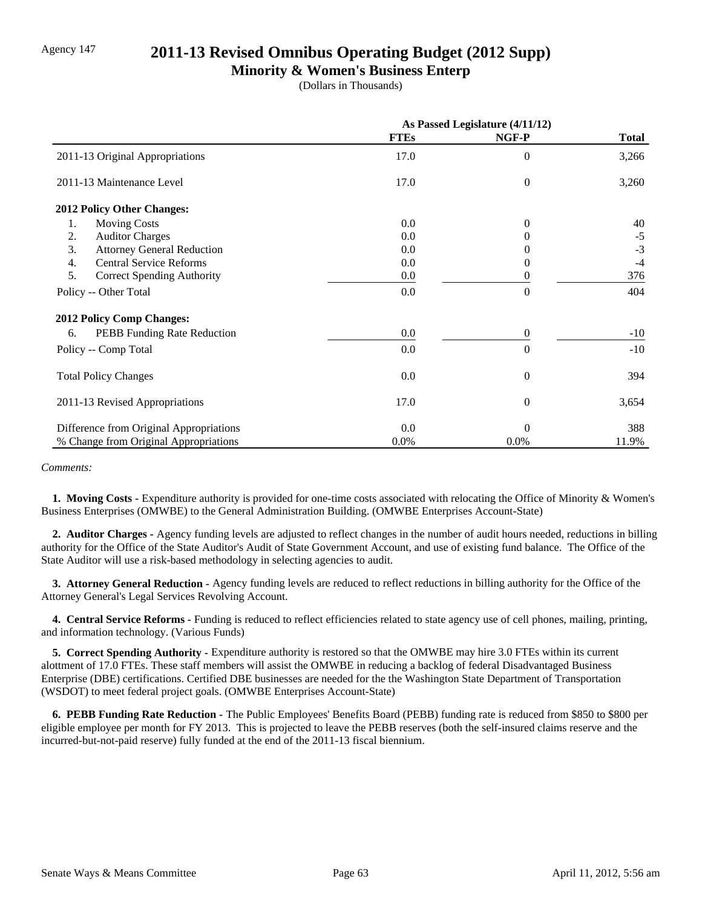Agency 147

# 2011-13 Revised Omnibus Operating Budget (2012 Supp)

## Minority & Women's Business Enterp

(Dollars in Thousands)

| | As Passed Legislature (4/11/12) | | |
|---|---|---|---|
| | FTEs | NGF-P | Total |
| 2011-13 Original Appropriations | 17.0 | 0 | 3,266 |
| 2011-13 Maintenance Level | 17.0 | 0 | 3,260 |
| **2012 Policy Other Changes:** | | | |
| 1. Moving Costs | 0.0 | 0 | 40 |
| 2. Auditor Charges | 0.0 | 0 | -5 |
| 3. Attorney General Reduction | 0.0 | 0 | -3 |
| 4. Central Service Reforms | 0.0 | 0 | -4 |
| 5. Correct Spending Authority | 0.0 | 0 | 376 |
| Policy -- Other Total | 0.0 | 0 | 404 |
| **2012 Policy Comp Changes:** | | | |
| 6. PEBB Funding Rate Reduction | 0.0 | 0 | -10 |
| Policy -- Comp Total | 0.0 | 0 | -10 |
| Total Policy Changes | 0.0 | 0 | 394 |
| 2011-13 Revised Appropriations | 17.0 | 0 | 3,654 |
| Difference from Original Appropriations | 0.0 | 0 | 388 |
| % Change from Original Appropriations | 0.0% | 0.0% | 11.9% |

*Comments:*

**1. Moving Costs -** Expenditure authority is provided for one-time costs associated with relocating the Office of Minority & Women's Business Enterprises (OMWBE) to the General Administration Building. (OMWBE Enterprises Account-State)

**2. Auditor Charges -** Agency funding levels are adjusted to reflect changes in the number of audit hours needed, reductions in billing authority for the Office of the State Auditor's Audit of State Government Account, and use of existing fund balance. The Office of the State Auditor will use a risk-based methodology in selecting agencies to audit.

**3. Attorney General Reduction -** Agency funding levels are reduced to reflect reductions in billing authority for the Office of the Attorney General's Legal Services Revolving Account.

**4. Central Service Reforms -** Funding is reduced to reflect efficiencies related to state agency use of cell phones, mailing, printing, and information technology. (Various Funds)

**5. Correct Spending Authority -** Expenditure authority is restored so that the OMWBE may hire 3.0 FTEs within its current alottment of 17.0 FTEs. These staff members will assist the OMWBE in reducing a backlog of federal Disadvantaged Business Enterprise (DBE) certifications. Certified DBE businesses are needed for the the Washington State Department of Transportation (WSDOT) to meet federal project goals. (OMWBE Enterprises Account-State)

**6. PEBB Funding Rate Reduction -** The Public Employees' Benefits Board (PEBB) funding rate is reduced from $850 to $800 per eligible employee per month for FY 2013. This is projected to leave the PEBB reserves (both the self-insured claims reserve and the incurred-but-not-paid reserve) fully funded at the end of the 2011-13 fiscal biennium.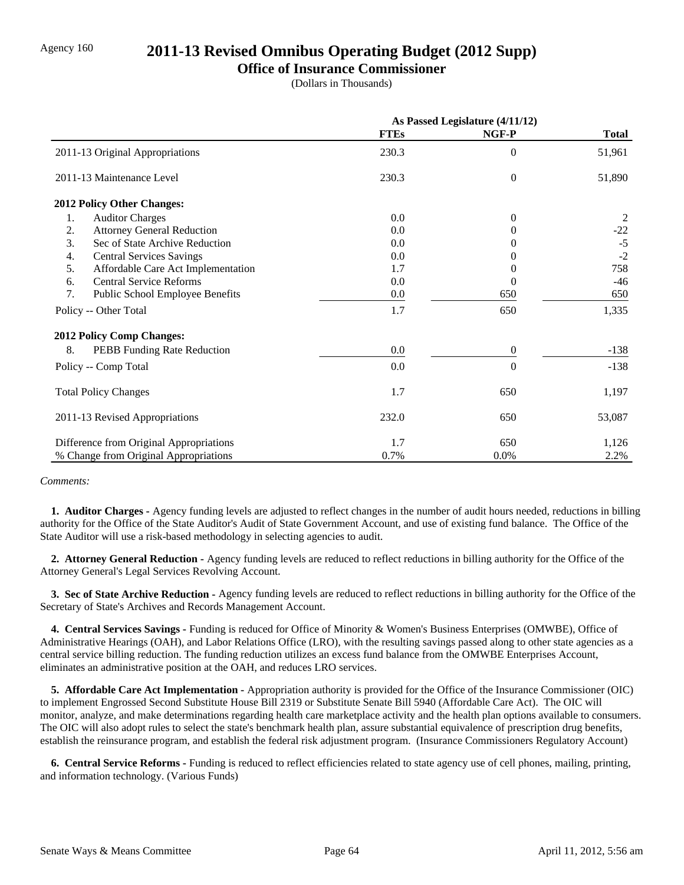Agency 160

# 2011-13 Revised Omnibus Operating Budget (2012 Supp)

## Office of Insurance Commissioner

(Dollars in Thousands)

| | As Passed Legislature (4/11/12) | | |
|---|---|---|---|
| | **FTEs** | **NGF-P** | **Total** |
| 2011-13 Original Appropriations | 230.3 | 0 | 51,961 |
| 2011-13 Maintenance Level | 230.3 | 0 | 51,890 |
| **2012 Policy Other Changes:** | | | |
| 1. Auditor Charges | 0.0 | 0 | 2 |
| 2. Attorney General Reduction | 0.0 | 0 | -22 |
| 3. Sec of State Archive Reduction | 0.0 | 0 | -5 |
| 4. Central Services Savings | 0.0 | 0 | -2 |
| 5. Affordable Care Act Implementation | 1.7 | 0 | 758 |
| 6. Central Service Reforms | 0.0 | 0 | -46 |
| 7. Public School Employee Benefits | 0.0 | 650 | 650 |
| Policy -- Other Total | 1.7 | 650 | 1,335 |
| **2012 Policy Comp Changes:** | | | |
| 8. PEBB Funding Rate Reduction | 0.0 | 0 | -138 |
| Policy -- Comp Total | 0.0 | 0 | -138 |
| Total Policy Changes | 1.7 | 650 | 1,197 |
| 2011-13 Revised Appropriations | 232.0 | 650 | 53,087 |
| Difference from Original Appropriations | 1.7 | 650 | 1,126 |
| % Change from Original Appropriations | 0.7% | 0.0% | 2.2% |

*Comments:*

**1. Auditor Charges -** Agency funding levels are adjusted to reflect changes in the number of audit hours needed, reductions in billing authority for the Office of the State Auditor's Audit of State Government Account, and use of existing fund balance. The Office of the State Auditor will use a risk-based methodology in selecting agencies to audit.

**2. Attorney General Reduction -** Agency funding levels are reduced to reflect reductions in billing authority for the Office of the Attorney General's Legal Services Revolving Account.

**3. Sec of State Archive Reduction -** Agency funding levels are reduced to reflect reductions in billing authority for the Office of the Secretary of State's Archives and Records Management Account.

**4. Central Services Savings -** Funding is reduced for Office of Minority & Women's Business Enterprises (OMWBE), Office of Administrative Hearings (OAH), and Labor Relations Office (LRO), with the resulting savings passed along to other state agencies as a central service billing reduction. The funding reduction utilizes an excess fund balance from the OMWBE Enterprises Account, eliminates an administrative position at the OAH, and reduces LRO services.

**5. Affordable Care Act Implementation -** Appropriation authority is provided for the Office of the Insurance Commissioner (OIC) to implement Engrossed Second Substitute House Bill 2319 or Substitute Senate Bill 5940 (Affordable Care Act). The OIC will monitor, analyze, and make determinations regarding health care marketplace activity and the health plan options available to consumers. The OIC will also adopt rules to select the state's benchmark health plan, assure substantial equivalence of prescription drug benefits, establish the reinsurance program, and establish the federal risk adjustment program. (Insurance Commissioners Regulatory Account)

**6. Central Service Reforms -** Funding is reduced to reflect efficiencies related to state agency use of cell phones, mailing, printing, and information technology. (Various Funds)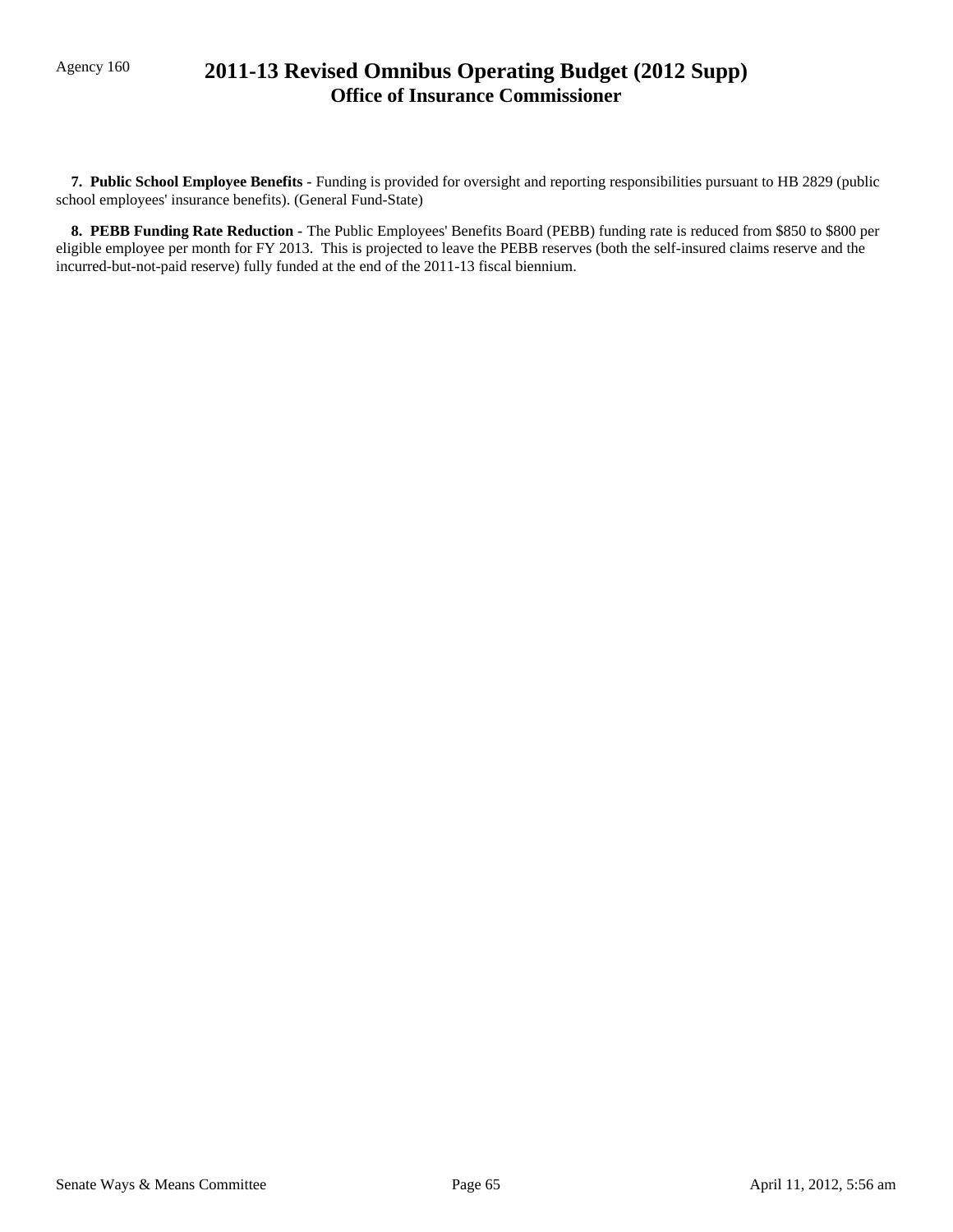**7. Public School Employee Benefits** - Funding is provided for oversight and reporting responsibilities pursuant to HB 2829 (public school employees' insurance benefits). (General Fund-State)

**8. PEBB Funding Rate Reduction** - The Public Employees' Benefits Board (PEBB) funding rate is reduced from $850 to $800 per eligible employee per month for FY 2013. This is projected to leave the PEBB reserves (both the self-insured claims reserve and the incurred-but-not-paid reserve) fully funded at the end of the 2011-13 fiscal biennium.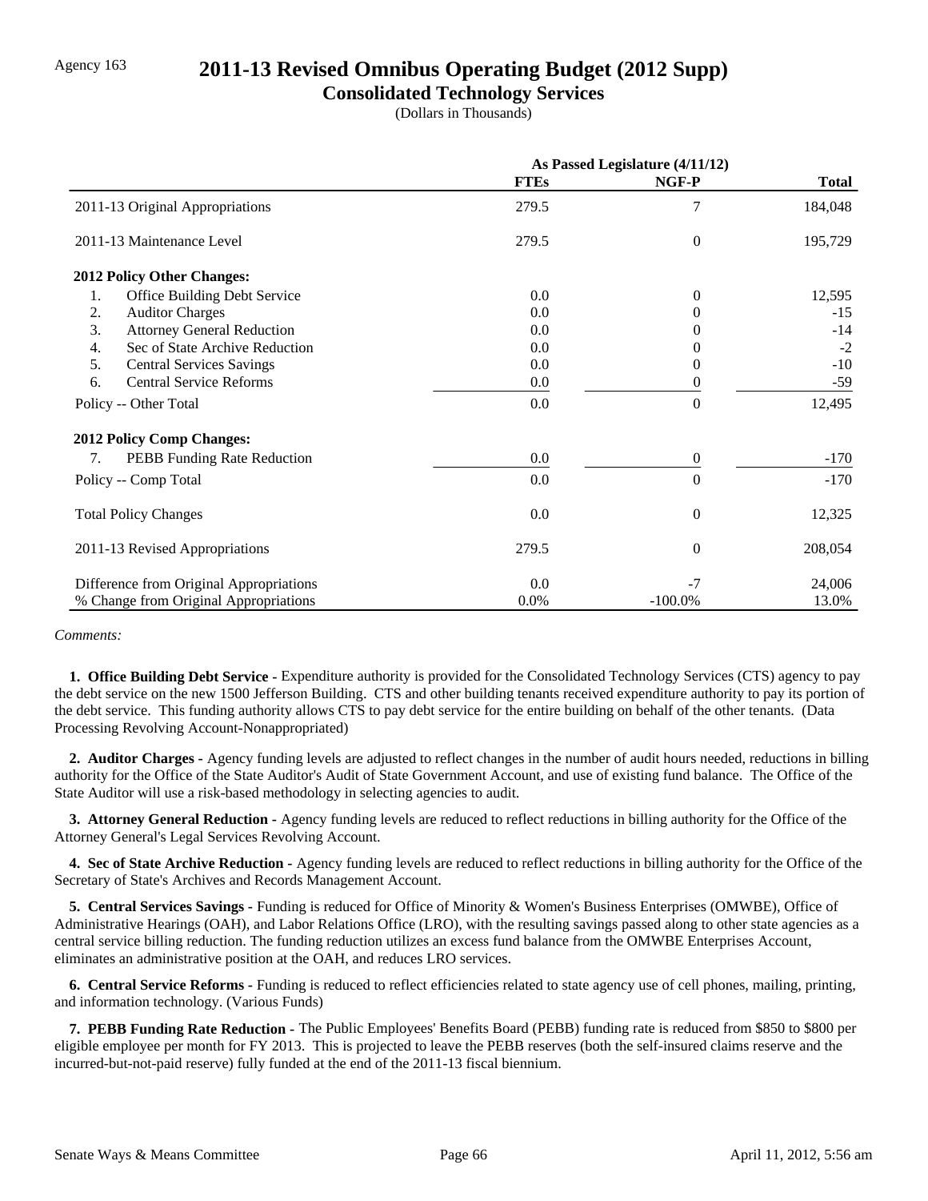Agency 163

# 2011-13 Revised Omnibus Operating Budget (2012 Supp)

## Consolidated Technology Services

(Dollars in Thousands)

| | As Passed Legislature (4/11/12) | | |
|---|---|---|---|
| | **FTEs** | **NGF-P** | **Total** |
| 2011-13 Original Appropriations | 279.5 | 7 | 184,048 |
| 2011-13 Maintenance Level | 279.5 | 0 | 195,729 |
| **2012 Policy Other Changes:** | | | |
| 1. Office Building Debt Service | 0.0 | 0 | 12,595 |
| 2. Auditor Charges | 0.0 | 0 | -15 |
| 3. Attorney General Reduction | 0.0 | 0 | -14 |
| 4. Sec of State Archive Reduction | 0.0 | 0 | -2 |
| 5. Central Services Savings | 0.0 | 0 | -10 |
| 6. Central Service Reforms | 0.0 | 0 | -59 |
| Policy -- Other Total | 0.0 | 0 | 12,495 |
| **2012 Policy Comp Changes:** | | | |
| 7. PEBB Funding Rate Reduction | 0.0 | 0 | -170 |
| Policy -- Comp Total | 0.0 | 0 | -170 |
| Total Policy Changes | 0.0 | 0 | 12,325 |
| 2011-13 Revised Appropriations | 279.5 | 0 | 208,054 |
| Difference from Original Appropriations | 0.0 | -7 | 24,006 |
| % Change from Original Appropriations | 0.0% | -100.0% | 13.0% |

*Comments:*

**1. Office Building Debt Service -** Expenditure authority is provided for the Consolidated Technology Services (CTS) agency to pay the debt service on the new 1500 Jefferson Building. CTS and other building tenants received expenditure authority to pay its portion of the debt service. This funding authority allows CTS to pay debt service for the entire building on behalf of the other tenants. (Data Processing Revolving Account-Nonappropriated)

**2. Auditor Charges -** Agency funding levels are adjusted to reflect changes in the number of audit hours needed, reductions in billing authority for the Office of the State Auditor's Audit of State Government Account, and use of existing fund balance. The Office of the State Auditor will use a risk-based methodology in selecting agencies to audit.

**3. Attorney General Reduction -** Agency funding levels are reduced to reflect reductions in billing authority for the Office of the Attorney General's Legal Services Revolving Account.

**4. Sec of State Archive Reduction -** Agency funding levels are reduced to reflect reductions in billing authority for the Office of the Secretary of State's Archives and Records Management Account.

**5. Central Services Savings -** Funding is reduced for Office of Minority & Women's Business Enterprises (OMWBE), Office of Administrative Hearings (OAH), and Labor Relations Office (LRO), with the resulting savings passed along to other state agencies as a central service billing reduction. The funding reduction utilizes an excess fund balance from the OMWBE Enterprises Account, eliminates an administrative position at the OAH, and reduces LRO services.

**6. Central Service Reforms -** Funding is reduced to reflect efficiencies related to state agency use of cell phones, mailing, printing, and information technology. (Various Funds)

**7. PEBB Funding Rate Reduction -** The Public Employees' Benefits Board (PEBB) funding rate is reduced from $850 to $800 per eligible employee per month for FY 2013. This is projected to leave the PEBB reserves (both the self-insured claims reserve and the incurred-but-not-paid reserve) fully funded at the end of the 2011-13 fiscal biennium.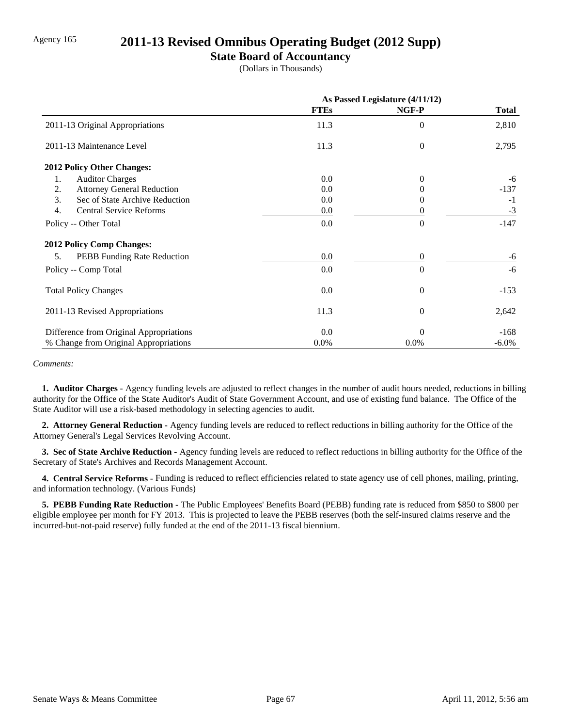Agency 165

# 2011-13 Revised Omnibus Operating Budget (2012 Supp)

## State Board of Accountancy

(Dollars in Thousands)

| | As Passed Legislature (4/11/12) | | |
|---|---|---|---|
| | **FTEs** | **NGF-P** | **Total** |
| 2011-13 Original Appropriations | 11.3 | 0 | 2,810 |
| 2011-13 Maintenance Level | 11.3 | 0 | 2,795 |
| **2012 Policy Other Changes:** | | | |
| 1. Auditor Charges | 0.0 | 0 | -6 |
| 2. Attorney General Reduction | 0.0 | 0 | -137 |
| 3. Sec of State Archive Reduction | 0.0 | 0 | -1 |
| 4. Central Service Reforms | 0.0 | 0 | -3 |
| Policy -- Other Total | 0.0 | 0 | -147 |
| **2012 Policy Comp Changes:** | | | |
| 5. PEBB Funding Rate Reduction | 0.0 | 0 | -6 |
| Policy -- Comp Total | 0.0 | 0 | -6 |
| Total Policy Changes | 0.0 | 0 | -153 |
| 2011-13 Revised Appropriations | 11.3 | 0 | 2,642 |
| Difference from Original Appropriations | 0.0 | 0 | -168 |
| % Change from Original Appropriations | 0.0% | 0.0% | -6.0% |

*Comments:*

**1. Auditor Charges -** Agency funding levels are adjusted to reflect changes in the number of audit hours needed, reductions in billing authority for the Office of the State Auditor's Audit of State Government Account, and use of existing fund balance. The Office of the State Auditor will use a risk-based methodology in selecting agencies to audit.

**2. Attorney General Reduction -** Agency funding levels are reduced to reflect reductions in billing authority for the Office of the Attorney General's Legal Services Revolving Account.

**3. Sec of State Archive Reduction -** Agency funding levels are reduced to reflect reductions in billing authority for the Office of the Secretary of State's Archives and Records Management Account.

**4. Central Service Reforms -** Funding is reduced to reflect efficiencies related to state agency use of cell phones, mailing, printing, and information technology. (Various Funds)

**5. PEBB Funding Rate Reduction -** The Public Employees' Benefits Board (PEBB) funding rate is reduced from $850 to $800 per eligible employee per month for FY 2013. This is projected to leave the PEBB reserves (both the self-insured claims reserve and the incurred-but-not-paid reserve) fully funded at the end of the 2011-13 fiscal biennium.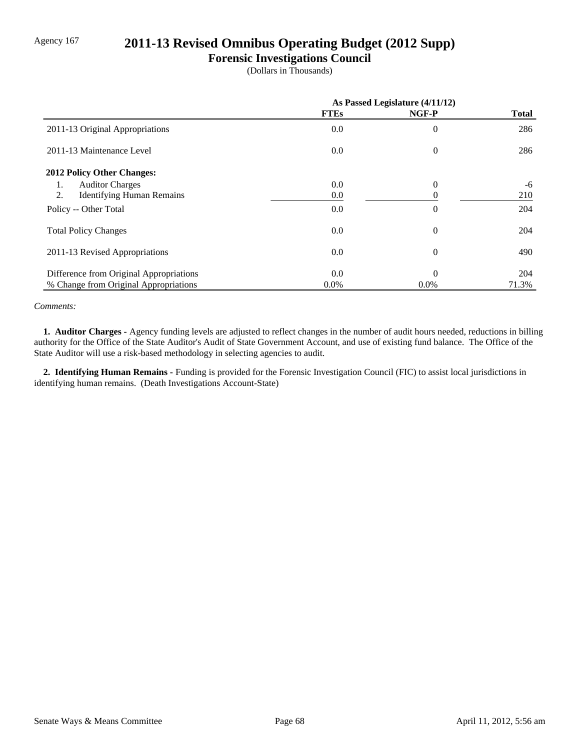Agency 167

# 2011-13 Revised Omnibus Operating Budget (2012 Supp)

## Forensic Investigations Council

(Dollars in Thousands)

| | As Passed Legislature (4/11/12) | | |
|---|---|---|---|
| | **FTEs** | **NGF-P** | **Total** |
| 2011-13 Original Appropriations | 0.0 | 0 | 286 |
| 2011-13 Maintenance Level | 0.0 | 0 | 286 |
| **2012 Policy Other Changes:** | | | |
| 1. Auditor Charges | 0.0 | 0 | -6 |
| 2. Identifying Human Remains | 0.0 | 0 | 210 |
| Policy -- Other Total | 0.0 | 0 | 204 |
| Total Policy Changes | 0.0 | 0 | 204 |
| 2011-13 Revised Appropriations | 0.0 | 0 | 490 |
| Difference from Original Appropriations | 0.0 | 0 | 204 |
| % Change from Original Appropriations | 0.0% | 0.0% | 71.3% |

*Comments:*

**1. Auditor Charges -** Agency funding levels are adjusted to reflect changes in the number of audit hours needed, reductions in billing authority for the Office of the State Auditor's Audit of State Government Account, and use of existing fund balance. The Office of the State Auditor will use a risk-based methodology in selecting agencies to audit.

**2. Identifying Human Remains -** Funding is provided for the Forensic Investigation Council (FIC) to assist local jurisdictions in identifying human remains. (Death Investigations Account-State)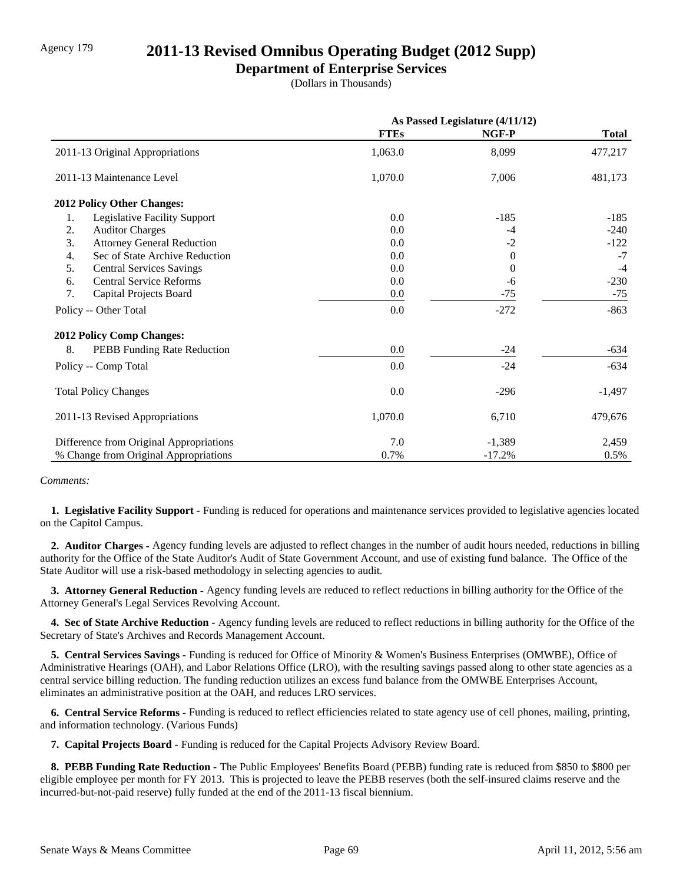Agency 179

# 2011-13 Revised Omnibus Operating Budget (2012 Supp)

## Department of Enterprise Services

(Dollars in Thousands)

| | As Passed Legislature (4/11/12) | | |
|---|---|---|---|
| | FTEs | NGF-P | Total |
| 2011-13 Original Appropriations | 1,063.0 | 8,099 | 477,217 |
| 2011-13 Maintenance Level | 1,070.0 | 7,006 | 481,173 |
| **2012 Policy Other Changes:** | | | |
| 1. Legislative Facility Support | 0.0 | -185 | -185 |
| 2. Auditor Charges | 0.0 | -4 | -240 |
| 3. Attorney General Reduction | 0.0 | -2 | -122 |
| 4. Sec of State Archive Reduction | 0.0 | 0 | -7 |
| 5. Central Services Savings | 0.0 | 0 | -4 |
| 6. Central Service Reforms | 0.0 | -6 | -230 |
| 7. Capital Projects Board | 0.0 | -75 | -75 |
| Policy -- Other Total | 0.0 | -272 | -863 |
| **2012 Policy Comp Changes:** | | | |
| 8. PEBB Funding Rate Reduction | 0.0 | -24 | -634 |
| Policy -- Comp Total | 0.0 | -24 | -634 |
| Total Policy Changes | 0.0 | -296 | -1,497 |
| 2011-13 Revised Appropriations | 1,070.0 | 6,710 | 479,676 |
| Difference from Original Appropriations | 7.0 | -1,389 | 2,459 |
| % Change from Original Appropriations | 0.7% | -17.2% | 0.5% |

*Comments:*

**1. Legislative Facility Support -** Funding is reduced for operations and maintenance services provided to legislative agencies located on the Capitol Campus.

**2. Auditor Charges -** Agency funding levels are adjusted to reflect changes in the number of audit hours needed, reductions in billing authority for the Office of the State Auditor's Audit of State Government Account, and use of existing fund balance. The Office of the State Auditor will use a risk-based methodology in selecting agencies to audit.

**3. Attorney General Reduction -** Agency funding levels are reduced to reflect reductions in billing authority for the Office of the Attorney General's Legal Services Revolving Account.

**4. Sec of State Archive Reduction -** Agency funding levels are reduced to reflect reductions in billing authority for the Office of the Secretary of State's Archives and Records Management Account.

**5. Central Services Savings -** Funding is reduced for Office of Minority & Women's Business Enterprises (OMWBE), Office of Administrative Hearings (OAH), and Labor Relations Office (LRO), with the resulting savings passed along to other state agencies as a central service billing reduction. The funding reduction utilizes an excess fund balance from the OMWBE Enterprises Account, eliminates an administrative position at the OAH, and reduces LRO services.

**6. Central Service Reforms -** Funding is reduced to reflect efficiencies related to state agency use of cell phones, mailing, printing, and information technology. (Various Funds)

**7. Capital Projects Board -** Funding is reduced for the Capital Projects Advisory Review Board.

**8. PEBB Funding Rate Reduction -** The Public Employees' Benefits Board (PEBB) funding rate is reduced from $850 to $800 per eligible employee per month for FY 2013. This is projected to leave the PEBB reserves (both the self-insured claims reserve and the incurred-but-not-paid reserve) fully funded at the end of the 2011-13 fiscal biennium.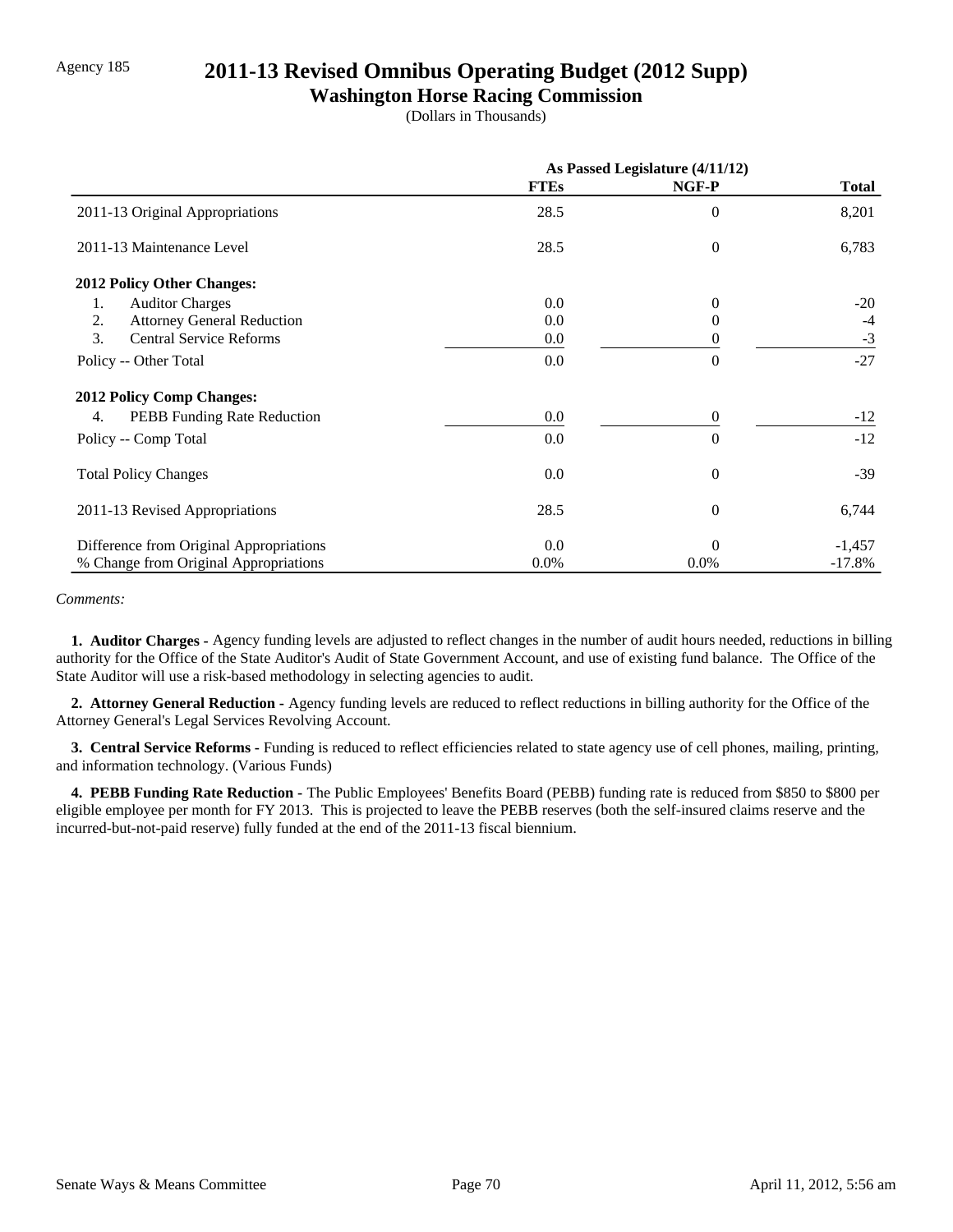Agency 185

# 2011-13 Revised Omnibus Operating Budget (2012 Supp)

## Washington Horse Racing Commission

(Dollars in Thousands)

| | As Passed Legislature (4/11/12) | | |
|---|---|---|---|
| | FTEs | NGF-P | Total |
| 2011-13 Original Appropriations | 28.5 | 0 | 8,201 |
| 2011-13 Maintenance Level | 28.5 | 0 | 6,783 |
| **2012 Policy Other Changes:** | | | |
| 1. Auditor Charges | 0.0 | 0 | -20 |
| 2. Attorney General Reduction | 0.0 | 0 | -4 |
| 3. Central Service Reforms | 0.0 | 0 | -3 |
| Policy -- Other Total | 0.0 | 0 | -27 |
| **2012 Policy Comp Changes:** | | | |
| 4. PEBB Funding Rate Reduction | 0.0 | 0 | -12 |
| Policy -- Comp Total | 0.0 | 0 | -12 |
| Total Policy Changes | 0.0 | 0 | -39 |
| 2011-13 Revised Appropriations | 28.5 | 0 | 6,744 |
| Difference from Original Appropriations | 0.0 | 0 | -1,457 |
| % Change from Original Appropriations | 0.0% | 0.0% | -17.8% |

*Comments:*

**1. Auditor Charges -** Agency funding levels are adjusted to reflect changes in the number of audit hours needed, reductions in billing authority for the Office of the State Auditor's Audit of State Government Account, and use of existing fund balance. The Office of the State Auditor will use a risk-based methodology in selecting agencies to audit.

**2. Attorney General Reduction -** Agency funding levels are reduced to reflect reductions in billing authority for the Office of the Attorney General's Legal Services Revolving Account.

**3. Central Service Reforms -** Funding is reduced to reflect efficiencies related to state agency use of cell phones, mailing, printing, and information technology. (Various Funds)

**4. PEBB Funding Rate Reduction -** The Public Employees' Benefits Board (PEBB) funding rate is reduced from $850 to $800 per eligible employee per month for FY 2013. This is projected to leave the PEBB reserves (both the self-insured claims reserve and the incurred-but-not-paid reserve) fully funded at the end of the 2011-13 fiscal biennium.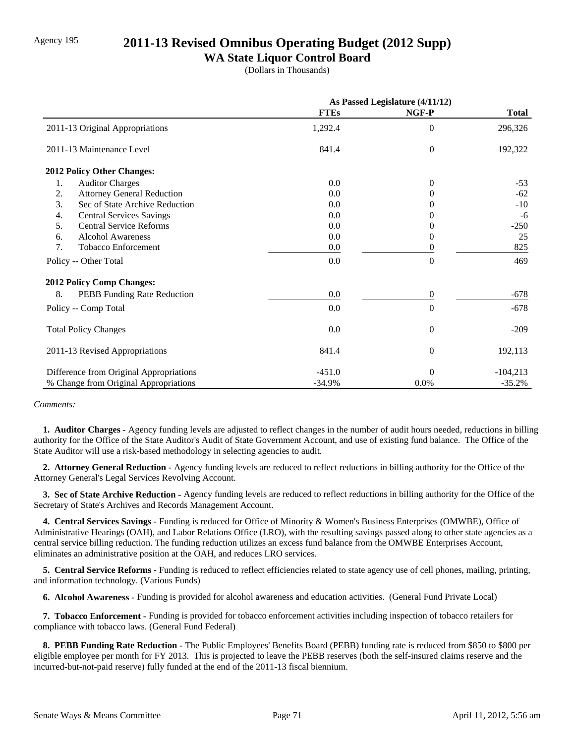Agency 195

# 2011-13 Revised Omnibus Operating Budget (2012 Supp)

## WA State Liquor Control Board

(Dollars in Thousands)

| | As Passed Legislature (4/11/12) | | |
|---|---|---|---|
| | **FTEs** | **NGF-P** | **Total** |
| 2011-13 Original Appropriations | 1,292.4 | 0 | 296,326 |
| 2011-13 Maintenance Level | 841.4 | 0 | 192,322 |
| **2012 Policy Other Changes:** | | | |
| 1. Auditor Charges | 0.0 | 0 | -53 |
| 2. Attorney General Reduction | 0.0 | 0 | -62 |
| 3. Sec of State Archive Reduction | 0.0 | 0 | -10 |
| 4. Central Services Savings | 0.0 | 0 | -6 |
| 5. Central Service Reforms | 0.0 | 0 | -250 |
| 6. Alcohol Awareness | 0.0 | 0 | 25 |
| 7. Tobacco Enforcement | 0.0 | 0 | 825 |
| Policy -- Other Total | 0.0 | 0 | 469 |
| **2012 Policy Comp Changes:** | | | |
| 8. PEBB Funding Rate Reduction | 0.0 | 0 | -678 |
| Policy -- Comp Total | 0.0 | 0 | -678 |
| Total Policy Changes | 0.0 | 0 | -209 |
| 2011-13 Revised Appropriations | 841.4 | 0 | 192,113 |
| Difference from Original Appropriations | -451.0 | 0 | -104,213 |
| % Change from Original Appropriations | -34.9% | 0.0% | -35.2% |

*Comments:*

**1. Auditor Charges -** Agency funding levels are adjusted to reflect changes in the number of audit hours needed, reductions in billing authority for the Office of the State Auditor's Audit of State Government Account, and use of existing fund balance. The Office of the State Auditor will use a risk-based methodology in selecting agencies to audit.

**2. Attorney General Reduction -** Agency funding levels are reduced to reflect reductions in billing authority for the Office of the Attorney General's Legal Services Revolving Account.

**3. Sec of State Archive Reduction -** Agency funding levels are reduced to reflect reductions in billing authority for the Office of the Secretary of State's Archives and Records Management Account.

**4. Central Services Savings -** Funding is reduced for Office of Minority & Women's Business Enterprises (OMWBE), Office of Administrative Hearings (OAH), and Labor Relations Office (LRO), with the resulting savings passed along to other state agencies as a central service billing reduction. The funding reduction utilizes an excess fund balance from the OMWBE Enterprises Account, eliminates an administrative position at the OAH, and reduces LRO services.

**5. Central Service Reforms -** Funding is reduced to reflect efficiencies related to state agency use of cell phones, mailing, printing, and information technology. (Various Funds)

**6. Alcohol Awareness -** Funding is provided for alcohol awareness and education activities. (General Fund Private Local)

**7. Tobacco Enforcement -** Funding is provided for tobacco enforcement activities including inspection of tobacco retailers for compliance with tobacco laws. (General Fund Federal)

**8. PEBB Funding Rate Reduction -** The Public Employees' Benefits Board (PEBB) funding rate is reduced from $850 to $800 per eligible employee per month for FY 2013. This is projected to leave the PEBB reserves (both the self-insured claims reserve and the incurred-but-not-paid reserve) fully funded at the end of the 2011-13 fiscal biennium.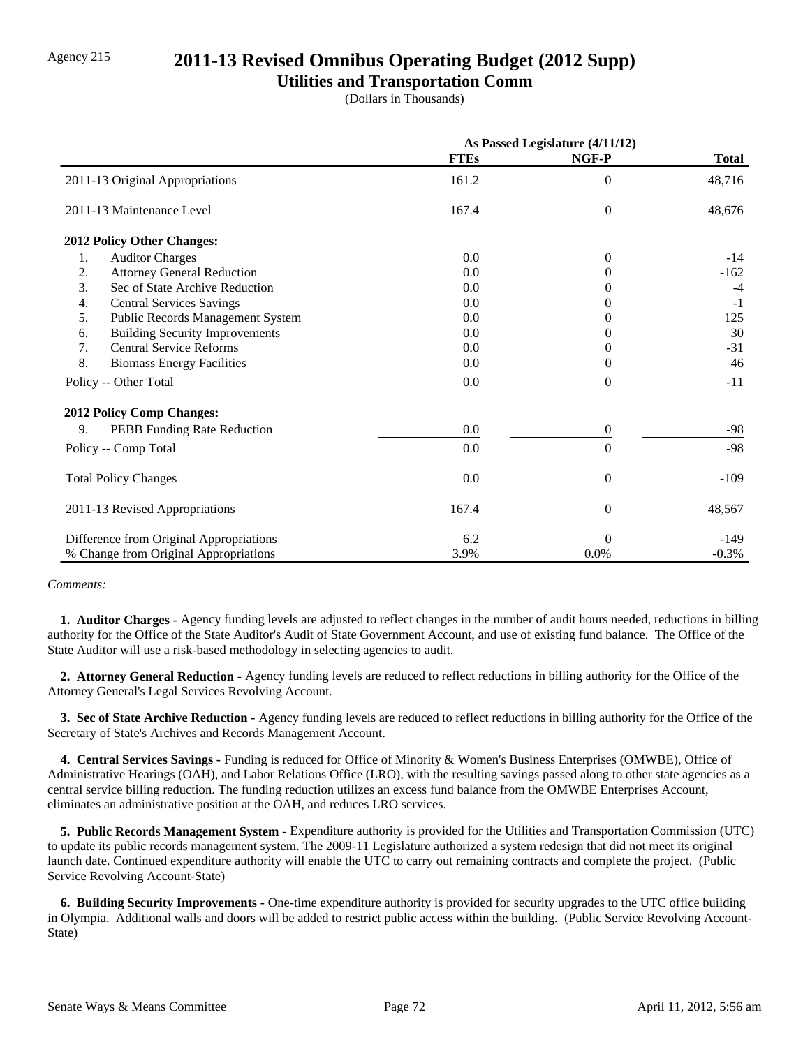Agency 215

# 2011-13 Revised Omnibus Operating Budget (2012 Supp)

## Utilities and Transportation Comm

(Dollars in Thousands)

| | As Passed Legislature (4/11/12) | | |
|---|---|---|---|
| | **FTEs** | **NGF-P** | **Total** |
| 2011-13 Original Appropriations | 161.2 | 0 | 48,716 |
| 2011-13 Maintenance Level | 167.4 | 0 | 48,676 |
| **2012 Policy Other Changes:** | | | |
| 1. Auditor Charges | 0.0 | 0 | -14 |
| 2. Attorney General Reduction | 0.0 | 0 | -162 |
| 3. Sec of State Archive Reduction | 0.0 | 0 | -4 |
| 4. Central Services Savings | 0.0 | 0 | -1 |
| 5. Public Records Management System | 0.0 | 0 | 125 |
| 6. Building Security Improvements | 0.0 | 0 | 30 |
| 7. Central Service Reforms | 0.0 | 0 | -31 |
| 8. Biomass Energy Facilities | 0.0 | 0 | 46 |
| Policy -- Other Total | 0.0 | 0 | -11 |
| **2012 Policy Comp Changes:** | | | |
| 9. PEBB Funding Rate Reduction | 0.0 | 0 | -98 |
| Policy -- Comp Total | 0.0 | 0 | -98 |
| Total Policy Changes | 0.0 | 0 | -109 |
| 2011-13 Revised Appropriations | 167.4 | 0 | 48,567 |
| Difference from Original Appropriations | 6.2 | 0 | -149 |
| % Change from Original Appropriations | 3.9% | 0.0% | -0.3% |

*Comments:*

**1. Auditor Charges -** Agency funding levels are adjusted to reflect changes in the number of audit hours needed, reductions in billing authority for the Office of the State Auditor's Audit of State Government Account, and use of existing fund balance. The Office of the State Auditor will use a risk-based methodology in selecting agencies to audit.

**2. Attorney General Reduction -** Agency funding levels are reduced to reflect reductions in billing authority for the Office of the Attorney General's Legal Services Revolving Account.

**3. Sec of State Archive Reduction -** Agency funding levels are reduced to reflect reductions in billing authority for the Office of the Secretary of State's Archives and Records Management Account.

**4. Central Services Savings -** Funding is reduced for Office of Minority & Women's Business Enterprises (OMWBE), Office of Administrative Hearings (OAH), and Labor Relations Office (LRO), with the resulting savings passed along to other state agencies as a central service billing reduction. The funding reduction utilizes an excess fund balance from the OMWBE Enterprises Account, eliminates an administrative position at the OAH, and reduces LRO services.

**5. Public Records Management System -** Expenditure authority is provided for the Utilities and Transportation Commission (UTC) to update its public records management system. The 2009-11 Legislature authorized a system redesign that did not meet its original launch date. Continued expenditure authority will enable the UTC to carry out remaining contracts and complete the project. (Public Service Revolving Account-State)

**6. Building Security Improvements -** One-time expenditure authority is provided for security upgrades to the UTC office building in Olympia. Additional walls and doors will be added to restrict public access within the building. (Public Service Revolving Account-State)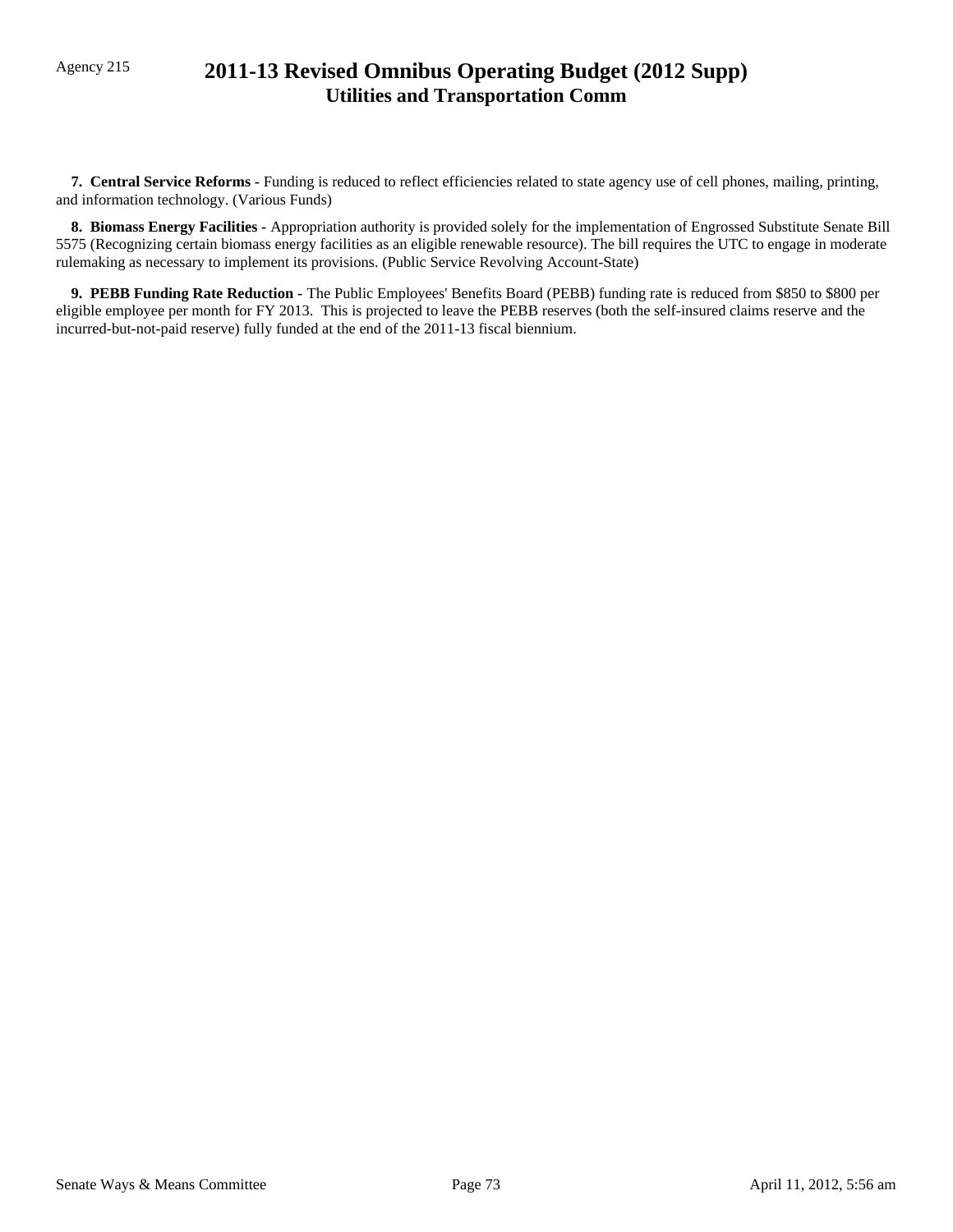Agency 215

# 2011-13 Revised Omnibus Operating Budget (2012 Supp)
## Utilities and Transportation Comm

**7. Central Service Reforms -** Funding is reduced to reflect efficiencies related to state agency use of cell phones, mailing, printing, and information technology. (Various Funds)

**8. Biomass Energy Facilities -** Appropriation authority is provided solely for the implementation of Engrossed Substitute Senate Bill 5575 (Recognizing certain biomass energy facilities as an eligible renewable resource). The bill requires the UTC to engage in moderate rulemaking as necessary to implement its provisions. (Public Service Revolving Account-State)

**9. PEBB Funding Rate Reduction -** The Public Employees' Benefits Board (PEBB) funding rate is reduced from $850 to $800 per eligible employee per month for FY 2013. This is projected to leave the PEBB reserves (both the self-insured claims reserve and the incurred-but-not-paid reserve) fully funded at the end of the 2011-13 fiscal biennium.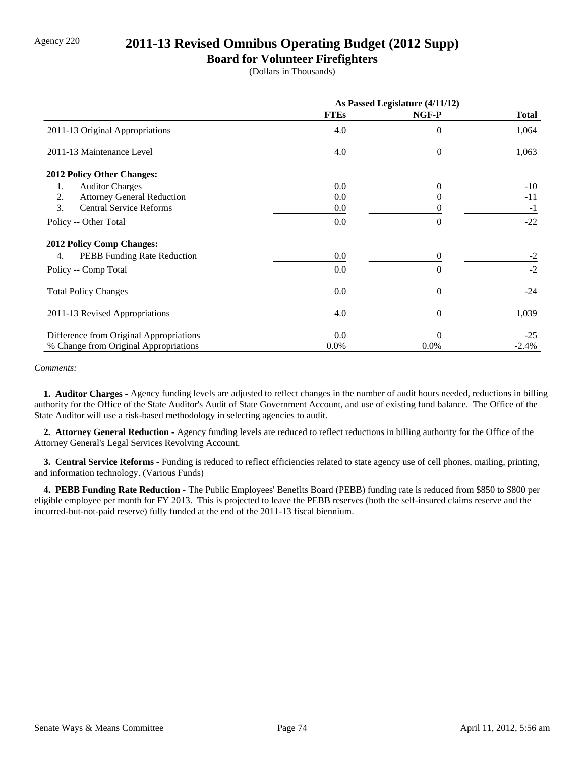Agency 220

# 2011-13 Revised Omnibus Operating Budget (2012 Supp)

## Board for Volunteer Firefighters

(Dollars in Thousands)

| | As Passed Legislature (4/11/12) | | |
|---|---|---|---|
| | **FTEs** | **NGF-P** | **Total** |
| 2011-13 Original Appropriations | 4.0 | 0 | 1,064 |
| 2011-13 Maintenance Level | 4.0 | 0 | 1,063 |
| **2012 Policy Other Changes:** | | | |
| 1. Auditor Charges | 0.0 | 0 | -10 |
| 2. Attorney General Reduction | 0.0 | 0 | -11 |
| 3. Central Service Reforms | 0.0 | 0 | -1 |
| Policy -- Other Total | 0.0 | 0 | -22 |
| **2012 Policy Comp Changes:** | | | |
| 4. PEBB Funding Rate Reduction | 0.0 | 0 | -2 |
| Policy -- Comp Total | 0.0 | 0 | -2 |
| Total Policy Changes | 0.0 | 0 | -24 |
| 2011-13 Revised Appropriations | 4.0 | 0 | 1,039 |
| Difference from Original Appropriations | 0.0 | 0 | -25 |
| % Change from Original Appropriations | 0.0% | 0.0% | -2.4% |

*Comments:*

**1. Auditor Charges -** Agency funding levels are adjusted to reflect changes in the number of audit hours needed, reductions in billing authority for the Office of the State Auditor's Audit of State Government Account, and use of existing fund balance. The Office of the State Auditor will use a risk-based methodology in selecting agencies to audit.

**2. Attorney General Reduction -** Agency funding levels are reduced to reflect reductions in billing authority for the Office of the Attorney General's Legal Services Revolving Account.

**3. Central Service Reforms -** Funding is reduced to reflect efficiencies related to state agency use of cell phones, mailing, printing, and information technology. (Various Funds)

**4. PEBB Funding Rate Reduction -** The Public Employees' Benefits Board (PEBB) funding rate is reduced from $850 to $800 per eligible employee per month for FY 2013. This is projected to leave the PEBB reserves (both the self-insured claims reserve and the incurred-but-not-paid reserve) fully funded at the end of the 2011-13 fiscal biennium.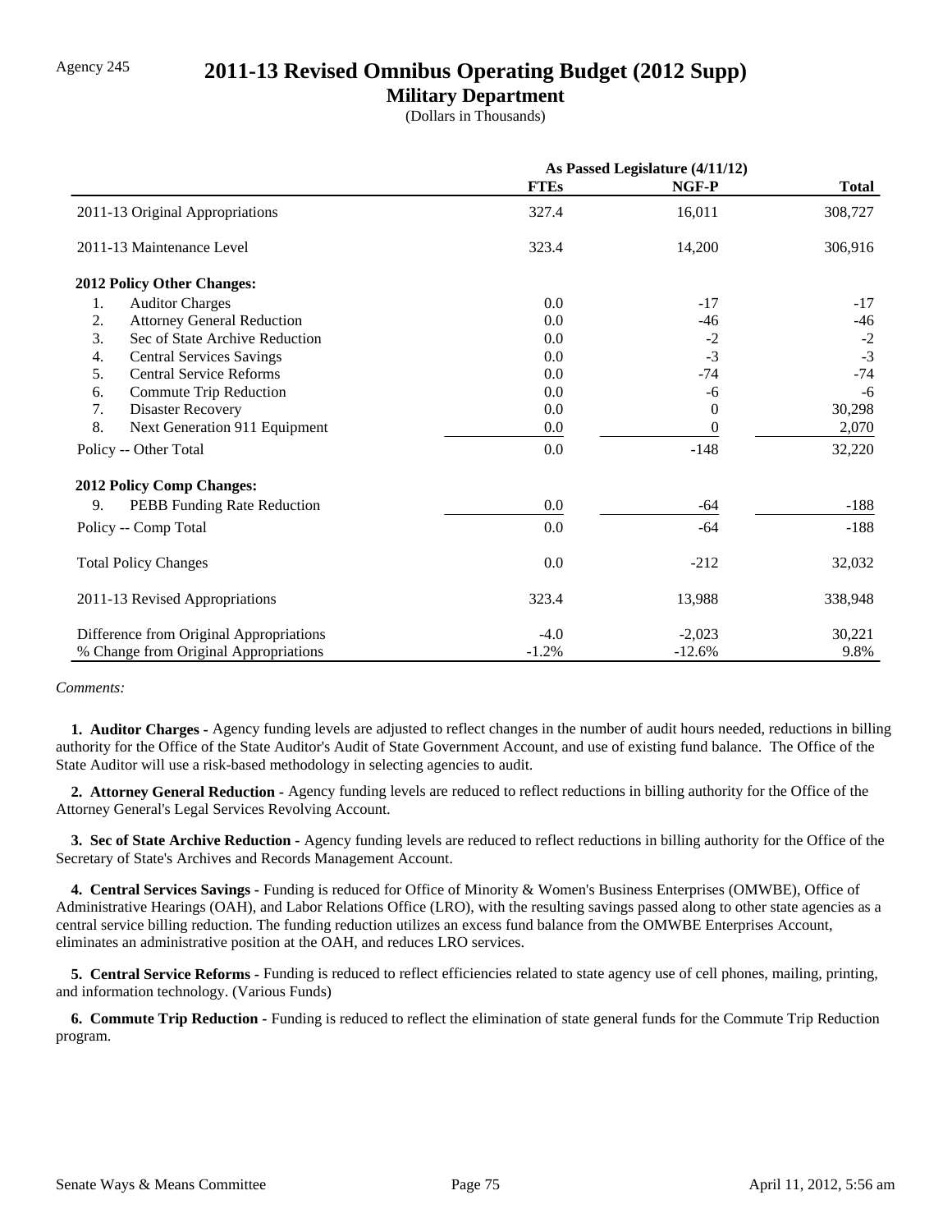Agency 245

# 2011-13 Revised Omnibus Operating Budget (2012 Supp)

## Military Department

(Dollars in Thousands)

| | As Passed Legislature (4/11/12) | | |
|---|---|---|---|
| | FTEs | NGF-P | Total |
| 2011-13 Original Appropriations | 327.4 | 16,011 | 308,727 |
| 2011-13 Maintenance Level | 323.4 | 14,200 | 306,916 |
| **2012 Policy Other Changes:** | | | |
| 1. Auditor Charges | 0.0 | -17 | -17 |
| 2. Attorney General Reduction | 0.0 | -46 | -46 |
| 3. Sec of State Archive Reduction | 0.0 | -2 | -2 |
| 4. Central Services Savings | 0.0 | -3 | -3 |
| 5. Central Service Reforms | 0.0 | -74 | -74 |
| 6. Commute Trip Reduction | 0.0 | -6 | -6 |
| 7. Disaster Recovery | 0.0 | 0 | 30,298 |
| 8. Next Generation 911 Equipment | 0.0 | 0 | 2,070 |
| Policy -- Other Total | 0.0 | -148 | 32,220 |
| **2012 Policy Comp Changes:** | | | |
| 9. PEBB Funding Rate Reduction | 0.0 | -64 | -188 |
| Policy -- Comp Total | 0.0 | -64 | -188 |
| Total Policy Changes | 0.0 | -212 | 32,032 |
| 2011-13 Revised Appropriations | 323.4 | 13,988 | 338,948 |
| Difference from Original Appropriations | -4.0 | -2,023 | 30,221 |
| % Change from Original Appropriations | -1.2% | -12.6% | 9.8% |

*Comments:*

**1. Auditor Charges -** Agency funding levels are adjusted to reflect changes in the number of audit hours needed, reductions in billing authority for the Office of the State Auditor's Audit of State Government Account, and use of existing fund balance. The Office of the State Auditor will use a risk-based methodology in selecting agencies to audit.

**2. Attorney General Reduction -** Agency funding levels are reduced to reflect reductions in billing authority for the Office of the Attorney General's Legal Services Revolving Account.

**3. Sec of State Archive Reduction -** Agency funding levels are reduced to reflect reductions in billing authority for the Office of the Secretary of State's Archives and Records Management Account.

**4. Central Services Savings -** Funding is reduced for Office of Minority & Women's Business Enterprises (OMWBE), Office of Administrative Hearings (OAH), and Labor Relations Office (LRO), with the resulting savings passed along to other state agencies as a central service billing reduction. The funding reduction utilizes an excess fund balance from the OMWBE Enterprises Account, eliminates an administrative position at the OAH, and reduces LRO services.

**5. Central Service Reforms -** Funding is reduced to reflect efficiencies related to state agency use of cell phones, mailing, printing, and information technology. (Various Funds)

**6. Commute Trip Reduction -** Funding is reduced to reflect the elimination of state general funds for the Commute Trip Reduction program.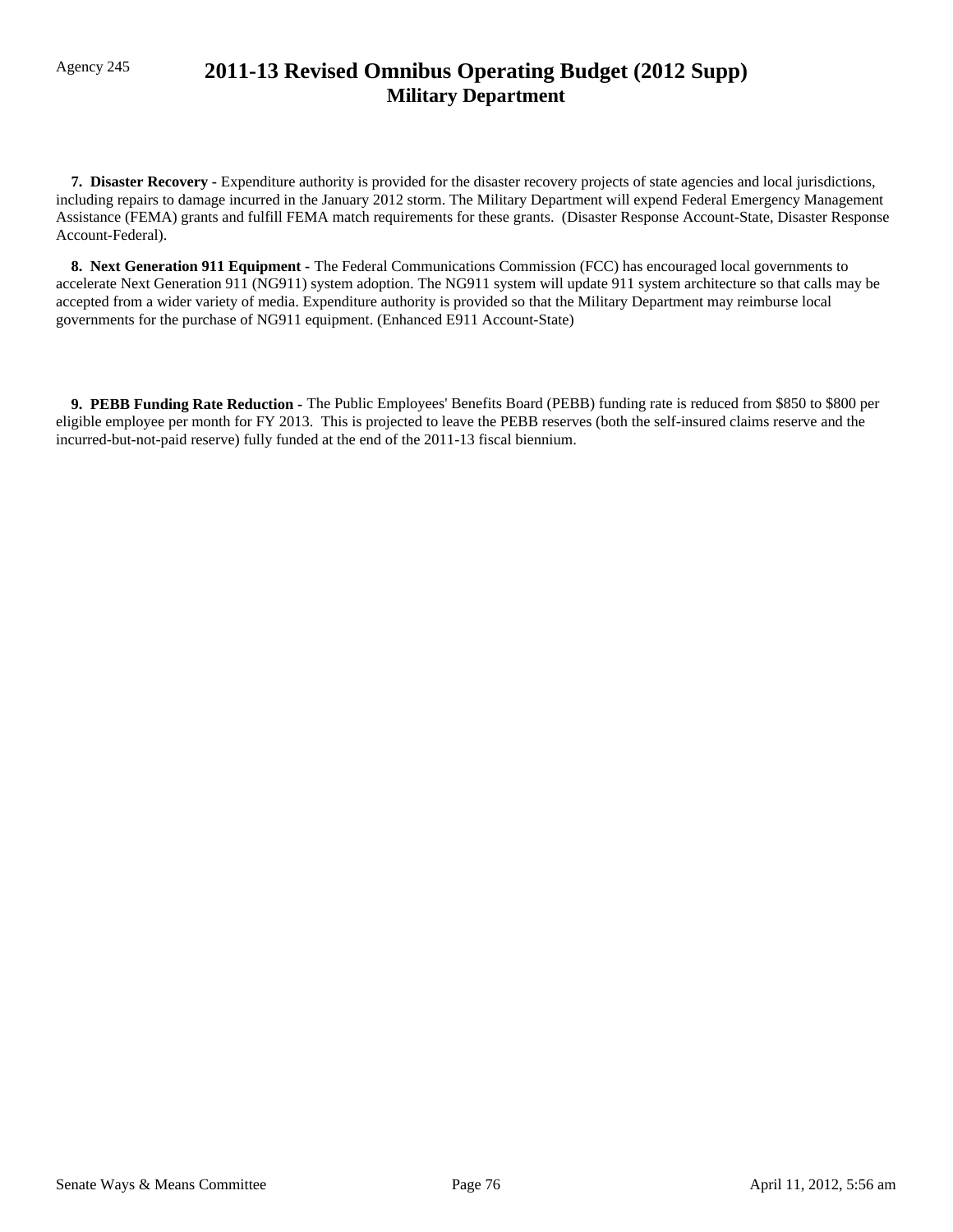**7. Disaster Recovery -** Expenditure authority is provided for the disaster recovery projects of state agencies and local jurisdictions, including repairs to damage incurred in the January 2012 storm. The Military Department will expend Federal Emergency Management Assistance (FEMA) grants and fulfill FEMA match requirements for these grants. (Disaster Response Account-State, Disaster Response Account-Federal).

**8. Next Generation 911 Equipment -** The Federal Communications Commission (FCC) has encouraged local governments to accelerate Next Generation 911 (NG911) system adoption. The NG911 system will update 911 system architecture so that calls may be accepted from a wider variety of media. Expenditure authority is provided so that the Military Department may reimburse local governments for the purchase of NG911 equipment. (Enhanced E911 Account-State)

**9. PEBB Funding Rate Reduction -** The Public Employees' Benefits Board (PEBB) funding rate is reduced from $850 to $800 per eligible employee per month for FY 2013. This is projected to leave the PEBB reserves (both the self-insured claims reserve and the incurred-but-not-paid reserve) fully funded at the end of the 2011-13 fiscal biennium.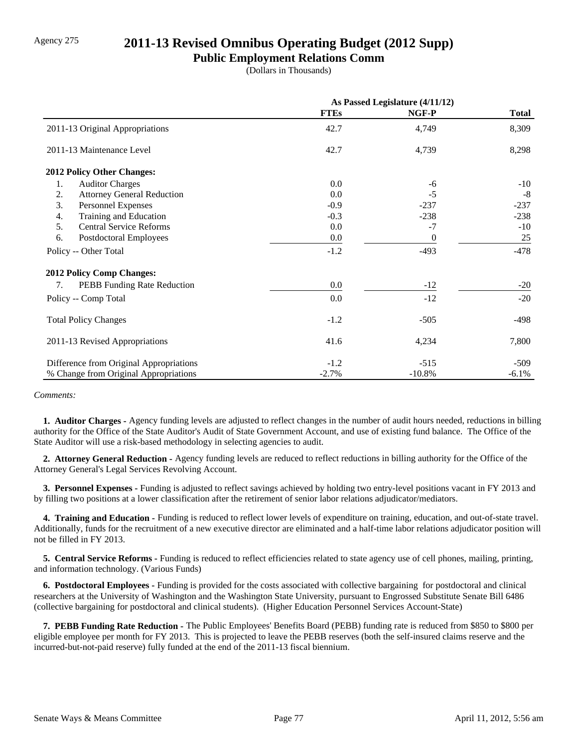Agency 275

# 2011-13 Revised Omnibus Operating Budget (2012 Supp)

## Public Employment Relations Comm

(Dollars in Thousands)

| | As Passed Legislature (4/11/12) | | |
|---|---|---|---|
| | **FTEs** | **NGF-P** | **Total** |
| 2011-13 Original Appropriations | 42.7 | 4,749 | 8,309 |
| 2011-13 Maintenance Level | 42.7 | 4,739 | 8,298 |
| **2012 Policy Other Changes:** | | | |
| 1. Auditor Charges | 0.0 | -6 | -10 |
| 2. Attorney General Reduction | 0.0 | -5 | -8 |
| 3. Personnel Expenses | -0.9 | -237 | -237 |
| 4. Training and Education | -0.3 | -238 | -238 |
| 5. Central Service Reforms | 0.0 | -7 | -10 |
| 6. Postdoctoral Employees | 0.0 | 0 | 25 |
| Policy -- Other Total | -1.2 | -493 | -478 |
| **2012 Policy Comp Changes:** | | | |
| 7. PEBB Funding Rate Reduction | 0.0 | -12 | -20 |
| Policy -- Comp Total | 0.0 | -12 | -20 |
| Total Policy Changes | -1.2 | -505 | -498 |
| 2011-13 Revised Appropriations | 41.6 | 4,234 | 7,800 |
| Difference from Original Appropriations | -1.2 | -515 | -509 |
| % Change from Original Appropriations | -2.7% | -10.8% | -6.1% |

*Comments:*

**1. Auditor Charges -** Agency funding levels are adjusted to reflect changes in the number of audit hours needed, reductions in billing authority for the Office of the State Auditor's Audit of State Government Account, and use of existing fund balance. The Office of the State Auditor will use a risk-based methodology in selecting agencies to audit.

**2. Attorney General Reduction -** Agency funding levels are reduced to reflect reductions in billing authority for the Office of the Attorney General's Legal Services Revolving Account.

**3. Personnel Expenses -** Funding is adjusted to reflect savings achieved by holding two entry-level positions vacant in FY 2013 and by filling two positions at a lower classification after the retirement of senior labor relations adjudicator/mediators.

**4. Training and Education -** Funding is reduced to reflect lower levels of expenditure on training, education, and out-of-state travel. Additionally, funds for the recruitment of a new executive director are eliminated and a half-time labor relations adjudicator position will not be filled in FY 2013.

**5. Central Service Reforms -** Funding is reduced to reflect efficiencies related to state agency use of cell phones, mailing, printing, and information technology. (Various Funds)

**6. Postdoctoral Employees -** Funding is provided for the costs associated with collective bargaining for postdoctoral and clinical researchers at the University of Washington and the Washington State University, pursuant to Engrossed Substitute Senate Bill 6486 (collective bargaining for postdoctoral and clinical students). (Higher Education Personnel Services Account-State)

**7. PEBB Funding Rate Reduction -** The Public Employees' Benefits Board (PEBB) funding rate is reduced from $850 to $800 per eligible employee per month for FY 2013. This is projected to leave the PEBB reserves (both the self-insured claims reserve and the incurred-but-not-paid reserve) fully funded at the end of the 2011-13 fiscal biennium.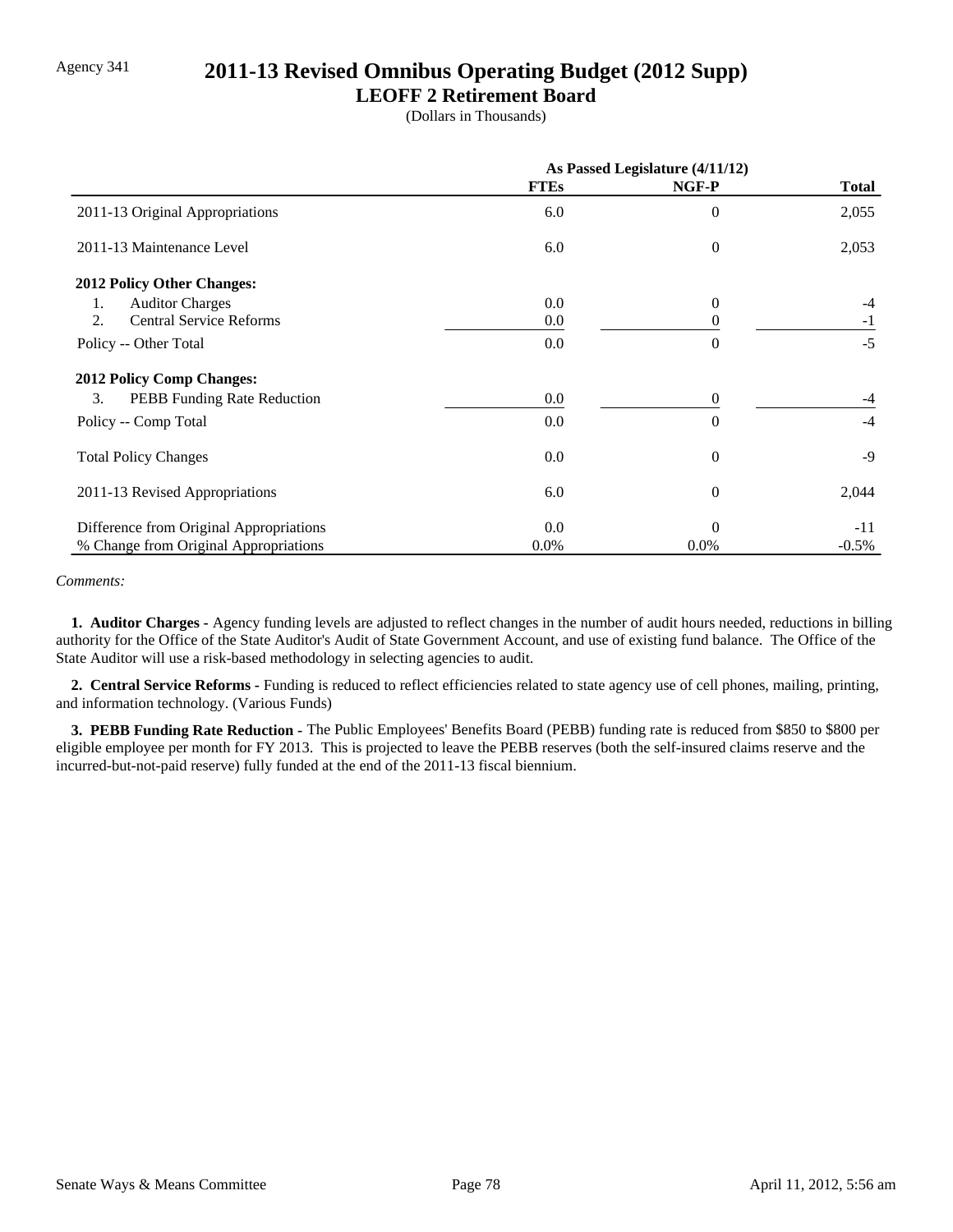Agency 341

# 2011-13 Revised Omnibus Operating Budget (2012 Supp)

## LEOFF 2 Retirement Board

(Dollars in Thousands)

| | As Passed Legislature (4/11/12) | | |
|---|---|---|---|
| | FTEs | NGF-P | Total |
| 2011-13 Original Appropriations | 6.0 | 0 | 2,055 |
| 2011-13 Maintenance Level | 6.0 | 0 | 2,053 |
| **2012 Policy Other Changes:** | | | |
| 1. Auditor Charges | 0.0 | 0 | -4 |
| 2. Central Service Reforms | 0.0 | 0 | -1 |
| Policy -- Other Total | 0.0 | 0 | -5 |
| **2012 Policy Comp Changes:** | | | |
| 3. PEBB Funding Rate Reduction | 0.0 | 0 | -4 |
| Policy -- Comp Total | 0.0 | 0 | -4 |
| Total Policy Changes | 0.0 | 0 | -9 |
| 2011-13 Revised Appropriations | 6.0 | 0 | 2,044 |
| Difference from Original Appropriations | 0.0 | 0 | -11 |
| % Change from Original Appropriations | 0.0% | 0.0% | -0.5% |

*Comments:*

**1. Auditor Charges -** Agency funding levels are adjusted to reflect changes in the number of audit hours needed, reductions in billing authority for the Office of the State Auditor's Audit of State Government Account, and use of existing fund balance. The Office of the State Auditor will use a risk-based methodology in selecting agencies to audit.

**2. Central Service Reforms -** Funding is reduced to reflect efficiencies related to state agency use of cell phones, mailing, printing, and information technology. (Various Funds)

**3. PEBB Funding Rate Reduction -** The Public Employees' Benefits Board (PEBB) funding rate is reduced from $850 to $800 per eligible employee per month for FY 2013. This is projected to leave the PEBB reserves (both the self-insured claims reserve and the incurred-but-not-paid reserve) fully funded at the end of the 2011-13 fiscal biennium.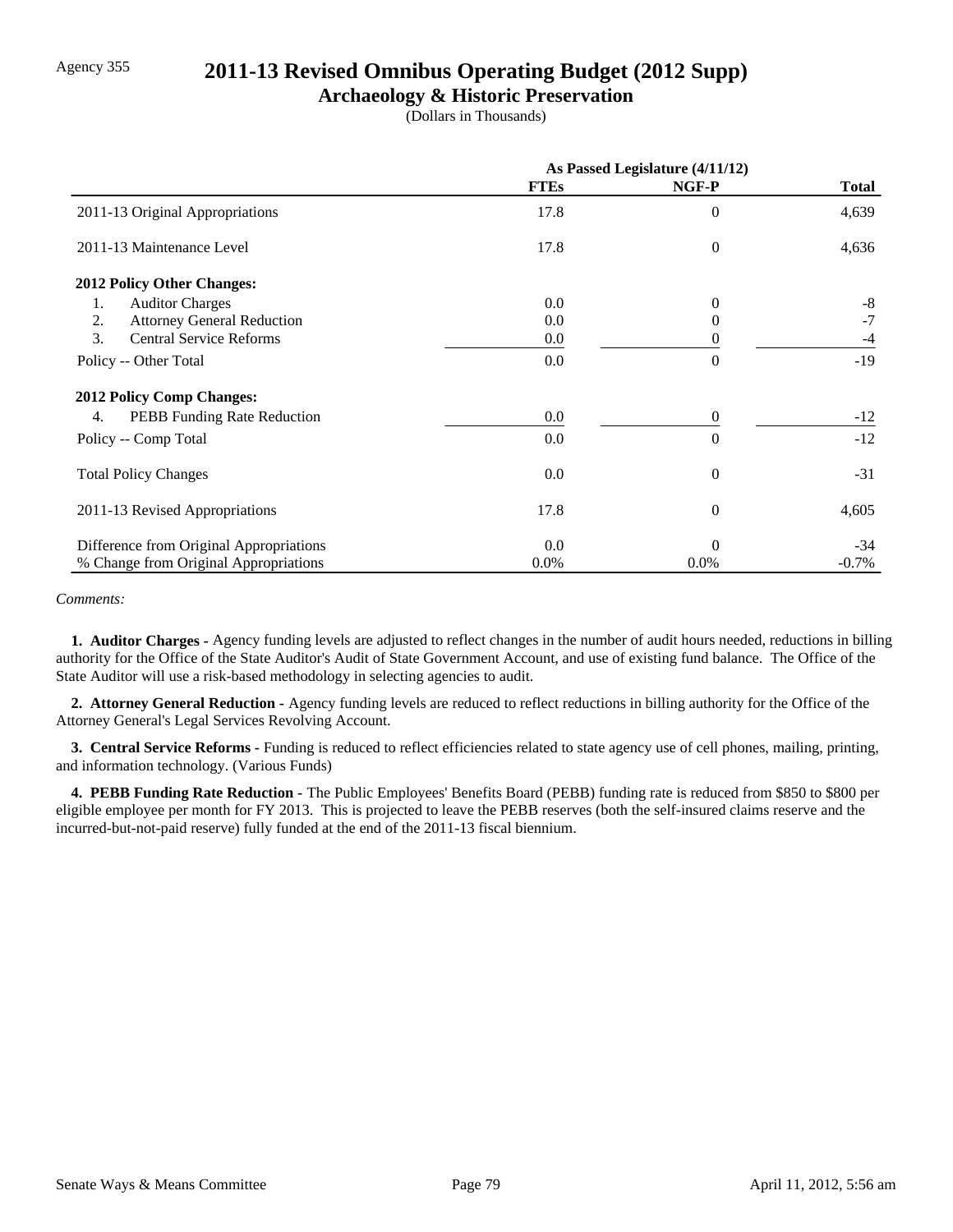Agency 355

# 2011-13 Revised Omnibus Operating Budget (2012 Supp)

## Archaeology & Historic Preservation

(Dollars in Thousands)

| | As Passed Legislature (4/11/12) | | |
|---|---|---|---|
| | **FTEs** | **NGF-P** | **Total** |
| 2011-13 Original Appropriations | 17.8 | 0 | 4,639 |
| 2011-13 Maintenance Level | 17.8 | 0 | 4,636 |
| **2012 Policy Other Changes:** | | | |
| 1. Auditor Charges | 0.0 | 0 | -8 |
| 2. Attorney General Reduction | 0.0 | 0 | -7 |
| 3. Central Service Reforms | 0.0 | 0 | -4 |
| Policy -- Other Total | 0.0 | 0 | -19 |
| **2012 Policy Comp Changes:** | | | |
| 4. PEBB Funding Rate Reduction | 0.0 | 0 | -12 |
| Policy -- Comp Total | 0.0 | 0 | -12 |
| Total Policy Changes | 0.0 | 0 | -31 |
| 2011-13 Revised Appropriations | 17.8 | 0 | 4,605 |
| Difference from Original Appropriations | 0.0 | 0 | -34 |
| % Change from Original Appropriations | 0.0% | 0.0% | -0.7% |

*Comments:*

**1. Auditor Charges -** Agency funding levels are adjusted to reflect changes in the number of audit hours needed, reductions in billing authority for the Office of the State Auditor's Audit of State Government Account, and use of existing fund balance. The Office of the State Auditor will use a risk-based methodology in selecting agencies to audit.

**2. Attorney General Reduction -** Agency funding levels are reduced to reflect reductions in billing authority for the Office of the Attorney General's Legal Services Revolving Account.

**3. Central Service Reforms -** Funding is reduced to reflect efficiencies related to state agency use of cell phones, mailing, printing, and information technology. (Various Funds)

**4. PEBB Funding Rate Reduction -** The Public Employees' Benefits Board (PEBB) funding rate is reduced from $850 to $800 per eligible employee per month for FY 2013. This is projected to leave the PEBB reserves (both the self-insured claims reserve and the incurred-but-not-paid reserve) fully funded at the end of the 2011-13 fiscal biennium.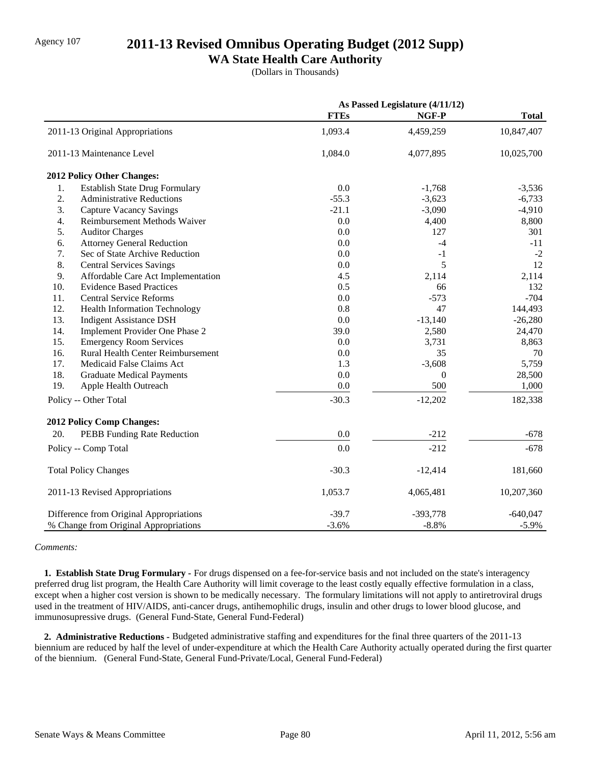Agency 107

# 2011-13 Revised Omnibus Operating Budget (2012 Supp)

## WA State Health Care Authority

(Dollars in Thousands)

| | As Passed Legislature (4/11/12) | | |
|---|---|---|---|
| | **FTEs** | **NGF-P** | **Total** |
| 2011-13 Original Appropriations | 1,093.4 | 4,459,259 | 10,847,407 |
| 2011-13 Maintenance Level | 1,084.0 | 4,077,895 | 10,025,700 |
| **2012 Policy Other Changes:** | | | |
| 1. Establish State Drug Formulary | 0.0 | -1,768 | -3,536 |
| 2. Administrative Reductions | -55.3 | -3,623 | -6,733 |
| 3. Capture Vacancy Savings | -21.1 | -3,090 | -4,910 |
| 4. Reimbursement Methods Waiver | 0.0 | 4,400 | 8,800 |
| 5. Auditor Charges | 0.0 | 127 | 301 |
| 6. Attorney General Reduction | 0.0 | -4 | -11 |
| 7. Sec of State Archive Reduction | 0.0 | -1 | -2 |
| 8. Central Services Savings | 0.0 | 5 | 12 |
| 9. Affordable Care Act Implementation | 4.5 | 2,114 | 2,114 |
| 10. Evidence Based Practices | 0.5 | 66 | 132 |
| 11. Central Service Reforms | 0.0 | -573 | -704 |
| 12. Health Information Technology | 0.8 | 47 | 144,493 |
| 13. Indigent Assistance DSH | 0.0 | -13,140 | -26,280 |
| 14. Implement Provider One Phase 2 | 39.0 | 2,580 | 24,470 |
| 15. Emergency Room Services | 0.0 | 3,731 | 8,863 |
| 16. Rural Health Center Reimbursement | 0.0 | 35 | 70 |
| 17. Medicaid False Claims Act | 1.3 | -3,608 | 5,759 |
| 18. Graduate Medical Payments | 0.0 | 0 | 28,500 |
| 19. Apple Health Outreach | 0.0 | 500 | 1,000 |
| Policy -- Other Total | -30.3 | -12,202 | 182,338 |
| **2012 Policy Comp Changes:** | | | |
| 20. PEBB Funding Rate Reduction | 0.0 | -212 | -678 |
| Policy -- Comp Total | 0.0 | -212 | -678 |
| Total Policy Changes | -30.3 | -12,414 | 181,660 |
| 2011-13 Revised Appropriations | 1,053.7 | 4,065,481 | 10,207,360 |
| Difference from Original Appropriations | -39.7 | -393,778 | -640,047 |
| % Change from Original Appropriations | -3.6% | -8.8% | -5.9% |

*Comments:*

**1. Establish State Drug Formulary -** For drugs dispensed on a fee-for-service basis and not included on the state's interagency preferred drug list program, the Health Care Authority will limit coverage to the least costly equally effective formulation in a class, except when a higher cost version is shown to be medically necessary. The formulary limitations will not apply to antiretroviral drugs used in the treatment of HIV/AIDS, anti-cancer drugs, antihemophilic drugs, insulin and other drugs to lower blood glucose, and immunosupressive drugs. (General Fund-State, General Fund-Federal)

**2. Administrative Reductions -** Budgeted administrative staffing and expenditures for the final three quarters of the 2011-13 biennium are reduced by half the level of under-expenditure at which the Health Care Authority actually operated during the first quarter of the biennium. (General Fund-State, General Fund-Private/Local, General Fund-Federal)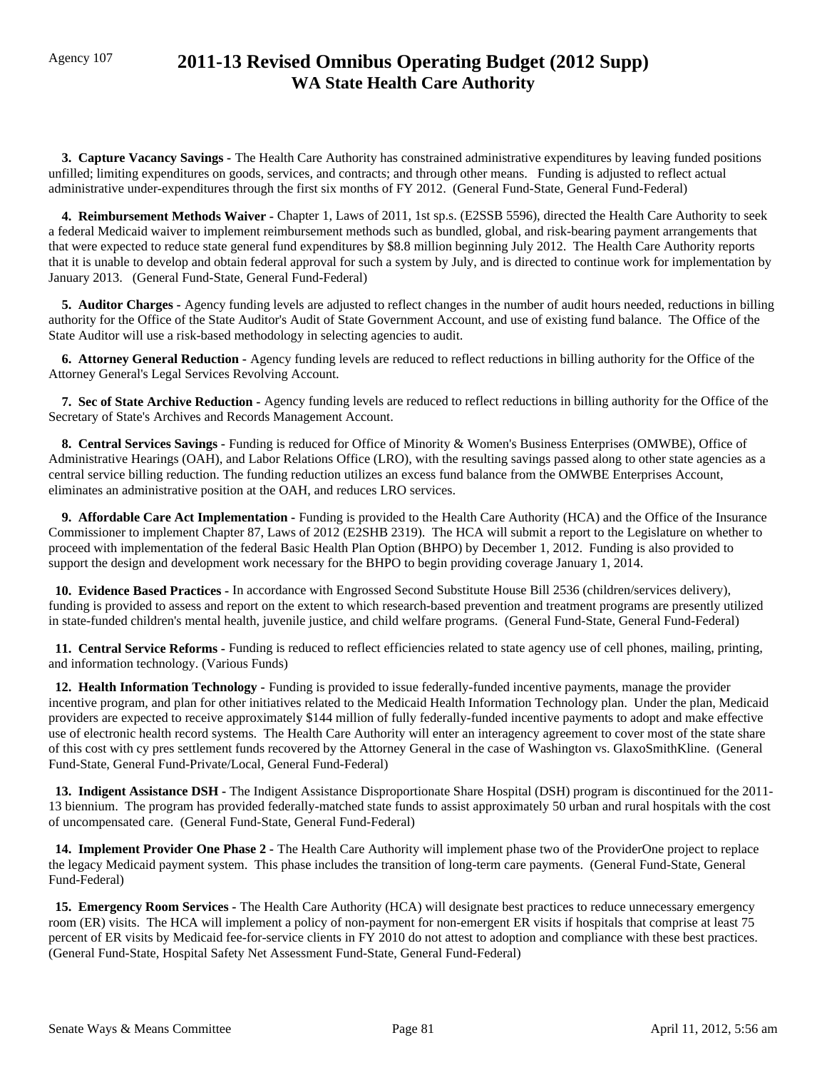Agency 107

# 2011-13 Revised Omnibus Operating Budget (2012 Supp)
## WA State Health Care Authority

**3. Capture Vacancy Savings -** The Health Care Authority has constrained administrative expenditures by leaving funded positions unfilled; limiting expenditures on goods, services, and contracts; and through other means. Funding is adjusted to reflect actual administrative under-expenditures through the first six months of FY 2012. (General Fund-State, General Fund-Federal)

**4. Reimbursement Methods Waiver -** Chapter 1, Laws of 2011, 1st sp.s. (E2SSB 5596), directed the Health Care Authority to seek a federal Medicaid waiver to implement reimbursement methods such as bundled, global, and risk-bearing payment arrangements that that were expected to reduce state general fund expenditures by $8.8 million beginning July 2012. The Health Care Authority reports that it is unable to develop and obtain federal approval for such a system by July, and is directed to continue work for implementation by January 2013. (General Fund-State, General Fund-Federal)

**5. Auditor Charges -** Agency funding levels are adjusted to reflect changes in the number of audit hours needed, reductions in billing authority for the Office of the State Auditor's Audit of State Government Account, and use of existing fund balance. The Office of the State Auditor will use a risk-based methodology in selecting agencies to audit.

**6. Attorney General Reduction -** Agency funding levels are reduced to reflect reductions in billing authority for the Office of the Attorney General's Legal Services Revolving Account.

**7. Sec of State Archive Reduction -** Agency funding levels are reduced to reflect reductions in billing authority for the Office of the Secretary of State's Archives and Records Management Account.

**8. Central Services Savings -** Funding is reduced for Office of Minority & Women's Business Enterprises (OMWBE), Office of Administrative Hearings (OAH), and Labor Relations Office (LRO), with the resulting savings passed along to other state agencies as a central service billing reduction. The funding reduction utilizes an excess fund balance from the OMWBE Enterprises Account, eliminates an administrative position at the OAH, and reduces LRO services.

**9. Affordable Care Act Implementation -** Funding is provided to the Health Care Authority (HCA) and the Office of the Insurance Commissioner to implement Chapter 87, Laws of 2012 (E2SHB 2319). The HCA will submit a report to the Legislature on whether to proceed with implementation of the federal Basic Health Plan Option (BHPO) by December 1, 2012. Funding is also provided to support the design and development work necessary for the BHPO to begin providing coverage January 1, 2014.

**10. Evidence Based Practices -** In accordance with Engrossed Second Substitute House Bill 2536 (children/services delivery), funding is provided to assess and report on the extent to which research-based prevention and treatment programs are presently utilized in state-funded children's mental health, juvenile justice, and child welfare programs. (General Fund-State, General Fund-Federal)

**11. Central Service Reforms -** Funding is reduced to reflect efficiencies related to state agency use of cell phones, mailing, printing, and information technology. (Various Funds)

**12. Health Information Technology -** Funding is provided to issue federally-funded incentive payments, manage the provider incentive program, and plan for other initiatives related to the Medicaid Health Information Technology plan. Under the plan, Medicaid providers are expected to receive approximately $144 million of fully federally-funded incentive payments to adopt and make effective use of electronic health record systems. The Health Care Authority will enter an interagency agreement to cover most of the state share of this cost with cy pres settlement funds recovered by the Attorney General in the case of Washington vs. GlaxoSmithKline. (General Fund-State, General Fund-Private/Local, General Fund-Federal)

**13. Indigent Assistance DSH -** The Indigent Assistance Disproportionate Share Hospital (DSH) program is discontinued for the 2011-13 biennium. The program has provided federally-matched state funds to assist approximately 50 urban and rural hospitals with the cost of uncompensated care. (General Fund-State, General Fund-Federal)

**14. Implement Provider One Phase 2 -** The Health Care Authority will implement phase two of the ProviderOne project to replace the legacy Medicaid payment system. This phase includes the transition of long-term care payments. (General Fund-State, General Fund-Federal)

**15. Emergency Room Services -** The Health Care Authority (HCA) will designate best practices to reduce unnecessary emergency room (ER) visits. The HCA will implement a policy of non-payment for non-emergent ER visits if hospitals that comprise at least 75 percent of ER visits by Medicaid fee-for-service clients in FY 2010 do not attest to adoption and compliance with these best practices. (General Fund-State, Hospital Safety Net Assessment Fund-State, General Fund-Federal)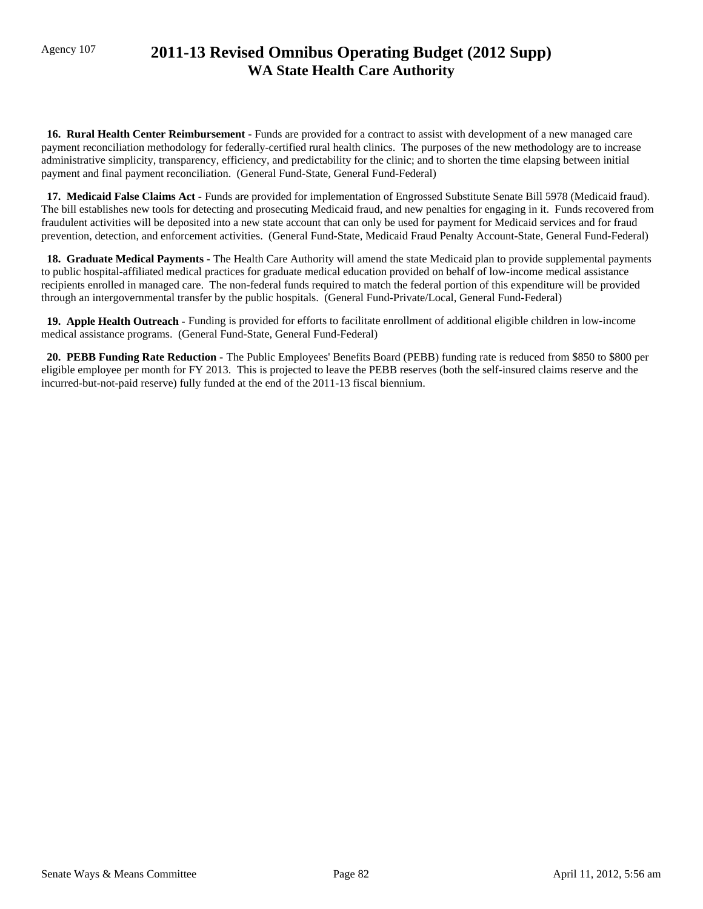**16. Rural Health Center Reimbursement -** Funds are provided for a contract to assist with development of a new managed care payment reconciliation methodology for federally-certified rural health clinics. The purposes of the new methodology are to increase administrative simplicity, transparency, efficiency, and predictability for the clinic; and to shorten the time elapsing between initial payment and final payment reconciliation. (General Fund-State, General Fund-Federal)

**17. Medicaid False Claims Act -** Funds are provided for implementation of Engrossed Substitute Senate Bill 5978 (Medicaid fraud). The bill establishes new tools for detecting and prosecuting Medicaid fraud, and new penalties for engaging in it. Funds recovered from fraudulent activities will be deposited into a new state account that can only be used for payment for Medicaid services and for fraud prevention, detection, and enforcement activities. (General Fund-State, Medicaid Fraud Penalty Account-State, General Fund-Federal)

**18. Graduate Medical Payments -** The Health Care Authority will amend the state Medicaid plan to provide supplemental payments to public hospital-affiliated medical practices for graduate medical education provided on behalf of low-income medical assistance recipients enrolled in managed care. The non-federal funds required to match the federal portion of this expenditure will be provided through an intergovernmental transfer by the public hospitals. (General Fund-Private/Local, General Fund-Federal)

**19. Apple Health Outreach -** Funding is provided for efforts to facilitate enrollment of additional eligible children in low-income medical assistance programs. (General Fund-State, General Fund-Federal)

**20. PEBB Funding Rate Reduction -** The Public Employees' Benefits Board (PEBB) funding rate is reduced from $850 to $800 per eligible employee per month for FY 2013. This is projected to leave the PEBB reserves (both the self-insured claims reserve and the incurred-but-not-paid reserve) fully funded at the end of the 2011-13 fiscal biennium.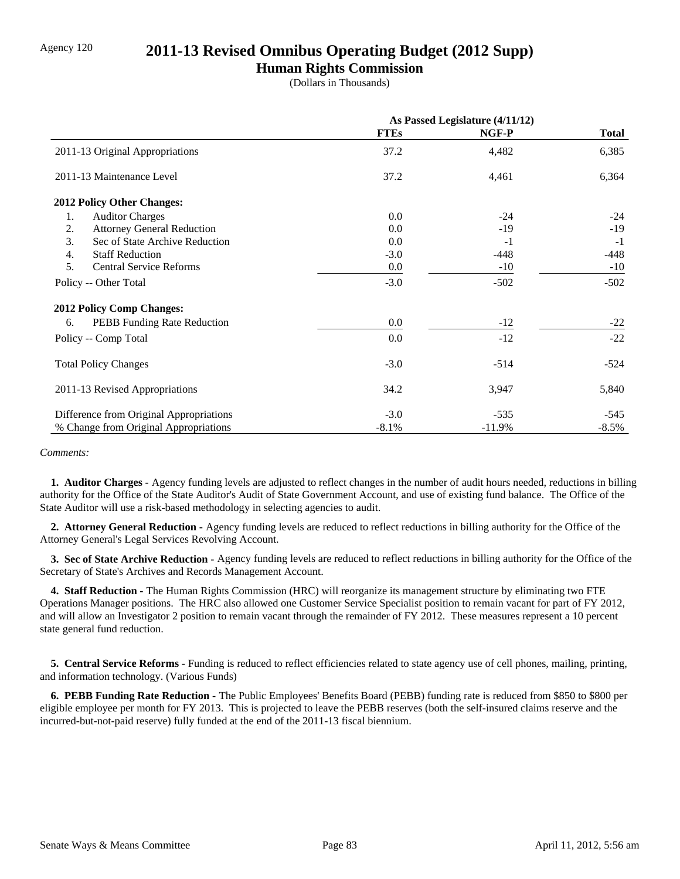Agency 120

# 2011-13 Revised Omnibus Operating Budget (2012 Supp)

## Human Rights Commission

(Dollars in Thousands)

| | As Passed Legislature (4/11/12) | | |
|---|---|---|---|
| | **FTEs** | **NGF-P** | **Total** |
| 2011-13 Original Appropriations | 37.2 | 4,482 | 6,385 |
| 2011-13 Maintenance Level | 37.2 | 4,461 | 6,364 |
| **2012 Policy Other Changes:** | | | |
| 1. Auditor Charges | 0.0 | -24 | -24 |
| 2. Attorney General Reduction | 0.0 | -19 | -19 |
| 3. Sec of State Archive Reduction | 0.0 | -1 | -1 |
| 4. Staff Reduction | -3.0 | -448 | -448 |
| 5. Central Service Reforms | 0.0 | -10 | -10 |
| Policy -- Other Total | -3.0 | -502 | -502 |
| **2012 Policy Comp Changes:** | | | |
| 6. PEBB Funding Rate Reduction | 0.0 | -12 | -22 |
| Policy -- Comp Total | 0.0 | -12 | -22 |
| Total Policy Changes | -3.0 | -514 | -524 |
| 2011-13 Revised Appropriations | 34.2 | 3,947 | 5,840 |
| Difference from Original Appropriations | -3.0 | -535 | -545 |
| % Change from Original Appropriations | -8.1% | -11.9% | -8.5% |

*Comments:*

**1. Auditor Charges -** Agency funding levels are adjusted to reflect changes in the number of audit hours needed, reductions in billing authority for the Office of the State Auditor's Audit of State Government Account, and use of existing fund balance. The Office of the State Auditor will use a risk-based methodology in selecting agencies to audit.

**2. Attorney General Reduction -** Agency funding levels are reduced to reflect reductions in billing authority for the Office of the Attorney General's Legal Services Revolving Account.

**3. Sec of State Archive Reduction -** Agency funding levels are reduced to reflect reductions in billing authority for the Office of the Secretary of State's Archives and Records Management Account.

**4. Staff Reduction -** The Human Rights Commission (HRC) will reorganize its management structure by eliminating two FTE Operations Manager positions. The HRC also allowed one Customer Service Specialist position to remain vacant for part of FY 2012, and will allow an Investigator 2 position to remain vacant through the remainder of FY 2012. These measures represent a 10 percent state general fund reduction.

**5. Central Service Reforms -** Funding is reduced to reflect efficiencies related to state agency use of cell phones, mailing, printing, and information technology. (Various Funds)

**6. PEBB Funding Rate Reduction -** The Public Employees' Benefits Board (PEBB) funding rate is reduced from $850 to $800 per eligible employee per month for FY 2013. This is projected to leave the PEBB reserves (both the self-insured claims reserve and the incurred-but-not-paid reserve) fully funded at the end of the 2011-13 fiscal biennium.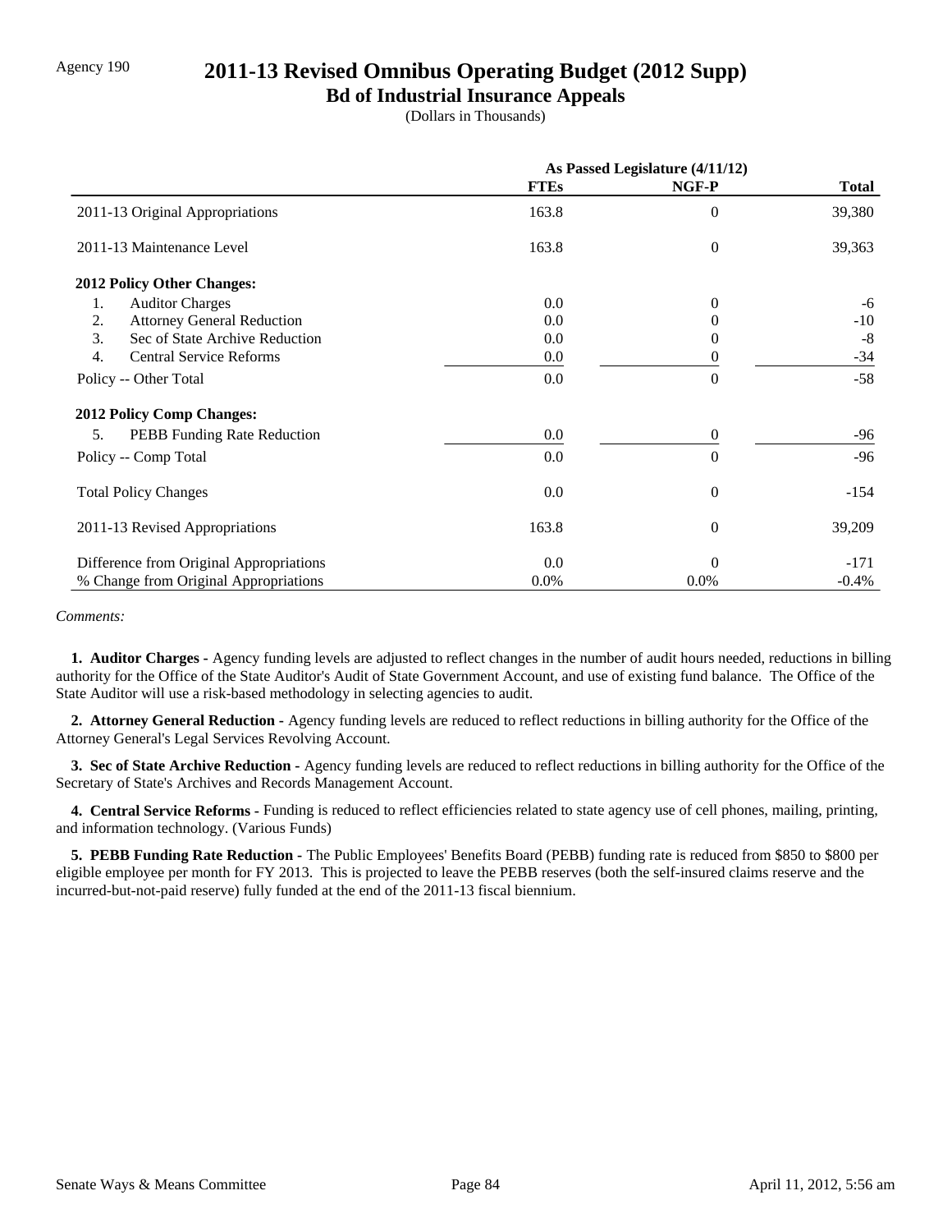Agency 190

# 2011-13 Revised Omnibus Operating Budget (2012 Supp)

## Bd of Industrial Insurance Appeals

(Dollars in Thousands)

| | As Passed Legislature (4/11/12) | | |
|---|---|---|---|
| | **FTEs** | **NGF-P** | **Total** |
| 2011-13 Original Appropriations | 163.8 | 0 | 39,380 |
| 2011-13 Maintenance Level | 163.8 | 0 | 39,363 |
| **2012 Policy Other Changes:** | | | |
| 1. Auditor Charges | 0.0 | 0 | -6 |
| 2. Attorney General Reduction | 0.0 | 0 | -10 |
| 3. Sec of State Archive Reduction | 0.0 | 0 | -8 |
| 4. Central Service Reforms | 0.0 | 0 | -34 |
| Policy -- Other Total | 0.0 | 0 | -58 |
| **2012 Policy Comp Changes:** | | | |
| 5. PEBB Funding Rate Reduction | 0.0 | 0 | -96 |
| Policy -- Comp Total | 0.0 | 0 | -96 |
| Total Policy Changes | 0.0 | 0 | -154 |
| 2011-13 Revised Appropriations | 163.8 | 0 | 39,209 |
| Difference from Original Appropriations | 0.0 | 0 | -171 |
| % Change from Original Appropriations | 0.0% | 0.0% | -0.4% |

*Comments:*

**1. Auditor Charges -** Agency funding levels are adjusted to reflect changes in the number of audit hours needed, reductions in billing authority for the Office of the State Auditor's Audit of State Government Account, and use of existing fund balance. The Office of the State Auditor will use a risk-based methodology in selecting agencies to audit.

**2. Attorney General Reduction -** Agency funding levels are reduced to reflect reductions in billing authority for the Office of the Attorney General's Legal Services Revolving Account.

**3. Sec of State Archive Reduction -** Agency funding levels are reduced to reflect reductions in billing authority for the Office of the Secretary of State's Archives and Records Management Account.

**4. Central Service Reforms -** Funding is reduced to reflect efficiencies related to state agency use of cell phones, mailing, printing, and information technology. (Various Funds)

**5. PEBB Funding Rate Reduction -** The Public Employees' Benefits Board (PEBB) funding rate is reduced from $850 to $800 per eligible employee per month for FY 2013. This is projected to leave the PEBB reserves (both the self-insured claims reserve and the incurred-but-not-paid reserve) fully funded at the end of the 2011-13 fiscal biennium.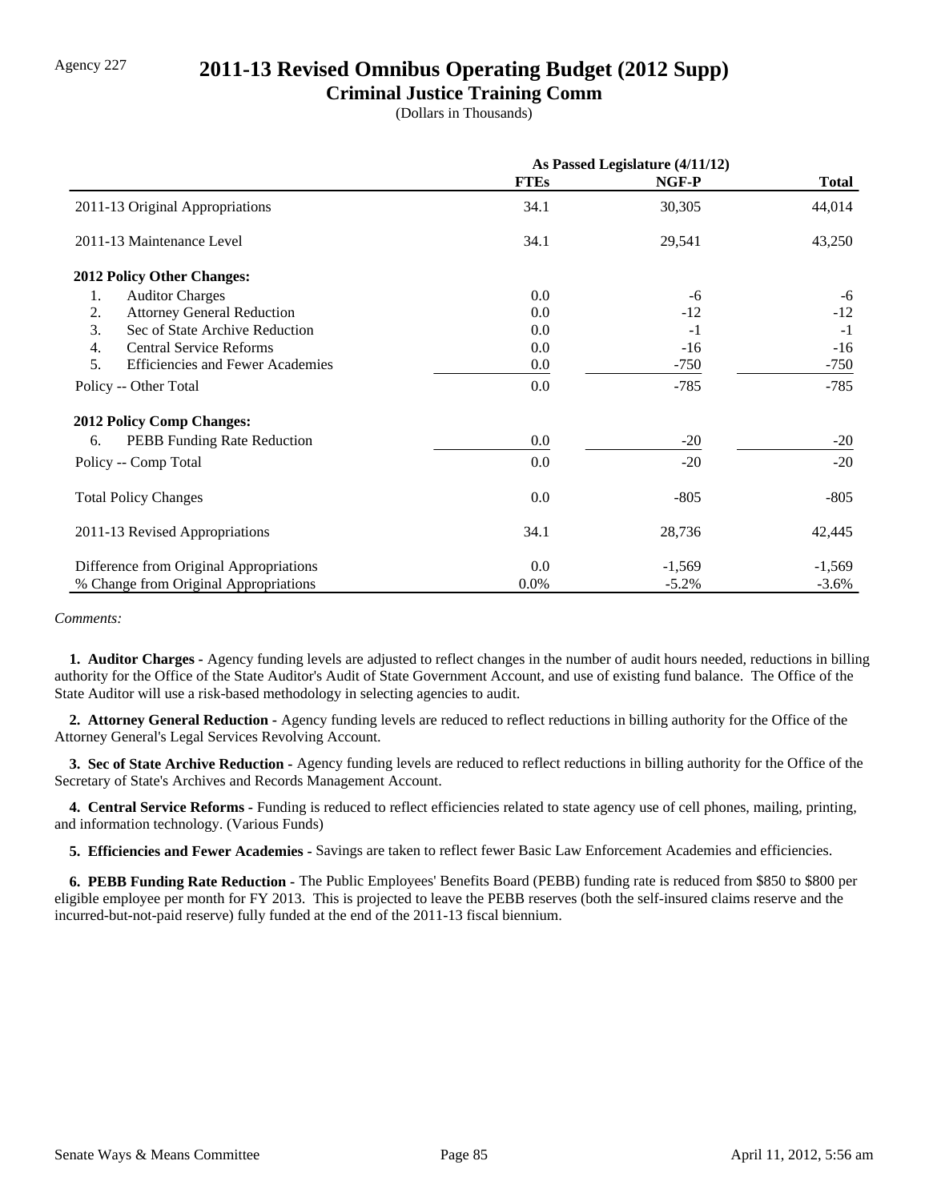Agency 227

# 2011-13 Revised Omnibus Operating Budget (2012 Supp)

## Criminal Justice Training Comm

(Dollars in Thousands)

| | As Passed Legislature (4/11/12) | | |
|---|---|---|---|
| | **FTEs** | **NGF-P** | **Total** |
| 2011-13 Original Appropriations | 34.1 | 30,305 | 44,014 |
| 2011-13 Maintenance Level | 34.1 | 29,541 | 43,250 |
| **2012 Policy Other Changes:** | | | |
| 1. Auditor Charges | 0.0 | -6 | -6 |
| 2. Attorney General Reduction | 0.0 | -12 | -12 |
| 3. Sec of State Archive Reduction | 0.0 | -1 | -1 |
| 4. Central Service Reforms | 0.0 | -16 | -16 |
| 5. Efficiencies and Fewer Academies | 0.0 | -750 | -750 |
| Policy -- Other Total | 0.0 | -785 | -785 |
| **2012 Policy Comp Changes:** | | | |
| 6. PEBB Funding Rate Reduction | 0.0 | -20 | -20 |
| Policy -- Comp Total | 0.0 | -20 | -20 |
| Total Policy Changes | 0.0 | -805 | -805 |
| 2011-13 Revised Appropriations | 34.1 | 28,736 | 42,445 |
| Difference from Original Appropriations | 0.0 | -1,569 | -1,569 |
| % Change from Original Appropriations | 0.0% | -5.2% | -3.6% |

*Comments:*

**1. Auditor Charges -** Agency funding levels are adjusted to reflect changes in the number of audit hours needed, reductions in billing authority for the Office of the State Auditor's Audit of State Government Account, and use of existing fund balance. The Office of the State Auditor will use a risk-based methodology in selecting agencies to audit.

**2. Attorney General Reduction -** Agency funding levels are reduced to reflect reductions in billing authority for the Office of the Attorney General's Legal Services Revolving Account.

**3. Sec of State Archive Reduction -** Agency funding levels are reduced to reflect reductions in billing authority for the Office of the Secretary of State's Archives and Records Management Account.

**4. Central Service Reforms -** Funding is reduced to reflect efficiencies related to state agency use of cell phones, mailing, printing, and information technology. (Various Funds)

**5. Efficiencies and Fewer Academies -** Savings are taken to reflect fewer Basic Law Enforcement Academies and efficiencies.

**6. PEBB Funding Rate Reduction -** The Public Employees' Benefits Board (PEBB) funding rate is reduced from $850 to $800 per eligible employee per month for FY 2013. This is projected to leave the PEBB reserves (both the self-insured claims reserve and the incurred-but-not-paid reserve) fully funded at the end of the 2011-13 fiscal biennium.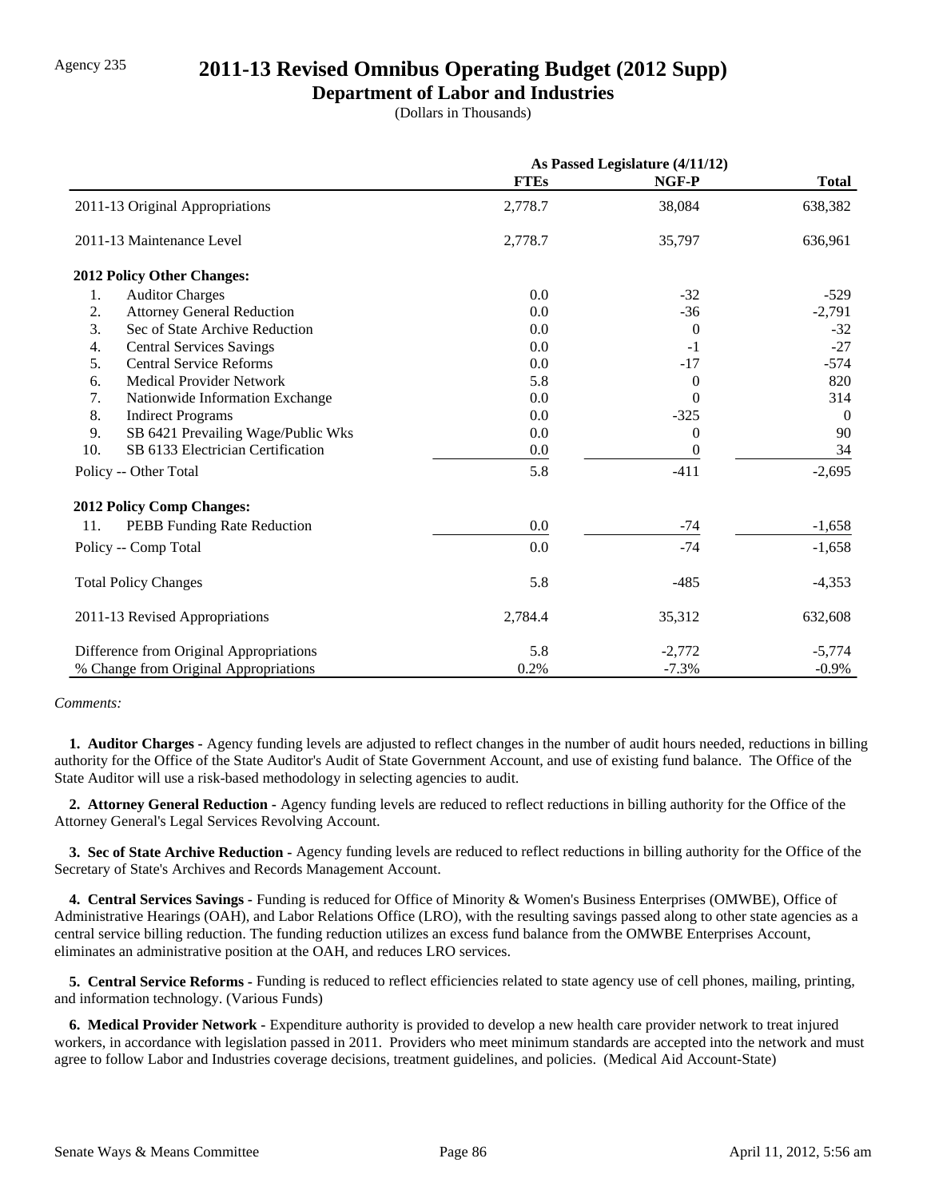Agency 235

# 2011-13 Revised Omnibus Operating Budget (2012 Supp)

## Department of Labor and Industries

(Dollars in Thousands)

| | As Passed Legislature (4/11/12) | | |
|---|---|---|---|
| | FTEs | NGF-P | Total |
| 2011-13 Original Appropriations | 2,778.7 | 38,084 | 638,382 |
| 2011-13 Maintenance Level | 2,778.7 | 35,797 | 636,961 |
| **2012 Policy Other Changes:** | | | |
| 1. Auditor Charges | 0.0 | -32 | -529 |
| 2. Attorney General Reduction | 0.0 | -36 | -2,791 |
| 3. Sec of State Archive Reduction | 0.0 | 0 | -32 |
| 4. Central Services Savings | 0.0 | -1 | -27 |
| 5. Central Service Reforms | 0.0 | -17 | -574 |
| 6. Medical Provider Network | 5.8 | 0 | 820 |
| 7. Nationwide Information Exchange | 0.0 | 0 | 314 |
| 8. Indirect Programs | 0.0 | -325 | 0 |
| 9. SB 6421 Prevailing Wage/Public Wks | 0.0 | 0 | 90 |
| 10. SB 6133 Electrician Certification | 0.0 | 0 | 34 |
| Policy -- Other Total | 5.8 | -411 | -2,695 |
| **2012 Policy Comp Changes:** | | | |
| 11. PEBB Funding Rate Reduction | 0.0 | -74 | -1,658 |
| Policy -- Comp Total | 0.0 | -74 | -1,658 |
| Total Policy Changes | 5.8 | -485 | -4,353 |
| 2011-13 Revised Appropriations | 2,784.4 | 35,312 | 632,608 |
| Difference from Original Appropriations | 5.8 | -2,772 | -5,774 |
| % Change from Original Appropriations | 0.2% | -7.3% | -0.9% |

*Comments:*

**1. Auditor Charges -** Agency funding levels are adjusted to reflect changes in the number of audit hours needed, reductions in billing authority for the Office of the State Auditor's Audit of State Government Account, and use of existing fund balance. The Office of the State Auditor will use a risk-based methodology in selecting agencies to audit.

**2. Attorney General Reduction -** Agency funding levels are reduced to reflect reductions in billing authority for the Office of the Attorney General's Legal Services Revolving Account.

**3. Sec of State Archive Reduction -** Agency funding levels are reduced to reflect reductions in billing authority for the Office of the Secretary of State's Archives and Records Management Account.

**4. Central Services Savings -** Funding is reduced for Office of Minority & Women's Business Enterprises (OMWBE), Office of Administrative Hearings (OAH), and Labor Relations Office (LRO), with the resulting savings passed along to other state agencies as a central service billing reduction. The funding reduction utilizes an excess fund balance from the OMWBE Enterprises Account, eliminates an administrative position at the OAH, and reduces LRO services.

**5. Central Service Reforms -** Funding is reduced to reflect efficiencies related to state agency use of cell phones, mailing, printing, and information technology. (Various Funds)

**6. Medical Provider Network -** Expenditure authority is provided to develop a new health care provider network to treat injured workers, in accordance with legislation passed in 2011. Providers who meet minimum standards are accepted into the network and must agree to follow Labor and Industries coverage decisions, treatment guidelines, and policies. (Medical Aid Account-State)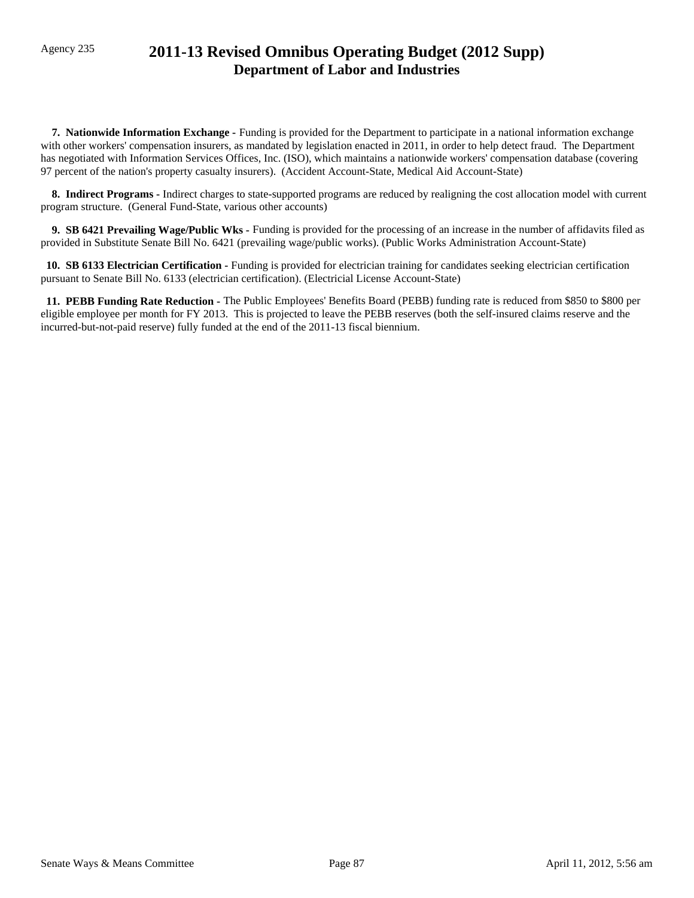Agency 235

# 2011-13 Revised Omnibus Operating Budget (2012 Supp)
## Department of Labor and Industries

**7. Nationwide Information Exchange -** Funding is provided for the Department to participate in a national information exchange with other workers' compensation insurers, as mandated by legislation enacted in 2011, in order to help detect fraud. The Department has negotiated with Information Services Offices, Inc. (ISO), which maintains a nationwide workers' compensation database (covering 97 percent of the nation's property casualty insurers). (Accident Account-State, Medical Aid Account-State)

**8. Indirect Programs -** Indirect charges to state-supported programs are reduced by realigning the cost allocation model with current program structure. (General Fund-State, various other accounts)

**9. SB 6421 Prevailing Wage/Public Wks -** Funding is provided for the processing of an increase in the number of affidavits filed as provided in Substitute Senate Bill No. 6421 (prevailing wage/public works). (Public Works Administration Account-State)

**10. SB 6133 Electrician Certification -** Funding is provided for electrician training for candidates seeking electrician certification pursuant to Senate Bill No. 6133 (electrician certification). (Electricial License Account-State)

**11. PEBB Funding Rate Reduction -** The Public Employees' Benefits Board (PEBB) funding rate is reduced from $850 to $800 per eligible employee per month for FY 2013. This is projected to leave the PEBB reserves (both the self-insured claims reserve and the incurred-but-not-paid reserve) fully funded at the end of the 2011-13 fiscal biennium.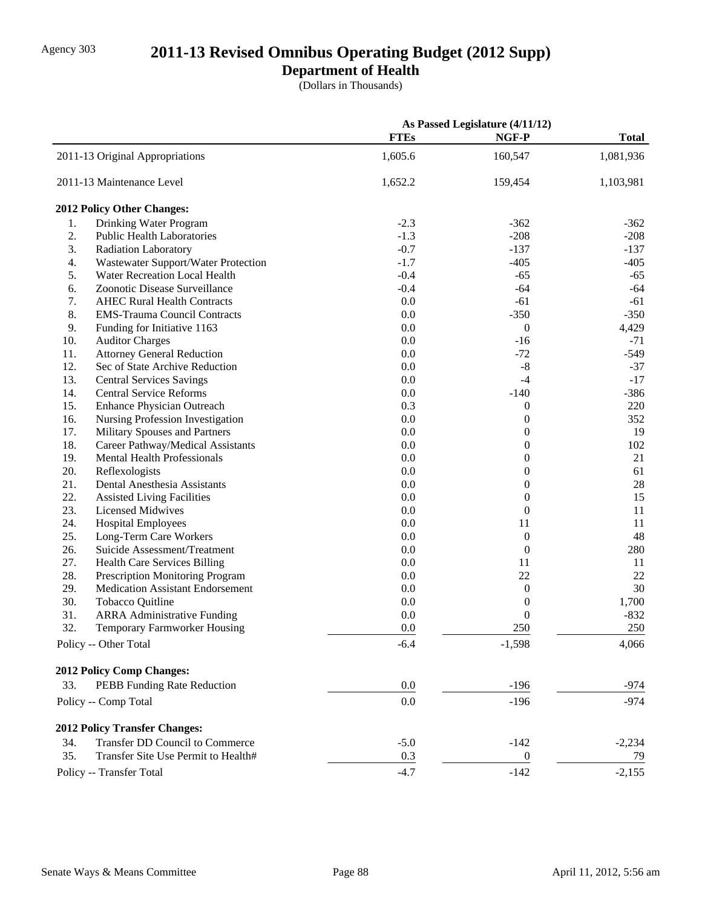Agency 303

# 2011-13 Revised Omnibus Operating Budget (2012 Supp)

## Department of Health

(Dollars in Thousands)

| | As Passed Legislature (4/11/12) | | |
|---|---|---|---|
| | FTEs | NGF-P | Total |
| 2011-13 Original Appropriations | 1,605.6 | 160,547 | 1,081,936 |
| 2011-13 Maintenance Level | 1,652.2 | 159,454 | 1,103,981 |
| **2012 Policy Other Changes:** | | | |
| 1. Drinking Water Program | -2.3 | -362 | -362 |
| 2. Public Health Laboratories | -1.3 | -208 | -208 |
| 3. Radiation Laboratory | -0.7 | -137 | -137 |
| 4. Wastewater Support/Water Protection | -1.7 | -405 | -405 |
| 5. Water Recreation Local Health | -0.4 | -65 | -65 |
| 6. Zoonotic Disease Surveillance | -0.4 | -64 | -64 |
| 7. AHEC Rural Health Contracts | 0.0 | -61 | -61 |
| 8. EMS-Trauma Council Contracts | 0.0 | -350 | -350 |
| 9. Funding for Initiative 1163 | 0.0 | 0 | 4,429 |
| 10. Auditor Charges | 0.0 | -16 | -71 |
| 11. Attorney General Reduction | 0.0 | -72 | -549 |
| 12. Sec of State Archive Reduction | 0.0 | -8 | -37 |
| 13. Central Services Savings | 0.0 | -4 | -17 |
| 14. Central Service Reforms | 0.0 | -140 | -386 |
| 15. Enhance Physician Outreach | 0.3 | 0 | 220 |
| 16. Nursing Profession Investigation | 0.0 | 0 | 352 |
| 17. Military Spouses and Partners | 0.0 | 0 | 19 |
| 18. Career Pathway/Medical Assistants | 0.0 | 0 | 102 |
| 19. Mental Health Professionals | 0.0 | 0 | 21 |
| 20. Reflexologists | 0.0 | 0 | 61 |
| 21. Dental Anesthesia Assistants | 0.0 | 0 | 28 |
| 22. Assisted Living Facilities | 0.0 | 0 | 15 |
| 23. Licensed Midwives | 0.0 | 0 | 11 |
| 24. Hospital Employees | 0.0 | 11 | 11 |
| 25. Long-Term Care Workers | 0.0 | 0 | 48 |
| 26. Suicide Assessment/Treatment | 0.0 | 0 | 280 |
| 27. Health Care Services Billing | 0.0 | 11 | 11 |
| 28. Prescription Monitoring Program | 0.0 | 22 | 22 |
| 29. Medication Assistant Endorsement | 0.0 | 0 | 30 |
| 30. Tobacco Quitline | 0.0 | 0 | 1,700 |
| 31. ARRA Administrative Funding | 0.0 | 0 | -832 |
| 32. Temporary Farmworker Housing | 0.0 | 250 | 250 |
| Policy -- Other Total | -6.4 | -1,598 | 4,066 |
| **2012 Policy Comp Changes:** | | | |
| 33. PEBB Funding Rate Reduction | 0.0 | -196 | -974 |
| Policy -- Comp Total | 0.0 | -196 | -974 |
| **2012 Policy Transfer Changes:** | | | |
| 34. Transfer DD Council to Commerce | -5.0 | -142 | -2,234 |
| 35. Transfer Site Use Permit to Health# | 0.3 | 0 | 79 |
| Policy -- Transfer Total | -4.7 | -142 | -2,155 |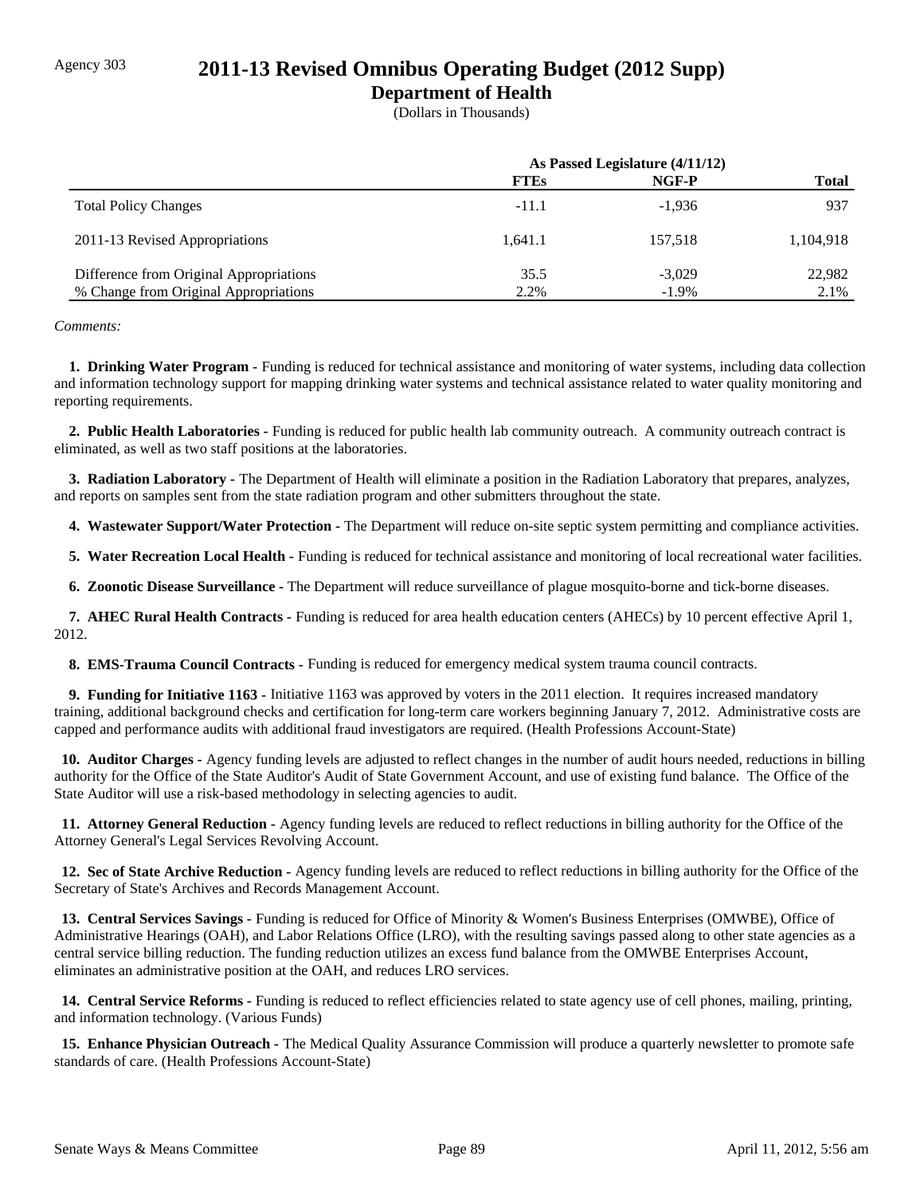Agency 303

# 2011-13 Revised Omnibus Operating Budget (2012 Supp)

## Department of Health

(Dollars in Thousands)

| | As Passed Legislature (4/11/12) | | |
|---|---|---|---|
| | FTEs | NGF-P | Total |
| Total Policy Changes | -11.1 | -1,936 | 937 |
| 2011-13 Revised Appropriations | 1,641.1 | 157,518 | 1,104,918 |
| Difference from Original Appropriations | 35.5 | -3,029 | 22,982 |
| % Change from Original Appropriations | 2.2% | -1.9% | 2.1% |

*Comments:*

**1. Drinking Water Program -** Funding is reduced for technical assistance and monitoring of water systems, including data collection and information technology support for mapping drinking water systems and technical assistance related to water quality monitoring and reporting requirements.

**2. Public Health Laboratories -** Funding is reduced for public health lab community outreach. A community outreach contract is eliminated, as well as two staff positions at the laboratories.

**3. Radiation Laboratory -** The Department of Health will eliminate a position in the Radiation Laboratory that prepares, analyzes, and reports on samples sent from the state radiation program and other submitters throughout the state.

**4. Wastewater Support/Water Protection -** The Department will reduce on-site septic system permitting and compliance activities.

**5. Water Recreation Local Health -** Funding is reduced for technical assistance and monitoring of local recreational water facilities.

**6. Zoonotic Disease Surveillance -** The Department will reduce surveillance of plague mosquito-borne and tick-borne diseases.

**7. AHEC Rural Health Contracts -** Funding is reduced for area health education centers (AHECs) by 10 percent effective April 1, 2012.

**8. EMS-Trauma Council Contracts -** Funding is reduced for emergency medical system trauma council contracts.

**9. Funding for Initiative 1163 -** Initiative 1163 was approved by voters in the 2011 election. It requires increased mandatory training, additional background checks and certification for long-term care workers beginning January 7, 2012. Administrative costs are capped and performance audits with additional fraud investigators are required. (Health Professions Account-State)

**10. Auditor Charges -** Agency funding levels are adjusted to reflect changes in the number of audit hours needed, reductions in billing authority for the Office of the State Auditor's Audit of State Government Account, and use of existing fund balance. The Office of the State Auditor will use a risk-based methodology in selecting agencies to audit.

**11. Attorney General Reduction -** Agency funding levels are reduced to reflect reductions in billing authority for the Office of the Attorney General's Legal Services Revolving Account.

**12. Sec of State Archive Reduction -** Agency funding levels are reduced to reflect reductions in billing authority for the Office of the Secretary of State's Archives and Records Management Account.

**13. Central Services Savings -** Funding is reduced for Office of Minority & Women's Business Enterprises (OMWBE), Office of Administrative Hearings (OAH), and Labor Relations Office (LRO), with the resulting savings passed along to other state agencies as a central service billing reduction. The funding reduction utilizes an excess fund balance from the OMWBE Enterprises Account, eliminates an administrative position at the OAH, and reduces LRO services.

**14. Central Service Reforms -** Funding is reduced to reflect efficiencies related to state agency use of cell phones, mailing, printing, and information technology. (Various Funds)

**15. Enhance Physician Outreach -** The Medical Quality Assurance Commission will produce a quarterly newsletter to promote safe standards of care. (Health Professions Account-State)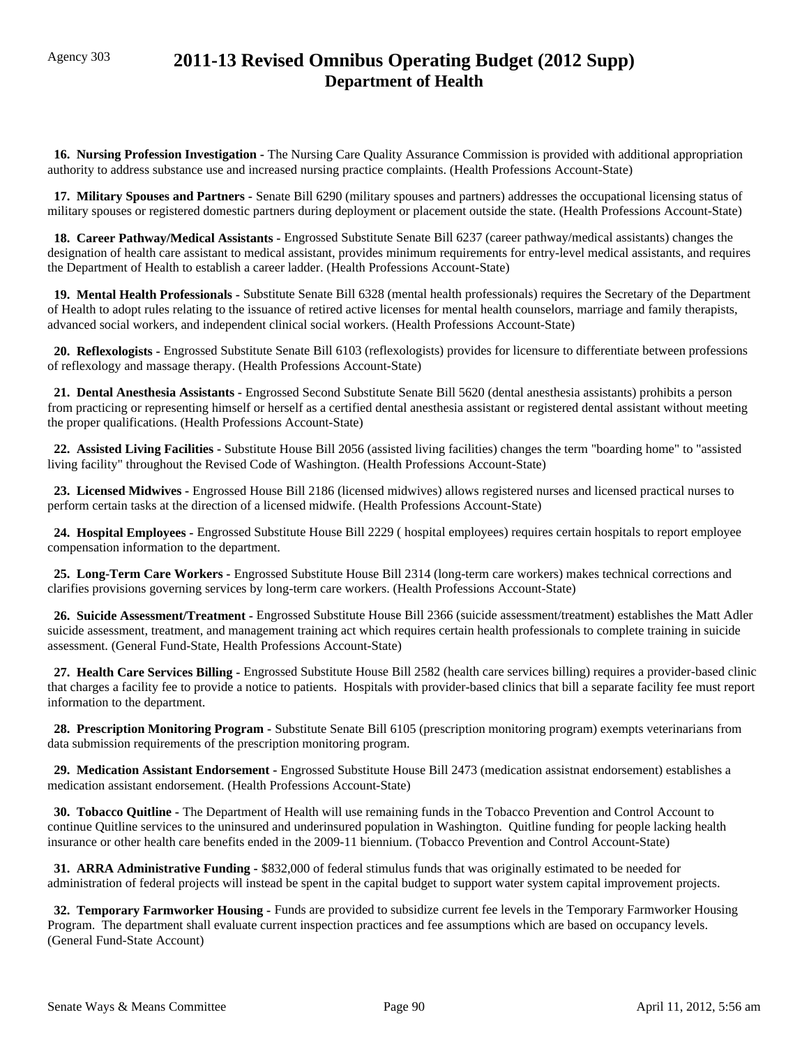**16. Nursing Profession Investigation -** The Nursing Care Quality Assurance Commission is provided with additional appropriation authority to address substance use and increased nursing practice complaints. (Health Professions Account-State)

**17. Military Spouses and Partners -** Senate Bill 6290 (military spouses and partners) addresses the occupational licensing status of military spouses or registered domestic partners during deployment or placement outside the state. (Health Professions Account-State)

**18. Career Pathway/Medical Assistants -** Engrossed Substitute Senate Bill 6237 (career pathway/medical assistants) changes the designation of health care assistant to medical assistant, provides minimum requirements for entry-level medical assistants, and requires the Department of Health to establish a career ladder. (Health Professions Account-State)

**19. Mental Health Professionals -** Substitute Senate Bill 6328 (mental health professionals) requires the Secretary of the Department of Health to adopt rules relating to the issuance of retired active licenses for mental health counselors, marriage and family therapists, advanced social workers, and independent clinical social workers. (Health Professions Account-State)

**20. Reflexologists -** Engrossed Substitute Senate Bill 6103 (reflexologists) provides for licensure to differentiate between professions of reflexology and massage therapy. (Health Professions Account-State)

**21. Dental Anesthesia Assistants -** Engrossed Second Substitute Senate Bill 5620 (dental anesthesia assistants) prohibits a person from practicing or representing himself or herself as a certified dental anesthesia assistant or registered dental assistant without meeting the proper qualifications. (Health Professions Account-State)

**22. Assisted Living Facilities -** Substitute House Bill 2056 (assisted living facilities) changes the term "boarding home" to "assisted living facility" throughout the Revised Code of Washington. (Health Professions Account-State)

**23. Licensed Midwives -** Engrossed House Bill 2186 (licensed midwives) allows registered nurses and licensed practical nurses to perform certain tasks at the direction of a licensed midwife. (Health Professions Account-State)

**24. Hospital Employees -** Engrossed Substitute House Bill 2229 ( hospital employees) requires certain hospitals to report employee compensation information to the department.

**25. Long-Term Care Workers -** Engrossed Substitute House Bill 2314 (long-term care workers) makes technical corrections and clarifies provisions governing services by long-term care workers. (Health Professions Account-State)

**26. Suicide Assessment/Treatment -** Engrossed Substitute House Bill 2366 (suicide assessment/treatment) establishes the Matt Adler suicide assessment, treatment, and management training act which requires certain health professionals to complete training in suicide assessment. (General Fund-State, Health Professions Account-State)

**27. Health Care Services Billing -** Engrossed Substitute House Bill 2582 (health care services billing) requires a provider-based clinic that charges a facility fee to provide a notice to patients. Hospitals with provider-based clinics that bill a separate facility fee must report information to the department.

**28. Prescription Monitoring Program -** Substitute Senate Bill 6105 (prescription monitoring program) exempts veterinarians from data submission requirements of the prescription monitoring program.

**29. Medication Assistant Endorsement -** Engrossed Substitute House Bill 2473 (medication assistnat endorsement) establishes a medication assistant endorsement. (Health Professions Account-State)

**30. Tobacco Quitline -** The Department of Health will use remaining funds in the Tobacco Prevention and Control Account to continue Quitline services to the uninsured and underinsured population in Washington. Quitline funding for people lacking health insurance or other health care benefits ended in the 2009-11 biennium. (Tobacco Prevention and Control Account-State)

**31. ARRA Administrative Funding -** $832,000 of federal stimulus funds that was originally estimated to be needed for administration of federal projects will instead be spent in the capital budget to support water system capital improvement projects.

**32. Temporary Farmworker Housing -** Funds are provided to subsidize current fee levels in the Temporary Farmworker Housing Program. The department shall evaluate current inspection practices and fee assumptions which are based on occupancy levels. (General Fund-State Account)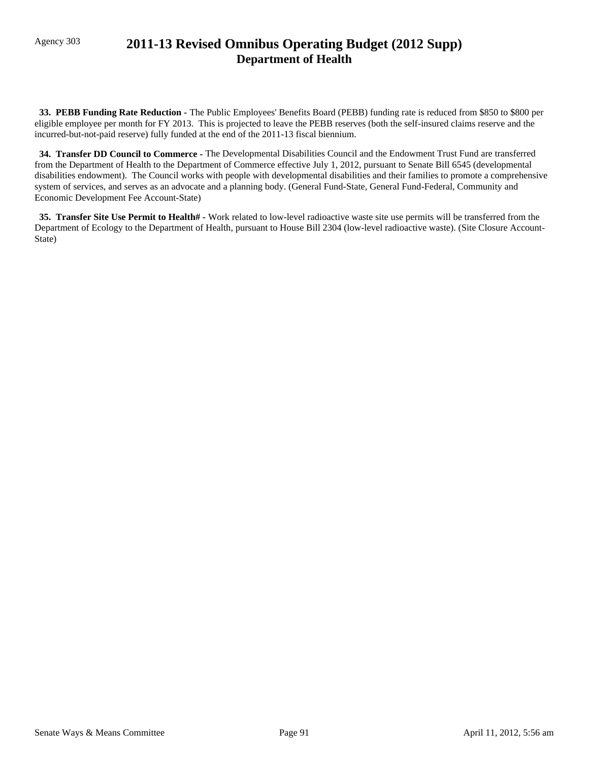**33. PEBB Funding Rate Reduction -** The Public Employees' Benefits Board (PEBB) funding rate is reduced from $850 to $800 per eligible employee per month for FY 2013. This is projected to leave the PEBB reserves (both the self-insured claims reserve and the incurred-but-not-paid reserve) fully funded at the end of the 2011-13 fiscal biennium.

**34. Transfer DD Council to Commerce -** The Developmental Disabilities Council and the Endowment Trust Fund are transferred from the Department of Health to the Department of Commerce effective July 1, 2012, pursuant to Senate Bill 6545 (developmental disabilities endowment). The Council works with people with developmental disabilities and their families to promote a comprehensive system of services, and serves as an advocate and a planning body. (General Fund-State, General Fund-Federal, Community and Economic Development Fee Account-State)

**35. Transfer Site Use Permit to Health# -** Work related to low-level radioactive waste site use permits will be transferred from the Department of Ecology to the Department of Health, pursuant to House Bill 2304 (low-level radioactive waste). (Site Closure Account-State)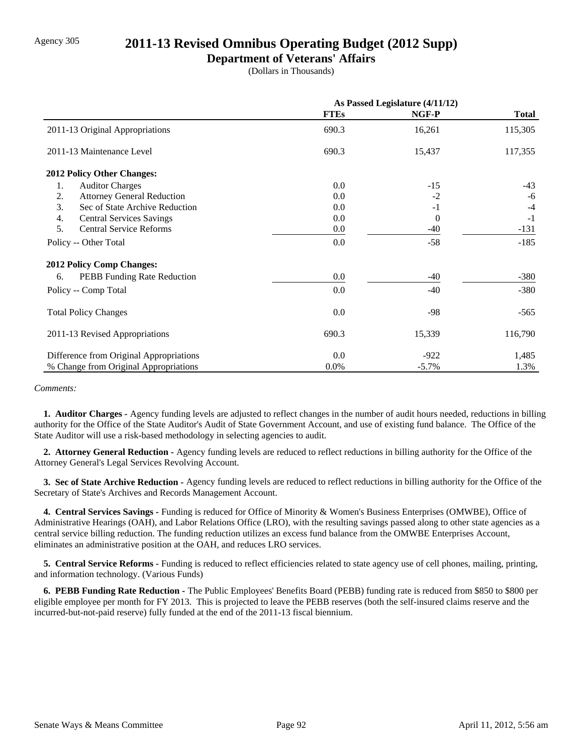Agency 305

# 2011-13 Revised Omnibus Operating Budget (2012 Supp)

## Department of Veterans' Affairs

(Dollars in Thousands)

| | As Passed Legislature (4/11/12) | | |
|---|---|---|---|
| | FTEs | NGF-P | Total |
| 2011-13 Original Appropriations | 690.3 | 16,261 | 115,305 |
| 2011-13 Maintenance Level | 690.3 | 15,437 | 117,355 |
| **2012 Policy Other Changes:** | | | |
| 1. Auditor Charges | 0.0 | -15 | -43 |
| 2. Attorney General Reduction | 0.0 | -2 | -6 |
| 3. Sec of State Archive Reduction | 0.0 | -1 | -4 |
| 4. Central Services Savings | 0.0 | 0 | -1 |
| 5. Central Service Reforms | 0.0 | -40 | -131 |
| Policy -- Other Total | 0.0 | -58 | -185 |
| **2012 Policy Comp Changes:** | | | |
| 6. PEBB Funding Rate Reduction | 0.0 | -40 | -380 |
| Policy -- Comp Total | 0.0 | -40 | -380 |
| Total Policy Changes | 0.0 | -98 | -565 |
| 2011-13 Revised Appropriations | 690.3 | 15,339 | 116,790 |
| Difference from Original Appropriations | 0.0 | -922 | 1,485 |
| % Change from Original Appropriations | 0.0% | -5.7% | 1.3% |

*Comments:*

**1. Auditor Charges -** Agency funding levels are adjusted to reflect changes in the number of audit hours needed, reductions in billing authority for the Office of the State Auditor's Audit of State Government Account, and use of existing fund balance. The Office of the State Auditor will use a risk-based methodology in selecting agencies to audit.

**2. Attorney General Reduction -** Agency funding levels are reduced to reflect reductions in billing authority for the Office of the Attorney General's Legal Services Revolving Account.

**3. Sec of State Archive Reduction -** Agency funding levels are reduced to reflect reductions in billing authority for the Office of the Secretary of State's Archives and Records Management Account.

**4. Central Services Savings -** Funding is reduced for Office of Minority & Women's Business Enterprises (OMWBE), Office of Administrative Hearings (OAH), and Labor Relations Office (LRO), with the resulting savings passed along to other state agencies as a central service billing reduction. The funding reduction utilizes an excess fund balance from the OMWBE Enterprises Account, eliminates an administrative position at the OAH, and reduces LRO services.

**5. Central Service Reforms -** Funding is reduced to reflect efficiencies related to state agency use of cell phones, mailing, printing, and information technology. (Various Funds)

**6. PEBB Funding Rate Reduction -** The Public Employees' Benefits Board (PEBB) funding rate is reduced from $850 to $800 per eligible employee per month for FY 2013. This is projected to leave the PEBB reserves (both the self-insured claims reserve and the incurred-but-not-paid reserve) fully funded at the end of the 2011-13 fiscal biennium.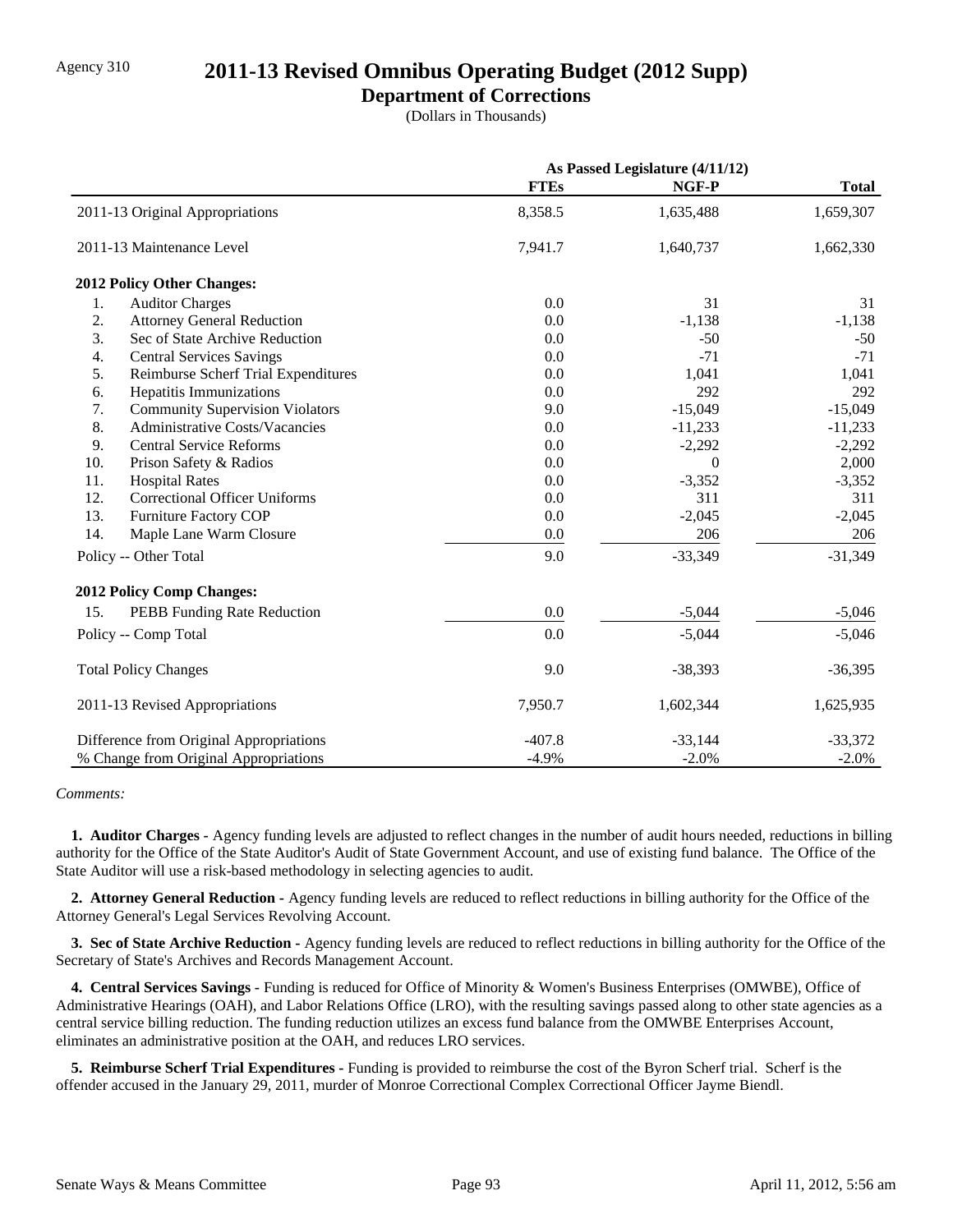Agency 310

# 2011-13 Revised Omnibus Operating Budget (2012 Supp)

## Department of Corrections

(Dollars in Thousands)

| | As Passed Legislature (4/11/12) | | |
|---|---|---|---|
| | **FTEs** | **NGF-P** | **Total** |
| 2011-13 Original Appropriations | 8,358.5 | 1,635,488 | 1,659,307 |
| 2011-13 Maintenance Level | 7,941.7 | 1,640,737 | 1,662,330 |
| **2012 Policy Other Changes:** | | | |
| 1. Auditor Charges | 0.0 | 31 | 31 |
| 2. Attorney General Reduction | 0.0 | -1,138 | -1,138 |
| 3. Sec of State Archive Reduction | 0.0 | -50 | -50 |
| 4. Central Services Savings | 0.0 | -71 | -71 |
| 5. Reimburse Scherf Trial Expenditures | 0.0 | 1,041 | 1,041 |
| 6. Hepatitis Immunizations | 0.0 | 292 | 292 |
| 7. Community Supervision Violators | 9.0 | -15,049 | -15,049 |
| 8. Administrative Costs/Vacancies | 0.0 | -11,233 | -11,233 |
| 9. Central Service Reforms | 0.0 | -2,292 | -2,292 |
| 10. Prison Safety & Radios | 0.0 | 0 | 2,000 |
| 11. Hospital Rates | 0.0 | -3,352 | -3,352 |
| 12. Correctional Officer Uniforms | 0.0 | 311 | 311 |
| 13. Furniture Factory COP | 0.0 | -2,045 | -2,045 |
| 14. Maple Lane Warm Closure | 0.0 | 206 | 206 |
| Policy -- Other Total | 9.0 | -33,349 | -31,349 |
| **2012 Policy Comp Changes:** | | | |
| 15. PEBB Funding Rate Reduction | 0.0 | -5,044 | -5,046 |
| Policy -- Comp Total | 0.0 | -5,044 | -5,046 |
| Total Policy Changes | 9.0 | -38,393 | -36,395 |
| 2011-13 Revised Appropriations | 7,950.7 | 1,602,344 | 1,625,935 |
| Difference from Original Appropriations | -407.8 | -33,144 | -33,372 |
| % Change from Original Appropriations | -4.9% | -2.0% | -2.0% |

*Comments:*

**1. Auditor Charges -** Agency funding levels are adjusted to reflect changes in the number of audit hours needed, reductions in billing authority for the Office of the State Auditor's Audit of State Government Account, and use of existing fund balance. The Office of the State Auditor will use a risk-based methodology in selecting agencies to audit.

**2. Attorney General Reduction -** Agency funding levels are reduced to reflect reductions in billing authority for the Office of the Attorney General's Legal Services Revolving Account.

**3. Sec of State Archive Reduction -** Agency funding levels are reduced to reflect reductions in billing authority for the Office of the Secretary of State's Archives and Records Management Account.

**4. Central Services Savings -** Funding is reduced for Office of Minority & Women's Business Enterprises (OMWBE), Office of Administrative Hearings (OAH), and Labor Relations Office (LRO), with the resulting savings passed along to other state agencies as a central service billing reduction. The funding reduction utilizes an excess fund balance from the OMWBE Enterprises Account, eliminates an administrative position at the OAH, and reduces LRO services.

**5. Reimburse Scherf Trial Expenditures -** Funding is provided to reimburse the cost of the Byron Scherf trial. Scherf is the offender accused in the January 29, 2011, murder of Monroe Correctional Complex Correctional Officer Jayme Biendl.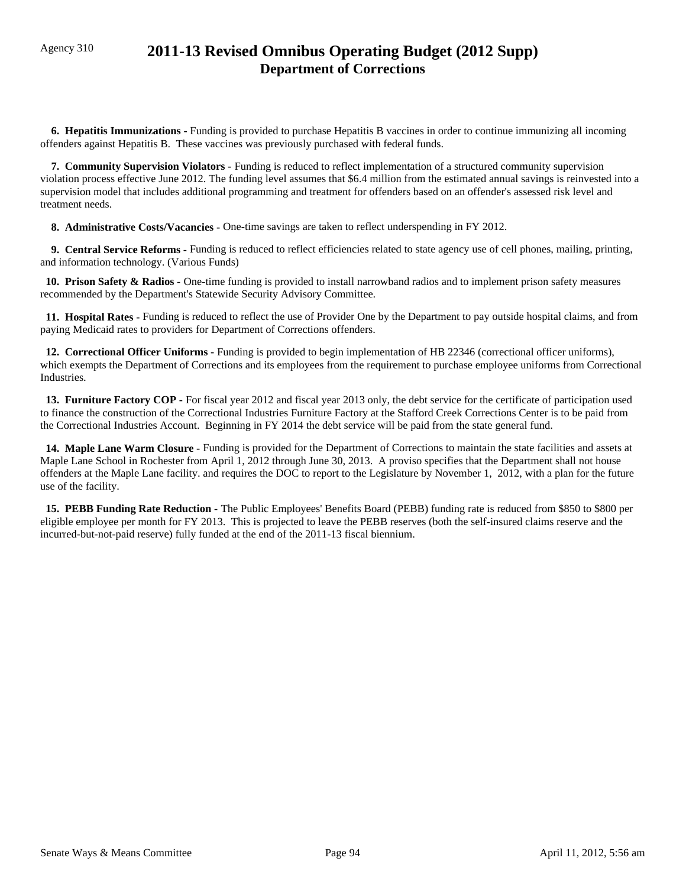Agency 310

# 2011-13 Revised Omnibus Operating Budget (2012 Supp)
## Department of Corrections

**6. Hepatitis Immunizations -** Funding is provided to purchase Hepatitis B vaccines in order to continue immunizing all incoming offenders against Hepatitis B. These vaccines was previously purchased with federal funds.

**7. Community Supervision Violators -** Funding is reduced to reflect implementation of a structured community supervision violation process effective June 2012. The funding level assumes that $6.4 million from the estimated annual savings is reinvested into a supervision model that includes additional programming and treatment for offenders based on an offender's assessed risk level and treatment needs.

**8. Administrative Costs/Vacancies -** One-time savings are taken to reflect underspending in FY 2012.

**9. Central Service Reforms -** Funding is reduced to reflect efficiencies related to state agency use of cell phones, mailing, printing, and information technology. (Various Funds)

**10. Prison Safety & Radios -** One-time funding is provided to install narrowband radios and to implement prison safety measures recommended by the Department's Statewide Security Advisory Committee.

**11. Hospital Rates -** Funding is reduced to reflect the use of Provider One by the Department to pay outside hospital claims, and from paying Medicaid rates to providers for Department of Corrections offenders.

**12. Correctional Officer Uniforms -** Funding is provided to begin implementation of HB 22346 (correctional officer uniforms), which exempts the Department of Corrections and its employees from the requirement to purchase employee uniforms from Correctional Industries.

**13. Furniture Factory COP -** For fiscal year 2012 and fiscal year 2013 only, the debt service for the certificate of participation used to finance the construction of the Correctional Industries Furniture Factory at the Stafford Creek Corrections Center is to be paid from the Correctional Industries Account. Beginning in FY 2014 the debt service will be paid from the state general fund.

**14. Maple Lane Warm Closure -** Funding is provided for the Department of Corrections to maintain the state facilities and assets at Maple Lane School in Rochester from April 1, 2012 through June 30, 2013. A proviso specifies that the Department shall not house offenders at the Maple Lane facility. and requires the DOC to report to the Legislature by November 1, 2012, with a plan for the future use of the facility.

**15. PEBB Funding Rate Reduction -** The Public Employees' Benefits Board (PEBB) funding rate is reduced from $850 to $800 per eligible employee per month for FY 2013. This is projected to leave the PEBB reserves (both the self-insured claims reserve and the incurred-but-not-paid reserve) fully funded at the end of the 2011-13 fiscal biennium.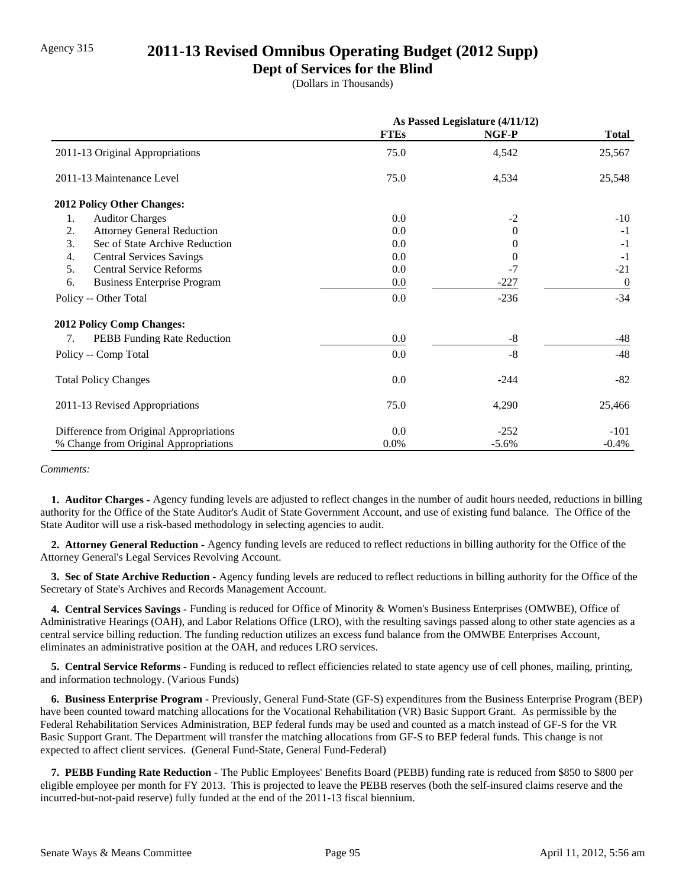Agency 315

# 2011-13 Revised Omnibus Operating Budget (2012 Supp)

## Dept of Services for the Blind

(Dollars in Thousands)

| | As Passed Legislature (4/11/12) | | |
|---|---|---|---|
| | **FTEs** | **NGF-P** | **Total** |
| 2011-13 Original Appropriations | 75.0 | 4,542 | 25,567 |
| 2011-13 Maintenance Level | 75.0 | 4,534 | 25,548 |
| **2012 Policy Other Changes:** | | | |
| 1. Auditor Charges | 0.0 | -2 | -10 |
| 2. Attorney General Reduction | 0.0 | 0 | -1 |
| 3. Sec of State Archive Reduction | 0.0 | 0 | -1 |
| 4. Central Services Savings | 0.0 | 0 | -1 |
| 5. Central Service Reforms | 0.0 | -7 | -21 |
| 6. Business Enterprise Program | 0.0 | -227 | 0 |
| Policy -- Other Total | 0.0 | -236 | -34 |
| **2012 Policy Comp Changes:** | | | |
| 7. PEBB Funding Rate Reduction | 0.0 | -8 | -48 |
| Policy -- Comp Total | 0.0 | -8 | -48 |
| Total Policy Changes | 0.0 | -244 | -82 |
| 2011-13 Revised Appropriations | 75.0 | 4,290 | 25,466 |
| Difference from Original Appropriations | 0.0 | -252 | -101 |
| % Change from Original Appropriations | 0.0% | -5.6% | -0.4% |

*Comments:*

**1. Auditor Charges -** Agency funding levels are adjusted to reflect changes in the number of audit hours needed, reductions in billing authority for the Office of the State Auditor's Audit of State Government Account, and use of existing fund balance. The Office of the State Auditor will use a risk-based methodology in selecting agencies to audit.

**2. Attorney General Reduction -** Agency funding levels are reduced to reflect reductions in billing authority for the Office of the Attorney General's Legal Services Revolving Account.

**3. Sec of State Archive Reduction -** Agency funding levels are reduced to reflect reductions in billing authority for the Office of the Secretary of State's Archives and Records Management Account.

**4. Central Services Savings -** Funding is reduced for Office of Minority & Women's Business Enterprises (OMWBE), Office of Administrative Hearings (OAH), and Labor Relations Office (LRO), with the resulting savings passed along to other state agencies as a central service billing reduction. The funding reduction utilizes an excess fund balance from the OMWBE Enterprises Account, eliminates an administrative position at the OAH, and reduces LRO services.

**5. Central Service Reforms -** Funding is reduced to reflect efficiencies related to state agency use of cell phones, mailing, printing, and information technology. (Various Funds)

**6. Business Enterprise Program -** Previously, General Fund-State (GF-S) expenditures from the Business Enterprise Program (BEP) have been counted toward matching allocations for the Vocational Rehabilitation (VR) Basic Support Grant. As permissible by the Federal Rehabilitation Services Administration, BEP federal funds may be used and counted as a match instead of GF-S for the VR Basic Support Grant. The Department will transfer the matching allocations from GF-S to BEP federal funds. This change is not expected to affect client services. (General Fund-State, General Fund-Federal)

**7. PEBB Funding Rate Reduction -** The Public Employees' Benefits Board (PEBB) funding rate is reduced from $850 to $800 per eligible employee per month for FY 2013. This is projected to leave the PEBB reserves (both the self-insured claims reserve and the incurred-but-not-paid reserve) fully funded at the end of the 2011-13 fiscal biennium.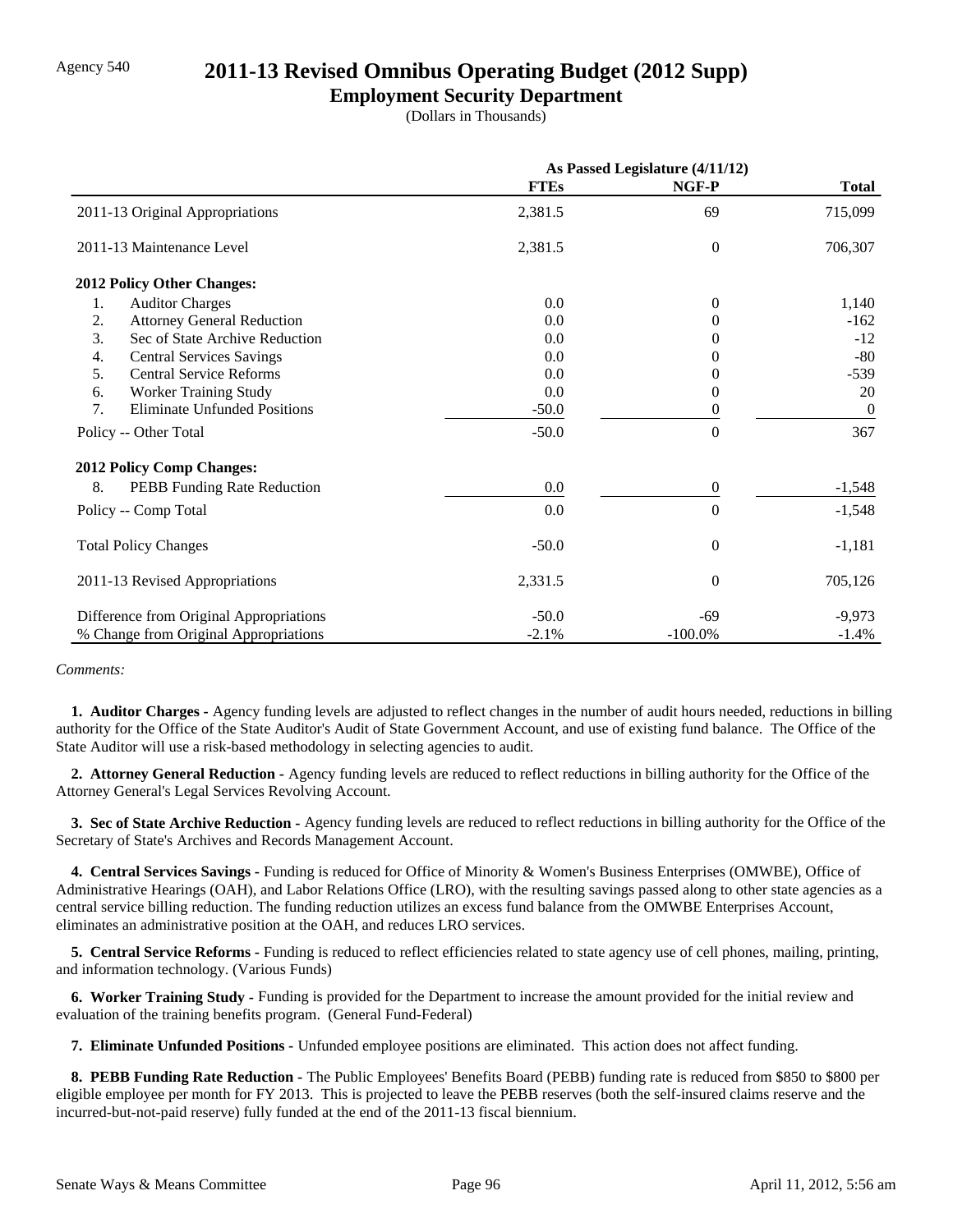Agency 540

# 2011-13 Revised Omnibus Operating Budget (2012 Supp)

## Employment Security Department

(Dollars in Thousands)

| | As Passed Legislature (4/11/12) | | |
|---|---|---|---|
| | **FTEs** | **NGF-P** | **Total** |
| 2011-13 Original Appropriations | 2,381.5 | 69 | 715,099 |
| 2011-13 Maintenance Level | 2,381.5 | 0 | 706,307 |
| **2012 Policy Other Changes:** | | | |
| 1. Auditor Charges | 0.0 | 0 | 1,140 |
| 2. Attorney General Reduction | 0.0 | 0 | -162 |
| 3. Sec of State Archive Reduction | 0.0 | 0 | -12 |
| 4. Central Services Savings | 0.0 | 0 | -80 |
| 5. Central Service Reforms | 0.0 | 0 | -539 |
| 6. Worker Training Study | 0.0 | 0 | 20 |
| 7. Eliminate Unfunded Positions | -50.0 | 0 | 0 |
| Policy -- Other Total | -50.0 | 0 | 367 |
| **2012 Policy Comp Changes:** | | | |
| 8. PEBB Funding Rate Reduction | 0.0 | 0 | -1,548 |
| Policy -- Comp Total | 0.0 | 0 | -1,548 |
| Total Policy Changes | -50.0 | 0 | -1,181 |
| 2011-13 Revised Appropriations | 2,331.5 | 0 | 705,126 |
| Difference from Original Appropriations | -50.0 | -69 | -9,973 |
| % Change from Original Appropriations | -2.1% | -100.0% | -1.4% |

*Comments:*

**1. Auditor Charges -** Agency funding levels are adjusted to reflect changes in the number of audit hours needed, reductions in billing authority for the Office of the State Auditor's Audit of State Government Account, and use of existing fund balance. The Office of the State Auditor will use a risk-based methodology in selecting agencies to audit.

**2. Attorney General Reduction -** Agency funding levels are reduced to reflect reductions in billing authority for the Office of the Attorney General's Legal Services Revolving Account.

**3. Sec of State Archive Reduction -** Agency funding levels are reduced to reflect reductions in billing authority for the Office of the Secretary of State's Archives and Records Management Account.

**4. Central Services Savings -** Funding is reduced for Office of Minority & Women's Business Enterprises (OMWBE), Office of Administrative Hearings (OAH), and Labor Relations Office (LRO), with the resulting savings passed along to other state agencies as a central service billing reduction. The funding reduction utilizes an excess fund balance from the OMWBE Enterprises Account, eliminates an administrative position at the OAH, and reduces LRO services.

**5. Central Service Reforms -** Funding is reduced to reflect efficiencies related to state agency use of cell phones, mailing, printing, and information technology. (Various Funds)

**6. Worker Training Study -** Funding is provided for the Department to increase the amount provided for the initial review and evaluation of the training benefits program. (General Fund-Federal)

**7. Eliminate Unfunded Positions -** Unfunded employee positions are eliminated. This action does not affect funding.

**8. PEBB Funding Rate Reduction -** The Public Employees' Benefits Board (PEBB) funding rate is reduced from $850 to $800 per eligible employee per month for FY 2013. This is projected to leave the PEBB reserves (both the self-insured claims reserve and the incurred-but-not-paid reserve) fully funded at the end of the 2011-13 fiscal biennium.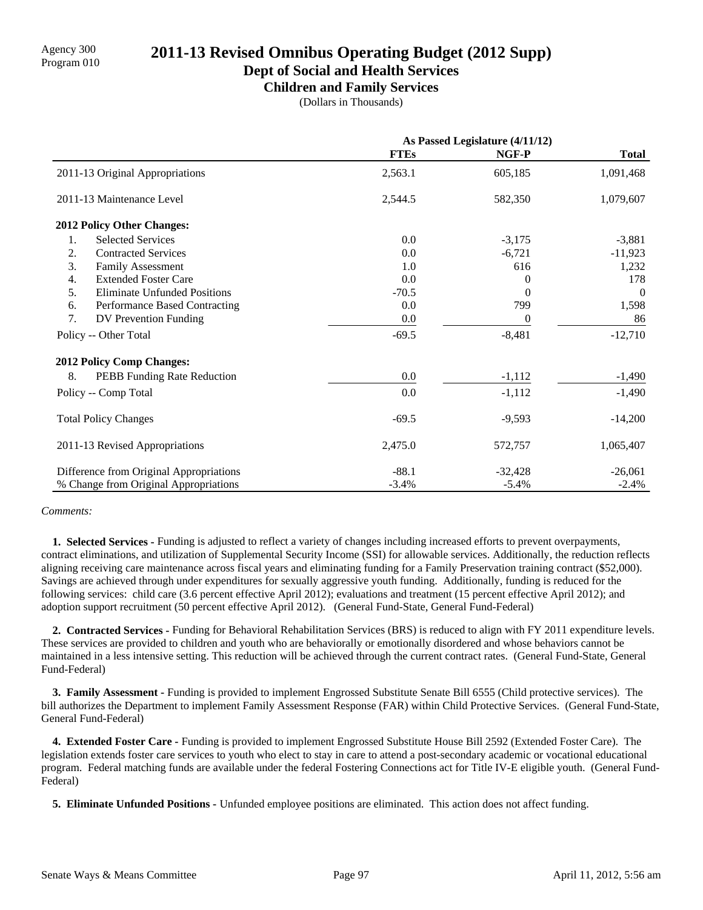Agency 300
Program 010

# 2011-13 Revised Omnibus Operating Budget (2012 Supp)

## Dept of Social and Health Services

### Children and Family Services

(Dollars in Thousands)

| | As Passed Legislature (4/11/12) | | |
|---|---|---|---|
| | **FTEs** | **NGF-P** | **Total** |
| 2011-13 Original Appropriations | 2,563.1 | 605,185 | 1,091,468 |
| 2011-13 Maintenance Level | 2,544.5 | 582,350 | 1,079,607 |
| **2012 Policy Other Changes:** | | | |
| 1. Selected Services | 0.0 | -3,175 | -3,881 |
| 2. Contracted Services | 0.0 | -6,721 | -11,923 |
| 3. Family Assessment | 1.0 | 616 | 1,232 |
| 4. Extended Foster Care | 0.0 | 0 | 178 |
| 5. Eliminate Unfunded Positions | -70.5 | 0 | 0 |
| 6. Performance Based Contracting | 0.0 | 799 | 1,598 |
| 7. DV Prevention Funding | 0.0 | 0 | 86 |
| Policy -- Other Total | -69.5 | -8,481 | -12,710 |
| **2012 Policy Comp Changes:** | | | |
| 8. PEBB Funding Rate Reduction | 0.0 | -1,112 | -1,490 |
| Policy -- Comp Total | 0.0 | -1,112 | -1,490 |
| Total Policy Changes | -69.5 | -9,593 | -14,200 |
| 2011-13 Revised Appropriations | 2,475.0 | 572,757 | 1,065,407 |
| Difference from Original Appropriations | -88.1 | -32,428 | -26,061 |
| % Change from Original Appropriations | -3.4% | -5.4% | -2.4% |

*Comments:*

**1. Selected Services -** Funding is adjusted to reflect a variety of changes including increased efforts to prevent overpayments, contract eliminations, and utilization of Supplemental Security Income (SSI) for allowable services. Additionally, the reduction reflects aligning receiving care maintenance across fiscal years and eliminating funding for a Family Preservation training contract ($52,000). Savings are achieved through under expenditures for sexually aggressive youth funding. Additionally, funding is reduced for the following services: child care (3.6 percent effective April 2012); evaluations and treatment (15 percent effective April 2012); and adoption support recruitment (50 percent effective April 2012). (General Fund-State, General Fund-Federal)

**2. Contracted Services -** Funding for Behavioral Rehabilitation Services (BRS) is reduced to align with FY 2011 expenditure levels. These services are provided to children and youth who are behaviorally or emotionally disordered and whose behaviors cannot be maintained in a less intensive setting. This reduction will be achieved through the current contract rates. (General Fund-State, General Fund-Federal)

**3. Family Assessment -** Funding is provided to implement Engrossed Substitute Senate Bill 6555 (Child protective services). The bill authorizes the Department to implement Family Assessment Response (FAR) within Child Protective Services. (General Fund-State, General Fund-Federal)

**4. Extended Foster Care -** Funding is provided to implement Engrossed Substitute House Bill 2592 (Extended Foster Care). The legislation extends foster care services to youth who elect to stay in care to attend a post-secondary academic or vocational educational program. Federal matching funds are available under the federal Fostering Connections act for Title IV-E eligible youth. (General Fund-Federal)

**5. Eliminate Unfunded Positions -** Unfunded employee positions are eliminated. This action does not affect funding.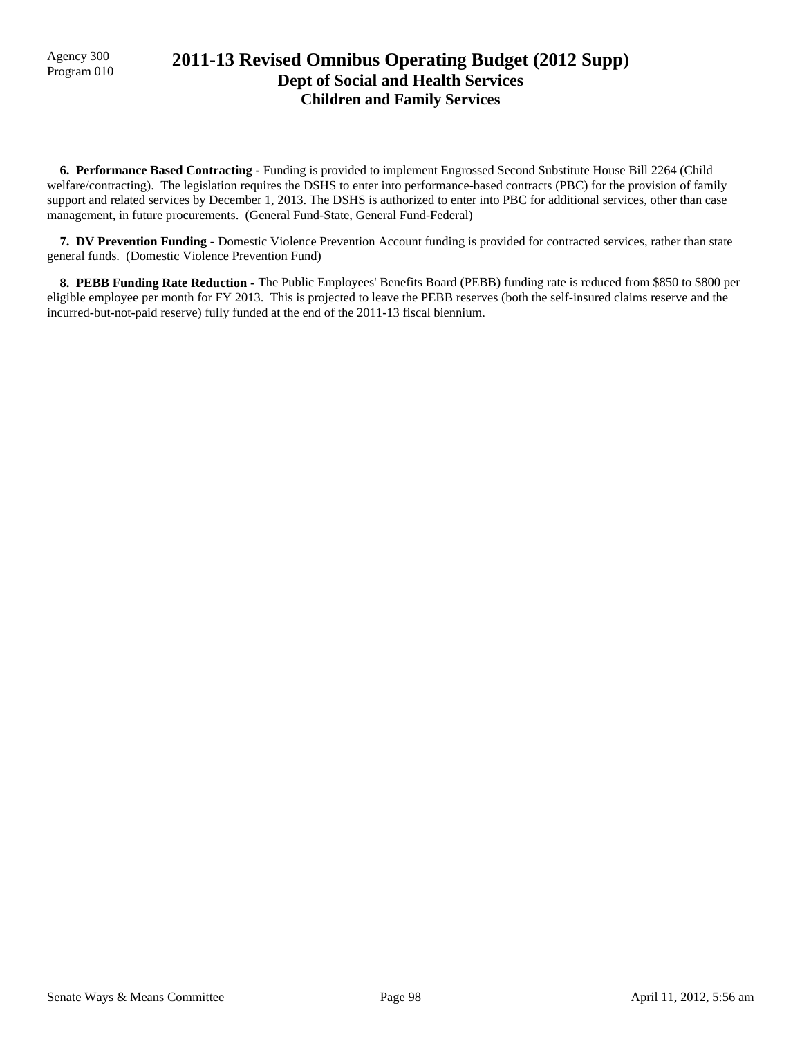Agency 300
Program 010

# 2011-13 Revised Omnibus Operating Budget (2012 Supp)
## Dept of Social and Health Services
### Children and Family Services

**6. Performance Based Contracting -** Funding is provided to implement Engrossed Second Substitute House Bill 2264 (Child welfare/contracting). The legislation requires the DSHS to enter into performance-based contracts (PBC) for the provision of family support and related services by December 1, 2013. The DSHS is authorized to enter into PBC for additional services, other than case management, in future procurements. (General Fund-State, General Fund-Federal)

**7. DV Prevention Funding -** Domestic Violence Prevention Account funding is provided for contracted services, rather than state general funds. (Domestic Violence Prevention Fund)

**8. PEBB Funding Rate Reduction -** The Public Employees' Benefits Board (PEBB) funding rate is reduced from $850 to $800 per eligible employee per month for FY 2013. This is projected to leave the PEBB reserves (both the self-insured claims reserve and the incurred-but-not-paid reserve) fully funded at the end of the 2011-13 fiscal biennium.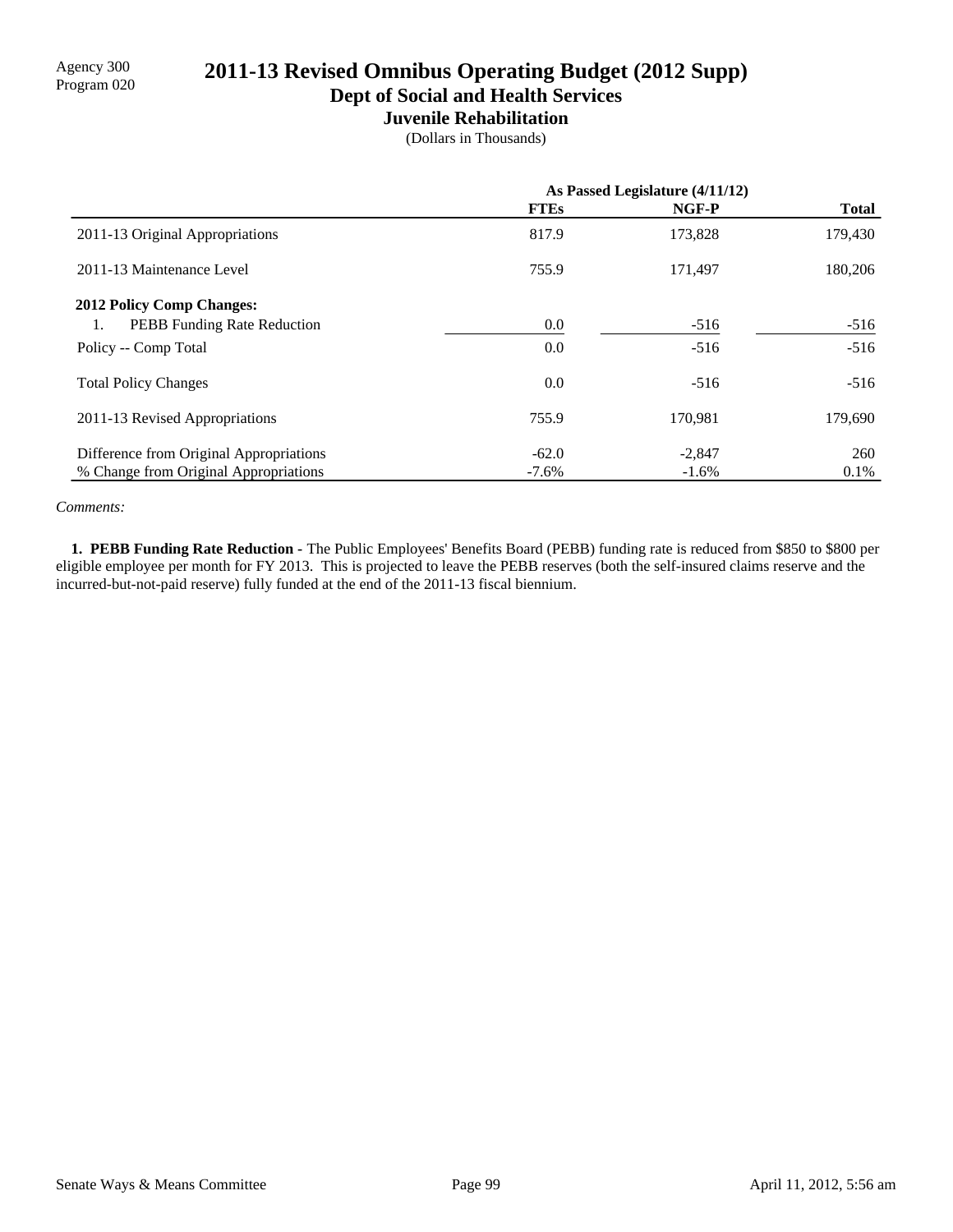Agency 300
Program 020

# 2011-13 Revised Omnibus Operating Budget (2012 Supp)

## Dept of Social and Health Services

### Juvenile Rehabilitation

(Dollars in Thousands)

| | As Passed Legislature (4/11/12) | | |
|---|---|---|---|
| | **FTEs** | **NGF-P** | **Total** |
| 2011-13 Original Appropriations | 817.9 | 173,828 | 179,430 |
| 2011-13 Maintenance Level | 755.9 | 171,497 | 180,206 |
| **2012 Policy Comp Changes:** | | | |
| 1. PEBB Funding Rate Reduction | 0.0 | -516 | -516 |
| Policy -- Comp Total | 0.0 | -516 | -516 |
| Total Policy Changes | 0.0 | -516 | -516 |
| 2011-13 Revised Appropriations | 755.9 | 170,981 | 179,690 |
| Difference from Original Appropriations | -62.0 | -2,847 | 260 |
| % Change from Original Appropriations | -7.6% | -1.6% | 0.1% |

*Comments:*

**1. PEBB Funding Rate Reduction** - The Public Employees' Benefits Board (PEBB) funding rate is reduced from $850 to $800 per eligible employee per month for FY 2013. This is projected to leave the PEBB reserves (both the self-insured claims reserve and the incurred-but-not-paid reserve) fully funded at the end of the 2011-13 fiscal biennium.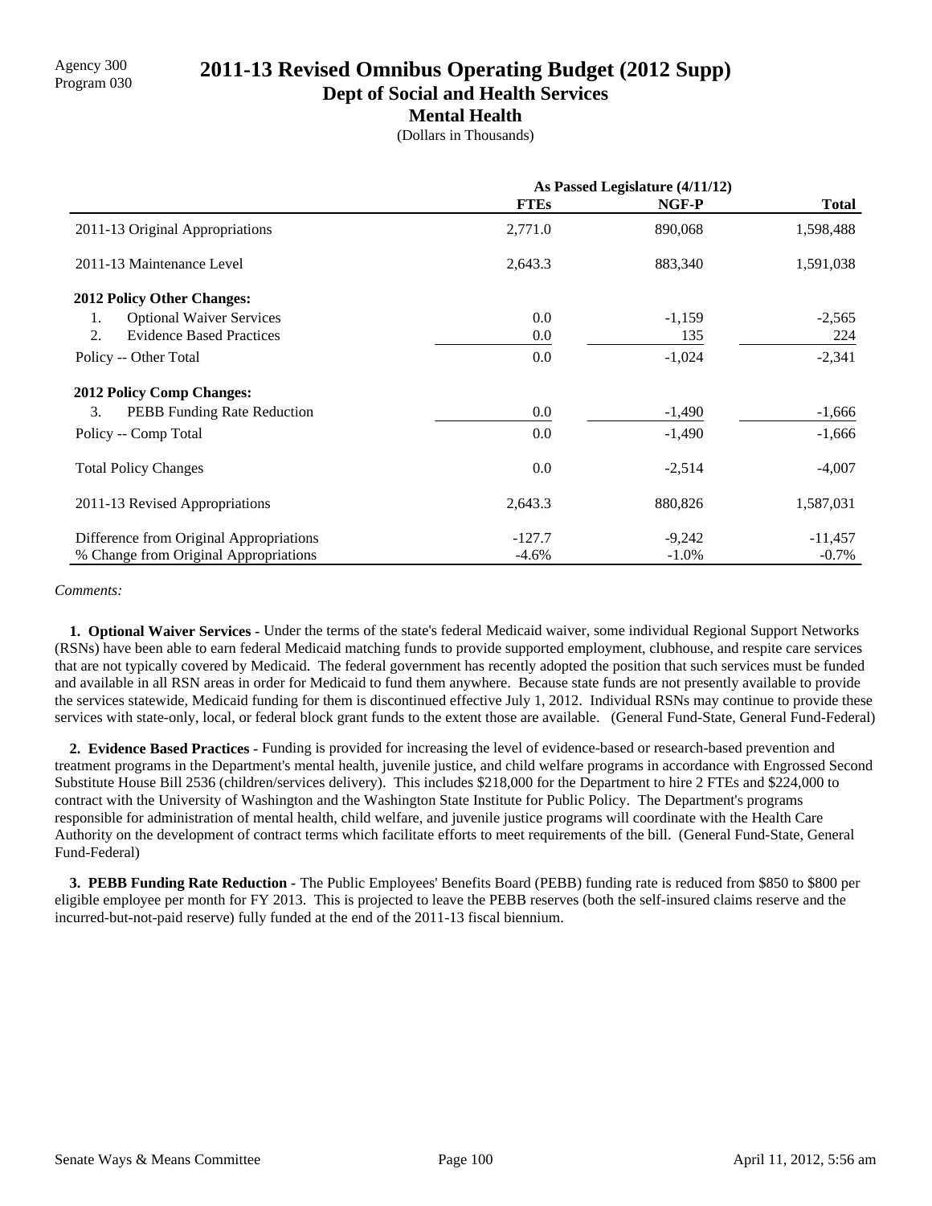Agency 300
Program 030

# 2011-13 Revised Omnibus Operating Budget (2012 Supp)
## Dept of Social and Health Services
### Mental Health

(Dollars in Thousands)

| | As Passed Legislature (4/11/12) | | |
|---|---|---|---|
| | **FTEs** | **NGF-P** | **Total** |
| 2011-13 Original Appropriations | 2,771.0 | 890,068 | 1,598,488 |
| 2011-13 Maintenance Level | 2,643.3 | 883,340 | 1,591,038 |
| **2012 Policy Other Changes:** | | | |
| 1. Optional Waiver Services | 0.0 | -1,159 | -2,565 |
| 2. Evidence Based Practices | 0.0 | 135 | 224 |
| Policy -- Other Total | 0.0 | -1,024 | -2,341 |
| **2012 Policy Comp Changes:** | | | |
| 3. PEBB Funding Rate Reduction | 0.0 | -1,490 | -1,666 |
| Policy -- Comp Total | 0.0 | -1,490 | -1,666 |
| Total Policy Changes | 0.0 | -2,514 | -4,007 |
| 2011-13 Revised Appropriations | 2,643.3 | 880,826 | 1,587,031 |
| Difference from Original Appropriations | -127.7 | -9,242 | -11,457 |
| % Change from Original Appropriations | -4.6% | -1.0% | -0.7% |

*Comments:*

**1. Optional Waiver Services -** Under the terms of the state's federal Medicaid waiver, some individual Regional Support Networks (RSNs) have been able to earn federal Medicaid matching funds to provide supported employment, clubhouse, and respite care services that are not typically covered by Medicaid. The federal government has recently adopted the position that such services must be funded and available in all RSN areas in order for Medicaid to fund them anywhere. Because state funds are not presently available to provide the services statewide, Medicaid funding for them is discontinued effective July 1, 2012. Individual RSNs may continue to provide these services with state-only, local, or federal block grant funds to the extent those are available. (General Fund-State, General Fund-Federal)

**2. Evidence Based Practices -** Funding is provided for increasing the level of evidence-based or research-based prevention and treatment programs in the Department's mental health, juvenile justice, and child welfare programs in accordance with Engrossed Second Substitute House Bill 2536 (children/services delivery). This includes $218,000 for the Department to hire 2 FTEs and $224,000 to contract with the University of Washington and the Washington State Institute for Public Policy. The Department's programs responsible for administration of mental health, child welfare, and juvenile justice programs will coordinate with the Health Care Authority on the development of contract terms which facilitate efforts to meet requirements of the bill. (General Fund-State, General Fund-Federal)

**3. PEBB Funding Rate Reduction -** The Public Employees' Benefits Board (PEBB) funding rate is reduced from $850 to $800 per eligible employee per month for FY 2013. This is projected to leave the PEBB reserves (both the self-insured claims reserve and the incurred-but-not-paid reserve) fully funded at the end of the 2011-13 fiscal biennium.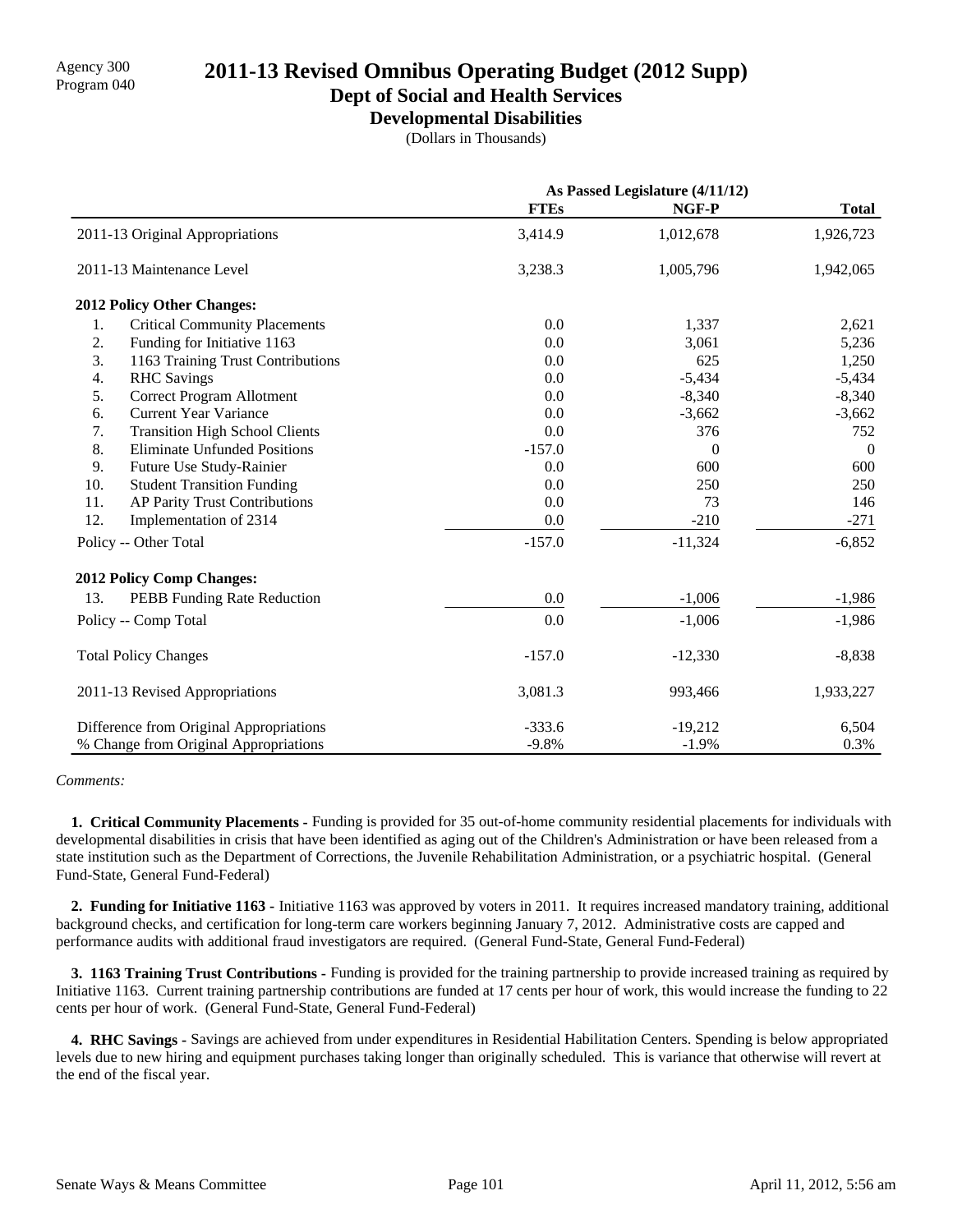Agency 300
Program 040

# 2011-13 Revised Omnibus Operating Budget (2012 Supp)

## Dept of Social and Health Services

### Developmental Disabilities

(Dollars in Thousands)

| | As Passed Legislature (4/11/12) | | |
|---|---|---|---|
| | **FTEs** | **NGF-P** | **Total** |
| 2011-13 Original Appropriations | 3,414.9 | 1,012,678 | 1,926,723 |
| 2011-13 Maintenance Level | 3,238.3 | 1,005,796 | 1,942,065 |
| **2012 Policy Other Changes:** | | | |
| 1. Critical Community Placements | 0.0 | 1,337 | 2,621 |
| 2. Funding for Initiative 1163 | 0.0 | 3,061 | 5,236 |
| 3. 1163 Training Trust Contributions | 0.0 | 625 | 1,250 |
| 4. RHC Savings | 0.0 | -5,434 | -5,434 |
| 5. Correct Program Allotment | 0.0 | -8,340 | -8,340 |
| 6. Current Year Variance | 0.0 | -3,662 | -3,662 |
| 7. Transition High School Clients | 0.0 | 376 | 752 |
| 8. Eliminate Unfunded Positions | -157.0 | 0 | 0 |
| 9. Future Use Study-Rainier | 0.0 | 600 | 600 |
| 10. Student Transition Funding | 0.0 | 250 | 250 |
| 11. AP Parity Trust Contributions | 0.0 | 73 | 146 |
| 12. Implementation of 2314 | 0.0 | -210 | -271 |
| Policy -- Other Total | -157.0 | -11,324 | -6,852 |
| **2012 Policy Comp Changes:** | | | |
| 13. PEBB Funding Rate Reduction | 0.0 | -1,006 | -1,986 |
| Policy -- Comp Total | 0.0 | -1,006 | -1,986 |
| Total Policy Changes | -157.0 | -12,330 | -8,838 |
| 2011-13 Revised Appropriations | 3,081.3 | 993,466 | 1,933,227 |
| Difference from Original Appropriations | -333.6 | -19,212 | 6,504 |
| % Change from Original Appropriations | -9.8% | -1.9% | 0.3% |

*Comments:*

**1. Critical Community Placements -** Funding is provided for 35 out-of-home community residential placements for individuals with developmental disabilities in crisis that have been identified as aging out of the Children's Administration or have been released from a state institution such as the Department of Corrections, the Juvenile Rehabilitation Administration, or a psychiatric hospital. (General Fund-State, General Fund-Federal)

**2. Funding for Initiative 1163 -** Initiative 1163 was approved by voters in 2011. It requires increased mandatory training, additional background checks, and certification for long-term care workers beginning January 7, 2012. Administrative costs are capped and performance audits with additional fraud investigators are required. (General Fund-State, General Fund-Federal)

**3. 1163 Training Trust Contributions -** Funding is provided for the training partnership to provide increased training as required by Initiative 1163. Current training partnership contributions are funded at 17 cents per hour of work, this would increase the funding to 22 cents per hour of work. (General Fund-State, General Fund-Federal)

**4. RHC Savings -** Savings are achieved from under expenditures in Residential Habilitation Centers. Spending is below appropriated levels due to new hiring and equipment purchases taking longer than originally scheduled. This is variance that otherwise will revert at the end of the fiscal year.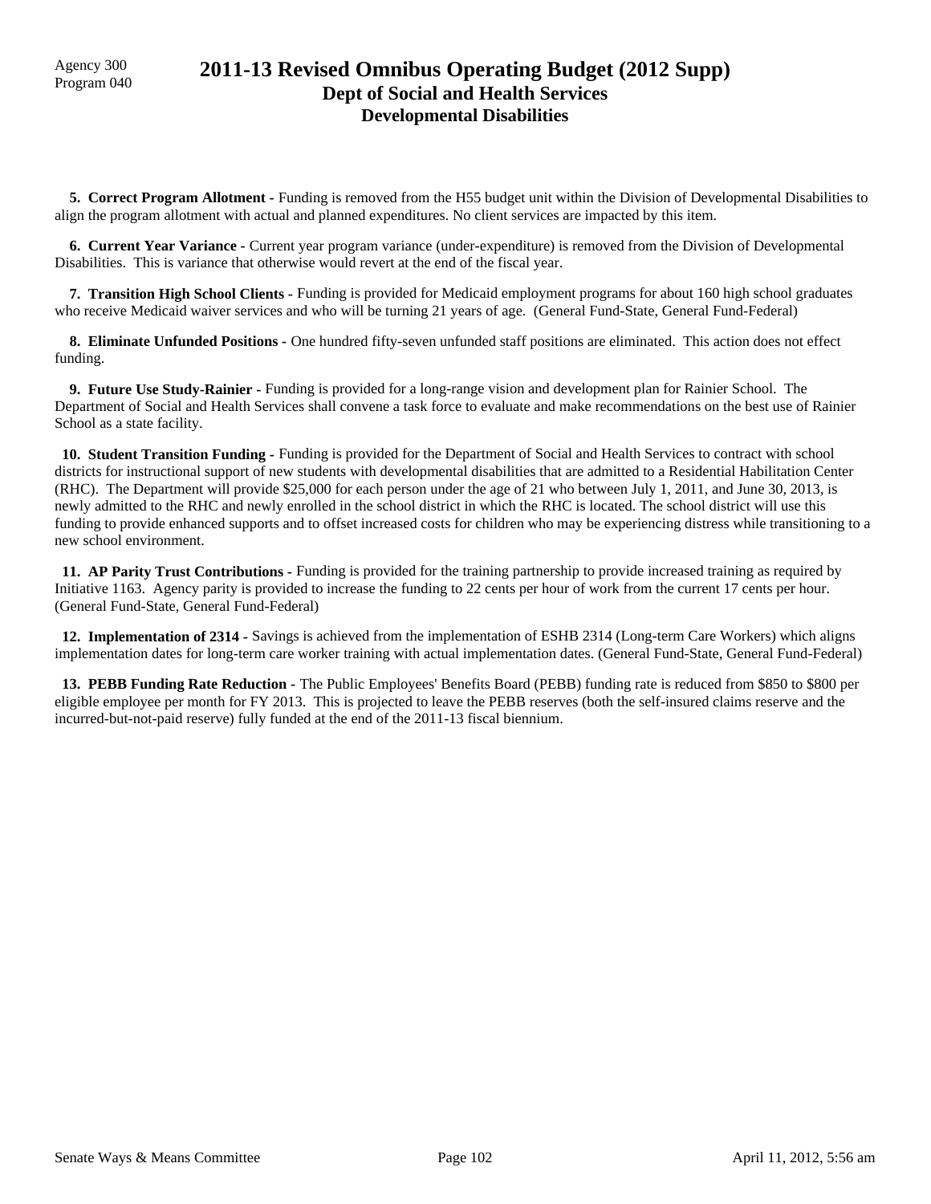# 2011-13 Revised Omnibus Operating Budget (2012 Supp)
## Dept of Social and Health Services
### Developmental Disabilities

Agency 300
Program 040

**5. Correct Program Allotment -** Funding is removed from the H55 budget unit within the Division of Developmental Disabilities to align the program allotment with actual and planned expenditures. No client services are impacted by this item.

**6. Current Year Variance -** Current year program variance (under-expenditure) is removed from the Division of Developmental Disabilities. This is variance that otherwise would revert at the end of the fiscal year.

**7. Transition High School Clients -** Funding is provided for Medicaid employment programs for about 160 high school graduates who receive Medicaid waiver services and who will be turning 21 years of age. (General Fund-State, General Fund-Federal)

**8. Eliminate Unfunded Positions -** One hundred fifty-seven unfunded staff positions are eliminated. This action does not effect funding.

**9. Future Use Study-Rainier -** Funding is provided for a long-range vision and development plan for Rainier School. The Department of Social and Health Services shall convene a task force to evaluate and make recommendations on the best use of Rainier School as a state facility.

**10. Student Transition Funding -** Funding is provided for the Department of Social and Health Services to contract with school districts for instructional support of new students with developmental disabilities that are admitted to a Residential Habilitation Center (RHC). The Department will provide $25,000 for each person under the age of 21 who between July 1, 2011, and June 30, 2013, is newly admitted to the RHC and newly enrolled in the school district in which the RHC is located. The school district will use this funding to provide enhanced supports and to offset increased costs for children who may be experiencing distress while transitioning to a new school environment.

**11. AP Parity Trust Contributions -** Funding is provided for the training partnership to provide increased training as required by Initiative 1163. Agency parity is provided to increase the funding to 22 cents per hour of work from the current 17 cents per hour. (General Fund-State, General Fund-Federal)

**12. Implementation of 2314 -** Savings is achieved from the implementation of ESHB 2314 (Long-term Care Workers) which aligns implementation dates for long-term care worker training with actual implementation dates. (General Fund-State, General Fund-Federal)

**13. PEBB Funding Rate Reduction -** The Public Employees' Benefits Board (PEBB) funding rate is reduced from $850 to $800 per eligible employee per month for FY 2013. This is projected to leave the PEBB reserves (both the self-insured claims reserve and the incurred-but-not-paid reserve) fully funded at the end of the 2011-13 fiscal biennium.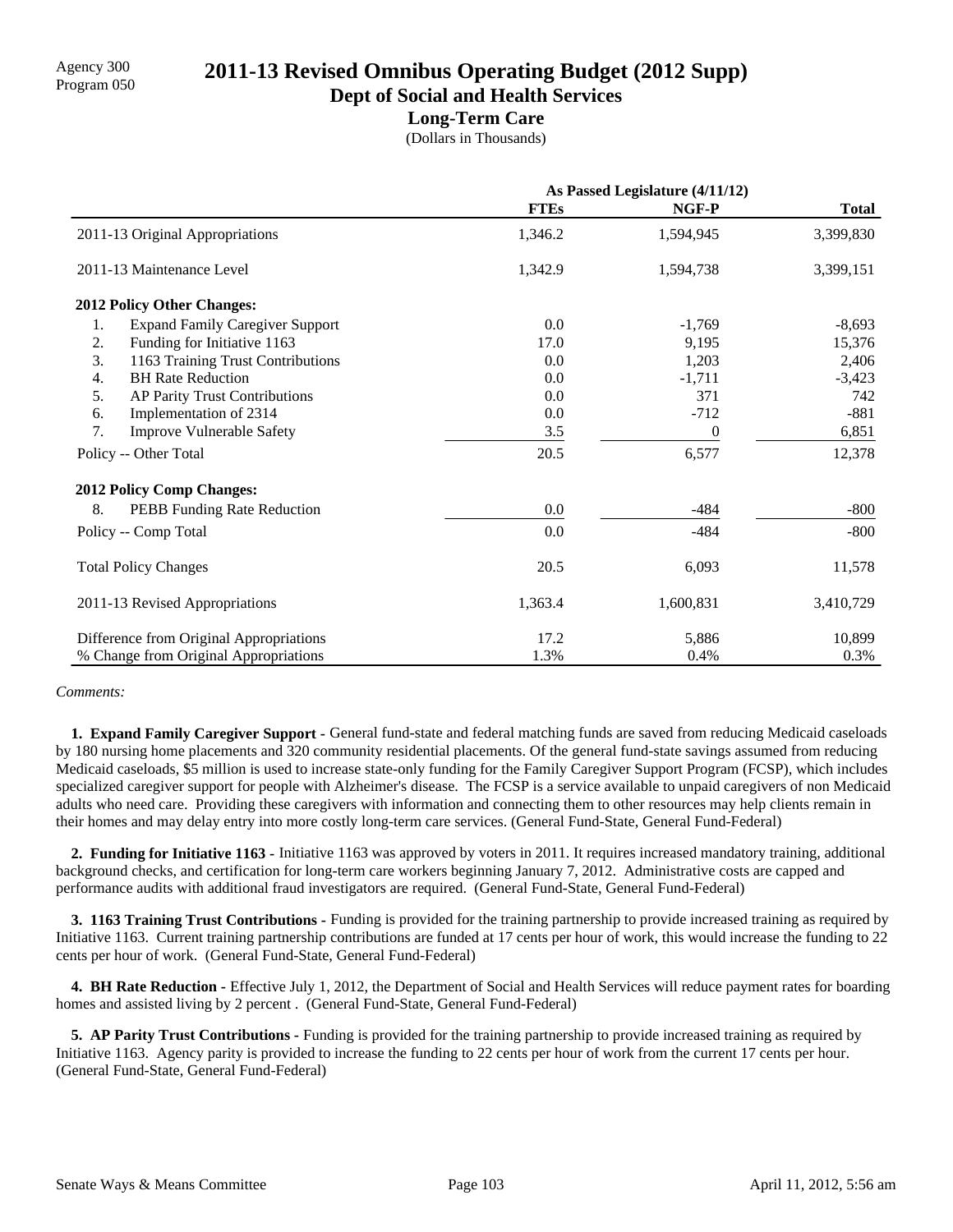Agency 300
Program 050

# 2011-13 Revised Omnibus Operating Budget (2012 Supp)

## Dept of Social and Health Services

### Long-Term Care

(Dollars in Thousands)

| | As Passed Legislature (4/11/12) | | |
|---|---|---|---|
| | FTEs | NGF-P | Total |
| 2011-13 Original Appropriations | 1,346.2 | 1,594,945 | 3,399,830 |
| 2011-13 Maintenance Level | 1,342.9 | 1,594,738 | 3,399,151 |
| **2012 Policy Other Changes:** | | | |
| 1. Expand Family Caregiver Support | 0.0 | -1,769 | -8,693 |
| 2. Funding for Initiative 1163 | 17.0 | 9,195 | 15,376 |
| 3. 1163 Training Trust Contributions | 0.0 | 1,203 | 2,406 |
| 4. BH Rate Reduction | 0.0 | -1,711 | -3,423 |
| 5. AP Parity Trust Contributions | 0.0 | 371 | 742 |
| 6. Implementation of 2314 | 0.0 | -712 | -881 |
| 7. Improve Vulnerable Safety | 3.5 | 0 | 6,851 |
| Policy -- Other Total | 20.5 | 6,577 | 12,378 |
| **2012 Policy Comp Changes:** | | | |
| 8. PEBB Funding Rate Reduction | 0.0 | -484 | -800 |
| Policy -- Comp Total | 0.0 | -484 | -800 |
| Total Policy Changes | 20.5 | 6,093 | 11,578 |
| 2011-13 Revised Appropriations | 1,363.4 | 1,600,831 | 3,410,729 |
| Difference from Original Appropriations | 17.2 | 5,886 | 10,899 |
| % Change from Original Appropriations | 1.3% | 0.4% | 0.3% |

*Comments:*

**1. Expand Family Caregiver Support -** General fund-state and federal matching funds are saved from reducing Medicaid caseloads by 180 nursing home placements and 320 community residential placements. Of the general fund-state savings assumed from reducing Medicaid caseloads, $5 million is used to increase state-only funding for the Family Caregiver Support Program (FCSP), which includes specialized caregiver support for people with Alzheimer's disease. The FCSP is a service available to unpaid caregivers of non Medicaid adults who need care. Providing these caregivers with information and connecting them to other resources may help clients remain in their homes and may delay entry into more costly long-term care services. (General Fund-State, General Fund-Federal)

**2. Funding for Initiative 1163 -** Initiative 1163 was approved by voters in 2011. It requires increased mandatory training, additional background checks, and certification for long-term care workers beginning January 7, 2012. Administrative costs are capped and performance audits with additional fraud investigators are required. (General Fund-State, General Fund-Federal)

**3. 1163 Training Trust Contributions -** Funding is provided for the training partnership to provide increased training as required by Initiative 1163. Current training partnership contributions are funded at 17 cents per hour of work, this would increase the funding to 22 cents per hour of work. (General Fund-State, General Fund-Federal)

**4. BH Rate Reduction -** Effective July 1, 2012, the Department of Social and Health Services will reduce payment rates for boarding homes and assisted living by 2 percent . (General Fund-State, General Fund-Federal)

**5. AP Parity Trust Contributions -** Funding is provided for the training partnership to provide increased training as required by Initiative 1163. Agency parity is provided to increase the funding to 22 cents per hour of work from the current 17 cents per hour. (General Fund-State, General Fund-Federal)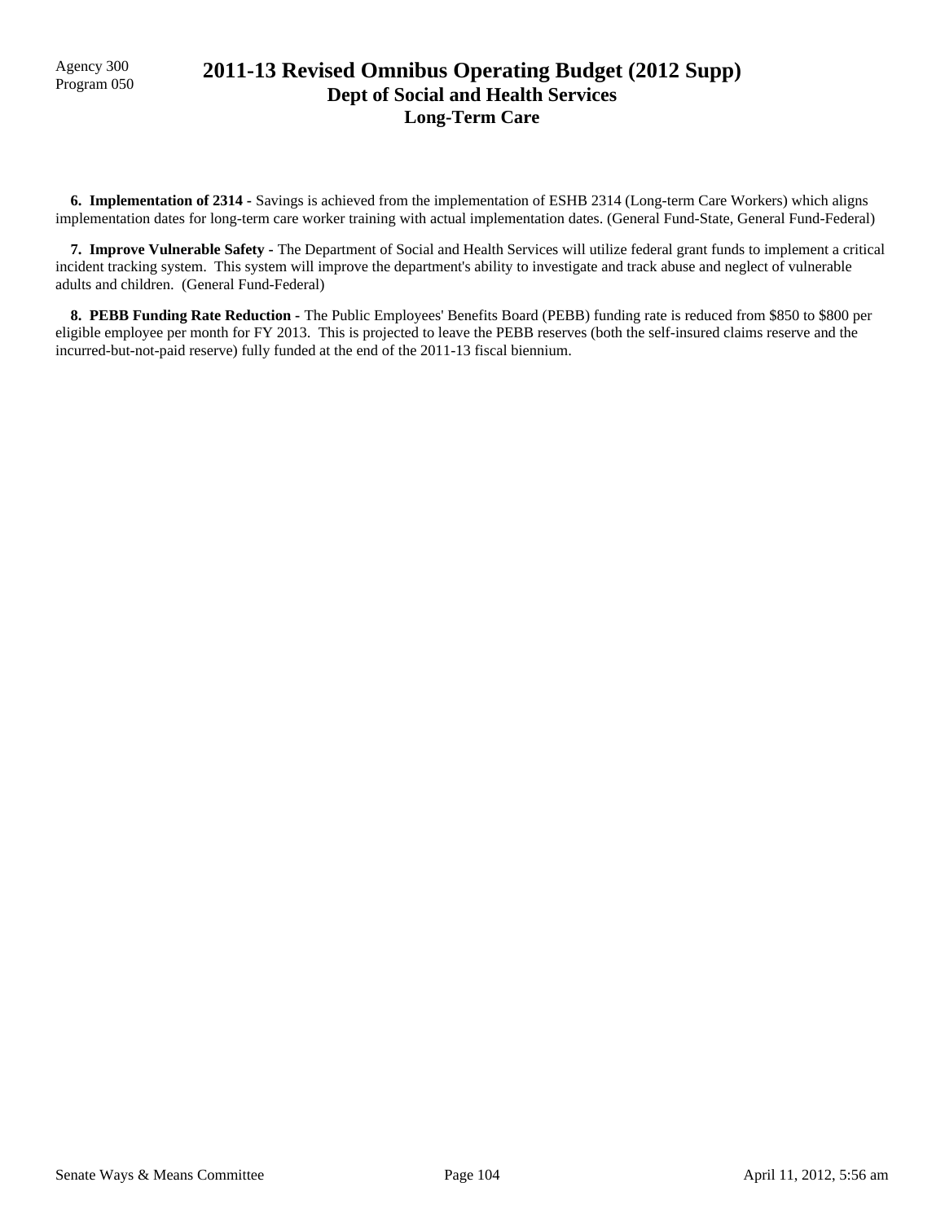**6. Implementation of 2314** - Savings is achieved from the implementation of ESHB 2314 (Long-term Care Workers) which aligns implementation dates for long-term care worker training with actual implementation dates. (General Fund-State, General Fund-Federal)

**7. Improve Vulnerable Safety** - The Department of Social and Health Services will utilize federal grant funds to implement a critical incident tracking system. This system will improve the department's ability to investigate and track abuse and neglect of vulnerable adults and children. (General Fund-Federal)

**8. PEBB Funding Rate Reduction** - The Public Employees' Benefits Board (PEBB) funding rate is reduced from $850 to $800 per eligible employee per month for FY 2013. This is projected to leave the PEBB reserves (both the self-insured claims reserve and the incurred-but-not-paid reserve) fully funded at the end of the 2011-13 fiscal biennium.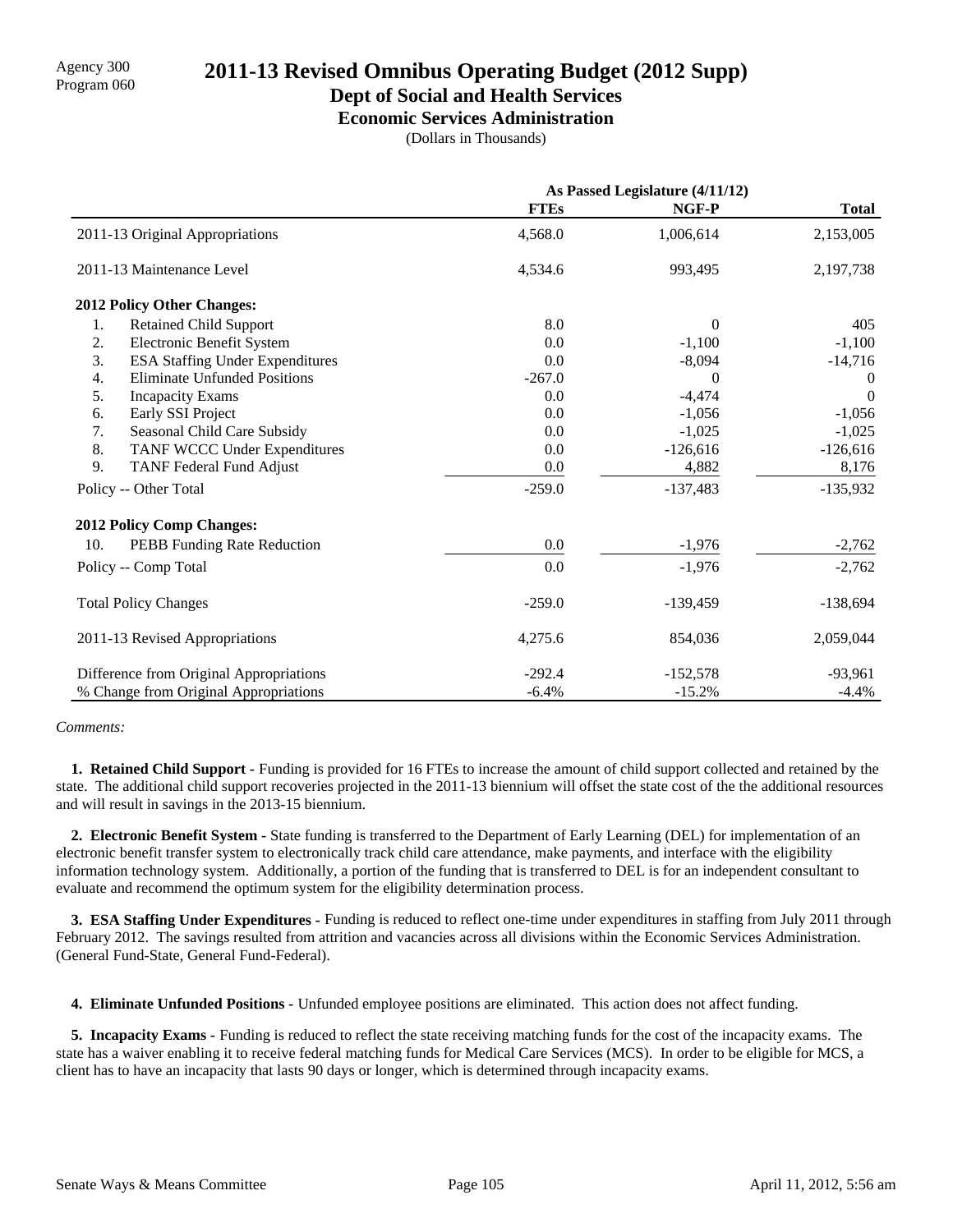Agency 300
Program 060

# 2011-13 Revised Omnibus Operating Budget (2012 Supp)

## Dept of Social and Health Services

### Economic Services Administration

(Dollars in Thousands)

| | As Passed Legislature (4/11/12) | | |
|---|---|---|---|
| | **FTEs** | **NGF-P** | **Total** |
| 2011-13 Original Appropriations | 4,568.0 | 1,006,614 | 2,153,005 |
| 2011-13 Maintenance Level | 4,534.6 | 993,495 | 2,197,738 |
| **2012 Policy Other Changes:** | | | |
| 1. Retained Child Support | 8.0 | 0 | 405 |
| 2. Electronic Benefit System | 0.0 | -1,100 | -1,100 |
| 3. ESA Staffing Under Expenditures | 0.0 | -8,094 | -14,716 |
| 4. Eliminate Unfunded Positions | -267.0 | 0 | 0 |
| 5. Incapacity Exams | 0.0 | -4,474 | 0 |
| 6. Early SSI Project | 0.0 | -1,056 | -1,056 |
| 7. Seasonal Child Care Subsidy | 0.0 | -1,025 | -1,025 |
| 8. TANF WCCC Under Expenditures | 0.0 | -126,616 | -126,616 |
| 9. TANF Federal Fund Adjust | 0.0 | 4,882 | 8,176 |
| Policy -- Other Total | -259.0 | -137,483 | -135,932 |
| **2012 Policy Comp Changes:** | | | |
| 10. PEBB Funding Rate Reduction | 0.0 | -1,976 | -2,762 |
| Policy -- Comp Total | 0.0 | -1,976 | -2,762 |
| Total Policy Changes | -259.0 | -139,459 | -138,694 |
| 2011-13 Revised Appropriations | 4,275.6 | 854,036 | 2,059,044 |
| Difference from Original Appropriations | -292.4 | -152,578 | -93,961 |
| % Change from Original Appropriations | -6.4% | -15.2% | -4.4% |

*Comments:*

**1. Retained Child Support -** Funding is provided for 16 FTEs to increase the amount of child support collected and retained by the state. The additional child support recoveries projected in the 2011-13 biennium will offset the state cost of the the additional resources and will result in savings in the 2013-15 biennium.

**2. Electronic Benefit System -** State funding is transferred to the Department of Early Learning (DEL) for implementation of an electronic benefit transfer system to electronically track child care attendance, make payments, and interface with the eligibility information technology system. Additionally, a portion of the funding that is transferred to DEL is for an independent consultant to evaluate and recommend the optimum system for the eligibility determination process.

**3. ESA Staffing Under Expenditures -** Funding is reduced to reflect one-time under expenditures in staffing from July 2011 through February 2012. The savings resulted from attrition and vacancies across all divisions within the Economic Services Administration. (General Fund-State, General Fund-Federal).

**4. Eliminate Unfunded Positions -** Unfunded employee positions are eliminated. This action does not affect funding.

**5. Incapacity Exams -** Funding is reduced to reflect the state receiving matching funds for the cost of the incapacity exams. The state has a waiver enabling it to receive federal matching funds for Medical Care Services (MCS). In order to be eligible for MCS, a client has to have an incapacity that lasts 90 days or longer, which is determined through incapacity exams.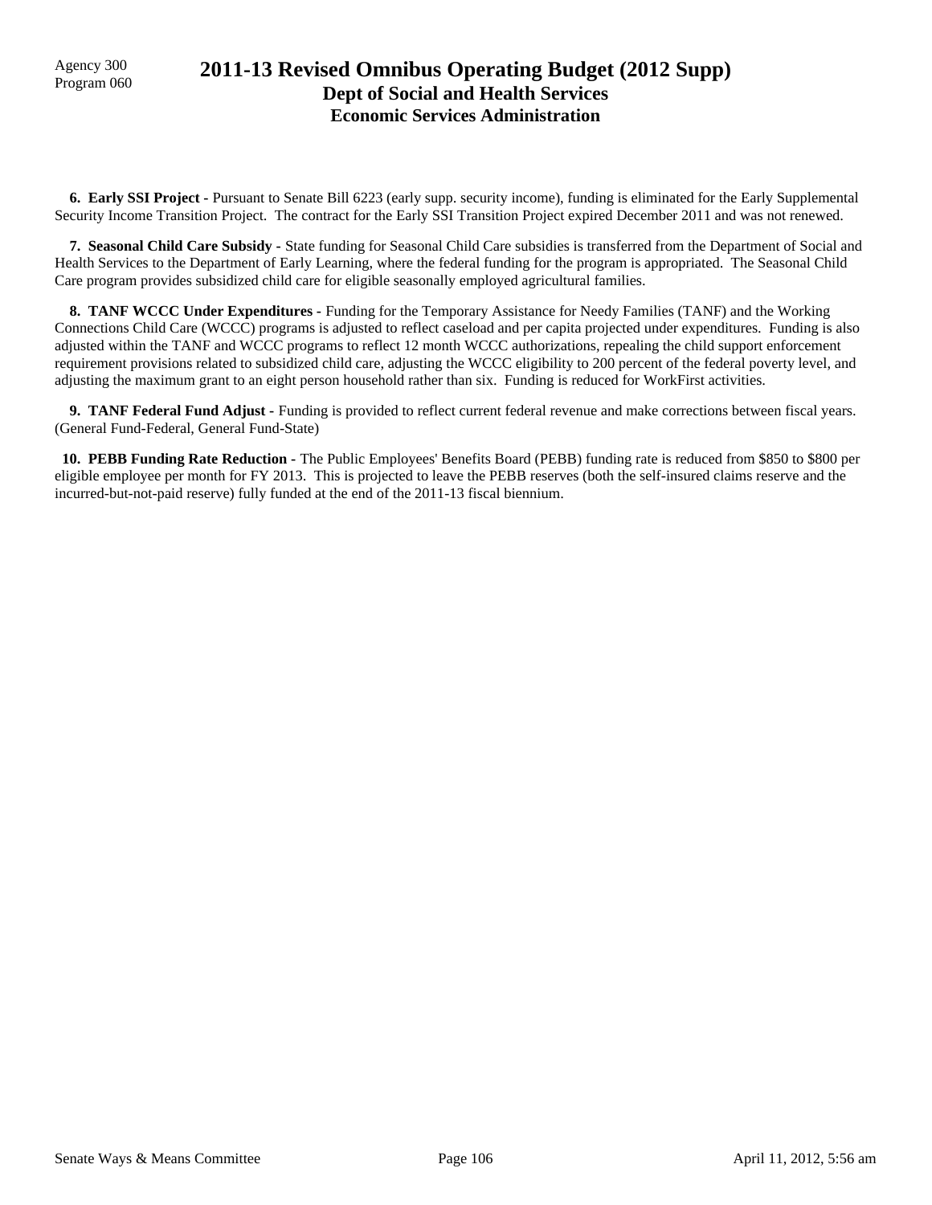Agency 300
Program 060

# 2011-13 Revised Omnibus Operating Budget (2012 Supp)
## Dept of Social and Health Services
## Economic Services Administration

**6. Early SSI Project -** Pursuant to Senate Bill 6223 (early supp. security income), funding is eliminated for the Early Supplemental Security Income Transition Project. The contract for the Early SSI Transition Project expired December 2011 and was not renewed.

**7. Seasonal Child Care Subsidy -** State funding for Seasonal Child Care subsidies is transferred from the Department of Social and Health Services to the Department of Early Learning, where the federal funding for the program is appropriated. The Seasonal Child Care program provides subsidized child care for eligible seasonally employed agricultural families.

**8. TANF WCCC Under Expenditures -** Funding for the Temporary Assistance for Needy Families (TANF) and the Working Connections Child Care (WCCC) programs is adjusted to reflect caseload and per capita projected under expenditures. Funding is also adjusted within the TANF and WCCC programs to reflect 12 month WCCC authorizations, repealing the child support enforcement requirement provisions related to subsidized child care, adjusting the WCCC eligibility to 200 percent of the federal poverty level, and adjusting the maximum grant to an eight person household rather than six. Funding is reduced for WorkFirst activities.

**9. TANF Federal Fund Adjust -** Funding is provided to reflect current federal revenue and make corrections between fiscal years. (General Fund-Federal, General Fund-State)

**10. PEBB Funding Rate Reduction -** The Public Employees' Benefits Board (PEBB) funding rate is reduced from $850 to $800 per eligible employee per month for FY 2013. This is projected to leave the PEBB reserves (both the self-insured claims reserve and the incurred-but-not-paid reserve) fully funded at the end of the 2011-13 fiscal biennium.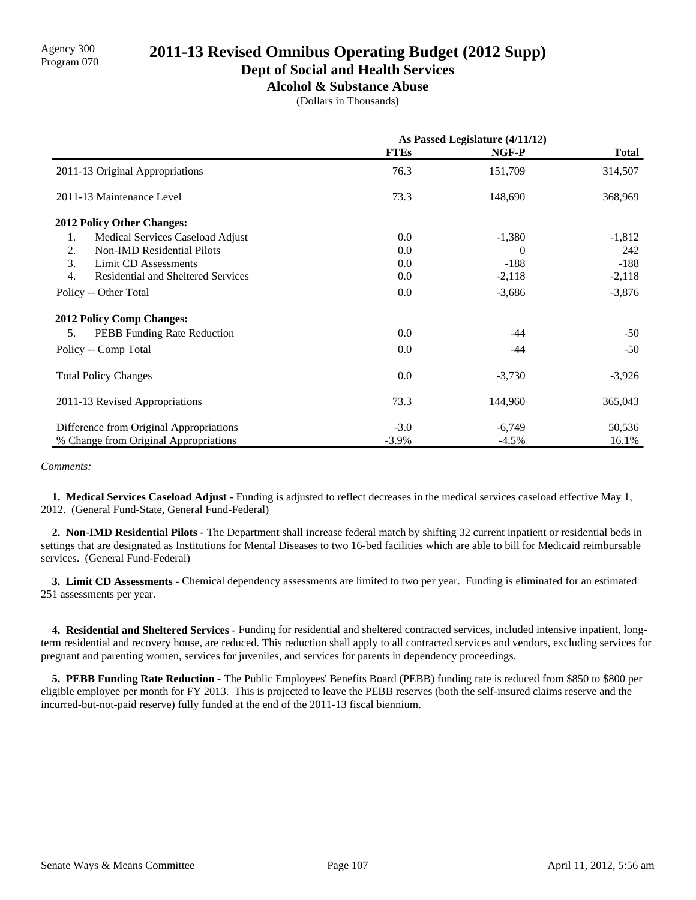Agency 300
Program 070

# 2011-13 Revised Omnibus Operating Budget (2012 Supp)

## Dept of Social and Health Services

### Alcohol & Substance Abuse

(Dollars in Thousands)

| | As Passed Legislature (4/11/12) | | |
|---|---|---|---|
| | **FTEs** | **NGF-P** | **Total** |
| 2011-13 Original Appropriations | 76.3 | 151,709 | 314,507 |
| 2011-13 Maintenance Level | 73.3 | 148,690 | 368,969 |
| **2012 Policy Other Changes:** | | | |
| 1. Medical Services Caseload Adjust | 0.0 | -1,380 | -1,812 |
| 2. Non-IMD Residential Pilots | 0.0 | 0 | 242 |
| 3. Limit CD Assessments | 0.0 | -188 | -188 |
| 4. Residential and Sheltered Services | 0.0 | -2,118 | -2,118 |
| Policy -- Other Total | 0.0 | -3,686 | -3,876 |
| **2012 Policy Comp Changes:** | | | |
| 5. PEBB Funding Rate Reduction | 0.0 | -44 | -50 |
| Policy -- Comp Total | 0.0 | -44 | -50 |
| Total Policy Changes | 0.0 | -3,730 | -3,926 |
| 2011-13 Revised Appropriations | 73.3 | 144,960 | 365,043 |
| Difference from Original Appropriations | -3.0 | -6,749 | 50,536 |
| % Change from Original Appropriations | -3.9% | -4.5% | 16.1% |

*Comments:*

**1. Medical Services Caseload Adjust -** Funding is adjusted to reflect decreases in the medical services caseload effective May 1, 2012. (General Fund-State, General Fund-Federal)

**2. Non-IMD Residential Pilots -** The Department shall increase federal match by shifting 32 current inpatient or residential beds in settings that are designated as Institutions for Mental Diseases to two 16-bed facilities which are able to bill for Medicaid reimbursable services. (General Fund-Federal)

**3. Limit CD Assessments -** Chemical dependency assessments are limited to two per year. Funding is eliminated for an estimated 251 assessments per year.

**4. Residential and Sheltered Services -** Funding for residential and sheltered contracted services, included intensive inpatient, long-term residential and recovery house, are reduced. This reduction shall apply to all contracted services and vendors, excluding services for pregnant and parenting women, services for juveniles, and services for parents in dependency proceedings.

**5. PEBB Funding Rate Reduction -** The Public Employees' Benefits Board (PEBB) funding rate is reduced from $850 to $800 per eligible employee per month for FY 2013. This is projected to leave the PEBB reserves (both the self-insured claims reserve and the incurred-but-not-paid reserve) fully funded at the end of the 2011-13 fiscal biennium.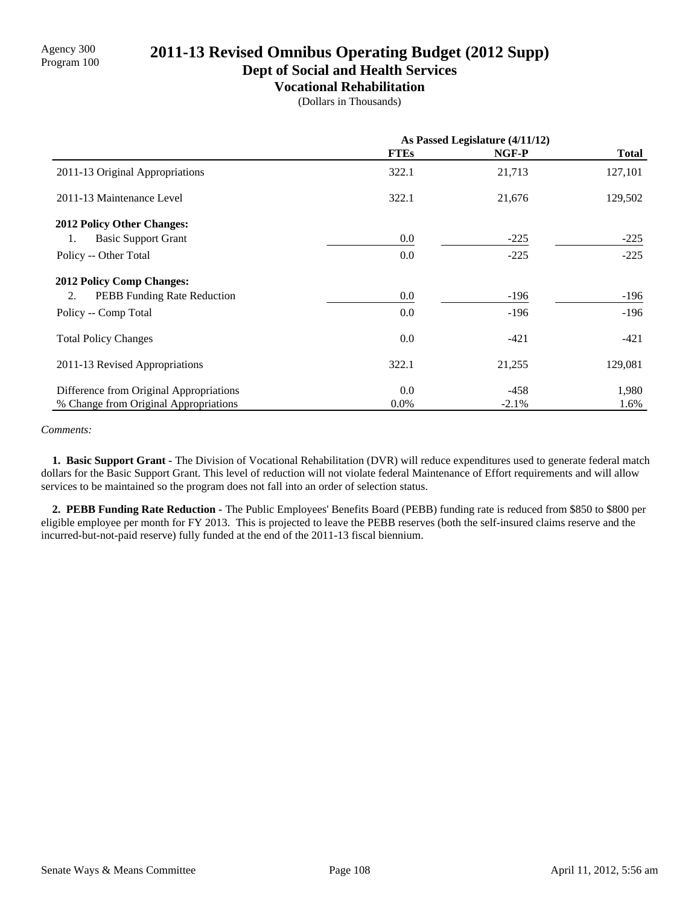Agency 300
Program 100

# 2011-13 Revised Omnibus Operating Budget (2012 Supp)
## Dept of Social and Health Services
### Vocational Rehabilitation
(Dollars in Thousands)

| | As Passed Legislature (4/11/12) | | |
|---|---|---|---|
| | **FTEs** | **NGF-P** | **Total** |
| 2011-13 Original Appropriations | 322.1 | 21,713 | 127,101 |
| 2011-13 Maintenance Level | 322.1 | 21,676 | 129,502 |
| **2012 Policy Other Changes:** | | | |
| 1. Basic Support Grant | 0.0 | -225 | -225 |
| Policy -- Other Total | 0.0 | -225 | -225 |
| **2012 Policy Comp Changes:** | | | |
| 2. PEBB Funding Rate Reduction | 0.0 | -196 | -196 |
| Policy -- Comp Total | 0.0 | -196 | -196 |
| Total Policy Changes | 0.0 | -421 | -421 |
| 2011-13 Revised Appropriations | 322.1 | 21,255 | 129,081 |
| Difference from Original Appropriations | 0.0 | -458 | 1,980 |
| % Change from Original Appropriations | 0.0% | -2.1% | 1.6% |

*Comments:*

**1. Basic Support Grant** - The Division of Vocational Rehabilitation (DVR) will reduce expenditures used to generate federal match dollars for the Basic Support Grant. This level of reduction will not violate federal Maintenance of Effort requirements and will allow services to be maintained so the program does not fall into an order of selection status.

**2. PEBB Funding Rate Reduction** - The Public Employees' Benefits Board (PEBB) funding rate is reduced from $850 to $800 per eligible employee per month for FY 2013. This is projected to leave the PEBB reserves (both the self-insured claims reserve and the incurred-but-not-paid reserve) fully funded at the end of the 2011-13 fiscal biennium.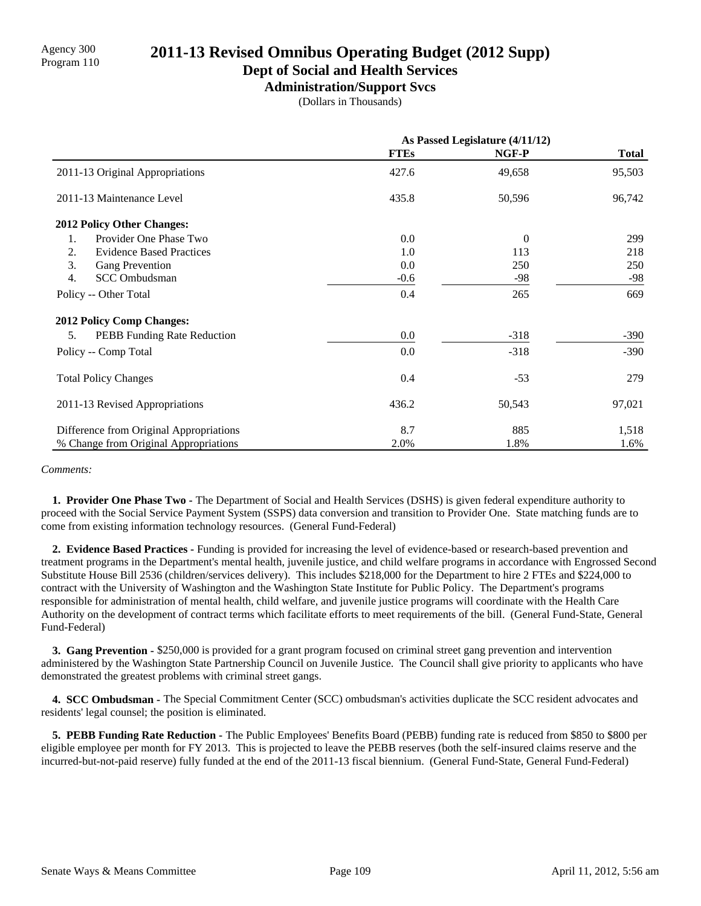Agency 300
Program 110

# 2011-13 Revised Omnibus Operating Budget (2012 Supp)

## Dept of Social and Health Services

### Administration/Support Svcs

(Dollars in Thousands)

| | As Passed Legislature (4/11/12) | | |
|---|---|---|---|
| | **FTEs** | **NGF-P** | **Total** |
| 2011-13 Original Appropriations | 427.6 | 49,658 | 95,503 |
| 2011-13 Maintenance Level | 435.8 | 50,596 | 96,742 |
| **2012 Policy Other Changes:** | | | |
| 1. Provider One Phase Two | 0.0 | 0 | 299 |
| 2. Evidence Based Practices | 1.0 | 113 | 218 |
| 3. Gang Prevention | 0.0 | 250 | 250 |
| 4. SCC Ombudsman | -0.6 | -98 | -98 |
| Policy -- Other Total | 0.4 | 265 | 669 |
| **2012 Policy Comp Changes:** | | | |
| 5. PEBB Funding Rate Reduction | 0.0 | -318 | -390 |
| Policy -- Comp Total | 0.0 | -318 | -390 |
| Total Policy Changes | 0.4 | -53 | 279 |
| 2011-13 Revised Appropriations | 436.2 | 50,543 | 97,021 |
| Difference from Original Appropriations | 8.7 | 885 | 1,518 |
| % Change from Original Appropriations | 2.0% | 1.8% | 1.6% |

*Comments:*

**1. Provider One Phase Two -** The Department of Social and Health Services (DSHS) is given federal expenditure authority to proceed with the Social Service Payment System (SSPS) data conversion and transition to Provider One. State matching funds are to come from existing information technology resources. (General Fund-Federal)

**2. Evidence Based Practices -** Funding is provided for increasing the level of evidence-based or research-based prevention and treatment programs in the Department's mental health, juvenile justice, and child welfare programs in accordance with Engrossed Second Substitute House Bill 2536 (children/services delivery). This includes $218,000 for the Department to hire 2 FTEs and $224,000 to contract with the University of Washington and the Washington State Institute for Public Policy. The Department's programs responsible for administration of mental health, child welfare, and juvenile justice programs will coordinate with the Health Care Authority on the development of contract terms which facilitate efforts to meet requirements of the bill. (General Fund-State, General Fund-Federal)

**3. Gang Prevention -** $250,000 is provided for a grant program focused on criminal street gang prevention and intervention administered by the Washington State Partnership Council on Juvenile Justice. The Council shall give priority to applicants who have demonstrated the greatest problems with criminal street gangs.

**4. SCC Ombudsman -** The Special Commitment Center (SCC) ombudsman's activities duplicate the SCC resident advocates and residents' legal counsel; the position is eliminated.

**5. PEBB Funding Rate Reduction -** The Public Employees' Benefits Board (PEBB) funding rate is reduced from $850 to $800 per eligible employee per month for FY 2013. This is projected to leave the PEBB reserves (both the self-insured claims reserve and the incurred-but-not-paid reserve) fully funded at the end of the 2011-13 fiscal biennium. (General Fund-State, General Fund-Federal)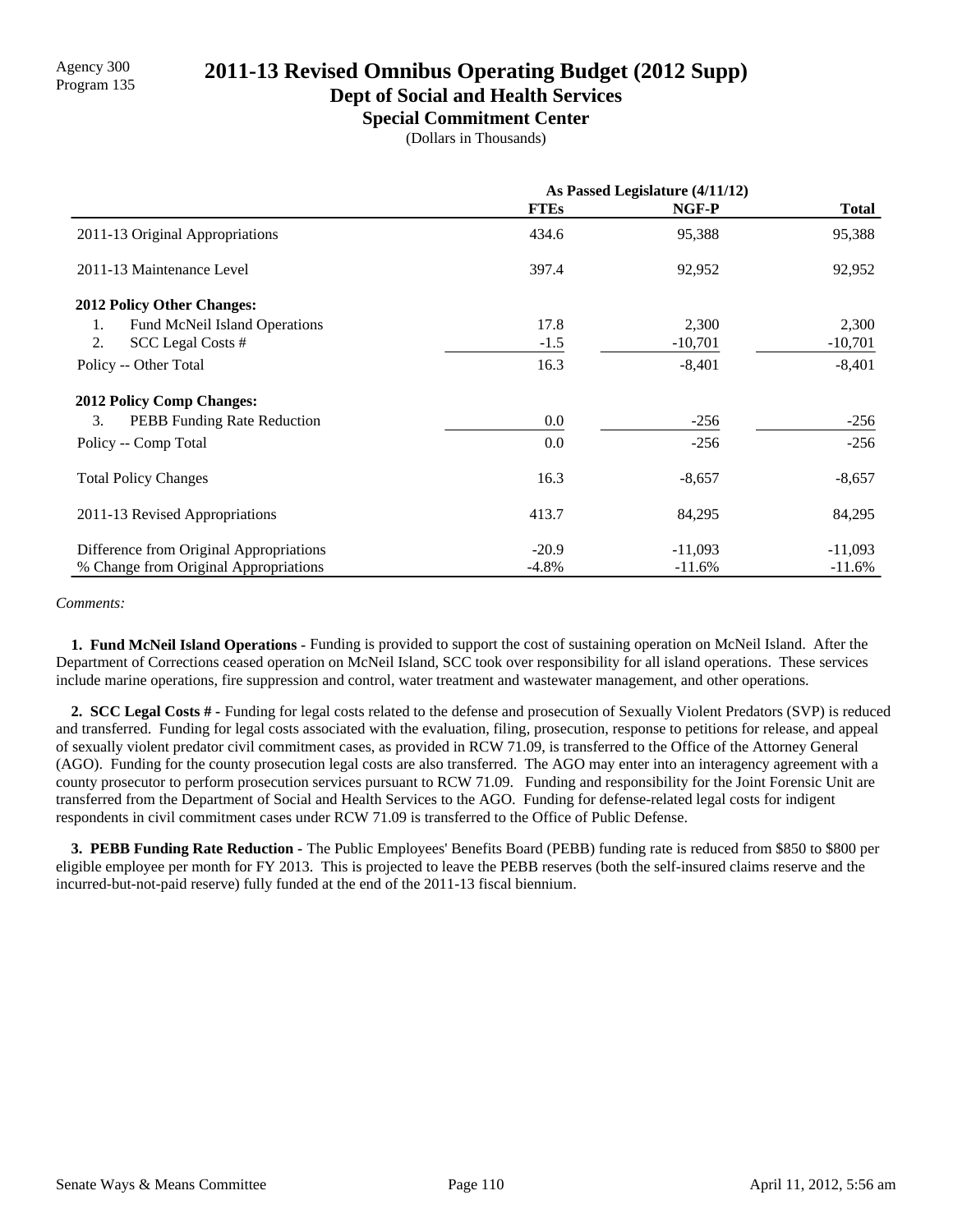Agency 300
Program 135

# 2011-13 Revised Omnibus Operating Budget (2012 Supp)

## Dept of Social and Health Services

### Special Commitment Center

(Dollars in Thousands)

| | As Passed Legislature (4/11/12) | | |
|---|---|---|---|
| | **FTEs** | **NGF-P** | **Total** |
| 2011-13 Original Appropriations | 434.6 | 95,388 | 95,388 |
| 2011-13 Maintenance Level | 397.4 | 92,952 | 92,952 |
| **2012 Policy Other Changes:** | | | |
| 1. Fund McNeil Island Operations | 17.8 | 2,300 | 2,300 |
| 2. SCC Legal Costs # | -1.5 | -10,701 | -10,701 |
| Policy -- Other Total | 16.3 | -8,401 | -8,401 |
| **2012 Policy Comp Changes:** | | | |
| 3. PEBB Funding Rate Reduction | 0.0 | -256 | -256 |
| Policy -- Comp Total | 0.0 | -256 | -256 |
| Total Policy Changes | 16.3 | -8,657 | -8,657 |
| 2011-13 Revised Appropriations | 413.7 | 84,295 | 84,295 |
| Difference from Original Appropriations | -20.9 | -11,093 | -11,093 |
| % Change from Original Appropriations | -4.8% | -11.6% | -11.6% |

*Comments:*

**1. Fund McNeil Island Operations -** Funding is provided to support the cost of sustaining operation on McNeil Island. After the Department of Corrections ceased operation on McNeil Island, SCC took over responsibility for all island operations. These services include marine operations, fire suppression and control, water treatment and wastewater management, and other operations.

**2. SCC Legal Costs # -** Funding for legal costs related to the defense and prosecution of Sexually Violent Predators (SVP) is reduced and transferred. Funding for legal costs associated with the evaluation, filing, prosecution, response to petitions for release, and appeal of sexually violent predator civil commitment cases, as provided in RCW 71.09, is transferred to the Office of the Attorney General (AGO). Funding for the county prosecution legal costs are also transferred. The AGO may enter into an interagency agreement with a county prosecutor to perform prosecution services pursuant to RCW 71.09. Funding and responsibility for the Joint Forensic Unit are transferred from the Department of Social and Health Services to the AGO. Funding for defense-related legal costs for indigent respondents in civil commitment cases under RCW 71.09 is transferred to the Office of Public Defense.

**3. PEBB Funding Rate Reduction -** The Public Employees' Benefits Board (PEBB) funding rate is reduced from $850 to $800 per eligible employee per month for FY 2013. This is projected to leave the PEBB reserves (both the self-insured claims reserve and the incurred-but-not-paid reserve) fully funded at the end of the 2011-13 fiscal biennium.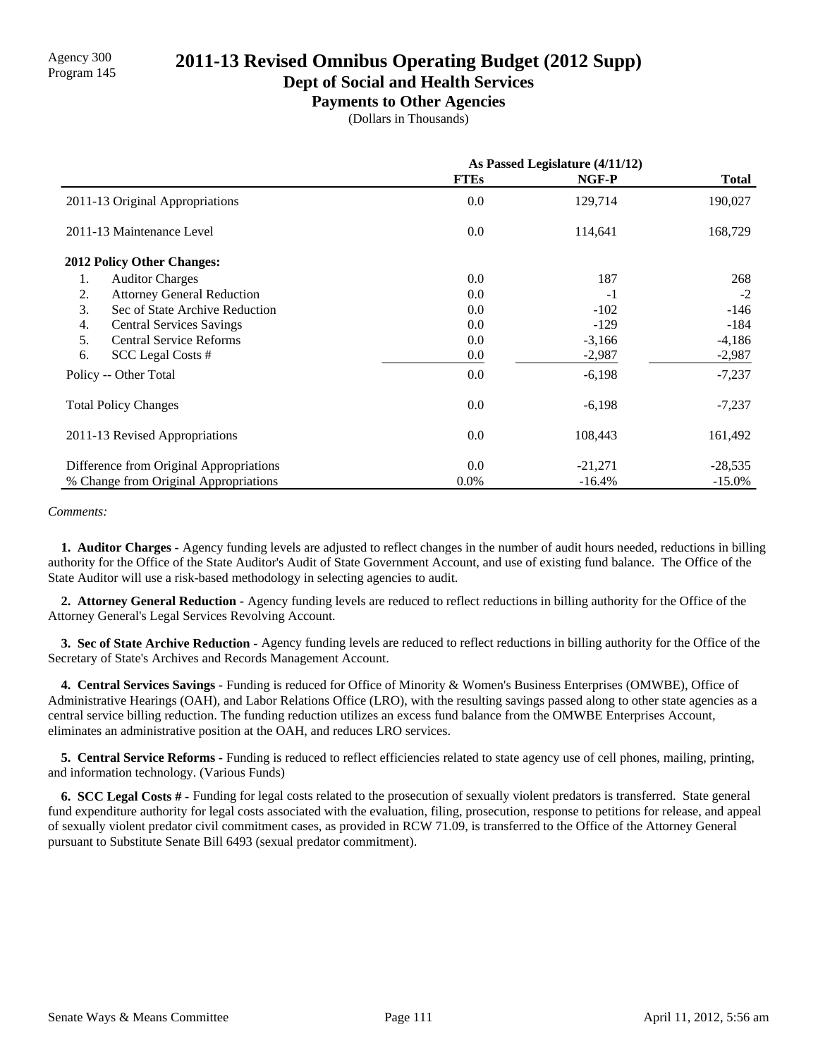Agency 300
Program 145

# 2011-13 Revised Omnibus Operating Budget (2012 Supp)

## Dept of Social and Health Services

### Payments to Other Agencies

(Dollars in Thousands)

| | As Passed Legislature (4/11/12) | | |
|---|---|---|---|
| | **FTEs** | **NGF-P** | **Total** |
| 2011-13 Original Appropriations | 0.0 | 129,714 | 190,027 |
| 2011-13 Maintenance Level | 0.0 | 114,641 | 168,729 |
| **2012 Policy Other Changes:** | | | |
| 1. Auditor Charges | 0.0 | 187 | 268 |
| 2. Attorney General Reduction | 0.0 | -1 | -2 |
| 3. Sec of State Archive Reduction | 0.0 | -102 | -146 |
| 4. Central Services Savings | 0.0 | -129 | -184 |
| 5. Central Service Reforms | 0.0 | -3,166 | -4,186 |
| 6. SCC Legal Costs # | 0.0 | -2,987 | -2,987 |
| Policy -- Other Total | 0.0 | -6,198 | -7,237 |
| Total Policy Changes | 0.0 | -6,198 | -7,237 |
| 2011-13 Revised Appropriations | 0.0 | 108,443 | 161,492 |
| Difference from Original Appropriations | 0.0 | -21,271 | -28,535 |
| % Change from Original Appropriations | 0.0% | -16.4% | -15.0% |

*Comments:*

**1. Auditor Charges -** Agency funding levels are adjusted to reflect changes in the number of audit hours needed, reductions in billing authority for the Office of the State Auditor's Audit of State Government Account, and use of existing fund balance. The Office of the State Auditor will use a risk-based methodology in selecting agencies to audit.

**2. Attorney General Reduction -** Agency funding levels are reduced to reflect reductions in billing authority for the Office of the Attorney General's Legal Services Revolving Account.

**3. Sec of State Archive Reduction -** Agency funding levels are reduced to reflect reductions in billing authority for the Office of the Secretary of State's Archives and Records Management Account.

**4. Central Services Savings -** Funding is reduced for Office of Minority & Women's Business Enterprises (OMWBE), Office of Administrative Hearings (OAH), and Labor Relations Office (LRO), with the resulting savings passed along to other state agencies as a central service billing reduction. The funding reduction utilizes an excess fund balance from the OMWBE Enterprises Account, eliminates an administrative position at the OAH, and reduces LRO services.

**5. Central Service Reforms -** Funding is reduced to reflect efficiencies related to state agency use of cell phones, mailing, printing, and information technology. (Various Funds)

**6. SCC Legal Costs # -** Funding for legal costs related to the prosecution of sexually violent predators is transferred. State general fund expenditure authority for legal costs associated with the evaluation, filing, prosecution, response to petitions for release, and appeal of sexually violent predator civil commitment cases, as provided in RCW 71.09, is transferred to the Office of the Attorney General pursuant to Substitute Senate Bill 6493 (sexual predator commitment).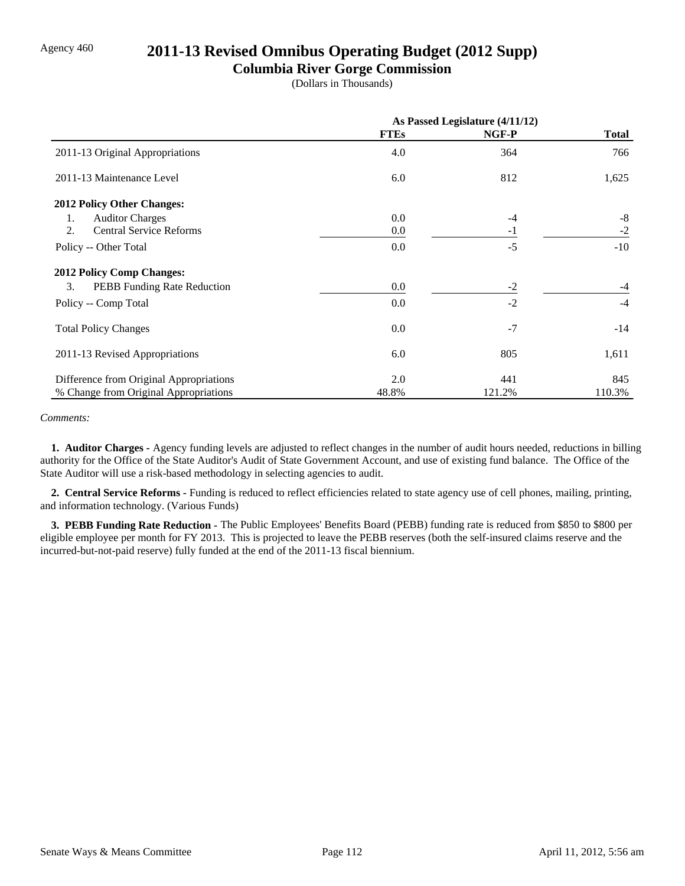Agency 460

# 2011-13 Revised Omnibus Operating Budget (2012 Supp)

## Columbia River Gorge Commission

(Dollars in Thousands)

| | As Passed Legislature (4/11/12) | | |
|---|---|---|---|
| | FTEs | NGF-P | Total |
| 2011-13 Original Appropriations | 4.0 | 364 | 766 |
| 2011-13 Maintenance Level | 6.0 | 812 | 1,625 |
| **2012 Policy Other Changes:** | | | |
| 1. Auditor Charges | 0.0 | -4 | -8 |
| 2. Central Service Reforms | 0.0 | -1 | -2 |
| Policy -- Other Total | 0.0 | -5 | -10 |
| **2012 Policy Comp Changes:** | | | |
| 3. PEBB Funding Rate Reduction | 0.0 | -2 | -4 |
| Policy -- Comp Total | 0.0 | -2 | -4 |
| Total Policy Changes | 0.0 | -7 | -14 |
| 2011-13 Revised Appropriations | 6.0 | 805 | 1,611 |
| Difference from Original Appropriations | 2.0 | 441 | 845 |
| % Change from Original Appropriations | 48.8% | 121.2% | 110.3% |

*Comments:*

**1. Auditor Charges -** Agency funding levels are adjusted to reflect changes in the number of audit hours needed, reductions in billing authority for the Office of the State Auditor's Audit of State Government Account, and use of existing fund balance. The Office of the State Auditor will use a risk-based methodology in selecting agencies to audit.

**2. Central Service Reforms -** Funding is reduced to reflect efficiencies related to state agency use of cell phones, mailing, printing, and information technology. (Various Funds)

**3. PEBB Funding Rate Reduction -** The Public Employees' Benefits Board (PEBB) funding rate is reduced from $850 to $800 per eligible employee per month for FY 2013. This is projected to leave the PEBB reserves (both the self-insured claims reserve and the incurred-but-not-paid reserve) fully funded at the end of the 2011-13 fiscal biennium.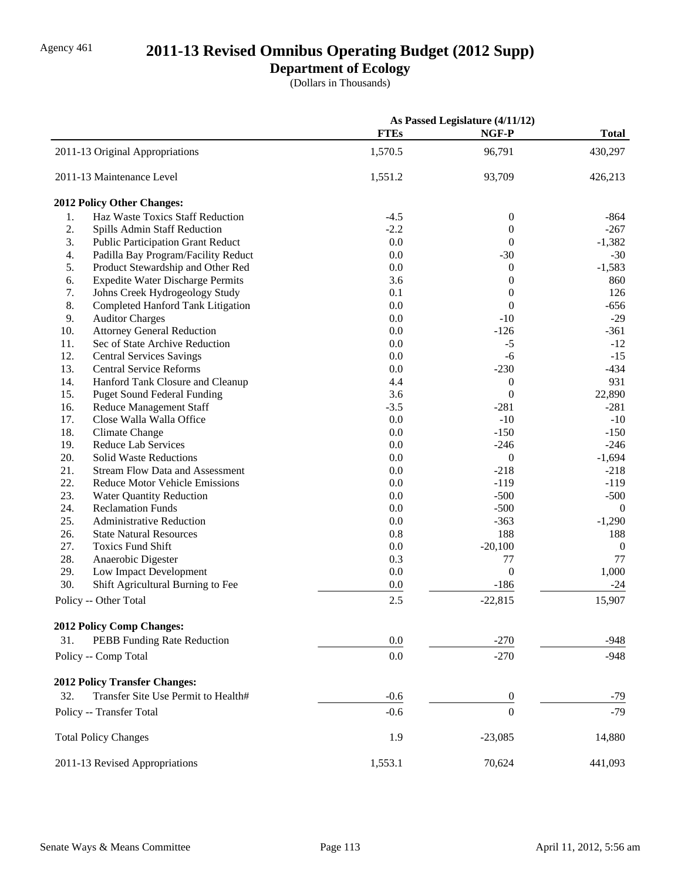Agency 461

# 2011-13 Revised Omnibus Operating Budget (2012 Supp)

## Department of Ecology

(Dollars in Thousands)

| | As Passed Legislature (4/11/12) | | |
|---|---|---|---|
| | **FTEs** | **NGF-P** | **Total** |
| 2011-13 Original Appropriations | 1,570.5 | 96,791 | 430,297 |
| 2011-13 Maintenance Level | 1,551.2 | 93,709 | 426,213 |
| **2012 Policy Other Changes:** | | | |
| 1. Haz Waste Toxics Staff Reduction | -4.5 | 0 | -864 |
| 2. Spills Admin Staff Reduction | -2.2 | 0 | -267 |
| 3. Public Participation Grant Reduct | 0.0 | 0 | -1,382 |
| 4. Padilla Bay Program/Facility Reduct | 0.0 | -30 | -30 |
| 5. Product Stewardship and Other Red | 0.0 | 0 | -1,583 |
| 6. Expedite Water Discharge Permits | 3.6 | 0 | 860 |
| 7. Johns Creek Hydrogeology Study | 0.1 | 0 | 126 |
| 8. Completed Hanford Tank Litigation | 0.0 | 0 | -656 |
| 9. Auditor Charges | 0.0 | -10 | -29 |
| 10. Attorney General Reduction | 0.0 | -126 | -361 |
| 11. Sec of State Archive Reduction | 0.0 | -5 | -12 |
| 12. Central Services Savings | 0.0 | -6 | -15 |
| 13. Central Service Reforms | 0.0 | -230 | -434 |
| 14. Hanford Tank Closure and Cleanup | 4.4 | 0 | 931 |
| 15. Puget Sound Federal Funding | 3.6 | 0 | 22,890 |
| 16. Reduce Management Staff | -3.5 | -281 | -281 |
| 17. Close Walla Walla Office | 0.0 | -10 | -10 |
| 18. Climate Change | 0.0 | -150 | -150 |
| 19. Reduce Lab Services | 0.0 | -246 | -246 |
| 20. Solid Waste Reductions | 0.0 | 0 | -1,694 |
| 21. Stream Flow Data and Assessment | 0.0 | -218 | -218 |
| 22. Reduce Motor Vehicle Emissions | 0.0 | -119 | -119 |
| 23. Water Quantity Reduction | 0.0 | -500 | -500 |
| 24. Reclamation Funds | 0.0 | -500 | 0 |
| 25. Administrative Reduction | 0.0 | -363 | -1,290 |
| 26. State Natural Resources | 0.8 | 188 | 188 |
| 27. Toxics Fund Shift | 0.0 | -20,100 | 0 |
| 28. Anaerobic Digester | 0.3 | 77 | 77 |
| 29. Low Impact Development | 0.0 | 0 | 1,000 |
| 30. Shift Agricultural Burning to Fee | 0.0 | -186 | -24 |
| Policy -- Other Total | 2.5 | -22,815 | 15,907 |
| **2012 Policy Comp Changes:** | | | |
| 31. PEBB Funding Rate Reduction | 0.0 | -270 | -948 |
| Policy -- Comp Total | 0.0 | -270 | -948 |
| **2012 Policy Transfer Changes:** | | | |
| 32. Transfer Site Use Permit to Health# | -0.6 | 0 | -79 |
| Policy -- Transfer Total | -0.6 | 0 | -79 |
| Total Policy Changes | 1.9 | -23,085 | 14,880 |
| 2011-13 Revised Appropriations | 1,553.1 | 70,624 | 441,093 |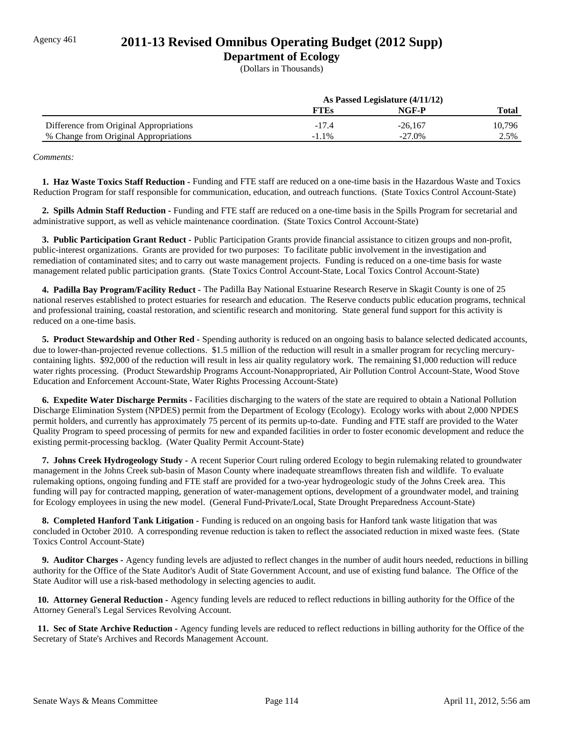Agency 461

# 2011-13 Revised Omnibus Operating Budget (2012 Supp)

## Department of Ecology

(Dollars in Thousands)

| | As Passed Legislature (4/11/12) | | |
|---|---|---|---|
| | FTEs | NGF-P | Total |
| Difference from Original Appropriations | -17.4 | -26,167 | 10,796 |
| % Change from Original Appropriations | -1.1% | -27.0% | 2.5% |

*Comments:*

**1. Haz Waste Toxics Staff Reduction -** Funding and FTE staff are reduced on a one-time basis in the Hazardous Waste and Toxics Reduction Program for staff responsible for communication, education, and outreach functions. (State Toxics Control Account-State)

**2. Spills Admin Staff Reduction -** Funding and FTE staff are reduced on a one-time basis in the Spills Program for secretarial and administrative support, as well as vehicle maintenance coordination. (State Toxics Control Account-State)

**3. Public Participation Grant Reduct -** Public Participation Grants provide financial assistance to citizen groups and non-profit, public-interest organizations. Grants are provided for two purposes: To facilitate public involvement in the investigation and remediation of contaminated sites; and to carry out waste management projects. Funding is reduced on a one-time basis for waste management related public participation grants. (State Toxics Control Account-State, Local Toxics Control Account-State)

**4. Padilla Bay Program/Facility Reduct -** The Padilla Bay National Estuarine Research Reserve in Skagit County is one of 25 national reserves established to protect estuaries for research and education. The Reserve conducts public education programs, technical and professional training, coastal restoration, and scientific research and monitoring. State general fund support for this activity is reduced on a one-time basis.

**5. Product Stewardship and Other Red -** Spending authority is reduced on an ongoing basis to balance selected dedicated accounts, due to lower-than-projected revenue collections. $1.5 million of the reduction will result in a smaller program for recycling mercury-containing lights. $92,000 of the reduction will result in less air quality regulatory work. The remaining $1,000 reduction will reduce water rights processing. (Product Stewardship Programs Account-Nonappropriated, Air Pollution Control Account-State, Wood Stove Education and Enforcement Account-State, Water Rights Processing Account-State)

**6. Expedite Water Discharge Permits -** Facilities discharging to the waters of the state are required to obtain a National Pollution Discharge Elimination System (NPDES) permit from the Department of Ecology (Ecology). Ecology works with about 2,000 NPDES permit holders, and currently has approximately 75 percent of its permits up-to-date. Funding and FTE staff are provided to the Water Quality Program to speed processing of permits for new and expanded facilities in order to foster economic development and reduce the existing permit-processing backlog. (Water Quality Permit Account-State)

**7. Johns Creek Hydrogeology Study -** A recent Superior Court ruling ordered Ecology to begin rulemaking related to groundwater management in the Johns Creek sub-basin of Mason County where inadequate streamflows threaten fish and wildlife. To evaluate rulemaking options, ongoing funding and FTE staff are provided for a two-year hydrogeologic study of the Johns Creek area. This funding will pay for contracted mapping, generation of water-management options, development of a groundwater model, and training for Ecology employees in using the new model. (General Fund-Private/Local, State Drought Preparedness Account-State)

**8. Completed Hanford Tank Litigation -** Funding is reduced on an ongoing basis for Hanford tank waste litigation that was concluded in October 2010. A corresponding revenue reduction is taken to reflect the associated reduction in mixed waste fees. (State Toxics Control Account-State)

**9. Auditor Charges -** Agency funding levels are adjusted to reflect changes in the number of audit hours needed, reductions in billing authority for the Office of the State Auditor's Audit of State Government Account, and use of existing fund balance. The Office of the State Auditor will use a risk-based methodology in selecting agencies to audit.

**10. Attorney General Reduction -** Agency funding levels are reduced to reflect reductions in billing authority for the Office of the Attorney General's Legal Services Revolving Account.

**11. Sec of State Archive Reduction -** Agency funding levels are reduced to reflect reductions in billing authority for the Office of the Secretary of State's Archives and Records Management Account.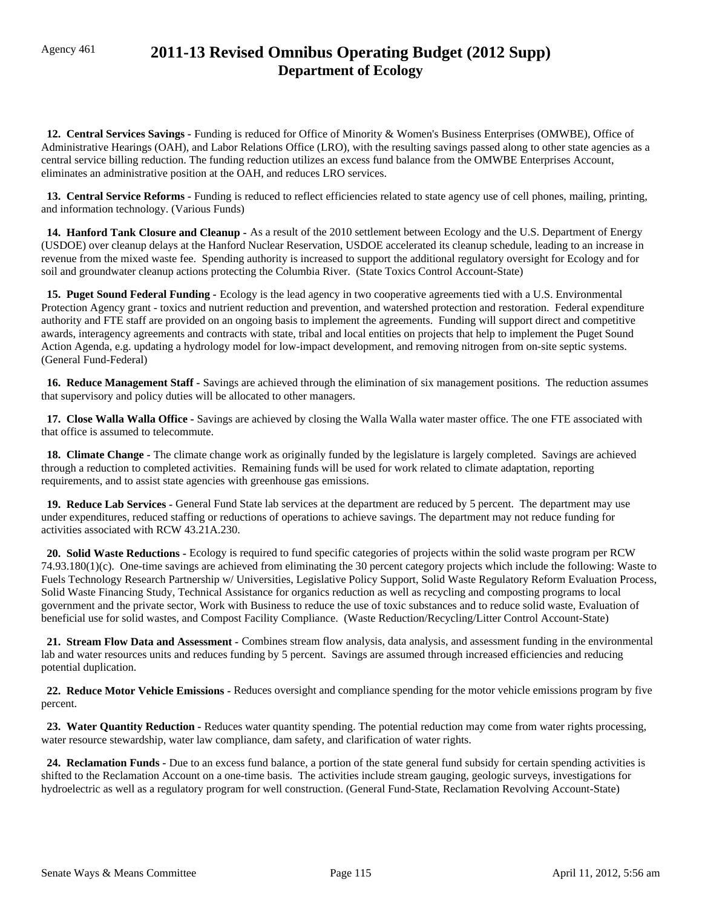Agency 461

# 2011-13 Revised Omnibus Operating Budget (2012 Supp)
## Department of Ecology

**12. Central Services Savings -** Funding is reduced for Office of Minority & Women's Business Enterprises (OMWBE), Office of Administrative Hearings (OAH), and Labor Relations Office (LRO), with the resulting savings passed along to other state agencies as a central service billing reduction. The funding reduction utilizes an excess fund balance from the OMWBE Enterprises Account, eliminates an administrative position at the OAH, and reduces LRO services.

**13. Central Service Reforms -** Funding is reduced to reflect efficiencies related to state agency use of cell phones, mailing, printing, and information technology. (Various Funds)

**14. Hanford Tank Closure and Cleanup -** As a result of the 2010 settlement between Ecology and the U.S. Department of Energy (USDOE) over cleanup delays at the Hanford Nuclear Reservation, USDOE accelerated its cleanup schedule, leading to an increase in revenue from the mixed waste fee. Spending authority is increased to support the additional regulatory oversight for Ecology and for soil and groundwater cleanup actions protecting the Columbia River. (State Toxics Control Account-State)

**15. Puget Sound Federal Funding -** Ecology is the lead agency in two cooperative agreements tied with a U.S. Environmental Protection Agency grant - toxics and nutrient reduction and prevention, and watershed protection and restoration. Federal expenditure authority and FTE staff are provided on an ongoing basis to implement the agreements. Funding will support direct and competitive awards, interagency agreements and contracts with state, tribal and local entities on projects that help to implement the Puget Sound Action Agenda, e.g. updating a hydrology model for low-impact development, and removing nitrogen from on-site septic systems. (General Fund-Federal)

**16. Reduce Management Staff -** Savings are achieved through the elimination of six management positions. The reduction assumes that supervisory and policy duties will be allocated to other managers.

**17. Close Walla Walla Office -** Savings are achieved by closing the Walla Walla water master office. The one FTE associated with that office is assumed to telecommute.

**18. Climate Change -** The climate change work as originally funded by the legislature is largely completed. Savings are achieved through a reduction to completed activities. Remaining funds will be used for work related to climate adaptation, reporting requirements, and to assist state agencies with greenhouse gas emissions.

**19. Reduce Lab Services -** General Fund State lab services at the department are reduced by 5 percent. The department may use under expenditures, reduced staffing or reductions of operations to achieve savings. The department may not reduce funding for activities associated with RCW 43.21A.230.

**20. Solid Waste Reductions -** Ecology is required to fund specific categories of projects within the solid waste program per RCW 74.93.180(1)(c). One-time savings are achieved from eliminating the 30 percent category projects which include the following: Waste to Fuels Technology Research Partnership w/ Universities, Legislative Policy Support, Solid Waste Regulatory Reform Evaluation Process, Solid Waste Financing Study, Technical Assistance for organics reduction as well as recycling and composting programs to local government and the private sector, Work with Business to reduce the use of toxic substances and to reduce solid waste, Evaluation of beneficial use for solid wastes, and Compost Facility Compliance. (Waste Reduction/Recycling/Litter Control Account-State)

**21. Stream Flow Data and Assessment -** Combines stream flow analysis, data analysis, and assessment funding in the environmental lab and water resources units and reduces funding by 5 percent. Savings are assumed through increased efficiencies and reducing potential duplication.

**22. Reduce Motor Vehicle Emissions -** Reduces oversight and compliance spending for the motor vehicle emissions program by five percent.

**23. Water Quantity Reduction -** Reduces water quantity spending. The potential reduction may come from water rights processing, water resource stewardship, water law compliance, dam safety, and clarification of water rights.

**24. Reclamation Funds -** Due to an excess fund balance, a portion of the state general fund subsidy for certain spending activities is shifted to the Reclamation Account on a one-time basis. The activities include stream gauging, geologic surveys, investigations for hydroelectric as well as a regulatory program for well construction. (General Fund-State, Reclamation Revolving Account-State)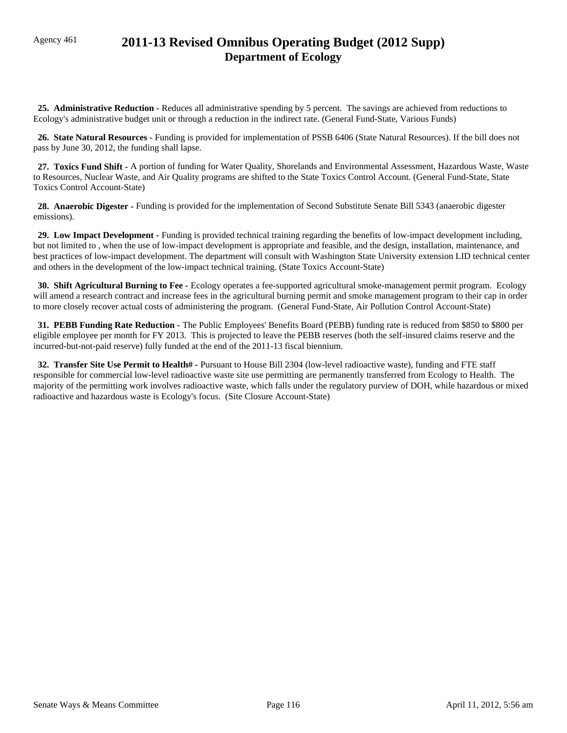Agency 461

# 2011-13 Revised Omnibus Operating Budget (2012 Supp)
## Department of Ecology

**25. Administrative Reduction -** Reduces all administrative spending by 5 percent. The savings are achieved from reductions to Ecology's administrative budget unit or through a reduction in the indirect rate. (General Fund-State, Various Funds)

**26. State Natural Resources -** Funding is provided for implementation of PSSB 6406 (State Natural Resources). If the bill does not pass by June 30, 2012, the funding shall lapse.

**27. Toxics Fund Shift -** A portion of funding for Water Quality, Shorelands and Environmental Assessment, Hazardous Waste, Waste to Resources, Nuclear Waste, and Air Quality programs are shifted to the State Toxics Control Account. (General Fund-State, State Toxics Control Account-State)

**28. Anaerobic Digester -** Funding is provided for the implementation of Second Substitute Senate Bill 5343 (anaerobic digester emissions).

**29. Low Impact Development -** Funding is provided technical training regarding the benefits of low-impact development including, but not limited to , when the use of low-impact development is appropriate and feasible, and the design, installation, maintenance, and best practices of low-impact development. The department will consult with Washington State University extension LID technical center and others in the development of the low-impact technical training. (State Toxics Account-State)

**30. Shift Agricultural Burning to Fee -** Ecology operates a fee-supported agricultural smoke-management permit program. Ecology will amend a research contract and increase fees in the agricultural burning permit and smoke management program to their cap in order to more closely recover actual costs of administering the program. (General Fund-State, Air Pollution Control Account-State)

**31. PEBB Funding Rate Reduction -** The Public Employees' Benefits Board (PEBB) funding rate is reduced from $850 to $800 per eligible employee per month for FY 2013. This is projected to leave the PEBB reserves (both the self-insured claims reserve and the incurred-but-not-paid reserve) fully funded at the end of the 2011-13 fiscal biennium.

**32. Transfer Site Use Permit to Health# -** Pursuant to House Bill 2304 (low-level radioactive waste), funding and FTE staff responsible for commercial low-level radioactive waste site use permitting are permanently transferred from Ecology to Health. The majority of the permitting work involves radioactive waste, which falls under the regulatory purview of DOH, while hazardous or mixed radioactive and hazardous waste is Ecology's focus. (Site Closure Account-State)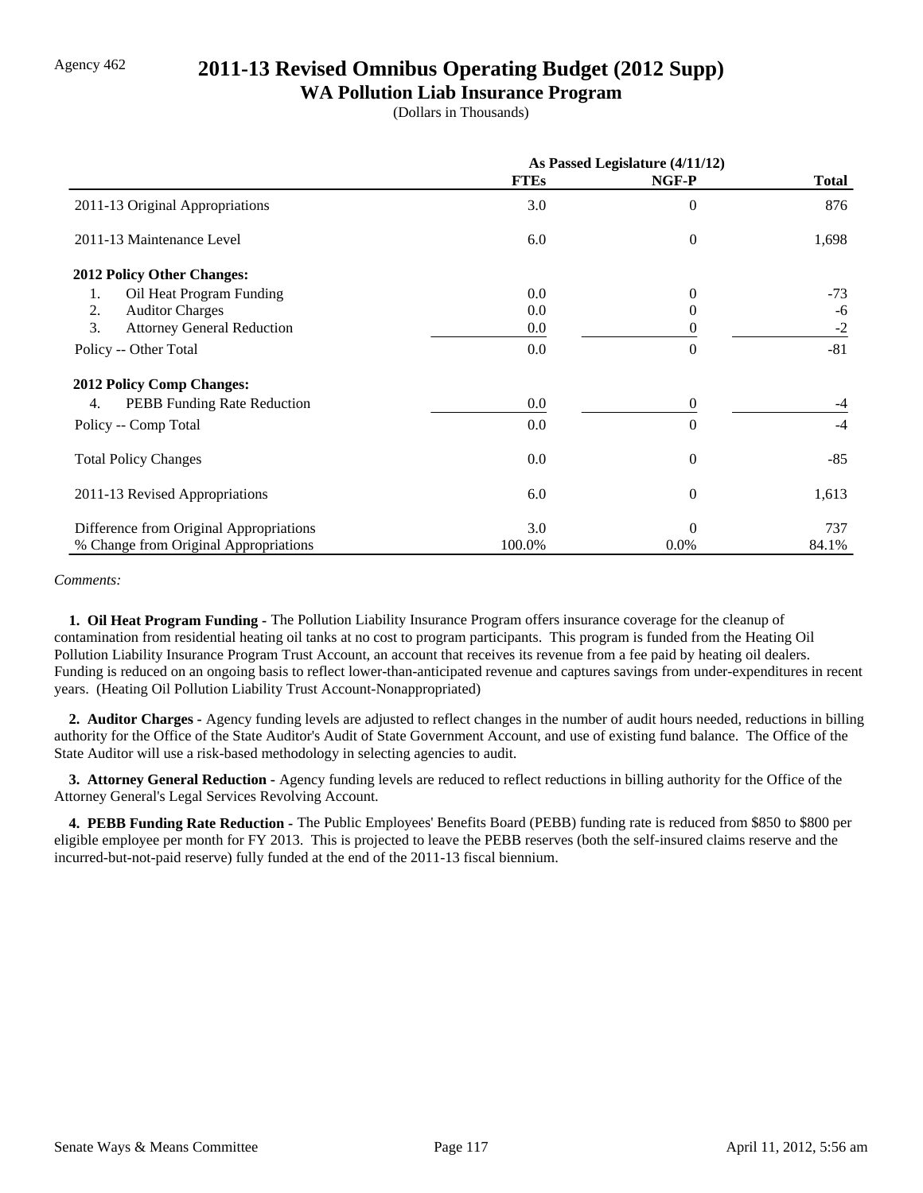Agency 462

# 2011-13 Revised Omnibus Operating Budget (2012 Supp)

## WA Pollution Liab Insurance Program

(Dollars in Thousands)

| | As Passed Legislature (4/11/12) | | |
|---|---|---|---|
| | **FTEs** | **NGF-P** | **Total** |
| 2011-13 Original Appropriations | 3.0 | 0 | 876 |
| 2011-13 Maintenance Level | 6.0 | 0 | 1,698 |
| **2012 Policy Other Changes:** | | | |
| 1. Oil Heat Program Funding | 0.0 | 0 | -73 |
| 2. Auditor Charges | 0.0 | 0 | -6 |
| 3. Attorney General Reduction | 0.0 | 0 | -2 |
| Policy -- Other Total | 0.0 | 0 | -81 |
| **2012 Policy Comp Changes:** | | | |
| 4. PEBB Funding Rate Reduction | 0.0 | 0 | -4 |
| Policy -- Comp Total | 0.0 | 0 | -4 |
| Total Policy Changes | 0.0 | 0 | -85 |
| 2011-13 Revised Appropriations | 6.0 | 0 | 1,613 |
| Difference from Original Appropriations | 3.0 | 0 | 737 |
| % Change from Original Appropriations | 100.0% | 0.0% | 84.1% |

*Comments:*

**1. Oil Heat Program Funding -** The Pollution Liability Insurance Program offers insurance coverage for the cleanup of contamination from residential heating oil tanks at no cost to program participants. This program is funded from the Heating Oil Pollution Liability Insurance Program Trust Account, an account that receives its revenue from a fee paid by heating oil dealers. Funding is reduced on an ongoing basis to reflect lower-than-anticipated revenue and captures savings from under-expenditures in recent years. (Heating Oil Pollution Liability Trust Account-Nonappropriated)

**2. Auditor Charges -** Agency funding levels are adjusted to reflect changes in the number of audit hours needed, reductions in billing authority for the Office of the State Auditor's Audit of State Government Account, and use of existing fund balance. The Office of the State Auditor will use a risk-based methodology in selecting agencies to audit.

**3. Attorney General Reduction -** Agency funding levels are reduced to reflect reductions in billing authority for the Office of the Attorney General's Legal Services Revolving Account.

**4. PEBB Funding Rate Reduction -** The Public Employees' Benefits Board (PEBB) funding rate is reduced from $850 to $800 per eligible employee per month for FY 2013. This is projected to leave the PEBB reserves (both the self-insured claims reserve and the incurred-but-not-paid reserve) fully funded at the end of the 2011-13 fiscal biennium.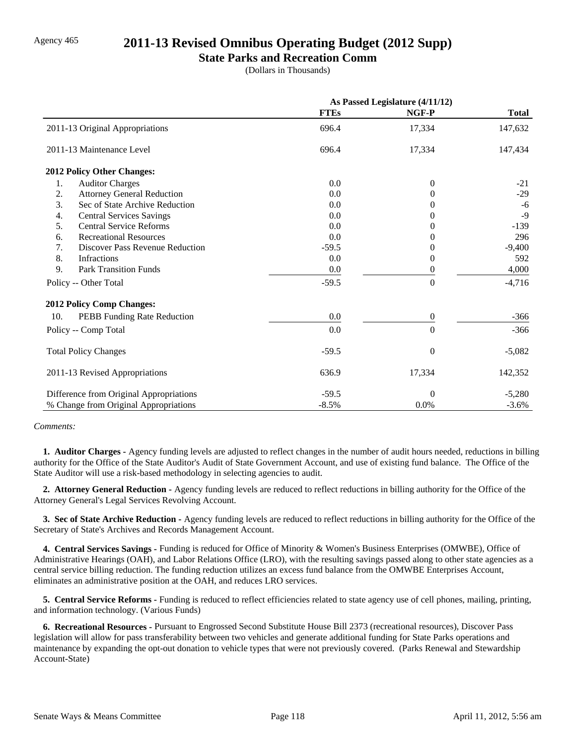Agency 465

# 2011-13 Revised Omnibus Operating Budget (2012 Supp)

## State Parks and Recreation Comm

(Dollars in Thousands)

| | As Passed Legislature (4/11/12) | | |
|---|---|---|---|
| | **FTEs** | **NGF-P** | **Total** |
| 2011-13 Original Appropriations | 696.4 | 17,334 | 147,632 |
| 2011-13 Maintenance Level | 696.4 | 17,334 | 147,434 |
| **2012 Policy Other Changes:** | | | |
| 1. Auditor Charges | 0.0 | 0 | -21 |
| 2. Attorney General Reduction | 0.0 | 0 | -29 |
| 3. Sec of State Archive Reduction | 0.0 | 0 | -6 |
| 4. Central Services Savings | 0.0 | 0 | -9 |
| 5. Central Service Reforms | 0.0 | 0 | -139 |
| 6. Recreational Resources | 0.0 | 0 | 296 |
| 7. Discover Pass Revenue Reduction | -59.5 | 0 | -9,400 |
| 8. Infractions | 0.0 | 0 | 592 |
| 9. Park Transition Funds | 0.0 | 0 | 4,000 |
| Policy -- Other Total | -59.5 | 0 | -4,716 |
| **2012 Policy Comp Changes:** | | | |
| 10. PEBB Funding Rate Reduction | 0.0 | 0 | -366 |
| Policy -- Comp Total | 0.0 | 0 | -366 |
| Total Policy Changes | -59.5 | 0 | -5,082 |
| 2011-13 Revised Appropriations | 636.9 | 17,334 | 142,352 |
| Difference from Original Appropriations | -59.5 | 0 | -5,280 |
| % Change from Original Appropriations | -8.5% | 0.0% | -3.6% |

*Comments:*

**1. Auditor Charges -** Agency funding levels are adjusted to reflect changes in the number of audit hours needed, reductions in billing authority for the Office of the State Auditor's Audit of State Government Account, and use of existing fund balance. The Office of the State Auditor will use a risk-based methodology in selecting agencies to audit.

**2. Attorney General Reduction -** Agency funding levels are reduced to reflect reductions in billing authority for the Office of the Attorney General's Legal Services Revolving Account.

**3. Sec of State Archive Reduction -** Agency funding levels are reduced to reflect reductions in billing authority for the Office of the Secretary of State's Archives and Records Management Account.

**4. Central Services Savings -** Funding is reduced for Office of Minority & Women's Business Enterprises (OMWBE), Office of Administrative Hearings (OAH), and Labor Relations Office (LRO), with the resulting savings passed along to other state agencies as a central service billing reduction. The funding reduction utilizes an excess fund balance from the OMWBE Enterprises Account, eliminates an administrative position at the OAH, and reduces LRO services.

**5. Central Service Reforms -** Funding is reduced to reflect efficiencies related to state agency use of cell phones, mailing, printing, and information technology. (Various Funds)

**6. Recreational Resources -** Pursuant to Engrossed Second Substitute House Bill 2373 (recreational resources), Discover Pass legislation will allow for pass transferability between two vehicles and generate additional funding for State Parks operations and maintenance by expanding the opt-out donation to vehicle types that were not previously covered. (Parks Renewal and Stewardship Account-State)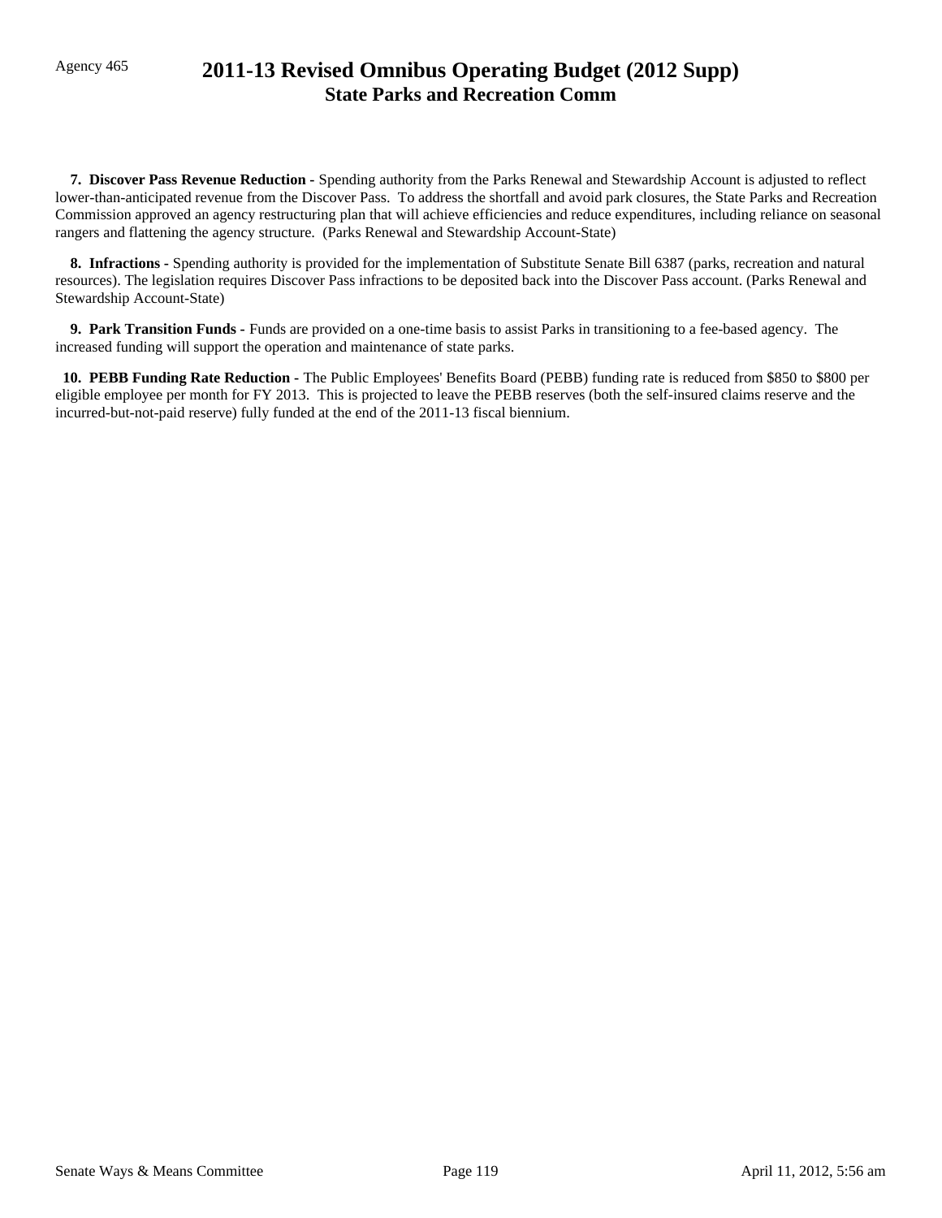Agency 465

# 2011-13 Revised Omnibus Operating Budget (2012 Supp)
## State Parks and Recreation Comm

**7. Discover Pass Revenue Reduction -** Spending authority from the Parks Renewal and Stewardship Account is adjusted to reflect lower-than-anticipated revenue from the Discover Pass. To address the shortfall and avoid park closures, the State Parks and Recreation Commission approved an agency restructuring plan that will achieve efficiencies and reduce expenditures, including reliance on seasonal rangers and flattening the agency structure. (Parks Renewal and Stewardship Account-State)

**8. Infractions -** Spending authority is provided for the implementation of Substitute Senate Bill 6387 (parks, recreation and natural resources). The legislation requires Discover Pass infractions to be deposited back into the Discover Pass account. (Parks Renewal and Stewardship Account-State)

**9. Park Transition Funds -** Funds are provided on a one-time basis to assist Parks in transitioning to a fee-based agency. The increased funding will support the operation and maintenance of state parks.

**10. PEBB Funding Rate Reduction -** The Public Employees' Benefits Board (PEBB) funding rate is reduced from $850 to $800 per eligible employee per month for FY 2013. This is projected to leave the PEBB reserves (both the self-insured claims reserve and the incurred-but-not-paid reserve) fully funded at the end of the 2011-13 fiscal biennium.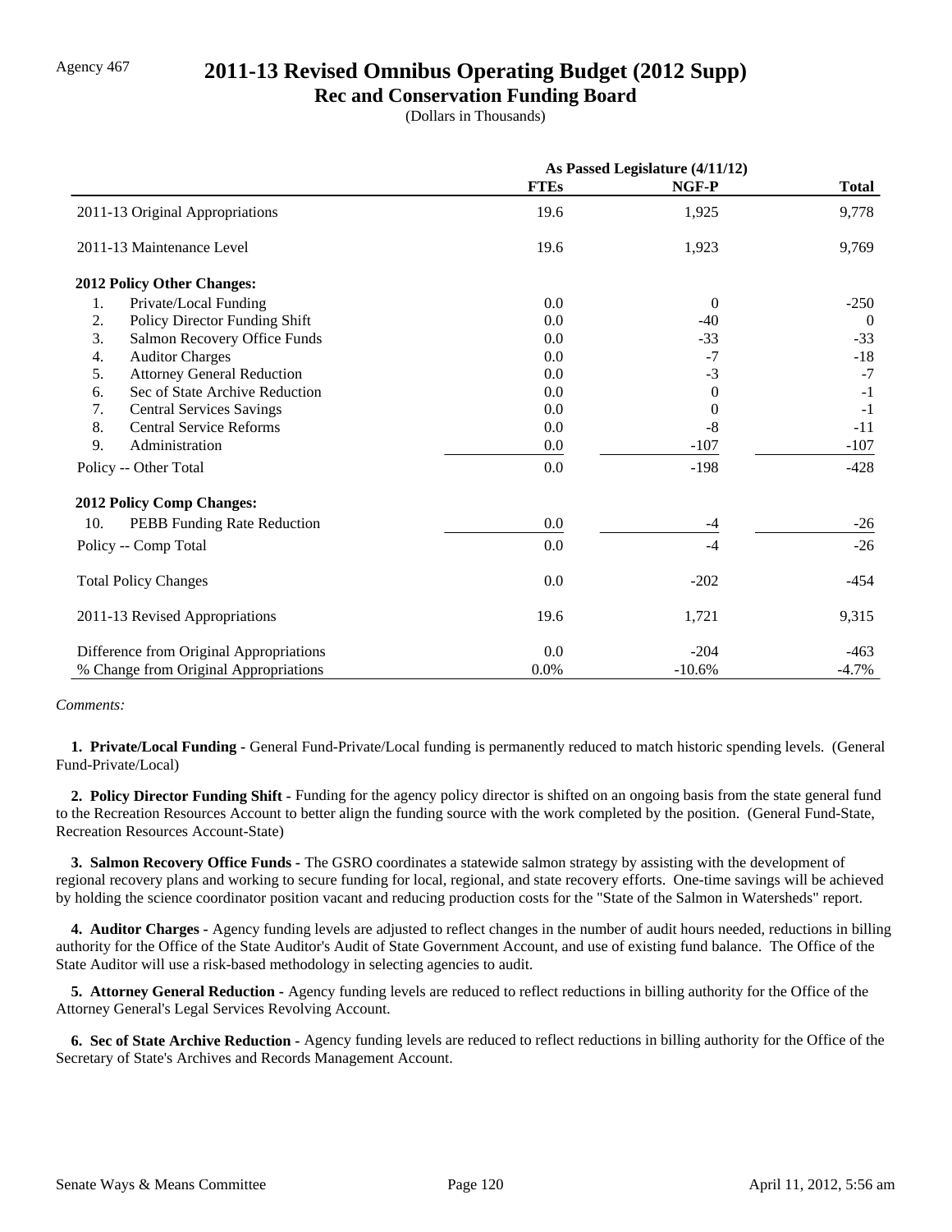Agency 467

# 2011-13 Revised Omnibus Operating Budget (2012 Supp)

## Rec and Conservation Funding Board

(Dollars in Thousands)

| | As Passed Legislature (4/11/12) | | |
|---|---|---|---|
| | FTEs | NGF-P | Total |
| 2011-13 Original Appropriations | 19.6 | 1,925 | 9,778 |
| 2011-13 Maintenance Level | 19.6 | 1,923 | 9,769 |
| **2012 Policy Other Changes:** | | | |
| 1. Private/Local Funding | 0.0 | 0 | -250 |
| 2. Policy Director Funding Shift | 0.0 | -40 | 0 |
| 3. Salmon Recovery Office Funds | 0.0 | -33 | -33 |
| 4. Auditor Charges | 0.0 | -7 | -18 |
| 5. Attorney General Reduction | 0.0 | -3 | -7 |
| 6. Sec of State Archive Reduction | 0.0 | 0 | -1 |
| 7. Central Services Savings | 0.0 | 0 | -1 |
| 8. Central Service Reforms | 0.0 | -8 | -11 |
| 9. Administration | 0.0 | -107 | -107 |
| Policy -- Other Total | 0.0 | -198 | -428 |
| **2012 Policy Comp Changes:** | | | |
| 10. PEBB Funding Rate Reduction | 0.0 | -4 | -26 |
| Policy -- Comp Total | 0.0 | -4 | -26 |
| Total Policy Changes | 0.0 | -202 | -454 |
| 2011-13 Revised Appropriations | 19.6 | 1,721 | 9,315 |
| Difference from Original Appropriations | 0.0 | -204 | -463 |
| % Change from Original Appropriations | 0.0% | -10.6% | -4.7% |

*Comments:*

**1. Private/Local Funding -** General Fund-Private/Local funding is permanently reduced to match historic spending levels. (General Fund-Private/Local)

**2. Policy Director Funding Shift -** Funding for the agency policy director is shifted on an ongoing basis from the state general fund to the Recreation Resources Account to better align the funding source with the work completed by the position. (General Fund-State, Recreation Resources Account-State)

**3. Salmon Recovery Office Funds -** The GSRO coordinates a statewide salmon strategy by assisting with the development of regional recovery plans and working to secure funding for local, regional, and state recovery efforts. One-time savings will be achieved by holding the science coordinator position vacant and reducing production costs for the "State of the Salmon in Watersheds" report.

**4. Auditor Charges -** Agency funding levels are adjusted to reflect changes in the number of audit hours needed, reductions in billing authority for the Office of the State Auditor's Audit of State Government Account, and use of existing fund balance. The Office of the State Auditor will use a risk-based methodology in selecting agencies to audit.

**5. Attorney General Reduction -** Agency funding levels are reduced to reflect reductions in billing authority for the Office of the Attorney General's Legal Services Revolving Account.

**6. Sec of State Archive Reduction -** Agency funding levels are reduced to reflect reductions in billing authority for the Office of the Secretary of State's Archives and Records Management Account.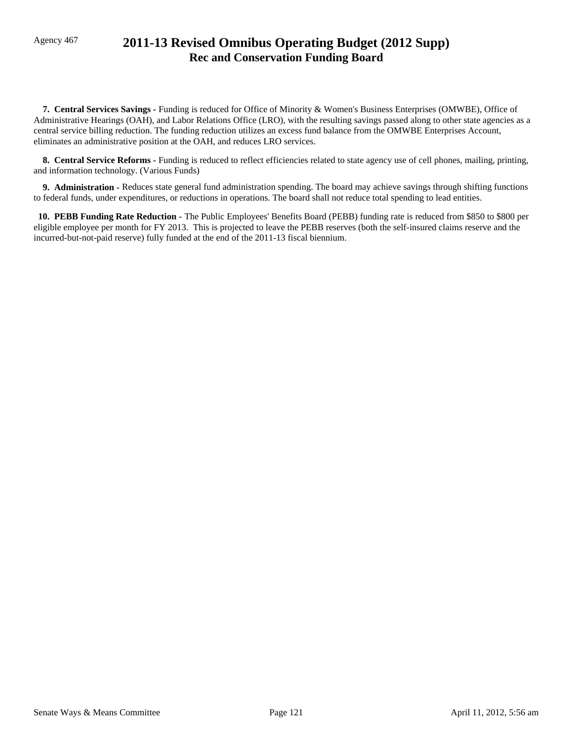Agency 467

# 2011-13 Revised Omnibus Operating Budget (2012 Supp)
## Rec and Conservation Funding Board

**7. Central Services Savings -** Funding is reduced for Office of Minority & Women's Business Enterprises (OMWBE), Office of Administrative Hearings (OAH), and Labor Relations Office (LRO), with the resulting savings passed along to other state agencies as a central service billing reduction. The funding reduction utilizes an excess fund balance from the OMWBE Enterprises Account, eliminates an administrative position at the OAH, and reduces LRO services.

**8. Central Service Reforms -** Funding is reduced to reflect efficiencies related to state agency use of cell phones, mailing, printing, and information technology. (Various Funds)

**9. Administration -** Reduces state general fund administration spending. The board may achieve savings through shifting functions to federal funds, under expenditures, or reductions in operations. The board shall not reduce total spending to lead entities.

**10. PEBB Funding Rate Reduction -** The Public Employees' Benefits Board (PEBB) funding rate is reduced from $850 to $800 per eligible employee per month for FY 2013. This is projected to leave the PEBB reserves (both the self-insured claims reserve and the incurred-but-not-paid reserve) fully funded at the end of the 2011-13 fiscal biennium.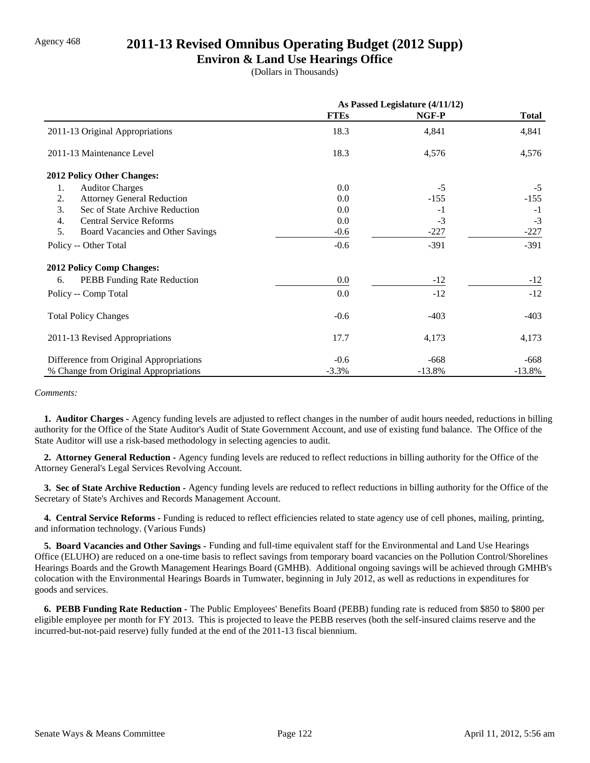Agency 468

# 2011-13 Revised Omnibus Operating Budget (2012 Supp)

## Environ & Land Use Hearings Office

(Dollars in Thousands)

| | As Passed Legislature (4/11/12) | | |
|---|---|---|---|
| | **FTEs** | **NGF-P** | **Total** |
| 2011-13 Original Appropriations | 18.3 | 4,841 | 4,841 |
| 2011-13 Maintenance Level | 18.3 | 4,576 | 4,576 |
| **2012 Policy Other Changes:** | | | |
| 1. Auditor Charges | 0.0 | -5 | -5 |
| 2. Attorney General Reduction | 0.0 | -155 | -155 |
| 3. Sec of State Archive Reduction | 0.0 | -1 | -1 |
| 4. Central Service Reforms | 0.0 | -3 | -3 |
| 5. Board Vacancies and Other Savings | -0.6 | -227 | -227 |
| Policy -- Other Total | -0.6 | -391 | -391 |
| **2012 Policy Comp Changes:** | | | |
| 6. PEBB Funding Rate Reduction | 0.0 | -12 | -12 |
| Policy -- Comp Total | 0.0 | -12 | -12 |
| Total Policy Changes | -0.6 | -403 | -403 |
| 2011-13 Revised Appropriations | 17.7 | 4,173 | 4,173 |
| Difference from Original Appropriations | -0.6 | -668 | -668 |
| % Change from Original Appropriations | -3.3% | -13.8% | -13.8% |

*Comments:*

**1. Auditor Charges -** Agency funding levels are adjusted to reflect changes in the number of audit hours needed, reductions in billing authority for the Office of the State Auditor's Audit of State Government Account, and use of existing fund balance. The Office of the State Auditor will use a risk-based methodology in selecting agencies to audit.

**2. Attorney General Reduction -** Agency funding levels are reduced to reflect reductions in billing authority for the Office of the Attorney General's Legal Services Revolving Account.

**3. Sec of State Archive Reduction -** Agency funding levels are reduced to reflect reductions in billing authority for the Office of the Secretary of State's Archives and Records Management Account.

**4. Central Service Reforms -** Funding is reduced to reflect efficiencies related to state agency use of cell phones, mailing, printing, and information technology. (Various Funds)

**5. Board Vacancies and Other Savings -** Funding and full-time equivalent staff for the Environmental and Land Use Hearings Office (ELUHO) are reduced on a one-time basis to reflect savings from temporary board vacancies on the Pollution Control/Shorelines Hearings Boards and the Growth Management Hearings Board (GMHB). Additional ongoing savings will be achieved through GMHB's colocation with the Environmental Hearings Boards in Tumwater, beginning in July 2012, as well as reductions in expenditures for goods and services.

**6. PEBB Funding Rate Reduction -** The Public Employees' Benefits Board (PEBB) funding rate is reduced from $850 to $800 per eligible employee per month for FY 2013. This is projected to leave the PEBB reserves (both the self-insured claims reserve and the incurred-but-not-paid reserve) fully funded at the end of the 2011-13 fiscal biennium.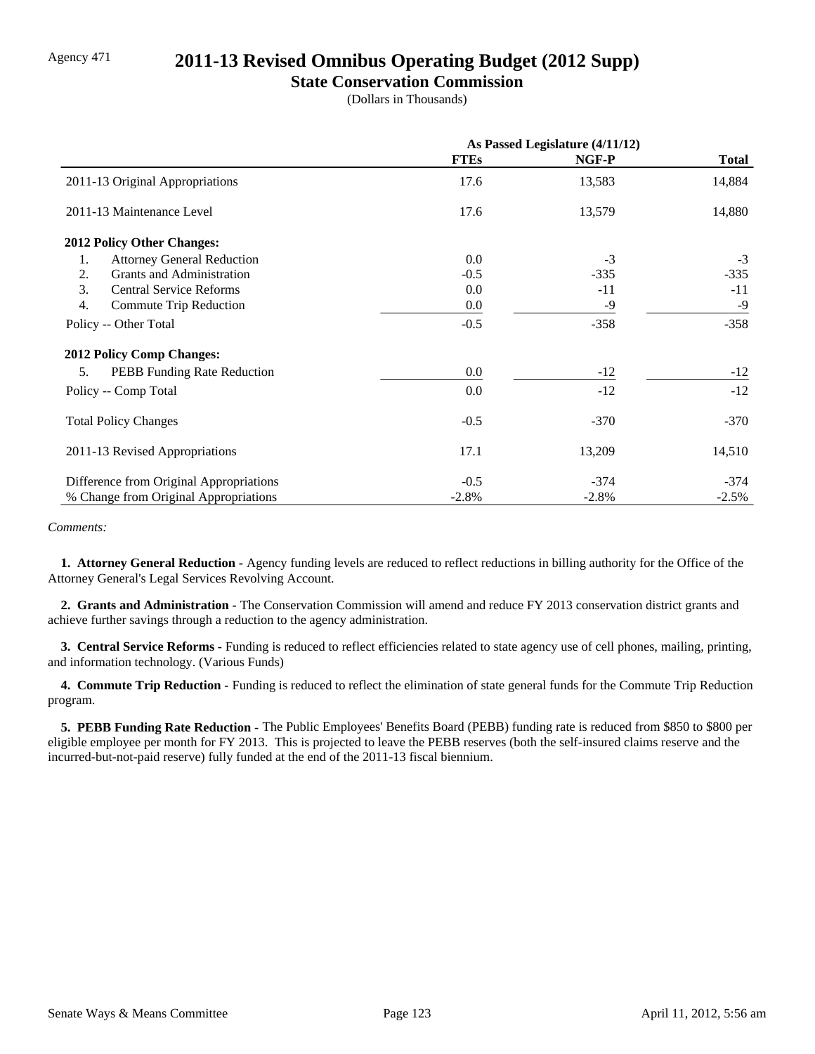Agency 471

# 2011-13 Revised Omnibus Operating Budget (2012 Supp)

## State Conservation Commission

(Dollars in Thousands)

| | As Passed Legislature (4/11/12) | | |
|---|---|---|---|
| | FTEs | NGF-P | Total |
| 2011-13 Original Appropriations | 17.6 | 13,583 | 14,884 |
| 2011-13 Maintenance Level | 17.6 | 13,579 | 14,880 |
| **2012 Policy Other Changes:** | | | |
| 1. Attorney General Reduction | 0.0 | -3 | -3 |
| 2. Grants and Administration | -0.5 | -335 | -335 |
| 3. Central Service Reforms | 0.0 | -11 | -11 |
| 4. Commute Trip Reduction | 0.0 | -9 | -9 |
| Policy -- Other Total | -0.5 | -358 | -358 |
| **2012 Policy Comp Changes:** | | | |
| 5. PEBB Funding Rate Reduction | 0.0 | -12 | -12 |
| Policy -- Comp Total | 0.0 | -12 | -12 |
| Total Policy Changes | -0.5 | -370 | -370 |
| 2011-13 Revised Appropriations | 17.1 | 13,209 | 14,510 |
| Difference from Original Appropriations | -0.5 | -374 | -374 |
| % Change from Original Appropriations | -2.8% | -2.8% | -2.5% |

*Comments:*

**1. Attorney General Reduction -** Agency funding levels are reduced to reflect reductions in billing authority for the Office of the Attorney General's Legal Services Revolving Account.

**2. Grants and Administration -** The Conservation Commission will amend and reduce FY 2013 conservation district grants and achieve further savings through a reduction to the agency administration.

**3. Central Service Reforms -** Funding is reduced to reflect efficiencies related to state agency use of cell phones, mailing, printing, and information technology. (Various Funds)

**4. Commute Trip Reduction -** Funding is reduced to reflect the elimination of state general funds for the Commute Trip Reduction program.

**5. PEBB Funding Rate Reduction -** The Public Employees' Benefits Board (PEBB) funding rate is reduced from $850 to $800 per eligible employee per month for FY 2013. This is projected to leave the PEBB reserves (both the self-insured claims reserve and the incurred-but-not-paid reserve) fully funded at the end of the 2011-13 fiscal biennium.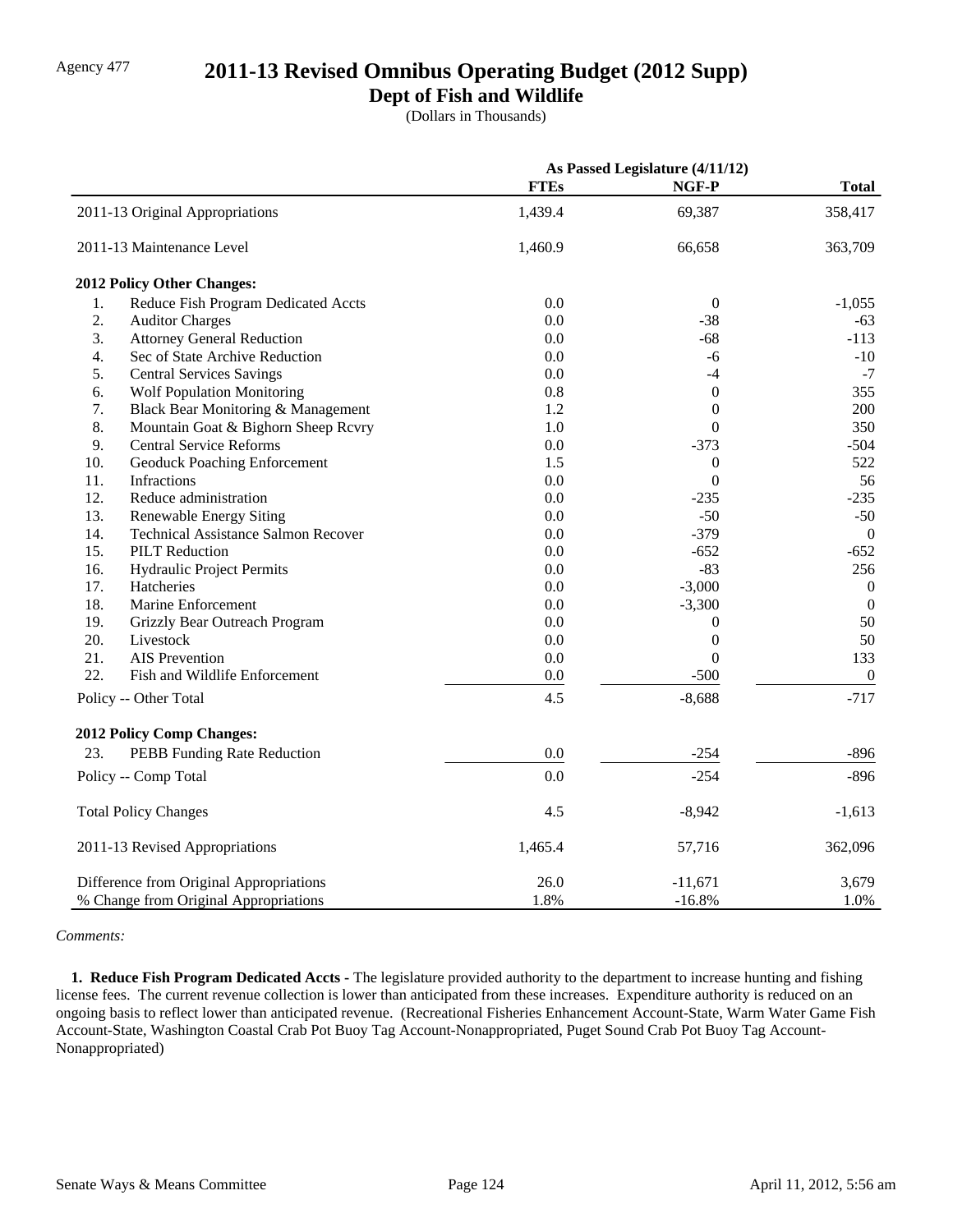Agency 477

# 2011-13 Revised Omnibus Operating Budget (2012 Supp)

## Dept of Fish and Wildlife

(Dollars in Thousands)

| | As Passed Legislature (4/11/12) | | |
|---|---|---|---|
| | **FTEs** | **NGF-P** | **Total** |
| 2011-13 Original Appropriations | 1,439.4 | 69,387 | 358,417 |
| 2011-13 Maintenance Level | 1,460.9 | 66,658 | 363,709 |
| **2012 Policy Other Changes:** | | | |
| 1. Reduce Fish Program Dedicated Accts | 0.0 | 0 | -1,055 |
| 2. Auditor Charges | 0.0 | -38 | -63 |
| 3. Attorney General Reduction | 0.0 | -68 | -113 |
| 4. Sec of State Archive Reduction | 0.0 | -6 | -10 |
| 5. Central Services Savings | 0.0 | -4 | -7 |
| 6. Wolf Population Monitoring | 0.8 | 0 | 355 |
| 7. Black Bear Monitoring & Management | 1.2 | 0 | 200 |
| 8. Mountain Goat & Bighorn Sheep Rcvry | 1.0 | 0 | 350 |
| 9. Central Service Reforms | 0.0 | -373 | -504 |
| 10. Geoduck Poaching Enforcement | 1.5 | 0 | 522 |
| 11. Infractions | 0.0 | 0 | 56 |
| 12. Reduce administration | 0.0 | -235 | -235 |
| 13. Renewable Energy Siting | 0.0 | -50 | -50 |
| 14. Technical Assistance Salmon Recover | 0.0 | -379 | 0 |
| 15. PILT Reduction | 0.0 | -652 | -652 |
| 16. Hydraulic Project Permits | 0.0 | -83 | 256 |
| 17. Hatcheries | 0.0 | -3,000 | 0 |
| 18. Marine Enforcement | 0.0 | -3,300 | 0 |
| 19. Grizzly Bear Outreach Program | 0.0 | 0 | 50 |
| 20. Livestock | 0.0 | 0 | 50 |
| 21. AIS Prevention | 0.0 | 0 | 133 |
| 22. Fish and Wildlife Enforcement | 0.0 | -500 | 0 |
| Policy -- Other Total | 4.5 | -8,688 | -717 |
| **2012 Policy Comp Changes:** | | | |
| 23. PEBB Funding Rate Reduction | 0.0 | -254 | -896 |
| Policy -- Comp Total | 0.0 | -254 | -896 |
| Total Policy Changes | 4.5 | -8,942 | -1,613 |
| 2011-13 Revised Appropriations | 1,465.4 | 57,716 | 362,096 |
| Difference from Original Appropriations | 26.0 | -11,671 | 3,679 |
| % Change from Original Appropriations | 1.8% | -16.8% | 1.0% |

*Comments:*

**1. Reduce Fish Program Dedicated Accts -** The legislature provided authority to the department to increase hunting and fishing license fees. The current revenue collection is lower than anticipated from these increases. Expenditure authority is reduced on an ongoing basis to reflect lower than anticipated revenue. (Recreational Fisheries Enhancement Account-State, Warm Water Game Fish Account-State, Washington Coastal Crab Pot Buoy Tag Account-Nonappropriated, Puget Sound Crab Pot Buoy Tag Account-Nonappropriated)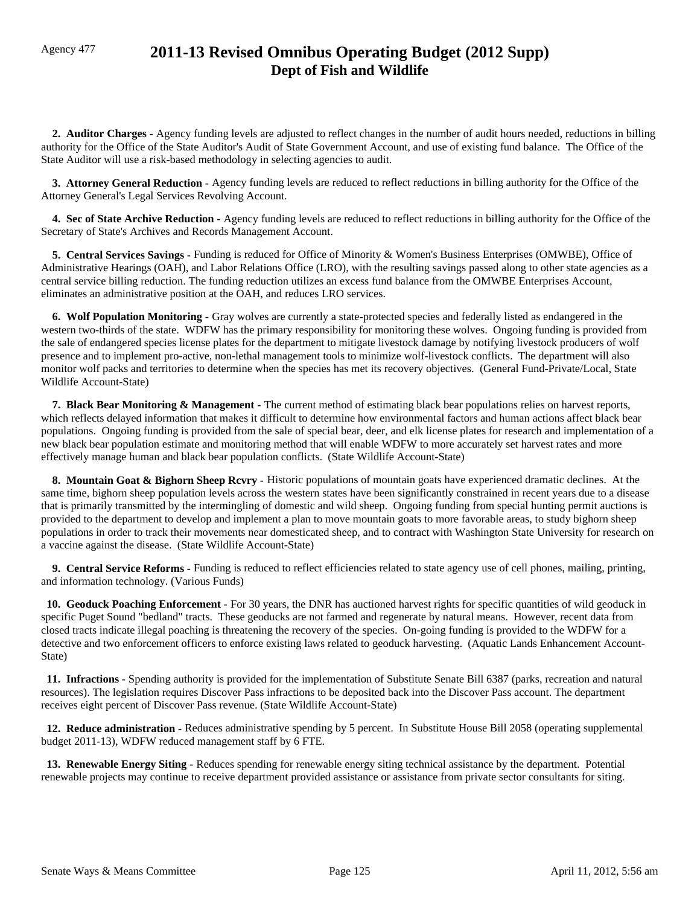Agency 477

# 2011-13 Revised Omnibus Operating Budget (2012 Supp)
## Dept of Fish and Wildlife

**2. Auditor Charges -** Agency funding levels are adjusted to reflect changes in the number of audit hours needed, reductions in billing authority for the Office of the State Auditor's Audit of State Government Account, and use of existing fund balance. The Office of the State Auditor will use a risk-based methodology in selecting agencies to audit.

**3. Attorney General Reduction -** Agency funding levels are reduced to reflect reductions in billing authority for the Office of the Attorney General's Legal Services Revolving Account.

**4. Sec of State Archive Reduction -** Agency funding levels are reduced to reflect reductions in billing authority for the Office of the Secretary of State's Archives and Records Management Account.

**5. Central Services Savings -** Funding is reduced for Office of Minority & Women's Business Enterprises (OMWBE), Office of Administrative Hearings (OAH), and Labor Relations Office (LRO), with the resulting savings passed along to other state agencies as a central service billing reduction. The funding reduction utilizes an excess fund balance from the OMWBE Enterprises Account, eliminates an administrative position at the OAH, and reduces LRO services.

**6. Wolf Population Monitoring -** Gray wolves are currently a state-protected species and federally listed as endangered in the western two-thirds of the state. WDFW has the primary responsibility for monitoring these wolves. Ongoing funding is provided from the sale of endangered species license plates for the department to mitigate livestock damage by notifying livestock producers of wolf presence and to implement pro-active, non-lethal management tools to minimize wolf-livestock conflicts. The department will also monitor wolf packs and territories to determine when the species has met its recovery objectives. (General Fund-Private/Local, State Wildlife Account-State)

**7. Black Bear Monitoring & Management -** The current method of estimating black bear populations relies on harvest reports, which reflects delayed information that makes it difficult to determine how environmental factors and human actions affect black bear populations. Ongoing funding is provided from the sale of special bear, deer, and elk license plates for research and implementation of a new black bear population estimate and monitoring method that will enable WDFW to more accurately set harvest rates and more effectively manage human and black bear population conflicts. (State Wildlife Account-State)

**8. Mountain Goat & Bighorn Sheep Rcvry -** Historic populations of mountain goats have experienced dramatic declines. At the same time, bighorn sheep population levels across the western states have been significantly constrained in recent years due to a disease that is primarily transmitted by the intermingling of domestic and wild sheep. Ongoing funding from special hunting permit auctions is provided to the department to develop and implement a plan to move mountain goats to more favorable areas, to study bighorn sheep populations in order to track their movements near domesticated sheep, and to contract with Washington State University for research on a vaccine against the disease. (State Wildlife Account-State)

**9. Central Service Reforms -** Funding is reduced to reflect efficiencies related to state agency use of cell phones, mailing, printing, and information technology. (Various Funds)

**10. Geoduck Poaching Enforcement -** For 30 years, the DNR has auctioned harvest rights for specific quantities of wild geoduck in specific Puget Sound "bedland" tracts. These geoducks are not farmed and regenerate by natural means. However, recent data from closed tracts indicate illegal poaching is threatening the recovery of the species. On-going funding is provided to the WDFW for a detective and two enforcement officers to enforce existing laws related to geoduck harvesting. (Aquatic Lands Enhancement Account-State)

**11. Infractions -** Spending authority is provided for the implementation of Substitute Senate Bill 6387 (parks, recreation and natural resources). The legislation requires Discover Pass infractions to be deposited back into the Discover Pass account. The department receives eight percent of Discover Pass revenue. (State Wildlife Account-State)

**12. Reduce administration -** Reduces administrative spending by 5 percent. In Substitute House Bill 2058 (operating supplemental budget 2011-13), WDFW reduced management staff by 6 FTE.

**13. Renewable Energy Siting -** Reduces spending for renewable energy siting technical assistance by the department. Potential renewable projects may continue to receive department provided assistance or assistance from private sector consultants for siting.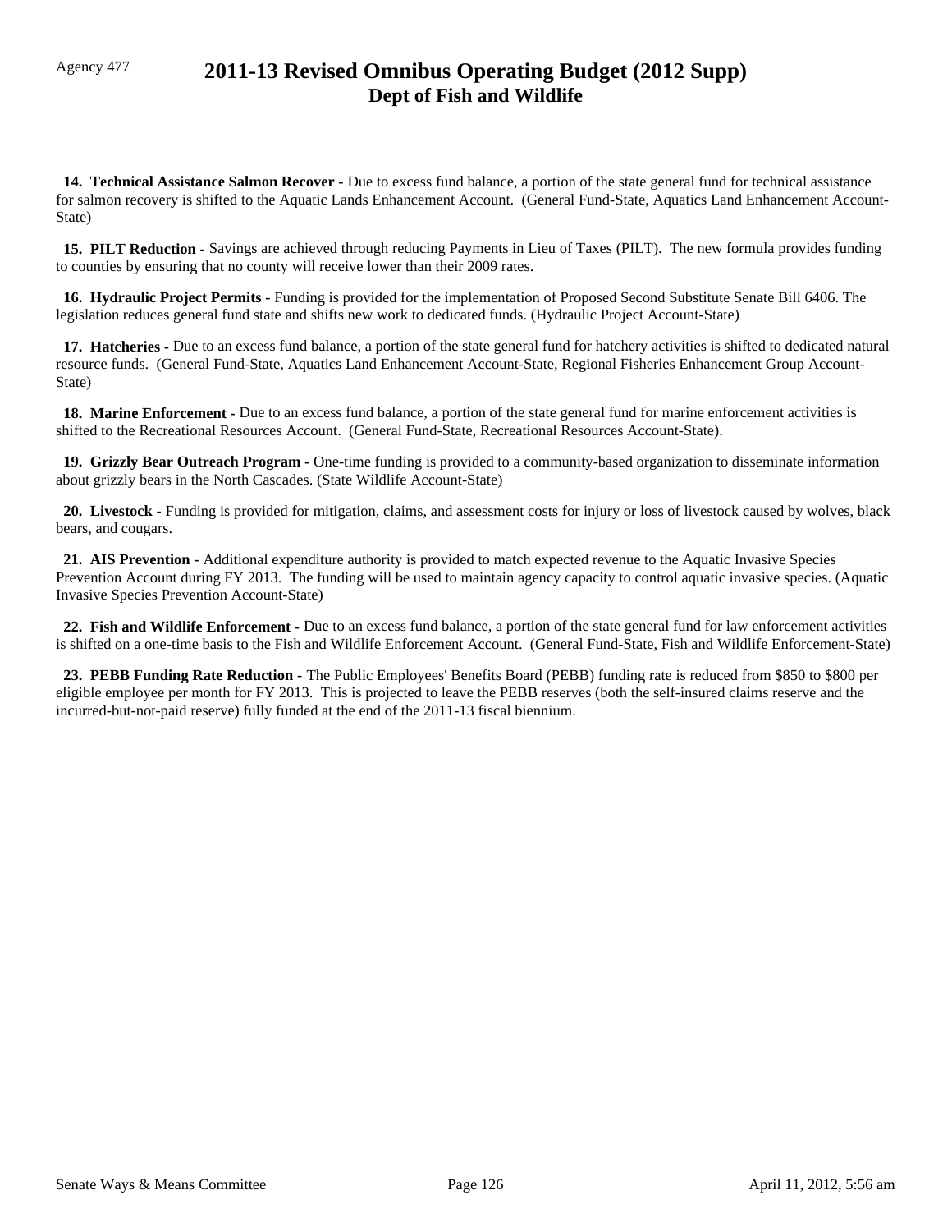Agency 477

# 2011-13 Revised Omnibus Operating Budget (2012 Supp)
## Dept of Fish and Wildlife

**14. Technical Assistance Salmon Recover -** Due to excess fund balance, a portion of the state general fund for technical assistance for salmon recovery is shifted to the Aquatic Lands Enhancement Account. (General Fund-State, Aquatics Land Enhancement Account-State)

**15. PILT Reduction -** Savings are achieved through reducing Payments in Lieu of Taxes (PILT). The new formula provides funding to counties by ensuring that no county will receive lower than their 2009 rates.

**16. Hydraulic Project Permits -** Funding is provided for the implementation of Proposed Second Substitute Senate Bill 6406. The legislation reduces general fund state and shifts new work to dedicated funds. (Hydraulic Project Account-State)

**17. Hatcheries -** Due to an excess fund balance, a portion of the state general fund for hatchery activities is shifted to dedicated natural resource funds. (General Fund-State, Aquatics Land Enhancement Account-State, Regional Fisheries Enhancement Group Account-State)

**18. Marine Enforcement -** Due to an excess fund balance, a portion of the state general fund for marine enforcement activities is shifted to the Recreational Resources Account. (General Fund-State, Recreational Resources Account-State).

**19. Grizzly Bear Outreach Program -** One-time funding is provided to a community-based organization to disseminate information about grizzly bears in the North Cascades. (State Wildlife Account-State)

**20. Livestock -** Funding is provided for mitigation, claims, and assessment costs for injury or loss of livestock caused by wolves, black bears, and cougars.

**21. AIS Prevention -** Additional expenditure authority is provided to match expected revenue to the Aquatic Invasive Species Prevention Account during FY 2013. The funding will be used to maintain agency capacity to control aquatic invasive species. (Aquatic Invasive Species Prevention Account-State)

**22. Fish and Wildlife Enforcement -** Due to an excess fund balance, a portion of the state general fund for law enforcement activities is shifted on a one-time basis to the Fish and Wildlife Enforcement Account. (General Fund-State, Fish and Wildlife Enforcement-State)

**23. PEBB Funding Rate Reduction -** The Public Employees' Benefits Board (PEBB) funding rate is reduced from $850 to $800 per eligible employee per month for FY 2013. This is projected to leave the PEBB reserves (both the self-insured claims reserve and the incurred-but-not-paid reserve) fully funded at the end of the 2011-13 fiscal biennium.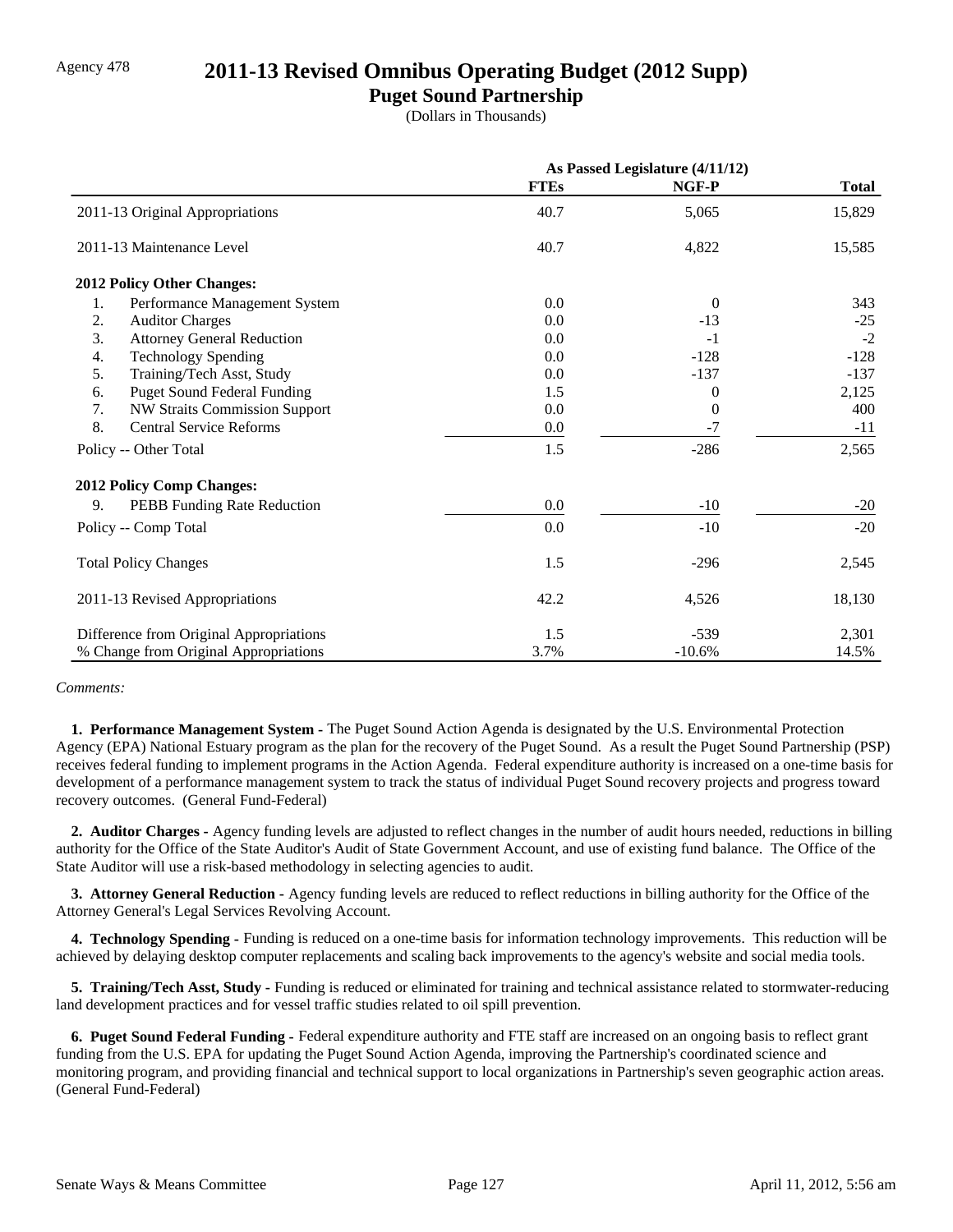Agency 478

# 2011-13 Revised Omnibus Operating Budget (2012 Supp)

## Puget Sound Partnership

(Dollars in Thousands)

| | As Passed Legislature (4/11/12) | | |
|---|---|---|---|
| | **FTEs** | **NGF-P** | **Total** |
| 2011-13 Original Appropriations | 40.7 | 5,065 | 15,829 |
| 2011-13 Maintenance Level | 40.7 | 4,822 | 15,585 |
| **2012 Policy Other Changes:** | | | |
| 1. Performance Management System | 0.0 | 0 | 343 |
| 2. Auditor Charges | 0.0 | -13 | -25 |
| 3. Attorney General Reduction | 0.0 | -1 | -2 |
| 4. Technology Spending | 0.0 | -128 | -128 |
| 5. Training/Tech Asst, Study | 0.0 | -137 | -137 |
| 6. Puget Sound Federal Funding | 1.5 | 0 | 2,125 |
| 7. NW Straits Commission Support | 0.0 | 0 | 400 |
| 8. Central Service Reforms | 0.0 | -7 | -11 |
| Policy -- Other Total | 1.5 | -286 | 2,565 |
| **2012 Policy Comp Changes:** | | | |
| 9. PEBB Funding Rate Reduction | 0.0 | -10 | -20 |
| Policy -- Comp Total | 0.0 | -10 | -20 |
| Total Policy Changes | 1.5 | -296 | 2,545 |
| 2011-13 Revised Appropriations | 42.2 | 4,526 | 18,130 |
| Difference from Original Appropriations | 1.5 | -539 | 2,301 |
| % Change from Original Appropriations | 3.7% | -10.6% | 14.5% |

*Comments:*

**1. Performance Management System -** The Puget Sound Action Agenda is designated by the U.S. Environmental Protection Agency (EPA) National Estuary program as the plan for the recovery of the Puget Sound. As a result the Puget Sound Partnership (PSP) receives federal funding to implement programs in the Action Agenda. Federal expenditure authority is increased on a one-time basis for development of a performance management system to track the status of individual Puget Sound recovery projects and progress toward recovery outcomes. (General Fund-Federal)

**2. Auditor Charges -** Agency funding levels are adjusted to reflect changes in the number of audit hours needed, reductions in billing authority for the Office of the State Auditor's Audit of State Government Account, and use of existing fund balance. The Office of the State Auditor will use a risk-based methodology in selecting agencies to audit.

**3. Attorney General Reduction -** Agency funding levels are reduced to reflect reductions in billing authority for the Office of the Attorney General's Legal Services Revolving Account.

**4. Technology Spending -** Funding is reduced on a one-time basis for information technology improvements. This reduction will be achieved by delaying desktop computer replacements and scaling back improvements to the agency's website and social media tools.

**5. Training/Tech Asst, Study -** Funding is reduced or eliminated for training and technical assistance related to stormwater-reducing land development practices and for vessel traffic studies related to oil spill prevention.

**6. Puget Sound Federal Funding -** Federal expenditure authority and FTE staff are increased on an ongoing basis to reflect grant funding from the U.S. EPA for updating the Puget Sound Action Agenda, improving the Partnership's coordinated science and monitoring program, and providing financial and technical support to local organizations in Partnership's seven geographic action areas. (General Fund-Federal)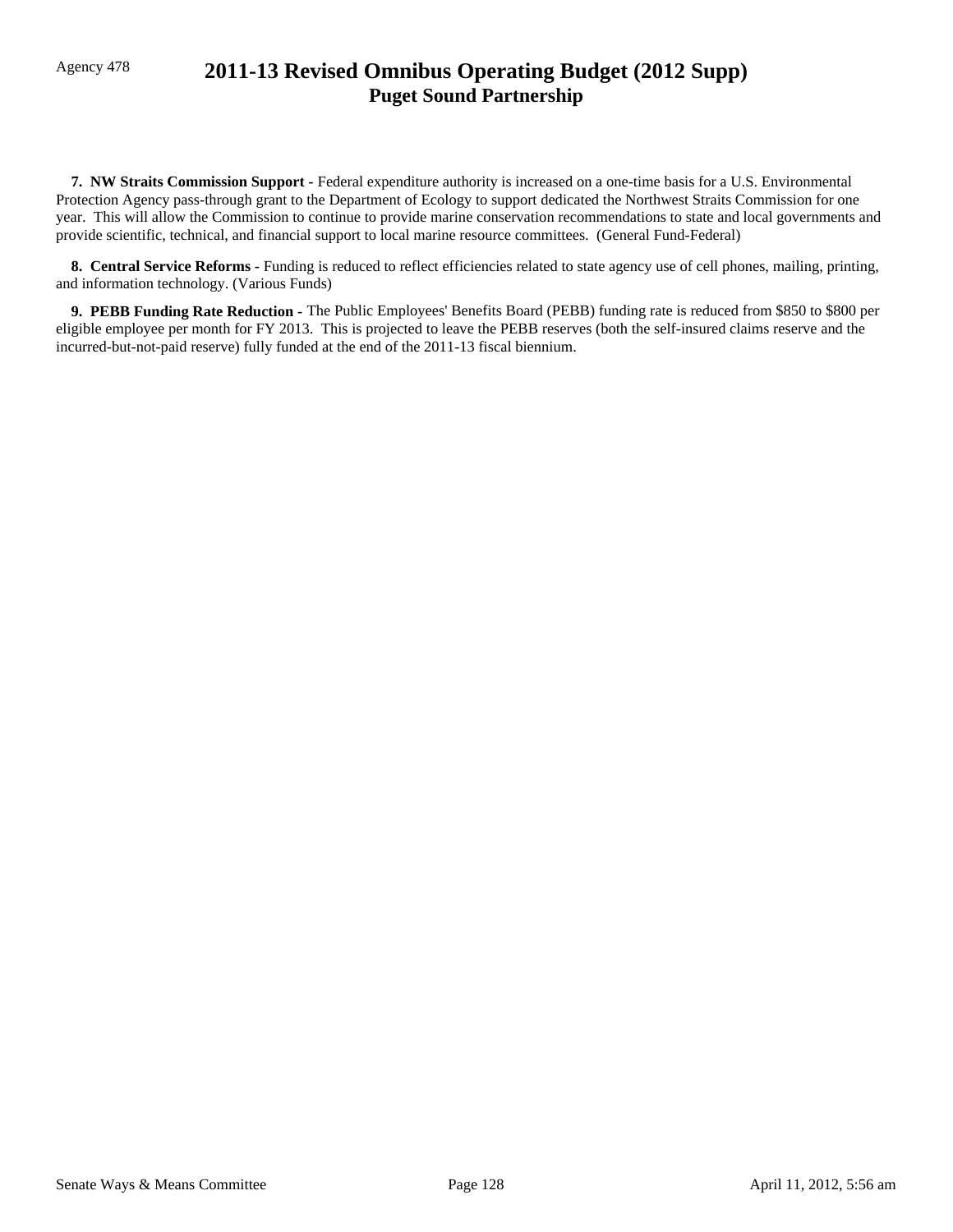Agency 478

# 2011-13 Revised Omnibus Operating Budget (2012 Supp)
## Puget Sound Partnership

**7. NW Straits Commission Support -** Federal expenditure authority is increased on a one-time basis for a U.S. Environmental Protection Agency pass-through grant to the Department of Ecology to support dedicated the Northwest Straits Commission for one year. This will allow the Commission to continue to provide marine conservation recommendations to state and local governments and provide scientific, technical, and financial support to local marine resource committees. (General Fund-Federal)

**8. Central Service Reforms -** Funding is reduced to reflect efficiencies related to state agency use of cell phones, mailing, printing, and information technology. (Various Funds)

**9. PEBB Funding Rate Reduction -** The Public Employees' Benefits Board (PEBB) funding rate is reduced from $850 to $800 per eligible employee per month for FY 2013. This is projected to leave the PEBB reserves (both the self-insured claims reserve and the incurred-but-not-paid reserve) fully funded at the end of the 2011-13 fiscal biennium.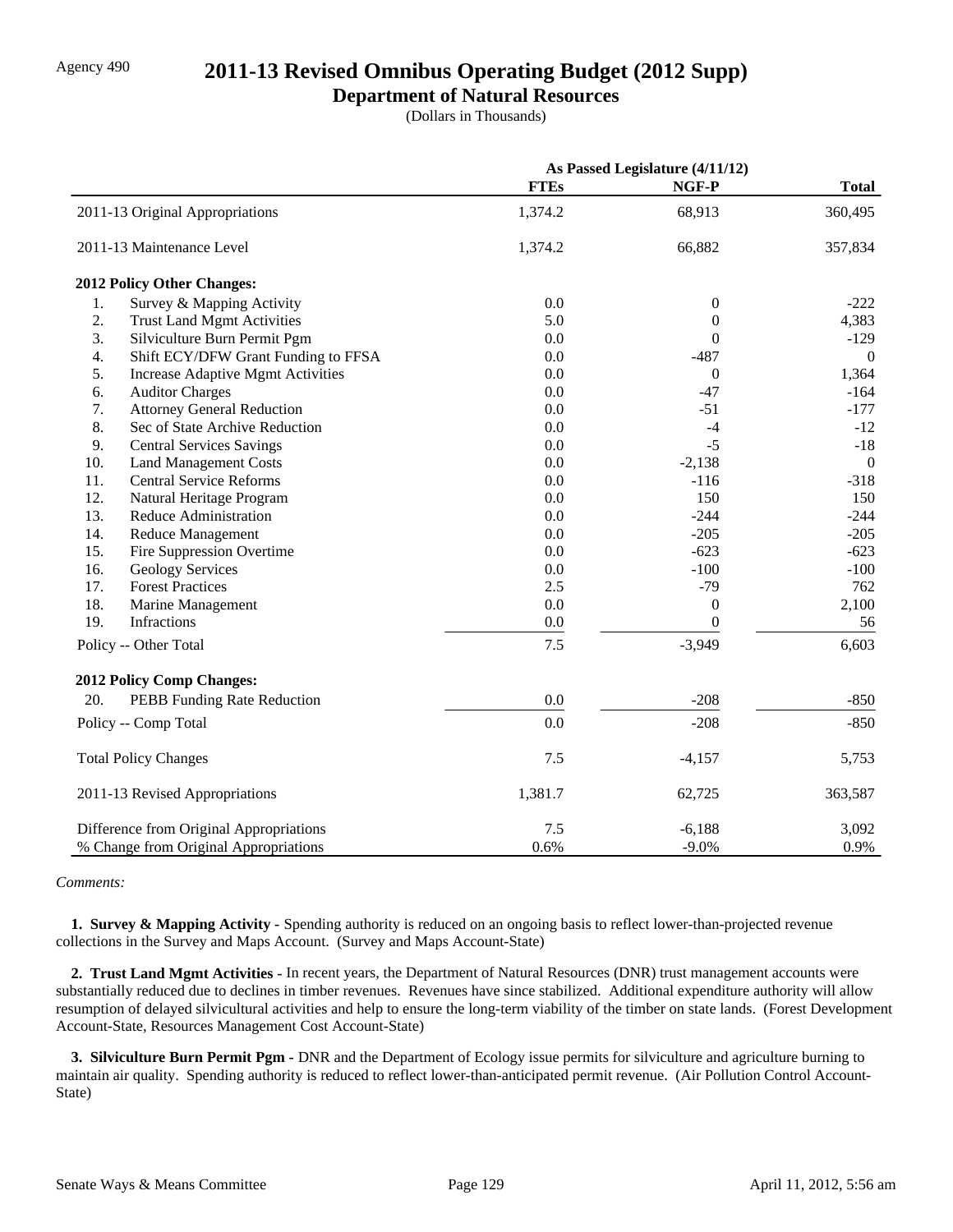Agency 490

# 2011-13 Revised Omnibus Operating Budget (2012 Supp)

## Department of Natural Resources

(Dollars in Thousands)

| | As Passed Legislature (4/11/12) | | |
|---|---|---|---|
| | FTEs | NGF-P | Total |
| 2011-13 Original Appropriations | 1,374.2 | 68,913 | 360,495 |
| 2011-13 Maintenance Level | 1,374.2 | 66,882 | 357,834 |
| **2012 Policy Other Changes:** | | | |
| 1. Survey & Mapping Activity | 0.0 | 0 | -222 |
| 2. Trust Land Mgmt Activities | 5.0 | 0 | 4,383 |
| 3. Silviculture Burn Permit Pgm | 0.0 | 0 | -129 |
| 4. Shift ECY/DFW Grant Funding to FFSA | 0.0 | -487 | 0 |
| 5. Increase Adaptive Mgmt Activities | 0.0 | 0 | 1,364 |
| 6. Auditor Charges | 0.0 | -47 | -164 |
| 7. Attorney General Reduction | 0.0 | -51 | -177 |
| 8. Sec of State Archive Reduction | 0.0 | -4 | -12 |
| 9. Central Services Savings | 0.0 | -5 | -18 |
| 10. Land Management Costs | 0.0 | -2,138 | 0 |
| 11. Central Service Reforms | 0.0 | -116 | -318 |
| 12. Natural Heritage Program | 0.0 | 150 | 150 |
| 13. Reduce Administration | 0.0 | -244 | -244 |
| 14. Reduce Management | 0.0 | -205 | -205 |
| 15. Fire Suppression Overtime | 0.0 | -623 | -623 |
| 16. Geology Services | 0.0 | -100 | -100 |
| 17. Forest Practices | 2.5 | -79 | 762 |
| 18. Marine Management | 0.0 | 0 | 2,100 |
| 19. Infractions | 0.0 | 0 | 56 |
| Policy -- Other Total | 7.5 | -3,949 | 6,603 |
| **2012 Policy Comp Changes:** | | | |
| 20. PEBB Funding Rate Reduction | 0.0 | -208 | -850 |
| Policy -- Comp Total | 0.0 | -208 | -850 |
| Total Policy Changes | 7.5 | -4,157 | 5,753 |
| 2011-13 Revised Appropriations | 1,381.7 | 62,725 | 363,587 |
| Difference from Original Appropriations | 7.5 | -6,188 | 3,092 |
| % Change from Original Appropriations | 0.6% | -9.0% | 0.9% |

*Comments:*

**1. Survey & Mapping Activity -** Spending authority is reduced on an ongoing basis to reflect lower-than-projected revenue collections in the Survey and Maps Account. (Survey and Maps Account-State)

**2. Trust Land Mgmt Activities -** In recent years, the Department of Natural Resources (DNR) trust management accounts were substantially reduced due to declines in timber revenues. Revenues have since stabilized. Additional expenditure authority will allow resumption of delayed silvicultural activities and help to ensure the long-term viability of the timber on state lands. (Forest Development Account-State, Resources Management Cost Account-State)

**3. Silviculture Burn Permit Pgm -** DNR and the Department of Ecology issue permits for silviculture and agriculture burning to maintain air quality. Spending authority is reduced to reflect lower-than-anticipated permit revenue. (Air Pollution Control Account-State)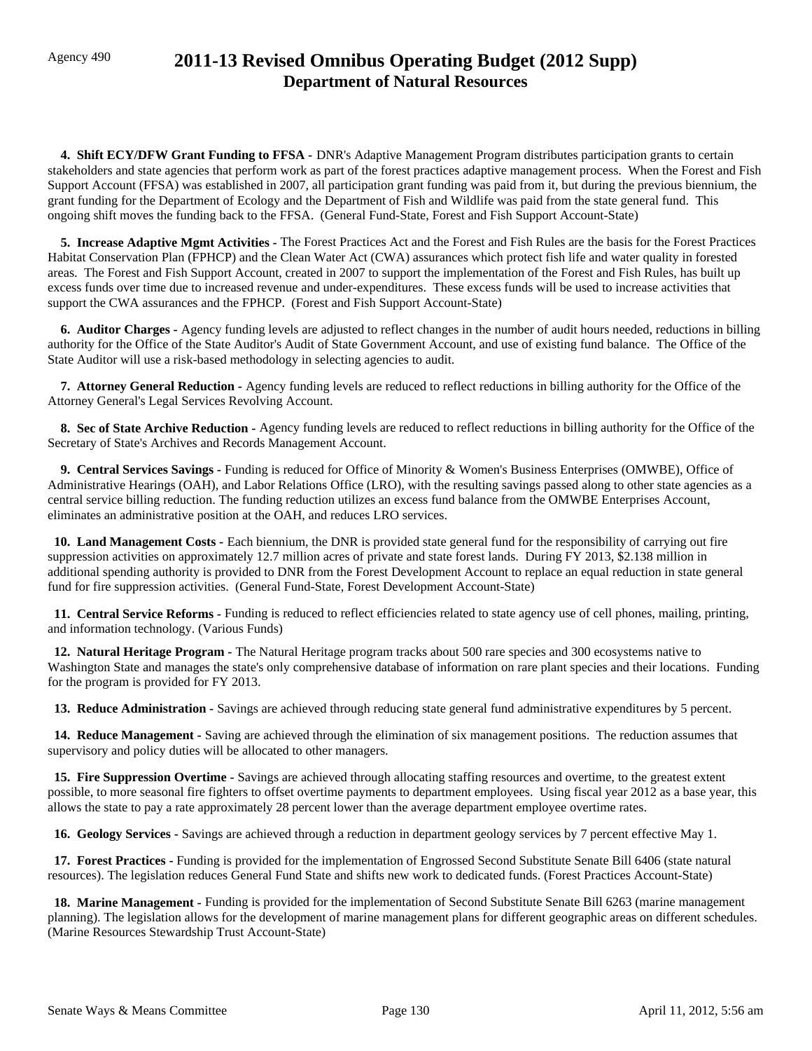Agency 490

# 2011-13 Revised Omnibus Operating Budget (2012 Supp)
## Department of Natural Resources

**4. Shift ECY/DFW Grant Funding to FFSA -** DNR's Adaptive Management Program distributes participation grants to certain stakeholders and state agencies that perform work as part of the forest practices adaptive management process. When the Forest and Fish Support Account (FFSA) was established in 2007, all participation grant funding was paid from it, but during the previous biennium, the grant funding for the Department of Ecology and the Department of Fish and Wildlife was paid from the state general fund. This ongoing shift moves the funding back to the FFSA. (General Fund-State, Forest and Fish Support Account-State)

**5. Increase Adaptive Mgmt Activities -** The Forest Practices Act and the Forest and Fish Rules are the basis for the Forest Practices Habitat Conservation Plan (FPHCP) and the Clean Water Act (CWA) assurances which protect fish life and water quality in forested areas. The Forest and Fish Support Account, created in 2007 to support the implementation of the Forest and Fish Rules, has built up excess funds over time due to increased revenue and under-expenditures. These excess funds will be used to increase activities that support the CWA assurances and the FPHCP. (Forest and Fish Support Account-State)

**6. Auditor Charges -** Agency funding levels are adjusted to reflect changes in the number of audit hours needed, reductions in billing authority for the Office of the State Auditor's Audit of State Government Account, and use of existing fund balance. The Office of the State Auditor will use a risk-based methodology in selecting agencies to audit.

**7. Attorney General Reduction -** Agency funding levels are reduced to reflect reductions in billing authority for the Office of the Attorney General's Legal Services Revolving Account.

**8. Sec of State Archive Reduction -** Agency funding levels are reduced to reflect reductions in billing authority for the Office of the Secretary of State's Archives and Records Management Account.

**9. Central Services Savings -** Funding is reduced for Office of Minority & Women's Business Enterprises (OMWBE), Office of Administrative Hearings (OAH), and Labor Relations Office (LRO), with the resulting savings passed along to other state agencies as a central service billing reduction. The funding reduction utilizes an excess fund balance from the OMWBE Enterprises Account, eliminates an administrative position at the OAH, and reduces LRO services.

**10. Land Management Costs -** Each biennium, the DNR is provided state general fund for the responsibility of carrying out fire suppression activities on approximately 12.7 million acres of private and state forest lands. During FY 2013, $2.138 million in additional spending authority is provided to DNR from the Forest Development Account to replace an equal reduction in state general fund for fire suppression activities. (General Fund-State, Forest Development Account-State)

**11. Central Service Reforms -** Funding is reduced to reflect efficiencies related to state agency use of cell phones, mailing, printing, and information technology. (Various Funds)

**12. Natural Heritage Program -** The Natural Heritage program tracks about 500 rare species and 300 ecosystems native to Washington State and manages the state's only comprehensive database of information on rare plant species and their locations. Funding for the program is provided for FY 2013.

**13. Reduce Administration -** Savings are achieved through reducing state general fund administrative expenditures by 5 percent.

**14. Reduce Management -** Saving are achieved through the elimination of six management positions. The reduction assumes that supervisory and policy duties will be allocated to other managers.

**15. Fire Suppression Overtime -** Savings are achieved through allocating staffing resources and overtime, to the greatest extent possible, to more seasonal fire fighters to offset overtime payments to department employees. Using fiscal year 2012 as a base year, this allows the state to pay a rate approximately 28 percent lower than the average department employee overtime rates.

**16. Geology Services -** Savings are achieved through a reduction in department geology services by 7 percent effective May 1.

**17. Forest Practices -** Funding is provided for the implementation of Engrossed Second Substitute Senate Bill 6406 (state natural resources). The legislation reduces General Fund State and shifts new work to dedicated funds. (Forest Practices Account-State)

**18. Marine Management -** Funding is provided for the implementation of Second Substitute Senate Bill 6263 (marine management planning). The legislation allows for the development of marine management plans for different geographic areas on different schedules. (Marine Resources Stewardship Trust Account-State)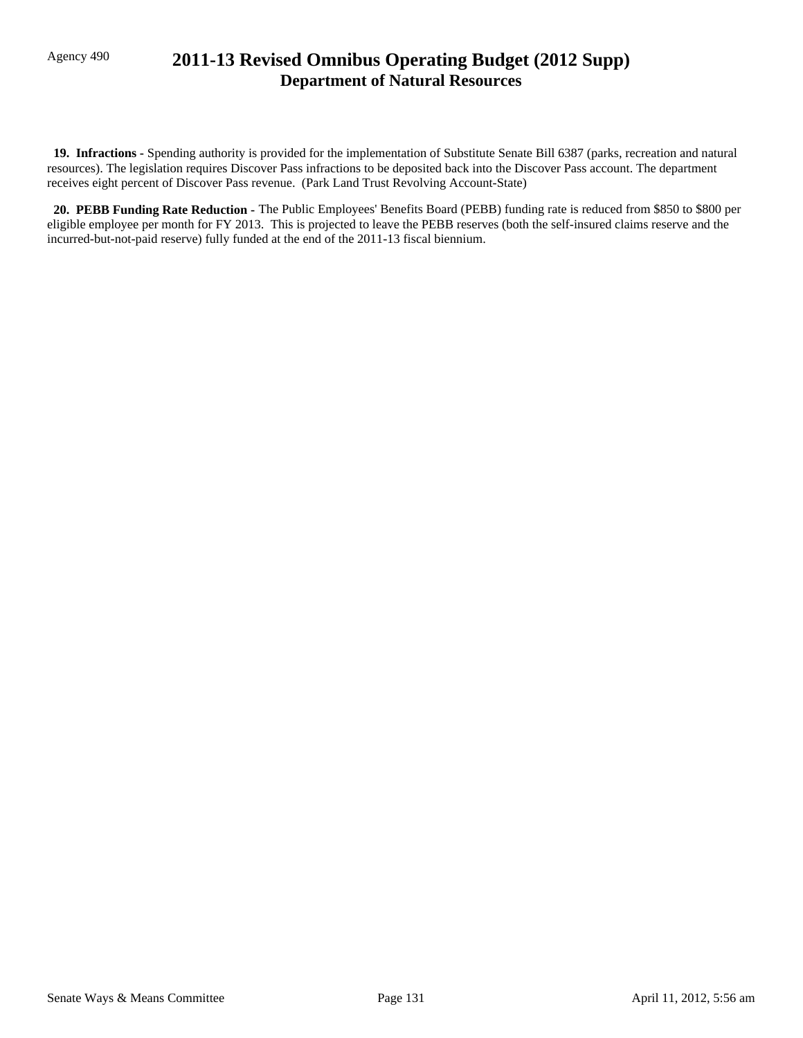**19. Infractions -** Spending authority is provided for the implementation of Substitute Senate Bill 6387 (parks, recreation and natural resources). The legislation requires Discover Pass infractions to be deposited back into the Discover Pass account. The department receives eight percent of Discover Pass revenue. (Park Land Trust Revolving Account-State)

**20. PEBB Funding Rate Reduction -** The Public Employees' Benefits Board (PEBB) funding rate is reduced from $850 to $800 per eligible employee per month for FY 2013. This is projected to leave the PEBB reserves (both the self-insured claims reserve and the incurred-but-not-paid reserve) fully funded at the end of the 2011-13 fiscal biennium.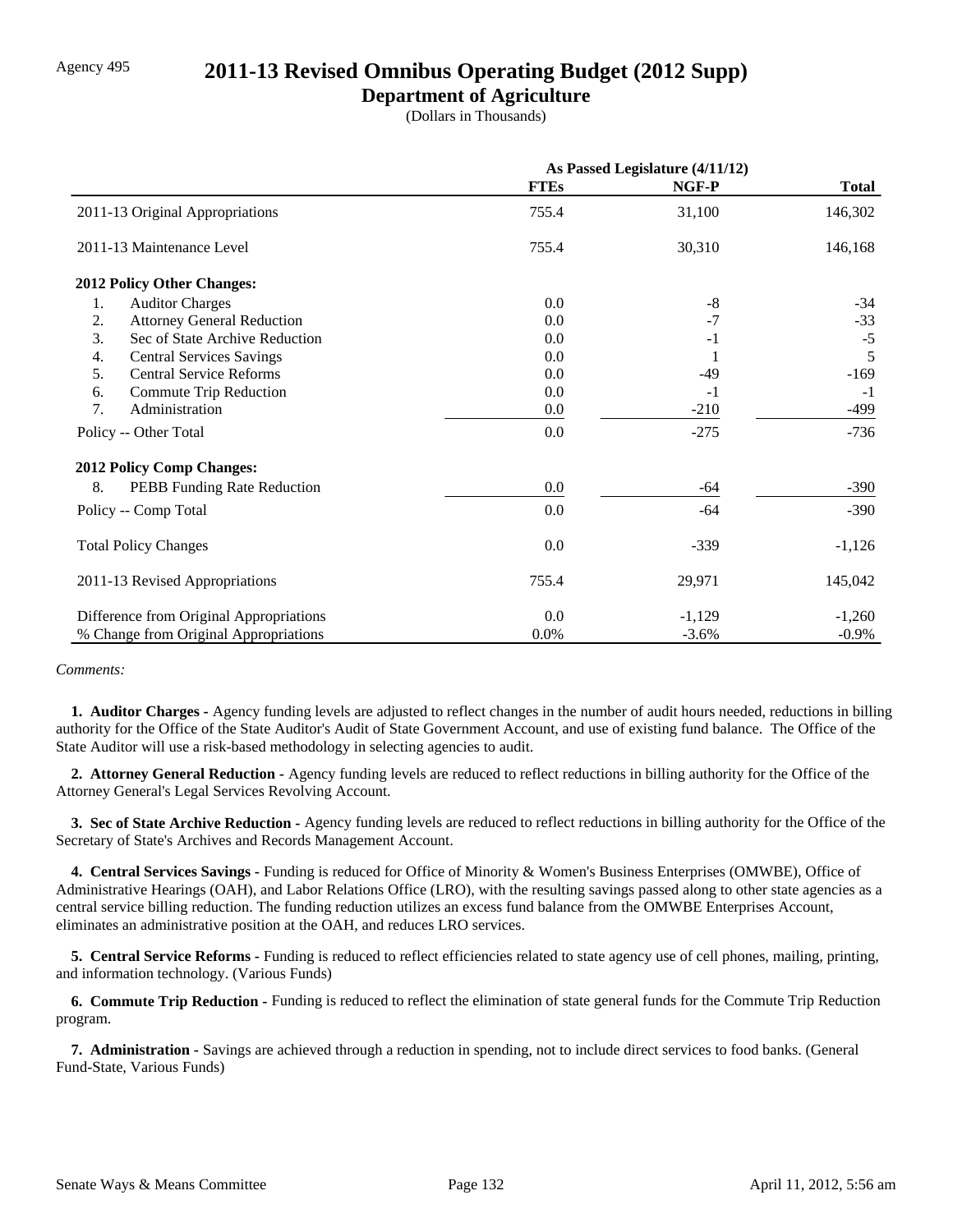Agency 495

# 2011-13 Revised Omnibus Operating Budget (2012 Supp)

## Department of Agriculture

(Dollars in Thousands)

| | As Passed Legislature (4/11/12) | | |
|---|---|---|---|
| | **FTEs** | **NGF-P** | **Total** |
| 2011-13 Original Appropriations | 755.4 | 31,100 | 146,302 |
| 2011-13 Maintenance Level | 755.4 | 30,310 | 146,168 |
| **2012 Policy Other Changes:** | | | |
| 1. Auditor Charges | 0.0 | -8 | -34 |
| 2. Attorney General Reduction | 0.0 | -7 | -33 |
| 3. Sec of State Archive Reduction | 0.0 | -1 | -5 |
| 4. Central Services Savings | 0.0 | 1 | 5 |
| 5. Central Service Reforms | 0.0 | -49 | -169 |
| 6. Commute Trip Reduction | 0.0 | -1 | -1 |
| 7. Administration | 0.0 | -210 | -499 |
| Policy -- Other Total | 0.0 | -275 | -736 |
| **2012 Policy Comp Changes:** | | | |
| 8. PEBB Funding Rate Reduction | 0.0 | -64 | -390 |
| Policy -- Comp Total | 0.0 | -64 | -390 |
| Total Policy Changes | 0.0 | -339 | -1,126 |
| 2011-13 Revised Appropriations | 755.4 | 29,971 | 145,042 |
| Difference from Original Appropriations | 0.0 | -1,129 | -1,260 |
| % Change from Original Appropriations | 0.0% | -3.6% | -0.9% |

*Comments:*

**1. Auditor Charges -** Agency funding levels are adjusted to reflect changes in the number of audit hours needed, reductions in billing authority for the Office of the State Auditor's Audit of State Government Account, and use of existing fund balance. The Office of the State Auditor will use a risk-based methodology in selecting agencies to audit.

**2. Attorney General Reduction -** Agency funding levels are reduced to reflect reductions in billing authority for the Office of the Attorney General's Legal Services Revolving Account.

**3. Sec of State Archive Reduction -** Agency funding levels are reduced to reflect reductions in billing authority for the Office of the Secretary of State's Archives and Records Management Account.

**4. Central Services Savings -** Funding is reduced for Office of Minority & Women's Business Enterprises (OMWBE), Office of Administrative Hearings (OAH), and Labor Relations Office (LRO), with the resulting savings passed along to other state agencies as a central service billing reduction. The funding reduction utilizes an excess fund balance from the OMWBE Enterprises Account, eliminates an administrative position at the OAH, and reduces LRO services.

**5. Central Service Reforms -** Funding is reduced to reflect efficiencies related to state agency use of cell phones, mailing, printing, and information technology. (Various Funds)

**6. Commute Trip Reduction -** Funding is reduced to reflect the elimination of state general funds for the Commute Trip Reduction program.

**7. Administration -** Savings are achieved through a reduction in spending, not to include direct services to food banks. (General Fund-State, Various Funds)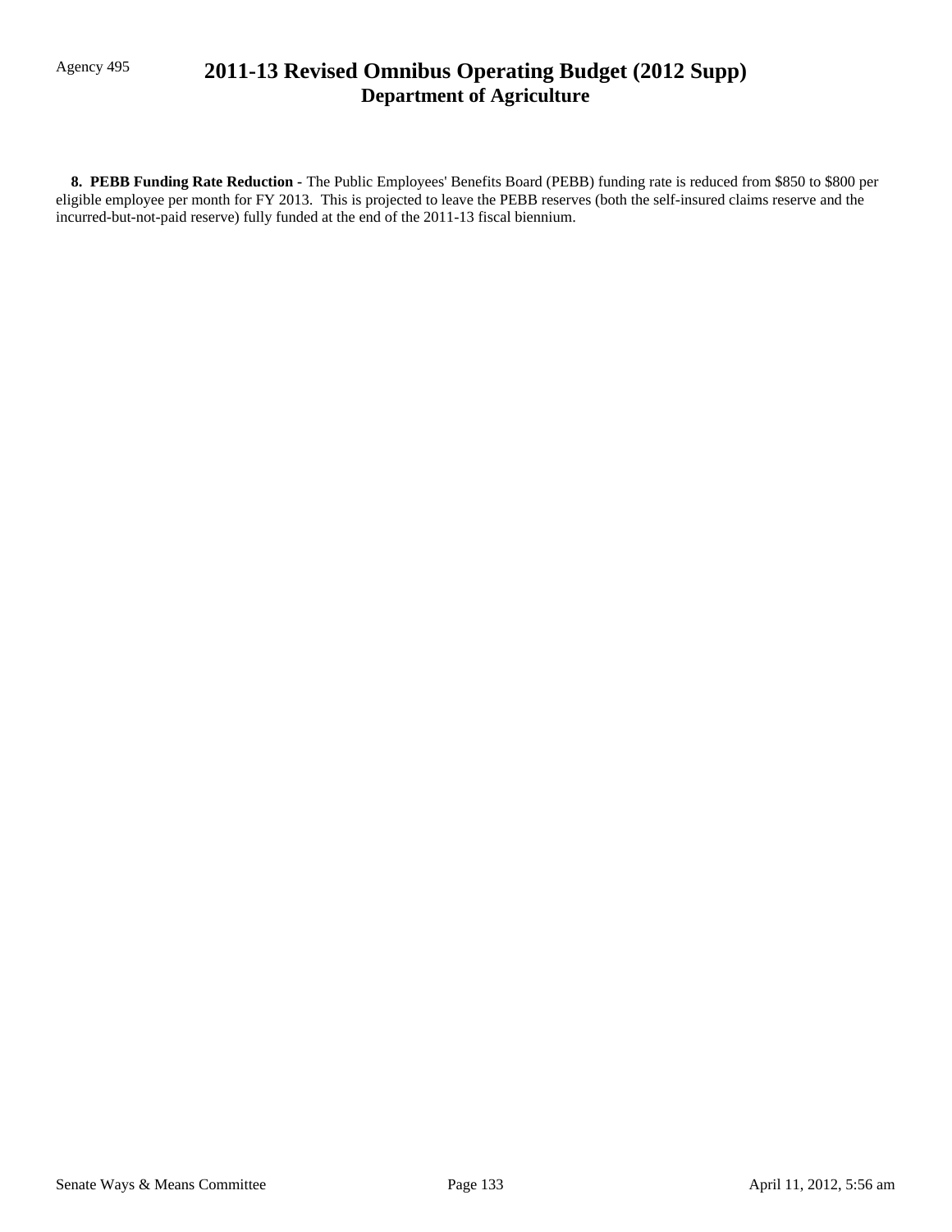**8. PEBB Funding Rate Reduction -** The Public Employees' Benefits Board (PEBB) funding rate is reduced from $850 to $800 per eligible employee per month for FY 2013. This is projected to leave the PEBB reserves (both the self-insured claims reserve and the incurred-but-not-paid reserve) fully funded at the end of the 2011-13 fiscal biennium.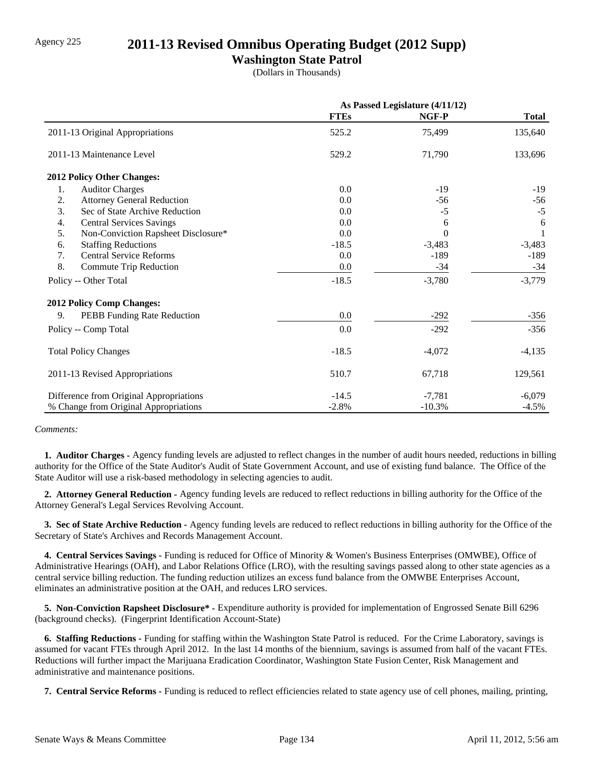Agency 225

# 2011-13 Revised Omnibus Operating Budget (2012 Supp)

## Washington State Patrol

(Dollars in Thousands)

| | As Passed Legislature (4/11/12) | | |
|---|---|---|---|
| | FTEs | NGF-P | Total |
| 2011-13 Original Appropriations | 525.2 | 75,499 | 135,640 |
| 2011-13 Maintenance Level | 529.2 | 71,790 | 133,696 |
| **2012 Policy Other Changes:** | | | |
| 1. Auditor Charges | 0.0 | -19 | -19 |
| 2. Attorney General Reduction | 0.0 | -56 | -56 |
| 3. Sec of State Archive Reduction | 0.0 | -5 | -5 |
| 4. Central Services Savings | 0.0 | 6 | 6 |
| 5. Non-Conviction Rapsheet Disclosure* | 0.0 | 0 | 1 |
| 6. Staffing Reductions | -18.5 | -3,483 | -3,483 |
| 7. Central Service Reforms | 0.0 | -189 | -189 |
| 8. Commute Trip Reduction | 0.0 | -34 | -34 |
| Policy -- Other Total | -18.5 | -3,780 | -3,779 |
| **2012 Policy Comp Changes:** | | | |
| 9. PEBB Funding Rate Reduction | 0.0 | -292 | -356 |
| Policy -- Comp Total | 0.0 | -292 | -356 |
| Total Policy Changes | -18.5 | -4,072 | -4,135 |
| 2011-13 Revised Appropriations | 510.7 | 67,718 | 129,561 |
| Difference from Original Appropriations | -14.5 | -7,781 | -6,079 |
| % Change from Original Appropriations | -2.8% | -10.3% | -4.5% |

*Comments:*

**1. Auditor Charges -** Agency funding levels are adjusted to reflect changes in the number of audit hours needed, reductions in billing authority for the Office of the State Auditor's Audit of State Government Account, and use of existing fund balance. The Office of the State Auditor will use a risk-based methodology in selecting agencies to audit.

**2. Attorney General Reduction -** Agency funding levels are reduced to reflect reductions in billing authority for the Office of the Attorney General's Legal Services Revolving Account.

**3. Sec of State Archive Reduction -** Agency funding levels are reduced to reflect reductions in billing authority for the Office of the Secretary of State's Archives and Records Management Account.

**4. Central Services Savings -** Funding is reduced for Office of Minority & Women's Business Enterprises (OMWBE), Office of Administrative Hearings (OAH), and Labor Relations Office (LRO), with the resulting savings passed along to other state agencies as a central service billing reduction. The funding reduction utilizes an excess fund balance from the OMWBE Enterprises Account, eliminates an administrative position at the OAH, and reduces LRO services.

**5. Non-Conviction Rapsheet Disclosure* -** Expenditure authority is provided for implementation of Engrossed Senate Bill 6296 (background checks). (Fingerprint Identification Account-State)

**6. Staffing Reductions -** Funding for staffing within the Washington State Patrol is reduced. For the Crime Laboratory, savings is assumed for vacant FTEs through April 2012. In the last 14 months of the biennium, savings is assumed from half of the vacant FTEs. Reductions will further impact the Marijuana Eradication Coordinator, Washington State Fusion Center, Risk Management and administrative and maintenance positions.

**7. Central Service Reforms -** Funding is reduced to reflect efficiencies related to state agency use of cell phones, mailing, printing,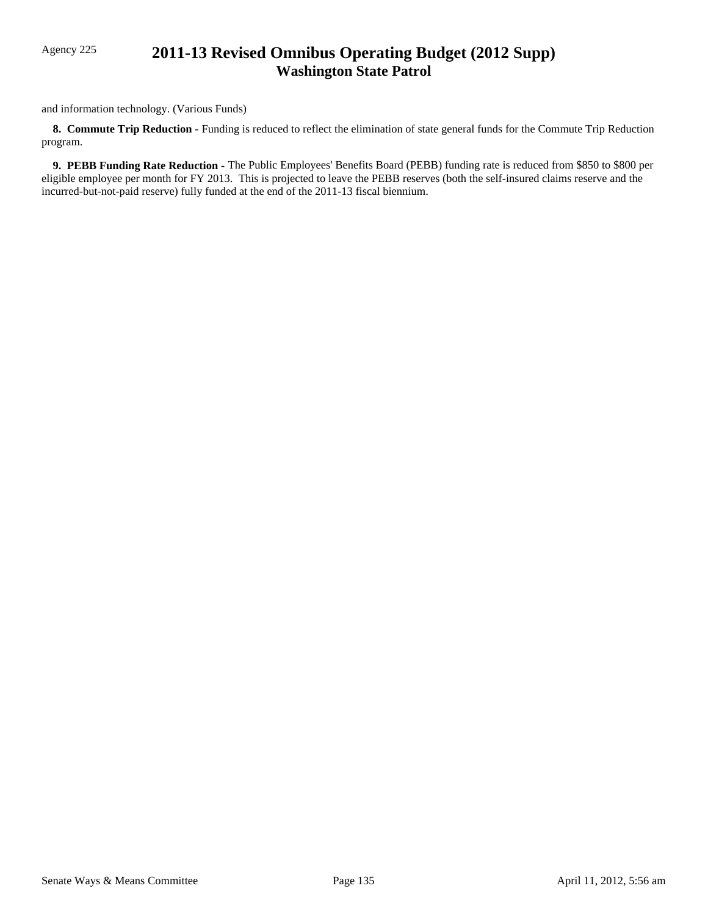and information technology. (Various Funds)

**8. Commute Trip Reduction -** Funding is reduced to reflect the elimination of state general funds for the Commute Trip Reduction program.

**9. PEBB Funding Rate Reduction -** The Public Employees' Benefits Board (PEBB) funding rate is reduced from $850 to $800 per eligible employee per month for FY 2013. This is projected to leave the PEBB reserves (both the self-insured claims reserve and the incurred-but-not-paid reserve) fully funded at the end of the 2011-13 fiscal biennium.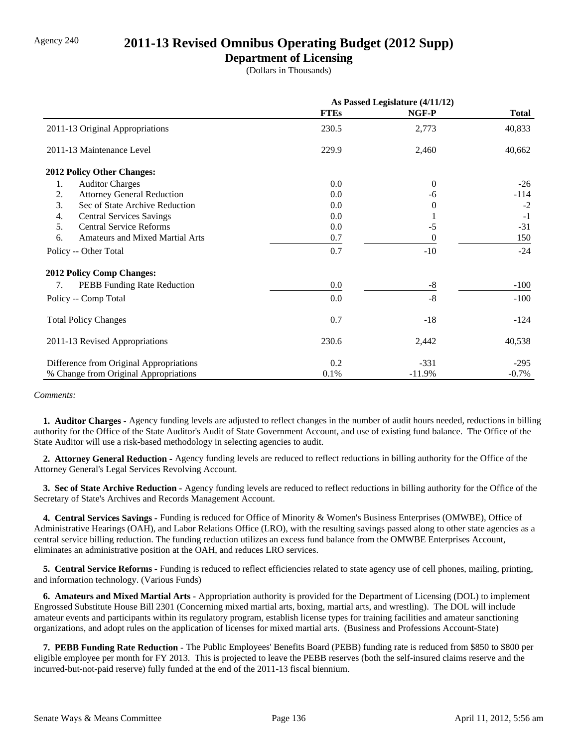Agency 240

# 2011-13 Revised Omnibus Operating Budget (2012 Supp)

## Department of Licensing

(Dollars in Thousands)

| | As Passed Legislature (4/11/12) | | |
|---|---|---|---|
| | **FTEs** | **NGF-P** | **Total** |
| 2011-13 Original Appropriations | 230.5 | 2,773 | 40,833 |
| 2011-13 Maintenance Level | 229.9 | 2,460 | 40,662 |
| **2012 Policy Other Changes:** | | | |
| 1. Auditor Charges | 0.0 | 0 | -26 |
| 2. Attorney General Reduction | 0.0 | -6 | -114 |
| 3. Sec of State Archive Reduction | 0.0 | 0 | -2 |
| 4. Central Services Savings | 0.0 | 1 | -1 |
| 5. Central Service Reforms | 0.0 | -5 | -31 |
| 6. Amateurs and Mixed Martial Arts | 0.7 | 0 | 150 |
| Policy -- Other Total | 0.7 | -10 | -24 |
| **2012 Policy Comp Changes:** | | | |
| 7. PEBB Funding Rate Reduction | 0.0 | -8 | -100 |
| Policy -- Comp Total | 0.0 | -8 | -100 |
| Total Policy Changes | 0.7 | -18 | -124 |
| 2011-13 Revised Appropriations | 230.6 | 2,442 | 40,538 |
| Difference from Original Appropriations | 0.2 | -331 | -295 |
| % Change from Original Appropriations | 0.1% | -11.9% | -0.7% |

*Comments:*

**1. Auditor Charges -** Agency funding levels are adjusted to reflect changes in the number of audit hours needed, reductions in billing authority for the Office of the State Auditor's Audit of State Government Account, and use of existing fund balance. The Office of the State Auditor will use a risk-based methodology in selecting agencies to audit.

**2. Attorney General Reduction -** Agency funding levels are reduced to reflect reductions in billing authority for the Office of the Attorney General's Legal Services Revolving Account.

**3. Sec of State Archive Reduction -** Agency funding levels are reduced to reflect reductions in billing authority for the Office of the Secretary of State's Archives and Records Management Account.

**4. Central Services Savings -** Funding is reduced for Office of Minority & Women's Business Enterprises (OMWBE), Office of Administrative Hearings (OAH), and Labor Relations Office (LRO), with the resulting savings passed along to other state agencies as a central service billing reduction. The funding reduction utilizes an excess fund balance from the OMWBE Enterprises Account, eliminates an administrative position at the OAH, and reduces LRO services.

**5. Central Service Reforms -** Funding is reduced to reflect efficiencies related to state agency use of cell phones, mailing, printing, and information technology. (Various Funds)

**6. Amateurs and Mixed Martial Arts -** Appropriation authority is provided for the Department of Licensing (DOL) to implement Engrossed Substitute House Bill 2301 (Concerning mixed martial arts, boxing, martial arts, and wrestling). The DOL will include amateur events and participants within its regulatory program, establish license types for training facilities and amateur sanctioning organizations, and adopt rules on the application of licenses for mixed martial arts. (Business and Professions Account-State)

**7. PEBB Funding Rate Reduction -** The Public Employees' Benefits Board (PEBB) funding rate is reduced from $850 to $800 per eligible employee per month for FY 2013. This is projected to leave the PEBB reserves (both the self-insured claims reserve and the incurred-but-not-paid reserve) fully funded at the end of the 2011-13 fiscal biennium.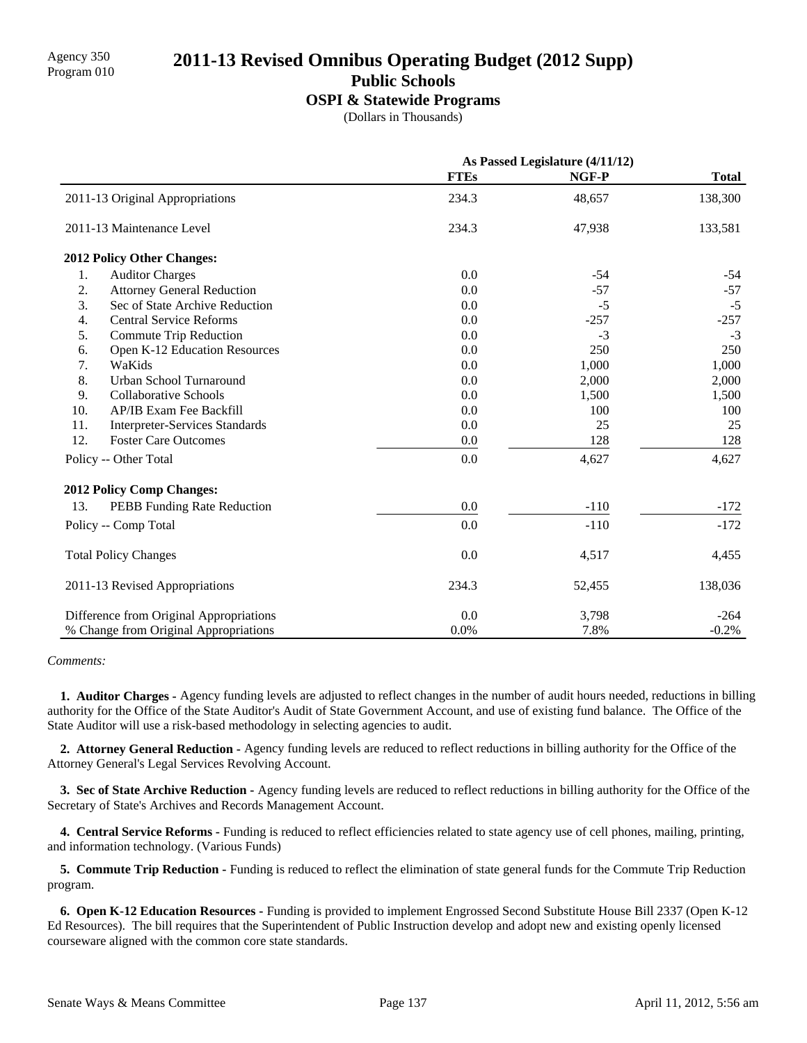Agency 350
Program 010

# 2011-13 Revised Omnibus Operating Budget (2012 Supp)

## Public Schools

### OSPI & Statewide Programs

(Dollars in Thousands)

| | As Passed Legislature (4/11/12) | | |
|---|---|---|---|
| | **FTEs** | **NGF-P** | **Total** |
| 2011-13 Original Appropriations | 234.3 | 48,657 | 138,300 |
| 2011-13 Maintenance Level | 234.3 | 47,938 | 133,581 |
| **2012 Policy Other Changes:** | | | |
| 1. Auditor Charges | 0.0 | -54 | -54 |
| 2. Attorney General Reduction | 0.0 | -57 | -57 |
| 3. Sec of State Archive Reduction | 0.0 | -5 | -5 |
| 4. Central Service Reforms | 0.0 | -257 | -257 |
| 5. Commute Trip Reduction | 0.0 | -3 | -3 |
| 6. Open K-12 Education Resources | 0.0 | 250 | 250 |
| 7. WaKids | 0.0 | 1,000 | 1,000 |
| 8. Urban School Turnaround | 0.0 | 2,000 | 2,000 |
| 9. Collaborative Schools | 0.0 | 1,500 | 1,500 |
| 10. AP/IB Exam Fee Backfill | 0.0 | 100 | 100 |
| 11. Interpreter-Services Standards | 0.0 | 25 | 25 |
| 12. Foster Care Outcomes | 0.0 | 128 | 128 |
| Policy -- Other Total | 0.0 | 4,627 | 4,627 |
| **2012 Policy Comp Changes:** | | | |
| 13. PEBB Funding Rate Reduction | 0.0 | -110 | -172 |
| Policy -- Comp Total | 0.0 | -110 | -172 |
| Total Policy Changes | 0.0 | 4,517 | 4,455 |
| 2011-13 Revised Appropriations | 234.3 | 52,455 | 138,036 |
| Difference from Original Appropriations | 0.0 | 3,798 | -264 |
| % Change from Original Appropriations | 0.0% | 7.8% | -0.2% |

*Comments:*

**1. Auditor Charges -** Agency funding levels are adjusted to reflect changes in the number of audit hours needed, reductions in billing authority for the Office of the State Auditor's Audit of State Government Account, and use of existing fund balance. The Office of the State Auditor will use a risk-based methodology in selecting agencies to audit.

**2. Attorney General Reduction -** Agency funding levels are reduced to reflect reductions in billing authority for the Office of the Attorney General's Legal Services Revolving Account.

**3. Sec of State Archive Reduction -** Agency funding levels are reduced to reflect reductions in billing authority for the Office of the Secretary of State's Archives and Records Management Account.

**4. Central Service Reforms -** Funding is reduced to reflect efficiencies related to state agency use of cell phones, mailing, printing, and information technology. (Various Funds)

**5. Commute Trip Reduction -** Funding is reduced to reflect the elimination of state general funds for the Commute Trip Reduction program.

**6. Open K-12 Education Resources -** Funding is provided to implement Engrossed Second Substitute House Bill 2337 (Open K-12 Ed Resources). The bill requires that the Superintendent of Public Instruction develop and adopt new and existing openly licensed courseware aligned with the common core state standards.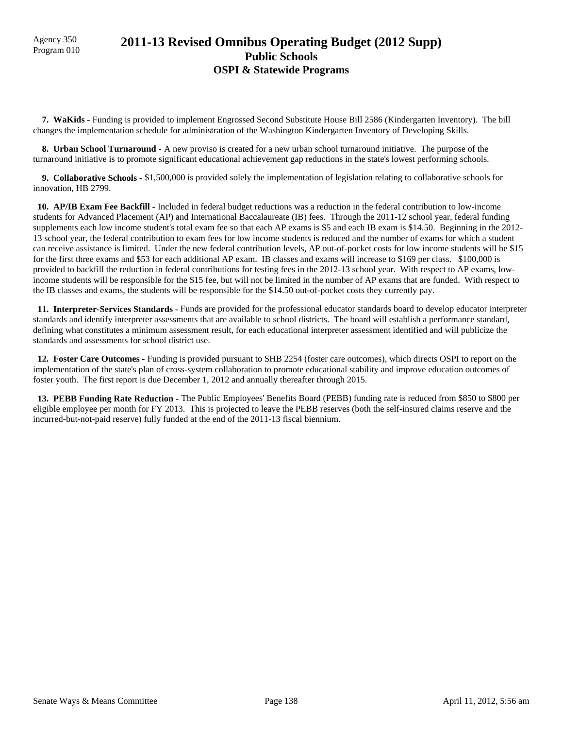**7. WaKids -** Funding is provided to implement Engrossed Second Substitute House Bill 2586 (Kindergarten Inventory). The bill changes the implementation schedule for administration of the Washington Kindergarten Inventory of Developing Skills.

**8. Urban School Turnaround -** A new proviso is created for a new urban school turnaround initiative. The purpose of the turnaround initiative is to promote significant educational achievement gap reductions in the state's lowest performing schools.

**9. Collaborative Schools -** $1,500,000 is provided solely the implementation of legislation relating to collaborative schools for innovation, HB 2799.

**10. AP/IB Exam Fee Backfill -** Included in federal budget reductions was a reduction in the federal contribution to low-income students for Advanced Placement (AP) and International Baccalaureate (IB) fees. Through the 2011-12 school year, federal funding supplements each low income student's total exam fee so that each AP exams is $5 and each IB exam is $14.50. Beginning in the 2012-13 school year, the federal contribution to exam fees for low income students is reduced and the number of exams for which a student can receive assistance is limited. Under the new federal contribution levels, AP out-of-pocket costs for low income students will be $15 for the first three exams and $53 for each additional AP exam. IB classes and exams will increase to $169 per class. $100,000 is provided to backfill the reduction in federal contributions for testing fees in the 2012-13 school year. With respect to AP exams, low-income students will be responsible for the $15 fee, but will not be limited in the number of AP exams that are funded. With respect to the IB classes and exams, the students will be responsible for the $14.50 out-of-pocket costs they currently pay.

**11. Interpreter-Services Standards -** Funds are provided for the professional educator standards board to develop educator interpreter standards and identify interpreter assessments that are available to school districts. The board will establish a performance standard, defining what constitutes a minimum assessment result, for each educational interpreter assessment identified and will publicize the standards and assessments for school district use.

**12. Foster Care Outcomes -** Funding is provided pursuant to SHB 2254 (foster care outcomes), which directs OSPI to report on the implementation of the state's plan of cross-system collaboration to promote educational stability and improve education outcomes of foster youth. The first report is due December 1, 2012 and annually thereafter through 2015.

**13. PEBB Funding Rate Reduction -** The Public Employees' Benefits Board (PEBB) funding rate is reduced from $850 to $800 per eligible employee per month for FY 2013. This is projected to leave the PEBB reserves (both the self-insured claims reserve and the incurred-but-not-paid reserve) fully funded at the end of the 2011-13 fiscal biennium.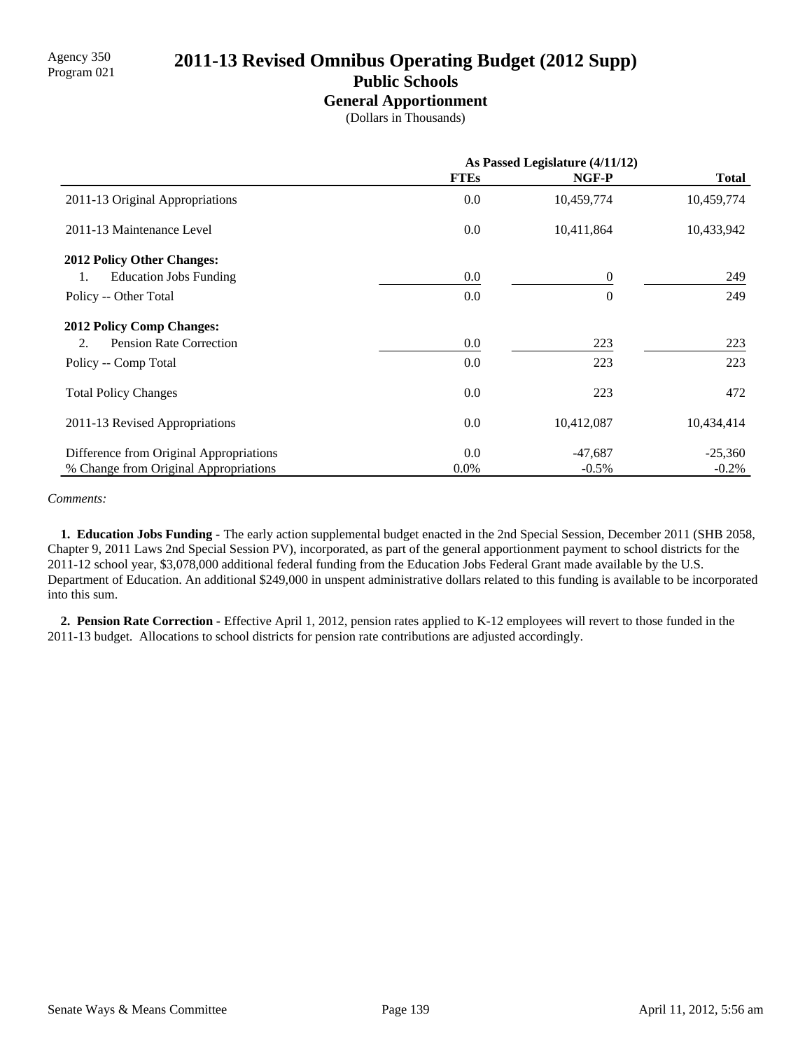Agency 350
Program 021

# 2011-13 Revised Omnibus Operating Budget (2012 Supp)

## Public Schools

### General Apportionment

(Dollars in Thousands)

| | As Passed Legislature (4/11/12) | | |
|---|---|---|---|
| | **FTEs** | **NGF-P** | **Total** |
| 2011-13 Original Appropriations | 0.0 | 10,459,774 | 10,459,774 |
| 2011-13 Maintenance Level | 0.0 | 10,411,864 | 10,433,942 |
| **2012 Policy Other Changes:** | | | |
| 1. Education Jobs Funding | 0.0 | 0 | 249 |
| Policy -- Other Total | 0.0 | 0 | 249 |
| **2012 Policy Comp Changes:** | | | |
| 2. Pension Rate Correction | 0.0 | 223 | 223 |
| Policy -- Comp Total | 0.0 | 223 | 223 |
| Total Policy Changes | 0.0 | 223 | 472 |
| 2011-13 Revised Appropriations | 0.0 | 10,412,087 | 10,434,414 |
| Difference from Original Appropriations | 0.0 | -47,687 | -25,360 |
| % Change from Original Appropriations | 0.0% | -0.5% | -0.2% |

*Comments:*

**1. Education Jobs Funding -** The early action supplemental budget enacted in the 2nd Special Session, December 2011 (SHB 2058, Chapter 9, 2011 Laws 2nd Special Session PV), incorporated, as part of the general apportionment payment to school districts for the 2011-12 school year, $3,078,000 additional federal funding from the Education Jobs Federal Grant made available by the U.S. Department of Education. An additional $249,000 in unspent administrative dollars related to this funding is available to be incorporated into this sum.

**2. Pension Rate Correction -** Effective April 1, 2012, pension rates applied to K-12 employees will revert to those funded in the 2011-13 budget. Allocations to school districts for pension rate contributions are adjusted accordingly.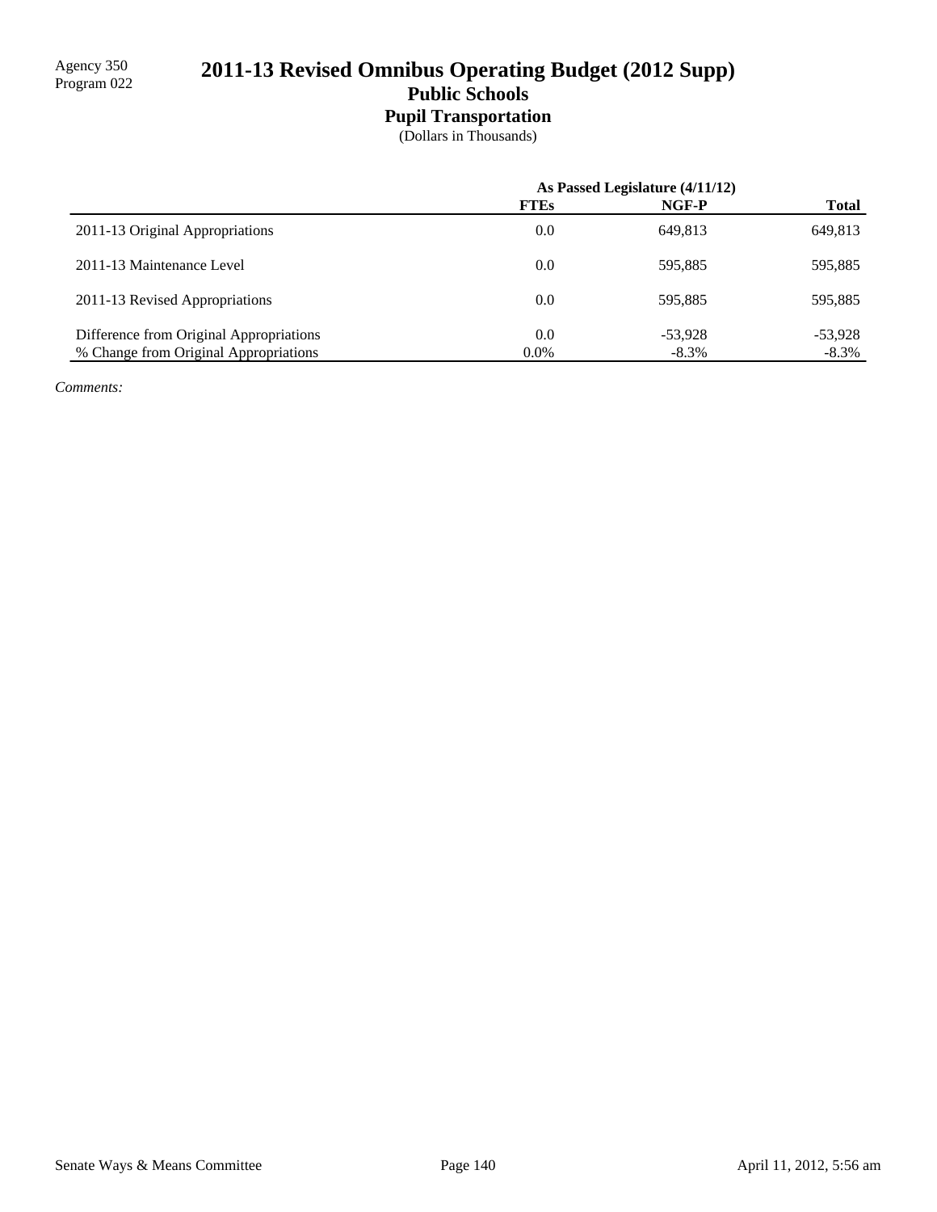Agency 350
Program 022

# 2011-13 Revised Omnibus Operating Budget (2012 Supp)
## Public Schools
### Pupil Transportation
(Dollars in Thousands)

| | As Passed Legislature (4/11/12) | | |
|---|---|---|---|
| | **FTEs** | **NGF-P** | **Total** |
| 2011-13 Original Appropriations | 0.0 | 649,813 | 649,813 |
| 2011-13 Maintenance Level | 0.0 | 595,885 | 595,885 |
| 2011-13 Revised Appropriations | 0.0 | 595,885 | 595,885 |
| Difference from Original Appropriations | 0.0 | -53,928 | -53,928 |
| % Change from Original Appropriations | 0.0% | -8.3% | -8.3% |

*Comments:*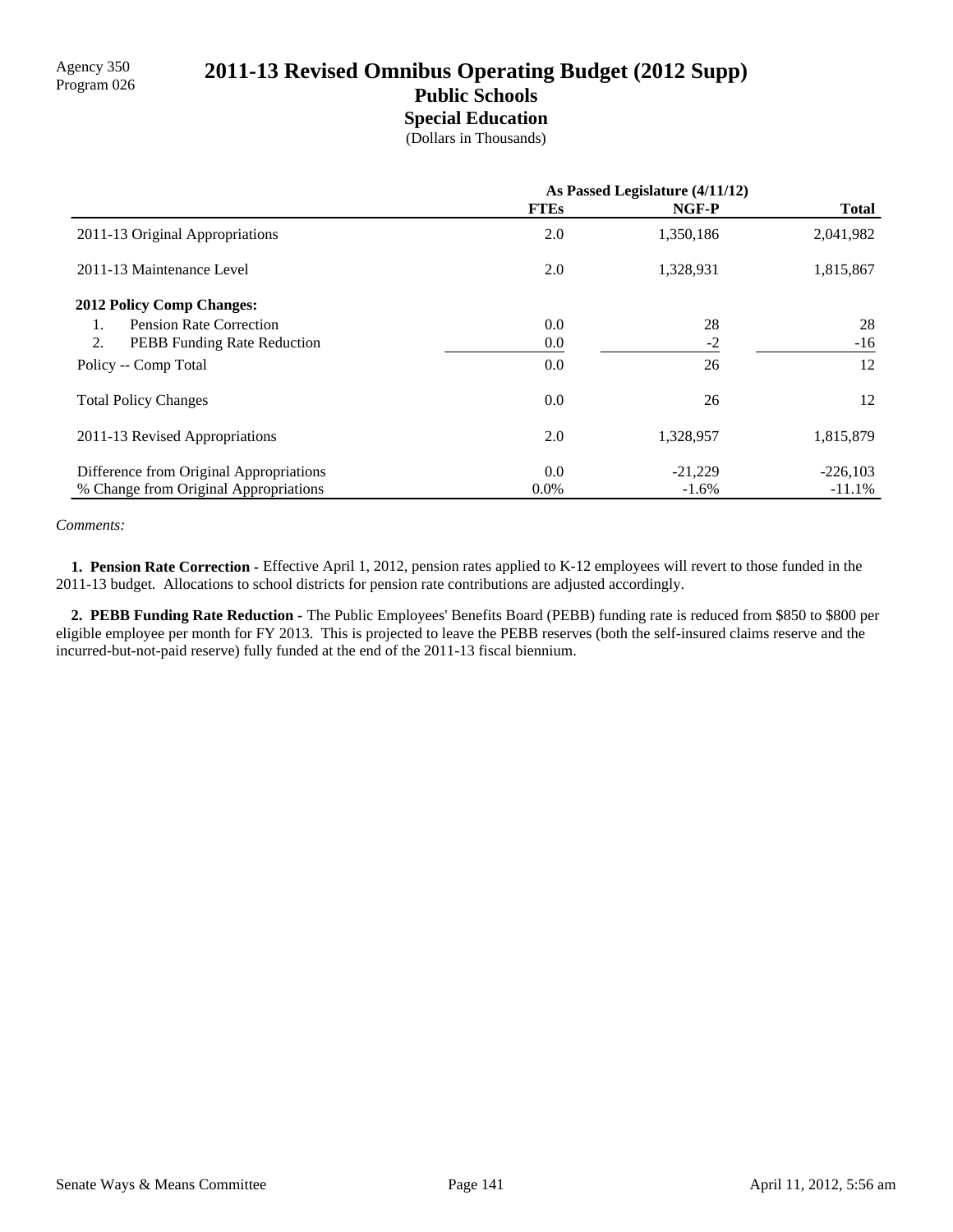Agency 350
Program 026

# 2011-13 Revised Omnibus Operating Budget (2012 Supp)

## Public Schools

### Special Education

(Dollars in Thousands)

| | As Passed Legislature (4/11/12) | | |
|---|---|---|---|
| | **FTEs** | **NGF-P** | **Total** |
| 2011-13 Original Appropriations | 2.0 | 1,350,186 | 2,041,982 |
| 2011-13 Maintenance Level | 2.0 | 1,328,931 | 1,815,867 |
| **2012 Policy Comp Changes:** | | | |
| 1. Pension Rate Correction | 0.0 | 28 | 28 |
| 2. PEBB Funding Rate Reduction | 0.0 | -2 | -16 |
| Policy -- Comp Total | 0.0 | 26 | 12 |
| Total Policy Changes | 0.0 | 26 | 12 |
| 2011-13 Revised Appropriations | 2.0 | 1,328,957 | 1,815,879 |
| Difference from Original Appropriations | 0.0 | -21,229 | -226,103 |
| % Change from Original Appropriations | 0.0% | -1.6% | -11.1% |

*Comments:*

**1. Pension Rate Correction -** Effective April 1, 2012, pension rates applied to K-12 employees will revert to those funded in the 2011-13 budget. Allocations to school districts for pension rate contributions are adjusted accordingly.

**2. PEBB Funding Rate Reduction -** The Public Employees' Benefits Board (PEBB) funding rate is reduced from $850 to $800 per eligible employee per month for FY 2013. This is projected to leave the PEBB reserves (both the self-insured claims reserve and the incurred-but-not-paid reserve) fully funded at the end of the 2011-13 fiscal biennium.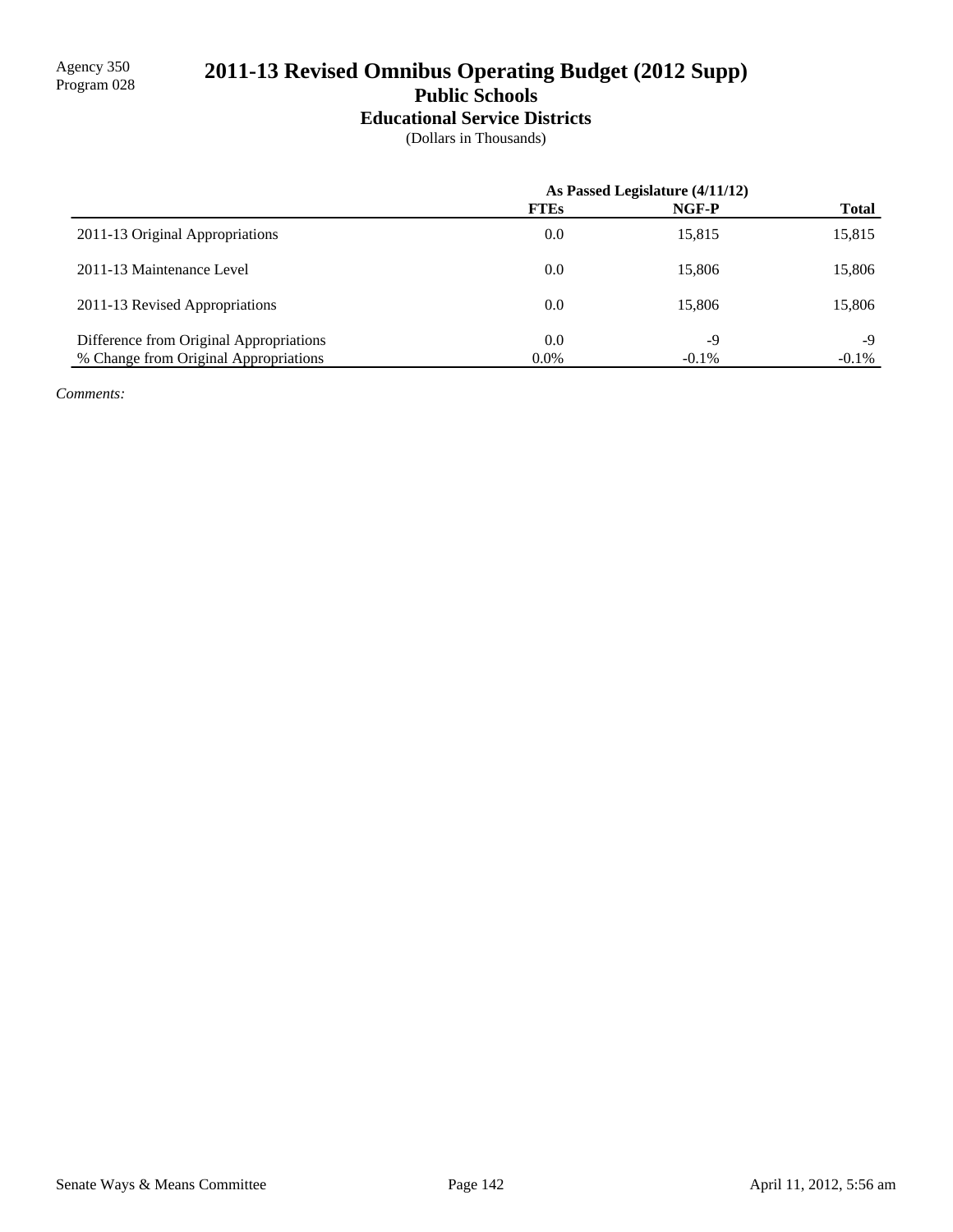Agency 350
Program 028

# 2011-13 Revised Omnibus Operating Budget (2012 Supp)

## Public Schools

### Educational Service Districts

(Dollars in Thousands)

| | As Passed Legislature (4/11/12) | | |
|---|---|---|---|
| | **FTEs** | **NGF-P** | **Total** |
| 2011-13 Original Appropriations | 0.0 | 15,815 | 15,815 |
| 2011-13 Maintenance Level | 0.0 | 15,806 | 15,806 |
| 2011-13 Revised Appropriations | 0.0 | 15,806 | 15,806 |
| Difference from Original Appropriations | 0.0 | -9 | -9 |
| % Change from Original Appropriations | 0.0% | -0.1% | -0.1% |

*Comments:*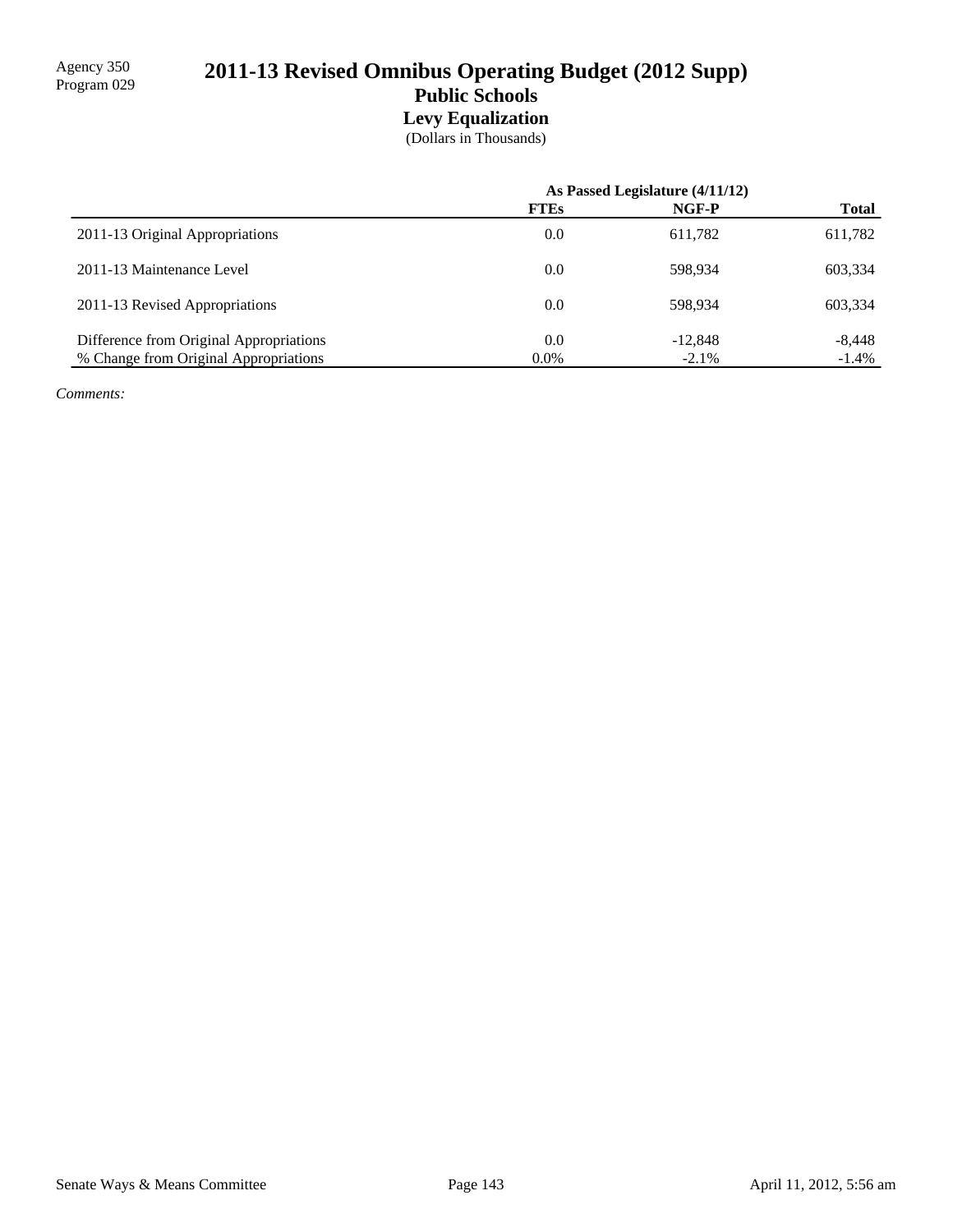Agency 350
Program 029

# 2011-13 Revised Omnibus Operating Budget (2012 Supp)

## Public Schools

### Levy Equalization

(Dollars in Thousands)

| | As Passed Legislature (4/11/12) | | |
|---|---|---|---|
| | **FTEs** | **NGF-P** | **Total** |
| 2011-13 Original Appropriations | 0.0 | 611,782 | 611,782 |
| 2011-13 Maintenance Level | 0.0 | 598,934 | 603,334 |
| 2011-13 Revised Appropriations | 0.0 | 598,934 | 603,334 |
| Difference from Original Appropriations | 0.0 | -12,848 | -8,448 |
| % Change from Original Appropriations | 0.0% | -2.1% | -1.4% |

*Comments:*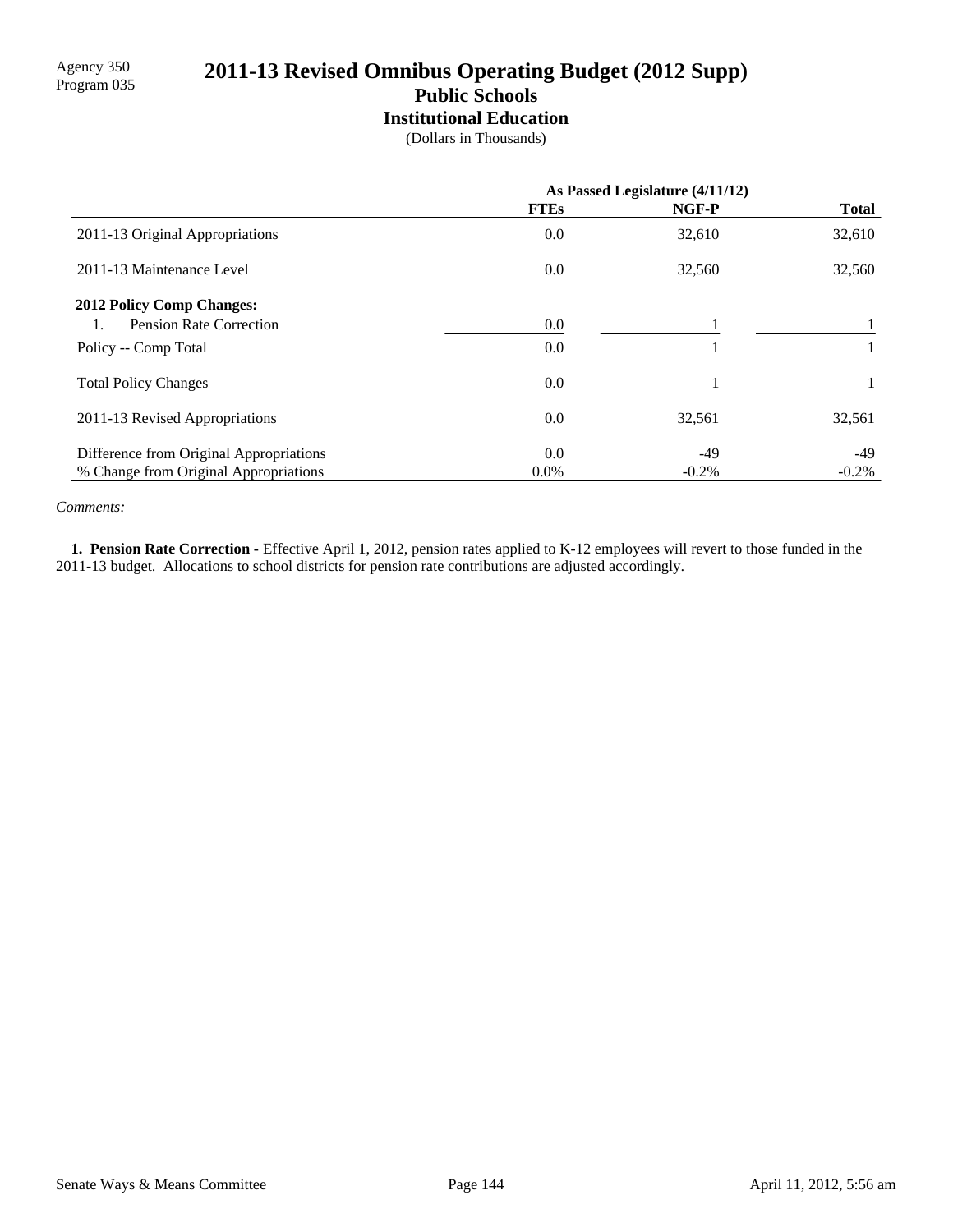Agency 350
Program 035

# 2011-13 Revised Omnibus Operating Budget (2012 Supp)

## Public Schools

### Institutional Education

(Dollars in Thousands)

| | As Passed Legislature (4/11/12) | | |
|---|---|---|---|
| | **FTEs** | **NGF-P** | **Total** |
| 2011-13 Original Appropriations | 0.0 | 32,610 | 32,610 |
| 2011-13 Maintenance Level | 0.0 | 32,560 | 32,560 |
| **2012 Policy Comp Changes:** | | | |
| 1. Pension Rate Correction | 0.0 | 1 | 1 |
| Policy -- Comp Total | 0.0 | 1 | 1 |
| Total Policy Changes | 0.0 | 1 | 1 |
| 2011-13 Revised Appropriations | 0.0 | 32,561 | 32,561 |
| Difference from Original Appropriations | 0.0 | -49 | -49 |
| % Change from Original Appropriations | 0.0% | -0.2% | -0.2% |

*Comments:*

**1. Pension Rate Correction -** Effective April 1, 2012, pension rates applied to K-12 employees will revert to those funded in the 2011-13 budget. Allocations to school districts for pension rate contributions are adjusted accordingly.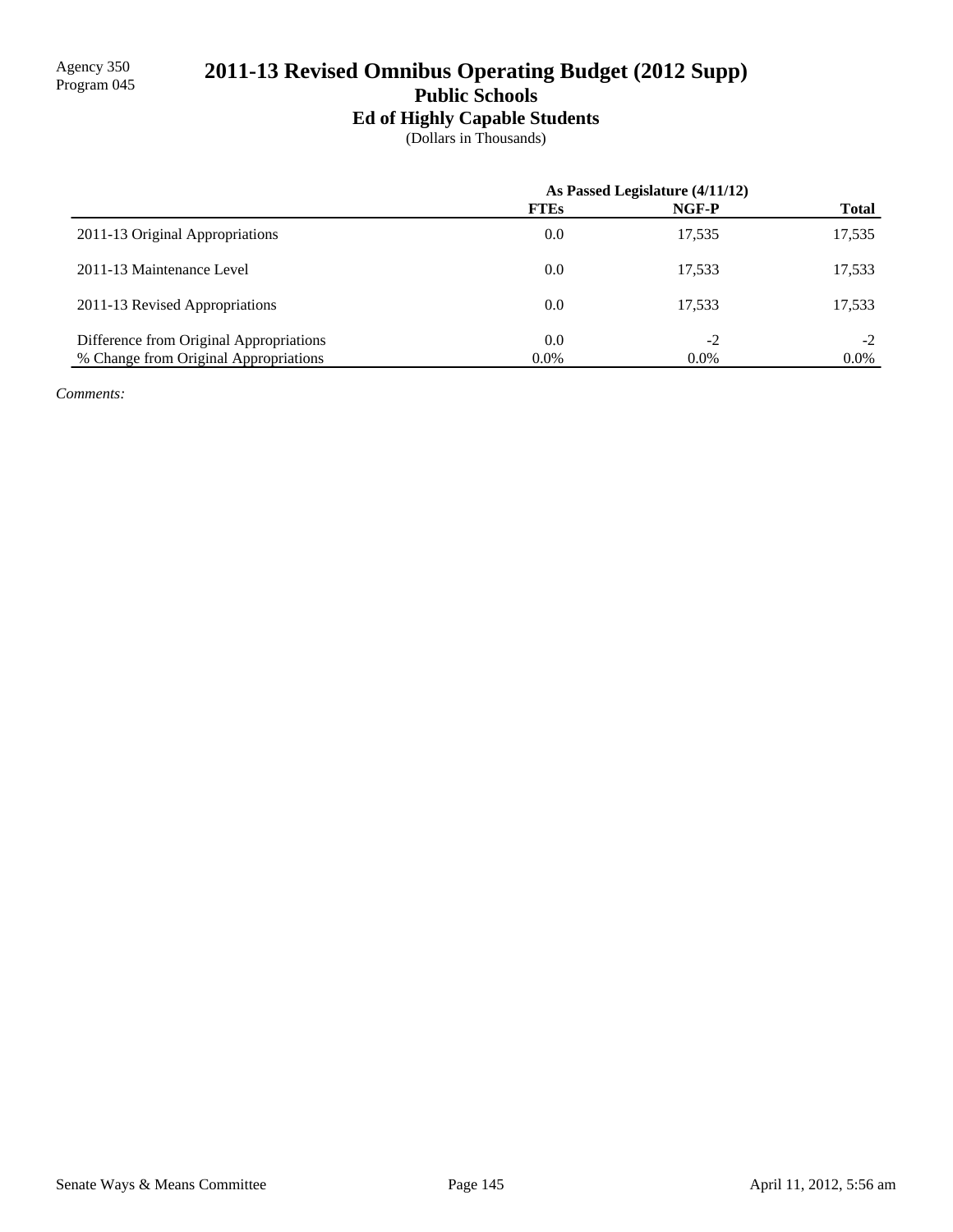Agency 350
Program 045

# 2011-13 Revised Omnibus Operating Budget (2012 Supp)

## Public Schools

### Ed of Highly Capable Students

(Dollars in Thousands)

| | As Passed Legislature (4/11/12) | | |
|---|---|---|---|
| | **FTEs** | **NGF-P** | **Total** |
| 2011-13 Original Appropriations | 0.0 | 17,535 | 17,535 |
| 2011-13 Maintenance Level | 0.0 | 17,533 | 17,533 |
| 2011-13 Revised Appropriations | 0.0 | 17,533 | 17,533 |
| Difference from Original Appropriations | 0.0 | -2 | -2 |
| % Change from Original Appropriations | 0.0% | 0.0% | 0.0% |

*Comments:*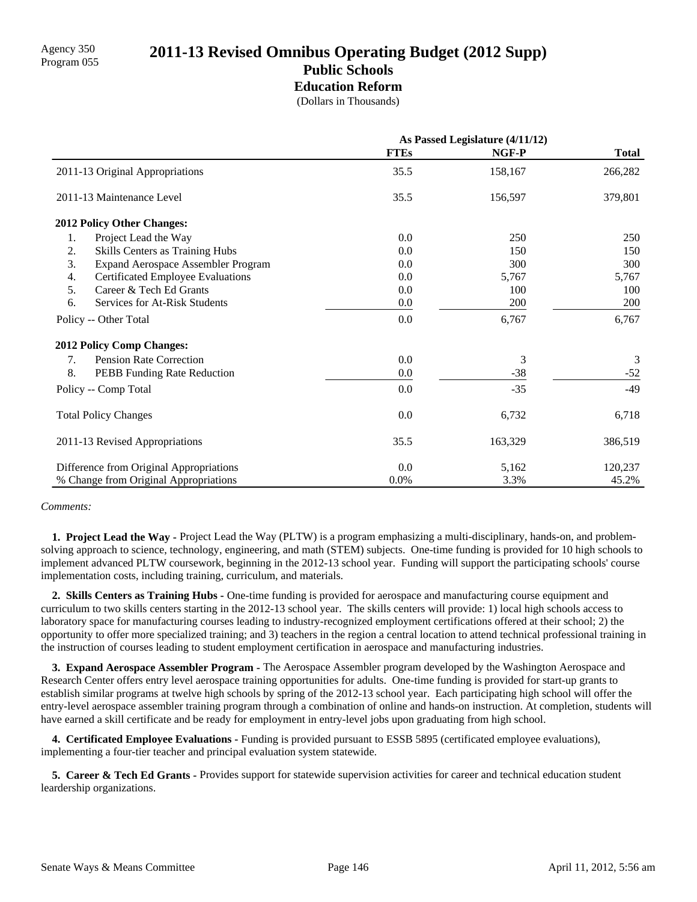Agency 350
Program 055

# 2011-13 Revised Omnibus Operating Budget (2012 Supp)

## Public Schools

### Education Reform

(Dollars in Thousands)

| | As Passed Legislature (4/11/12) | | |
|---|---|---|---|
| | **FTEs** | **NGF-P** | **Total** |
| 2011-13 Original Appropriations | 35.5 | 158,167 | 266,282 |
| 2011-13 Maintenance Level | 35.5 | 156,597 | 379,801 |
| **2012 Policy Other Changes:** | | | |
| 1. Project Lead the Way | 0.0 | 250 | 250 |
| 2. Skills Centers as Training Hubs | 0.0 | 150 | 150 |
| 3. Expand Aerospace Assembler Program | 0.0 | 300 | 300 |
| 4. Certificated Employee Evaluations | 0.0 | 5,767 | 5,767 |
| 5. Career & Tech Ed Grants | 0.0 | 100 | 100 |
| 6. Services for At-Risk Students | 0.0 | 200 | 200 |
| Policy -- Other Total | 0.0 | 6,767 | 6,767 |
| **2012 Policy Comp Changes:** | | | |
| 7. Pension Rate Correction | 0.0 | 3 | 3 |
| 8. PEBB Funding Rate Reduction | 0.0 | -38 | -52 |
| Policy -- Comp Total | 0.0 | -35 | -49 |
| Total Policy Changes | 0.0 | 6,732 | 6,718 |
| 2011-13 Revised Appropriations | 35.5 | 163,329 | 386,519 |
| Difference from Original Appropriations | 0.0 | 5,162 | 120,237 |
| % Change from Original Appropriations | 0.0% | 3.3% | 45.2% |

*Comments:*

**1. Project Lead the Way -** Project Lead the Way (PLTW) is a program emphasizing a multi-disciplinary, hands-on, and problem-solving approach to science, technology, engineering, and math (STEM) subjects. One-time funding is provided for 10 high schools to implement advanced PLTW coursework, beginning in the 2012-13 school year. Funding will support the participating schools' course implementation costs, including training, curriculum, and materials.

**2. Skills Centers as Training Hubs -** One-time funding is provided for aerospace and manufacturing course equipment and curriculum to two skills centers starting in the 2012-13 school year. The skills centers will provide: 1) local high schools access to laboratory space for manufacturing courses leading to industry-recognized employment certifications offered at their school; 2) the opportunity to offer more specialized training; and 3) teachers in the region a central location to attend technical professional training in the instruction of courses leading to student employment certification in aerospace and manufacturing industries.

**3. Expand Aerospace Assembler Program -** The Aerospace Assembler program developed by the Washington Aerospace and Research Center offers entry level aerospace training opportunities for adults. One-time funding is provided for start-up grants to establish similar programs at twelve high schools by spring of the 2012-13 school year. Each participating high school will offer the entry-level aerospace assembler training program through a combination of online and hands-on instruction. At completion, students will have earned a skill certificate and be ready for employment in entry-level jobs upon graduating from high school.

**4. Certificated Employee Evaluations -** Funding is provided pursuant to ESSB 5895 (certificated employee evaluations), implementing a four-tier teacher and principal evaluation system statewide.

**5. Career & Tech Ed Grants -** Provides support for statewide supervision activities for career and technical education student leardership organizations.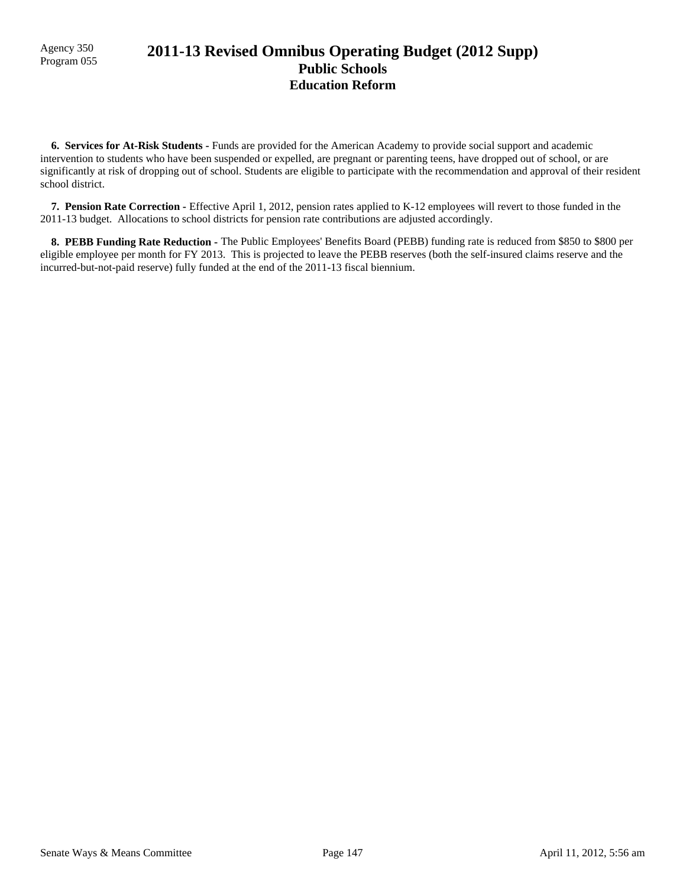Agency 350
Program 055

# 2011-13 Revised Omnibus Operating Budget (2012 Supp)
## Public Schools
## Education Reform

**6. Services for At-Risk Students -** Funds are provided for the American Academy to provide social support and academic intervention to students who have been suspended or expelled, are pregnant or parenting teens, have dropped out of school, or are significantly at risk of dropping out of school. Students are eligible to participate with the recommendation and approval of their resident school district.

**7. Pension Rate Correction -** Effective April 1, 2012, pension rates applied to K-12 employees will revert to those funded in the 2011-13 budget. Allocations to school districts for pension rate contributions are adjusted accordingly.

**8. PEBB Funding Rate Reduction -** The Public Employees' Benefits Board (PEBB) funding rate is reduced from $850 to $800 per eligible employee per month for FY 2013. This is projected to leave the PEBB reserves (both the self-insured claims reserve and the incurred-but-not-paid reserve) fully funded at the end of the 2011-13 fiscal biennium.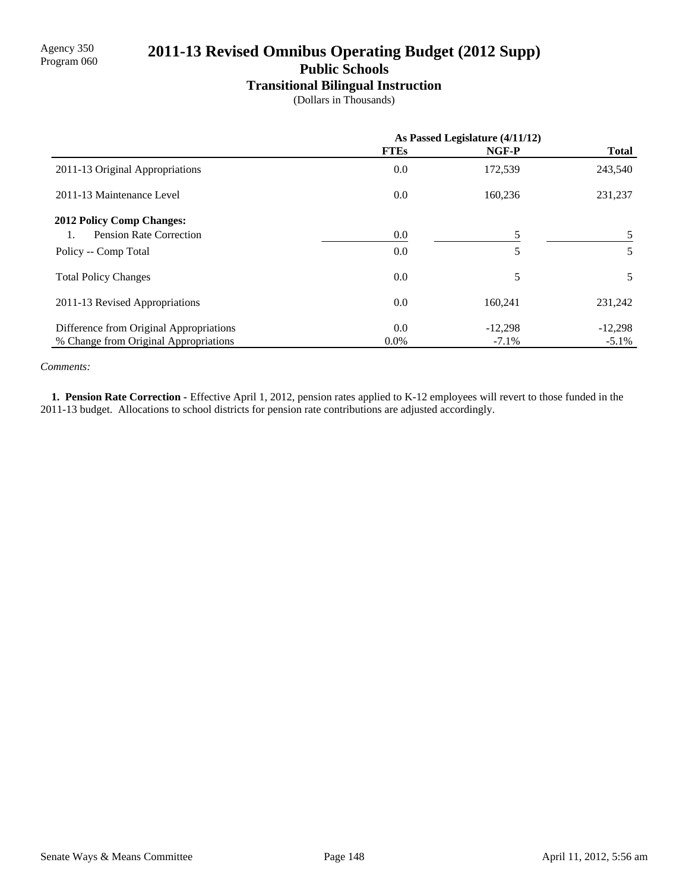Agency 350
Program 060

# 2011-13 Revised Omnibus Operating Budget (2012 Supp)

## Public Schools

### Transitional Bilingual Instruction

(Dollars in Thousands)

| | As Passed Legislature (4/11/12) | | |
|---|---|---|---|
| | **FTEs** | **NGF-P** | **Total** |
| 2011-13 Original Appropriations | 0.0 | 172,539 | 243,540 |
| 2011-13 Maintenance Level | 0.0 | 160,236 | 231,237 |
| **2012 Policy Comp Changes:** | | | |
| 1. Pension Rate Correction | 0.0 | 5 | 5 |
| Policy -- Comp Total | 0.0 | 5 | 5 |
| Total Policy Changes | 0.0 | 5 | 5 |
| 2011-13 Revised Appropriations | 0.0 | 160,241 | 231,242 |
| Difference from Original Appropriations | 0.0 | -12,298 | -12,298 |
| % Change from Original Appropriations | 0.0% | -7.1% | -5.1% |

*Comments:*

**1. Pension Rate Correction -** Effective April 1, 2012, pension rates applied to K-12 employees will revert to those funded in the 2011-13 budget. Allocations to school districts for pension rate contributions are adjusted accordingly.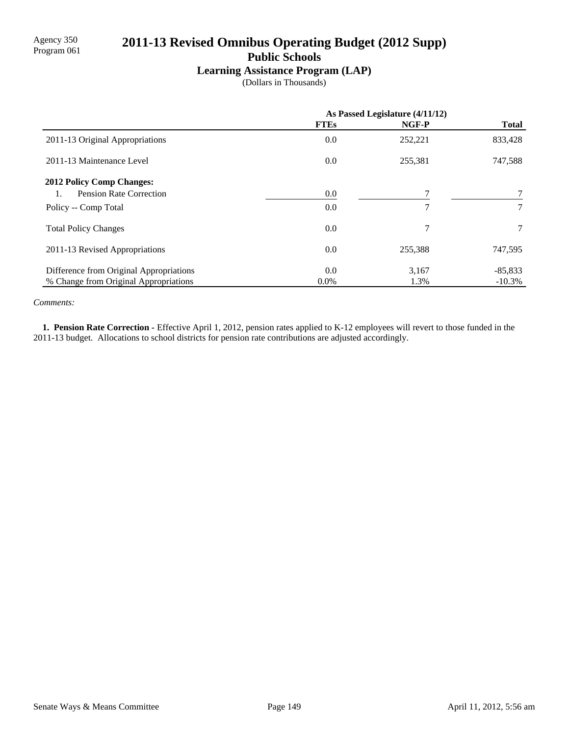Agency 350
Program 061

# 2011-13 Revised Omnibus Operating Budget (2012 Supp)

## Public Schools

### Learning Assistance Program (LAP)

(Dollars in Thousands)

| | As Passed Legislature (4/11/12) | | |
|---|---|---|---|
| | **FTEs** | **NGF-P** | **Total** |
| 2011-13 Original Appropriations | 0.0 | 252,221 | 833,428 |
| 2011-13 Maintenance Level | 0.0 | 255,381 | 747,588 |
| **2012 Policy Comp Changes:** | | | |
| 1. Pension Rate Correction | 0.0 | 7 | 7 |
| Policy -- Comp Total | 0.0 | 7 | 7 |
| Total Policy Changes | 0.0 | 7 | 7 |
| 2011-13 Revised Appropriations | 0.0 | 255,388 | 747,595 |
| Difference from Original Appropriations | 0.0 | 3,167 | -85,833 |
| % Change from Original Appropriations | 0.0% | 1.3% | -10.3% |

*Comments:*

**1. Pension Rate Correction -** Effective April 1, 2012, pension rates applied to K-12 employees will revert to those funded in the 2011-13 budget. Allocations to school districts for pension rate contributions are adjusted accordingly.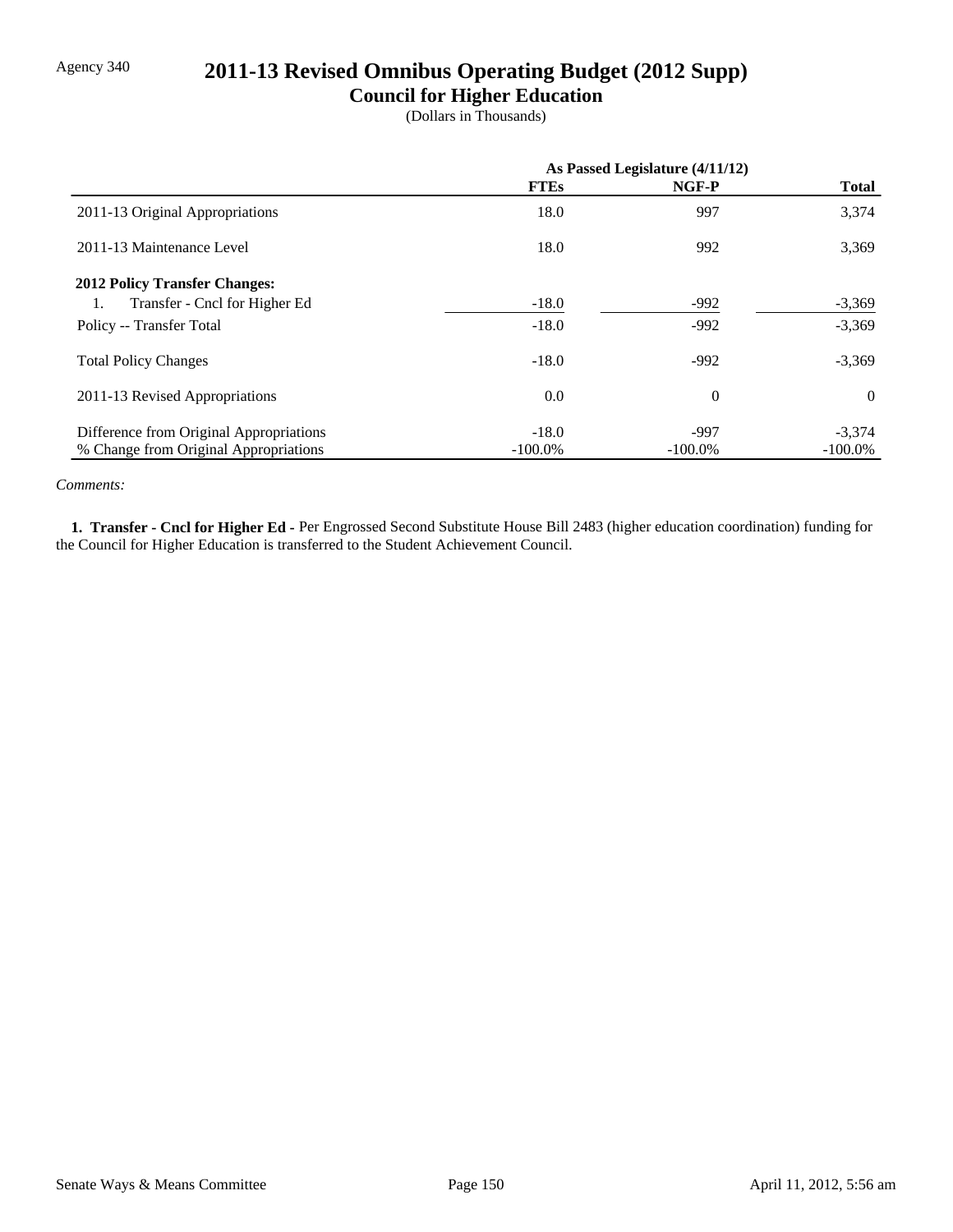Agency 340

# 2011-13 Revised Omnibus Operating Budget (2012 Supp)

## Council for Higher Education

(Dollars in Thousands)

| | As Passed Legislature (4/11/12) | | |
|---|---|---|---|
| | **FTEs** | **NGF-P** | **Total** |
| 2011-13 Original Appropriations | 18.0 | 997 | 3,374 |
| 2011-13 Maintenance Level | 18.0 | 992 | 3,369 |
| **2012 Policy Transfer Changes:** | | | |
| 1. Transfer - Cncl for Higher Ed | -18.0 | -992 | -3,369 |
| Policy -- Transfer Total | -18.0 | -992 | -3,369 |
| Total Policy Changes | -18.0 | -992 | -3,369 |
| 2011-13 Revised Appropriations | 0.0 | 0 | 0 |
| Difference from Original Appropriations | -18.0 | -997 | -3,374 |
| % Change from Original Appropriations | -100.0% | -100.0% | -100.0% |

*Comments:*

**1. Transfer - Cncl for Higher Ed -** Per Engrossed Second Substitute House Bill 2483 (higher education coordination) funding for the Council for Higher Education is transferred to the Student Achievement Council.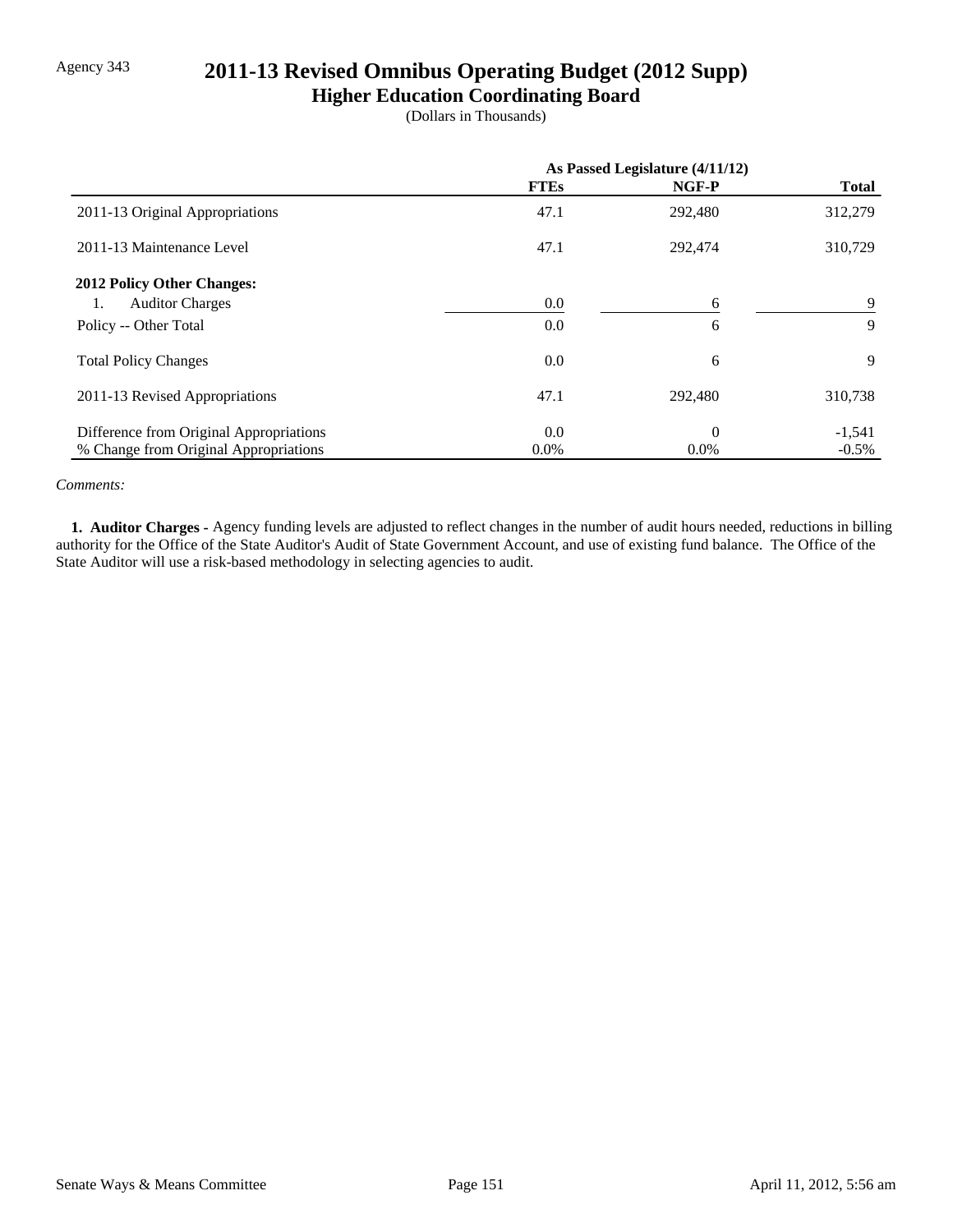Agency 343

# 2011-13 Revised Omnibus Operating Budget (2012 Supp)

## Higher Education Coordinating Board

(Dollars in Thousands)

| | As Passed Legislature (4/11/12) | | |
|---|---|---|---|
| | **FTEs** | **NGF-P** | **Total** |
| 2011-13 Original Appropriations | 47.1 | 292,480 | 312,279 |
| 2011-13 Maintenance Level | 47.1 | 292,474 | 310,729 |
| **2012 Policy Other Changes:** | | | |
| 1. Auditor Charges | 0.0 | 6 | 9 |
| Policy -- Other Total | 0.0 | 6 | 9 |
| Total Policy Changes | 0.0 | 6 | 9 |
| 2011-13 Revised Appropriations | 47.1 | 292,480 | 310,738 |
| Difference from Original Appropriations | 0.0 | 0 | -1,541 |
| % Change from Original Appropriations | 0.0% | 0.0% | -0.5% |

*Comments:*

**1. Auditor Charges -** Agency funding levels are adjusted to reflect changes in the number of audit hours needed, reductions in billing authority for the Office of the State Auditor's Audit of State Government Account, and use of existing fund balance. The Office of the State Auditor will use a risk-based methodology in selecting agencies to audit.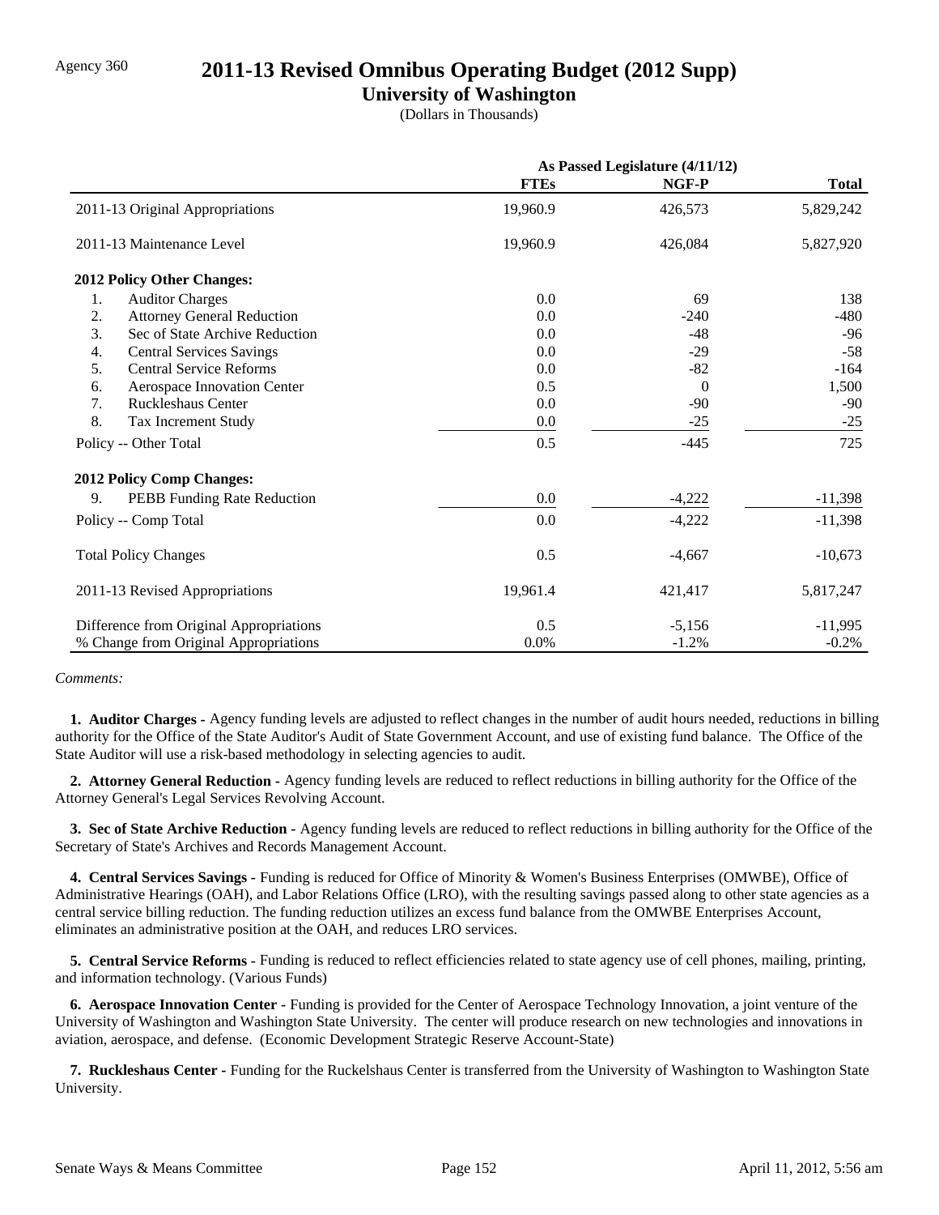Agency 360

# 2011-13 Revised Omnibus Operating Budget (2012 Supp)

## University of Washington

(Dollars in Thousands)

| | As Passed Legislature (4/11/12) | | |
|---|---|---|---|
| | **FTEs** | **NGF-P** | **Total** |
| 2011-13 Original Appropriations | 19,960.9 | 426,573 | 5,829,242 |
| 2011-13 Maintenance Level | 19,960.9 | 426,084 | 5,827,920 |
| **2012 Policy Other Changes:** | | | |
| 1. Auditor Charges | 0.0 | 69 | 138 |
| 2. Attorney General Reduction | 0.0 | -240 | -480 |
| 3. Sec of State Archive Reduction | 0.0 | -48 | -96 |
| 4. Central Services Savings | 0.0 | -29 | -58 |
| 5. Central Service Reforms | 0.0 | -82 | -164 |
| 6. Aerospace Innovation Center | 0.5 | 0 | 1,500 |
| 7. Ruckleshaus Center | 0.0 | -90 | -90 |
| 8. Tax Increment Study | 0.0 | -25 | -25 |
| Policy -- Other Total | 0.5 | -445 | 725 |
| **2012 Policy Comp Changes:** | | | |
| 9. PEBB Funding Rate Reduction | 0.0 | -4,222 | -11,398 |
| Policy -- Comp Total | 0.0 | -4,222 | -11,398 |
| Total Policy Changes | 0.5 | -4,667 | -10,673 |
| 2011-13 Revised Appropriations | 19,961.4 | 421,417 | 5,817,247 |
| Difference from Original Appropriations | 0.5 | -5,156 | -11,995 |
| % Change from Original Appropriations | 0.0% | -1.2% | -0.2% |

*Comments:*

**1. Auditor Charges -** Agency funding levels are adjusted to reflect changes in the number of audit hours needed, reductions in billing authority for the Office of the State Auditor's Audit of State Government Account, and use of existing fund balance. The Office of the State Auditor will use a risk-based methodology in selecting agencies to audit.

**2. Attorney General Reduction -** Agency funding levels are reduced to reflect reductions in billing authority for the Office of the Attorney General's Legal Services Revolving Account.

**3. Sec of State Archive Reduction -** Agency funding levels are reduced to reflect reductions in billing authority for the Office of the Secretary of State's Archives and Records Management Account.

**4. Central Services Savings -** Funding is reduced for Office of Minority & Women's Business Enterprises (OMWBE), Office of Administrative Hearings (OAH), and Labor Relations Office (LRO), with the resulting savings passed along to other state agencies as a central service billing reduction. The funding reduction utilizes an excess fund balance from the OMWBE Enterprises Account, eliminates an administrative position at the OAH, and reduces LRO services.

**5. Central Service Reforms -** Funding is reduced to reflect efficiencies related to state agency use of cell phones, mailing, printing, and information technology. (Various Funds)

**6. Aerospace Innovation Center -** Funding is provided for the Center of Aerospace Technology Innovation, a joint venture of the University of Washington and Washington State University. The center will produce research on new technologies and innovations in aviation, aerospace, and defense. (Economic Development Strategic Reserve Account-State)

**7. Ruckleshaus Center -** Funding for the Ruckelshaus Center is transferred from the University of Washington to Washington State University.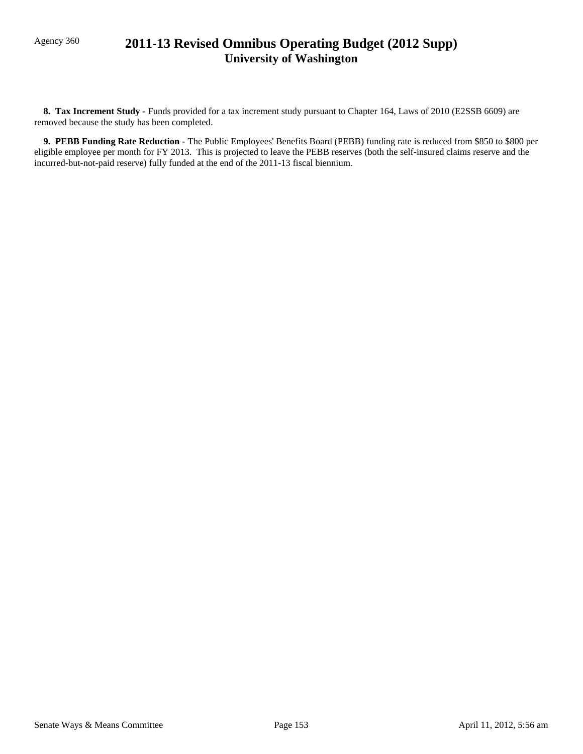**8. Tax Increment Study -** Funds provided for a tax increment study pursuant to Chapter 164, Laws of 2010 (E2SSB 6609) are removed because the study has been completed.

**9. PEBB Funding Rate Reduction -** The Public Employees' Benefits Board (PEBB) funding rate is reduced from $850 to $800 per eligible employee per month for FY 2013. This is projected to leave the PEBB reserves (both the self-insured claims reserve and the incurred-but-not-paid reserve) fully funded at the end of the 2011-13 fiscal biennium.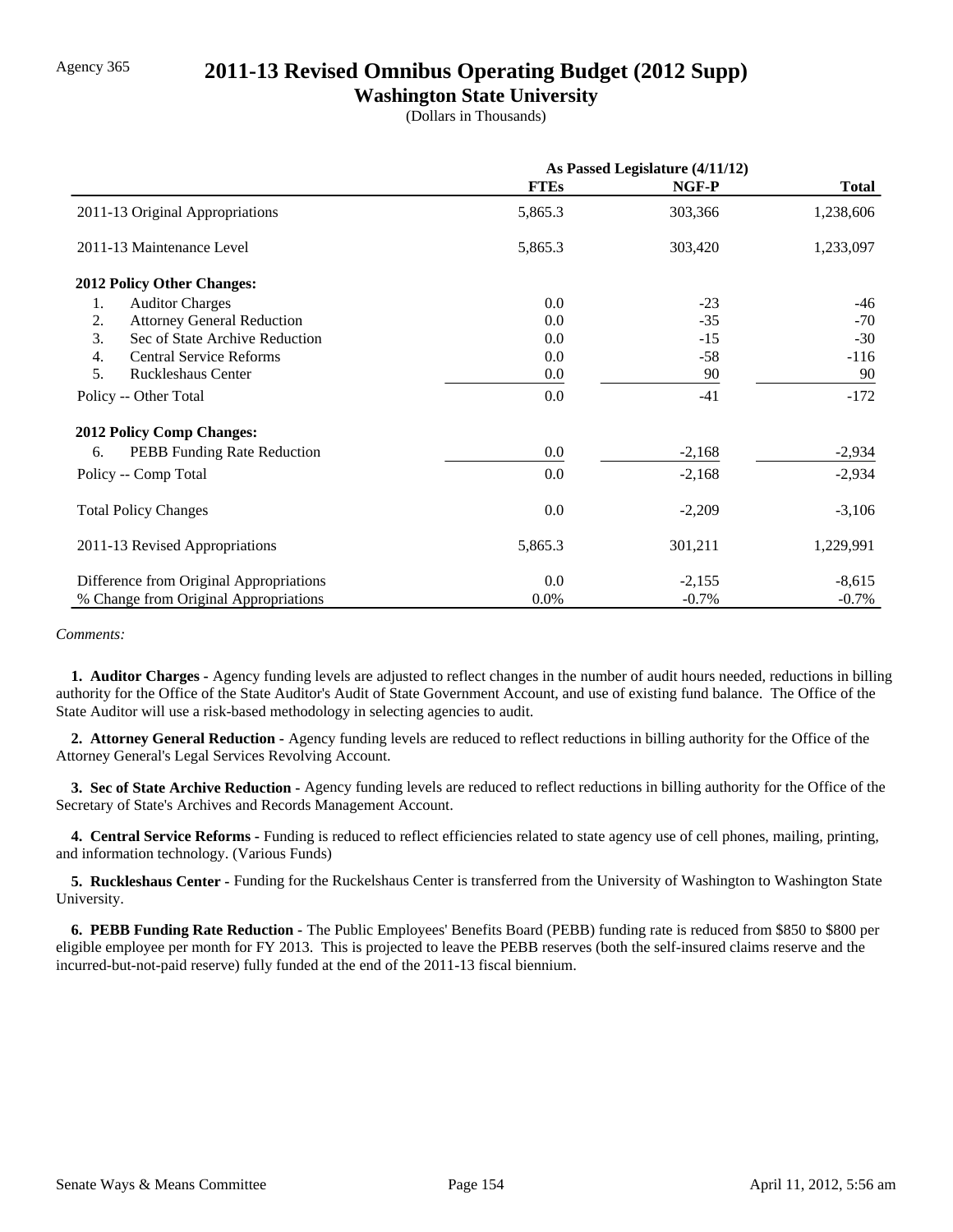Agency 365

# 2011-13 Revised Omnibus Operating Budget (2012 Supp)

## Washington State University

(Dollars in Thousands)

| | As Passed Legislature (4/11/12) | | |
|---|---|---|---|
| | FTEs | NGF-P | Total |
| 2011-13 Original Appropriations | 5,865.3 | 303,366 | 1,238,606 |
| 2011-13 Maintenance Level | 5,865.3 | 303,420 | 1,233,097 |
| **2012 Policy Other Changes:** | | | |
| 1. Auditor Charges | 0.0 | -23 | -46 |
| 2. Attorney General Reduction | 0.0 | -35 | -70 |
| 3. Sec of State Archive Reduction | 0.0 | -15 | -30 |
| 4. Central Service Reforms | 0.0 | -58 | -116 |
| 5. Ruckleshaus Center | 0.0 | 90 | 90 |
| Policy -- Other Total | 0.0 | -41 | -172 |
| **2012 Policy Comp Changes:** | | | |
| 6. PEBB Funding Rate Reduction | 0.0 | -2,168 | -2,934 |
| Policy -- Comp Total | 0.0 | -2,168 | -2,934 |
| Total Policy Changes | 0.0 | -2,209 | -3,106 |
| 2011-13 Revised Appropriations | 5,865.3 | 301,211 | 1,229,991 |
| Difference from Original Appropriations | 0.0 | -2,155 | -8,615 |
| % Change from Original Appropriations | 0.0% | -0.7% | -0.7% |

*Comments:*

**1. Auditor Charges -** Agency funding levels are adjusted to reflect changes in the number of audit hours needed, reductions in billing authority for the Office of the State Auditor's Audit of State Government Account, and use of existing fund balance. The Office of the State Auditor will use a risk-based methodology in selecting agencies to audit.

**2. Attorney General Reduction -** Agency funding levels are reduced to reflect reductions in billing authority for the Office of the Attorney General's Legal Services Revolving Account.

**3. Sec of State Archive Reduction -** Agency funding levels are reduced to reflect reductions in billing authority for the Office of the Secretary of State's Archives and Records Management Account.

**4. Central Service Reforms -** Funding is reduced to reflect efficiencies related to state agency use of cell phones, mailing, printing, and information technology. (Various Funds)

**5. Ruckleshaus Center -** Funding for the Ruckelshaus Center is transferred from the University of Washington to Washington State University.

**6. PEBB Funding Rate Reduction -** The Public Employees' Benefits Board (PEBB) funding rate is reduced from $850 to $800 per eligible employee per month for FY 2013. This is projected to leave the PEBB reserves (both the self-insured claims reserve and the incurred-but-not-paid reserve) fully funded at the end of the 2011-13 fiscal biennium.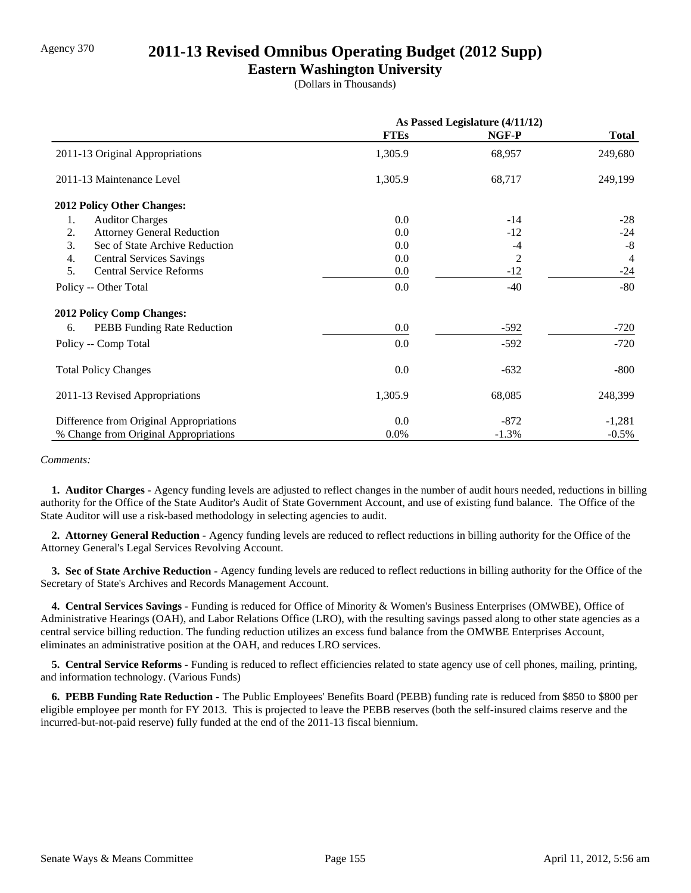Agency 370

# 2011-13 Revised Omnibus Operating Budget (2012 Supp)

## Eastern Washington University

(Dollars in Thousands)

| | As Passed Legislature (4/11/12) | | |
|---|---|---|---|
| | **FTEs** | **NGF-P** | **Total** |
| 2011-13 Original Appropriations | 1,305.9 | 68,957 | 249,680 |
| 2011-13 Maintenance Level | 1,305.9 | 68,717 | 249,199 |
| **2012 Policy Other Changes:** | | | |
| 1. Auditor Charges | 0.0 | -14 | -28 |
| 2. Attorney General Reduction | 0.0 | -12 | -24 |
| 3. Sec of State Archive Reduction | 0.0 | -4 | -8 |
| 4. Central Services Savings | 0.0 | 2 | 4 |
| 5. Central Service Reforms | 0.0 | -12 | -24 |
| Policy -- Other Total | 0.0 | -40 | -80 |
| **2012 Policy Comp Changes:** | | | |
| 6. PEBB Funding Rate Reduction | 0.0 | -592 | -720 |
| Policy -- Comp Total | 0.0 | -592 | -720 |
| Total Policy Changes | 0.0 | -632 | -800 |
| 2011-13 Revised Appropriations | 1,305.9 | 68,085 | 248,399 |
| Difference from Original Appropriations | 0.0 | -872 | -1,281 |
| % Change from Original Appropriations | 0.0% | -1.3% | -0.5% |

*Comments:*

**1. Auditor Charges -** Agency funding levels are adjusted to reflect changes in the number of audit hours needed, reductions in billing authority for the Office of the State Auditor's Audit of State Government Account, and use of existing fund balance. The Office of the State Auditor will use a risk-based methodology in selecting agencies to audit.

**2. Attorney General Reduction -** Agency funding levels are reduced to reflect reductions in billing authority for the Office of the Attorney General's Legal Services Revolving Account.

**3. Sec of State Archive Reduction -** Agency funding levels are reduced to reflect reductions in billing authority for the Office of the Secretary of State's Archives and Records Management Account.

**4. Central Services Savings -** Funding is reduced for Office of Minority & Women's Business Enterprises (OMWBE), Office of Administrative Hearings (OAH), and Labor Relations Office (LRO), with the resulting savings passed along to other state agencies as a central service billing reduction. The funding reduction utilizes an excess fund balance from the OMWBE Enterprises Account, eliminates an administrative position at the OAH, and reduces LRO services.

**5. Central Service Reforms -** Funding is reduced to reflect efficiencies related to state agency use of cell phones, mailing, printing, and information technology. (Various Funds)

**6. PEBB Funding Rate Reduction -** The Public Employees' Benefits Board (PEBB) funding rate is reduced from $850 to $800 per eligible employee per month for FY 2013. This is projected to leave the PEBB reserves (both the self-insured claims reserve and the incurred-but-not-paid reserve) fully funded at the end of the 2011-13 fiscal biennium.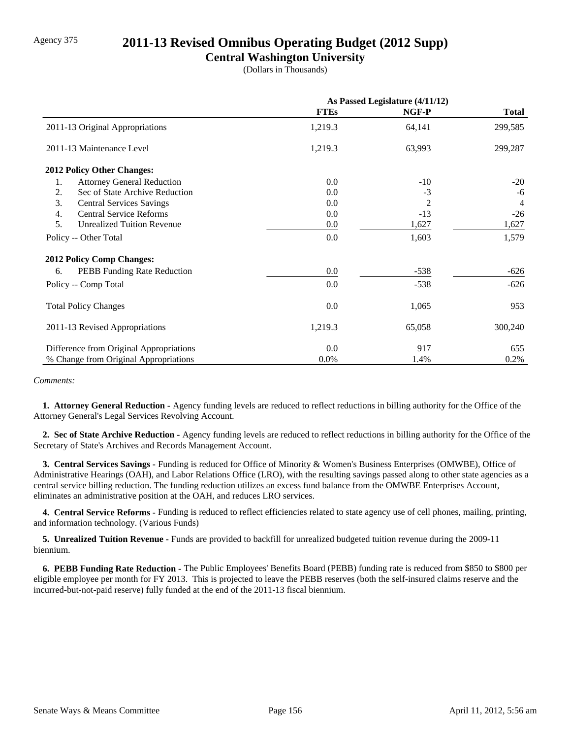Agency 375

# 2011-13 Revised Omnibus Operating Budget (2012 Supp)

## Central Washington University

(Dollars in Thousands)

| | As Passed Legislature (4/11/12) | | |
|---|---|---|---|
| | **FTEs** | **NGF-P** | **Total** |
| 2011-13 Original Appropriations | 1,219.3 | 64,141 | 299,585 |
| 2011-13 Maintenance Level | 1,219.3 | 63,993 | 299,287 |
| **2012 Policy Other Changes:** | | | |
| 1. Attorney General Reduction | 0.0 | -10 | -20 |
| 2. Sec of State Archive Reduction | 0.0 | -3 | -6 |
| 3. Central Services Savings | 0.0 | 2 | 4 |
| 4. Central Service Reforms | 0.0 | -13 | -26 |
| 5. Unrealized Tuition Revenue | 0.0 | 1,627 | 1,627 |
| Policy -- Other Total | 0.0 | 1,603 | 1,579 |
| **2012 Policy Comp Changes:** | | | |
| 6. PEBB Funding Rate Reduction | 0.0 | -538 | -626 |
| Policy -- Comp Total | 0.0 | -538 | -626 |
| Total Policy Changes | 0.0 | 1,065 | 953 |
| 2011-13 Revised Appropriations | 1,219.3 | 65,058 | 300,240 |
| Difference from Original Appropriations | 0.0 | 917 | 655 |
| % Change from Original Appropriations | 0.0% | 1.4% | 0.2% |

*Comments:*

**1. Attorney General Reduction -** Agency funding levels are reduced to reflect reductions in billing authority for the Office of the Attorney General's Legal Services Revolving Account.

**2. Sec of State Archive Reduction -** Agency funding levels are reduced to reflect reductions in billing authority for the Office of the Secretary of State's Archives and Records Management Account.

**3. Central Services Savings -** Funding is reduced for Office of Minority & Women's Business Enterprises (OMWBE), Office of Administrative Hearings (OAH), and Labor Relations Office (LRO), with the resulting savings passed along to other state agencies as a central service billing reduction. The funding reduction utilizes an excess fund balance from the OMWBE Enterprises Account, eliminates an administrative position at the OAH, and reduces LRO services.

**4. Central Service Reforms -** Funding is reduced to reflect efficiencies related to state agency use of cell phones, mailing, printing, and information technology. (Various Funds)

**5. Unrealized Tuition Revenue -** Funds are provided to backfill for unrealized budgeted tuition revenue during the 2009-11 biennium.

**6. PEBB Funding Rate Reduction -** The Public Employees' Benefits Board (PEBB) funding rate is reduced from $850 to $800 per eligible employee per month for FY 2013. This is projected to leave the PEBB reserves (both the self-insured claims reserve and the incurred-but-not-paid reserve) fully funded at the end of the 2011-13 fiscal biennium.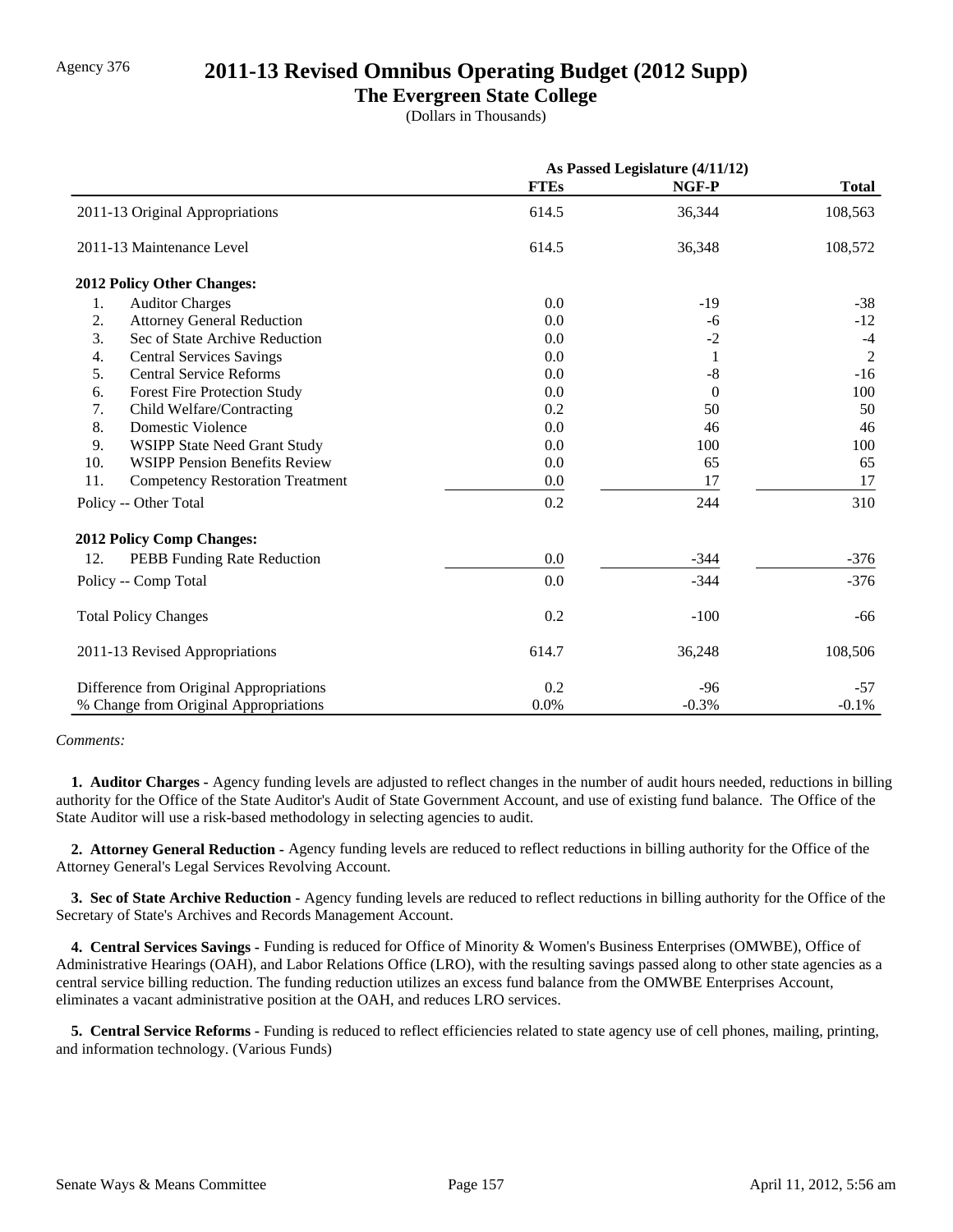Agency 376

# 2011-13 Revised Omnibus Operating Budget (2012 Supp)

## The Evergreen State College

(Dollars in Thousands)

| | As Passed Legislature (4/11/12) | | |
|---|---|---|---|
| | **FTEs** | **NGF-P** | **Total** |
| 2011-13 Original Appropriations | 614.5 | 36,344 | 108,563 |
| 2011-13 Maintenance Level | 614.5 | 36,348 | 108,572 |
| **2012 Policy Other Changes:** | | | |
| 1. Auditor Charges | 0.0 | -19 | -38 |
| 2. Attorney General Reduction | 0.0 | -6 | -12 |
| 3. Sec of State Archive Reduction | 0.0 | -2 | -4 |
| 4. Central Services Savings | 0.0 | 1 | 2 |
| 5. Central Service Reforms | 0.0 | -8 | -16 |
| 6. Forest Fire Protection Study | 0.0 | 0 | 100 |
| 7. Child Welfare/Contracting | 0.2 | 50 | 50 |
| 8. Domestic Violence | 0.0 | 46 | 46 |
| 9. WSIPP State Need Grant Study | 0.0 | 100 | 100 |
| 10. WSIPP Pension Benefits Review | 0.0 | 65 | 65 |
| 11. Competency Restoration Treatment | 0.0 | 17 | 17 |
| Policy -- Other Total | 0.2 | 244 | 310 |
| **2012 Policy Comp Changes:** | | | |
| 12. PEBB Funding Rate Reduction | 0.0 | -344 | -376 |
| Policy -- Comp Total | 0.0 | -344 | -376 |
| Total Policy Changes | 0.2 | -100 | -66 |
| 2011-13 Revised Appropriations | 614.7 | 36,248 | 108,506 |
| Difference from Original Appropriations | 0.2 | -96 | -57 |
| % Change from Original Appropriations | 0.0% | -0.3% | -0.1% |

*Comments:*

**1. Auditor Charges -** Agency funding levels are adjusted to reflect changes in the number of audit hours needed, reductions in billing authority for the Office of the State Auditor's Audit of State Government Account, and use of existing fund balance. The Office of the State Auditor will use a risk-based methodology in selecting agencies to audit.

**2. Attorney General Reduction -** Agency funding levels are reduced to reflect reductions in billing authority for the Office of the Attorney General's Legal Services Revolving Account.

**3. Sec of State Archive Reduction -** Agency funding levels are reduced to reflect reductions in billing authority for the Office of the Secretary of State's Archives and Records Management Account.

**4. Central Services Savings -** Funding is reduced for Office of Minority & Women's Business Enterprises (OMWBE), Office of Administrative Hearings (OAH), and Labor Relations Office (LRO), with the resulting savings passed along to other state agencies as a central service billing reduction. The funding reduction utilizes an excess fund balance from the OMWBE Enterprises Account, eliminates a vacant administrative position at the OAH, and reduces LRO services.

**5. Central Service Reforms -** Funding is reduced to reflect efficiencies related to state agency use of cell phones, mailing, printing, and information technology. (Various Funds)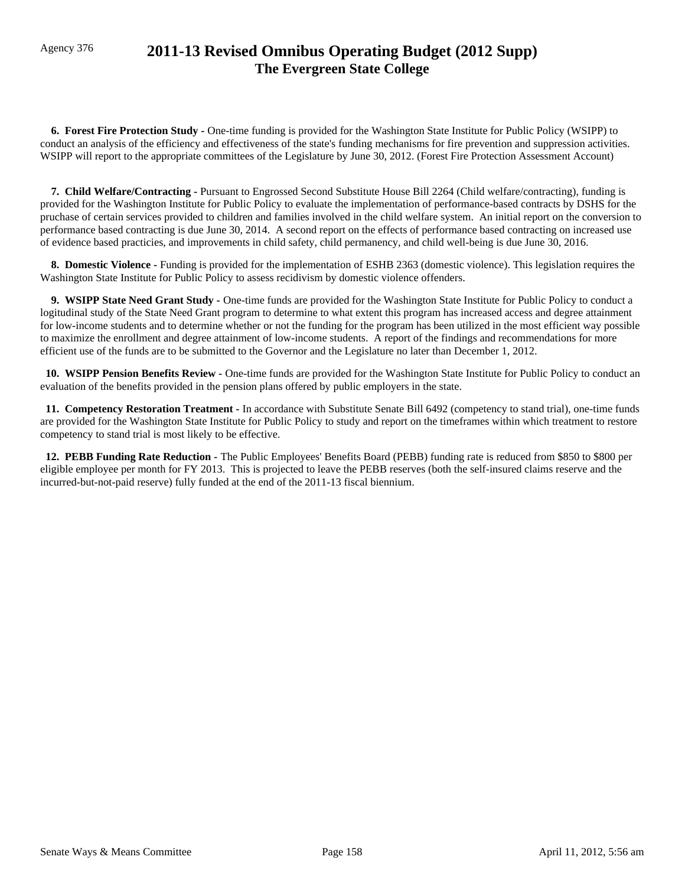Agency 376

# 2011-13 Revised Omnibus Operating Budget (2012 Supp)
## The Evergreen State College

**6. Forest Fire Protection Study -** One-time funding is provided for the Washington State Institute for Public Policy (WSIPP) to conduct an analysis of the efficiency and effectiveness of the state's funding mechanisms for fire prevention and suppression activities. WSIPP will report to the appropriate committees of the Legislature by June 30, 2012. (Forest Fire Protection Assessment Account)

**7. Child Welfare/Contracting -** Pursuant to Engrossed Second Substitute House Bill 2264 (Child welfare/contracting), funding is provided for the Washington Institute for Public Policy to evaluate the implementation of performance-based contracts by DSHS for the pruchase of certain services provided to children and families involved in the child welfare system. An initial report on the conversion to performance based contracting is due June 30, 2014. A second report on the effects of performance based contracting on increased use of evidence based practicies, and improvements in child safety, child permanency, and child well-being is due June 30, 2016.

**8. Domestic Violence -** Funding is provided for the implementation of ESHB 2363 (domestic violence). This legislation requires the Washington State Institute for Public Policy to assess recidivism by domestic violence offenders.

**9. WSIPP State Need Grant Study -** One-time funds are provided for the Washington State Institute for Public Policy to conduct a logitudinal study of the State Need Grant program to determine to what extent this program has increased access and degree attainment for low-income students and to determine whether or not the funding for the program has been utilized in the most efficient way possible to maximize the enrollment and degree attainment of low-income students. A report of the findings and recommendations for more efficient use of the funds are to be submitted to the Governor and the Legislature no later than December 1, 2012.

**10. WSIPP Pension Benefits Review -** One-time funds are provided for the Washington State Institute for Public Policy to conduct an evaluation of the benefits provided in the pension plans offered by public employers in the state.

**11. Competency Restoration Treatment -** In accordance with Substitute Senate Bill 6492 (competency to stand trial), one-time funds are provided for the Washington State Institute for Public Policy to study and report on the timeframes within which treatment to restore competency to stand trial is most likely to be effective.

**12. PEBB Funding Rate Reduction -** The Public Employees' Benefits Board (PEBB) funding rate is reduced from $850 to $800 per eligible employee per month for FY 2013. This is projected to leave the PEBB reserves (both the self-insured claims reserve and the incurred-but-not-paid reserve) fully funded at the end of the 2011-13 fiscal biennium.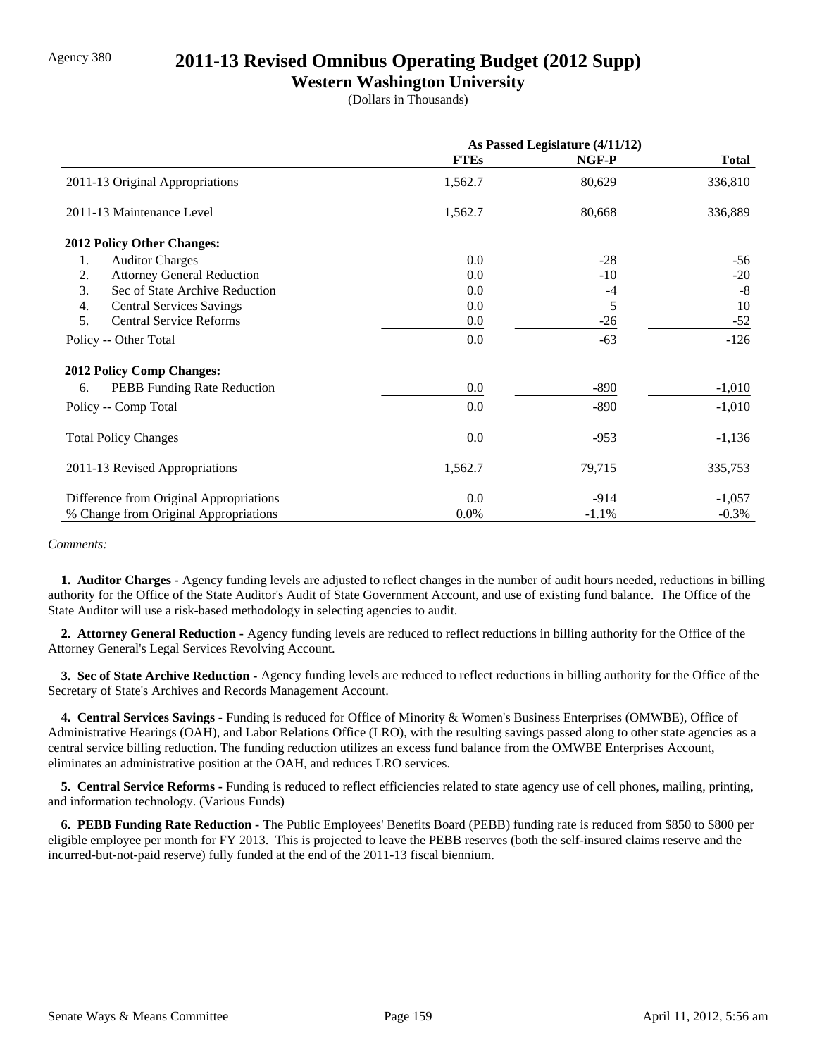Agency 380

# 2011-13 Revised Omnibus Operating Budget (2012 Supp)

## Western Washington University

(Dollars in Thousands)

| | As Passed Legislature (4/11/12) | | |
|---|---|---|---|
| | **FTEs** | **NGF-P** | **Total** |
| 2011-13 Original Appropriations | 1,562.7 | 80,629 | 336,810 |
| 2011-13 Maintenance Level | 1,562.7 | 80,668 | 336,889 |
| **2012 Policy Other Changes:** | | | |
| 1. Auditor Charges | 0.0 | -28 | -56 |
| 2. Attorney General Reduction | 0.0 | -10 | -20 |
| 3. Sec of State Archive Reduction | 0.0 | -4 | -8 |
| 4. Central Services Savings | 0.0 | 5 | 10 |
| 5. Central Service Reforms | 0.0 | -26 | -52 |
| Policy -- Other Total | 0.0 | -63 | -126 |
| **2012 Policy Comp Changes:** | | | |
| 6. PEBB Funding Rate Reduction | 0.0 | -890 | -1,010 |
| Policy -- Comp Total | 0.0 | -890 | -1,010 |
| Total Policy Changes | 0.0 | -953 | -1,136 |
| 2011-13 Revised Appropriations | 1,562.7 | 79,715 | 335,753 |
| Difference from Original Appropriations | 0.0 | -914 | -1,057 |
| % Change from Original Appropriations | 0.0% | -1.1% | -0.3% |

*Comments:*

**1. Auditor Charges -** Agency funding levels are adjusted to reflect changes in the number of audit hours needed, reductions in billing authority for the Office of the State Auditor's Audit of State Government Account, and use of existing fund balance. The Office of the State Auditor will use a risk-based methodology in selecting agencies to audit.

**2. Attorney General Reduction -** Agency funding levels are reduced to reflect reductions in billing authority for the Office of the Attorney General's Legal Services Revolving Account.

**3. Sec of State Archive Reduction -** Agency funding levels are reduced to reflect reductions in billing authority for the Office of the Secretary of State's Archives and Records Management Account.

**4. Central Services Savings -** Funding is reduced for Office of Minority & Women's Business Enterprises (OMWBE), Office of Administrative Hearings (OAH), and Labor Relations Office (LRO), with the resulting savings passed along to other state agencies as a central service billing reduction. The funding reduction utilizes an excess fund balance from the OMWBE Enterprises Account, eliminates an administrative position at the OAH, and reduces LRO services.

**5. Central Service Reforms -** Funding is reduced to reflect efficiencies related to state agency use of cell phones, mailing, printing, and information technology. (Various Funds)

**6. PEBB Funding Rate Reduction -** The Public Employees' Benefits Board (PEBB) funding rate is reduced from $850 to $800 per eligible employee per month for FY 2013. This is projected to leave the PEBB reserves (both the self-insured claims reserve and the incurred-but-not-paid reserve) fully funded at the end of the 2011-13 fiscal biennium.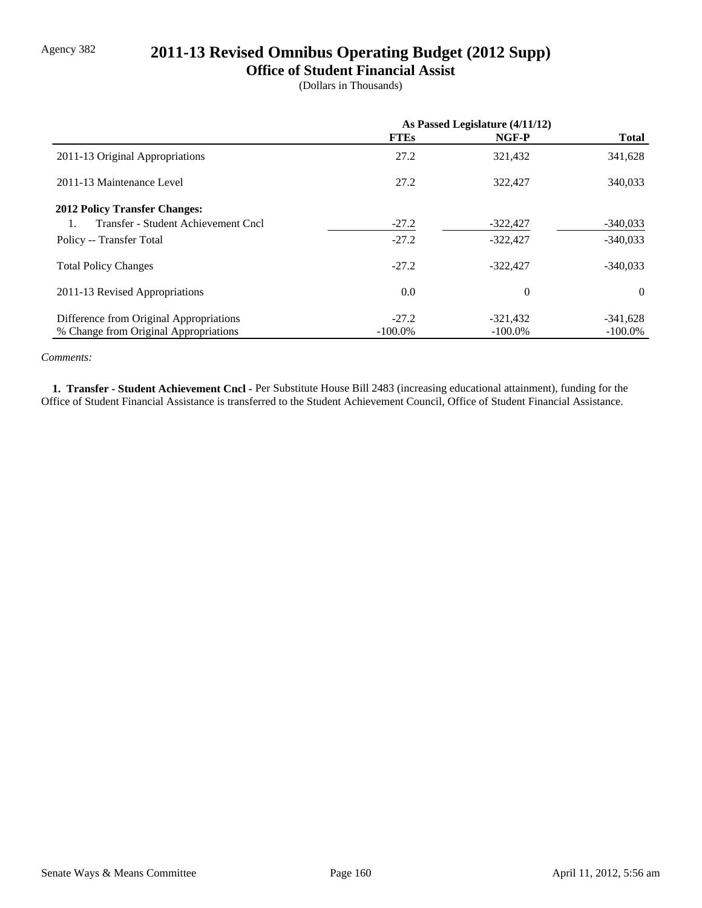Agency 382

# 2011-13 Revised Omnibus Operating Budget (2012 Supp)

## Office of Student Financial Assist

(Dollars in Thousands)

| | As Passed Legislature (4/11/12) | | |
|---|---|---|---|
| | **FTEs** | **NGF-P** | **Total** |
| 2011-13 Original Appropriations | 27.2 | 321,432 | 341,628 |
| 2011-13 Maintenance Level | 27.2 | 322,427 | 340,033 |
| **2012 Policy Transfer Changes:** | | | |
| 1. Transfer - Student Achievement Cncl | -27.2 | -322,427 | -340,033 |
| Policy -- Transfer Total | -27.2 | -322,427 | -340,033 |
| Total Policy Changes | -27.2 | -322,427 | -340,033 |
| 2011-13 Revised Appropriations | 0.0 | 0 | 0 |
| Difference from Original Appropriations | -27.2 | -321,432 | -341,628 |
| % Change from Original Appropriations | -100.0% | -100.0% | -100.0% |

*Comments:*

**1. Transfer - Student Achievement Cncl -** Per Substitute House Bill 2483 (increasing educational attainment), funding for the Office of Student Financial Assistance is transferred to the Student Achievement Council, Office of Student Financial Assistance.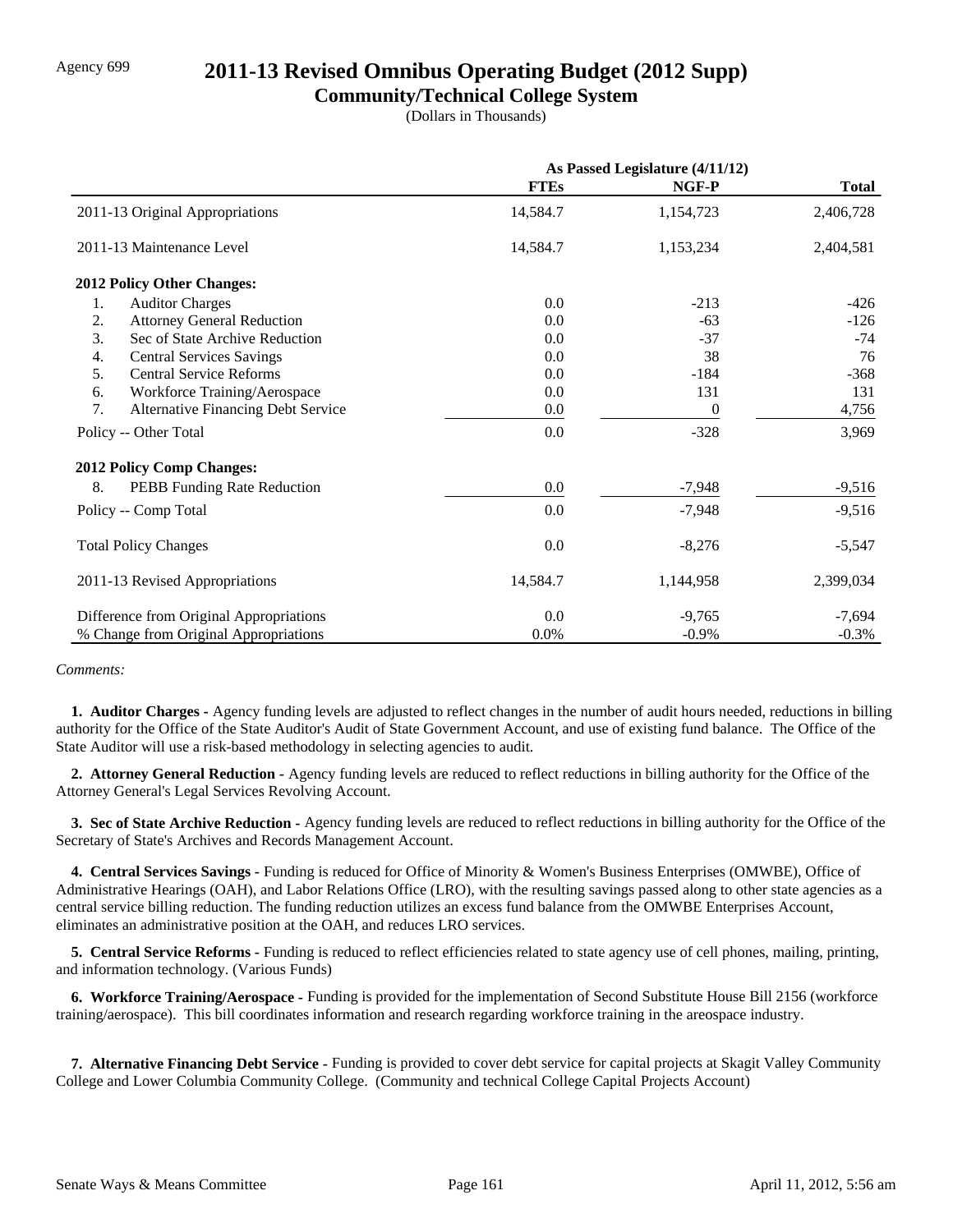Agency 699

# 2011-13 Revised Omnibus Operating Budget (2012 Supp)

## Community/Technical College System

(Dollars in Thousands)

| | As Passed Legislature (4/11/12) | | |
|---|---|---|---|
| | **FTEs** | **NGF-P** | **Total** |
| 2011-13 Original Appropriations | 14,584.7 | 1,154,723 | 2,406,728 |
| 2011-13 Maintenance Level | 14,584.7 | 1,153,234 | 2,404,581 |
| **2012 Policy Other Changes:** | | | |
| 1. Auditor Charges | 0.0 | -213 | -426 |
| 2. Attorney General Reduction | 0.0 | -63 | -126 |
| 3. Sec of State Archive Reduction | 0.0 | -37 | -74 |
| 4. Central Services Savings | 0.0 | 38 | 76 |
| 5. Central Service Reforms | 0.0 | -184 | -368 |
| 6. Workforce Training/Aerospace | 0.0 | 131 | 131 |
| 7. Alternative Financing Debt Service | 0.0 | 0 | 4,756 |
| Policy -- Other Total | 0.0 | -328 | 3,969 |
| **2012 Policy Comp Changes:** | | | |
| 8. PEBB Funding Rate Reduction | 0.0 | -7,948 | -9,516 |
| Policy -- Comp Total | 0.0 | -7,948 | -9,516 |
| Total Policy Changes | 0.0 | -8,276 | -5,547 |
| 2011-13 Revised Appropriations | 14,584.7 | 1,144,958 | 2,399,034 |
| Difference from Original Appropriations | 0.0 | -9,765 | -7,694 |
| % Change from Original Appropriations | 0.0% | -0.9% | -0.3% |

*Comments:*

**1. Auditor Charges -** Agency funding levels are adjusted to reflect changes in the number of audit hours needed, reductions in billing authority for the Office of the State Auditor's Audit of State Government Account, and use of existing fund balance. The Office of the State Auditor will use a risk-based methodology in selecting agencies to audit.

**2. Attorney General Reduction -** Agency funding levels are reduced to reflect reductions in billing authority for the Office of the Attorney General's Legal Services Revolving Account.

**3. Sec of State Archive Reduction -** Agency funding levels are reduced to reflect reductions in billing authority for the Office of the Secretary of State's Archives and Records Management Account.

**4. Central Services Savings -** Funding is reduced for Office of Minority & Women's Business Enterprises (OMWBE), Office of Administrative Hearings (OAH), and Labor Relations Office (LRO), with the resulting savings passed along to other state agencies as a central service billing reduction. The funding reduction utilizes an excess fund balance from the OMWBE Enterprises Account, eliminates an administrative position at the OAH, and reduces LRO services.

**5. Central Service Reforms -** Funding is reduced to reflect efficiencies related to state agency use of cell phones, mailing, printing, and information technology. (Various Funds)

**6. Workforce Training/Aerospace -** Funding is provided for the implementation of Second Substitute House Bill 2156 (workforce training/aerospace). This bill coordinates information and research regarding workforce training in the areospace industry.

**7. Alternative Financing Debt Service -** Funding is provided to cover debt service for capital projects at Skagit Valley Community College and Lower Columbia Community College. (Community and technical College Capital Projects Account)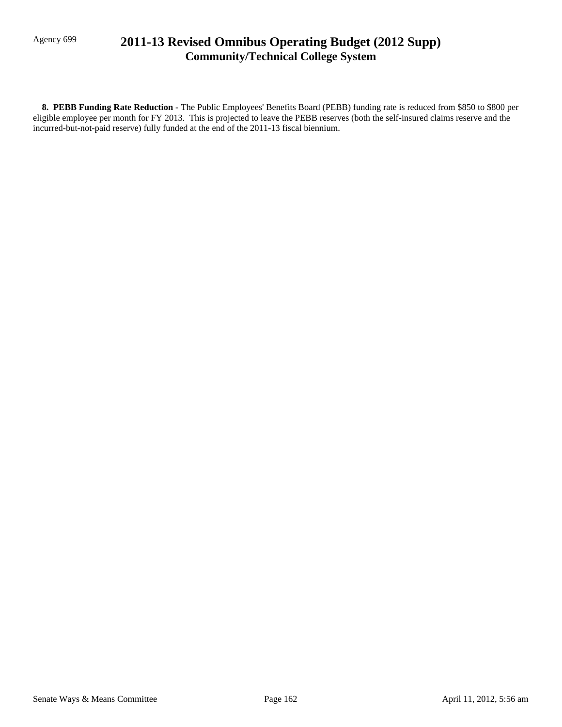**8. PEBB Funding Rate Reduction -** The Public Employees' Benefits Board (PEBB) funding rate is reduced from $850 to $800 per eligible employee per month for FY 2013. This is projected to leave the PEBB reserves (both the self-insured claims reserve and the incurred-but-not-paid reserve) fully funded at the end of the 2011-13 fiscal biennium.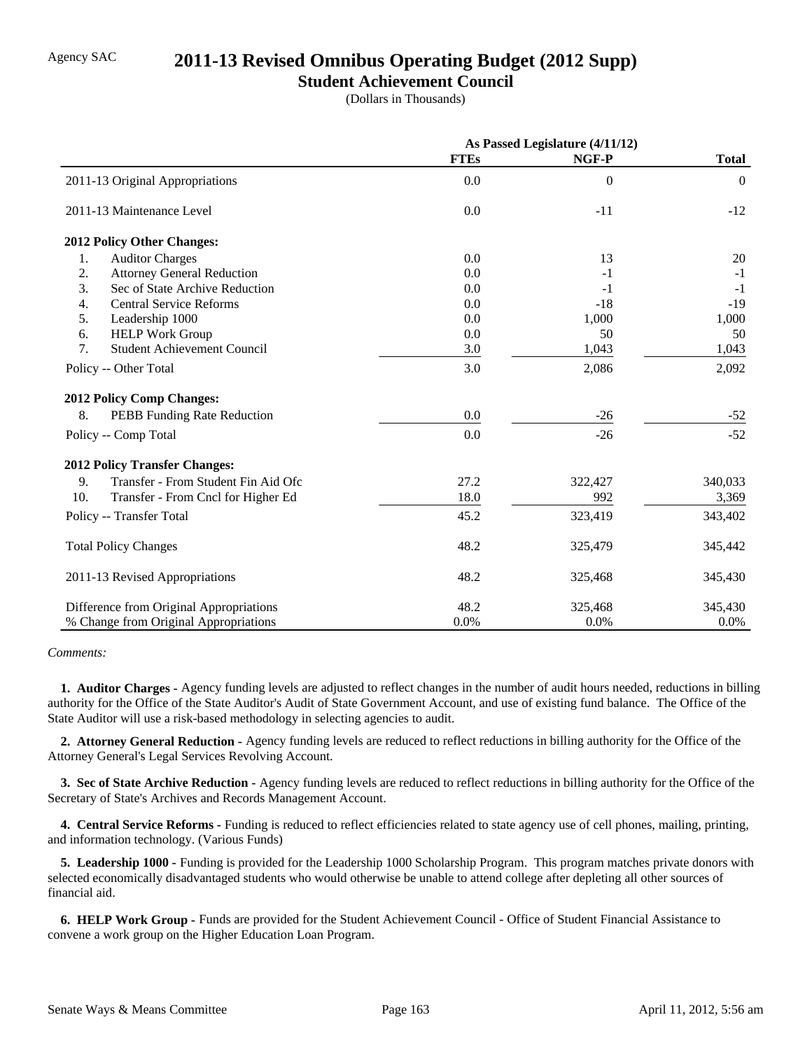Agency SAC

# 2011-13 Revised Omnibus Operating Budget (2012 Supp)

## Student Achievement Council

(Dollars in Thousands)

| | As Passed Legislature (4/11/12) | | |
|---|---|---|---|
| | **FTEs** | **NGF-P** | **Total** |
| 2011-13 Original Appropriations | 0.0 | 0 | 0 |
| 2011-13 Maintenance Level | 0.0 | -11 | -12 |
| **2012 Policy Other Changes:** | | | |
| 1. Auditor Charges | 0.0 | 13 | 20 |
| 2. Attorney General Reduction | 0.0 | -1 | -1 |
| 3. Sec of State Archive Reduction | 0.0 | -1 | -1 |
| 4. Central Service Reforms | 0.0 | -18 | -19 |
| 5. Leadership 1000 | 0.0 | 1,000 | 1,000 |
| 6. HELP Work Group | 0.0 | 50 | 50 |
| 7. Student Achievement Council | 3.0 | 1,043 | 1,043 |
| Policy -- Other Total | 3.0 | 2,086 | 2,092 |
| **2012 Policy Comp Changes:** | | | |
| 8. PEBB Funding Rate Reduction | 0.0 | -26 | -52 |
| Policy -- Comp Total | 0.0 | -26 | -52 |
| **2012 Policy Transfer Changes:** | | | |
| 9. Transfer - From Student Fin Aid Ofc | 27.2 | 322,427 | 340,033 |
| 10. Transfer - From Cncl for Higher Ed | 18.0 | 992 | 3,369 |
| Policy -- Transfer Total | 45.2 | 323,419 | 343,402 |
| Total Policy Changes | 48.2 | 325,479 | 345,442 |
| 2011-13 Revised Appropriations | 48.2 | 325,468 | 345,430 |
| Difference from Original Appropriations | 48.2 | 325,468 | 345,430 |
| % Change from Original Appropriations | 0.0% | 0.0% | 0.0% |

*Comments:*

**1. Auditor Charges -** Agency funding levels are adjusted to reflect changes in the number of audit hours needed, reductions in billing authority for the Office of the State Auditor's Audit of State Government Account, and use of existing fund balance. The Office of the State Auditor will use a risk-based methodology in selecting agencies to audit.

**2. Attorney General Reduction -** Agency funding levels are reduced to reflect reductions in billing authority for the Office of the Attorney General's Legal Services Revolving Account.

**3. Sec of State Archive Reduction -** Agency funding levels are reduced to reflect reductions in billing authority for the Office of the Secretary of State's Archives and Records Management Account.

**4. Central Service Reforms -** Funding is reduced to reflect efficiencies related to state agency use of cell phones, mailing, printing, and information technology. (Various Funds)

**5. Leadership 1000 -** Funding is provided for the Leadership 1000 Scholarship Program. This program matches private donors with selected economically disadvantaged students who would otherwise be unable to attend college after depleting all other sources of financial aid.

**6. HELP Work Group -** Funds are provided for the Student Achievement Council - Office of Student Financial Assistance to convene a work group on the Higher Education Loan Program.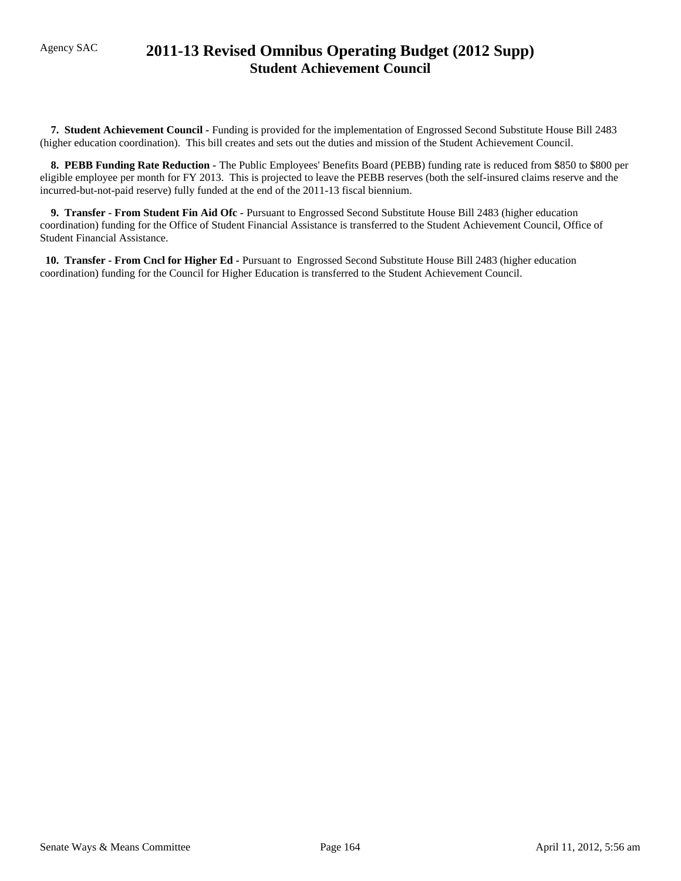# 2011-13 Revised Omnibus Operating Budget (2012 Supp)
## Student Achievement Council

**7. Student Achievement Council -** Funding is provided for the implementation of Engrossed Second Substitute House Bill 2483 (higher education coordination). This bill creates and sets out the duties and mission of the Student Achievement Council.

**8. PEBB Funding Rate Reduction -** The Public Employees' Benefits Board (PEBB) funding rate is reduced from $850 to $800 per eligible employee per month for FY 2013. This is projected to leave the PEBB reserves (both the self-insured claims reserve and the incurred-but-not-paid reserve) fully funded at the end of the 2011-13 fiscal biennium.

**9. Transfer - From Student Fin Aid Ofc -** Pursuant to Engrossed Second Substitute House Bill 2483 (higher education coordination) funding for the Office of Student Financial Assistance is transferred to the Student Achievement Council, Office of Student Financial Assistance.

**10. Transfer - From Cncl for Higher Ed -** Pursuant to Engrossed Second Substitute House Bill 2483 (higher education coordination) funding for the Council for Higher Education is transferred to the Student Achievement Council.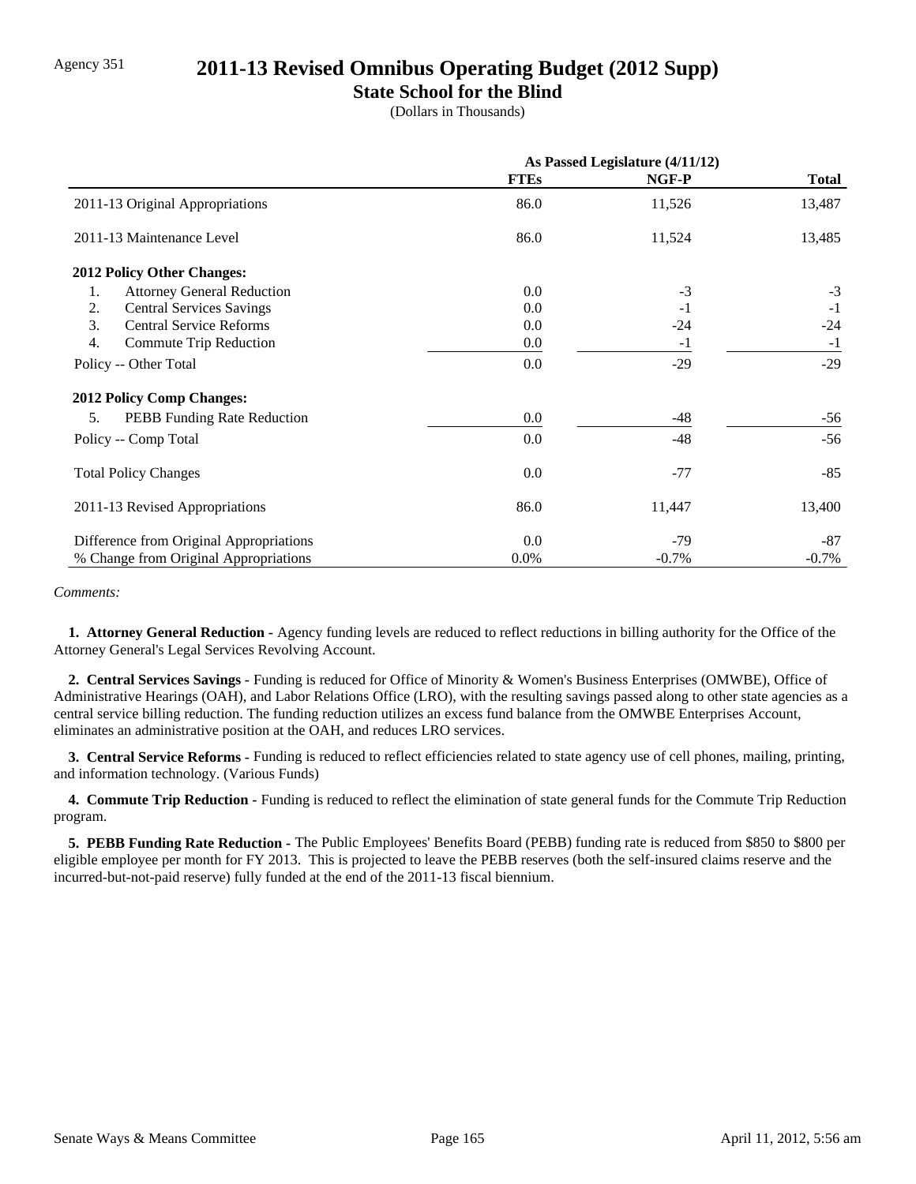Agency 351

# 2011-13 Revised Omnibus Operating Budget (2012 Supp)

## State School for the Blind

(Dollars in Thousands)

| | As Passed Legislature (4/11/12) | | |
|---|---|---|---|
| | FTEs | NGF-P | Total |
| 2011-13 Original Appropriations | 86.0 | 11,526 | 13,487 |
| 2011-13 Maintenance Level | 86.0 | 11,524 | 13,485 |
| **2012 Policy Other Changes:** | | | |
| 1. Attorney General Reduction | 0.0 | -3 | -3 |
| 2. Central Services Savings | 0.0 | -1 | -1 |
| 3. Central Service Reforms | 0.0 | -24 | -24 |
| 4. Commute Trip Reduction | 0.0 | -1 | -1 |
| Policy -- Other Total | 0.0 | -29 | -29 |
| **2012 Policy Comp Changes:** | | | |
| 5. PEBB Funding Rate Reduction | 0.0 | -48 | -56 |
| Policy -- Comp Total | 0.0 | -48 | -56 |
| Total Policy Changes | 0.0 | -77 | -85 |
| 2011-13 Revised Appropriations | 86.0 | 11,447 | 13,400 |
| Difference from Original Appropriations | 0.0 | -79 | -87 |
| % Change from Original Appropriations | 0.0% | -0.7% | -0.7% |

*Comments:*

**1. Attorney General Reduction -** Agency funding levels are reduced to reflect reductions in billing authority for the Office of the Attorney General's Legal Services Revolving Account.

**2. Central Services Savings -** Funding is reduced for Office of Minority & Women's Business Enterprises (OMWBE), Office of Administrative Hearings (OAH), and Labor Relations Office (LRO), with the resulting savings passed along to other state agencies as a central service billing reduction. The funding reduction utilizes an excess fund balance from the OMWBE Enterprises Account, eliminates an administrative position at the OAH, and reduces LRO services.

**3. Central Service Reforms -** Funding is reduced to reflect efficiencies related to state agency use of cell phones, mailing, printing, and information technology. (Various Funds)

**4. Commute Trip Reduction -** Funding is reduced to reflect the elimination of state general funds for the Commute Trip Reduction program.

**5. PEBB Funding Rate Reduction -** The Public Employees' Benefits Board (PEBB) funding rate is reduced from $850 to $800 per eligible employee per month for FY 2013. This is projected to leave the PEBB reserves (both the self-insured claims reserve and the incurred-but-not-paid reserve) fully funded at the end of the 2011-13 fiscal biennium.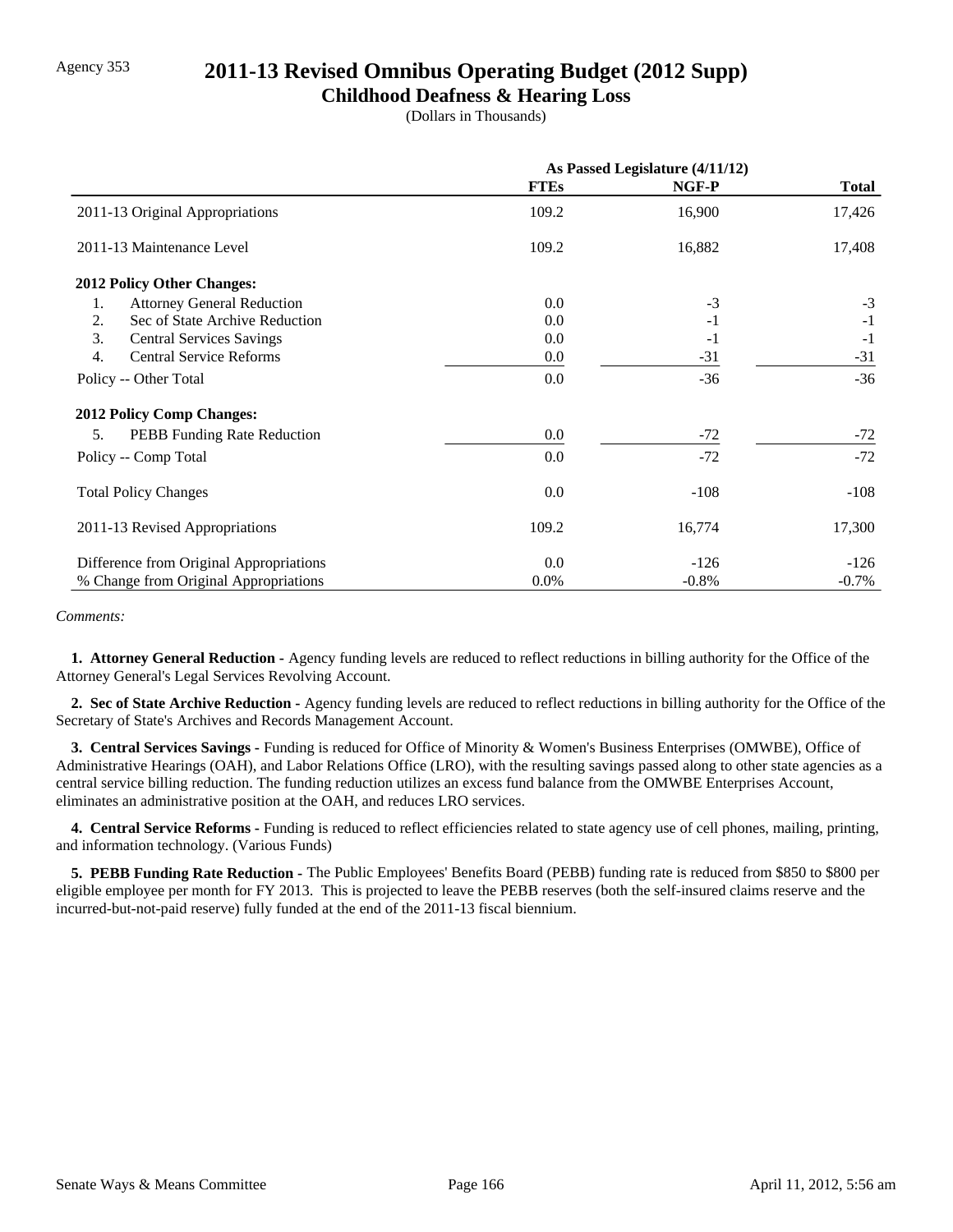Agency 353

# 2011-13 Revised Omnibus Operating Budget (2012 Supp)

## Childhood Deafness & Hearing Loss

(Dollars in Thousands)

| | As Passed Legislature (4/11/12) | | |
|---|---|---|---|
| | **FTEs** | **NGF-P** | **Total** |
| 2011-13 Original Appropriations | 109.2 | 16,900 | 17,426 |
| 2011-13 Maintenance Level | 109.2 | 16,882 | 17,408 |
| **2012 Policy Other Changes:** | | | |
| 1. Attorney General Reduction | 0.0 | -3 | -3 |
| 2. Sec of State Archive Reduction | 0.0 | -1 | -1 |
| 3. Central Services Savings | 0.0 | -1 | -1 |
| 4. Central Service Reforms | 0.0 | -31 | -31 |
| Policy -- Other Total | 0.0 | -36 | -36 |
| **2012 Policy Comp Changes:** | | | |
| 5. PEBB Funding Rate Reduction | 0.0 | -72 | -72 |
| Policy -- Comp Total | 0.0 | -72 | -72 |
| Total Policy Changes | 0.0 | -108 | -108 |
| 2011-13 Revised Appropriations | 109.2 | 16,774 | 17,300 |
| Difference from Original Appropriations | 0.0 | -126 | -126 |
| % Change from Original Appropriations | 0.0% | -0.8% | -0.7% |

*Comments:*

**1. Attorney General Reduction -** Agency funding levels are reduced to reflect reductions in billing authority for the Office of the Attorney General's Legal Services Revolving Account.

**2. Sec of State Archive Reduction -** Agency funding levels are reduced to reflect reductions in billing authority for the Office of the Secretary of State's Archives and Records Management Account.

**3. Central Services Savings -** Funding is reduced for Office of Minority & Women's Business Enterprises (OMWBE), Office of Administrative Hearings (OAH), and Labor Relations Office (LRO), with the resulting savings passed along to other state agencies as a central service billing reduction. The funding reduction utilizes an excess fund balance from the OMWBE Enterprises Account, eliminates an administrative position at the OAH, and reduces LRO services.

**4. Central Service Reforms -** Funding is reduced to reflect efficiencies related to state agency use of cell phones, mailing, printing, and information technology. (Various Funds)

**5. PEBB Funding Rate Reduction -** The Public Employees' Benefits Board (PEBB) funding rate is reduced from $850 to $800 per eligible employee per month for FY 2013. This is projected to leave the PEBB reserves (both the self-insured claims reserve and the incurred-but-not-paid reserve) fully funded at the end of the 2011-13 fiscal biennium.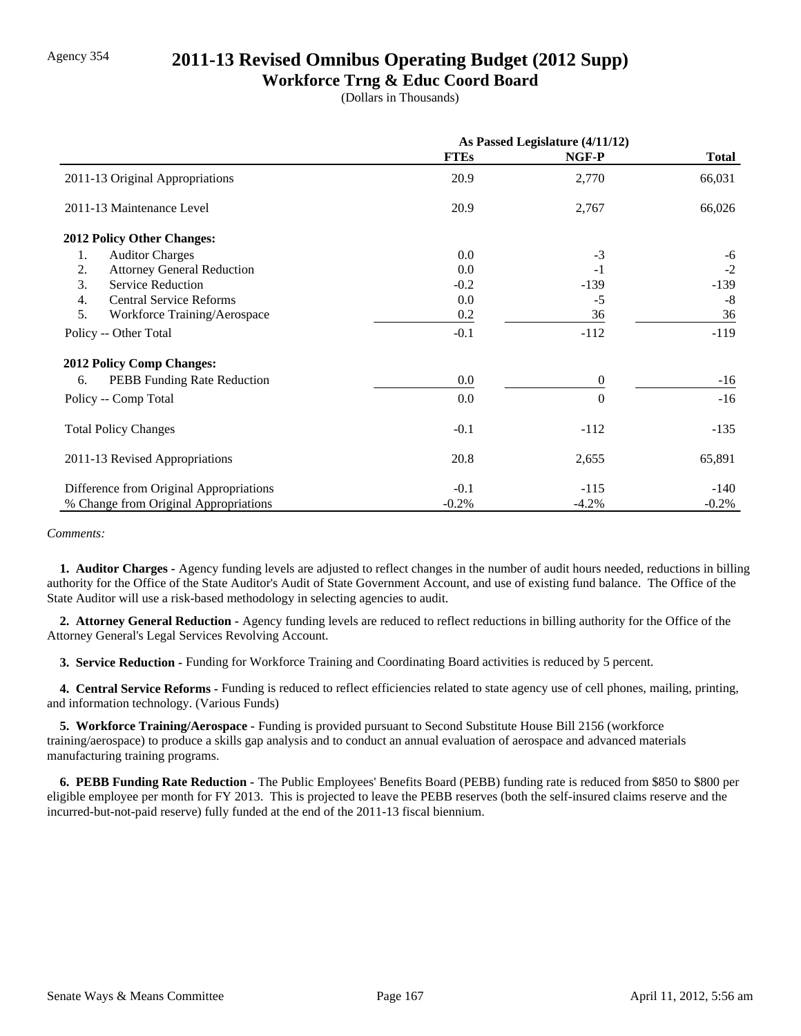Agency 354

# 2011-13 Revised Omnibus Operating Budget (2012 Supp)

## Workforce Trng & Educ Coord Board

(Dollars in Thousands)

| | As Passed Legislature (4/11/12) | | |
|---|---|---|---|
| | FTEs | NGF-P | Total |
| 2011-13 Original Appropriations | 20.9 | 2,770 | 66,031 |
| 2011-13 Maintenance Level | 20.9 | 2,767 | 66,026 |
| **2012 Policy Other Changes:** | | | |
| 1. Auditor Charges | 0.0 | -3 | -6 |
| 2. Attorney General Reduction | 0.0 | -1 | -2 |
| 3. Service Reduction | -0.2 | -139 | -139 |
| 4. Central Service Reforms | 0.0 | -5 | -8 |
| 5. Workforce Training/Aerospace | 0.2 | 36 | 36 |
| Policy -- Other Total | -0.1 | -112 | -119 |
| **2012 Policy Comp Changes:** | | | |
| 6. PEBB Funding Rate Reduction | 0.0 | 0 | -16 |
| Policy -- Comp Total | 0.0 | 0 | -16 |
| Total Policy Changes | -0.1 | -112 | -135 |
| 2011-13 Revised Appropriations | 20.8 | 2,655 | 65,891 |
| Difference from Original Appropriations | -0.1 | -115 | -140 |
| % Change from Original Appropriations | -0.2% | -4.2% | -0.2% |

*Comments:*

**1. Auditor Charges -** Agency funding levels are adjusted to reflect changes in the number of audit hours needed, reductions in billing authority for the Office of the State Auditor's Audit of State Government Account, and use of existing fund balance. The Office of the State Auditor will use a risk-based methodology in selecting agencies to audit.

**2. Attorney General Reduction -** Agency funding levels are reduced to reflect reductions in billing authority for the Office of the Attorney General's Legal Services Revolving Account.

**3. Service Reduction -** Funding for Workforce Training and Coordinating Board activities is reduced by 5 percent.

**4. Central Service Reforms -** Funding is reduced to reflect efficiencies related to state agency use of cell phones, mailing, printing, and information technology. (Various Funds)

**5. Workforce Training/Aerospace -** Funding is provided pursuant to Second Substitute House Bill 2156 (workforce training/aerospace) to produce a skills gap analysis and to conduct an annual evaluation of aerospace and advanced materials manufacturing training programs.

**6. PEBB Funding Rate Reduction -** The Public Employees' Benefits Board (PEBB) funding rate is reduced from $850 to $800 per eligible employee per month for FY 2013. This is projected to leave the PEBB reserves (both the self-insured claims reserve and the incurred-but-not-paid reserve) fully funded at the end of the 2011-13 fiscal biennium.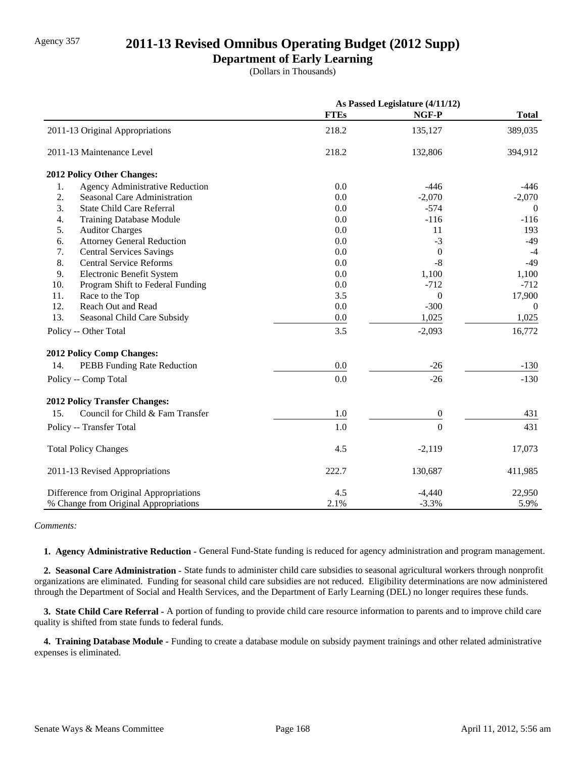Agency 357

# 2011-13 Revised Omnibus Operating Budget (2012 Supp)

## Department of Early Learning

(Dollars in Thousands)

| | As Passed Legislature (4/11/12) | | |
|---|---|---|---|
| | FTEs | NGF-P | Total |
| 2011-13 Original Appropriations | 218.2 | 135,127 | 389,035 |
| 2011-13 Maintenance Level | 218.2 | 132,806 | 394,912 |
| **2012 Policy Other Changes:** | | | |
| 1. Agency Administrative Reduction | 0.0 | -446 | -446 |
| 2. Seasonal Care Administration | 0.0 | -2,070 | -2,070 |
| 3. State Child Care Referral | 0.0 | -574 | 0 |
| 4. Training Database Module | 0.0 | -116 | -116 |
| 5. Auditor Charges | 0.0 | 11 | 193 |
| 6. Attorney General Reduction | 0.0 | -3 | -49 |
| 7. Central Services Savings | 0.0 | 0 | -4 |
| 8. Central Service Reforms | 0.0 | -8 | -49 |
| 9. Electronic Benefit System | 0.0 | 1,100 | 1,100 |
| 10. Program Shift to Federal Funding | 0.0 | -712 | -712 |
| 11. Race to the Top | 3.5 | 0 | 17,900 |
| 12. Reach Out and Read | 0.0 | -300 | 0 |
| 13. Seasonal Child Care Subsidy | 0.0 | 1,025 | 1,025 |
| Policy -- Other Total | 3.5 | -2,093 | 16,772 |
| **2012 Policy Comp Changes:** | | | |
| 14. PEBB Funding Rate Reduction | 0.0 | -26 | -130 |
| Policy -- Comp Total | 0.0 | -26 | -130 |
| **2012 Policy Transfer Changes:** | | | |
| 15. Council for Child & Fam Transfer | 1.0 | 0 | 431 |
| Policy -- Transfer Total | 1.0 | 0 | 431 |
| Total Policy Changes | 4.5 | -2,119 | 17,073 |
| 2011-13 Revised Appropriations | 222.7 | 130,687 | 411,985 |
| Difference from Original Appropriations | 4.5 | -4,440 | 22,950 |
| % Change from Original Appropriations | 2.1% | -3.3% | 5.9% |

*Comments:*

**1. Agency Administrative Reduction -** General Fund-State funding is reduced for agency administration and program management.

**2. Seasonal Care Administration -** State funds to administer child care subsidies to seasonal agricultural workers through nonprofit organizations are eliminated. Funding for seasonal child care subsidies are not reduced. Eligibility determinations are now administered through the Department of Social and Health Services, and the Department of Early Learning (DEL) no longer requires these funds.

**3. State Child Care Referral -** A portion of funding to provide child care resource information to parents and to improve child care quality is shifted from state funds to federal funds.

**4. Training Database Module -** Funding to create a database module on subsidy payment trainings and other related administrative expenses is eliminated.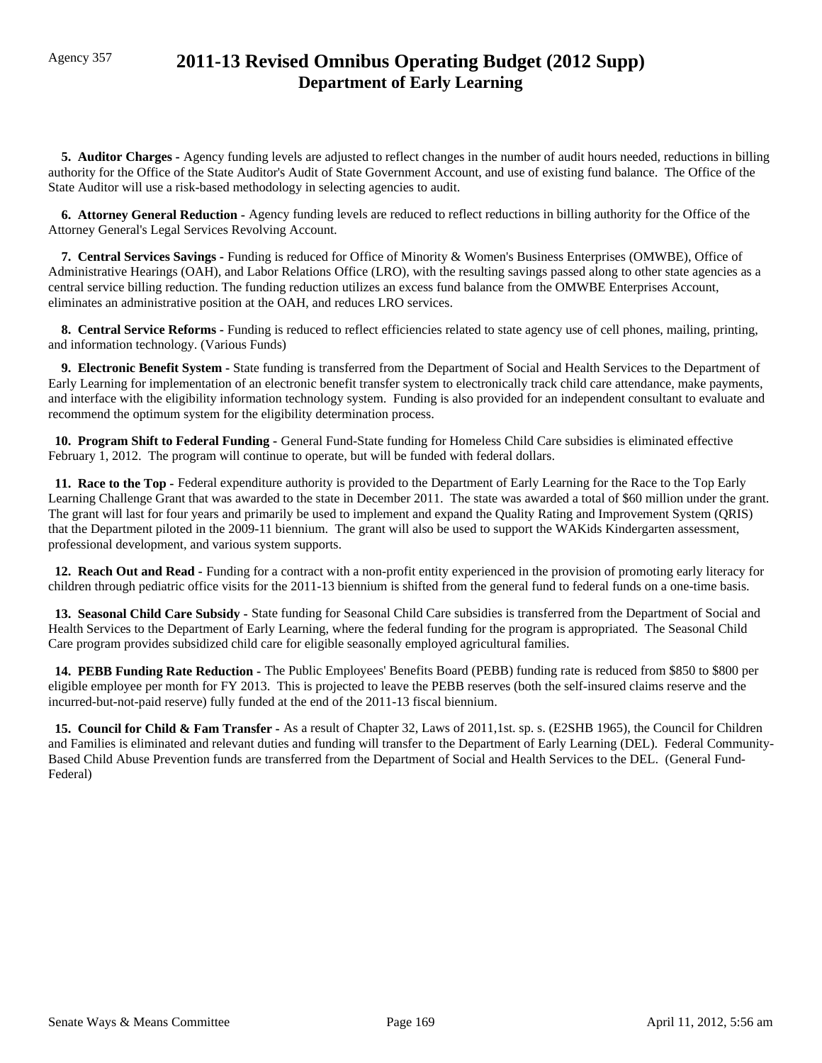Agency 357

# 2011-13 Revised Omnibus Operating Budget (2012 Supp)
## Department of Early Learning

**5. Auditor Charges -** Agency funding levels are adjusted to reflect changes in the number of audit hours needed, reductions in billing authority for the Office of the State Auditor's Audit of State Government Account, and use of existing fund balance. The Office of the State Auditor will use a risk-based methodology in selecting agencies to audit.

**6. Attorney General Reduction -** Agency funding levels are reduced to reflect reductions in billing authority for the Office of the Attorney General's Legal Services Revolving Account.

**7. Central Services Savings -** Funding is reduced for Office of Minority & Women's Business Enterprises (OMWBE), Office of Administrative Hearings (OAH), and Labor Relations Office (LRO), with the resulting savings passed along to other state agencies as a central service billing reduction. The funding reduction utilizes an excess fund balance from the OMWBE Enterprises Account, eliminates an administrative position at the OAH, and reduces LRO services.

**8. Central Service Reforms -** Funding is reduced to reflect efficiencies related to state agency use of cell phones, mailing, printing, and information technology. (Various Funds)

**9. Electronic Benefit System -** State funding is transferred from the Department of Social and Health Services to the Department of Early Learning for implementation of an electronic benefit transfer system to electronically track child care attendance, make payments, and interface with the eligibility information technology system. Funding is also provided for an independent consultant to evaluate and recommend the optimum system for the eligibility determination process.

**10. Program Shift to Federal Funding -** General Fund-State funding for Homeless Child Care subsidies is eliminated effective February 1, 2012. The program will continue to operate, but will be funded with federal dollars.

**11. Race to the Top -** Federal expenditure authority is provided to the Department of Early Learning for the Race to the Top Early Learning Challenge Grant that was awarded to the state in December 2011. The state was awarded a total of $60 million under the grant. The grant will last for four years and primarily be used to implement and expand the Quality Rating and Improvement System (QRIS) that the Department piloted in the 2009-11 biennium. The grant will also be used to support the WAKids Kindergarten assessment, professional development, and various system supports.

**12. Reach Out and Read -** Funding for a contract with a non-profit entity experienced in the provision of promoting early literacy for children through pediatric office visits for the 2011-13 biennium is shifted from the general fund to federal funds on a one-time basis.

**13. Seasonal Child Care Subsidy -** State funding for Seasonal Child Care subsidies is transferred from the Department of Social and Health Services to the Department of Early Learning, where the federal funding for the program is appropriated. The Seasonal Child Care program provides subsidized child care for eligible seasonally employed agricultural families.

**14. PEBB Funding Rate Reduction -** The Public Employees' Benefits Board (PEBB) funding rate is reduced from $850 to $800 per eligible employee per month for FY 2013. This is projected to leave the PEBB reserves (both the self-insured claims reserve and the incurred-but-not-paid reserve) fully funded at the end of the 2011-13 fiscal biennium.

**15. Council for Child & Fam Transfer -** As a result of Chapter 32, Laws of 2011,1st. sp. s. (E2SHB 1965), the Council for Children and Families is eliminated and relevant duties and funding will transfer to the Department of Early Learning (DEL). Federal Community-Based Child Abuse Prevention funds are transferred from the Department of Social and Health Services to the DEL. (General Fund-Federal)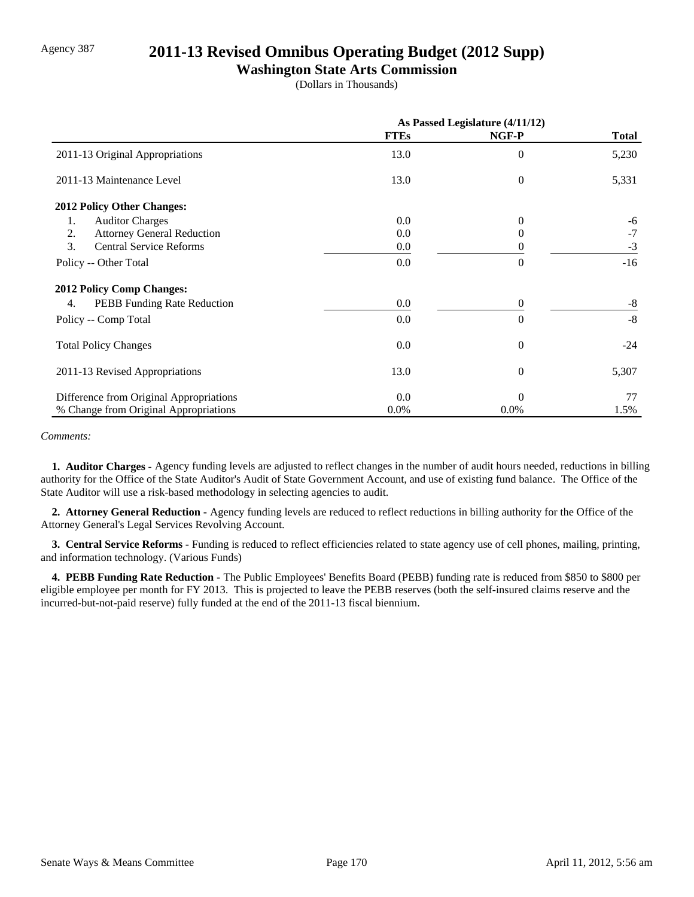Agency 387

# 2011-13 Revised Omnibus Operating Budget (2012 Supp)

## Washington State Arts Commission

(Dollars in Thousands)

| | As Passed Legislature (4/11/12) | | |
|---|---|---|---|
| | **FTEs** | **NGF-P** | **Total** |
| 2011-13 Original Appropriations | 13.0 | 0 | 5,230 |
| 2011-13 Maintenance Level | 13.0 | 0 | 5,331 |
| **2012 Policy Other Changes:** | | | |
| 1. Auditor Charges | 0.0 | 0 | -6 |
| 2. Attorney General Reduction | 0.0 | 0 | -7 |
| 3. Central Service Reforms | 0.0 | 0 | -3 |
| Policy -- Other Total | 0.0 | 0 | -16 |
| **2012 Policy Comp Changes:** | | | |
| 4. PEBB Funding Rate Reduction | 0.0 | 0 | -8 |
| Policy -- Comp Total | 0.0 | 0 | -8 |
| Total Policy Changes | 0.0 | 0 | -24 |
| 2011-13 Revised Appropriations | 13.0 | 0 | 5,307 |
| Difference from Original Appropriations | 0.0 | 0 | 77 |
| % Change from Original Appropriations | 0.0% | 0.0% | 1.5% |

*Comments:*

**1. Auditor Charges -** Agency funding levels are adjusted to reflect changes in the number of audit hours needed, reductions in billing authority for the Office of the State Auditor's Audit of State Government Account, and use of existing fund balance. The Office of the State Auditor will use a risk-based methodology in selecting agencies to audit.

**2. Attorney General Reduction -** Agency funding levels are reduced to reflect reductions in billing authority for the Office of the Attorney General's Legal Services Revolving Account.

**3. Central Service Reforms -** Funding is reduced to reflect efficiencies related to state agency use of cell phones, mailing, printing, and information technology. (Various Funds)

**4. PEBB Funding Rate Reduction -** The Public Employees' Benefits Board (PEBB) funding rate is reduced from $850 to $800 per eligible employee per month for FY 2013. This is projected to leave the PEBB reserves (both the self-insured claims reserve and the incurred-but-not-paid reserve) fully funded at the end of the 2011-13 fiscal biennium.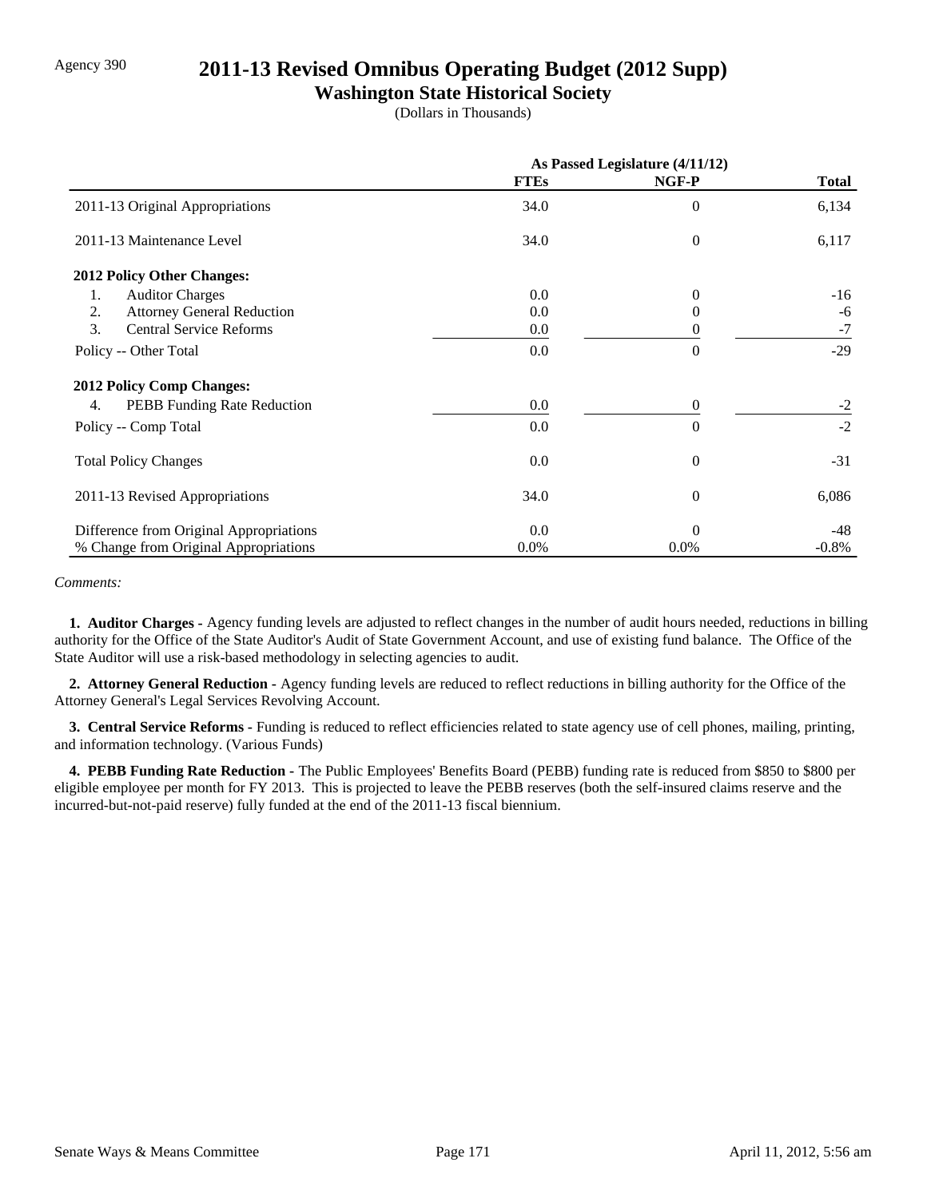Agency 390

# 2011-13 Revised Omnibus Operating Budget (2012 Supp)

## Washington State Historical Society

(Dollars in Thousands)

| | As Passed Legislature (4/11/12) | | |
|---|---|---|---|
| | **FTEs** | **NGF-P** | **Total** |
| 2011-13 Original Appropriations | 34.0 | 0 | 6,134 |
| 2011-13 Maintenance Level | 34.0 | 0 | 6,117 |
| **2012 Policy Other Changes:** | | | |
| 1. Auditor Charges | 0.0 | 0 | -16 |
| 2. Attorney General Reduction | 0.0 | 0 | -6 |
| 3. Central Service Reforms | 0.0 | 0 | -7 |
| Policy -- Other Total | 0.0 | 0 | -29 |
| **2012 Policy Comp Changes:** | | | |
| 4. PEBB Funding Rate Reduction | 0.0 | 0 | -2 |
| Policy -- Comp Total | 0.0 | 0 | -2 |
| Total Policy Changes | 0.0 | 0 | -31 |
| 2011-13 Revised Appropriations | 34.0 | 0 | 6,086 |
| Difference from Original Appropriations | 0.0 | 0 | -48 |
| % Change from Original Appropriations | 0.0% | 0.0% | -0.8% |

*Comments:*

**1. Auditor Charges -** Agency funding levels are adjusted to reflect changes in the number of audit hours needed, reductions in billing authority for the Office of the State Auditor's Audit of State Government Account, and use of existing fund balance. The Office of the State Auditor will use a risk-based methodology in selecting agencies to audit.

**2. Attorney General Reduction -** Agency funding levels are reduced to reflect reductions in billing authority for the Office of the Attorney General's Legal Services Revolving Account.

**3. Central Service Reforms -** Funding is reduced to reflect efficiencies related to state agency use of cell phones, mailing, printing, and information technology. (Various Funds)

**4. PEBB Funding Rate Reduction -** The Public Employees' Benefits Board (PEBB) funding rate is reduced from $850 to $800 per eligible employee per month for FY 2013. This is projected to leave the PEBB reserves (both the self-insured claims reserve and the incurred-but-not-paid reserve) fully funded at the end of the 2011-13 fiscal biennium.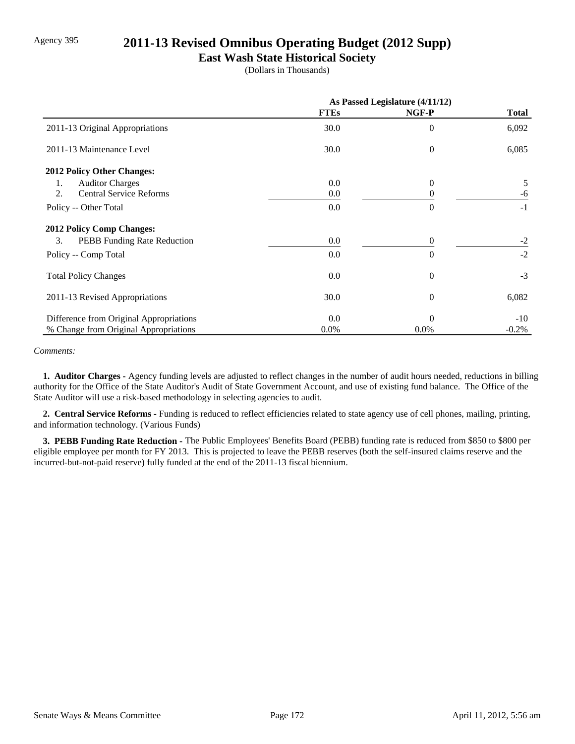Agency 395

# 2011-13 Revised Omnibus Operating Budget (2012 Supp)

## East Wash State Historical Society

(Dollars in Thousands)

| | As Passed Legislature (4/11/12) | | |
|---|---|---|---|
| | **FTEs** | **NGF-P** | **Total** |
| 2011-13 Original Appropriations | 30.0 | 0 | 6,092 |
| 2011-13 Maintenance Level | 30.0 | 0 | 6,085 |
| **2012 Policy Other Changes:** | | | |
| 1. Auditor Charges | 0.0 | 0 | 5 |
| 2. Central Service Reforms | 0.0 | 0 | -6 |
| Policy -- Other Total | 0.0 | 0 | -1 |
| **2012 Policy Comp Changes:** | | | |
| 3. PEBB Funding Rate Reduction | 0.0 | 0 | -2 |
| Policy -- Comp Total | 0.0 | 0 | -2 |
| Total Policy Changes | 0.0 | 0 | -3 |
| 2011-13 Revised Appropriations | 30.0 | 0 | 6,082 |
| Difference from Original Appropriations | 0.0 | 0 | -10 |
| % Change from Original Appropriations | 0.0% | 0.0% | -0.2% |

*Comments:*

**1. Auditor Charges -** Agency funding levels are adjusted to reflect changes in the number of audit hours needed, reductions in billing authority for the Office of the State Auditor's Audit of State Government Account, and use of existing fund balance. The Office of the State Auditor will use a risk-based methodology in selecting agencies to audit.

**2. Central Service Reforms -** Funding is reduced to reflect efficiencies related to state agency use of cell phones, mailing, printing, and information technology. (Various Funds)

**3. PEBB Funding Rate Reduction -** The Public Employees' Benefits Board (PEBB) funding rate is reduced from $850 to $800 per eligible employee per month for FY 2013. This is projected to leave the PEBB reserves (both the self-insured claims reserve and the incurred-but-not-paid reserve) fully funded at the end of the 2011-13 fiscal biennium.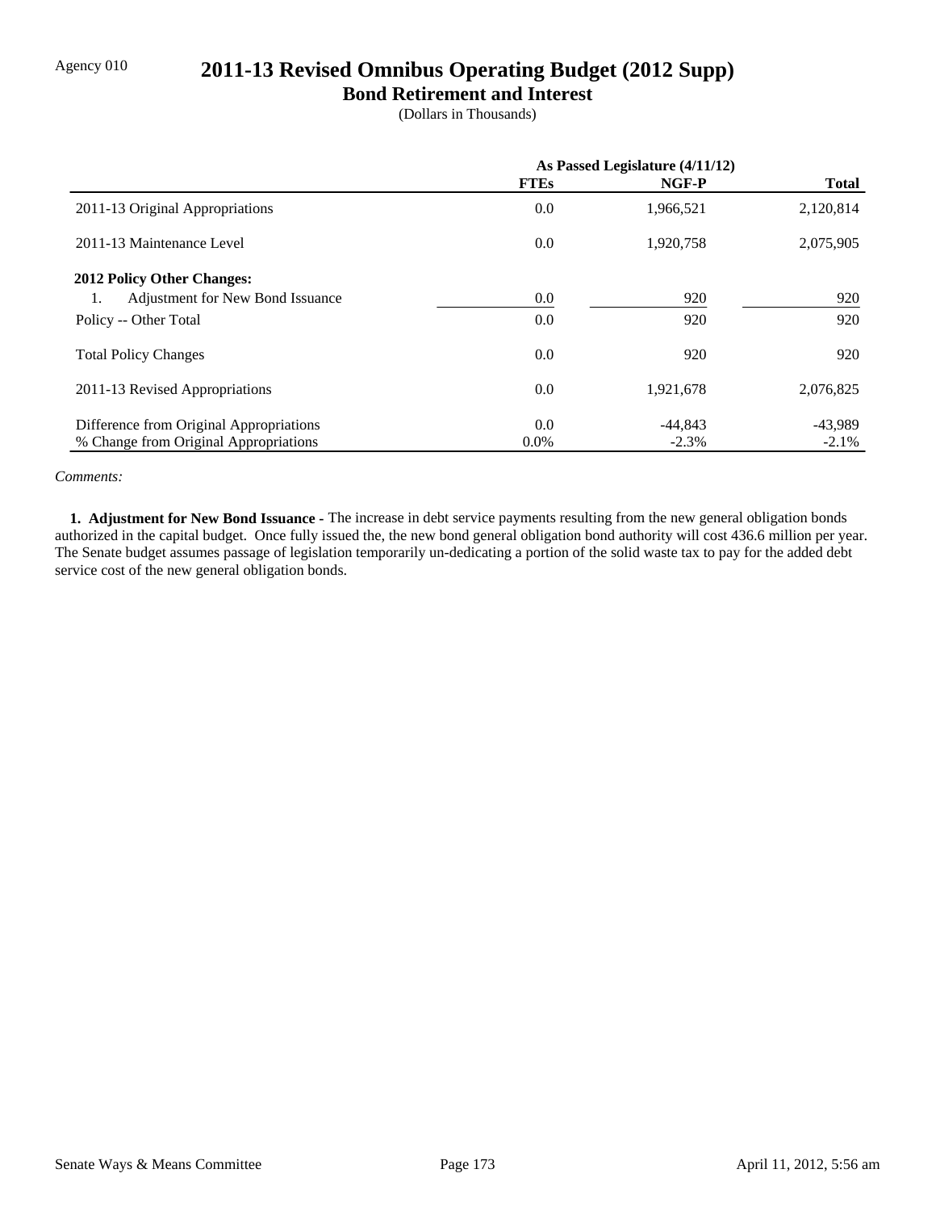Agency 010

# 2011-13 Revised Omnibus Operating Budget (2012 Supp)

## Bond Retirement and Interest

(Dollars in Thousands)

| | As Passed Legislature (4/11/12) | | |
|---|---|---|---|
| | **FTEs** | **NGF-P** | **Total** |
| 2011-13 Original Appropriations | 0.0 | 1,966,521 | 2,120,814 |
| 2011-13 Maintenance Level | 0.0 | 1,920,758 | 2,075,905 |
| **2012 Policy Other Changes:** | | | |
| 1. Adjustment for New Bond Issuance | 0.0 | 920 | 920 |
| Policy -- Other Total | 0.0 | 920 | 920 |
| Total Policy Changes | 0.0 | 920 | 920 |
| 2011-13 Revised Appropriations | 0.0 | 1,921,678 | 2,076,825 |
| Difference from Original Appropriations | 0.0 | -44,843 | -43,989 |
| % Change from Original Appropriations | 0.0% | -2.3% | -2.1% |

*Comments:*

**1. Adjustment for New Bond Issuance -** The increase in debt service payments resulting from the new general obligation bonds authorized in the capital budget. Once fully issued the, the new bond general obligation bond authority will cost 436.6 million per year. The Senate budget assumes passage of legislation temporarily un-dedicating a portion of the solid waste tax to pay for the added debt service cost of the new general obligation bonds.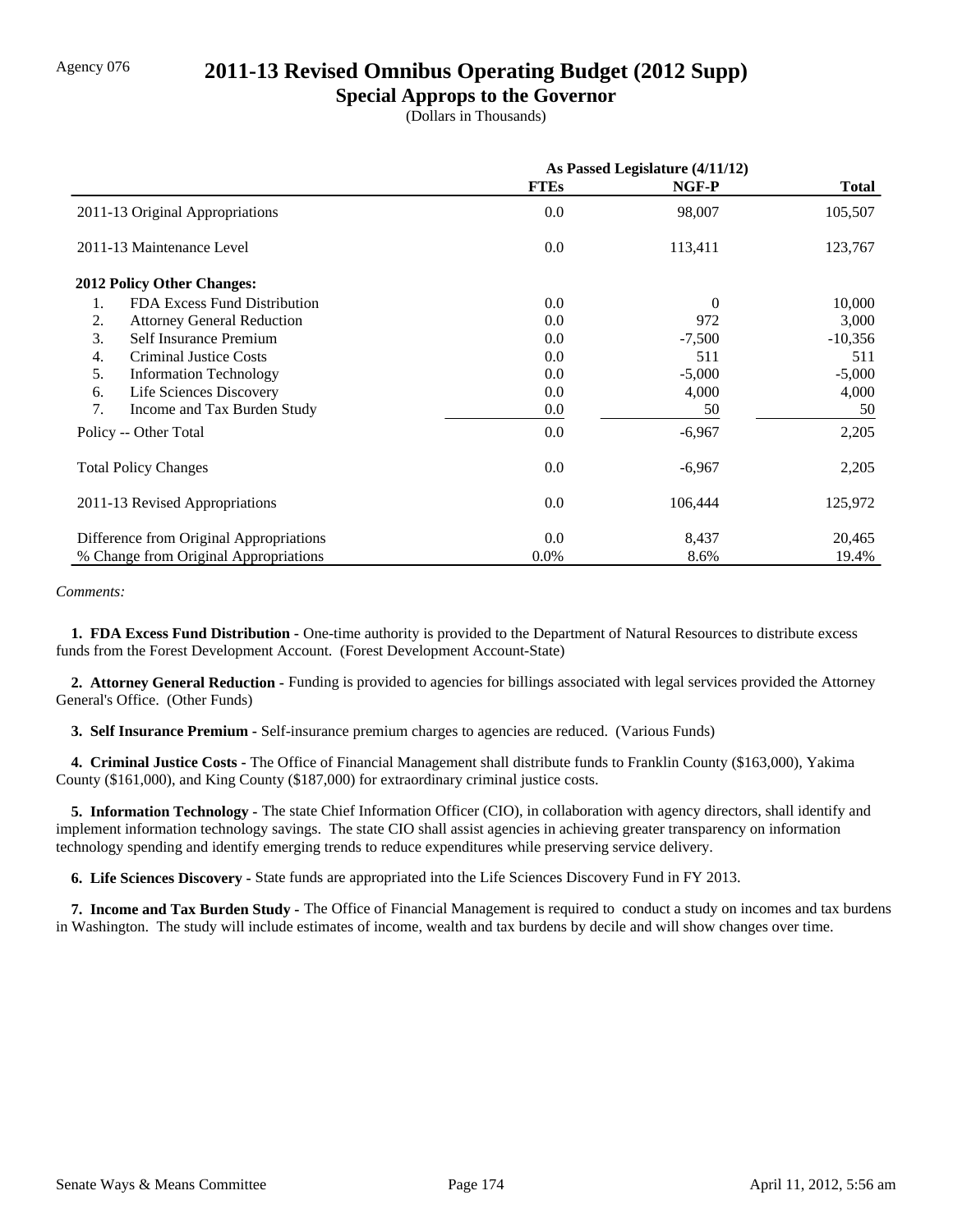Agency 076

# 2011-13 Revised Omnibus Operating Budget (2012 Supp)

## Special Approps to the Governor

(Dollars in Thousands)

| | As Passed Legislature (4/11/12) | | |
|---|---|---|---|
| | **FTEs** | **NGF-P** | **Total** |
| 2011-13 Original Appropriations | 0.0 | 98,007 | 105,507 |
| 2011-13 Maintenance Level | 0.0 | 113,411 | 123,767 |
| **2012 Policy Other Changes:** | | | |
| 1. FDA Excess Fund Distribution | 0.0 | 0 | 10,000 |
| 2. Attorney General Reduction | 0.0 | 972 | 3,000 |
| 3. Self Insurance Premium | 0.0 | -7,500 | -10,356 |
| 4. Criminal Justice Costs | 0.0 | 511 | 511 |
| 5. Information Technology | 0.0 | -5,000 | -5,000 |
| 6. Life Sciences Discovery | 0.0 | 4,000 | 4,000 |
| 7. Income and Tax Burden Study | 0.0 | 50 | 50 |
| Policy -- Other Total | 0.0 | -6,967 | 2,205 |
| Total Policy Changes | 0.0 | -6,967 | 2,205 |
| 2011-13 Revised Appropriations | 0.0 | 106,444 | 125,972 |
| Difference from Original Appropriations | 0.0 | 8,437 | 20,465 |
| % Change from Original Appropriations | 0.0% | 8.6% | 19.4% |

*Comments:*

**1. FDA Excess Fund Distribution -** One-time authority is provided to the Department of Natural Resources to distribute excess funds from the Forest Development Account. (Forest Development Account-State)

**2. Attorney General Reduction -** Funding is provided to agencies for billings associated with legal services provided the Attorney General's Office. (Other Funds)

**3. Self Insurance Premium -** Self-insurance premium charges to agencies are reduced. (Various Funds)

**4. Criminal Justice Costs -** The Office of Financial Management shall distribute funds to Franklin County ($163,000), Yakima County ($161,000), and King County ($187,000) for extraordinary criminal justice costs.

**5. Information Technology -** The state Chief Information Officer (CIO), in collaboration with agency directors, shall identify and implement information technology savings. The state CIO shall assist agencies in achieving greater transparency on information technology spending and identify emerging trends to reduce expenditures while preserving service delivery.

**6. Life Sciences Discovery -** State funds are appropriated into the Life Sciences Discovery Fund in FY 2013.

**7. Income and Tax Burden Study -** The Office of Financial Management is required to conduct a study on incomes and tax burdens in Washington. The study will include estimates of income, wealth and tax burdens by decile and will show changes over time.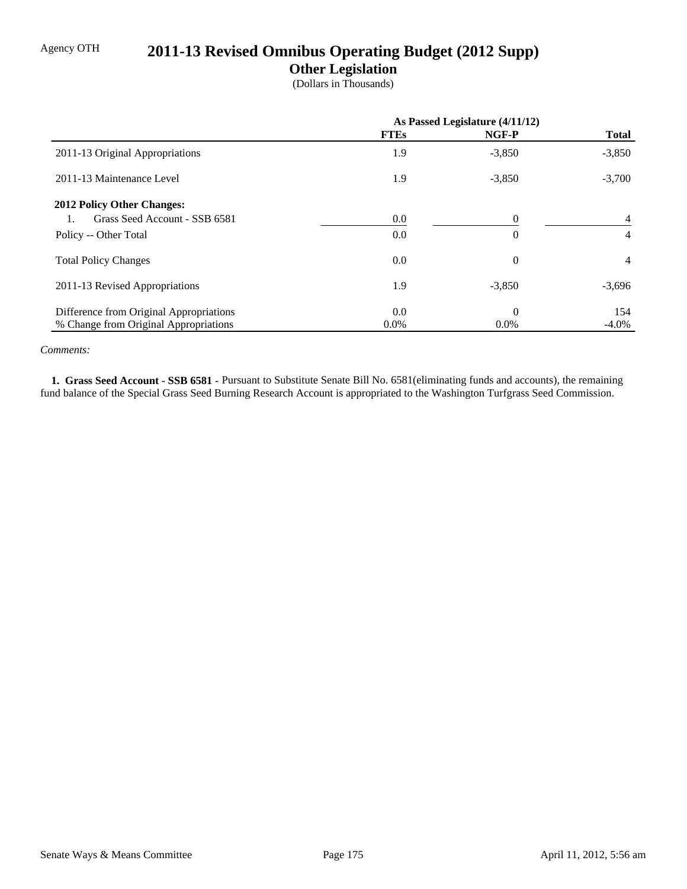Agency OTH

# 2011-13 Revised Omnibus Operating Budget (2012 Supp)

## Other Legislation

(Dollars in Thousands)

| | As Passed Legislature (4/11/12) | | |
|---|---|---|---|
| | **FTEs** | **NGF-P** | **Total** |
| 2011-13 Original Appropriations | 1.9 | -3,850 | -3,850 |
| 2011-13 Maintenance Level | 1.9 | -3,850 | -3,700 |
| **2012 Policy Other Changes:** | | | |
| 1. Grass Seed Account - SSB 6581 | 0.0 | 0 | 4 |
| Policy -- Other Total | 0.0 | 0 | 4 |
| Total Policy Changes | 0.0 | 0 | 4 |
| 2011-13 Revised Appropriations | 1.9 | -3,850 | -3,696 |
| Difference from Original Appropriations | 0.0 | 0 | 154 |
| % Change from Original Appropriations | 0.0% | 0.0% | -4.0% |

*Comments:*

**1. Grass Seed Account - SSB 6581 -** Pursuant to Substitute Senate Bill No. 6581(eliminating funds and accounts), the remaining fund balance of the Special Grass Seed Burning Research Account is appropriated to the Washington Turfgrass Seed Commission.